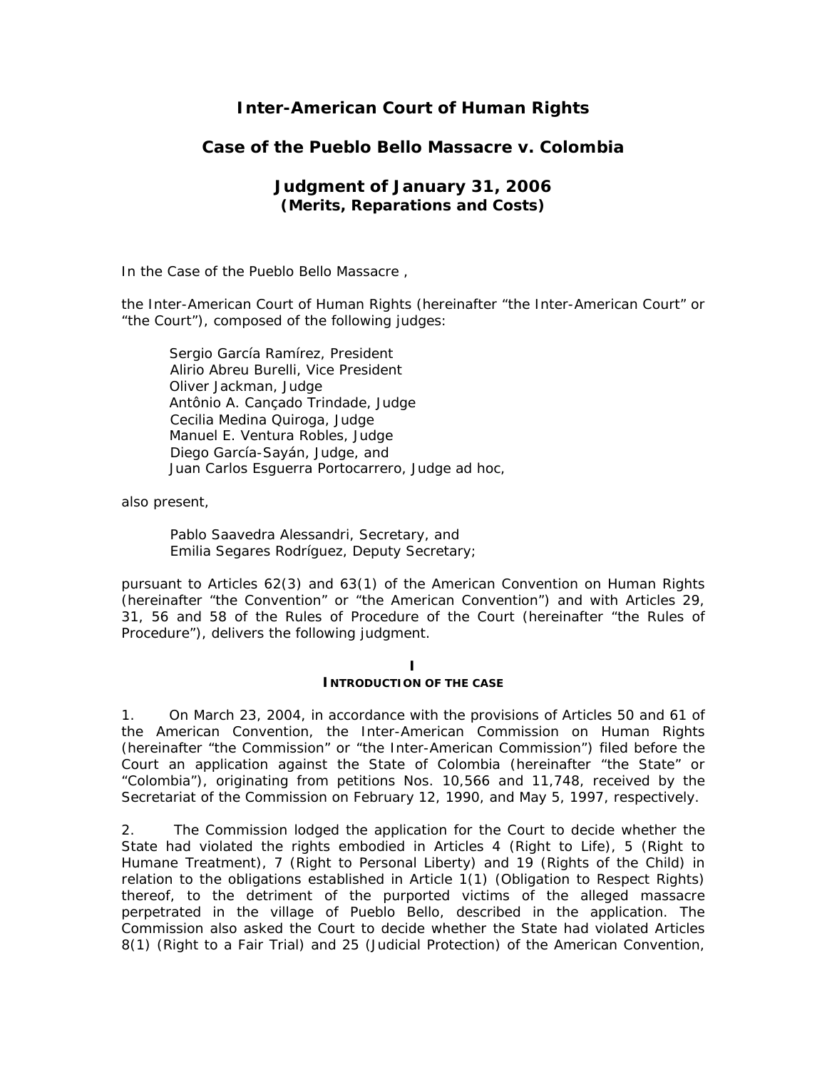# Inter-American Court of Human Rights

## Case of the Pueblo Bello Massacre v. Colombia

### Judgment of January 31, 2006
**(Merits, Reparations and Costs)**

In the Case of the Pueblo Bello Massacre ,

the Inter-American Court of Human Rights (hereinafter "the Inter-American Court" or "the Court"), composed of the following judges:

Sergio García Ramírez, President
Alirio Abreu Burelli, Vice President
Oliver Jackman, Judge
Antônio A. Cançado Trindade, Judge
Cecilia Medina Quiroga, Judge
Manuel E. Ventura Robles, Judge
Diego García-Sayán, Judge, and
Juan Carlos Esguerra Portocarrero, Judge ad hoc,

also present,

Pablo Saavedra Alessandri, Secretary, and
Emilia Segares Rodríguez, Deputy Secretary;

pursuant to Articles 62(3) and 63(1) of the American Convention on Human Rights (hereinafter "the Convention" or "the American Convention") and with Articles 29, 31, 56 and 58 of the Rules of Procedure of the Court (hereinafter "the Rules of Procedure"), delivers the following judgment.

## I
## INTRODUCTION OF THE CASE

1. On March 23, 2004, in accordance with the provisions of Articles 50 and 61 of the American Convention, the Inter-American Commission on Human Rights (hereinafter "the Commission" or "the Inter-American Commission") filed before the Court an application against the State of Colombia (hereinafter "the State" or "Colombia"), originating from petitions Nos. 10,566 and 11,748, received by the Secretariat of the Commission on February 12, 1990, and May 5, 1997, respectively.

2. The Commission lodged the application for the Court to decide whether the State had violated the rights embodied in Articles 4 (Right to Life), 5 (Right to Humane Treatment), 7 (Right to Personal Liberty) and 19 (Rights of the Child) in relation to the obligations established in Article 1(1) (Obligation to Respect Rights) thereof, to the detriment of the purported victims of the alleged massacre perpetrated in the village of Pueblo Bello, described in the application. The Commission also asked the Court to decide whether the State had violated Articles 8(1) (Right to a Fair Trial) and 25 (Judicial Protection) of the American Convention,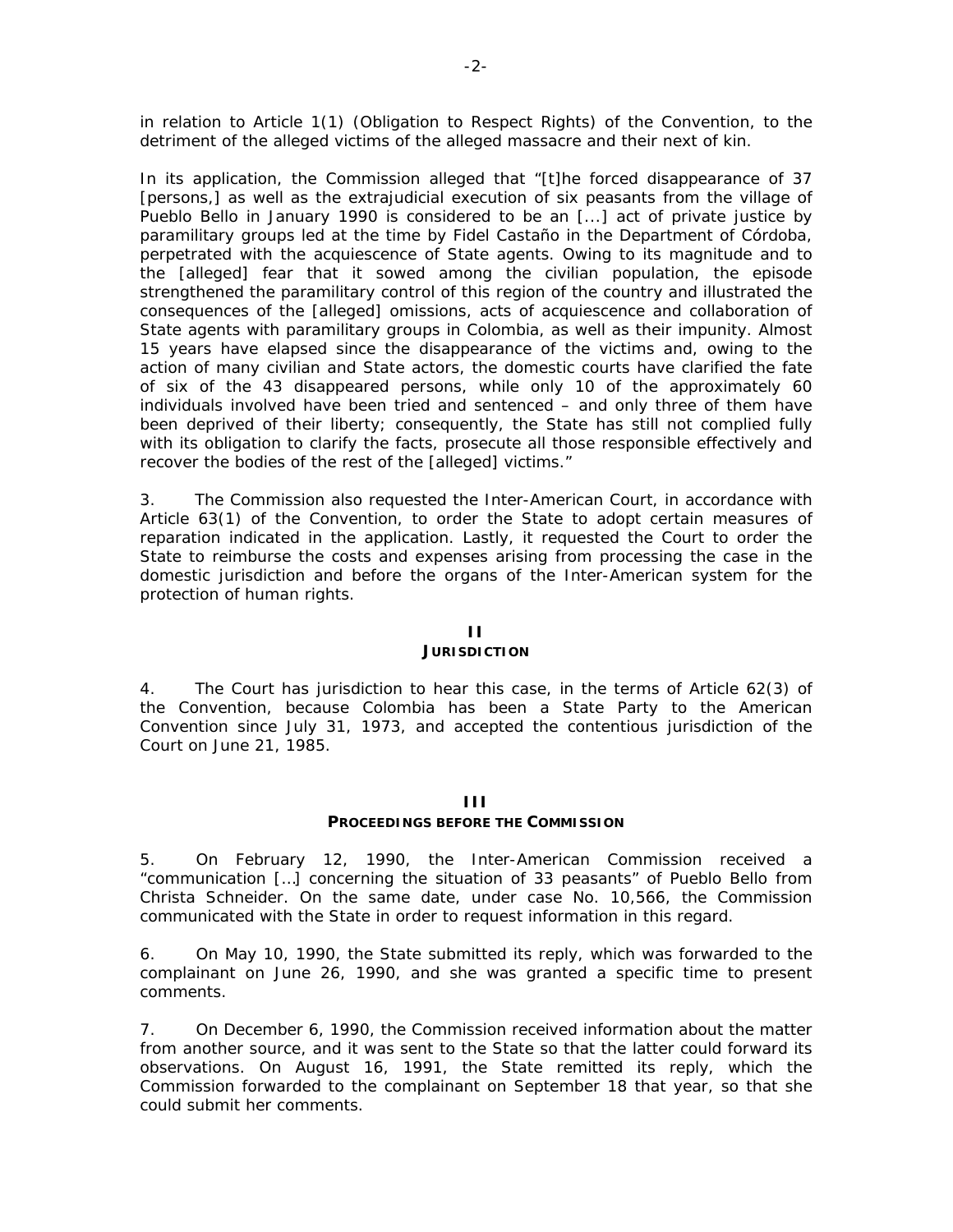in relation to Article 1(1) (Obligation to Respect Rights) of the Convention, to the detriment of the alleged victims of the alleged massacre and their next of kin.

In its application, the Commission alleged that "[t]he forced disappearance of 37 [persons,] as well as the extrajudicial execution of six peasants from the village of Pueblo Bello in January 1990 is considered to be an [...] act of private justice by paramilitary groups led at the time by Fidel Castaño in the Department of Córdoba, perpetrated with the acquiescence of State agents. Owing to its magnitude and to the [alleged] fear that it sowed among the civilian population, the episode strengthened the paramilitary control of this region of the country and illustrated the consequences of the [alleged] omissions, acts of acquiescence and collaboration of State agents with paramilitary groups in Colombia, as well as their impunity. Almost 15 years have elapsed since the disappearance of the victims and, owing to the action of many civilian and State actors, the domestic courts have clarified the fate of six of the 43 disappeared persons, while only 10 of the approximately 60 individuals involved have been tried and sentenced – and only three of them have been deprived of their liberty; consequently, the State has still not complied fully with its obligation to clarify the facts, prosecute all those responsible effectively and recover the bodies of the rest of the [alleged] victims."

3. The Commission also requested the Inter-American Court, in accordance with Article 63(1) of the Convention, to order the State to adopt certain measures of reparation indicated in the application. Lastly, it requested the Court to order the State to reimburse the costs and expenses arising from processing the case in the domestic jurisdiction and before the organs of the Inter-American system for the protection of human rights.

## II
## JURISDICTION

4. The Court has jurisdiction to hear this case, in the terms of Article 62(3) of the Convention, because Colombia has been a State Party to the American Convention since July 31, 1973, and accepted the contentious jurisdiction of the Court on June 21, 1985.

## III
## PROCEEDINGS BEFORE THE COMMISSION

5. On February 12, 1990, the Inter-American Commission received a "communication […] concerning the situation of 33 peasants" of Pueblo Bello from Christa Schneider. On the same date, under case No. 10,566, the Commission communicated with the State in order to request information in this regard.

6. On May 10, 1990, the State submitted its reply, which was forwarded to the complainant on June 26, 1990, and she was granted a specific time to present comments.

7. On December 6, 1990, the Commission received information about the matter from another source, and it was sent to the State so that the latter could forward its observations. On August 16, 1991, the State remitted its reply, which the Commission forwarded to the complainant on September 18 that year, so that she could submit her comments.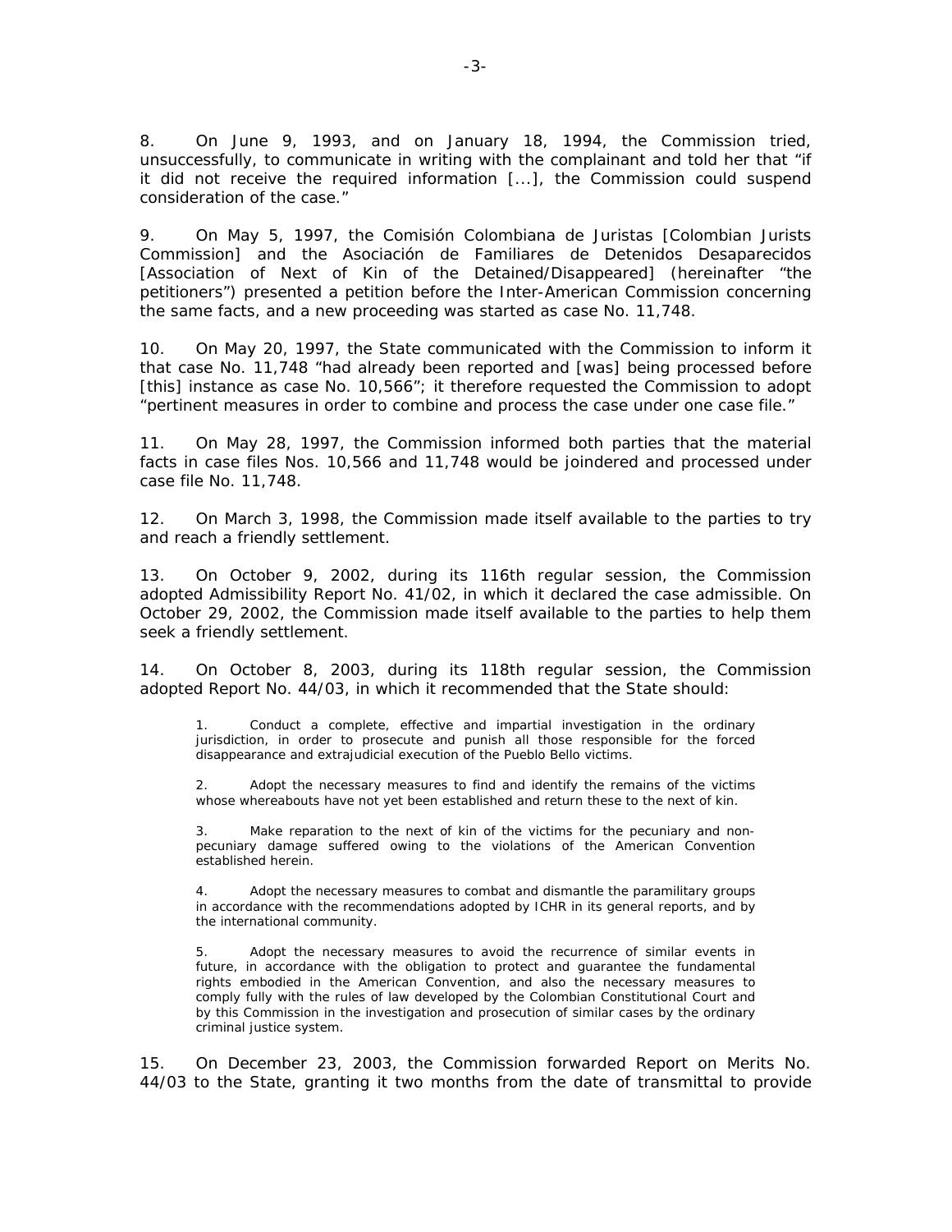8. On June 9, 1993, and on January 18, 1994, the Commission tried, unsuccessfully, to communicate in writing with the complainant and told her that "if it did not receive the required information [...], the Commission could suspend consideration of the case."

9. On May 5, 1997, the Comisión Colombiana de Juristas [Colombian Jurists Commission] and the Asociación de Familiares de Detenidos Desaparecidos [Association of Next of Kin of the Detained/Disappeared] (hereinafter "the petitioners") presented a petition before the Inter-American Commission concerning the same facts, and a new proceeding was started as case No. 11,748.

10. On May 20, 1997, the State communicated with the Commission to inform it that case No. 11,748 "had already been reported and [was] being processed before [this] instance as case No. 10,566"; it therefore requested the Commission to adopt "pertinent measures in order to combine and process the case under one case file."

11. On May 28, 1997, the Commission informed both parties that the material facts in case files Nos. 10,566 and 11,748 would be joindered and processed under case file No. 11,748.

12. On March 3, 1998, the Commission made itself available to the parties to try and reach a friendly settlement.

13. On October 9, 2002, during its 116th regular session, the Commission adopted Admissibility Report No. 41/02, in which it declared the case admissible. On October 29, 2002, the Commission made itself available to the parties to help them seek a friendly settlement.

14. On October 8, 2003, during its 118th regular session, the Commission adopted Report No. 44/03, in which it recommended that the State should:

> 1. Conduct a complete, effective and impartial investigation in the ordinary jurisdiction, in order to prosecute and punish all those responsible for the forced disappearance and extrajudicial execution of the Pueblo Bello victims.
>
> 2. Adopt the necessary measures to find and identify the remains of the victims whose whereabouts have not yet been established and return these to the next of kin.
>
> 3. Make reparation to the next of kin of the victims for the pecuniary and non-pecuniary damage suffered owing to the violations of the American Convention established herein.
>
> 4. Adopt the necessary measures to combat and dismantle the paramilitary groups in accordance with the recommendations adopted by ICHR in its general reports, and by the international community.
>
> 5. Adopt the necessary measures to avoid the recurrence of similar events in future, in accordance with the obligation to protect and guarantee the fundamental rights embodied in the American Convention, and also the necessary measures to comply fully with the rules of law developed by the Colombian Constitutional Court and by this Commission in the investigation and prosecution of similar cases by the ordinary criminal justice system.

15. On December 23, 2003, the Commission forwarded Report on Merits No. 44/03 to the State, granting it two months from the date of transmittal to provide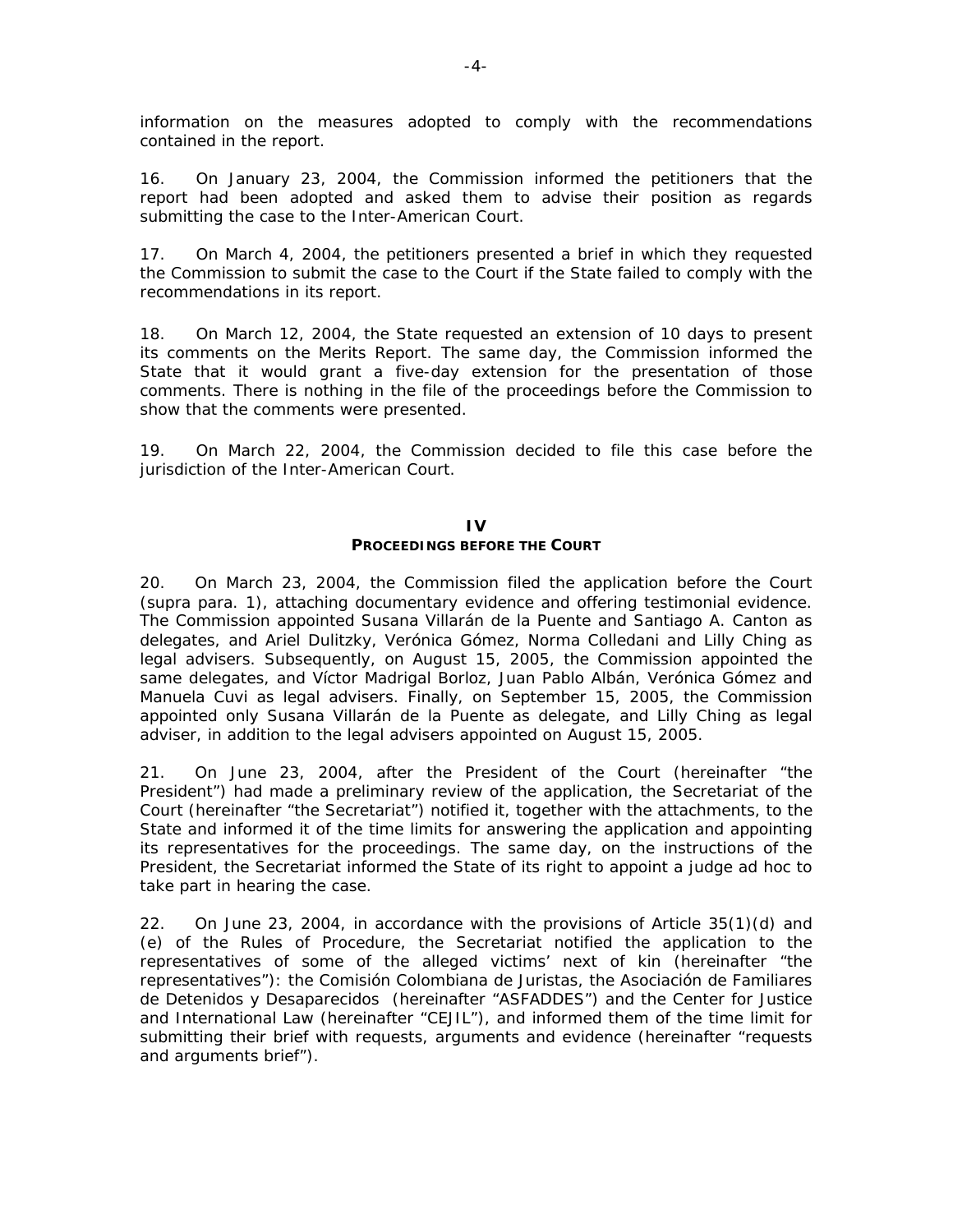information on the measures adopted to comply with the recommendations contained in the report.

16. On January 23, 2004, the Commission informed the petitioners that the report had been adopted and asked them to advise their position as regards submitting the case to the Inter-American Court.

17. On March 4, 2004, the petitioners presented a brief in which they requested the Commission to submit the case to the Court if the State failed to comply with the recommendations in its report.

18. On March 12, 2004, the State requested an extension of 10 days to present its comments on the Merits Report. The same day, the Commission informed the State that it would grant a five-day extension for the presentation of those comments. There is nothing in the file of the proceedings before the Commission to show that the comments were presented.

19. On March 22, 2004, the Commission decided to file this case before the jurisdiction of the Inter-American Court.

## IV
## PROCEEDINGS BEFORE THE COURT

20. On March 23, 2004, the Commission filed the application before the Court (*supra* para. 1), attaching documentary evidence and offering testimonial evidence. The Commission appointed Susana Villarán de la Puente and Santiago A. Canton as delegates, and Ariel Dulitzky, Verónica Gómez, Norma Colledani and Lilly Ching as legal advisers. Subsequently, on August 15, 2005, the Commission appointed the same delegates, and Víctor Madrigal Borloz, Juan Pablo Albán, Verónica Gómez and Manuela Cuvi as legal advisers. Finally, on September 15, 2005, the Commission appointed only Susana Villarán de la Puente as delegate, and Lilly Ching as legal adviser, in addition to the legal advisers appointed on August 15, 2005.

21. On June 23, 2004, after the President of the Court (hereinafter "the President") had made a preliminary review of the application, the Secretariat of the Court (hereinafter "the Secretariat") notified it, together with the attachments, to the State and informed it of the time limits for answering the application and appointing its representatives for the proceedings. The same day, on the instructions of the President, the Secretariat informed the State of its right to appoint a judge *ad hoc* to take part in hearing the case.

22. On June 23, 2004, in accordance with the provisions of Article 35(1)(d) and (e) of the Rules of Procedure, the Secretariat notified the application to the representatives of some of the alleged victims' next of kin (hereinafter "the representatives"): the Comisión Colombiana de Juristas, the Asociación de Familiares de Detenidos y Desaparecidos (hereinafter "ASFADDES") and the Center for Justice and International Law (hereinafter "CEJIL"), and informed them of the time limit for submitting their brief with requests, arguments and evidence (hereinafter "requests and arguments brief").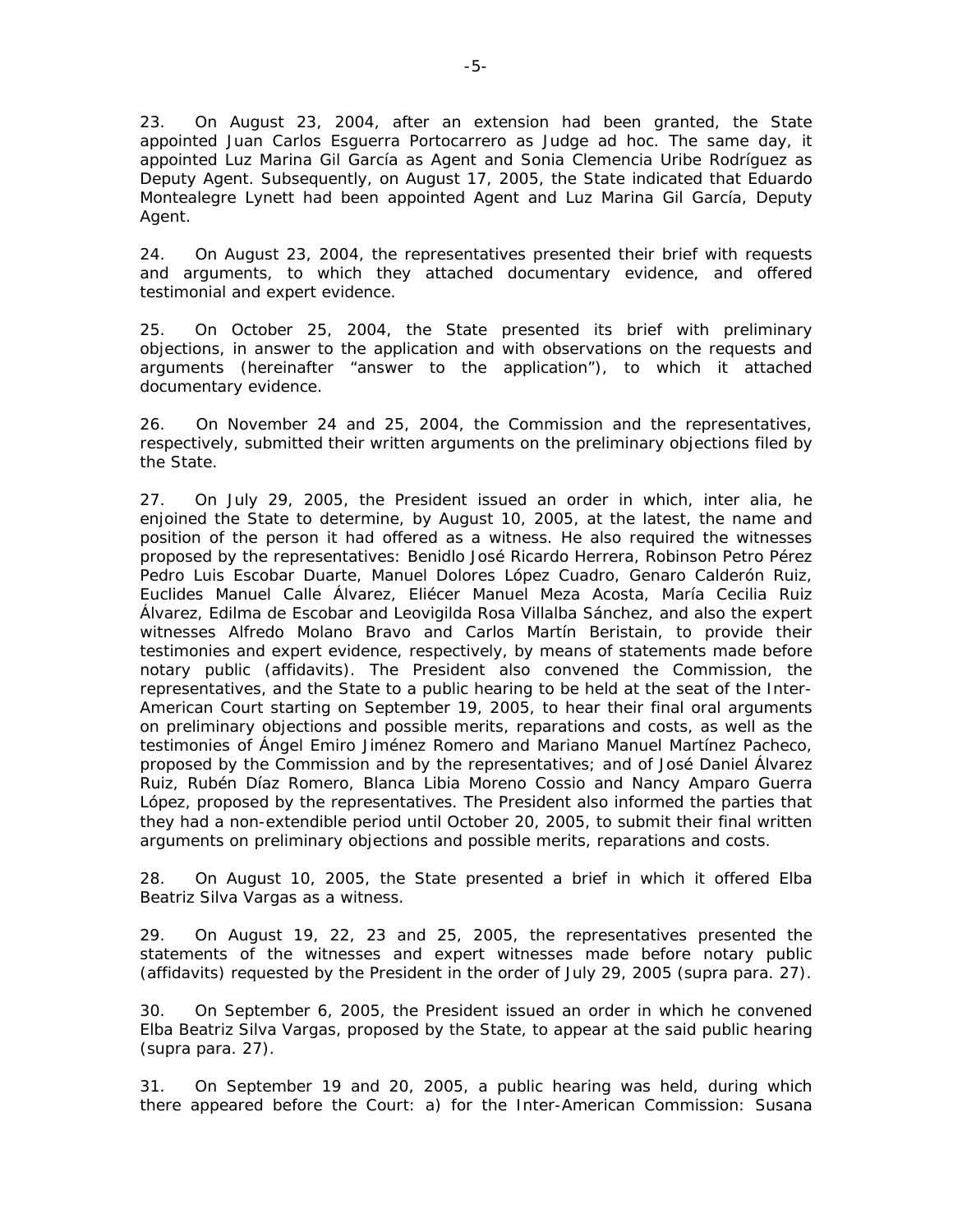23. On August 23, 2004, after an extension had been granted, the State appointed Juan Carlos Esguerra Portocarrero as Judge ad hoc. The same day, it appointed Luz Marina Gil García as Agent and Sonia Clemencia Uribe Rodríguez as Deputy Agent. Subsequently, on August 17, 2005, the State indicated that Eduardo Montealegre Lynett had been appointed Agent and Luz Marina Gil García, Deputy Agent.

24. On August 23, 2004, the representatives presented their brief with requests and arguments, to which they attached documentary evidence, and offered testimonial and expert evidence.

25. On October 25, 2004, the State presented its brief with preliminary objections, in answer to the application and with observations on the requests and arguments (hereinafter "answer to the application"), to which it attached documentary evidence.

26. On November 24 and 25, 2004, the Commission and the representatives, respectively, submitted their written arguments on the preliminary objections filed by the State.

27. On July 29, 2005, the President issued an order in which, inter alia, he enjoined the State to determine, by August 10, 2005, at the latest, the name and position of the person it had offered as a witness. He also required the witnesses proposed by the representatives: Benidlo José Ricardo Herrera, Robinson Petro Pérez Pedro Luis Escobar Duarte, Manuel Dolores López Cuadro, Genaro Calderón Ruiz, Euclides Manuel Calle Álvarez, Eliécer Manuel Meza Acosta, María Cecilia Ruiz Álvarez, Edilma de Escobar and Leovigilda Rosa Villalba Sánchez, and also the expert witnesses Alfredo Molano Bravo and Carlos Martín Beristain, to provide their testimonies and expert evidence, respectively, by means of statements made before notary public (affidavits). The President also convened the Commission, the representatives, and the State to a public hearing to be held at the seat of the Inter-American Court starting on September 19, 2005, to hear their final oral arguments on preliminary objections and possible merits, reparations and costs, as well as the testimonies of Ángel Emiro Jiménez Romero and Mariano Manuel Martínez Pacheco, proposed by the Commission and by the representatives; and of José Daniel Álvarez Ruiz, Rubén Díaz Romero, Blanca Libia Moreno Cossio and Nancy Amparo Guerra López, proposed by the representatives. The President also informed the parties that they had a non-extendible period until October 20, 2005, to submit their final written arguments on preliminary objections and possible merits, reparations and costs.

28. On August 10, 2005, the State presented a brief in which it offered Elba Beatriz Silva Vargas as a witness.

29. On August 19, 22, 23 and 25, 2005, the representatives presented the statements of the witnesses and expert witnesses made before notary public (affidavits) requested by the President in the order of July 29, 2005 (supra para. 27).

30. On September 6, 2005, the President issued an order in which he convened Elba Beatriz Silva Vargas, proposed by the State, to appear at the said public hearing (supra para. 27).

31. On September 19 and 20, 2005, a public hearing was held, during which there appeared before the Court: a) for the Inter-American Commission: Susana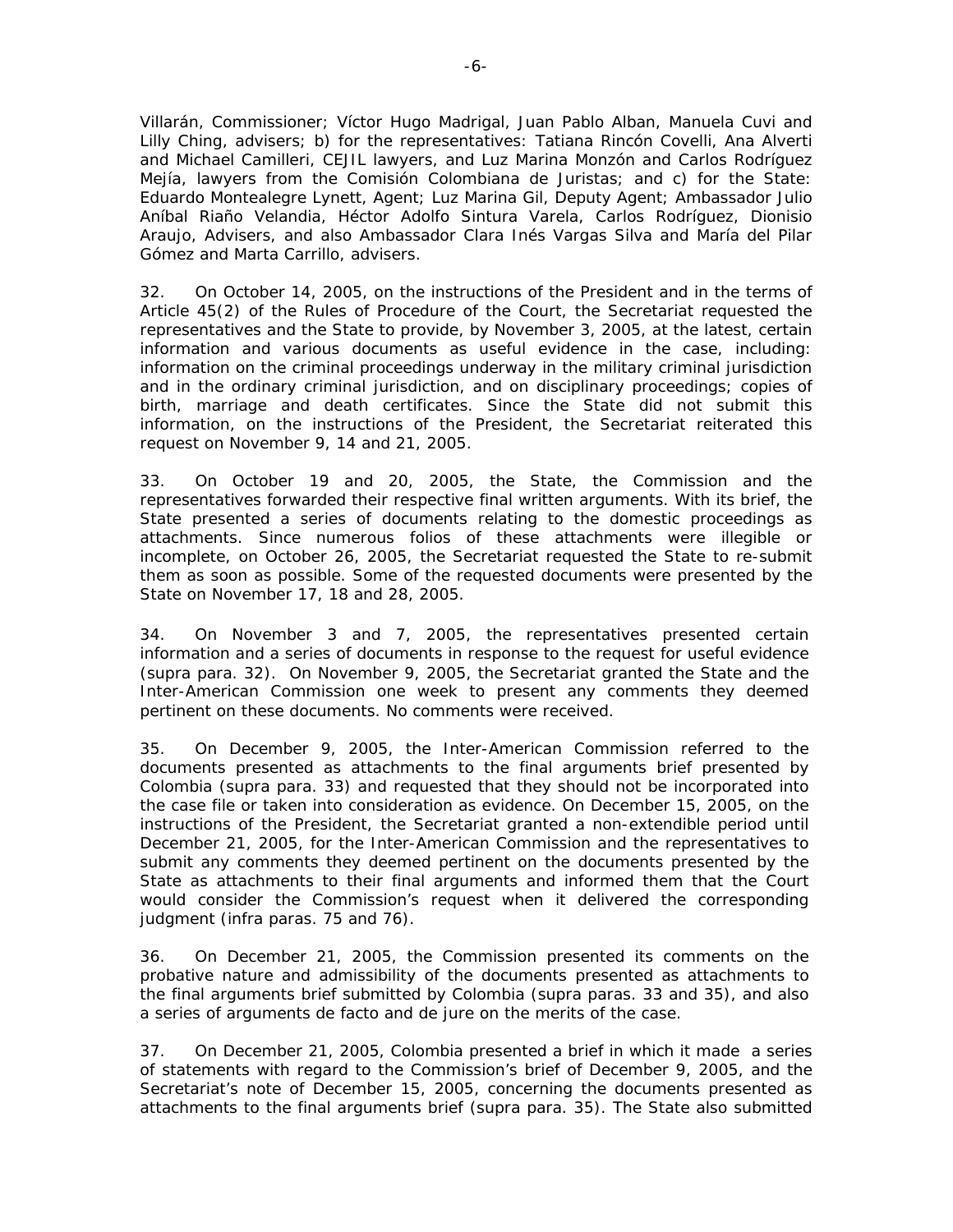Villarán, Commissioner; Víctor Hugo Madrigal, Juan Pablo Alban, Manuela Cuvi and Lilly Ching, advisers; b) for the representatives: Tatiana Rincón Covelli, Ana Alverti and Michael Camilleri, CEJIL lawyers, and Luz Marina Monzón and Carlos Rodríguez Mejía, lawyers from the Comisión Colombiana de Juristas; and c) for the State: Eduardo Montealegre Lynett, Agent; Luz Marina Gil, Deputy Agent; Ambassador Julio Aníbal Riaño Velandia, Héctor Adolfo Sintura Varela, Carlos Rodríguez, Dionisio Araujo, Advisers, and also Ambassador Clara Inés Vargas Silva and María del Pilar Gómez and Marta Carrillo, advisers.

32. On October 14, 2005, on the instructions of the President and in the terms of Article 45(2) of the Rules of Procedure of the Court, the Secretariat requested the representatives and the State to provide, by November 3, 2005, at the latest, certain information and various documents as useful evidence in the case, including: information on the criminal proceedings underway in the military criminal jurisdiction and in the ordinary criminal jurisdiction, and on disciplinary proceedings; copies of birth, marriage and death certificates. Since the State did not submit this information, on the instructions of the President, the Secretariat reiterated this request on November 9, 14 and 21, 2005.

33. On October 19 and 20, 2005, the State, the Commission and the representatives forwarded their respective final written arguments. With its brief, the State presented a series of documents relating to the domestic proceedings as attachments. Since numerous folios of these attachments were illegible or incomplete, on October 26, 2005, the Secretariat requested the State to re-submit them as soon as possible. Some of the requested documents were presented by the State on November 17, 18 and 28, 2005.

34. On November 3 and 7, 2005, the representatives presented certain information and a series of documents in response to the request for useful evidence (*supra* para. 32). On November 9, 2005, the Secretariat granted the State and the Inter-American Commission one week to present any comments they deemed pertinent on these documents. No comments were received.

35. On December 9, 2005, the Inter-American Commission referred to the documents presented as attachments to the final arguments brief presented by Colombia (*supra* para. 33) and requested that they should not be incorporated into the case file or taken into consideration as evidence. On December 15, 2005, on the instructions of the President, the Secretariat granted a non-extendible period until December 21, 2005, for the Inter-American Commission and the representatives to submit any comments they deemed pertinent on the documents presented by the State as attachments to their final arguments and informed them that the Court would consider the Commission's request when it delivered the corresponding judgment (*infra* paras. 75 and 76).

36. On December 21, 2005, the Commission presented its comments on the probative nature and admissibility of the documents presented as attachments to the final arguments brief submitted by Colombia (*supra* paras. 33 and 35), and also a series of arguments *de facto* and *de jure* on the merits of the case.

37. On December 21, 2005, Colombia presented a brief in which it made a series of statements with regard to the Commission's brief of December 9, 2005, and the Secretariat's note of December 15, 2005, concerning the documents presented as attachments to the final arguments brief (*supra* para. 35). The State also submitted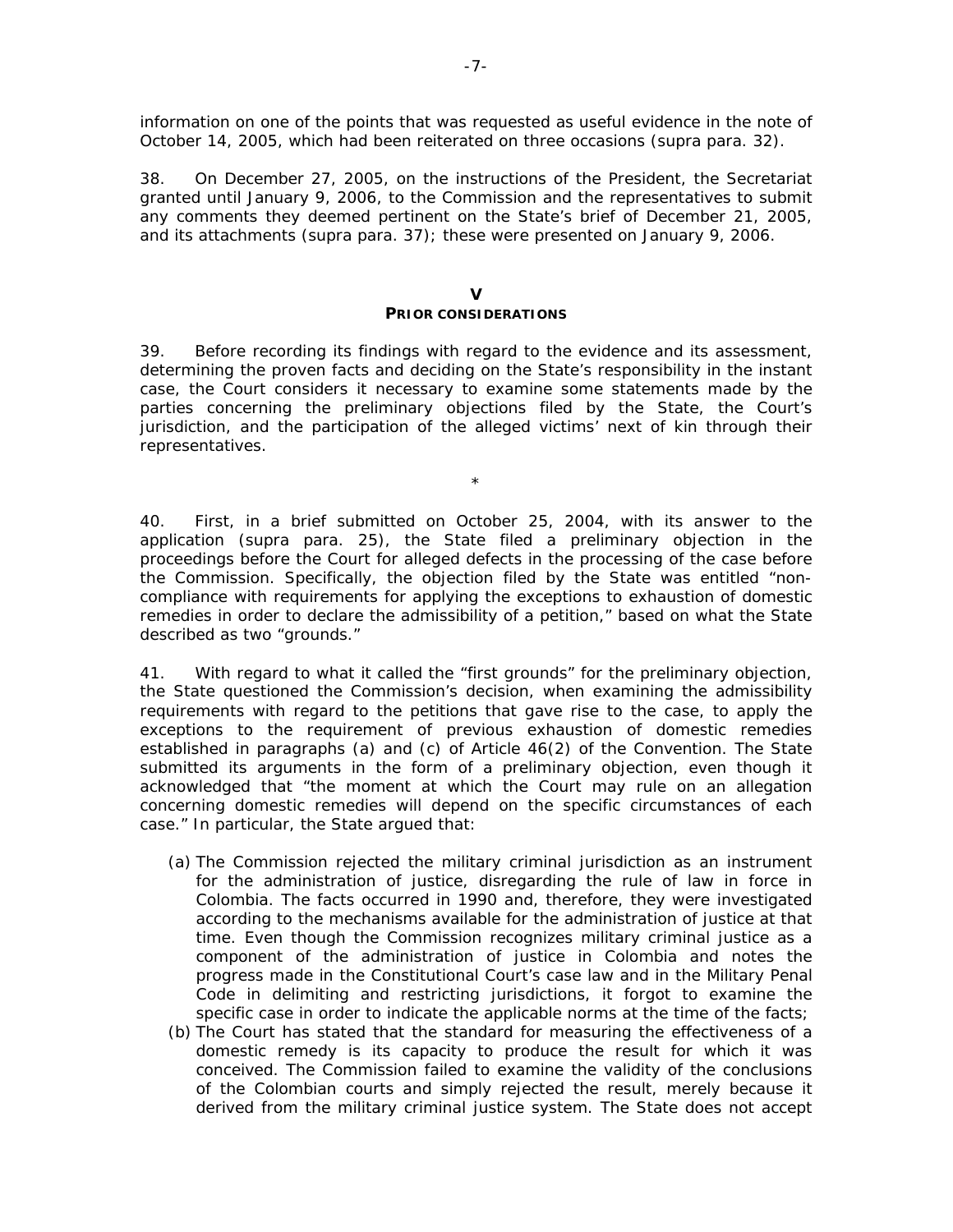information on one of the points that was requested as useful evidence in the note of October 14, 2005, which had been reiterated on three occasions (*supra* para. 32).

38. On December 27, 2005, on the instructions of the President, the Secretariat granted until January 9, 2006, to the Commission and the representatives to submit any comments they deemed pertinent on the State's brief of December 21, 2005, and its attachments (*supra* para. 37); these were presented on January 9, 2006.

## V
## PRIOR CONSIDERATIONS

39. Before recording its findings with regard to the evidence and its assessment, determining the proven facts and deciding on the State's responsibility in the instant case, the Court considers it necessary to examine some statements made by the parties concerning the preliminary objections filed by the State, the Court's jurisdiction, and the participation of the alleged victims' next of kin through their representatives.

*

40. First, in a brief submitted on October 25, 2004, with its answer to the application (*supra* para. 25), the State filed a preliminary objection in the proceedings before the Court for alleged defects in the processing of the case before the Commission. Specifically, the objection filed by the State was entitled "non-compliance with requirements for applying the exceptions to exhaustion of domestic remedies in order to declare the admissibility of a petition," based on what the State described as two "grounds."

41. With regard to what it called the "first grounds" for the preliminary objection, the State questioned the Commission's decision, when examining the admissibility requirements with regard to the petitions that gave rise to the case, to apply the exceptions to the requirement of previous exhaustion of domestic remedies established in paragraphs (a) and (c) of Article 46(2) of the Convention. The State submitted its arguments in the form of a preliminary objection, even though it acknowledged that "the moment at which the Court may rule on an allegation concerning domestic remedies will depend on the specific circumstances of each case." In particular, the State argued that:

(a) The Commission rejected the military criminal jurisdiction as an instrument for the administration of justice, disregarding the rule of law in force in Colombia. The facts occurred in 1990 and, therefore, they were investigated according to the mechanisms available for the administration of justice at that time. Even though the Commission recognizes military criminal justice as a component of the administration of justice in Colombia and notes the progress made in the Constitutional Court's case law and in the Military Penal Code in delimiting and restricting jurisdictions, it forgot to examine the specific case in order to indicate the applicable norms at the time of the facts;

(b) The Court has stated that the standard for measuring the effectiveness of a domestic remedy is its capacity to produce the result for which it was conceived. The Commission failed to examine the validity of the conclusions of the Colombian courts and simply rejected the result, merely because it derived from the military criminal justice system. The State does not accept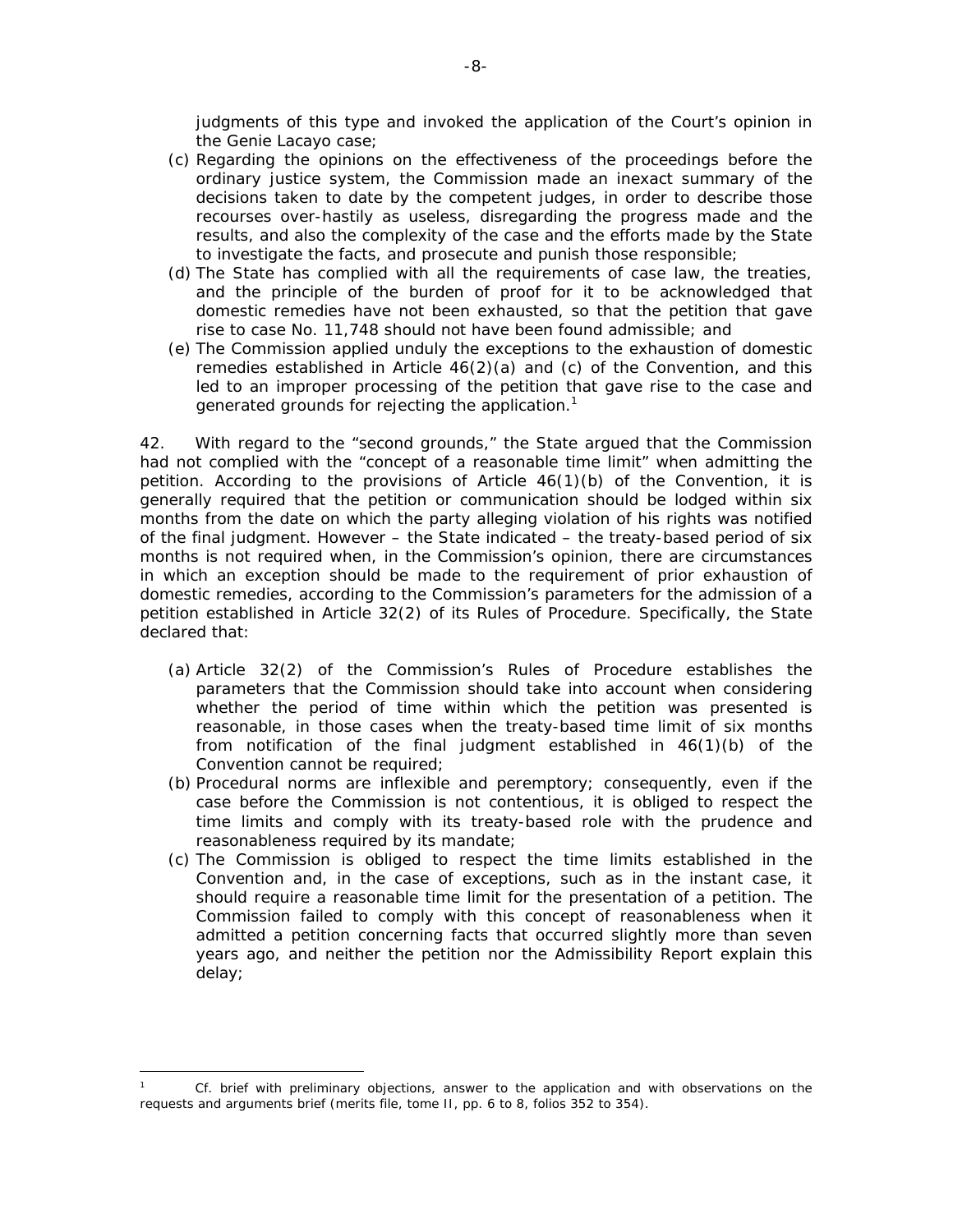judgments of this type and invoked the application of the Court's opinion in the Genie Lacayo case;

(c) Regarding the opinions on the effectiveness of the proceedings before the ordinary justice system, the Commission made an inexact summary of the decisions taken to date by the competent judges, in order to describe those recourses over-hastily as useless, disregarding the progress made and the results, and also the complexity of the case and the efforts made by the State to investigate the facts, and prosecute and punish those responsible;

(d) The State has complied with all the requirements of case law, the treaties, and the principle of the burden of proof for it to be acknowledged that domestic remedies have not been exhausted, so that the petition that gave rise to case No. 11,748 should not have been found admissible; and

(e) The Commission applied unduly the exceptions to the exhaustion of domestic remedies established in Article 46(2)(a) and (c) of the Convention, and this led to an improper processing of the petition that gave rise to the case and generated grounds for rejecting the application.[1]

42. With regard to the "second grounds," the State argued that the Commission had not complied with the "concept of a reasonable time limit" when admitting the petition. According to the provisions of Article 46(1)(b) of the Convention, it is generally required that the petition or communication should be lodged within six months from the date on which the party alleging violation of his rights was notified of the final judgment. However – the State indicated – the treaty-based period of six months is not required when, in the Commission's opinion, there are circumstances in which an exception should be made to the requirement of prior exhaustion of domestic remedies, according to the Commission's parameters for the admission of a petition established in Article 32(2) of its Rules of Procedure. Specifically, the State declared that:

(a) Article 32(2) of the Commission's Rules of Procedure establishes the parameters that the Commission should take into account when considering whether the period of time within which the petition was presented is reasonable, in those cases when the treaty-based time limit of six months from notification of the final judgment established in 46(1)(b) of the Convention cannot be required;

(b) Procedural norms are inflexible and peremptory; consequently, even if the case before the Commission is not contentious, it is obliged to respect the time limits and comply with its treaty-based role with the prudence and reasonableness required by its mandate;

(c) The Commission is obliged to respect the time limits established in the Convention and, in the case of exceptions, such as in the instant case, it should require a reasonable time limit for the presentation of a petition. The Commission failed to comply with this concept of reasonableness when it admitted a petition concerning facts that occurred slightly more than seven years ago, and neither the petition nor the Admissibility Report explain this delay;

---

[1] Cf. brief with preliminary objections, answer to the application and with observations on the requests and arguments brief (merits file, tome II, pp. 6 to 8, folios 352 to 354).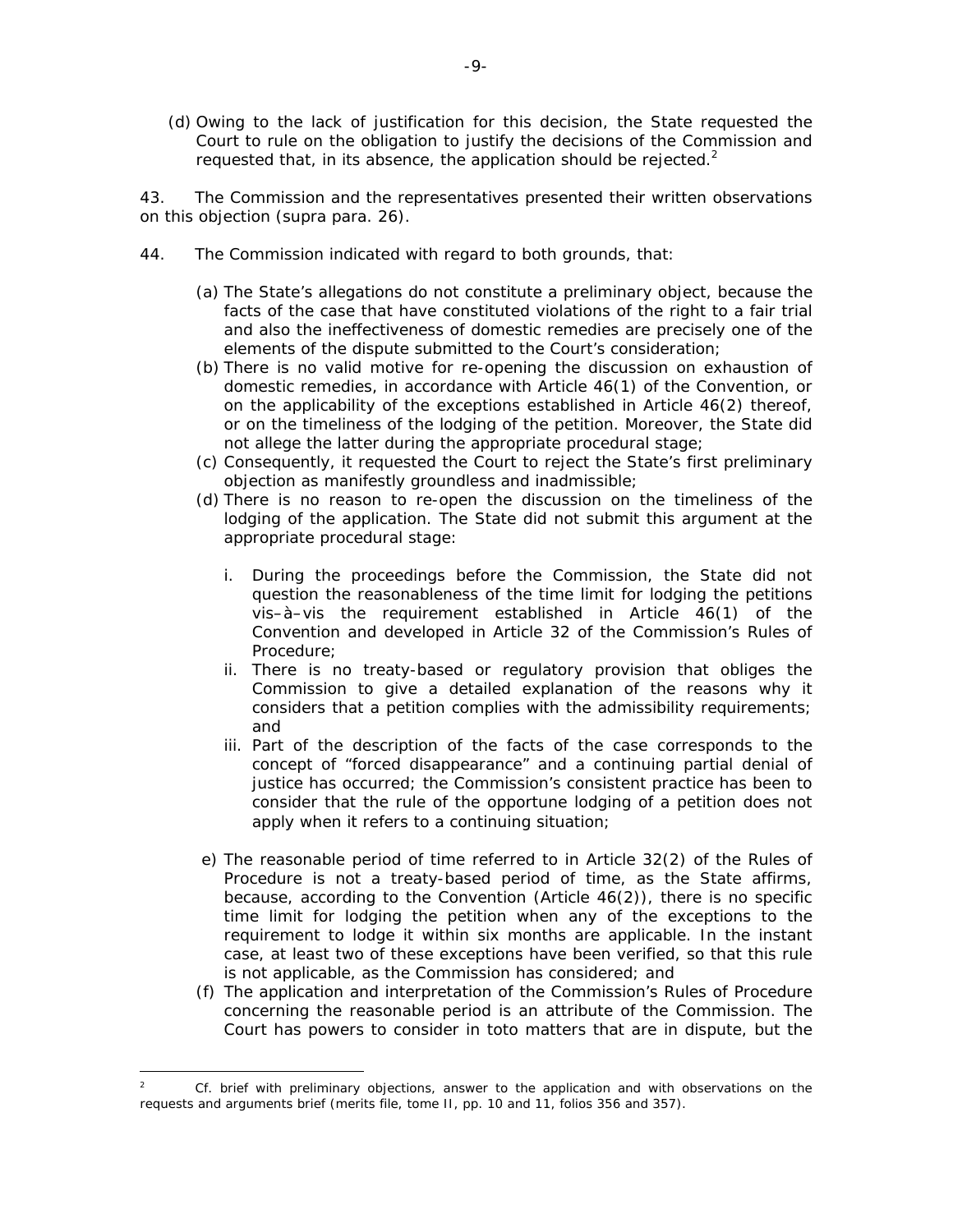(d) Owing to the lack of justification for this decision, the State requested the Court to rule on the obligation to justify the decisions of the Commission and requested that, in its absence, the application should be rejected.[2]

43. The Commission and the representatives presented their written observations on this objection (*supra* para. 26).

44. The Commission indicated with regard to both grounds, that:

(a) The State's allegations do not constitute a preliminary object, because the facts of the case that have constituted violations of the right to a fair trial and also the ineffectiveness of domestic remedies are precisely one of the elements of the dispute submitted to the Court's consideration;
(b) There is no valid motive for re-opening the discussion on exhaustion of domestic remedies, in accordance with Article 46(1) of the Convention, or on the applicability of the exceptions established in Article 46(2) thereof, or on the timeliness of the lodging of the petition. Moreover, the State did not allege the latter during the appropriate procedural stage;
(c) Consequently, it requested the Court to reject the State's first preliminary objection as manifestly groundless and inadmissible;
(d) There is no reason to re-open the discussion on the timeliness of the lodging of the application. The State did not submit this argument at the appropriate procedural stage:

    i. During the proceedings before the Commission, the State did not question the reasonableness of the time limit for lodging the petitions vis–à–vis the requirement established in Article 46(1) of the Convention and developed in Article 32 of the Commission's Rules of Procedure;
    ii. There is no treaty-based or regulatory provision that obliges the Commission to give a detailed explanation of the reasons why it considers that a petition complies with the admissibility requirements; and
    iii. Part of the description of the facts of the case corresponds to the concept of "forced disappearance" and a continuing partial denial of justice has occurred; the Commission's consistent practice has been to consider that the rule of the opportune lodging of a petition does not apply when it refers to a continuing situation;

e) The reasonable period of time referred to in Article 32(2) of the Rules of Procedure is not a treaty-based period of time, as the State affirms, because, according to the Convention (Article 46(2)), there is no specific time limit for lodging the petition when any of the exceptions to the requirement to lodge it within six months are applicable. In the instant case, at least two of these exceptions have been verified, so that this rule is not applicable, as the Commission has considered; and
(f) The application and interpretation of the Commission's Rules of Procedure concerning the reasonable period is an attribute of the Commission. The Court has powers to consider *in toto* matters that are in dispute, but the

---

[2] Cf. brief with preliminary objections, answer to the application and with observations on the requests and arguments brief (merits file, tome II, pp. 10 and 11, folios 356 and 357).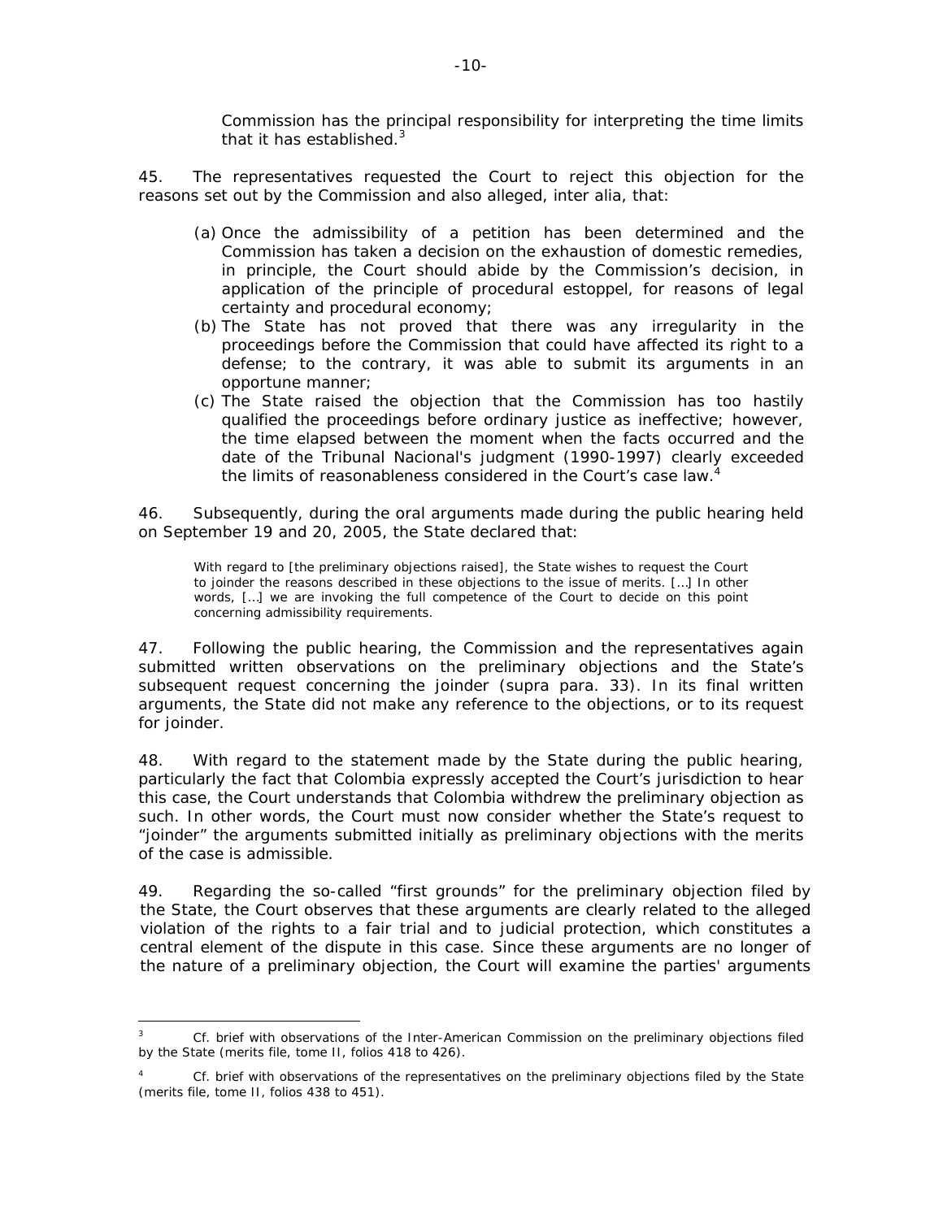Commission has the principal responsibility for interpreting the time limits that it has established.[3]

45. The representatives requested the Court to reject this objection for the reasons set out by the Commission and also alleged, inter alia, that:

(a) Once the admissibility of a petition has been determined and the Commission has taken a decision on the exhaustion of domestic remedies, in principle, the Court should abide by the Commission's decision, in application of the principle of procedural estoppel, for reasons of legal certainty and procedural economy;

(b) The State has not proved that there was any irregularity in the proceedings before the Commission that could have affected its right to a defense; to the contrary, it was able to submit its arguments in an opportune manner;

(c) The State raised the objection that the Commission has too hastily qualified the proceedings before ordinary justice as ineffective; however, the time elapsed between the moment when the facts occurred and the date of the Tribunal Nacional's judgment (1990-1997) clearly exceeded the limits of reasonableness considered in the Court's case law.[4]

46. Subsequently, during the oral arguments made during the public hearing held on September 19 and 20, 2005, the State declared that:

> With regard to [the preliminary objections raised], the State wishes to request the Court to joinder the reasons described in these objections to the issue of merits. […] In other words, […] we are invoking the full competence of the Court to decide on this point concerning admissibility requirements.

47. Following the public hearing, the Commission and the representatives again submitted written observations on the preliminary objections and the State's subsequent request concerning the joinder (supra para. 33). In its final written arguments, the State did not make any reference to the objections, or to its request for joinder.

48. With regard to the statement made by the State during the public hearing, particularly the fact that Colombia expressly accepted the Court's jurisdiction to hear this case, the Court understands that Colombia withdrew the preliminary objection as such. In other words, the Court must now consider whether the State's request to "joinder" the arguments submitted initially as preliminary objections with the merits of the case is admissible.

49. Regarding the so-called "first grounds" for the preliminary objection filed by the State, the Court observes that these arguments are clearly related to the alleged violation of the rights to a fair trial and to judicial protection, which constitutes a central element of the dispute in this case. Since these arguments are no longer of the nature of a preliminary objection, the Court will examine the parties' arguments

---

[3] Cf. brief with observations of the Inter-American Commission on the preliminary objections filed by the State (merits file, tome II, folios 418 to 426).

[4] Cf. brief with observations of the representatives on the preliminary objections filed by the State (merits file, tome II, folios 438 to 451).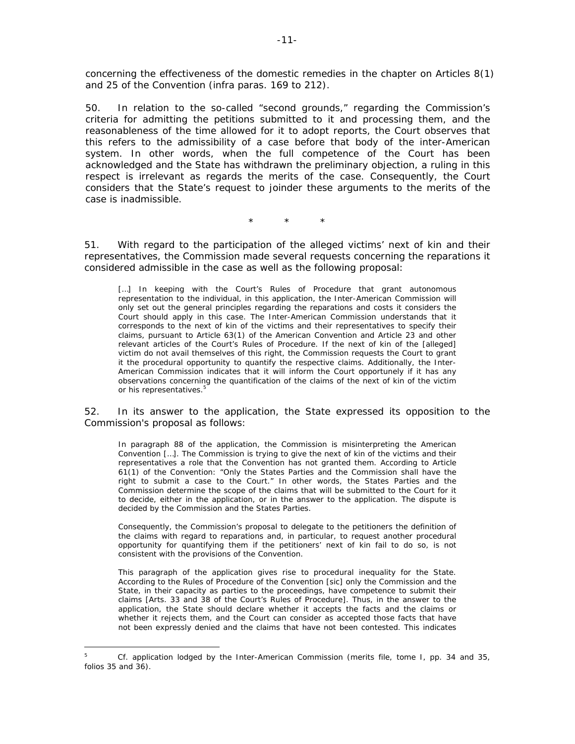concerning the effectiveness of the domestic remedies in the chapter on Articles 8(1) and 25 of the Convention (*infra* paras. 169 to 212).

50. In relation to the so-called "second grounds," regarding the Commission's criteria for admitting the petitions submitted to it and processing them, and the reasonableness of the time allowed for it to adopt reports, the Court observes that this refers to the admissibility of a case before that body of the inter-American system. In other words, when the full competence of the Court has been acknowledged and the State has withdrawn the preliminary objection, a ruling in this respect is irrelevant as regards the merits of the case. Consequently, the Court considers that the State's request to joinder these arguments to the merits of the case is inadmissible.

\* \* \*

51. With regard to the participation of the alleged victims' next of kin and their representatives, the Commission made several requests concerning the reparations it considered admissible in the case as well as the following proposal:

> […] In keeping with the Court's Rules of Procedure that grant autonomous representation to the individual, in this application, the Inter-American Commission will only set out the general principles regarding the reparations and costs it considers the Court should apply in this case. The Inter-American Commission understands that it corresponds to the next of kin of the victims and their representatives to specify their claims, pursuant to Article 63(1) of the American Convention and Article 23 and other relevant articles of the Court's Rules of Procedure. If the next of kin of the [alleged] victim do not avail themselves of this right, the Commission requests the Court to grant it the procedural opportunity to quantify the respective claims. Additionally, the Inter-American Commission indicates that it will inform the Court opportunely if it has any observations concerning the quantification of the claims of the next of kin of the victim or his representatives.[5]

52. In its answer to the application, the State expressed its opposition to the Commission's proposal as follows:

> In paragraph 88 of the application, the Commission is misinterpreting the American Convention […]. The Commission is trying to give the next of kin of the victims and their representatives a role that the Convention has not granted them. According to Article 61(1) of the Convention: "Only the States Parties and the Commission shall have the right to submit a case to the Court." In other words, the States Parties and the Commission determine the scope of the claims that will be submitted to the Court for it to decide, either in the application, or in the answer to the application. The dispute is decided by the Commission and the States Parties.
>
> Consequently, the Commission's proposal to delegate to the petitioners the definition of the claims with regard to reparations and, in particular, to request another procedural opportunity for quantifying them if the petitioners' next of kin fail to do so, is not consistent with the provisions of the Convention.
>
> This paragraph of the application gives rise to procedural inequality for the State. According to the Rules of Procedure of the Convention [*sic*] only the Commission and the State, in their capacity as parties to the proceedings, have competence to submit their claims [Arts. 33 and 38 of the Court's Rules of Procedure]. Thus, in the answer to the application, the State should declare whether it accepts the facts and the claims or whether it rejects them, and the Court can consider as accepted those facts that have not been expressly denied and the claims that have not been contested. This indicates

---

[5] *Cf.* application lodged by the Inter-American Commission (merits file, tome I, pp. 34 and 35, folios 35 and 36).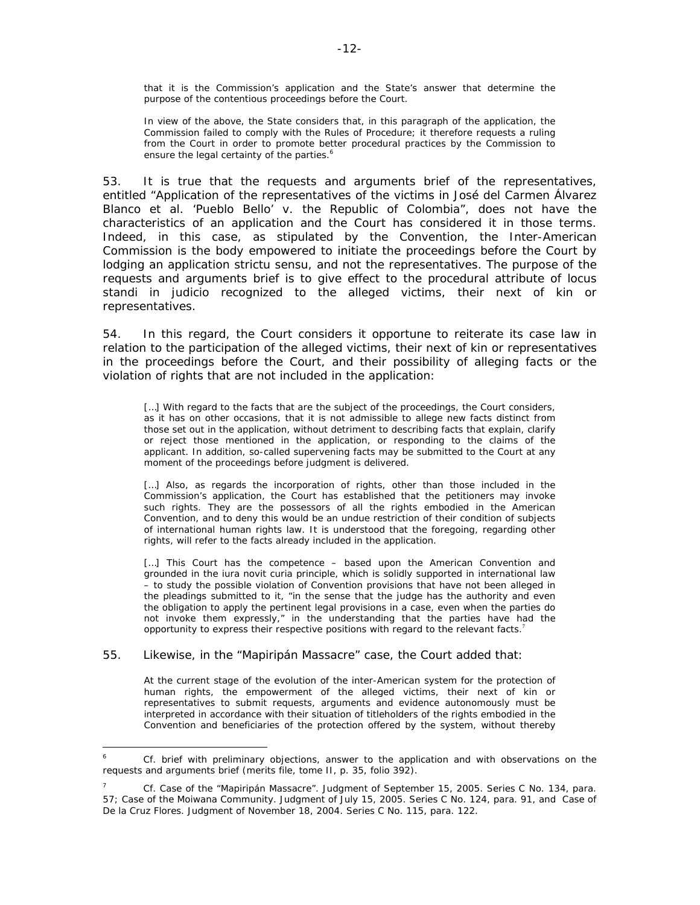> that it is the Commission's application and the State's answer that determine the purpose of the contentious proceedings before the Court.
>
> In view of the above, the State considers that, in this paragraph of the application, the Commission failed to comply with the Rules of Procedure; it therefore requests a ruling from the Court in order to promote better procedural practices by the Commission to ensure the legal certainty of the parties.[6]

53. It is true that the requests and arguments brief of the representatives, entitled "Application of the representatives of the victims in José del Carmen Álvarez Blanco et al. 'Pueblo Bello' v. the Republic of Colombia", does not have the characteristics of an application and the Court has considered it in those terms. Indeed, in this case, as stipulated by the Convention, the Inter-American Commission is the body empowered to initiate the proceedings before the Court by lodging an application *strictu sensu*, and not the representatives. The purpose of the requests and arguments brief is to give effect to the procedural attribute of *locus standi in judicio* recognized to the alleged victims, their next of kin or representatives.

54. In this regard, the Court considers it opportune to reiterate its case law in relation to the participation of the alleged victims, their next of kin or representatives in the proceedings before the Court, and their possibility of alleging facts or the violation of rights that are not included in the application:

> […] With regard to the facts that are the subject of the proceedings, the Court considers, as it has on other occasions, that it is not admissible to allege new facts distinct from those set out in the application, without detriment to describing facts that explain, clarify or reject those mentioned in the application, or responding to the claims of the applicant. In addition, so-called supervening facts may be submitted to the Court at any moment of the proceedings before judgment is delivered.
>
> […] Also, as regards the incorporation of rights, other than those included in the Commission's application, the Court has established that the petitioners may invoke such rights. They are the possessors of all the rights embodied in the American Convention, and to deny this would be an undue restriction of their condition of subjects of international human rights law. It is understood that the foregoing, regarding other rights, will refer to the facts already included in the application.
>
> […] This Court has the competence – based upon the American Convention and grounded in the *iura novit curia* principle, which is solidly supported in international law – to study the possible violation of Convention provisions that have not been alleged in the pleadings submitted to it, "in the sense that the judge has the authority and even the obligation to apply the pertinent legal provisions in a case, even when the parties do not invoke them expressly," in the understanding that the parties have had the opportunity to express their respective positions with regard to the relevant facts.[7]

55. Likewise, in the "Mapiripán Massacre" case, the Court added that:

> At the current stage of the evolution of the inter-American system for the protection of human rights, the empowerment of the alleged victims, their next of kin or representatives to submit requests, arguments and evidence autonomously must be interpreted in accordance with their situation of titleholders of the rights embodied in the Convention and beneficiaries of the protection offered by the system, without thereby

---

[6] Cf. brief with preliminary objections, answer to the application and with observations on the requests and arguments brief (merits file, tome II, p. 35, folio 392).

[7] Cf. *Case of the "Mapiripán Massacre"*. Judgment of September 15, 2005. Series C No. 134, para. 57; *Case of the Moiwana Community*. Judgment of July 15, 2005. Series C No. 124, para. 91, and *Case of De la Cruz Flores*. Judgment of November 18, 2004. Series C No. 115, para. 122.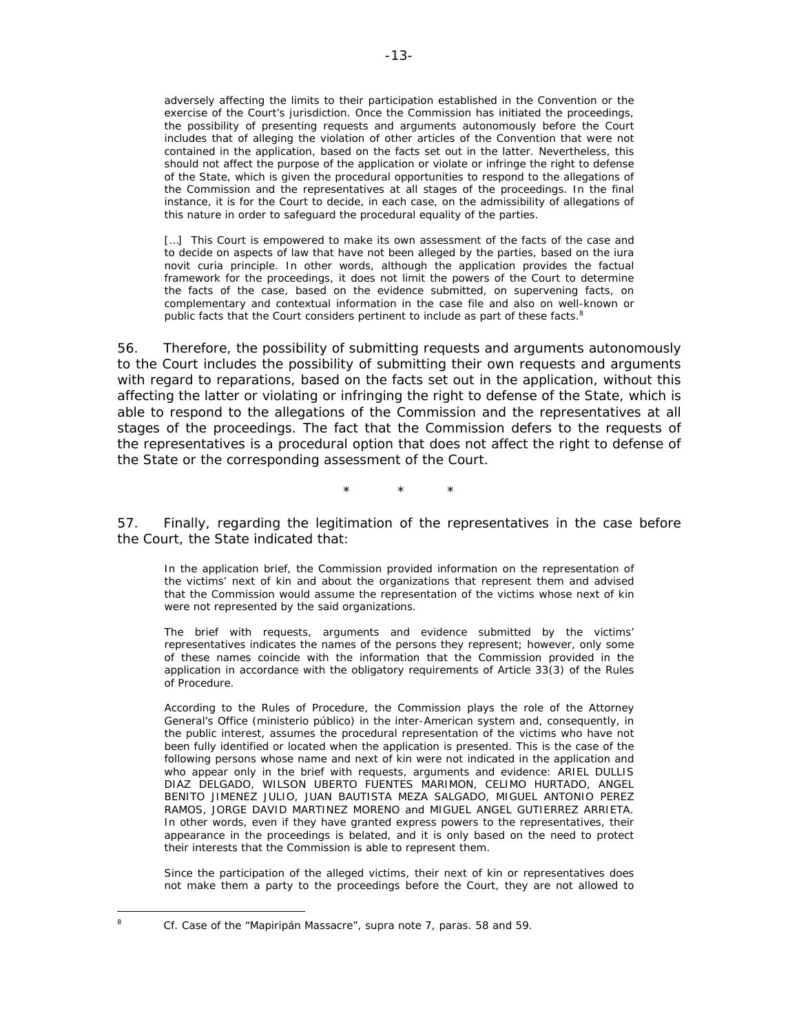> adversely affecting the limits to their participation established in the Convention or the exercise of the Court's jurisdiction. Once the Commission has initiated the proceedings, the possibility of presenting requests and arguments autonomously before the Court includes that of alleging the violation of other articles of the Convention that were not contained in the application, based on the facts set out in the latter. Nevertheless, this should not affect the purpose of the application or violate or infringe the right to defense of the State, which is given the procedural opportunities to respond to the allegations of the Commission and the representatives at all stages of the proceedings. In the final instance, it is for the Court to decide, in each case, on the admissibility of allegations of this nature in order to safeguard the procedural equality of the parties.
>
> [...] This Court is empowered to make its own assessment of the facts of the case and to decide on aspects of law that have not been alleged by the parties, based on the *iura novit curia* principle. In other words, although the application provides the factual framework for the proceedings, it does not limit the powers of the Court to determine the facts of the case, based on the evidence submitted, on supervening facts, on complementary and contextual information in the case file and also on well-known or public facts that the Court considers pertinent to include as part of these facts.[8]

56. Therefore, the possibility of submitting requests and arguments autonomously to the Court includes the possibility of submitting their own requests and arguments with regard to reparations, based on the facts set out in the application, without this affecting the latter or violating or infringing the right to defense of the State, which is able to respond to the allegations of the Commission and the representatives at all stages of the proceedings. The fact that the Commission defers to the requests of the representatives is a procedural option that does not affect the right to defense of the State or the corresponding assessment of the Court.

\* \* \*

57. Finally, regarding the legitimation of the representatives in the case before the Court, the State indicated that:

> In the application brief, the Commission provided information on the representation of the victims' next of kin and about the organizations that represent them and advised that the Commission would assume the representation of the victims whose next of kin were not represented by the said organizations.
>
> The brief with requests, arguments and evidence submitted by the victims' representatives indicates the names of the persons they represent; however, only some of these names coincide with the information that the Commission provided in the application in accordance with the obligatory requirements of Article 33(3) of the Rules of Procedure.
>
> According to the Rules of Procedure, the Commission plays the role of the Attorney General's Office (*ministerio público*) in the inter-American system and, consequently, in the public interest, assumes the procedural representation of the victims who have not been fully identified or located when the application is presented. This is the case of the following persons whose name and next of kin were not indicated in the application and who appear only in the brief with requests, arguments and evidence: ARIEL DULLIS DIAZ DELGADO, WILSON UBERTO FUENTES MARIMON, CELIMO HURTADO, ANGEL BENITO JIMENEZ JULIO, JUAN BAUTISTA MEZA SALGADO, MIGUEL ANTONIO PEREZ RAMOS, JORGE DAVID MARTINEZ MORENO and MIGUEL ANGEL GUTIERREZ ARRIETA. In other words, even if they have granted express powers to the representatives, their appearance in the proceedings is belated, and it is only based on the need to protect their interests that the Commission is able to represent them.
>
> Since the participation of the alleged victims, their next of kin or representatives does not make them a party to the proceedings before the Court, they are not allowed to

---

[8] *Cf. Case of the "Mapiripán Massacre"*, *supra* note 7, paras. 58 and 59.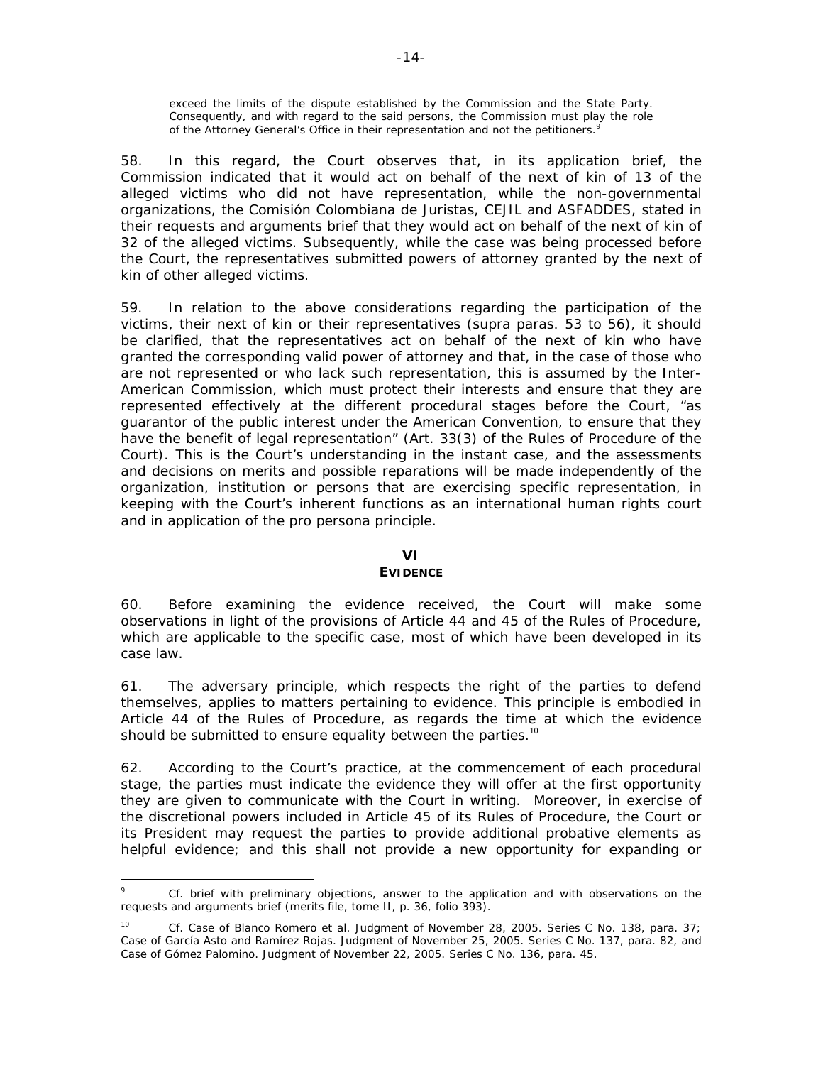> *exceed the limits of the dispute established by the Commission and the State Party. Consequently, and with regard to the said persons, the Commission must play the role of the Attorney General's Office in their representation and not the petitioners.*[9]

58. In this regard, the Court observes that, in its application brief, the Commission indicated that it would act on behalf of the next of kin of 13 of the alleged victims who did not have representation, while the non-governmental organizations, the Comisión Colombiana de Juristas, CEJIL and ASFADDES, stated in their requests and arguments brief that they would act on behalf of the next of kin of 32 of the alleged victims. Subsequently, while the case was being processed before the Court, the representatives submitted powers of attorney granted by the next of kin of other alleged victims.

59. In relation to the above considerations regarding the participation of the victims, their next of kin or their representatives (*supra* paras. 53 to 56), it should be clarified, that the representatives act on behalf of the next of kin who have granted the corresponding valid power of attorney and that, in the case of those who are not represented or who lack such representation, this is assumed by the Inter-American Commission, which must protect their interests and ensure that they are represented effectively at the different procedural stages before the Court, "as guarantor of the public interest under the American Convention, to ensure that they have the benefit of legal representation" (Art. 33(3) of the Rules of Procedure of the Court). This is the Court's understanding in the instant case, and the assessments and decisions on merits and possible reparations will be made independently of the organization, institution or persons that are exercising specific representation, in keeping with the Court's inherent functions as an international human rights court and in application of the *pro persona* principle.

## VI
## EVIDENCE

60. Before examining the evidence received, the Court will make some observations in light of the provisions of Article 44 and 45 of the Rules of Procedure, which are applicable to the specific case, most of which have been developed in its case law.

61. The adversary principle, which respects the right of the parties to defend themselves, applies to matters pertaining to evidence. This principle is embodied in Article 44 of the Rules of Procedure, as regards the time at which the evidence should be submitted to ensure equality between the parties.[10]

62. According to the Court's practice, at the commencement of each procedural stage, the parties must indicate the evidence they will offer at the first opportunity they are given to communicate with the Court in writing. Moreover, in exercise of the discretional powers included in Article 45 of its Rules of Procedure, the Court or its President may request the parties to provide additional probative elements as helpful evidence; and this shall not provide a new opportunity for expanding or

---

[9] *Cf.* brief with preliminary objections, answer to the application and with observations on the requests and arguments brief (merits file, tome II, p. 36, folio 393).

[10] *Cf. Case of Blanco Romero et al.* Judgment of November 28, 2005. Series C No. 138, para. 37; *Case of García Asto and Ramírez Rojas.* Judgment of November 25, 2005. Series C No. 137, para. 82, and *Case of Gómez Palomino.* Judgment of November 22, 2005. Series C No. 136, para. 45.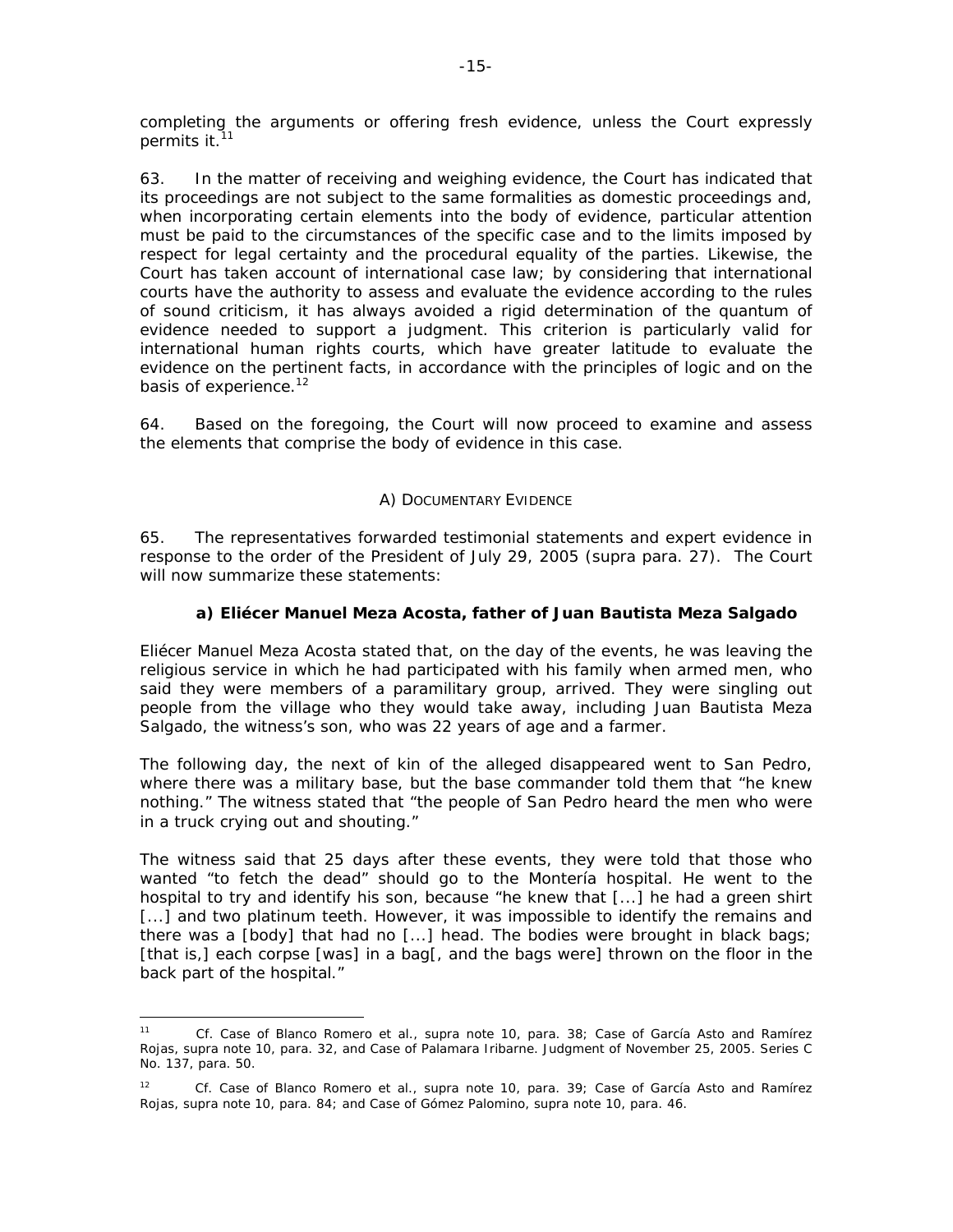completing the arguments or offering fresh evidence, unless the Court expressly permits it.[11]

63. In the matter of receiving and weighing evidence, the Court has indicated that its proceedings are not subject to the same formalities as domestic proceedings and, when incorporating certain elements into the body of evidence, particular attention must be paid to the circumstances of the specific case and to the limits imposed by respect for legal certainty and the procedural equality of the parties. Likewise, the Court has taken account of international case law; by considering that international courts have the authority to assess and evaluate the evidence according to the rules of sound criticism, it has always avoided a rigid determination of the quantum of evidence needed to support a judgment. This criterion is particularly valid for international human rights courts, which have greater latitude to evaluate the evidence on the pertinent facts, in accordance with the principles of logic and on the basis of experience.[12]

64. Based on the foregoing, the Court will now proceed to examine and assess the elements that comprise the body of evidence in this case.

## A) Documentary Evidence

65. The representatives forwarded testimonial statements and expert evidence in response to the order of the President of July 29, 2005 (*supra* para. 27). The Court will now summarize these statements:

### a) Eliécer Manuel Meza Acosta, father of Juan Bautista Meza Salgado

Eliécer Manuel Meza Acosta stated that, on the day of the events, he was leaving the religious service in which he had participated with his family when armed men, who said they were members of a paramilitary group, arrived. They were singling out people from the village who they would take away, including Juan Bautista Meza Salgado, the witness's son, who was 22 years of age and a farmer.

The following day, the next of kin of the alleged disappeared went to San Pedro, where there was a military base, but the base commander told them that "he knew nothing." The witness stated that "the people of San Pedro heard the men who were in a truck crying out and shouting."

The witness said that 25 days after these events, they were told that those who wanted "to fetch the dead" should go to the Montería hospital. He went to the hospital to try and identify his son, because "he knew that [...] he had a green shirt [...] and two platinum teeth. However, it was impossible to identify the remains and there was a [body] that had no [...] head. The bodies were brought in black bags; [that is,] each corpse [was] in a bag[, and the bags were] thrown on the floor in the back part of the hospital."

---

[11] *Cf. Case of Blanco Romero et al.*, *supra* note 10, para. 38; *Case of García Asto and Ramírez Rojas*, *supra* note 10, para. 32, and *Case of Palamara Iribarne*. Judgment of November 25, 2005. Series C No. 137, para. 50.

[12] *Cf. Case of Blanco Romero et al.*, *supra* note 10, para. 39; *Case of García Asto and Ramírez Rojas*, *supra* note 10, para. 84; and *Case of Gómez Palomino*, *supra* note 10, para. 46.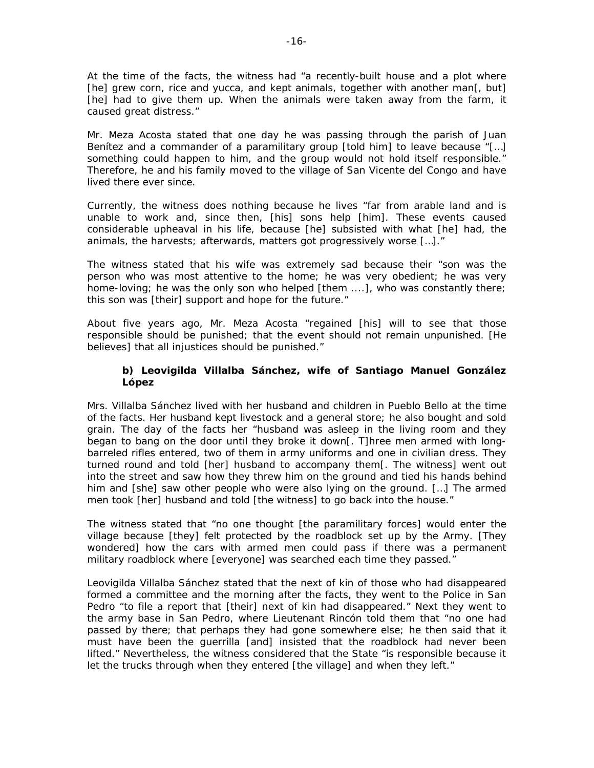At the time of the facts, the witness had "a recently-built house and a plot where [he] grew corn, rice and yucca, and kept animals, together with another man[, but] [he] had to give them up. When the animals were taken away from the farm, it caused great distress."

Mr. Meza Acosta stated that one day he was passing through the parish of Juan Benítez and a commander of a paramilitary group [told him] to leave because "[…] something could happen to him, and the group would not hold itself responsible." Therefore, he and his family moved to the village of San Vicente del Congo and have lived there ever since.

Currently, the witness does nothing because he lives "far from arable land and is unable to work and, since then, [his] sons help [him]. These events caused considerable upheaval in his life, because [he] subsisted with what [he] had, the animals, the harvests; afterwards, matters got progressively worse […]."

The witness stated that his wife was extremely sad because their "son was the person who was most attentive to the home; he was very obedient; he was very home-loving; he was the only son who helped [them ....], who was constantly there; this son was [their] support and hope for the future."

About five years ago, Mr. Meza Acosta "regained [his] will to see that those responsible should be punished; that the event should not remain unpunished. [He believes] that all injustices should be punished."

**b) Leovigilda Villalba Sánchez, wife of Santiago Manuel González López**

Mrs. Villalba Sánchez lived with her husband and children in Pueblo Bello at the time of the facts. Her husband kept livestock and a general store; he also bought and sold grain. The day of the facts her "husband was asleep in the living room and they began to bang on the door until they broke it down[. T]hree men armed with long-barreled rifles entered, two of them in army uniforms and one in civilian dress. They turned round and told [her] husband to accompany them[. The witness] went out into the street and saw how they threw him on the ground and tied his hands behind him and [she] saw other people who were also lying on the ground. […] The armed men took [her] husband and told [the witness] to go back into the house."

The witness stated that "no one thought [the paramilitary forces] would enter the village because [they] felt protected by the roadblock set up by the Army. [They wondered] how the cars with armed men could pass if there was a permanent military roadblock where [everyone] was searched each time they passed."

Leovigilda Villalba Sánchez stated that the next of kin of those who had disappeared formed a committee and the morning after the facts, they went to the Police in San Pedro "to file a report that [their] next of kin had disappeared." Next they went to the army base in San Pedro, where Lieutenant Rincón told them that "no one had passed by there; that perhaps they had gone somewhere else; he then said that it must have been the guerrilla [and] insisted that the roadblock had never been lifted." Nevertheless, the witness considered that the State "is responsible because it let the trucks through when they entered [the village] and when they left."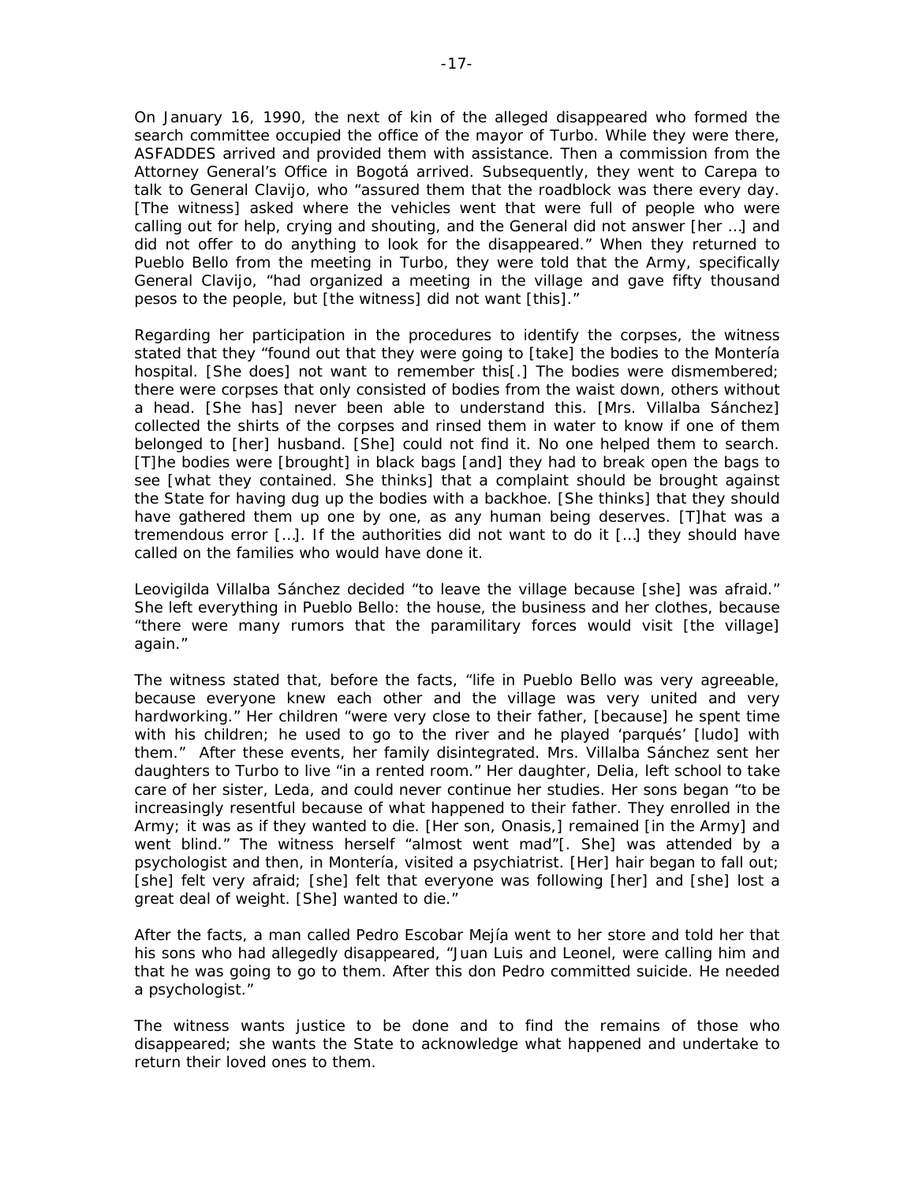On January 16, 1990, the next of kin of the alleged disappeared who formed the search committee occupied the office of the mayor of Turbo. While they were there, ASFADDES arrived and provided them with assistance. Then a commission from the Attorney General's Office in Bogotá arrived. Subsequently, they went to Carepa to talk to General Clavijo, who "assured them that the roadblock was there every day. [The witness] asked where the vehicles went that were full of people who were calling out for help, crying and shouting, and the General did not answer [her …] and did not offer to do anything to look for the disappeared." When they returned to Pueblo Bello from the meeting in Turbo, they were told that the Army, specifically General Clavijo, "had organized a meeting in the village and gave fifty thousand pesos to the people, but [the witness] did not want [this]."

Regarding her participation in the procedures to identify the corpses, the witness stated that they "found out that they were going to [take] the bodies to the Montería hospital. [She does] not want to remember this[.] The bodies were dismembered; there were corpses that only consisted of bodies from the waist down, others without a head. [She has] never been able to understand this. [Mrs. Villalba Sánchez] collected the shirts of the corpses and rinsed them in water to know if one of them belonged to [her] husband. [She] could not find it. No one helped them to search. [T]he bodies were [brought] in black bags [and] they had to break open the bags to see [what they contained. She thinks] that a complaint should be brought against the State for having dug up the bodies with a backhoe. [She thinks] that they should have gathered them up one by one, as any human being deserves. [T]hat was a tremendous error […]. If the authorities did not want to do it […] they should have called on the families who would have done it.

Leovigilda Villalba Sánchez decided "to leave the village because [she] was afraid." She left everything in Pueblo Bello: the house, the business and her clothes, because "there were many rumors that the paramilitary forces would visit [the village] again."

The witness stated that, before the facts, "life in Pueblo Bello was very agreeable, because everyone knew each other and the village was very united and very hardworking." Her children "were very close to their father, [because] he spent time with his children; he used to go to the river and he played 'parqués' [ludo] with them." After these events, her family disintegrated. Mrs. Villalba Sánchez sent her daughters to Turbo to live "in a rented room." Her daughter, Delia, left school to take care of her sister, Leda, and could never continue her studies. Her sons began "to be increasingly resentful because of what happened to their father. They enrolled in the Army; it was as if they wanted to die. [Her son, Onasis,] remained [in the Army] and went blind." The witness herself "almost went mad"[. She] was attended by a psychologist and then, in Montería, visited a psychiatrist. [Her] hair began to fall out; [she] felt very afraid; [she] felt that everyone was following [her] and [she] lost a great deal of weight. [She] wanted to die."

After the facts, a man called Pedro Escobar Mejía went to her store and told her that his sons who had allegedly disappeared, "Juan Luis and Leonel, were calling him and that he was going to go to them. After this don Pedro committed suicide. He needed a psychologist."

The witness wants justice to be done and to find the remains of those who disappeared; she wants the State to acknowledge what happened and undertake to return their loved ones to them.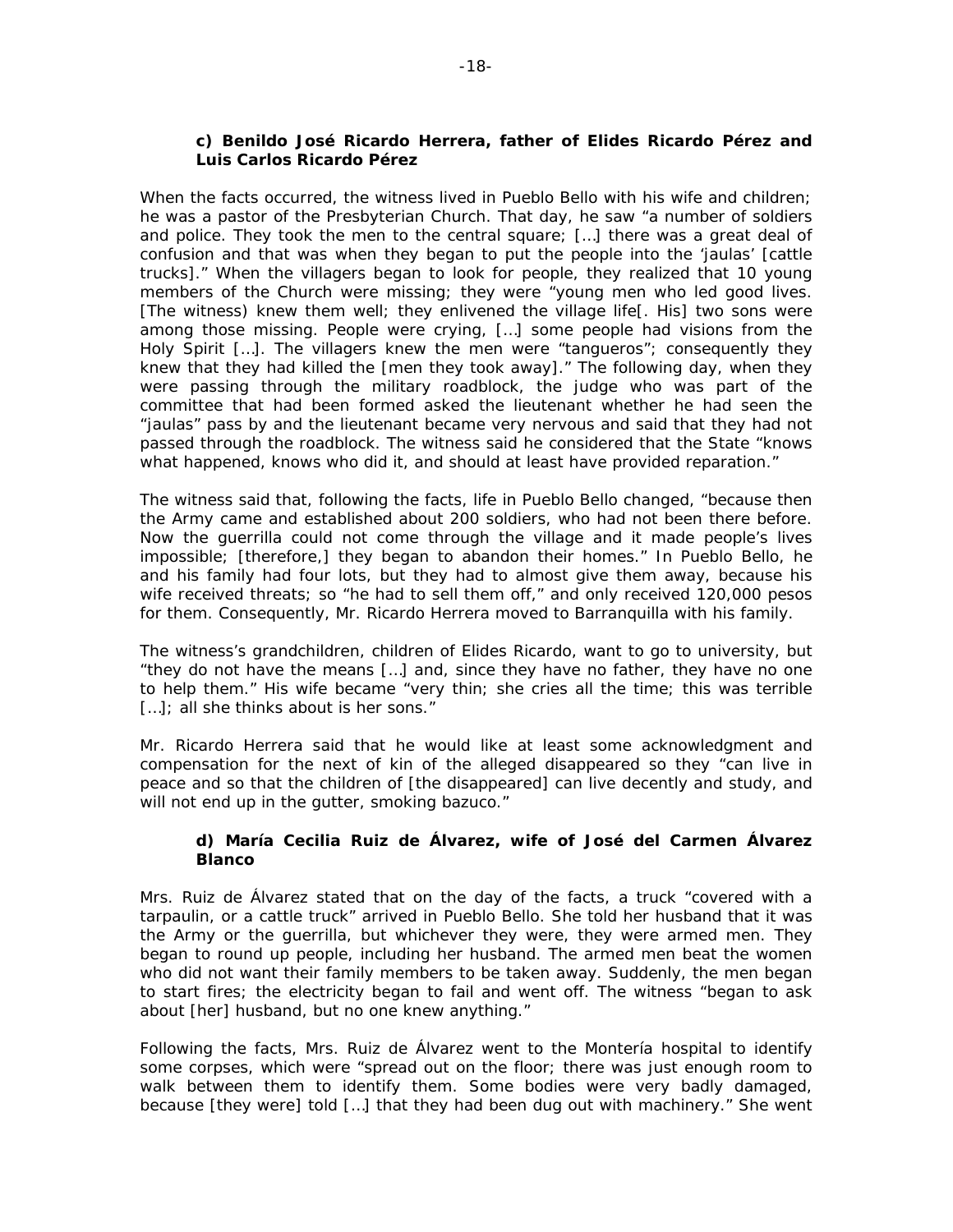**c) Benildo José Ricardo Herrera, father of Elides Ricardo Pérez and Luis Carlos Ricardo Pérez**

When the facts occurred, the witness lived in Pueblo Bello with his wife and children; he was a pastor of the Presbyterian Church. That day, he saw "a number of soldiers and police. They took the men to the central square; […] there was a great deal of confusion and that was when they began to put the people into the 'jaulas' [cattle trucks]." When the villagers began to look for people, they realized that 10 young members of the Church were missing; they were "young men who led good lives. [The witness) knew them well; they enlivened the village life[. His] two sons were among those missing. People were crying, […] some people had visions from the Holy Spirit […]. The villagers knew the men were "tangueros"; consequently they knew that they had killed the [men they took away]." The following day, when they were passing through the military roadblock, the judge who was part of the committee that had been formed asked the lieutenant whether he had seen the "jaulas" pass by and the lieutenant became very nervous and said that they had not passed through the roadblock. The witness said he considered that the State "knows what happened, knows who did it, and should at least have provided reparation."

The witness said that, following the facts, life in Pueblo Bello changed, "because then the Army came and established about 200 soldiers, who had not been there before. Now the guerrilla could not come through the village and it made people's lives impossible; [therefore,] they began to abandon their homes." In Pueblo Bello, he and his family had four lots, but they had to almost give them away, because his wife received threats; so "he had to sell them off," and only received 120,000 pesos for them. Consequently, Mr. Ricardo Herrera moved to Barranquilla with his family.

The witness's grandchildren, children of Elides Ricardo, want to go to university, but "they do not have the means […] and, since they have no father, they have no one to help them." His wife became "very thin; she cries all the time; this was terrible […]; all she thinks about is her sons."

Mr. Ricardo Herrera said that he would like at least some acknowledgment and compensation for the next of kin of the alleged disappeared so they "can live in peace and so that the children of [the disappeared] can live decently and study, and will not end up in the gutter, smoking bazuco."

**d) María Cecilia Ruiz de Álvarez, wife of José del Carmen Álvarez Blanco**

Mrs. Ruiz de Álvarez stated that on the day of the facts, a truck "covered with a tarpaulin, or a cattle truck" arrived in Pueblo Bello. She told her husband that it was the Army or the guerrilla, but whichever they were, they were armed men. They began to round up people, including her husband. The armed men beat the women who did not want their family members to be taken away. Suddenly, the men began to start fires; the electricity began to fail and went off. The witness "began to ask about [her] husband, but no one knew anything."

Following the facts, Mrs. Ruiz de Álvarez went to the Montería hospital to identify some corpses, which were "spread out on the floor; there was just enough room to walk between them to identify them. Some bodies were very badly damaged, because [they were] told […] that they had been dug out with machinery." She went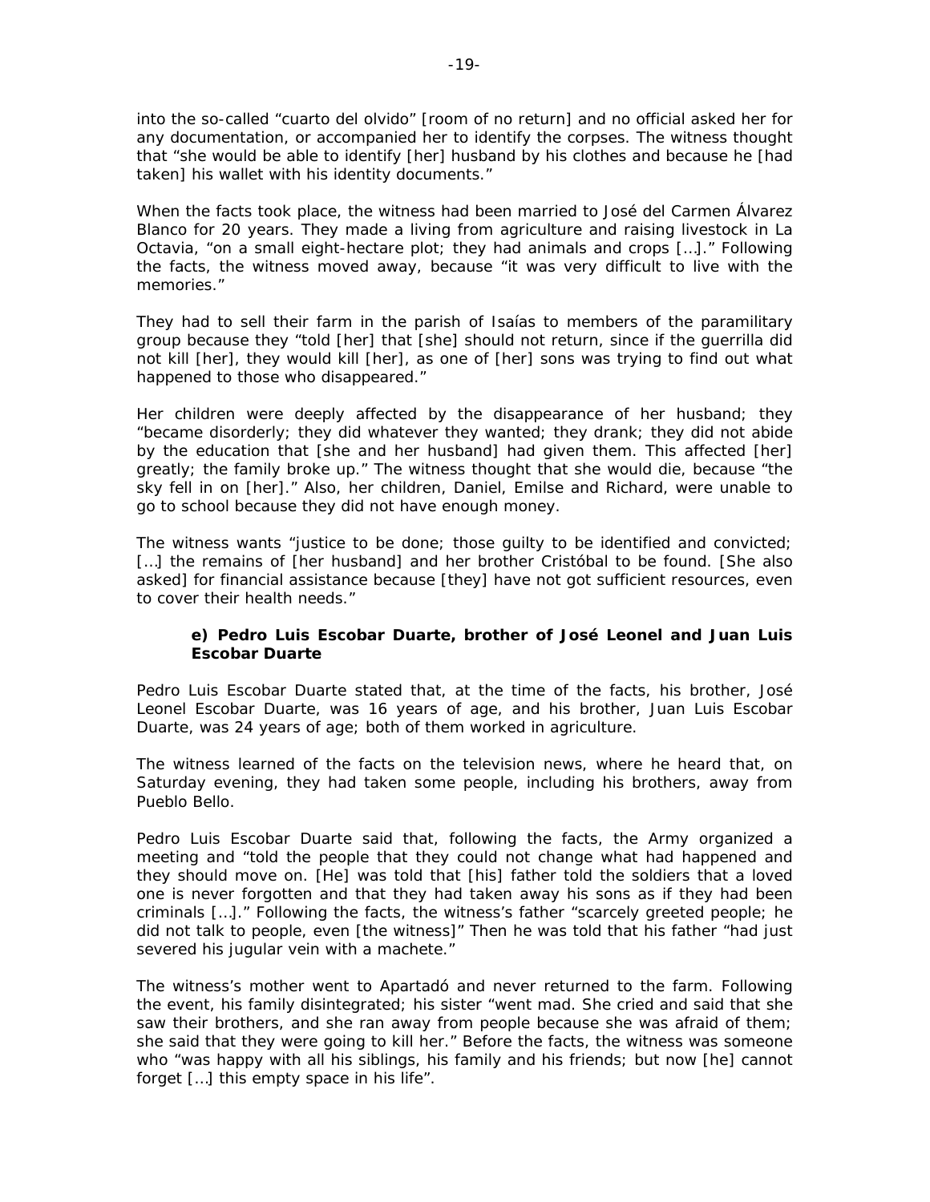into the so-called "cuarto del olvido" [room of no return] and no official asked her for any documentation, or accompanied her to identify the corpses. The witness thought that "she would be able to identify [her] husband by his clothes and because he [had taken] his wallet with his identity documents."

When the facts took place, the witness had been married to José del Carmen Álvarez Blanco for 20 years. They made a living from agriculture and raising livestock in La Octavia, "on a small eight-hectare plot; they had animals and crops […]." Following the facts, the witness moved away, because "it was very difficult to live with the memories."

They had to sell their farm in the parish of Isaías to members of the paramilitary group because they "told [her] that [she] should not return, since if the guerrilla did not kill [her], they would kill [her], as one of [her] sons was trying to find out what happened to those who disappeared."

Her children were deeply affected by the disappearance of her husband; they "became disorderly; they did whatever they wanted; they drank; they did not abide by the education that [she and her husband] had given them. This affected [her] greatly; the family broke up." The witness thought that she would die, because "the sky fell in on [her]." Also, her children, Daniel, Emilse and Richard, were unable to go to school because they did not have enough money.

The witness wants "justice to be done; those guilty to be identified and convicted; […] the remains of [her husband] and her brother Cristóbal to be found. [She also asked] for financial assistance because [they] have not got sufficient resources, even to cover their health needs."

**e) Pedro Luis Escobar Duarte, brother of José Leonel and Juan Luis Escobar Duarte**

Pedro Luis Escobar Duarte stated that, at the time of the facts, his brother, José Leonel Escobar Duarte, was 16 years of age, and his brother, Juan Luis Escobar Duarte, was 24 years of age; both of them worked in agriculture.

The witness learned of the facts on the television news, where he heard that, on Saturday evening, they had taken some people, including his brothers, away from Pueblo Bello.

Pedro Luis Escobar Duarte said that, following the facts, the Army organized a meeting and "told the people that they could not change what had happened and they should move on. [He] was told that [his] father told the soldiers that a loved one is never forgotten and that they had taken away his sons as if they had been criminals […]." Following the facts, the witness's father "scarcely greeted people; he did not talk to people, even [the witness]" Then he was told that his father "had just severed his jugular vein with a machete."

The witness's mother went to Apartadó and never returned to the farm. Following the event, his family disintegrated; his sister "went mad. She cried and said that she saw their brothers, and she ran away from people because she was afraid of them; she said that they were going to kill her." Before the facts, the witness was someone who "was happy with all his siblings, his family and his friends; but now [he] cannot forget […] this empty space in his life".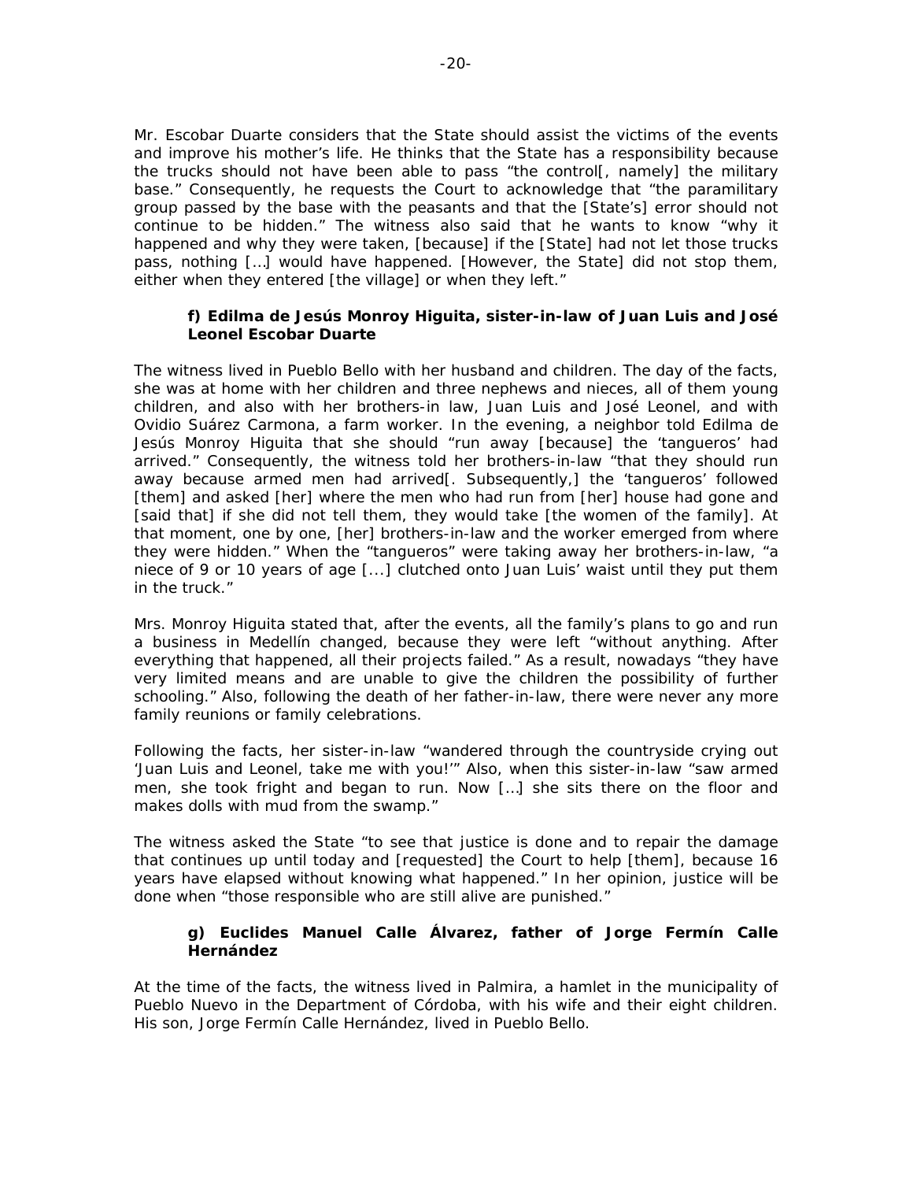Mr. Escobar Duarte considers that the State should assist the victims of the events and improve his mother's life. He thinks that the State has a responsibility because the trucks should not have been able to pass "the control[, namely] the military base." Consequently, he requests the Court to acknowledge that "the paramilitary group passed by the base with the peasants and that the [State's] error should not continue to be hidden." The witness also said that he wants to know "why it happened and why they were taken, [because] if the [State] had not let those trucks pass, nothing […] would have happened. [However, the State] did not stop them, either when they entered [the village] or when they left."

#### f) Edilma de Jesús Monroy Higuita, sister-in-law of Juan Luis and José Leonel Escobar Duarte

The witness lived in Pueblo Bello with her husband and children. The day of the facts, she was at home with her children and three nephews and nieces, all of them young children, and also with her brothers-in law, Juan Luis and José Leonel, and with Ovidio Suárez Carmona, a farm worker. In the evening, a neighbor told Edilma de Jesús Monroy Higuita that she should "run away [because] the 'tangueros' had arrived." Consequently, the witness told her brothers-in-law "that they should run away because armed men had arrived[. Subsequently,] the 'tangueros' followed [them] and asked [her] where the men who had run from [her] house had gone and [said that] if she did not tell them, they would take [the women of the family]. At that moment, one by one, [her] brothers-in-law and the worker emerged from where they were hidden." When the "tangueros" were taking away her brothers-in-law, "a niece of 9 or 10 years of age [...] clutched onto Juan Luis' waist until they put them in the truck."

Mrs. Monroy Higuita stated that, after the events, all the family's plans to go and run a business in Medellín changed, because they were left "without anything. After everything that happened, all their projects failed." As a result, nowadays "they have very limited means and are unable to give the children the possibility of further schooling." Also, following the death of her father-in-law, there were never any more family reunions or family celebrations.

Following the facts, her sister-in-law "wandered through the countryside crying out 'Juan Luis and Leonel, take me with you!'" Also, when this sister-in-law "saw armed men, she took fright and began to run. Now […] she sits there on the floor and makes dolls with mud from the swamp."

The witness asked the State "to see that justice is done and to repair the damage that continues up until today and [requested] the Court to help [them], because 16 years have elapsed without knowing what happened." In her opinion, justice will be done when "those responsible who are still alive are punished."

#### g) Euclides Manuel Calle Álvarez, father of Jorge Fermín Calle Hernández

At the time of the facts, the witness lived in Palmira, a hamlet in the municipality of Pueblo Nuevo in the Department of Córdoba, with his wife and their eight children. His son, Jorge Fermín Calle Hernández, lived in Pueblo Bello.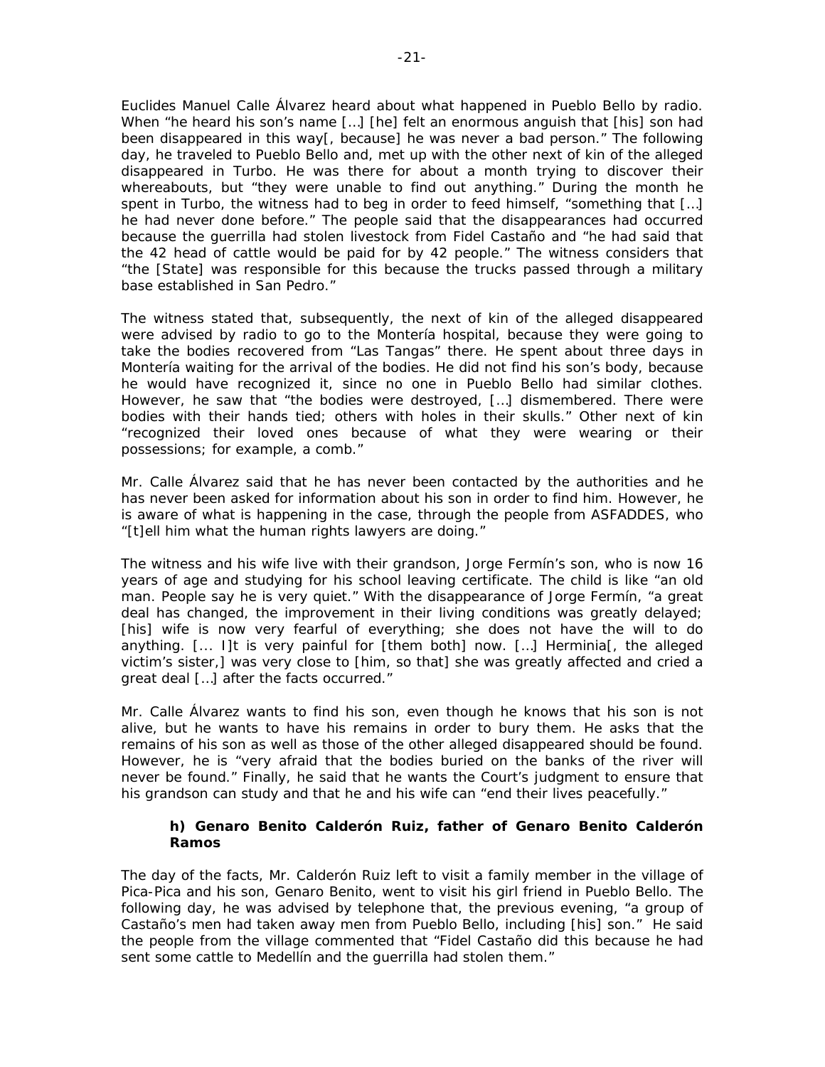Euclides Manuel Calle Álvarez heard about what happened in Pueblo Bello by radio. When "he heard his son's name […] [he] felt an enormous anguish that [his] son had been disappeared in this way[, because] he was never a bad person." The following day, he traveled to Pueblo Bello and, met up with the other next of kin of the alleged disappeared in Turbo. He was there for about a month trying to discover their whereabouts, but "they were unable to find out anything." During the month he spent in Turbo, the witness had to beg in order to feed himself, "something that […] he had never done before." The people said that the disappearances had occurred because the guerrilla had stolen livestock from Fidel Castaño and "he had said that the 42 head of cattle would be paid for by 42 people." The witness considers that "the [State] was responsible for this because the trucks passed through a military base established in San Pedro."

The witness stated that, subsequently, the next of kin of the alleged disappeared were advised by radio to go to the Montería hospital, because they were going to take the bodies recovered from "Las Tangas" there. He spent about three days in Montería waiting for the arrival of the bodies. He did not find his son's body, because he would have recognized it, since no one in Pueblo Bello had similar clothes. However, he saw that "the bodies were destroyed, […] dismembered. There were bodies with their hands tied; others with holes in their skulls." Other next of kin "recognized their loved ones because of what they were wearing or their possessions; for example, a comb."

Mr. Calle Álvarez said that he has never been contacted by the authorities and he has never been asked for information about his son in order to find him. However, he is aware of what is happening in the case, through the people from ASFADDES, who "[t]ell him what the human rights lawyers are doing."

The witness and his wife live with their grandson, Jorge Fermín's son, who is now 16 years of age and studying for his school leaving certificate. The child is like "an old man. People say he is very quiet." With the disappearance of Jorge Fermín, "a great deal has changed, the improvement in their living conditions was greatly delayed; [his] wife is now very fearful of everything; she does not have the will to do anything. [... I]t is very painful for [them both] now. […] Herminia[, the alleged victim's sister,] was very close to [him, so that] she was greatly affected and cried a great deal […] after the facts occurred."

Mr. Calle Álvarez wants to find his son, even though he knows that his son is not alive, but he wants to have his remains in order to bury them. He asks that the remains of his son as well as those of the other alleged disappeared should be found. However, he is "very afraid that the bodies buried on the banks of the river will never be found." Finally, he said that he wants the Court's judgment to ensure that his grandson can study and that he and his wife can "end their lives peacefully."

#### h) Genaro Benito Calderón Ruiz, father of Genaro Benito Calderón Ramos

The day of the facts, Mr. Calderón Ruiz left to visit a family member in the village of Pica-Pica and his son, Genaro Benito, went to visit his girl friend in Pueblo Bello. The following day, he was advised by telephone that, the previous evening, "a group of Castaño's men had taken away men from Pueblo Bello, including [his] son." He said the people from the village commented that "Fidel Castaño did this because he had sent some cattle to Medellín and the guerrilla had stolen them."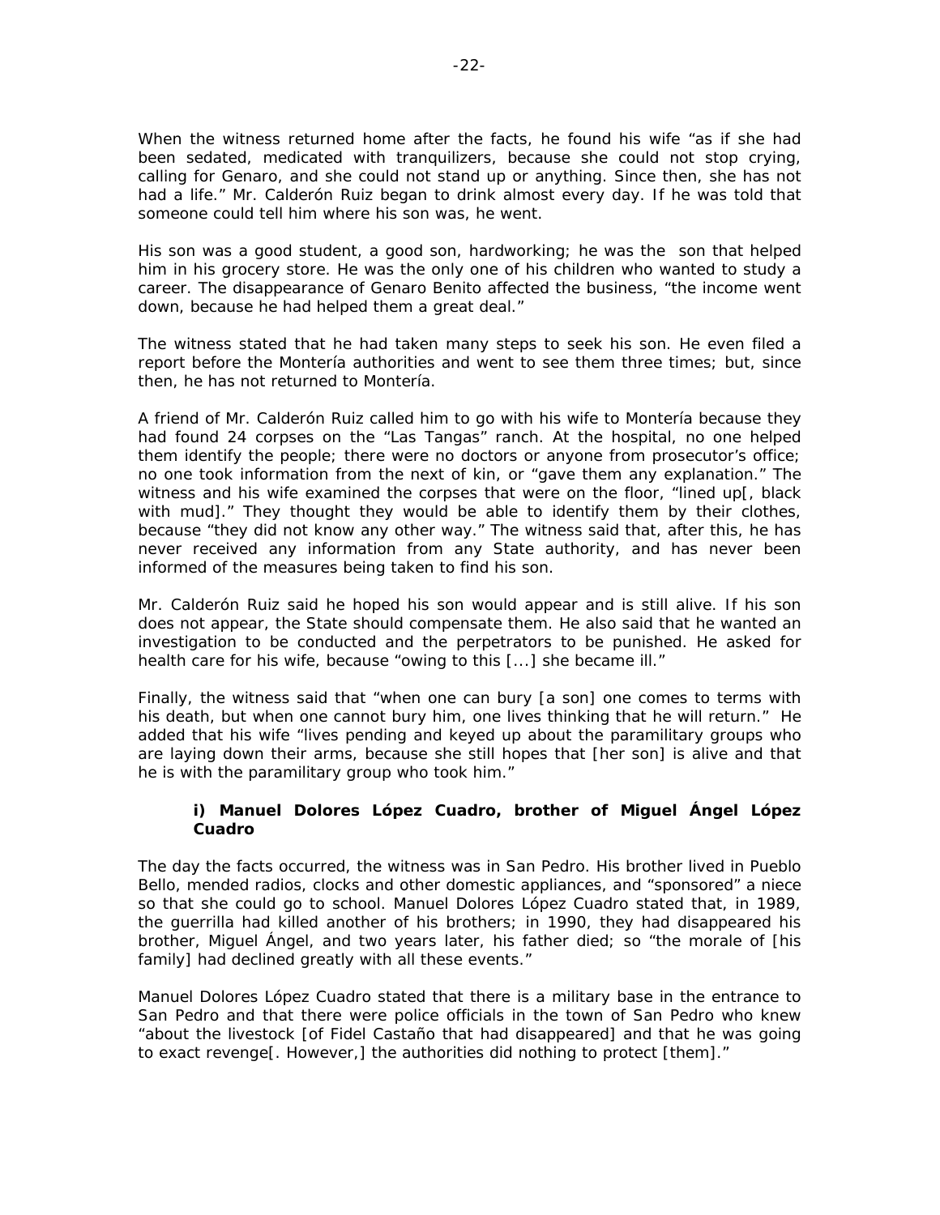When the witness returned home after the facts, he found his wife "as if she had been sedated, medicated with tranquilizers, because she could not stop crying, calling for Genaro, and she could not stand up or anything. Since then, she has not had a life." Mr. Calderón Ruiz began to drink almost every day. If he was told that someone could tell him where his son was, he went.

His son was a good student, a good son, hardworking; he was the son that helped him in his grocery store. He was the only one of his children who wanted to study a career. The disappearance of Genaro Benito affected the business, "the income went down, because he had helped them a great deal."

The witness stated that he had taken many steps to seek his son. He even filed a report before the Montería authorities and went to see them three times; but, since then, he has not returned to Montería.

A friend of Mr. Calderón Ruiz called him to go with his wife to Montería because they had found 24 corpses on the "Las Tangas" ranch. At the hospital, no one helped them identify the people; there were no doctors or anyone from prosecutor's office; no one took information from the next of kin, or "gave them any explanation." The witness and his wife examined the corpses that were on the floor, "lined up[, black with mud]." They thought they would be able to identify them by their clothes, because "they did not know any other way." The witness said that, after this, he has never received any information from any State authority, and has never been informed of the measures being taken to find his son.

Mr. Calderón Ruiz said he hoped his son would appear and is still alive. If his son does not appear, the State should compensate them. He also said that he wanted an investigation to be conducted and the perpetrators to be punished. He asked for health care for his wife, because "owing to this [...] she became ill."

Finally, the witness said that "when one can bury [a son] one comes to terms with his death, but when one cannot bury him, one lives thinking that he will return." He added that his wife "lives pending and keyed up about the paramilitary groups who are laying down their arms, because she still hopes that [her son] is alive and that he is with the paramilitary group who took him."

**i) Manuel Dolores López Cuadro, brother of Miguel Ángel López Cuadro**

The day the facts occurred, the witness was in San Pedro. His brother lived in Pueblo Bello, mended radios, clocks and other domestic appliances, and "sponsored" a niece so that she could go to school. Manuel Dolores López Cuadro stated that, in 1989, the guerrilla had killed another of his brothers; in 1990, they had disappeared his brother, Miguel Ángel, and two years later, his father died; so "the morale of [his family] had declined greatly with all these events."

Manuel Dolores López Cuadro stated that there is a military base in the entrance to San Pedro and that there were police officials in the town of San Pedro who knew "about the livestock [of Fidel Castaño that had disappeared] and that he was going to exact revenge[. However,] the authorities did nothing to protect [them]."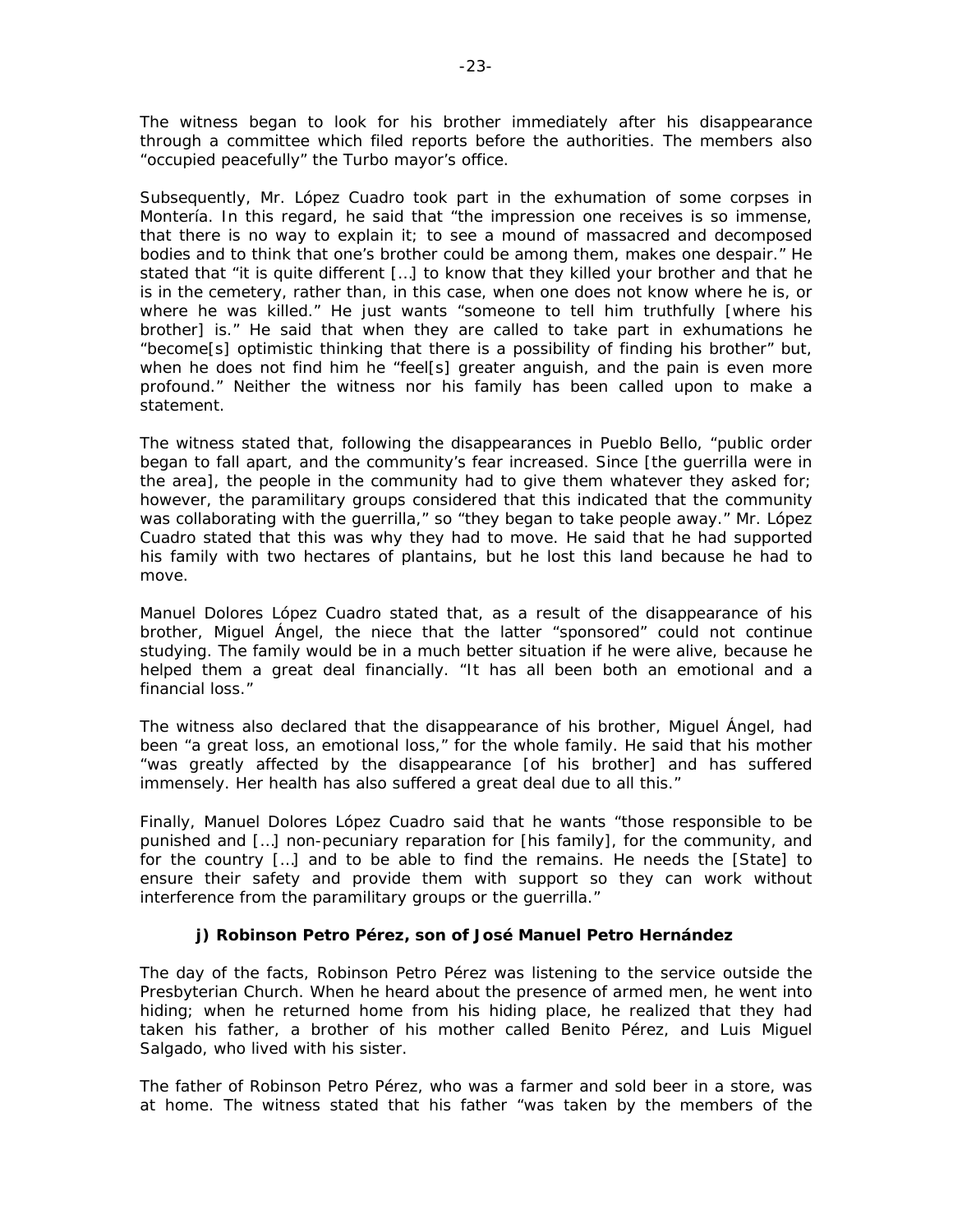The witness began to look for his brother immediately after his disappearance through a committee which filed reports before the authorities. The members also "occupied peacefully" the Turbo mayor's office.

Subsequently, Mr. López Cuadro took part in the exhumation of some corpses in Montería. In this regard, he said that "the impression one receives is so immense, that there is no way to explain it; to see a mound of massacred and decomposed bodies and to think that one's brother could be among them, makes one despair." He stated that "it is quite different […] to know that they killed your brother and that he is in the cemetery, rather than, in this case, when one does not know where he is, or where he was killed." He just wants "someone to tell him truthfully [where his brother] is." He said that when they are called to take part in exhumations he "become[s] optimistic thinking that there is a possibility of finding his brother" but, when he does not find him he "feel[s] greater anguish, and the pain is even more profound." Neither the witness nor his family has been called upon to make a statement.

The witness stated that, following the disappearances in Pueblo Bello, "public order began to fall apart, and the community's fear increased. Since [the guerrilla were in the area], the people in the community had to give them whatever they asked for; however, the paramilitary groups considered that this indicated that the community was collaborating with the guerrilla," so "they began to take people away." Mr. López Cuadro stated that this was why they had to move. He said that he had supported his family with two hectares of plantains, but he lost this land because he had to move.

Manuel Dolores López Cuadro stated that, as a result of the disappearance of his brother, Miguel Ángel, the niece that the latter "sponsored" could not continue studying. The family would be in a much better situation if he were alive, because he helped them a great deal financially. "It has all been both an emotional and a financial loss."

The witness also declared that the disappearance of his brother, Miguel Ángel, had been "a great loss, an emotional loss," for the whole family. He said that his mother "was greatly affected by the disappearance [of his brother] and has suffered immensely. Her health has also suffered a great deal due to all this."

Finally, Manuel Dolores López Cuadro said that he wants "those responsible to be punished and […] non-pecuniary reparation for [his family], for the community, and for the country […] and to be able to find the remains. He needs the [State] to ensure their safety and provide them with support so they can work without interference from the paramilitary groups or the guerrilla."

**j) Robinson Petro Pérez, son of José Manuel Petro Hernández**

The day of the facts, Robinson Petro Pérez was listening to the service outside the Presbyterian Church. When he heard about the presence of armed men, he went into hiding; when he returned home from his hiding place, he realized that they had taken his father, a brother of his mother called Benito Pérez, and Luis Miguel Salgado, who lived with his sister.

The father of Robinson Petro Pérez, who was a farmer and sold beer in a store, was at home. The witness stated that his father "was taken by the members of the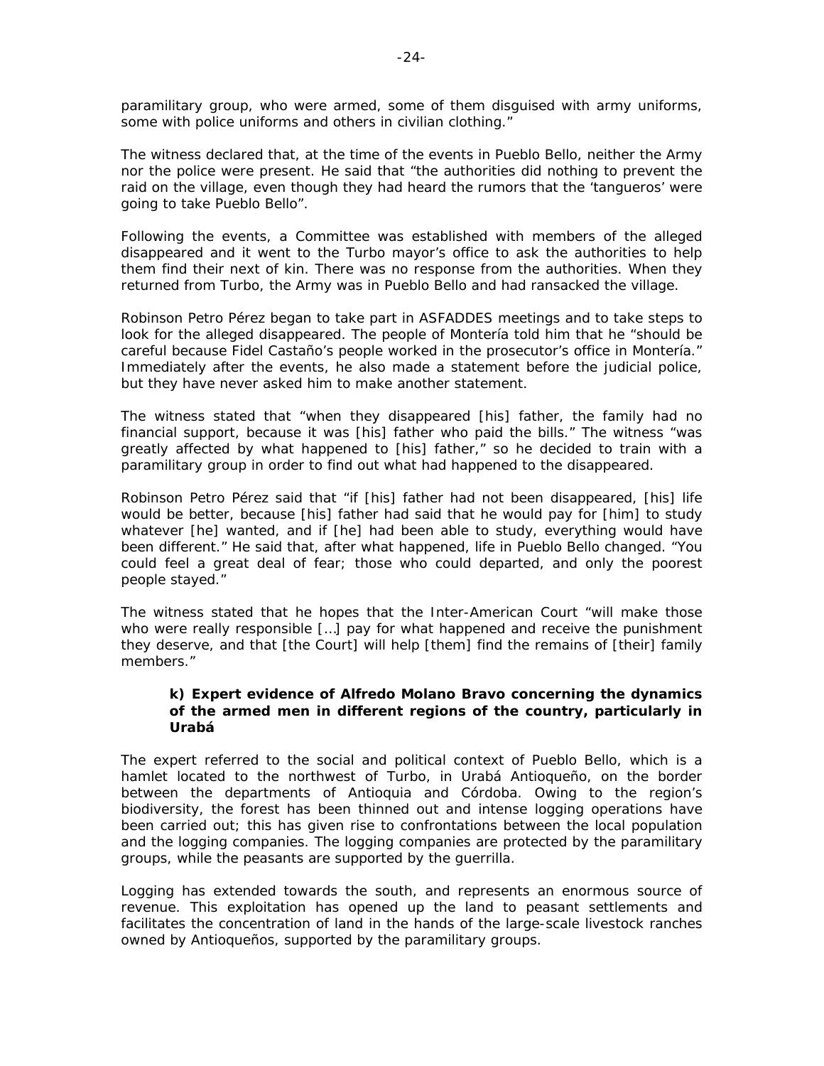paramilitary group, who were armed, some of them disguised with army uniforms, some with police uniforms and others in civilian clothing."

The witness declared that, at the time of the events in Pueblo Bello, neither the Army nor the police were present. He said that "the authorities did nothing to prevent the raid on the village, even though they had heard the rumors that the 'tangueros' were going to take Pueblo Bello".

Following the events, a Committee was established with members of the alleged disappeared and it went to the Turbo mayor's office to ask the authorities to help them find their next of kin. There was no response from the authorities. When they returned from Turbo, the Army was in Pueblo Bello and had ransacked the village.

Robinson Petro Pérez began to take part in ASFADDES meetings and to take steps to look for the alleged disappeared. The people of Montería told him that he "should be careful because Fidel Castaño's people worked in the prosecutor's office in Montería." Immediately after the events, he also made a statement before the judicial police, but they have never asked him to make another statement.

The witness stated that "when they disappeared [his] father, the family had no financial support, because it was [his] father who paid the bills." The witness "was greatly affected by what happened to [his] father," so he decided to train with a paramilitary group in order to find out what had happened to the disappeared.

Robinson Petro Pérez said that "if [his] father had not been disappeared, [his] life would be better, because [his] father had said that he would pay for [him] to study whatever [he] wanted, and if [he] had been able to study, everything would have been different." He said that, after what happened, life in Pueblo Bello changed. "You could feel a great deal of fear; those who could departed, and only the poorest people stayed."

The witness stated that he hopes that the Inter-American Court "will make those who were really responsible […] pay for what happened and receive the punishment they deserve, and that [the Court] will help [them] find the remains of [their] family members."

**k) Expert evidence of Alfredo Molano Bravo concerning the dynamics of the armed men in different regions of the country, particularly in Urabá**

The expert referred to the social and political context of Pueblo Bello, which is a hamlet located to the northwest of Turbo, in Urabá Antioqueño, on the border between the departments of Antioquia and Córdoba. Owing to the region's biodiversity, the forest has been thinned out and intense logging operations have been carried out; this has given rise to confrontations between the local population and the logging companies. The logging companies are protected by the paramilitary groups, while the peasants are supported by the guerrilla.

Logging has extended towards the south, and represents an enormous source of revenue. This exploitation has opened up the land to peasant settlements and facilitates the concentration of land in the hands of the large-scale livestock ranches owned by Antioqueños, supported by the paramilitary groups.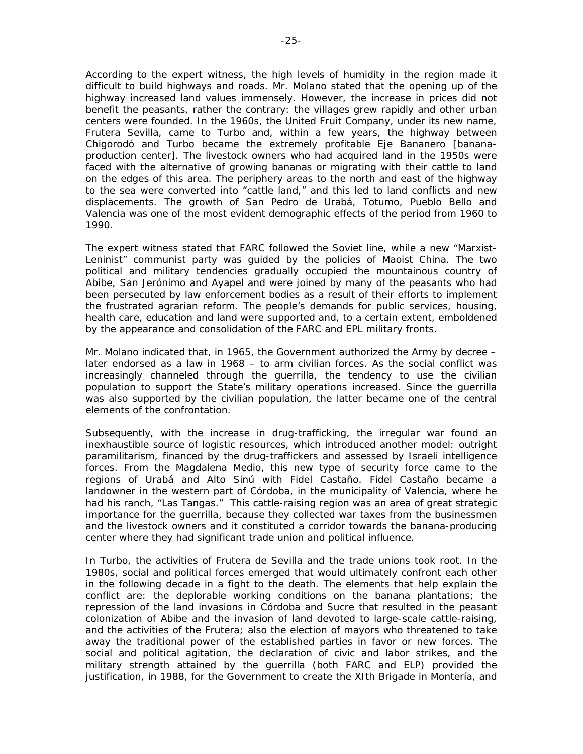According to the expert witness, the high levels of humidity in the region made it difficult to build highways and roads. Mr. Molano stated that the opening up of the highway increased land values immensely. However, the increase in prices did not benefit the peasants, rather the contrary: the villages grew rapidly and other urban centers were founded. In the 1960s, the United Fruit Company, under its new name, Frutera Sevilla, came to Turbo and, within a few years, the highway between Chigorodó and Turbo became the extremely profitable Eje Bananero [banana-production center]. The livestock owners who had acquired land in the 1950s were faced with the alternative of growing bananas or migrating with their cattle to land on the edges of this area. The periphery areas to the north and east of the highway to the sea were converted into "cattle land," and this led to land conflicts and new displacements. The growth of San Pedro de Urabá, Totumo, Pueblo Bello and Valencia was one of the most evident demographic effects of the period from 1960 to 1990.

The expert witness stated that FARC followed the Soviet line, while a new "Marxist-Leninist" communist party was guided by the policies of Maoist China. The two political and military tendencies gradually occupied the mountainous country of Abibe, San Jerónimo and Ayapel and were joined by many of the peasants who had been persecuted by law enforcement bodies as a result of their efforts to implement the frustrated agrarian reform. The people's demands for public services, housing, health care, education and land were supported and, to a certain extent, emboldened by the appearance and consolidation of the FARC and EPL military fronts.

Mr. Molano indicated that, in 1965, the Government authorized the Army by decree – later endorsed as a law in 1968 – to arm civilian forces. As the social conflict was increasingly channeled through the guerrilla, the tendency to use the civilian population to support the State's military operations increased. Since the guerrilla was also supported by the civilian population, the latter became one of the central elements of the confrontation.

Subsequently, with the increase in drug-trafficking, the irregular war found an inexhaustible source of logistic resources, which introduced another model: outright paramilitarism, financed by the drug-traffickers and assessed by Israeli intelligence forces. From the Magdalena Medio, this new type of security force came to the regions of Urabá and Alto Sinú with Fidel Castaño. Fidel Castaño became a landowner in the western part of Córdoba, in the municipality of Valencia, where he had his ranch, "Las Tangas." This cattle-raising region was an area of great strategic importance for the guerrilla, because they collected war taxes from the businessmen and the livestock owners and it constituted a corridor towards the banana-producing center where they had significant trade union and political influence.

In Turbo, the activities of Frutera de Sevilla and the trade unions took root. In the 1980s, social and political forces emerged that would ultimately confront each other in the following decade in a fight to the death. The elements that help explain the conflict are: the deplorable working conditions on the banana plantations; the repression of the land invasions in Córdoba and Sucre that resulted in the peasant colonization of Abibe and the invasion of land devoted to large-scale cattle-raising, and the activities of the Frutera; also the election of mayors who threatened to take away the traditional power of the established parties in favor or new forces. The social and political agitation, the declaration of civic and labor strikes, and the military strength attained by the guerrilla (both FARC and ELP) provided the justification, in 1988, for the Government to create the XIth Brigade in Montería, and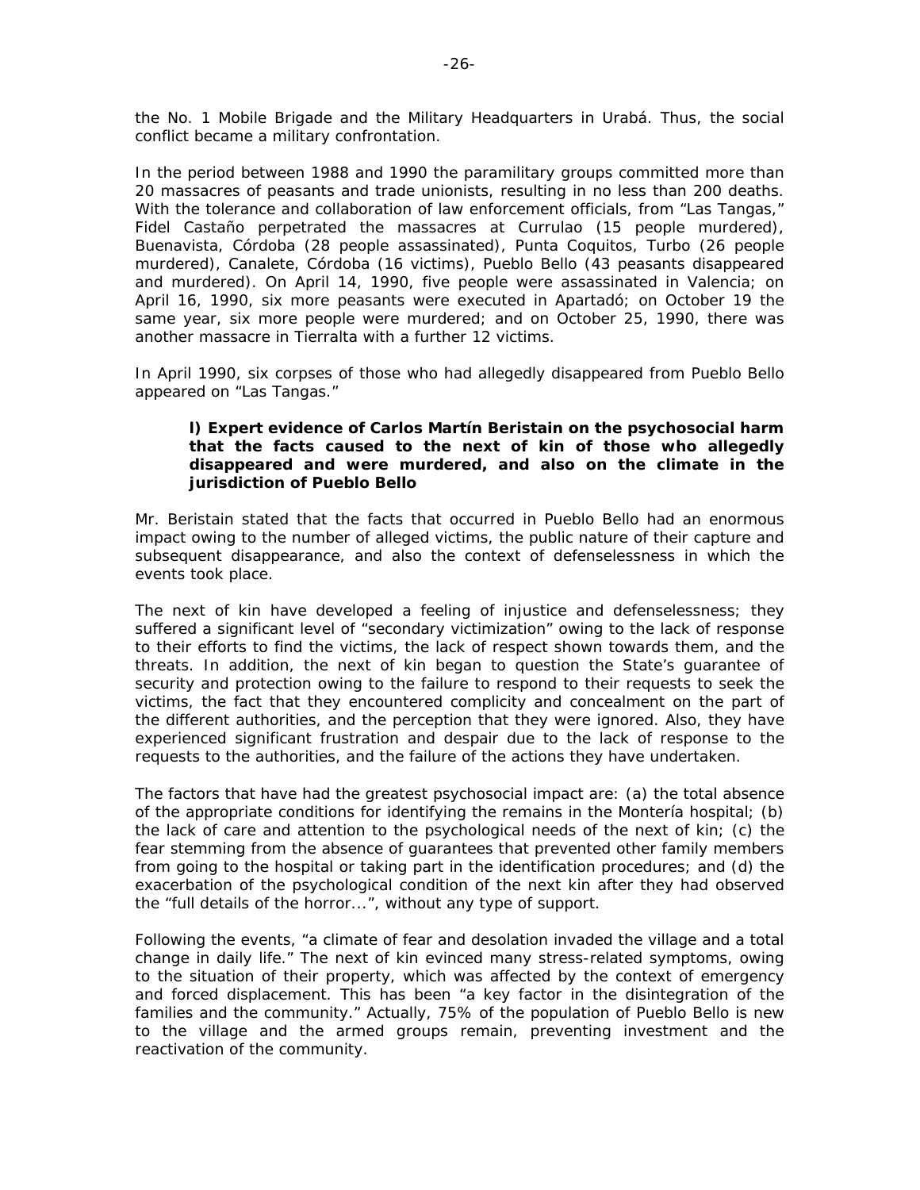the No. 1 Mobile Brigade and the Military Headquarters in Urabá. Thus, the social conflict became a military confrontation.

In the period between 1988 and 1990 the paramilitary groups committed more than 20 massacres of peasants and trade unionists, resulting in no less than 200 deaths. With the tolerance and collaboration of law enforcement officials, from "Las Tangas," Fidel Castaño perpetrated the massacres at Currulao (15 people murdered), Buenavista, Córdoba (28 people assassinated), Punta Coquitos, Turbo (26 people murdered), Canalete, Córdoba (16 victims), Pueblo Bello (43 peasants disappeared and murdered). On April 14, 1990, five people were assassinated in Valencia; on April 16, 1990, six more peasants were executed in Apartadó; on October 19 the same year, six more people were murdered; and on October 25, 1990, there was another massacre in Tierralta with a further 12 victims.

In April 1990, six corpses of those who had allegedly disappeared from Pueblo Bello appeared on "Las Tangas."

**l) Expert evidence of Carlos Martín Beristain on the psychosocial harm that the facts caused to the next of kin of those who allegedly disappeared and were murdered, and also on the climate in the jurisdiction of Pueblo Bello**

Mr. Beristain stated that the facts that occurred in Pueblo Bello had an enormous impact owing to the number of alleged victims, the public nature of their capture and subsequent disappearance, and also the context of defenselessness in which the events took place.

The next of kin have developed a feeling of injustice and defenselessness; they suffered a significant level of "secondary victimization" owing to the lack of response to their efforts to find the victims, the lack of respect shown towards them, and the threats. In addition, the next of kin began to question the State's guarantee of security and protection owing to the failure to respond to their requests to seek the victims, the fact that they encountered complicity and concealment on the part of the different authorities, and the perception that they were ignored. Also, they have experienced significant frustration and despair due to the lack of response to the requests to the authorities, and the failure of the actions they have undertaken.

The factors that have had the greatest psychosocial impact are: (a) the total absence of the appropriate conditions for identifying the remains in the Montería hospital; (b) the lack of care and attention to the psychological needs of the next of kin; (c) the fear stemming from the absence of guarantees that prevented other family members from going to the hospital or taking part in the identification procedures; and (d) the exacerbation of the psychological condition of the next kin after they had observed the "full details of the horror...", without any type of support.

Following the events, "a climate of fear and desolation invaded the village and a total change in daily life." The next of kin evinced many stress-related symptoms, owing to the situation of their property, which was affected by the context of emergency and forced displacement. This has been "a key factor in the disintegration of the families and the community." Actually, 75% of the population of Pueblo Bello is new to the village and the armed groups remain, preventing investment and the reactivation of the community.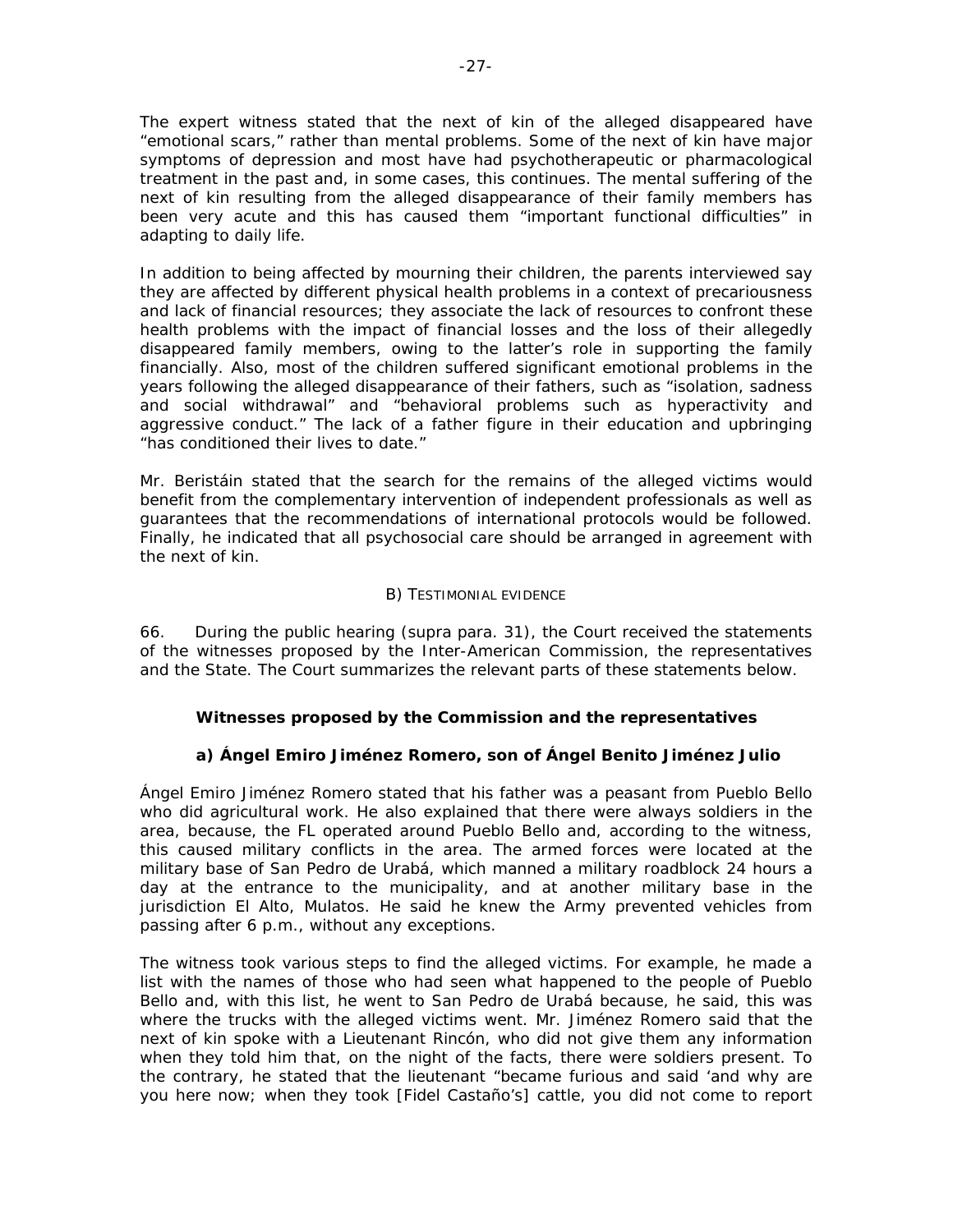The expert witness stated that the next of kin of the alleged disappeared have "emotional scars," rather than mental problems. Some of the next of kin have major symptoms of depression and most have had psychotherapeutic or pharmacological treatment in the past and, in some cases, this continues. The mental suffering of the next of kin resulting from the alleged disappearance of their family members has been very acute and this has caused them "important functional difficulties" in adapting to daily life.

In addition to being affected by mourning their children, the parents interviewed say they are affected by different physical health problems in a context of precariousness and lack of financial resources; they associate the lack of resources to confront these health problems with the impact of financial losses and the loss of their allegedly disappeared family members, owing to the latter's role in supporting the family financially. Also, most of the children suffered significant emotional problems in the years following the alleged disappearance of their fathers, such as "isolation, sadness and social withdrawal" and "behavioral problems such as hyperactivity and aggressive conduct." The lack of a father figure in their education and upbringing "has conditioned their lives to date."

Mr. Beristáin stated that the search for the remains of the alleged victims would benefit from the complementary intervention of independent professionals as well as guarantees that the recommendations of international protocols would be followed. Finally, he indicated that all psychosocial care should be arranged in agreement with the next of kin.

B) TESTIMONIAL EVIDENCE

66. During the public hearing (supra para. 31), the Court received the statements of the witnesses proposed by the Inter-American Commission, the representatives and the State. The Court summarizes the relevant parts of these statements below.

**Witnesses proposed by the Commission and the representatives**

**a) Ángel Emiro Jiménez Romero, son of Ángel Benito Jiménez Julio**

Ángel Emiro Jiménez Romero stated that his father was a peasant from Pueblo Bello who did agricultural work. He also explained that there were always soldiers in the area, because, the FL operated around Pueblo Bello and, according to the witness, this caused military conflicts in the area. The armed forces were located at the military base of San Pedro de Urabá, which manned a military roadblock 24 hours a day at the entrance to the municipality, and at another military base in the jurisdiction El Alto, Mulatos. He said he knew the Army prevented vehicles from passing after 6 p.m., without any exceptions.

The witness took various steps to find the alleged victims. For example, he made a list with the names of those who had seen what happened to the people of Pueblo Bello and, with this list, he went to San Pedro de Urabá because, he said, this was where the trucks with the alleged victims went. Mr. Jiménez Romero said that the next of kin spoke with a Lieutenant Rincón, who did not give them any information when they told him that, on the night of the facts, there were soldiers present. To the contrary, he stated that the lieutenant "became furious and said 'and why are you here now; when they took [Fidel Castaño's] cattle, you did not come to report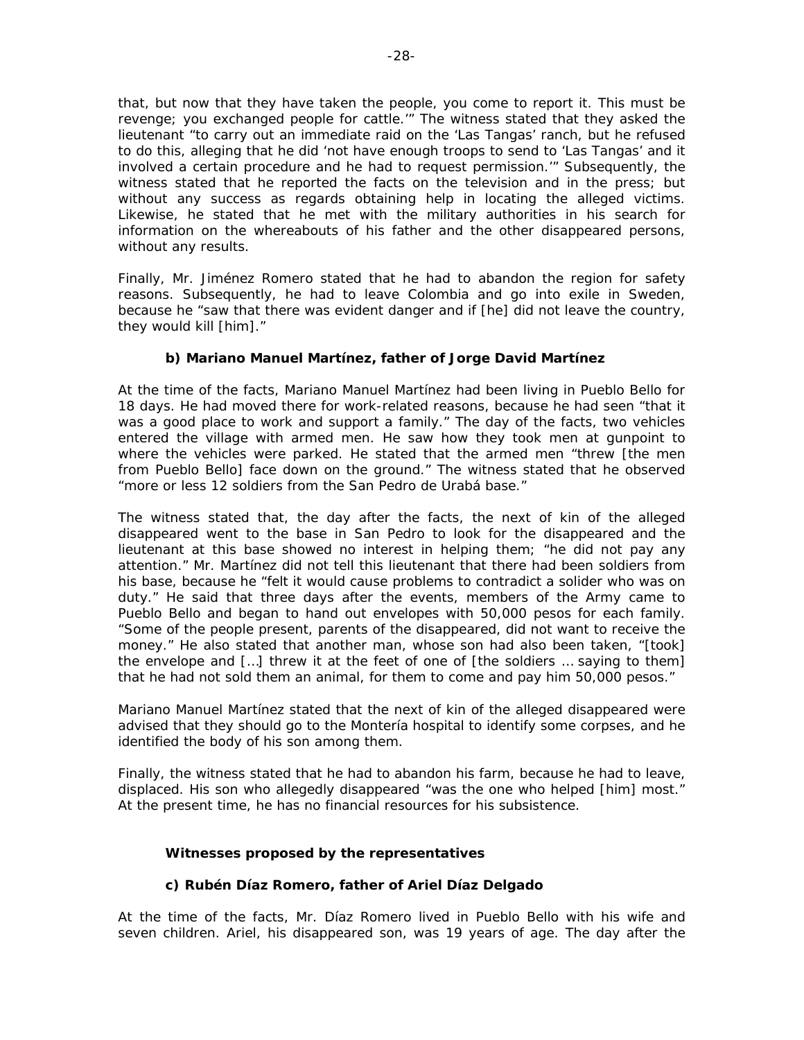that, but now that they have taken the people, you come to report it. This must be revenge; you exchanged people for cattle.'" The witness stated that they asked the lieutenant "to carry out an immediate raid on the 'Las Tangas' ranch, but he refused to do this, alleging that he did 'not have enough troops to send to 'Las Tangas' and it involved a certain procedure and he had to request permission.'" Subsequently, the witness stated that he reported the facts on the television and in the press; but without any success as regards obtaining help in locating the alleged victims. Likewise, he stated that he met with the military authorities in his search for information on the whereabouts of his father and the other disappeared persons, without any results.

Finally, Mr. Jiménez Romero stated that he had to abandon the region for safety reasons. Subsequently, he had to leave Colombia and go into exile in Sweden, because he "saw that there was evident danger and if [he] did not leave the country, they would kill [him]."

**b) Mariano Manuel Martínez, father of Jorge David Martínez**

At the time of the facts, Mariano Manuel Martínez had been living in Pueblo Bello for 18 days. He had moved there for work-related reasons, because he had seen "that it was a good place to work and support a family." The day of the facts, two vehicles entered the village with armed men. He saw how they took men at gunpoint to where the vehicles were parked. He stated that the armed men "threw [the men from Pueblo Bello] face down on the ground." The witness stated that he observed "more or less 12 soldiers from the San Pedro de Urabá base."

The witness stated that, the day after the facts, the next of kin of the alleged disappeared went to the base in San Pedro to look for the disappeared and the lieutenant at this base showed no interest in helping them; "he did not pay any attention." Mr. Martínez did not tell this lieutenant that there had been soldiers from his base, because he "felt it would cause problems to contradict a solider who was on duty." He said that three days after the events, members of the Army came to Pueblo Bello and began to hand out envelopes with 50,000 pesos for each family. "Some of the people present, parents of the disappeared, did not want to receive the money." He also stated that another man, whose son had also been taken, "[took] the envelope and […] threw it at the feet of one of [the soldiers … saying to them] that he had not sold them an animal, for them to come and pay him 50,000 pesos."

Mariano Manuel Martínez stated that the next of kin of the alleged disappeared were advised that they should go to the Montería hospital to identify some corpses, and he identified the body of his son among them.

Finally, the witness stated that he had to abandon his farm, because he had to leave, displaced. His son who allegedly disappeared "was the one who helped [him] most." At the present time, he has no financial resources for his subsistence.

**Witnesses proposed by the representatives**

**c) Rubén Díaz Romero, father of Ariel Díaz Delgado**

At the time of the facts, Mr. Díaz Romero lived in Pueblo Bello with his wife and seven children. Ariel, his disappeared son, was 19 years of age. The day after the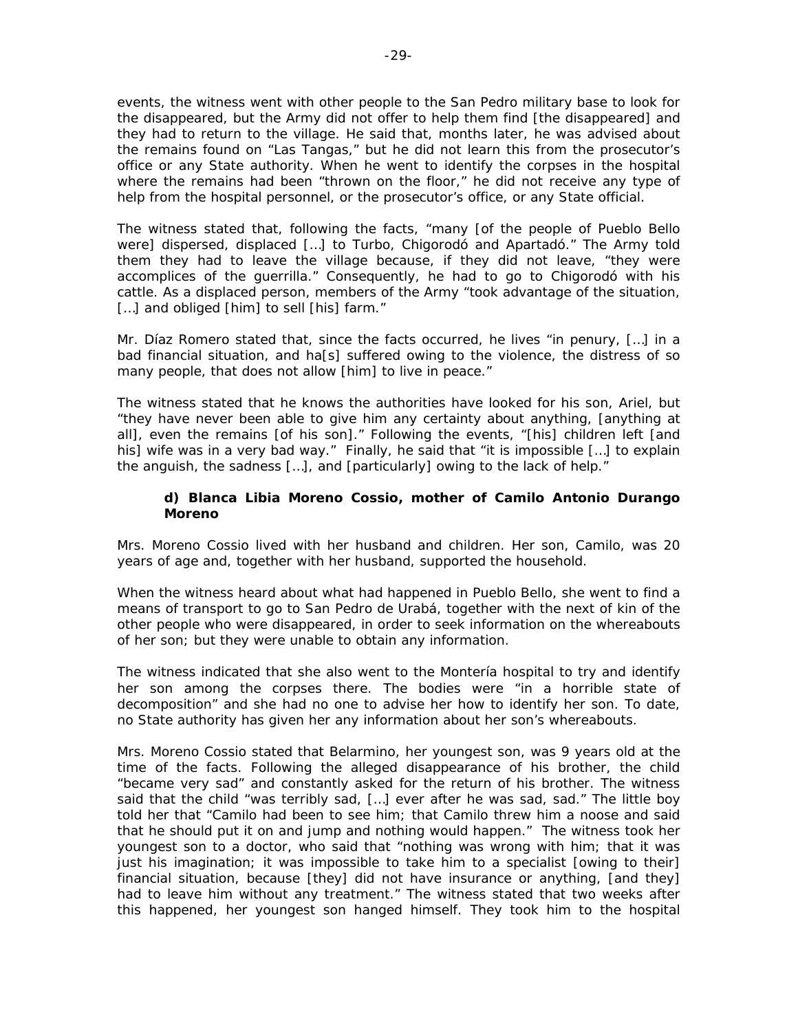events, the witness went with other people to the San Pedro military base to look for the disappeared, but the Army did not offer to help them find [the disappeared] and they had to return to the village. He said that, months later, he was advised about the remains found on "Las Tangas," but he did not learn this from the prosecutor's office or any State authority. When he went to identify the corpses in the hospital where the remains had been "thrown on the floor," he did not receive any type of help from the hospital personnel, or the prosecutor's office, or any State official.

The witness stated that, following the facts, "many [of the people of Pueblo Bello were] dispersed, displaced […] to Turbo, Chigorodó and Apartadó." The Army told them they had to leave the village because, if they did not leave, "they were accomplices of the guerrilla." Consequently, he had to go to Chigorodó with his cattle. As a displaced person, members of the Army "took advantage of the situation, […] and obliged [him] to sell [his] farm."

Mr. Díaz Romero stated that, since the facts occurred, he lives "in penury, […] in a bad financial situation, and ha[s] suffered owing to the violence, the distress of so many people, that does not allow [him] to live in peace."

The witness stated that he knows the authorities have looked for his son, Ariel, but "they have never been able to give him any certainty about anything, [anything at all], even the remains [of his son]." Following the events, "[his] children left [and his] wife was in a very bad way." Finally, he said that "it is impossible […] to explain the anguish, the sadness […], and [particularly] owing to the lack of help."

#### d) Blanca Libia Moreno Cossio, mother of Camilo Antonio Durango Moreno

Mrs. Moreno Cossio lived with her husband and children. Her son, Camilo, was 20 years of age and, together with her husband, supported the household.

When the witness heard about what had happened in Pueblo Bello, she went to find a means of transport to go to San Pedro de Urabá, together with the next of kin of the other people who were disappeared, in order to seek information on the whereabouts of her son; but they were unable to obtain any information.

The witness indicated that she also went to the Montería hospital to try and identify her son among the corpses there. The bodies were "in a horrible state of decomposition" and she had no one to advise her how to identify her son. To date, no State authority has given her any information about her son's whereabouts.

Mrs. Moreno Cossio stated that Belarmino, her youngest son, was 9 years old at the time of the facts. Following the alleged disappearance of his brother, the child "became very sad" and constantly asked for the return of his brother. The witness said that the child "was terribly sad, […] ever after he was sad, sad." The little boy told her that "Camilo had been to see him; that Camilo threw him a noose and said that he should put it on and jump and nothing would happen." The witness took her youngest son to a doctor, who said that "nothing was wrong with him; that it was just his imagination; it was impossible to take him to a specialist [owing to their] financial situation, because [they] did not have insurance or anything, [and they] had to leave him without any treatment." The witness stated that two weeks after this happened, her youngest son hanged himself. They took him to the hospital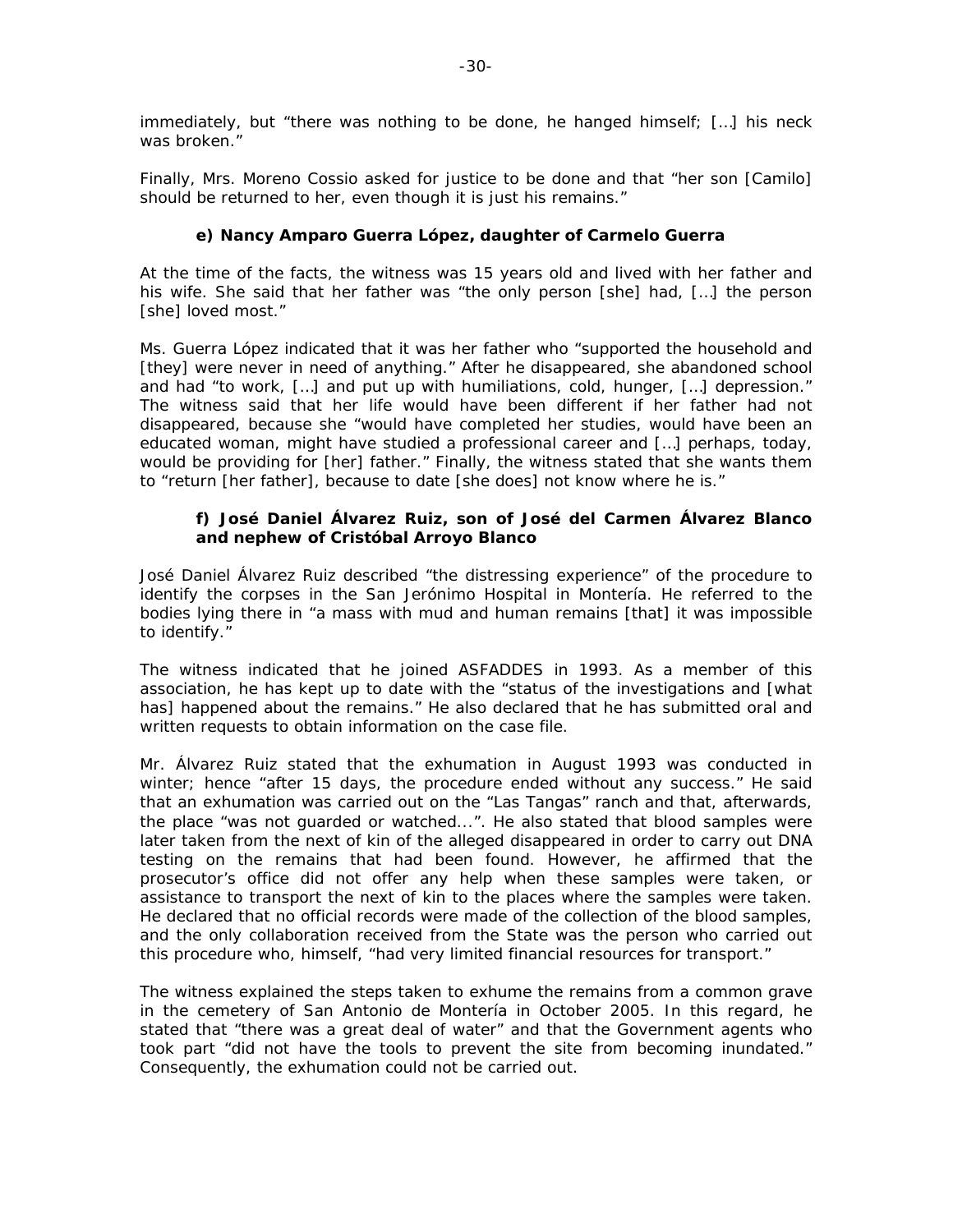immediately, but "there was nothing to be done, he hanged himself; […] his neck was broken."

Finally, Mrs. Moreno Cossio asked for justice to be done and that "her son [Camilo] should be returned to her, even though it is just his remains."

**e) Nancy Amparo Guerra López, daughter of Carmelo Guerra**

At the time of the facts, the witness was 15 years old and lived with her father and his wife. She said that her father was "the only person [she] had, […] the person [she] loved most."

Ms. Guerra López indicated that it was her father who "supported the household and [they] were never in need of anything." After he disappeared, she abandoned school and had "to work, […] and put up with humiliations, cold, hunger, […] depression." The witness said that her life would have been different if her father had not disappeared, because she "would have completed her studies, would have been an educated woman, might have studied a professional career and […] perhaps, today, would be providing for [her] father." Finally, the witness stated that she wants them to "return [her father], because to date [she does] not know where he is."

**f) José Daniel Álvarez Ruiz, son of José del Carmen Álvarez Blanco and nephew of Cristóbal Arroyo Blanco**

José Daniel Álvarez Ruiz described "the distressing experience" of the procedure to identify the corpses in the San Jerónimo Hospital in Montería. He referred to the bodies lying there in "a mass with mud and human remains [that] it was impossible to identify."

The witness indicated that he joined ASFADDES in 1993. As a member of this association, he has kept up to date with the "status of the investigations and [what has] happened about the remains." He also declared that he has submitted oral and written requests to obtain information on the case file.

Mr. Álvarez Ruiz stated that the exhumation in August 1993 was conducted in winter; hence "after 15 days, the procedure ended without any success." He said that an exhumation was carried out on the "Las Tangas" ranch and that, afterwards, the place "was not guarded or watched...". He also stated that blood samples were later taken from the next of kin of the alleged disappeared in order to carry out DNA testing on the remains that had been found. However, he affirmed that the prosecutor's office did not offer any help when these samples were taken, or assistance to transport the next of kin to the places where the samples were taken. He declared that no official records were made of the collection of the blood samples, and the only collaboration received from the State was the person who carried out this procedure who, himself, "had very limited financial resources for transport."

The witness explained the steps taken to exhume the remains from a common grave in the cemetery of San Antonio de Montería in October 2005. In this regard, he stated that "there was a great deal of water" and that the Government agents who took part "did not have the tools to prevent the site from becoming inundated." Consequently, the exhumation could not be carried out.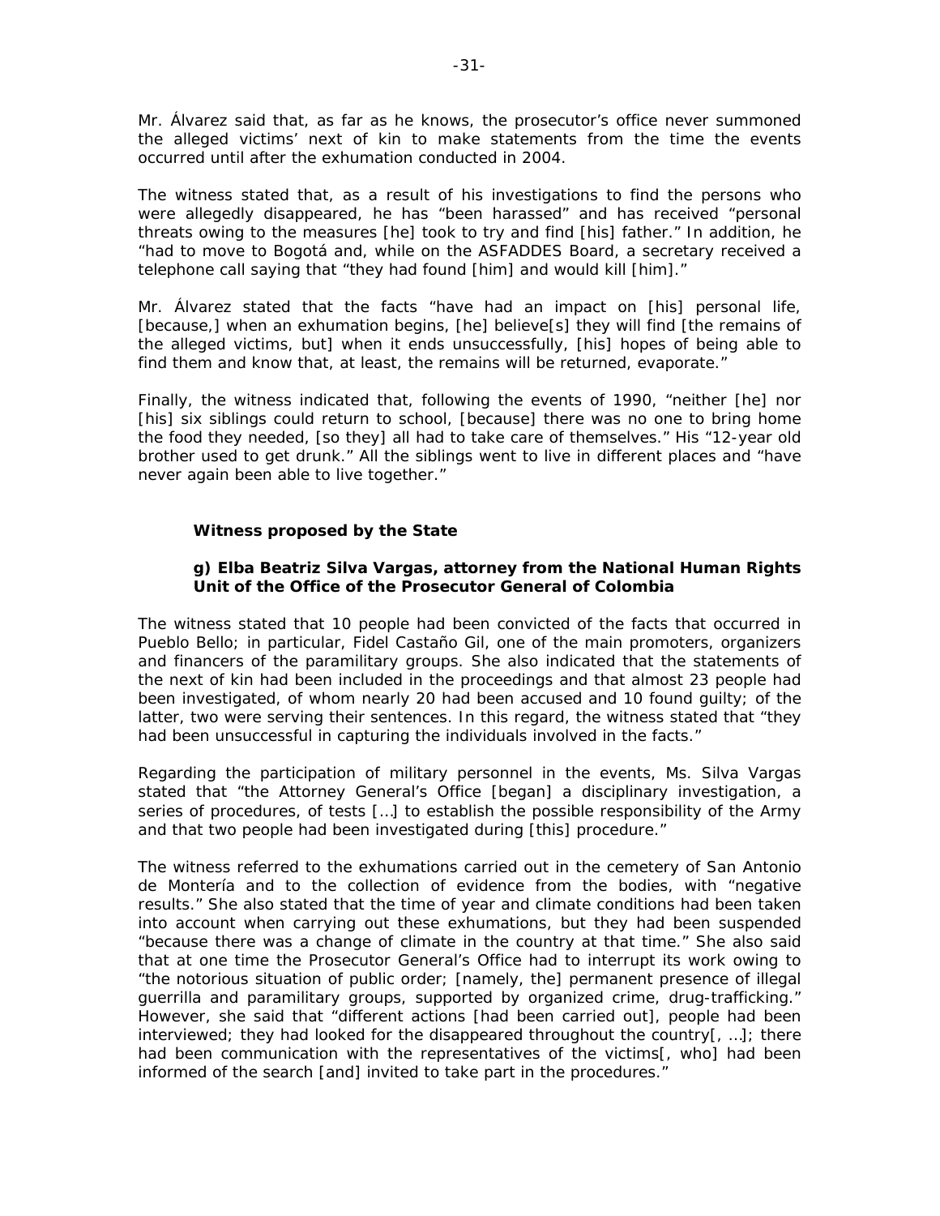Mr. Álvarez said that, as far as he knows, the prosecutor's office never summoned the alleged victims' next of kin to make statements from the time the events occurred until after the exhumation conducted in 2004.

The witness stated that, as a result of his investigations to find the persons who were allegedly disappeared, he has "been harassed" and has received "personal threats owing to the measures [he] took to try and find [his] father." In addition, he "had to move to Bogotá and, while on the ASFADDES Board, a secretary received a telephone call saying that "they had found [him] and would kill [him]."

Mr. Álvarez stated that the facts "have had an impact on [his] personal life, [because,] when an exhumation begins, [he] believe[s] they will find [the remains of the alleged victims, but] when it ends unsuccessfully, [his] hopes of being able to find them and know that, at least, the remains will be returned, evaporate."

Finally, the witness indicated that, following the events of 1990, "neither [he] nor [his] six siblings could return to school, [because] there was no one to bring home the food they needed, [so they] all had to take care of themselves." His "12-year old brother used to get drunk." All the siblings went to live in different places and "have never again been able to live together."

**Witness proposed by the State**

**g) Elba Beatriz Silva Vargas, attorney from the National Human Rights Unit of the Office of the Prosecutor General of Colombia**

The witness stated that 10 people had been convicted of the facts that occurred in Pueblo Bello; in particular, Fidel Castaño Gil, one of the main promoters, organizers and financers of the paramilitary groups. She also indicated that the statements of the next of kin had been included in the proceedings and that almost 23 people had been investigated, of whom nearly 20 had been accused and 10 found guilty; of the latter, two were serving their sentences. In this regard, the witness stated that "they had been unsuccessful in capturing the individuals involved in the facts."

Regarding the participation of military personnel in the events, Ms. Silva Vargas stated that "the Attorney General's Office [began] a disciplinary investigation, a series of procedures, of tests […] to establish the possible responsibility of the Army and that two people had been investigated during [this] procedure."

The witness referred to the exhumations carried out in the cemetery of San Antonio de Montería and to the collection of evidence from the bodies, with "negative results." She also stated that the time of year and climate conditions had been taken into account when carrying out these exhumations, but they had been suspended "because there was a change of climate in the country at that time." She also said that at one time the Prosecutor General's Office had to interrupt its work owing to "the notorious situation of public order; [namely, the] permanent presence of illegal guerrilla and paramilitary groups, supported by organized crime, drug-trafficking." However, she said that "different actions [had been carried out], people had been interviewed; they had looked for the disappeared throughout the country[, …]; there had been communication with the representatives of the victims[, who] had been informed of the search [and] invited to take part in the procedures."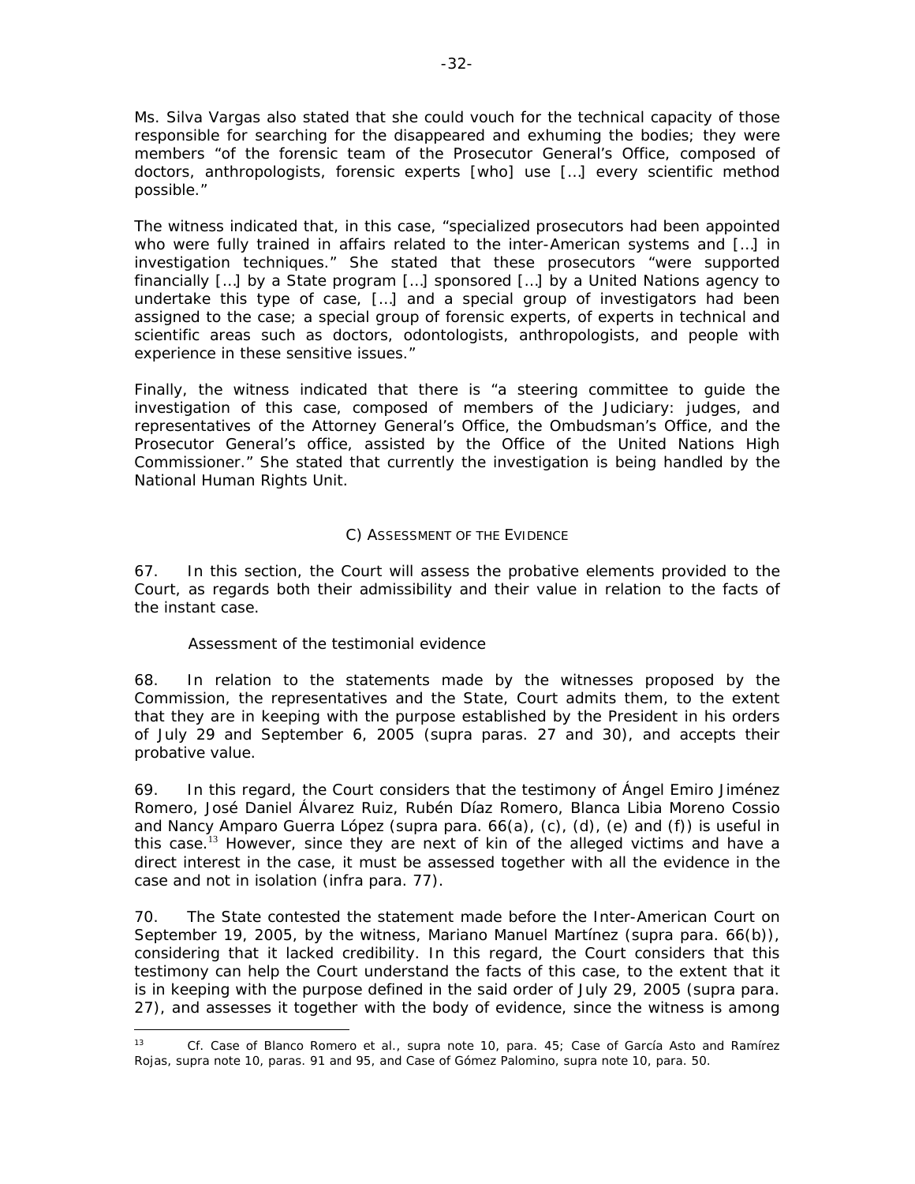Ms. Silva Vargas also stated that she could vouch for the technical capacity of those responsible for searching for the disappeared and exhuming the bodies; they were members "of the forensic team of the Prosecutor General's Office, composed of doctors, anthropologists, forensic experts [who] use […] every scientific method possible."

The witness indicated that, in this case, "specialized prosecutors had been appointed who were fully trained in affairs related to the inter-American systems and […] in investigation techniques." She stated that these prosecutors "were supported financially […] by a State program […] sponsored […] by a United Nations agency to undertake this type of case, […] and a special group of investigators had been assigned to the case; a special group of forensic experts, of experts in technical and scientific areas such as doctors, odontologists, anthropologists, and people with experience in these sensitive issues."

Finally, the witness indicated that there is "a steering committee to guide the investigation of this case, composed of members of the Judiciary: judges, and representatives of the Attorney General's Office, the Ombudsman's Office, and the Prosecutor General's office, assisted by the Office of the United Nations High Commissioner." She stated that currently the investigation is being handled by the National Human Rights Unit.

## C) Assessment of the Evidence

67. In this section, the Court will assess the probative elements provided to the Court, as regards both their admissibility and their value in relation to the facts of the instant case.

### *Assessment of the testimonial evidence*

68. In relation to the statements made by the witnesses proposed by the Commission, the representatives and the State, Court admits them, to the extent that they are in keeping with the purpose established by the President in his orders of July 29 and September 6, 2005 (*supra* paras. 27 and 30), and accepts their probative value.

69. In this regard, the Court considers that the testimony of Ángel Emiro Jiménez Romero, José Daniel Álvarez Ruiz, Rubén Díaz Romero, Blanca Libia Moreno Cossio and Nancy Amparo Guerra López (*supra* para. 66(a), (c), (d), (e) and (f)) is useful in this case.[13] However, since they are next of kin of the alleged victims and have a direct interest in the case, it must be assessed together with all the evidence in the case and not in isolation (*infra* para. 77).

70. The State contested the statement made before the Inter-American Court on September 19, 2005, by the witness, Mariano Manuel Martínez (*supra* para. 66(b)), considering that it lacked credibility. In this regard, the Court considers that this testimony can help the Court understand the facts of this case, to the extent that it is in keeping with the purpose defined in the said order of July 29, 2005 (*supra* para. 27), and assesses it together with the body of evidence, since the witness is among

---

[13] *Cf. Case of Blanco Romero et al.*, *supra* note 10, para. 45; *Case of García Asto and Ramírez Rojas*, *supra* note 10, paras. 91 and 95, and *Case of Gómez Palomino*, *supra* note 10, para. 50.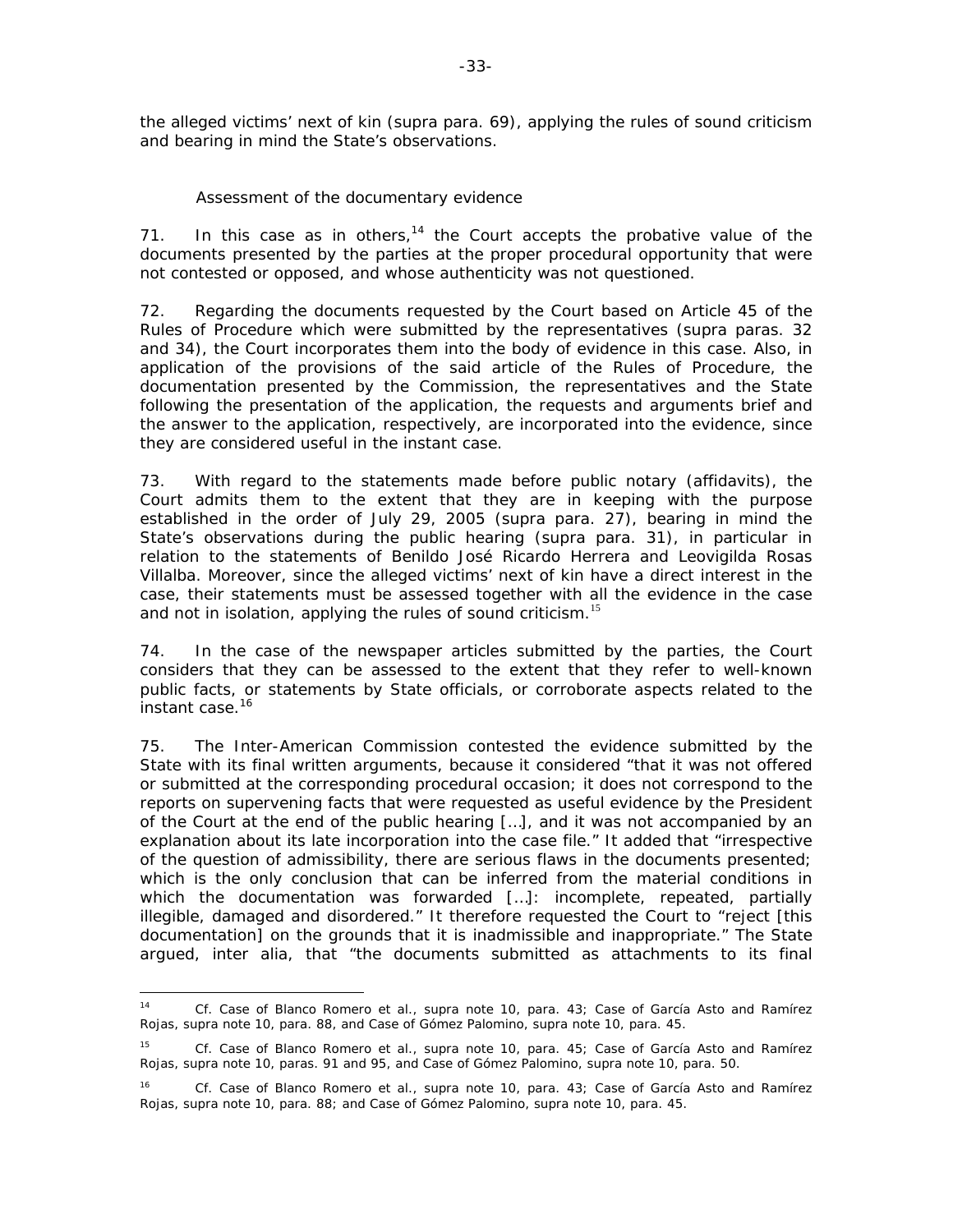the alleged victims' next of kin (supra para. 69), applying the rules of sound criticism and bearing in mind the State's observations.

*Assessment of the documentary evidence*

71. In this case as in others,[14] the Court accepts the probative value of the documents presented by the parties at the proper procedural opportunity that were not contested or opposed, and whose authenticity was not questioned.

72. Regarding the documents requested by the Court based on Article 45 of the Rules of Procedure which were submitted by the representatives (*supra* paras. 32 and 34), the Court incorporates them into the body of evidence in this case. Also, in application of the provisions of the said article of the Rules of Procedure, the documentation presented by the Commission, the representatives and the State following the presentation of the application, the requests and arguments brief and the answer to the application, respectively, are incorporated into the evidence, since they are considered useful in the instant case.

73. With regard to the statements made before public notary (affidavits), the Court admits them to the extent that they are in keeping with the purpose established in the order of July 29, 2005 (*supra* para. 27), bearing in mind the State's observations during the public hearing (*supra* para. 31), in particular in relation to the statements of Benildo José Ricardo Herrera and Leovigilda Rosas Villalba. Moreover, since the alleged victims' next of kin have a direct interest in the case, their statements must be assessed together with all the evidence in the case and not in isolation, applying the rules of sound criticism.[15]

74. In the case of the newspaper articles submitted by the parties, the Court considers that they can be assessed to the extent that they refer to well-known public facts, or statements by State officials, or corroborate aspects related to the instant case.[16]

75. The Inter-American Commission contested the evidence submitted by the State with its final written arguments, because it considered "that it was not offered or submitted at the corresponding procedural occasion; it does not correspond to the reports on supervening facts that were requested as useful evidence by the President of the Court at the end of the public hearing […], and it was not accompanied by an explanation about its late incorporation into the case file." It added that "irrespective of the question of admissibility, there are serious flaws in the documents presented; which is the only conclusion that can be inferred from the material conditions in which the documentation was forwarded […]: incomplete, repeated, partially illegible, damaged and disordered." It therefore requested the Court to "reject [this documentation] on the grounds that it is inadmissible and inappropriate." The State argued, *inter alia*, that "the documents submitted as attachments to its final

---

[14] *Cf. Case of Blanco Romero et al., supra* note 10, para. 43; *Case of García Asto and Ramírez Rojas*, *supra* note 10, para. 88, and *Case of Gómez Palomino*, *supra* note 10, para. 45.

[15] *Cf. Case of Blanco Romero et al., supra* note 10, para. 45; *Case of García Asto and Ramírez Rojas*, *supra* note 10, paras. 91 and 95, and *Case of Gómez Palomino*, *supra* note 10, para. 50.

[16] *Cf. Case of Blanco Romero et al., supra* note 10, para. 43; *Case of García Asto and Ramírez Rojas*, *supra* note 10, para. 88; and *Case of Gómez Palomino*, *supra* note 10, para. 45.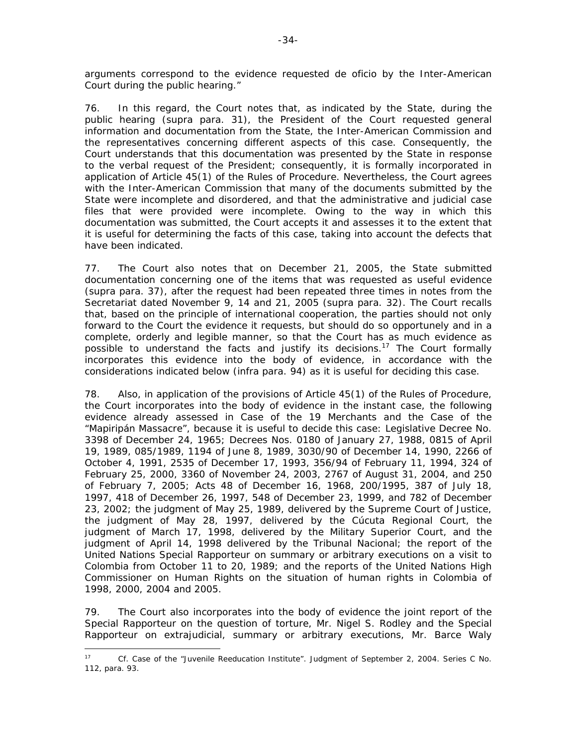arguments correspond to the evidence requested de oficio by the Inter-American Court during the public hearing."

76. In this regard, the Court notes that, as indicated by the State, during the public hearing (supra para. 31), the President of the Court requested general information and documentation from the State, the Inter-American Commission and the representatives concerning different aspects of this case. Consequently, the Court understands that this documentation was presented by the State in response to the verbal request of the President; consequently, it is formally incorporated in application of Article 45(1) of the Rules of Procedure. Nevertheless, the Court agrees with the Inter-American Commission that many of the documents submitted by the State were incomplete and disordered, and that the administrative and judicial case files that were provided were incomplete. Owing to the way in which this documentation was submitted, the Court accepts it and assesses it to the extent that it is useful for determining the facts of this case, taking into account the defects that have been indicated.

77. The Court also notes that on December 21, 2005, the State submitted documentation concerning one of the items that was requested as useful evidence (supra para. 37), after the request had been repeated three times in notes from the Secretariat dated November 9, 14 and 21, 2005 (supra para. 32). The Court recalls that, based on the principle of international cooperation, the parties should not only forward to the Court the evidence it requests, but should do so opportunely and in a complete, orderly and legible manner, so that the Court has as much evidence as possible to understand the facts and justify its decisions.[17] The Court formally incorporates this evidence into the body of evidence, in accordance with the considerations indicated below (infra para. 94) as it is useful for deciding this case.

78. Also, in application of the provisions of Article 45(1) of the Rules of Procedure, the Court incorporates into the body of evidence in the instant case, the following evidence already assessed in Case of the 19 Merchants and the Case of the "Mapiripán Massacre", because it is useful to decide this case: Legislative Decree No. 3398 of December 24, 1965; Decrees Nos. 0180 of January 27, 1988, 0815 of April 19, 1989, 085/1989, 1194 of June 8, 1989, 3030/90 of December 14, 1990, 2266 of October 4, 1991, 2535 of December 17, 1993, 356/94 of February 11, 1994, 324 of February 25, 2000, 3360 of November 24, 2003, 2767 of August 31, 2004, and 250 of February 7, 2005; Acts 48 of December 16, 1968, 200/1995, 387 of July 18, 1997, 418 of December 26, 1997, 548 of December 23, 1999, and 782 of December 23, 2002; the judgment of May 25, 1989, delivered by the Supreme Court of Justice, the judgment of May 28, 1997, delivered by the Cúcuta Regional Court, the judgment of March 17, 1998, delivered by the Military Superior Court, and the judgment of April 14, 1998 delivered by the Tribunal Nacional; the report of the United Nations Special Rapporteur on summary or arbitrary executions on a visit to Colombia from October 11 to 20, 1989; and the reports of the United Nations High Commissioner on Human Rights on the situation of human rights in Colombia of 1998, 2000, 2004 and 2005.

79. The Court also incorporates into the body of evidence the joint report of the Special Rapporteur on the question of torture, Mr. Nigel S. Rodley and the Special Rapporteur on extrajudicial, summary or arbitrary executions, Mr. Barce Waly

---

[17] Cf. Case of the "Juvenile Reeducation Institute". Judgment of September 2, 2004. Series C No. 112, para. 93.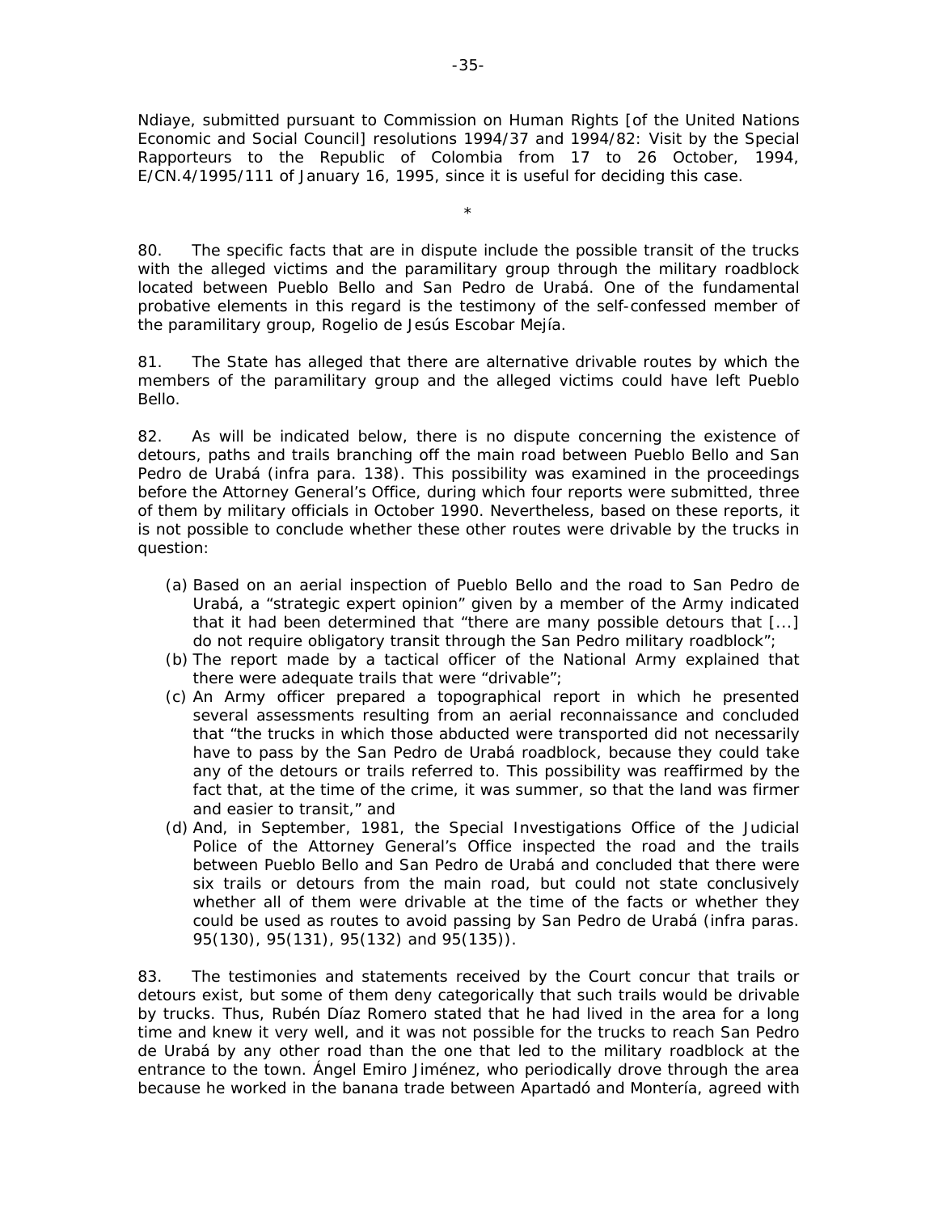Ndiaye, submitted pursuant to Commission on Human Rights [of the United Nations Economic and Social Council] resolutions 1994/37 and 1994/82: Visit by the Special Rapporteurs to the Republic of Colombia from 17 to 26 October, 1994, E/CN.4/1995/111 of January 16, 1995, since it is useful for deciding this case.

*

80. The specific facts that are in dispute include the possible transit of the trucks with the alleged victims and the paramilitary group through the military roadblock located between Pueblo Bello and San Pedro de Urabá. One of the fundamental probative elements in this regard is the testimony of the self-confessed member of the paramilitary group, Rogelio de Jesús Escobar Mejía.

81. The State has alleged that there are alternative drivable routes by which the members of the paramilitary group and the alleged victims could have left Pueblo Bello.

82. As will be indicated below, there is no dispute concerning the existence of detours, paths and trails branching off the main road between Pueblo Bello and San Pedro de Urabá (infra para. 138). This possibility was examined in the proceedings before the Attorney General's Office, during which four reports were submitted, three of them by military officials in October 1990. Nevertheless, based on these reports, it is not possible to conclude whether these other routes were drivable by the trucks in question:

(a) Based on an aerial inspection of Pueblo Bello and the road to San Pedro de Urabá, a "strategic expert opinion" given by a member of the Army indicated that it had been determined that "there are many possible detours that [...] do not require obligatory transit through the San Pedro military roadblock";
(b) The report made by a tactical officer of the National Army explained that there were adequate trails that were "drivable";
(c) An Army officer prepared a topographical report in which he presented several assessments resulting from an aerial reconnaissance and concluded that "the trucks in which those abducted were transported did not necessarily have to pass by the San Pedro de Urabá roadblock, because they could take any of the detours or trails referred to. This possibility was reaffirmed by the fact that, at the time of the crime, it was summer, so that the land was firmer and easier to transit," and
(d) And, in September, 1981, the Special Investigations Office of the Judicial Police of the Attorney General's Office inspected the road and the trails between Pueblo Bello and San Pedro de Urabá and concluded that there were six trails or detours from the main road, but could not state conclusively whether all of them were drivable at the time of the facts or whether they could be used as routes to avoid passing by San Pedro de Urabá (infra paras. 95(130), 95(131), 95(132) and 95(135)).

83. The testimonies and statements received by the Court concur that trails or detours exist, but some of them deny categorically that such trails would be drivable by trucks. Thus, Rubén Díaz Romero stated that he had lived in the area for a long time and knew it very well, and it was not possible for the trucks to reach San Pedro de Urabá by any other road than the one that led to the military roadblock at the entrance to the town. Ángel Emiro Jiménez, who periodically drove through the area because he worked in the banana trade between Apartadó and Montería, agreed with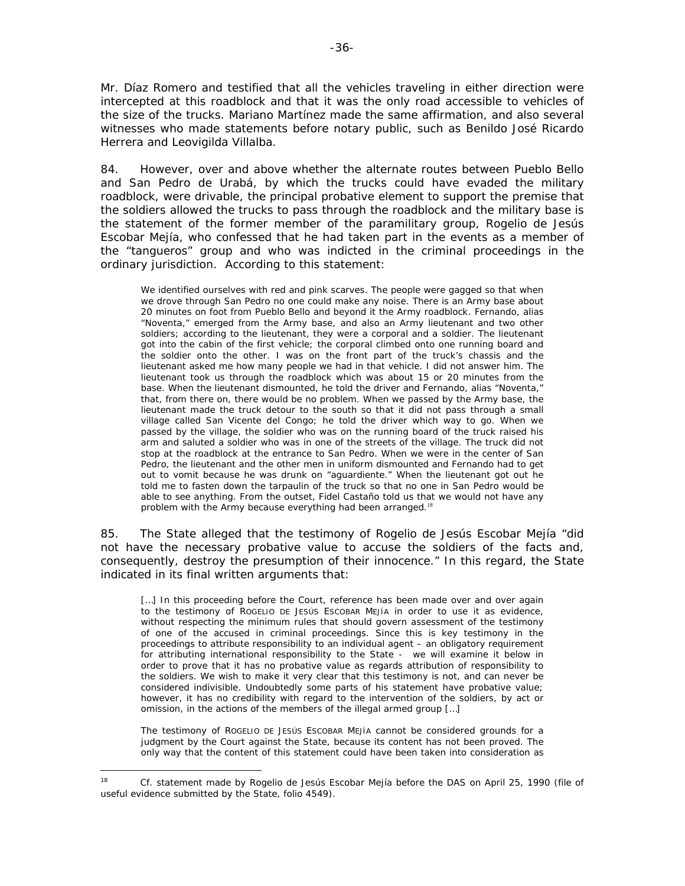Mr. Díaz Romero and testified that all the vehicles traveling in either direction were intercepted at this roadblock and that it was the only road accessible to vehicles of the size of the trucks. Mariano Martínez made the same affirmation, and also several witnesses who made statements before notary public, such as Benildo José Ricardo Herrera and Leovigilda Villalba.

84. However, over and above whether the alternate routes between Pueblo Bello and San Pedro de Urabá, by which the trucks could have evaded the military roadblock, were drivable, the principal probative element to support the premise that the soldiers allowed the trucks to pass through the roadblock and the military base is the statement of the former member of the paramilitary group, Rogelio de Jesús Escobar Mejía, who confessed that he had taken part in the events as a member of the "tangueros" group and who was indicted in the criminal proceedings in the ordinary jurisdiction. According to this statement:

> We identified ourselves with red and pink scarves. The people were gagged so that when we drove through San Pedro no one could make any noise. There is an Army base about 20 minutes on foot from Pueblo Bello and beyond it the Army roadblock. Fernando, alias "Noventa," emerged from the Army base, and also an Army lieutenant and two other soldiers; according to the lieutenant, they were a corporal and a soldier. The lieutenant got into the cabin of the first vehicle; the corporal climbed onto one running board and the soldier onto the other. I was on the front part of the truck's chassis and the lieutenant asked me how many people we had in that vehicle. I did not answer him. The lieutenant took us through the roadblock which was about 15 or 20 minutes from the base. When the lieutenant dismounted, he told the driver and Fernando, alias "Noventa," that, from there on, there would be no problem. When we passed by the Army base, the lieutenant made the truck detour to the south so that it did not pass through a small village called San Vicente del Congo; he told the driver which way to go. When we passed by the village, the soldier who was on the running board of the truck raised his arm and saluted a soldier who was in one of the streets of the village. The truck did not stop at the roadblock at the entrance to San Pedro. When we were in the center of San Pedro, the lieutenant and the other men in uniform dismounted and Fernando had to get out to vomit because he was drunk on "aguardiente." When the lieutenant got out he told me to fasten down the tarpaulin of the truck so that no one in San Pedro would be able to see anything. From the outset, Fidel Castaño told us that we would not have any problem with the Army because everything had been arranged.[18]

85. The State alleged that the testimony of Rogelio de Jesús Escobar Mejía "did not have the necessary probative value to accuse the soldiers of the facts and, consequently, destroy the presumption of their innocence." In this regard, the State indicated in its final written arguments that:

> […] In this proceeding before the Court, reference has been made over and over again to the testimony of ROGELIO DE JESÚS ESCOBAR MEJÍA in order to use it as evidence, without respecting the minimum rules that should govern assessment of the testimony of one of the accused in criminal proceedings. Since this is key testimony in the proceedings to attribute responsibility to an individual agent – an obligatory requirement for attributing international responsibility to the State - we will examine it below in order to prove that it has no probative value as regards attribution of responsibility to the soldiers. We wish to make it very clear that this testimony is not, and can never be considered indivisible. Undoubtedly some parts of his statement have probative value; however, it has no credibility with regard to the intervention of the soldiers, by act or omission, in the actions of the members of the illegal armed group […]
>
> The testimony of ROGELIO DE JESÚS ESCOBAR MEJÍA cannot be considered grounds for a judgment by the Court against the State, because its content has not been proved. The only way that the content of this statement could have been taken into consideration as

[18] Cf. statement made by Rogelio de Jesús Escobar Mejía before the DAS on April 25, 1990 (file of useful evidence submitted by the State, folio 4549).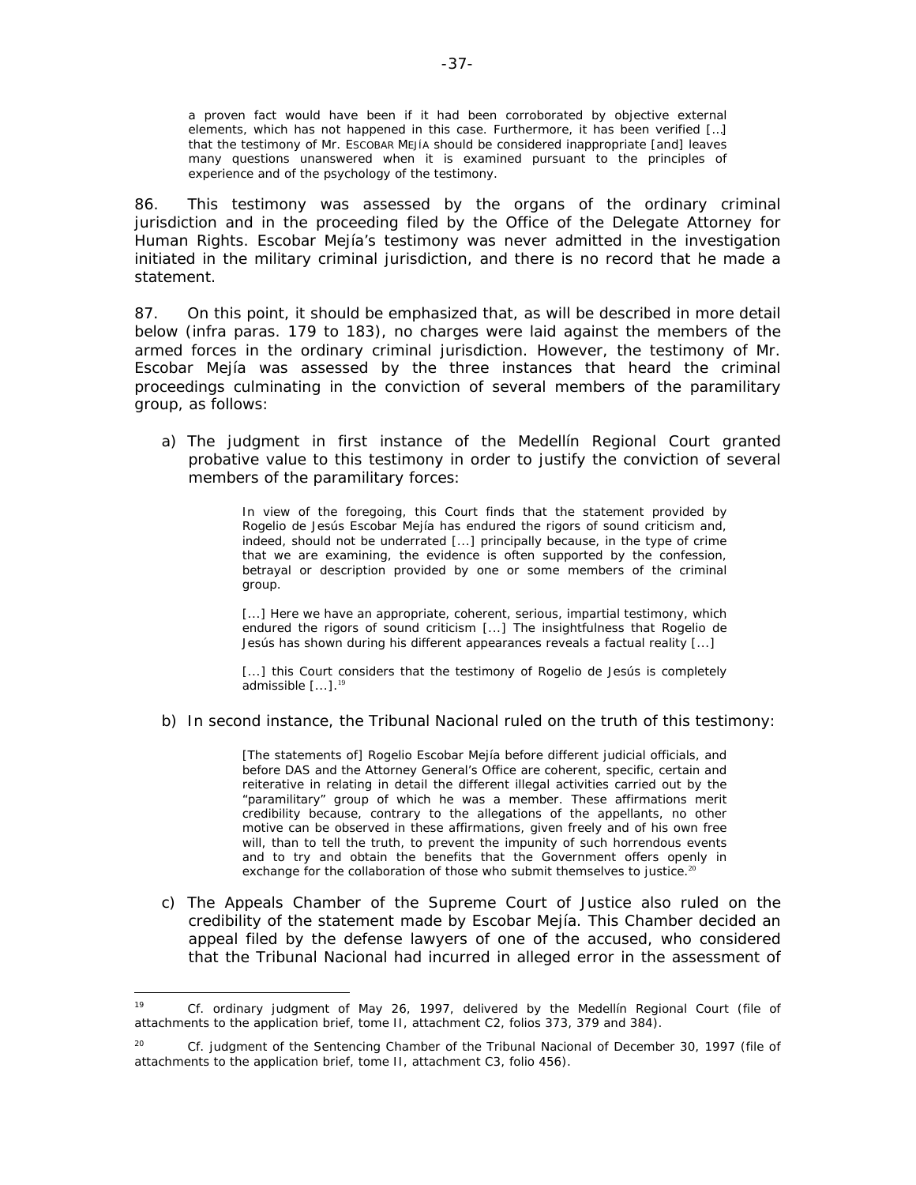a proven fact would have been if it had been corroborated by objective external elements, which has not happened in this case. Furthermore, it has been verified […] that the testimony of Mr. ESCOBAR MEJÍA should be considered inappropriate [and] leaves many questions unanswered when it is examined pursuant to the principles of experience and of the psychology of the testimony.

86. This testimony was assessed by the organs of the ordinary criminal jurisdiction and in the proceeding filed by the Office of the Delegate Attorney for Human Rights. Escobar Mejía's testimony was never admitted in the investigation initiated in the military criminal jurisdiction, and there is no record that he made a statement.

87. On this point, it should be emphasized that, as will be described in more detail below (*infra* paras. 179 to 183), no charges were laid against the members of the armed forces in the ordinary criminal jurisdiction. However, the testimony of Mr. Escobar Mejía was assessed by the three instances that heard the criminal proceedings culminating in the conviction of several members of the paramilitary group, as follows:

a) The judgment in first instance of the Medellín Regional Court granted probative value to this testimony in order to justify the conviction of several members of the paramilitary forces:

> In view of the foregoing, this Court finds that the statement provided by Rogelio de Jesús Escobar Mejía has endured the rigors of sound criticism and, indeed, should not be underrated [...] principally because, in the type of crime that we are examining, the evidence is often supported by the confession, betrayal or description provided by one or some members of the criminal group.
>
> [...] Here we have an appropriate, coherent, serious, impartial testimony, which endured the rigors of sound criticism [...] The insightfulness that Rogelio de Jesús has shown during his different appearances reveals a factual reality [...]
>
> [...] this Court considers that the testimony of Rogelio de Jesús is completely admissible [...].[19]

b) In second instance, the Tribunal Nacional ruled on the truth of this testimony:

> [The statements of] Rogelio Escobar Mejía before different judicial officials, and before DAS and the Attorney General's Office are coherent, specific, certain and reiterative in relating in detail the different illegal activities carried out by the "paramilitary" group of which he was a member. These affirmations merit credibility because, contrary to the allegations of the appellants, no other motive can be observed in these affirmations, given freely and of his own free will, than to tell the truth, to prevent the impunity of such horrendous events and to try and obtain the benefits that the Government offers openly in exchange for the collaboration of those who submit themselves to justice.[20]

c) The Appeals Chamber of the Supreme Court of Justice also ruled on the credibility of the statement made by Escobar Mejía. This Chamber decided an appeal filed by the defense lawyers of one of the accused, who considered that the Tribunal Nacional had incurred in alleged error in the assessment of

---

[19] Cf. ordinary judgment of May 26, 1997, delivered by the Medellín Regional Court (file of attachments to the application brief, tome II, attachment C2, folios 373, 379 and 384).

[20] Cf. judgment of the Sentencing Chamber of the Tribunal Nacional of December 30, 1997 (file of attachments to the application brief, tome II, attachment C3, folio 456).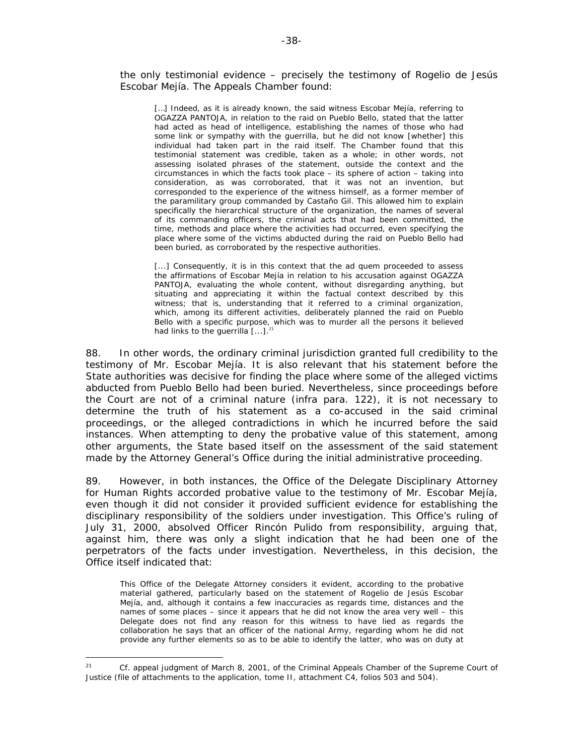the only testimonial evidence – precisely the testimony of Rogelio de Jesús Escobar Mejía. The Appeals Chamber found:

> […] Indeed, as it is already known, the said witness Escobar Mejía, referring to OGAZZA PANTOJA, in relation to the raid on Pueblo Bello, stated that the latter had acted as head of intelligence, establishing the names of those who had some link or sympathy with the guerrilla, but he did not know [whether] this individual had taken part in the raid itself. The Chamber found that this testimonial statement was credible, taken as a whole; in other words, not assessing isolated phrases of the statement, outside the context and the circumstances in which the facts took place – its sphere of action – taking into consideration, as was corroborated, that it was not an invention, but corresponded to the experience of the witness himself, as a former member of the paramilitary group commanded by Castaño Gil. This allowed him to explain specifically the hierarchical structure of the organization, the names of several of its commanding officers, the criminal acts that had been committed, the time, methods and place where the activities had occurred, even specifying the place where some of the victims abducted during the raid on Pueblo Bello had been buried, as corroborated by the respective authorities.
>
> [...] Consequently, it is in this context that the ad quem proceeded to assess the affirmations of Escobar Mejía in relation to his accusation against OGAZZA PANTOJA, evaluating the whole content, without disregarding anything, but situating and appreciating it within the factual context described by this witness; that is, understanding that it referred to a criminal organization, which, among its different activities, deliberately planned the raid on Pueblo Bello with a specific purpose, which was to murder all the persons it believed had links to the guerrilla [...].[21]

88. In other words, the ordinary criminal jurisdiction granted full credibility to the testimony of Mr. Escobar Mejía. It is also relevant that his statement before the State authorities was decisive for finding the place where some of the alleged victims abducted from Pueblo Bello had been buried. Nevertheless, since proceedings before the Court are not of a criminal nature (infra para. 122), it is not necessary to determine the truth of his statement as a co-accused in the said criminal proceedings, or the alleged contradictions in which he incurred before the said instances. When attempting to deny the probative value of this statement, among other arguments, the State based itself on the assessment of the said statement made by the Attorney General's Office during the initial administrative proceeding.

89. However, in both instances, the Office of the Delegate Disciplinary Attorney for Human Rights accorded probative value to the testimony of Mr. Escobar Mejía, even though it did not consider it provided sufficient evidence for establishing the disciplinary responsibility of the soldiers under investigation. This Office's ruling of July 31, 2000, absolved Officer Rincón Pulido from responsibility, arguing that, against him, there was only a slight indication that he had been one of the perpetrators of the facts under investigation. Nevertheless, in this decision, the Office itself indicated that:

> This Office of the Delegate Attorney considers it evident, according to the probative material gathered, particularly based on the statement of Rogelio de Jesús Escobar Mejía, and, although it contains a few inaccuracies as regards time, distances and the names of some places – since it appears that he did not know the area very well – this Delegate does not find any reason for this witness to have lied as regards the collaboration he says that an officer of the national Army, regarding whom he did not provide any further elements so as to be able to identify the latter, who was on duty at

---

[21] Cf. appeal judgment of March 8, 2001, of the Criminal Appeals Chamber of the Supreme Court of Justice (file of attachments to the application, tome II, attachment C4, folios 503 and 504).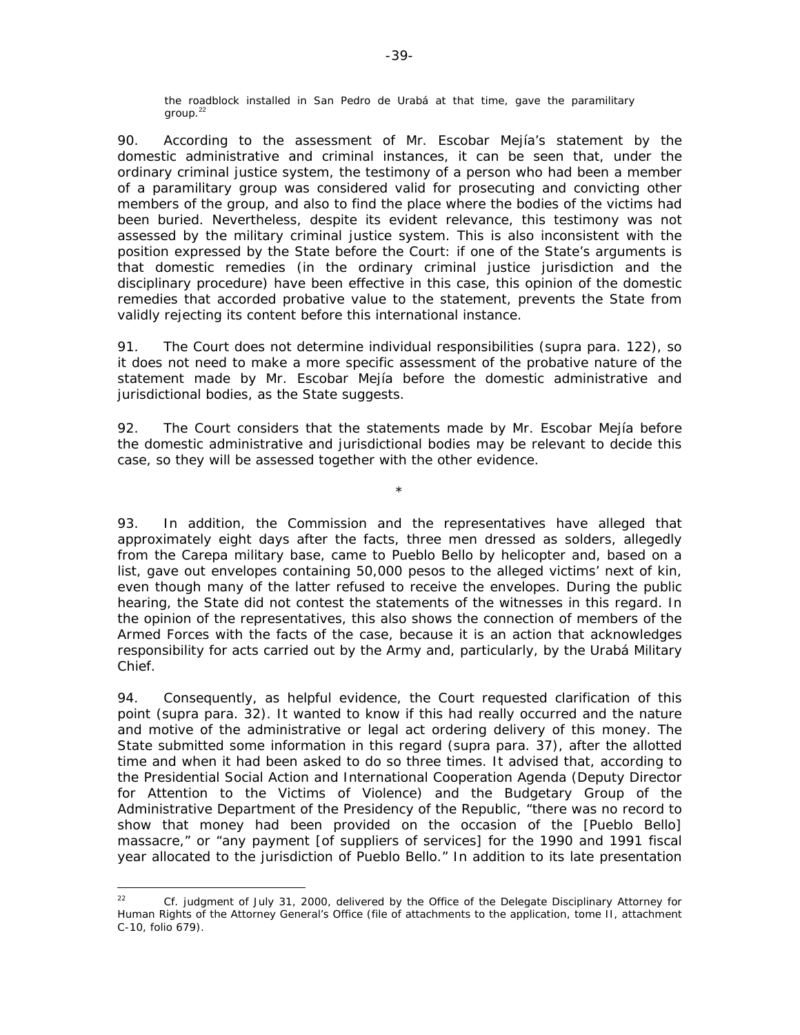the roadblock installed in San Pedro de Urabá at that time, gave the paramilitary group.[22]

90. According to the assessment of Mr. Escobar Mejía's statement by the domestic administrative and criminal instances, it can be seen that, under the ordinary criminal justice system, the testimony of a person who had been a member of a paramilitary group was considered valid for prosecuting and convicting other members of the group, and also to find the place where the bodies of the victims had been buried. Nevertheless, despite its evident relevance, this testimony was not assessed by the military criminal justice system. This is also inconsistent with the position expressed by the State before the Court: if one of the State's arguments is that domestic remedies (in the ordinary criminal justice jurisdiction and the disciplinary procedure) have been effective in this case, this opinion of the domestic remedies that accorded probative value to the statement, prevents the State from validly rejecting its content before this international instance.

91. The Court does not determine individual responsibilities (supra para. 122), so it does not need to make a more specific assessment of the probative nature of the statement made by Mr. Escobar Mejía before the domestic administrative and jurisdictional bodies, as the State suggests.

92. The Court considers that the statements made by Mr. Escobar Mejía before the domestic administrative and jurisdictional bodies may be relevant to decide this case, so they will be assessed together with the other evidence.

*

93. In addition, the Commission and the representatives have alleged that approximately eight days after the facts, three men dressed as solders, allegedly from the Carepa military base, came to Pueblo Bello by helicopter and, based on a list, gave out envelopes containing 50,000 pesos to the alleged victims' next of kin, even though many of the latter refused to receive the envelopes. During the public hearing, the State did not contest the statements of the witnesses in this regard. In the opinion of the representatives, this also shows the connection of members of the Armed Forces with the facts of the case, because it is an action that acknowledges responsibility for acts carried out by the Army and, particularly, by the Urabá Military Chief.

94. Consequently, as helpful evidence, the Court requested clarification of this point (supra para. 32). It wanted to know if this had really occurred and the nature and motive of the administrative or legal act ordering delivery of this money. The State submitted some information in this regard (supra para. 37), after the allotted time and when it had been asked to do so three times. It advised that, according to the Presidential Social Action and International Cooperation Agenda (Deputy Director for Attention to the Victims of Violence) and the Budgetary Group of the Administrative Department of the Presidency of the Republic, "there was no record to show that money had been provided on the occasion of the [Pueblo Bello] massacre," or "any payment [of suppliers of services] for the 1990 and 1991 fiscal year allocated to the jurisdiction of Pueblo Bello." In addition to its late presentation

---

[22] Cf. judgment of July 31, 2000, delivered by the Office of the Delegate Disciplinary Attorney for Human Rights of the Attorney General's Office (file of attachments to the application, tome II, attachment C-10, folio 679).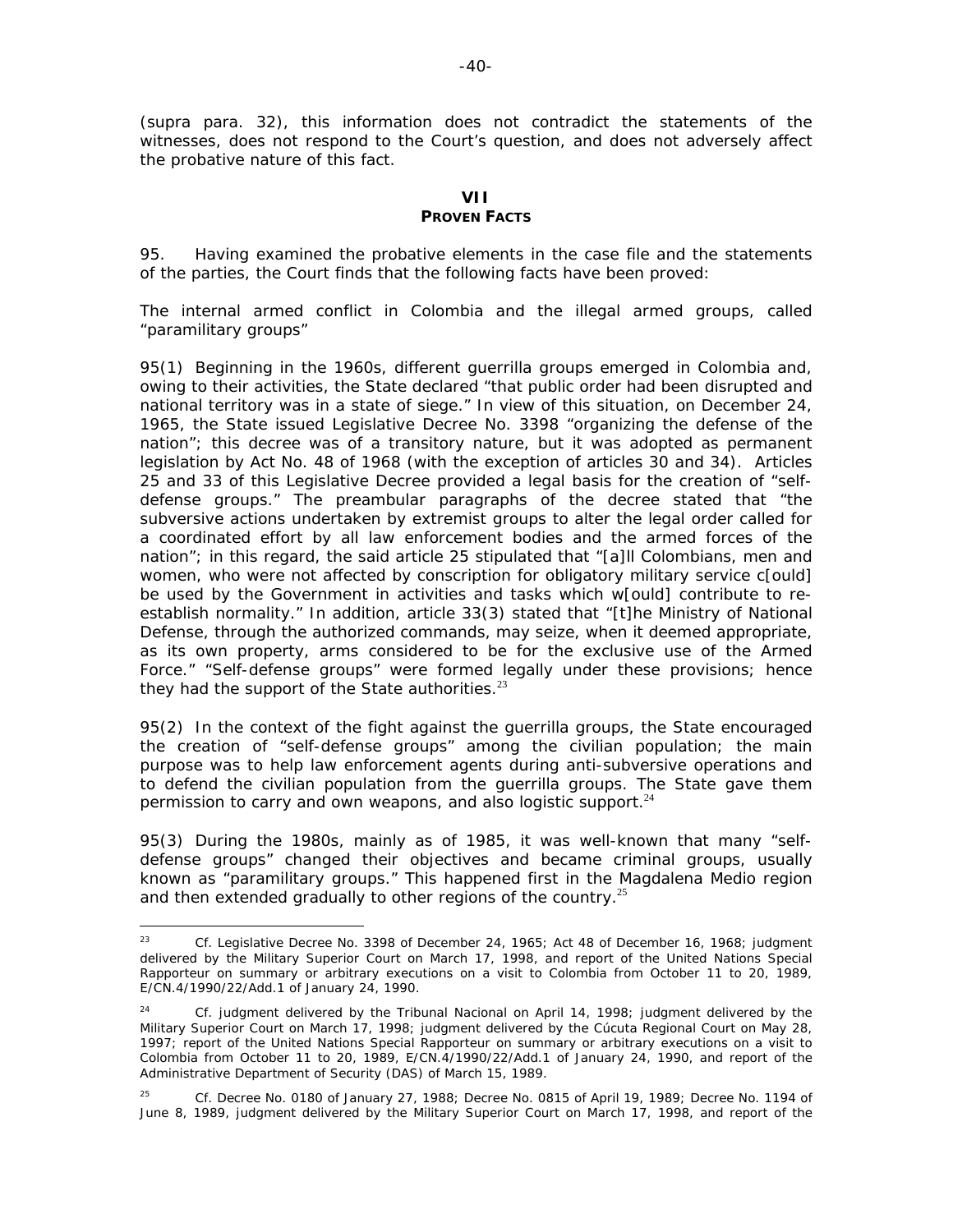(supra para. 32), this information does not contradict the statements of the witnesses, does not respond to the Court's question, and does not adversely affect the probative nature of this fact.

## VII
## PROVEN FACTS

95. Having examined the probative elements in the case file and the statements of the parties, the Court finds that the following facts have been proved:

*The internal armed conflict in Colombia and the illegal armed groups, called "paramilitary groups"*

95(1) Beginning in the 1960s, different guerrilla groups emerged in Colombia and, owing to their activities, the State declared "that public order had been disrupted and national territory was in a state of siege." In view of this situation, on December 24, 1965, the State issued Legislative Decree No. 3398 "organizing the defense of the nation"; this decree was of a transitory nature, but it was adopted as permanent legislation by Act No. 48 of 1968 (with the exception of articles 30 and 34). Articles 25 and 33 of this Legislative Decree provided a legal basis for the creation of "self-defense groups." The preambular paragraphs of the decree stated that "the subversive actions undertaken by extremist groups to alter the legal order called for a coordinated effort by all law enforcement bodies and the armed forces of the nation"; in this regard, the said article 25 stipulated that "[a]ll Colombians, men and women, who were not affected by conscription for obligatory military service c[ould] be used by the Government in activities and tasks which w[ould] contribute to re-establish normality." In addition, article 33(3) stated that "[t]he Ministry of National Defense, through the authorized commands, may seize, when it deemed appropriate, as its own property, arms considered to be for the exclusive use of the Armed Force." "Self-defense groups" were formed legally under these provisions; hence they had the support of the State authorities.[23]

95(2) In the context of the fight against the guerrilla groups, the State encouraged the creation of "self-defense groups" among the civilian population; the main purpose was to help law enforcement agents during anti-subversive operations and to defend the civilian population from the guerrilla groups. The State gave them permission to carry and own weapons, and also logistic support.[24]

95(3) During the 1980s, mainly as of 1985, it was well-known that many "self-defense groups" changed their objectives and became criminal groups, usually known as "paramilitary groups." This happened first in the Magdalena Medio region and then extended gradually to other regions of the country.[25]

---

[23] *Cf.* Legislative Decree No. 3398 of December 24, 1965; Act 48 of December 16, 1968; judgment delivered by the Military Superior Court on March 17, 1998, and report of the United Nations Special Rapporteur on summary or arbitrary executions on a visit to Colombia from October 11 to 20, 1989, E/CN.4/1990/22/Add.1 of January 24, 1990.

[24] *Cf.* judgment delivered by the Tribunal Nacional on April 14, 1998; judgment delivered by the Military Superior Court on March 17, 1998; judgment delivered by the Cúcuta Regional Court on May 28, 1997; report of the United Nations Special Rapporteur on summary or arbitrary executions on a visit to Colombia from October 11 to 20, 1989, E/CN.4/1990/22/Add.1 of January 24, 1990, and report of the Administrative Department of Security (DAS) of March 15, 1989.

[25] *Cf.* Decree No. 0180 of January 27, 1988; Decree No. 0815 of April 19, 1989; Decree No. 1194 of June 8, 1989, judgment delivered by the Military Superior Court on March 17, 1998, and report of the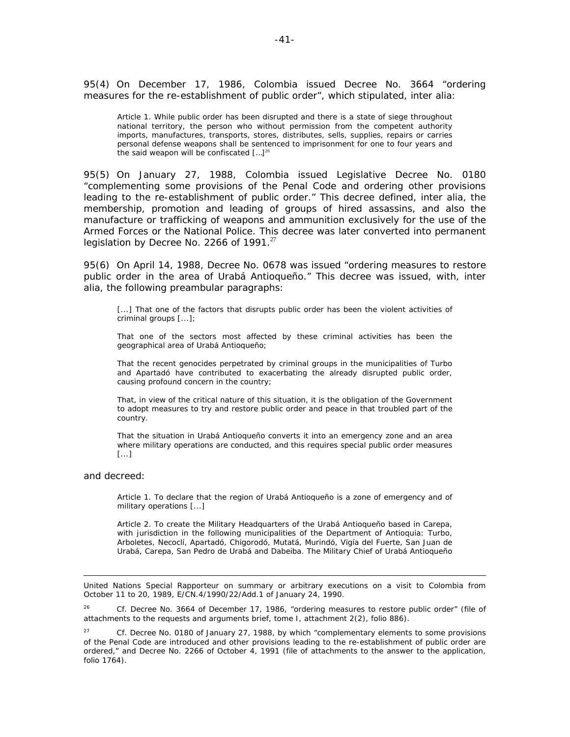95(4) On December 17, 1986, Colombia issued Decree No. 3664 "ordering measures for the re-establishment of public order", which stipulated, inter alia:

> Article 1. While public order has been disrupted and there is a state of siege throughout national territory, the person who without permission from the competent authority imports, manufactures, transports, stores, distributes, sells, supplies, repairs or carries personal defense weapons shall be sentenced to imprisonment for one to four years and the said weapon will be confiscated [...][26]

95(5) On January 27, 1988, Colombia issued Legislative Decree No. 0180 "complementing some provisions of the Penal Code and ordering other provisions leading to the re-establishment of public order." This decree defined, inter alia, the membership, promotion and leading of groups of hired assassins, and also the manufacture or trafficking of weapons and ammunition exclusively for the use of the Armed Forces or the National Police. This decree was later converted into permanent legislation by Decree No. 2266 of 1991.[27]

95(6) On April 14, 1988, Decree No. 0678 was issued "ordering measures to restore public order in the area of Urabá Antioqueño." This decree was issued, with, inter alia, the following preambular paragraphs:

> [...] That one of the factors that disrupts public order has been the violent activities of criminal groups [...];
>
> That one of the sectors most affected by these criminal activities has been the geographical area of Urabá Antioqueño;
>
> That the recent genocides perpetrated by criminal groups in the municipalities of Turbo and Apartadó have contributed to exacerbating the already disrupted public order, causing profound concern in the country;
>
> That, in view of the critical nature of this situation, it is the obligation of the Government to adopt measures to try and restore public order and peace in that troubled part of the country.
>
> That the situation in Urabá Antioqueño converts it into an emergency zone and an area where military operations are conducted, and this requires special public order measures [...]

and decreed:

> Article 1. To declare that the region of Urabá Antioqueño is a zone of emergency and of military operations [...]
>
> Article 2. To create the Military Headquarters of the Urabá Antioqueño based in Carepa, with jurisdiction in the following municipalities of the Department of Antioquia: Turbo, Arboletes, Necoclí, Apartadó, Chigorodó, Mutatá, Murindó, Vigía del Fuerte, San Juan de Urabá, Carepa, San Pedro de Urabá and Dabeiba. The Military Chief of Urabá Antioqueño

---

United Nations Special Rapporteur on summary or arbitrary executions on a visit to Colombia from October 11 to 20, 1989, E/CN.4/1990/22/Add.1 of January 24, 1990.

[26] Cf. Decree No. 3664 of December 17, 1986, "ordering measures to restore public order" (file of attachments to the requests and arguments brief, tome I, attachment 2(2), folio 886).

[27] Cf. Decree No. 0180 of January 27, 1988, by which "complementary elements to some provisions of the Penal Code are introduced and other provisions leading to the re-establishment of public order are ordered," and Decree No. 2266 of October 4, 1991 (file of attachments to the answer to the application, folio 1764).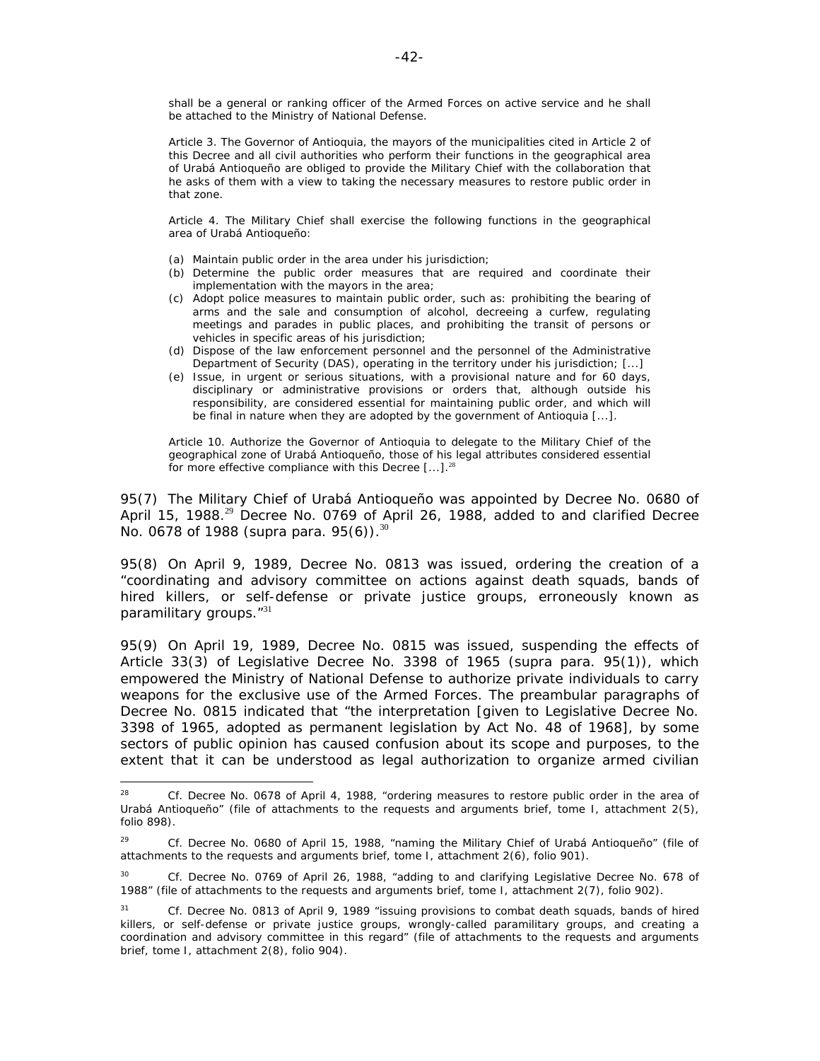> shall be a general or ranking officer of the Armed Forces on active service and he shall be attached to the Ministry of National Defense.
>
> Article 3. The Governor of Antioquia, the mayors of the municipalities cited in Article 2 of this Decree and all civil authorities who perform their functions in the geographical area of Urabá Antioqueño are obliged to provide the Military Chief with the collaboration that he asks of them with a view to taking the necessary measures to restore public order in that zone.
>
> Article 4. The Military Chief shall exercise the following functions in the geographical area of Urabá Antioqueño:
>
> (a) Maintain public order in the area under his jurisdiction;
> (b) Determine the public order measures that are required and coordinate their implementation with the mayors in the area;
> (c) Adopt police measures to maintain public order, such as: prohibiting the bearing of arms and the sale and consumption of alcohol, decreeing a curfew, regulating meetings and parades in public places, and prohibiting the transit of persons or vehicles in specific areas of his jurisdiction;
> (d) Dispose of the law enforcement personnel and the personnel of the Administrative Department of Security (DAS), operating in the territory under his jurisdiction; [...]
> (e) Issue, in urgent or serious situations, with a provisional nature and for 60 days, disciplinary or administrative provisions or orders that, although outside his responsibility, are considered essential for maintaining public order, and which will be final in nature when they are adopted by the government of Antioquia [...].
>
> Article 10. Authorize the Governor of Antioquia to delegate to the Military Chief of the geographical zone of Urabá Antioqueño, those of his legal attributes considered essential for more effective compliance with this Decree [...].[28]

95(7) The Military Chief of Urabá Antioqueño was appointed by Decree No. 0680 of April 15, 1988.[29] Decree No. 0769 of April 26, 1988, added to and clarified Decree No. 0678 of 1988 (supra para. 95(6)).[30]

95(8) On April 9, 1989, Decree No. 0813 was issued, ordering the creation of a "coordinating and advisory committee on actions against death squads, bands of hired killers, or self-defense or private justice groups, erroneously known as paramilitary groups."[31]

95(9) On April 19, 1989, Decree No. 0815 was issued, suspending the effects of Article 33(3) of Legislative Decree No. 3398 of 1965 (supra para. 95(1)), which empowered the Ministry of National Defense to authorize private individuals to carry weapons for the exclusive use of the Armed Forces. The preambular paragraphs of Decree No. 0815 indicated that "the interpretation [given to Legislative Decree No. 3398 of 1965, adopted as permanent legislation by Act No. 48 of 1968], by some sectors of public opinion has caused confusion about its scope and purposes, to the extent that it can be understood as legal authorization to organize armed civilian

---

[28] Cf. Decree No. 0678 of April 4, 1988, "ordering measures to restore public order in the area of Urabá Antioqueño" (file of attachments to the requests and arguments brief, tome I, attachment 2(5), folio 898).

[29] Cf. Decree No. 0680 of April 15, 1988, "naming the Military Chief of Urabá Antioqueño" (file of attachments to the requests and arguments brief, tome I, attachment 2(6), folio 901).

[30] Cf. Decree No. 0769 of April 26, 1988, "adding to and clarifying Legislative Decree No. 678 of 1988" (file of attachments to the requests and arguments brief, tome I, attachment 2(7), folio 902).

[31] Cf. Decree No. 0813 of April 9, 1989 "issuing provisions to combat death squads, bands of hired killers, or self-defense or private justice groups, wrongly-called paramilitary groups, and creating a coordination and advisory committee in this regard" (file of attachments to the requests and arguments brief, tome I, attachment 2(8), folio 904).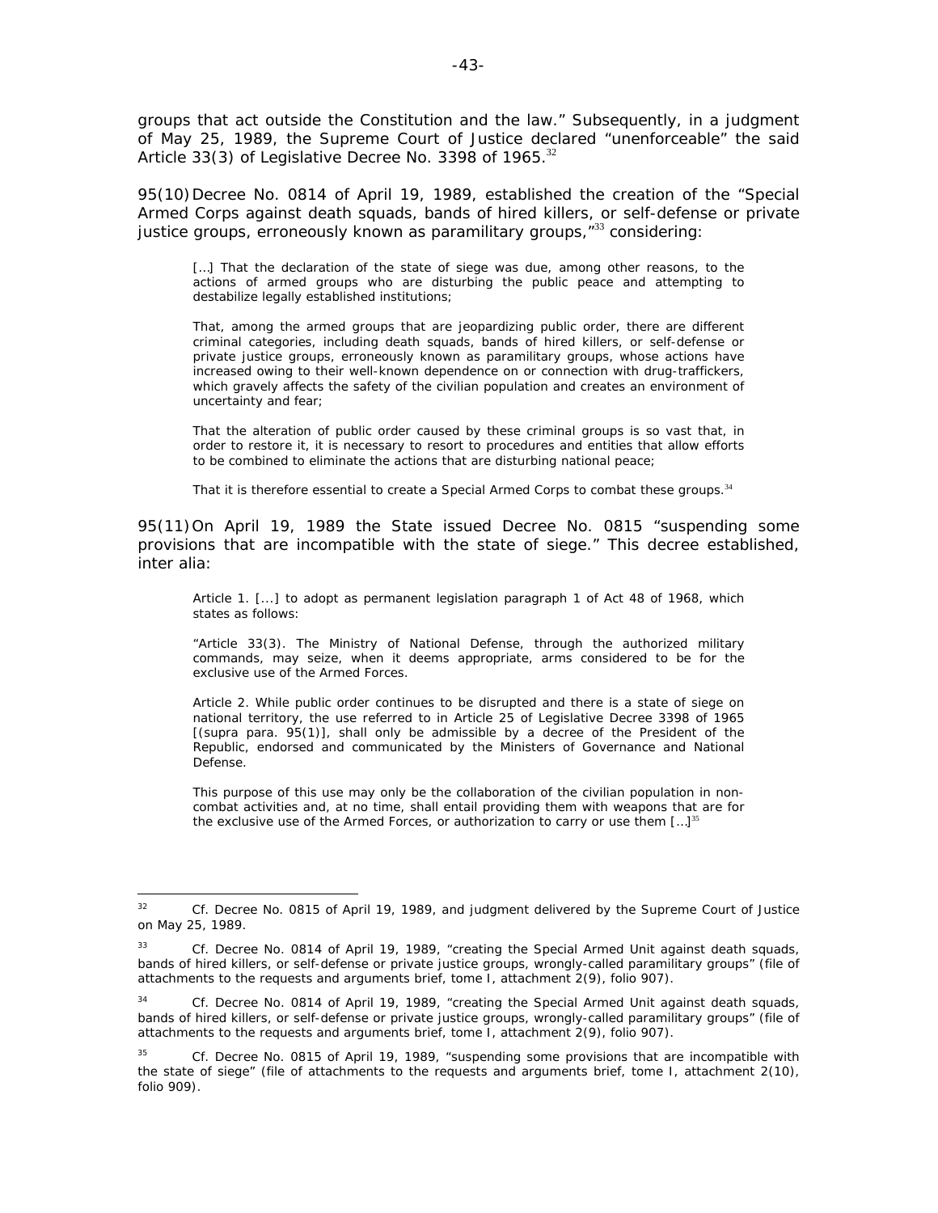groups that act outside the Constitution and the law." Subsequently, in a judgment of May 25, 1989, the Supreme Court of Justice declared "unenforceable" the said Article 33(3) of Legislative Decree No. 3398 of 1965.[32]

95(10) Decree No. 0814 of April 19, 1989, established the creation of the "Special Armed Corps against death squads, bands of hired killers, or self-defense or private justice groups, erroneously known as paramilitary groups,"[33] considering:

> […] That the declaration of the state of siege was due, among other reasons, to the actions of armed groups who are disturbing the public peace and attempting to destabilize legally established institutions;
>
> That, among the armed groups that are jeopardizing public order, there are different criminal categories, including death squads, bands of hired killers, or self-defense or private justice groups, erroneously known as paramilitary groups, whose actions have increased owing to their well-known dependence on or connection with drug-traffickers, which gravely affects the safety of the civilian population and creates an environment of uncertainty and fear;
>
> That the alteration of public order caused by these criminal groups is so vast that, in order to restore it, it is necessary to resort to procedures and entities that allow efforts to be combined to eliminate the actions that are disturbing national peace;
>
> That it is therefore essential to create a Special Armed Corps to combat these groups.[34]

95(11) On April 19, 1989 the State issued Decree No. 0815 "suspending some provisions that are incompatible with the state of siege." This decree established, *inter alia*:

> Article 1. [...] to adopt as permanent legislation paragraph 1 of Act 48 of 1968, which states as follows:
>
> "Article 33(3). The Ministry of National Defense, through the authorized military commands, may seize, when it deems appropriate, arms considered to be for the exclusive use of the Armed Forces.
>
> Article 2. While public order continues to be disrupted and there is a state of siege on national territory, the use referred to in Article 25 of Legislative Decree 3398 of 1965 [(*supra* para. 95(1)], shall only be admissible by a decree of the President of the Republic, endorsed and communicated by the Ministers of Governance and National Defense.
>
> This purpose of this use may only be the collaboration of the civilian population in non-combat activities and, at no time, shall entail providing them with weapons that are for the exclusive use of the Armed Forces, or authorization to carry or use them […][35]

---

[32] Cf. Decree No. 0815 of April 19, 1989, and judgment delivered by the Supreme Court of Justice on May 25, 1989.

[33] Cf. Decree No. 0814 of April 19, 1989, "creating the Special Armed Unit against death squads, bands of hired killers, or self-defense or private justice groups, wrongly-called paramilitary groups" (file of attachments to the requests and arguments brief, tome I, attachment 2(9), folio 907).

[34] Cf. Decree No. 0814 of April 19, 1989, "creating the Special Armed Unit against death squads, bands of hired killers, or self-defense or private justice groups, wrongly-called paramilitary groups" (file of attachments to the requests and arguments brief, tome I, attachment 2(9), folio 907).

[35] Cf. Decree No. 0815 of April 19, 1989, "suspending some provisions that are incompatible with the state of siege" (file of attachments to the requests and arguments brief, tome I, attachment 2(10), folio 909).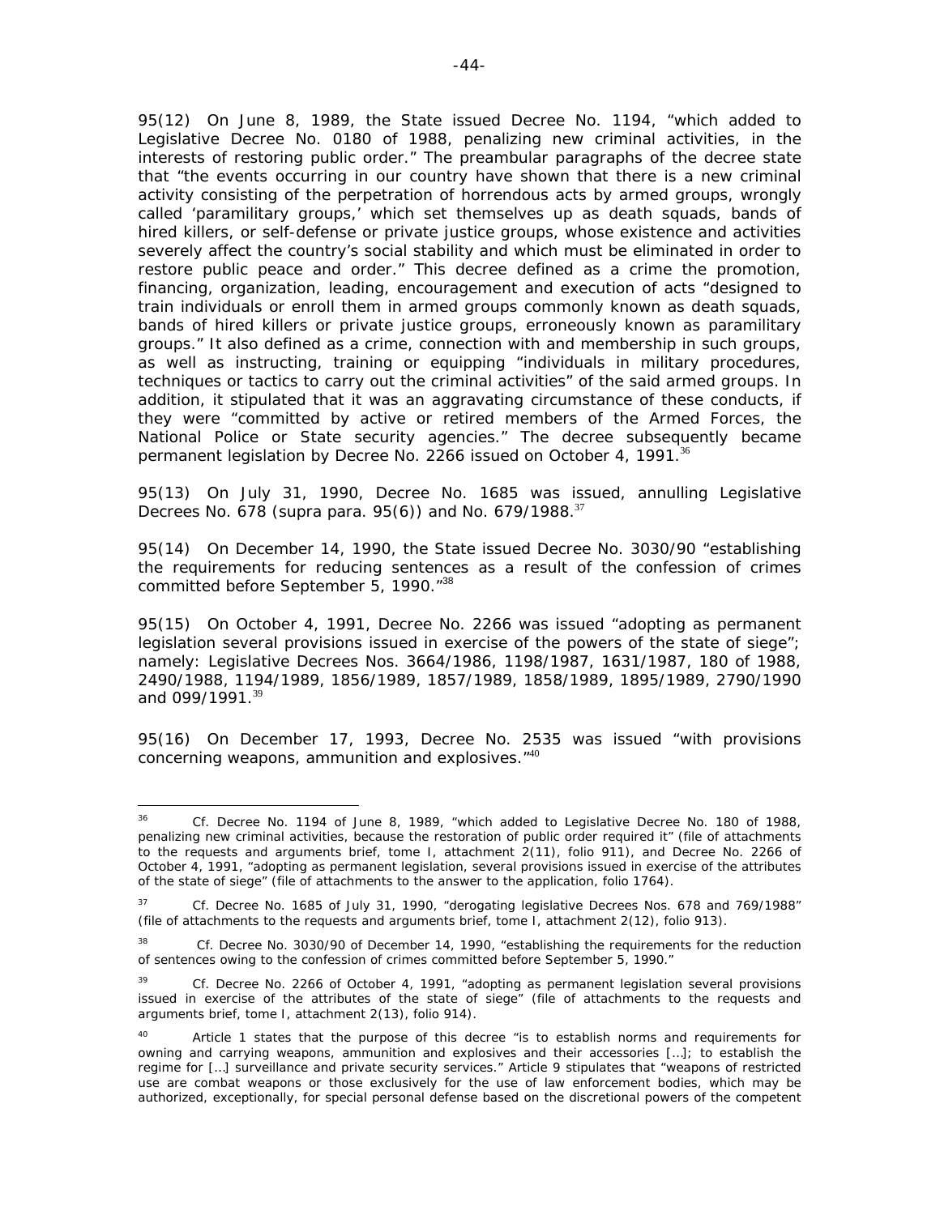95(12) On June 8, 1989, the State issued Decree No. 1194, "which added to Legislative Decree No. 0180 of 1988, penalizing new criminal activities, in the interests of restoring public order." The preambular paragraphs of the decree state that "the events occurring in our country have shown that there is a new criminal activity consisting of the perpetration of horrendous acts by armed groups, wrongly called 'paramilitary groups,' which set themselves up as death squads, bands of hired killers, or self-defense or private justice groups, whose existence and activities severely affect the country's social stability and which must be eliminated in order to restore public peace and order." This decree defined as a crime the promotion, financing, organization, leading, encouragement and execution of acts "designed to train individuals or enroll them in armed groups commonly known as death squads, bands of hired killers or private justice groups, erroneously known as paramilitary groups." It also defined as a crime, connection with and membership in such groups, as well as instructing, training or equipping "individuals in military procedures, techniques or tactics to carry out the criminal activities" of the said armed groups. In addition, it stipulated that it was an aggravating circumstance of these conducts, if they were "committed by active or retired members of the Armed Forces, the National Police or State security agencies." The decree subsequently became permanent legislation by Decree No. 2266 issued on October 4, 1991.[36]

95(13) On July 31, 1990, Decree No. 1685 was issued, annulling Legislative Decrees No. 678 (supra para. 95(6)) and No. 679/1988.[37]

95(14) On December 14, 1990, the State issued Decree No. 3030/90 "establishing the requirements for reducing sentences as a result of the confession of crimes committed before September 5, 1990."[38]

95(15) On October 4, 1991, Decree No. 2266 was issued "adopting as permanent legislation several provisions issued in exercise of the powers of the state of siege"; namely: Legislative Decrees Nos. 3664/1986, 1198/1987, 1631/1987, 180 of 1988, 2490/1988, 1194/1989, 1856/1989, 1857/1989, 1858/1989, 1895/1989, 2790/1990 and 099/1991.[39]

95(16) On December 17, 1993, Decree No. 2535 was issued "with provisions concerning weapons, ammunition and explosives."[40]

---

[36] Cf. Decree No. 1194 of June 8, 1989, "which added to Legislative Decree No. 180 of 1988, penalizing new criminal activities, because the restoration of public order required it" (file of attachments to the requests and arguments brief, tome I, attachment 2(11), folio 911), and Decree No. 2266 of October 4, 1991, "adopting as permanent legislation, several provisions issued in exercise of the attributes of the state of siege" (file of attachments to the answer to the application, folio 1764).

[37] Cf. Decree No. 1685 of July 31, 1990, "derogating legislative Decrees Nos. 678 and 769/1988" (file of attachments to the requests and arguments brief, tome I, attachment 2(12), folio 913).

[38] Cf. Decree No. 3030/90 of December 14, 1990, "establishing the requirements for the reduction of sentences owing to the confession of crimes committed before September 5, 1990."

[39] Cf. Decree No. 2266 of October 4, 1991, "adopting as permanent legislation several provisions issued in exercise of the attributes of the state of siege" (file of attachments to the requests and arguments brief, tome I, attachment 2(13), folio 914).

[40] Article 1 states that the purpose of this decree "is to establish norms and requirements for owning and carrying weapons, ammunition and explosives and their accessories […]; to establish the regime for […] surveillance and private security services." Article 9 stipulates that "weapons of restricted use are combat weapons or those exclusively for the use of law enforcement bodies, which may be authorized, exceptionally, for special personal defense based on the discretional powers of the competent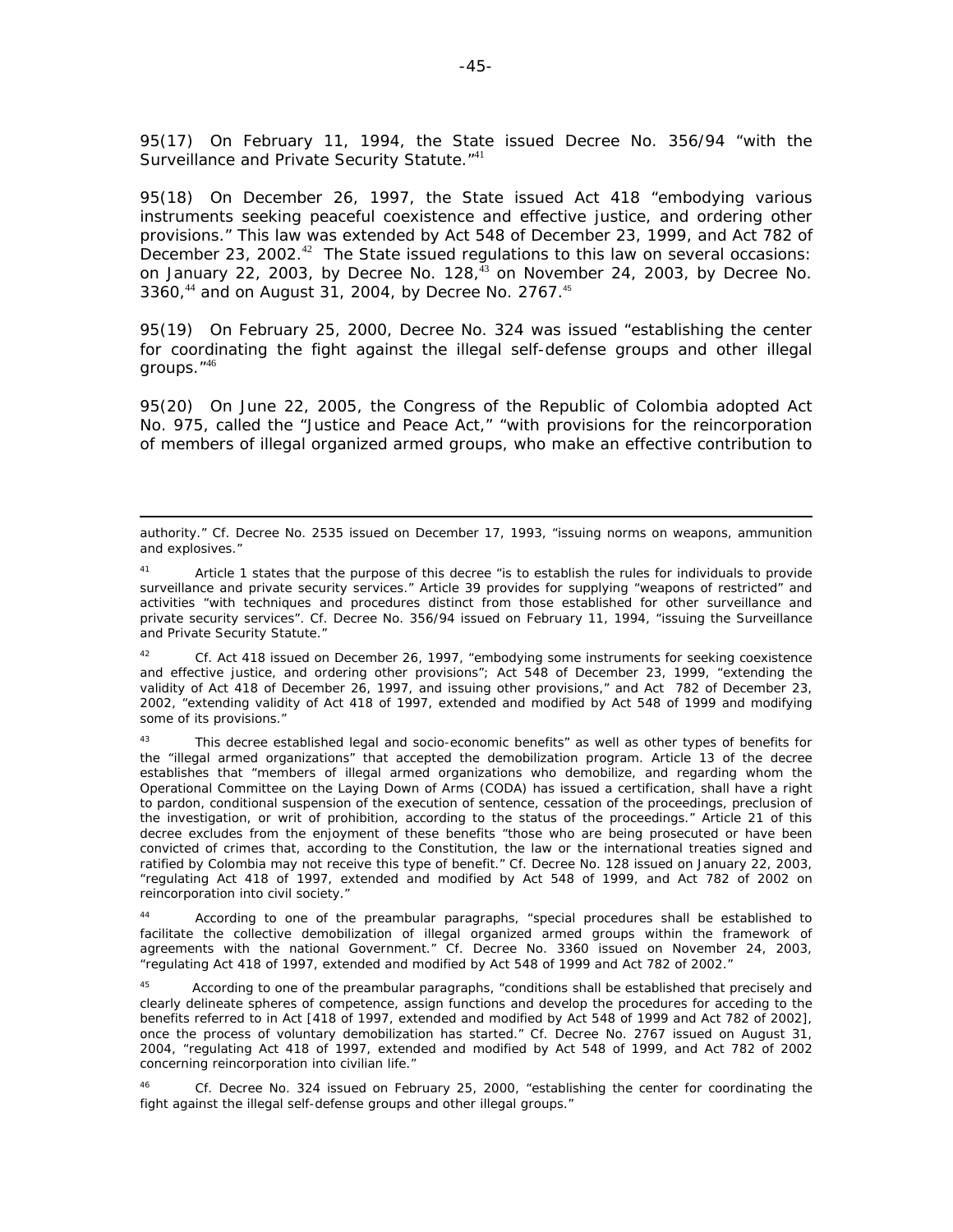95(17) On February 11, 1994, the State issued Decree No. 356/94 "with the Surveillance and Private Security Statute."[41]

95(18) On December 26, 1997, the State issued Act 418 "embodying various instruments seeking peaceful coexistence and effective justice, and ordering other provisions." This law was extended by Act 548 of December 23, 1999, and Act 782 of December 23, 2002.[42] The State issued regulations to this law on several occasions: on January 22, 2003, by Decree No. 128,[43] on November 24, 2003, by Decree No. 3360,[44] and on August 31, 2004, by Decree No. 2767.[45]

95(19) On February 25, 2000, Decree No. 324 was issued "establishing the center for coordinating the fight against the illegal self-defense groups and other illegal groups."[46]

95(20) On June 22, 2005, the Congress of the Republic of Colombia adopted Act No. 975, called the "Justice and Peace Act," "with provisions for the reincorporation of members of illegal organized armed groups, who make an effective contribution to

---

authority." Cf. Decree No. 2535 issued on December 17, 1993, "issuing norms on weapons, ammunition and explosives."

[41] Article 1 states that the purpose of this decree "is to establish the rules for individuals to provide surveillance and private security services." Article 39 provides for supplying "weapons of restricted" and activities "with techniques and procedures distinct from those established for other surveillance and private security services". Cf. Decree No. 356/94 issued on February 11, 1994, "issuing the Surveillance and Private Security Statute."

[42] Cf. Act 418 issued on December 26, 1997, "embodying some instruments for seeking coexistence and effective justice, and ordering other provisions"; Act 548 of December 23, 1999, "extending the validity of Act 418 of December 26, 1997, and issuing other provisions," and Act 782 of December 23, 2002, "extending validity of Act 418 of 1997, extended and modified by Act 548 of 1999 and modifying some of its provisions."

[43] This decree established legal and socio-economic benefits" as well as other types of benefits for the "illegal armed organizations" that accepted the demobilization program. Article 13 of the decree establishes that "members of illegal armed organizations who demobilize, and regarding whom the Operational Committee on the Laying Down of Arms (CODA) has issued a certification, shall have a right to pardon, conditional suspension of the execution of sentence, cessation of the proceedings, preclusion of the investigation, or writ of prohibition, according to the status of the proceedings." Article 21 of this decree excludes from the enjoyment of these benefits "those who are being prosecuted or have been convicted of crimes that, according to the Constitution, the law or the international treaties signed and ratified by Colombia may not receive this type of benefit." Cf. Decree No. 128 issued on January 22, 2003, "regulating Act 418 of 1997, extended and modified by Act 548 of 1999, and Act 782 of 2002 on reincorporation into civil society."

[44] According to one of the preambular paragraphs, "special procedures shall be established to facilitate the collective demobilization of illegal organized armed groups within the framework of agreements with the national Government." Cf. Decree No. 3360 issued on November 24, 2003, "regulating Act 418 of 1997, extended and modified by Act 548 of 1999 and Act 782 of 2002."

[45] According to one of the preambular paragraphs, "conditions shall be established that precisely and clearly delineate spheres of competence, assign functions and develop the procedures for acceding to the benefits referred to in Act [418 of 1997, extended and modified by Act 548 of 1999 and Act 782 of 2002], once the process of voluntary demobilization has started." Cf. Decree No. 2767 issued on August 31, 2004, "regulating Act 418 of 1997, extended and modified by Act 548 of 1999, and Act 782 of 2002 concerning reincorporation into civilian life."

[46] Cf. Decree No. 324 issued on February 25, 2000, "establishing the center for coordinating the fight against the illegal self-defense groups and other illegal groups."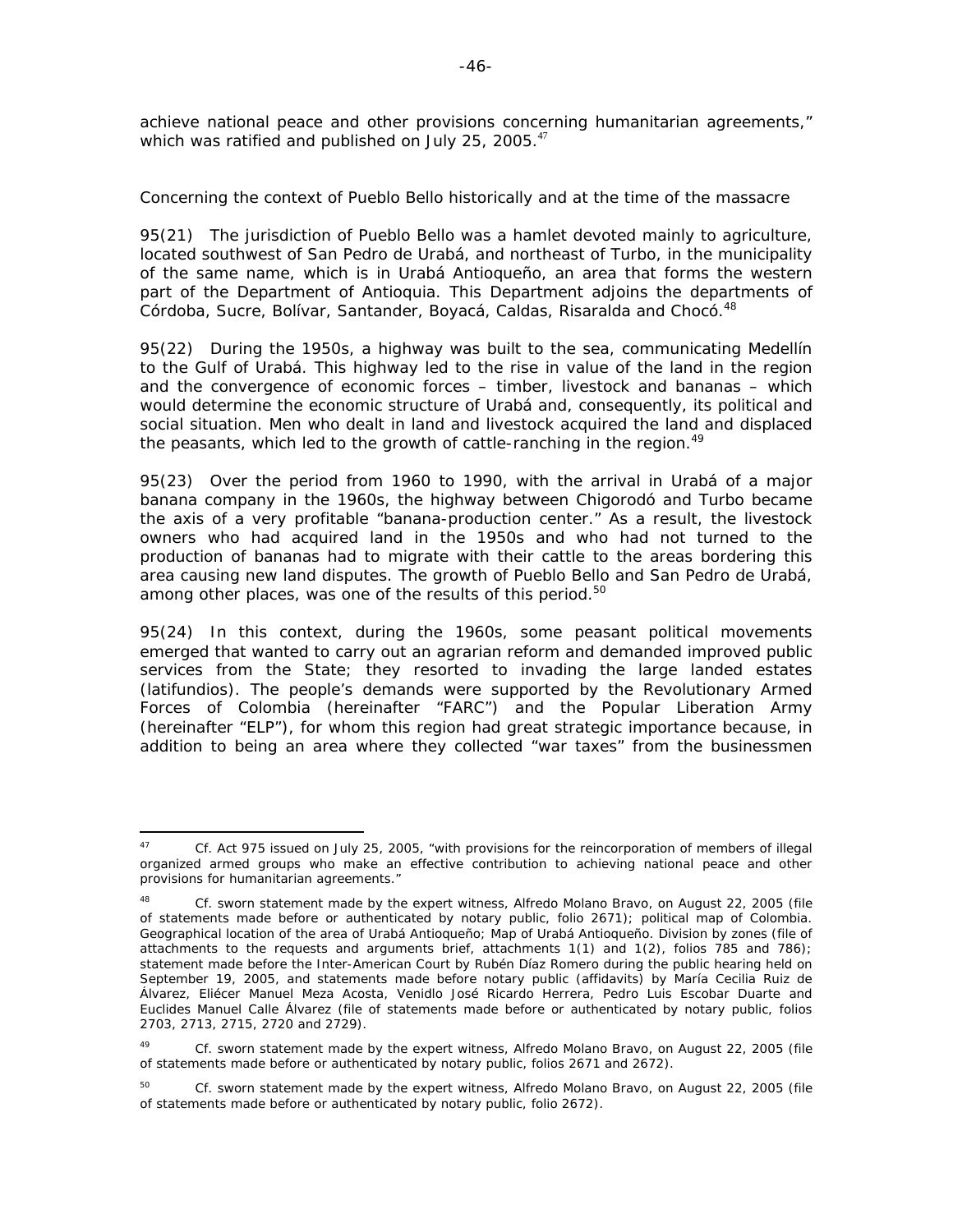achieve national peace and other provisions concerning humanitarian agreements," which was ratified and published on July 25, 2005.[47]

*Concerning the context of Pueblo Bello historically and at the time of the massacre*

95(21) The jurisdiction of Pueblo Bello was a hamlet devoted mainly to agriculture, located southwest of San Pedro de Urabá, and northeast of Turbo, in the municipality of the same name, which is in Urabá Antioqueño, an area that forms the western part of the Department of Antioquia. This Department adjoins the departments of Córdoba, Sucre, Bolívar, Santander, Boyacá, Caldas, Risaralda and Chocó.[48]

95(22) During the 1950s, a highway was built to the sea, communicating Medellín to the Gulf of Urabá. This highway led to the rise in value of the land in the region and the convergence of economic forces – timber, livestock and bananas – which would determine the economic structure of Urabá and, consequently, its political and social situation. Men who dealt in land and livestock acquired the land and displaced the peasants, which led to the growth of cattle-ranching in the region.[49]

95(23) Over the period from 1960 to 1990, with the arrival in Urabá of a major banana company in the 1960s, the highway between Chigorodó and Turbo became the axis of a very profitable "banana-production center." As a result, the livestock owners who had acquired land in the 1950s and who had not turned to the production of bananas had to migrate with their cattle to the areas bordering this area causing new land disputes. The growth of Pueblo Bello and San Pedro de Urabá, among other places, was one of the results of this period.[50]

95(24) In this context, during the 1960s, some peasant political movements emerged that wanted to carry out an agrarian reform and demanded improved public services from the State; they resorted to invading the large landed estates (*latifundios*). The people's demands were supported by the Revolutionary Armed Forces of Colombia (hereinafter "FARC") and the Popular Liberation Army (hereinafter "ELP"), for whom this region had great strategic importance because, in addition to being an area where they collected "war taxes" from the businessmen

---

[47] *Cf.* Act 975 issued on July 25, 2005, "with provisions for the reincorporation of members of illegal organized armed groups who make an effective contribution to achieving national peace and other provisions for humanitarian agreements."

[48] *Cf.* sworn statement made by the expert witness, Alfredo Molano Bravo, on August 22, 2005 (file of statements made before or authenticated by notary public, folio 2671); political map of Colombia. Geographical location of the area of Urabá Antioqueño; Map of Urabá Antioqueño. Division by zones (file of attachments to the requests and arguments brief, attachments 1(1) and 1(2), folios 785 and 786); statement made before the Inter-American Court by Rubén Díaz Romero during the public hearing held on September 19, 2005, and statements made before notary public (affidavits) by María Cecilia Ruiz de Álvarez, Eliécer Manuel Meza Acosta, Venidlo José Ricardo Herrera, Pedro Luis Escobar Duarte and Euclides Manuel Calle Álvarez (file of statements made before or authenticated by notary public, folios 2703, 2713, 2715, 2720 and 2729).

[49] *Cf.* sworn statement made by the expert witness, Alfredo Molano Bravo, on August 22, 2005 (file of statements made before or authenticated by notary public, folios 2671 and 2672).

[50] *Cf.* sworn statement made by the expert witness, Alfredo Molano Bravo, on August 22, 2005 (file of statements made before or authenticated by notary public, folio 2672).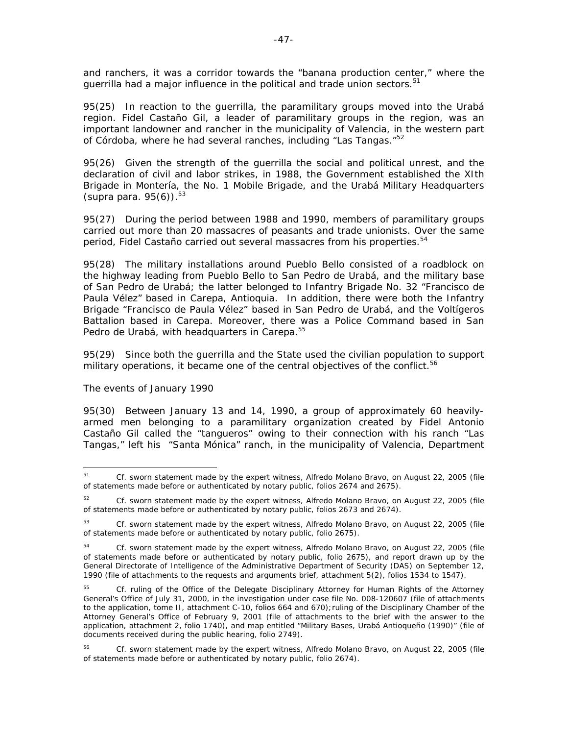and ranchers, it was a corridor towards the "banana production center," where the guerrilla had a major influence in the political and trade union sectors.[51]

95(25) In reaction to the guerrilla, the paramilitary groups moved into the Urabá region. Fidel Castaño Gil, a leader of paramilitary groups in the region, was an important landowner and rancher in the municipality of Valencia, in the western part of Córdoba, where he had several ranches, including "Las Tangas."[52]

95(26) Given the strength of the guerrilla the social and political unrest, and the declaration of civil and labor strikes, in 1988, the Government established the XIth Brigade in Montería, the No. 1 Mobile Brigade, and the Urabá Military Headquarters (supra para. 95(6)).[53]

95(27) During the period between 1988 and 1990, members of paramilitary groups carried out more than 20 massacres of peasants and trade unionists. Over the same period, Fidel Castaño carried out several massacres from his properties.[54]

95(28) The military installations around Pueblo Bello consisted of a roadblock on the highway leading from Pueblo Bello to San Pedro de Urabá, and the military base of San Pedro de Urabá; the latter belonged to Infantry Brigade No. 32 "Francisco de Paula Vélez" based in Carepa, Antioquia. In addition, there were both the Infantry Brigade "Francisco de Paula Vélez" based in San Pedro de Urabá, and the Voltígeros Battalion based in Carepa. Moreover, there was a Police Command based in San Pedro de Urabá, with headquarters in Carepa.[55]

95(29) Since both the guerrilla and the State used the civilian population to support military operations, it became one of the central objectives of the conflict.[56]

*The events of January 1990*

95(30) Between January 13 and 14, 1990, a group of approximately 60 heavily-armed men belonging to a paramilitary organization created by Fidel Antonio Castaño Gil called the "tangueros" owing to their connection with his ranch "Las Tangas," left his "Santa Mónica" ranch, in the municipality of Valencia, Department

---

[51] Cf. sworn statement made by the expert witness, Alfredo Molano Bravo, on August 22, 2005 (file of statements made before or authenticated by notary public, folios 2674 and 2675).

[52] Cf. sworn statement made by the expert witness, Alfredo Molano Bravo, on August 22, 2005 (file of statements made before or authenticated by notary public, folios 2673 and 2674).

[53] Cf. sworn statement made by the expert witness, Alfredo Molano Bravo, on August 22, 2005 (file of statements made before or authenticated by notary public, folio 2675).

[54] Cf. sworn statement made by the expert witness, Alfredo Molano Bravo, on August 22, 2005 (file of statements made before or authenticated by notary public, folio 2675), and report drawn up by the General Directorate of Intelligence of the Administrative Department of Security (DAS) on September 12, 1990 (file of attachments to the requests and arguments brief, attachment 5(2), folios 1534 to 1547).

[55] Cf. ruling of the Office of the Delegate Disciplinary Attorney for Human Rights of the Attorney General's Office of July 31, 2000, in the investigation under case file No. 008-120607 (file of attachments to the application, tome II, attachment C-10, folios 664 and 670); ruling of the Disciplinary Chamber of the Attorney General's Office of February 9, 2001 (file of attachments to the brief with the answer to the application, attachment 2, folio 1740), and map entitled "Military Bases, Urabá Antioqueño (1990)" (file of documents received during the public hearing, folio 2749).

[56] Cf. sworn statement made by the expert witness, Alfredo Molano Bravo, on August 22, 2005 (file of statements made before or authenticated by notary public, folio 2674).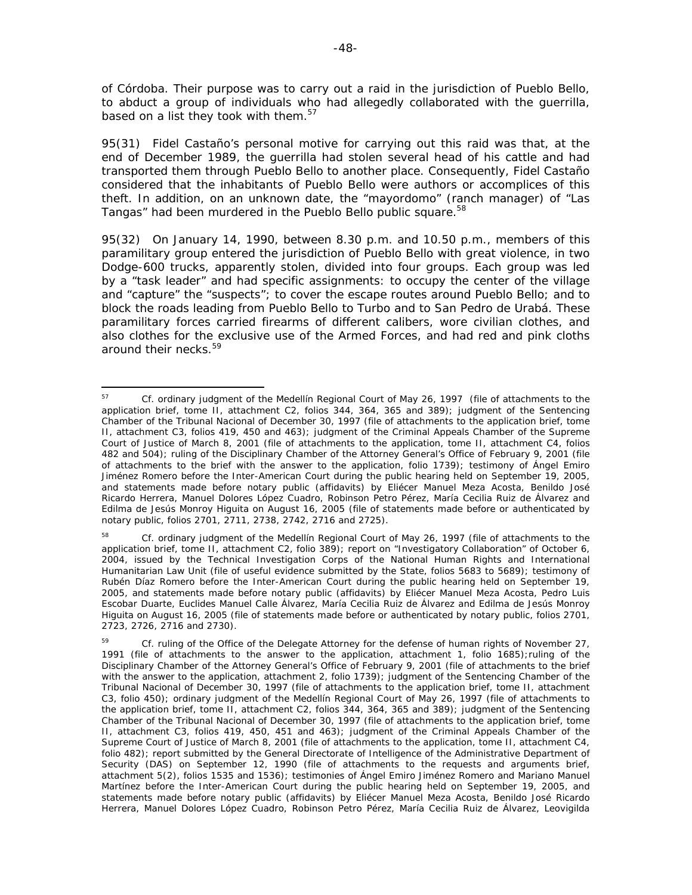of Córdoba. Their purpose was to carry out a raid in the jurisdiction of Pueblo Bello, to abduct a group of individuals who had allegedly collaborated with the guerrilla, based on a list they took with them.[57]

95(31) Fidel Castaño's personal motive for carrying out this raid was that, at the end of December 1989, the guerrilla had stolen several head of his cattle and had transported them through Pueblo Bello to another place. Consequently, Fidel Castaño considered that the inhabitants of Pueblo Bello were authors or accomplices of this theft. In addition, on an unknown date, the "mayordomo" (ranch manager) of "Las Tangas" had been murdered in the Pueblo Bello public square.[58]

95(32) On January 14, 1990, between 8.30 p.m. and 10.50 p.m., members of this paramilitary group entered the jurisdiction of Pueblo Bello with great violence, in two Dodge-600 trucks, apparently stolen, divided into four groups. Each group was led by a "task leader" and had specific assignments: to occupy the center of the village and "capture" the "suspects"; to cover the escape routes around Pueblo Bello; and to block the roads leading from Pueblo Bello to Turbo and to San Pedro de Urabá. These paramilitary forces carried firearms of different calibers, wore civilian clothes, and also clothes for the exclusive use of the Armed Forces, and had red and pink cloths around their necks.[59]

---

[57] Cf. ordinary judgment of the Medellín Regional Court of May 26, 1997 (file of attachments to the application brief, tome II, attachment C2, folios 344, 364, 365 and 389); judgment of the Sentencing Chamber of the Tribunal Nacional of December 30, 1997 (file of attachments to the application brief, tome II, attachment C3, folios 419, 450 and 463); judgment of the Criminal Appeals Chamber of the Supreme Court of Justice of March 8, 2001 (file of attachments to the application, tome II, attachment C4, folios 482 and 504); ruling of the Disciplinary Chamber of the Attorney General's Office of February 9, 2001 (file of attachments to the brief with the answer to the application, folio 1739); testimony of Ángel Emiro Jiménez Romero before the Inter-American Court during the public hearing held on September 19, 2005, and statements made before notary public (affidavits) by Eliécer Manuel Meza Acosta, Benildo José Ricardo Herrera, Manuel Dolores López Cuadro, Robinson Petro Pérez, María Cecilia Ruiz de Álvarez and Edilma de Jesús Monroy Higuita on August 16, 2005 (file of statements made before or authenticated by notary public, folios 2701, 2711, 2738, 2742, 2716 and 2725).

[58] Cf. ordinary judgment of the Medellín Regional Court of May 26, 1997 (file of attachments to the application brief, tome II, attachment C2, folio 389); report on "Investigatory Collaboration" of October 6, 2004, issued by the Technical Investigation Corps of the National Human Rights and International Humanitarian Law Unit (file of useful evidence submitted by the State, folios 5683 to 5689); testimony of Rubén Díaz Romero before the Inter-American Court during the public hearing held on September 19, 2005, and statements made before notary public (affidavits) by Eliécer Manuel Meza Acosta, Pedro Luis Escobar Duarte, Euclides Manuel Calle Álvarez, María Cecilia Ruiz de Álvarez and Edilma de Jesús Monroy Higuita on August 16, 2005 (file of statements made before or authenticated by notary public, folios 2701, 2723, 2726, 2716 and 2730).

[59] Cf. ruling of the Office of the Delegate Attorney for the defense of human rights of November 27, 1991 (file of attachments to the answer to the application, attachment 1, folio 1685);ruling of the Disciplinary Chamber of the Attorney General's Office of February 9, 2001 (file of attachments to the brief with the answer to the application, attachment 2, folio 1739); judgment of the Sentencing Chamber of the Tribunal Nacional of December 30, 1997 (file of attachments to the application brief, tome II, attachment C3, folio 450); ordinary judgment of the Medellín Regional Court of May 26, 1997 (file of attachments to the application brief, tome II, attachment C2, folios 344, 364, 365 and 389); judgment of the Sentencing Chamber of the Tribunal Nacional of December 30, 1997 (file of attachments to the application brief, tome II, attachment C3, folios 419, 450, 451 and 463); judgment of the Criminal Appeals Chamber of the Supreme Court of Justice of March 8, 2001 (file of attachments to the application, tome II, attachment C4, folio 482); report submitted by the General Directorate of Intelligence of the Administrative Department of Security (DAS) on September 12, 1990 (file of attachments to the requests and arguments brief, attachment 5(2), folios 1535 and 1536); testimonies of Ángel Emiro Jiménez Romero and Mariano Manuel Martínez before the Inter-American Court during the public hearing held on September 19, 2005, and statements made before notary public (affidavits) by Eliécer Manuel Meza Acosta, Benildo José Ricardo Herrera, Manuel Dolores López Cuadro, Robinson Petro Pérez, María Cecilia Ruiz de Álvarez, Leovigilda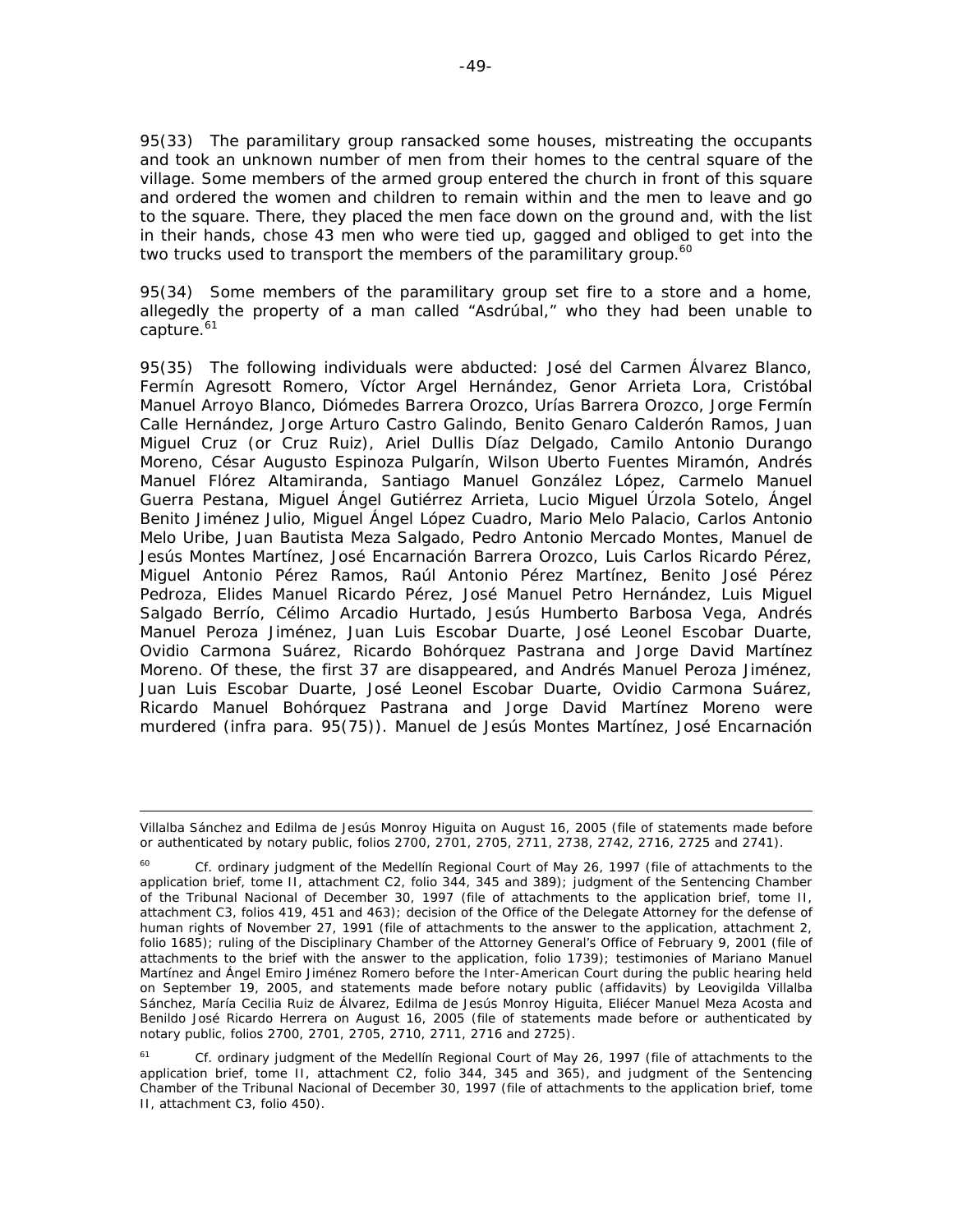95(33) The paramilitary group ransacked some houses, mistreating the occupants and took an unknown number of men from their homes to the central square of the village. Some members of the armed group entered the church in front of this square and ordered the women and children to remain within and the men to leave and go to the square. There, they placed the men face down on the ground and, with the list in their hands, chose 43 men who were tied up, gagged and obliged to get into the two trucks used to transport the members of the paramilitary group.[60]

95(34) Some members of the paramilitary group set fire to a store and a home, allegedly the property of a man called "Asdrúbal," who they had been unable to capture.[61]

95(35) The following individuals were abducted: José del Carmen Álvarez Blanco, Fermín Agresott Romero, Víctor Argel Hernández, Genor Arrieta Lora, Cristóbal Manuel Arroyo Blanco, Diómedes Barrera Orozco, Urías Barrera Orozco, Jorge Fermín Calle Hernández, Jorge Arturo Castro Galindo, Benito Genaro Calderón Ramos, Juan Miguel Cruz (or Cruz Ruiz), Ariel Dullis Díaz Delgado, Camilo Antonio Durango Moreno, César Augusto Espinoza Pulgarín, Wilson Uberto Fuentes Miramón, Andrés Manuel Flórez Altamiranda, Santiago Manuel González López, Carmelo Manuel Guerra Pestana, Miguel Ángel Gutiérrez Arrieta, Lucio Miguel Úrzola Sotelo, Ángel Benito Jiménez Julio, Miguel Ángel López Cuadro, Mario Melo Palacio, Carlos Antonio Melo Uribe, Juan Bautista Meza Salgado, Pedro Antonio Mercado Montes, Manuel de Jesús Montes Martínez, José Encarnación Barrera Orozco, Luis Carlos Ricardo Pérez, Miguel Antonio Pérez Ramos, Raúl Antonio Pérez Martínez, Benito José Pérez Pedroza, Elides Manuel Ricardo Pérez, José Manuel Petro Hernández, Luis Miguel Salgado Berrío, Célimo Arcadio Hurtado, Jesús Humberto Barbosa Vega, Andrés Manuel Peroza Jiménez, Juan Luis Escobar Duarte, José Leonel Escobar Duarte, Ovidio Carmona Suárez, Ricardo Bohórquez Pastrana and Jorge David Martínez Moreno. Of these, the first 37 are disappeared, and Andrés Manuel Peroza Jiménez, Juan Luis Escobar Duarte, José Leonel Escobar Duarte, Ovidio Carmona Suárez, Ricardo Manuel Bohórquez Pastrana and Jorge David Martínez Moreno were murdered (infra para. 95(75)). Manuel de Jesús Montes Martínez, José Encarnación

---

Villalba Sánchez and Edilma de Jesús Monroy Higuita on August 16, 2005 (file of statements made before or authenticated by notary public, folios 2700, 2701, 2705, 2711, 2738, 2742, 2716, 2725 and 2741).

[60] *Cf.* ordinary judgment of the Medellín Regional Court of May 26, 1997 (file of attachments to the application brief, tome II, attachment C2, folio 344, 345 and 389); judgment of the Sentencing Chamber of the Tribunal Nacional of December 30, 1997 (file of attachments to the application brief, tome II, attachment C3, folios 419, 451 and 463); decision of the Office of the Delegate Attorney for the defense of human rights of November 27, 1991 (file of attachments to the answer to the application, attachment 2, folio 1685); ruling of the Disciplinary Chamber of the Attorney General's Office of February 9, 2001 (file of attachments to the brief with the answer to the application, folio 1739); testimonies of Mariano Manuel Martínez and Ángel Emiro Jiménez Romero before the Inter-American Court during the public hearing held on September 19, 2005, and statements made before notary public (affidavits) by Leovigilda Villalba Sánchez, María Cecilia Ruiz de Álvarez, Edilma de Jesús Monroy Higuita, Eliécer Manuel Meza Acosta and Benildo José Ricardo Herrera on August 16, 2005 (file of statements made before or authenticated by notary public, folios 2700, 2701, 2705, 2710, 2711, 2716 and 2725).

[61] *Cf.* ordinary judgment of the Medellín Regional Court of May 26, 1997 (file of attachments to the application brief, tome II, attachment C2, folio 344, 345 and 365), and judgment of the Sentencing Chamber of the Tribunal Nacional of December 30, 1997 (file of attachments to the application brief, tome II, attachment C3, folio 450).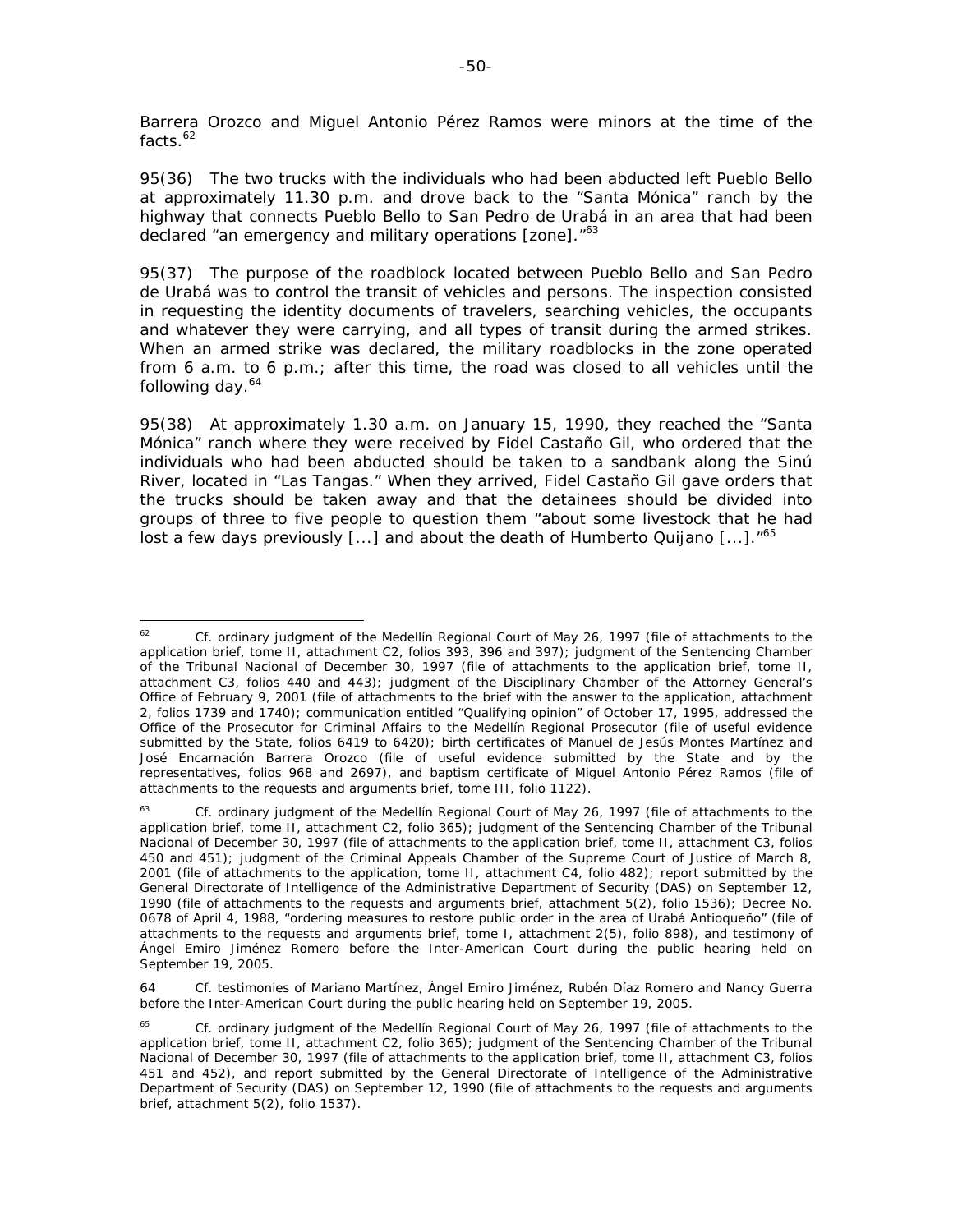Barrera Orozco and Miguel Antonio Pérez Ramos were minors at the time of the facts.[62]

95(36) The two trucks with the individuals who had been abducted left Pueblo Bello at approximately 11.30 p.m. and drove back to the "Santa Mónica" ranch by the highway that connects Pueblo Bello to San Pedro de Urabá in an area that had been declared "an emergency and military operations [zone]."[63]

95(37) The purpose of the roadblock located between Pueblo Bello and San Pedro de Urabá was to control the transit of vehicles and persons. The inspection consisted in requesting the identity documents of travelers, searching vehicles, the occupants and whatever they were carrying, and all types of transit during the armed strikes. When an armed strike was declared, the military roadblocks in the zone operated from 6 a.m. to 6 p.m.; after this time, the road was closed to all vehicles until the following day.[64]

95(38) At approximately 1.30 a.m. on January 15, 1990, they reached the "Santa Mónica" ranch where they were received by Fidel Castaño Gil, who ordered that the individuals who had been abducted should be taken to a sandbank along the Sinú River, located in "Las Tangas." When they arrived, Fidel Castaño Gil gave orders that the trucks should be taken away and that the detainees should be divided into groups of three to five people to question them "about some livestock that he had lost a few days previously [...] and about the death of Humberto Quijano [...]."[65]

---

[62] *Cf.* ordinary judgment of the Medellín Regional Court of May 26, 1997 (file of attachments to the application brief, tome II, attachment C2, folios 393, 396 and 397); judgment of the Sentencing Chamber of the Tribunal Nacional of December 30, 1997 (file of attachments to the application brief, tome II, attachment C3, folios 440 and 443); judgment of the Disciplinary Chamber of the Attorney General's Office of February 9, 2001 (file of attachments to the brief with the answer to the application, attachment 2, folios 1739 and 1740); communication entitled "Qualifying opinion" of October 17, 1995, addressed the Office of the Prosecutor for Criminal Affairs to the Medellín Regional Prosecutor (file of useful evidence submitted by the State, folios 6419 to 6420); birth certificates of Manuel de Jesús Montes Martínez and José Encarnación Barrera Orozco (file of useful evidence submitted by the State and by the representatives, folios 968 and 2697), and baptism certificate of Miguel Antonio Pérez Ramos (file of attachments to the requests and arguments brief, tome III, folio 1122).

[63] *Cf.* ordinary judgment of the Medellín Regional Court of May 26, 1997 (file of attachments to the application brief, tome II, attachment C2, folio 365); judgment of the Sentencing Chamber of the Tribunal Nacional of December 30, 1997 (file of attachments to the application brief, tome II, attachment C3, folios 450 and 451); judgment of the Criminal Appeals Chamber of the Supreme Court of Justice of March 8, 2001 (file of attachments to the application, tome II, attachment C4, folio 482); report submitted by the General Directorate of Intelligence of the Administrative Department of Security (DAS) on September 12, 1990 (file of attachments to the requests and arguments brief, attachment 5(2), folio 1536); Decree No. 0678 of April 4, 1988, "ordering measures to restore public order in the area of Urabá Antioqueño" (file of attachments to the requests and arguments brief, tome I, attachment 2(5), folio 898), and testimony of Ángel Emiro Jiménez Romero before the Inter-American Court during the public hearing held on September 19, 2005.

[64] *Cf.* testimonies of Mariano Martínez, Ángel Emiro Jiménez, Rubén Díaz Romero and Nancy Guerra before the Inter-American Court during the public hearing held on September 19, 2005.

[65] *Cf.* ordinary judgment of the Medellín Regional Court of May 26, 1997 (file of attachments to the application brief, tome II, attachment C2, folio 365); judgment of the Sentencing Chamber of the Tribunal Nacional of December 30, 1997 (file of attachments to the application brief, tome II, attachment C3, folios 451 and 452), and report submitted by the General Directorate of Intelligence of the Administrative Department of Security (DAS) on September 12, 1990 (file of attachments to the requests and arguments brief, attachment 5(2), folio 1537).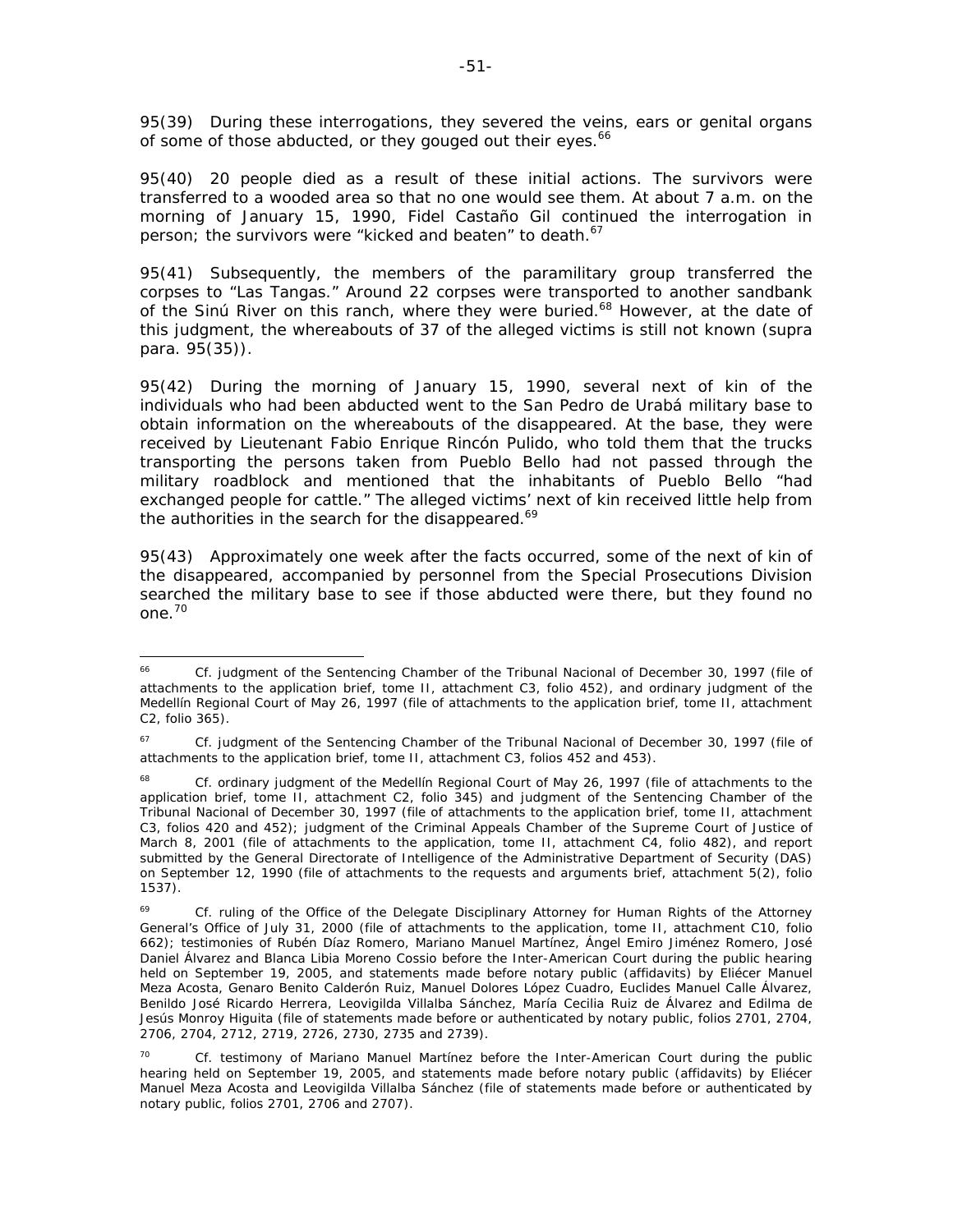95(39) During these interrogations, they severed the veins, ears or genital organs of some of those abducted, or they gouged out their eyes.[66]

95(40) 20 people died as a result of these initial actions. The survivors were transferred to a wooded area so that no one would see them. At about 7 a.m. on the morning of January 15, 1990, Fidel Castaño Gil continued the interrogation in person; the survivors were "kicked and beaten" to death.[67]

95(41) Subsequently, the members of the paramilitary group transferred the corpses to "Las Tangas." Around 22 corpses were transported to another sandbank of the Sinú River on this ranch, where they were buried.[68] However, at the date of this judgment, the whereabouts of 37 of the alleged victims is still not known (supra para. 95(35)).

95(42) During the morning of January 15, 1990, several next of kin of the individuals who had been abducted went to the San Pedro de Urabá military base to obtain information on the whereabouts of the disappeared. At the base, they were received by Lieutenant Fabio Enrique Rincón Pulido, who told them that the trucks transporting the persons taken from Pueblo Bello had not passed through the military roadblock and mentioned that the inhabitants of Pueblo Bello "had exchanged people for cattle." The alleged victims' next of kin received little help from the authorities in the search for the disappeared.[69]

95(43) Approximately one week after the facts occurred, some of the next of kin of the disappeared, accompanied by personnel from the Special Prosecutions Division searched the military base to see if those abducted were there, but they found no one.[70]

---

[66] Cf. judgment of the Sentencing Chamber of the Tribunal Nacional of December 30, 1997 (file of attachments to the application brief, tome II, attachment C3, folio 452), and ordinary judgment of the Medellín Regional Court of May 26, 1997 (file of attachments to the application brief, tome II, attachment C2, folio 365).

[67] Cf. judgment of the Sentencing Chamber of the Tribunal Nacional of December 30, 1997 (file of attachments to the application brief, tome II, attachment C3, folios 452 and 453).

[68] Cf. ordinary judgment of the Medellín Regional Court of May 26, 1997 (file of attachments to the application brief, tome II, attachment C2, folio 345) and judgment of the Sentencing Chamber of the Tribunal Nacional of December 30, 1997 (file of attachments to the application brief, tome II, attachment C3, folios 420 and 452); judgment of the Criminal Appeals Chamber of the Supreme Court of Justice of March 8, 2001 (file of attachments to the application, tome II, attachment C4, folio 482), and report submitted by the General Directorate of Intelligence of the Administrative Department of Security (DAS) on September 12, 1990 (file of attachments to the requests and arguments brief, attachment 5(2), folio 1537).

[69] Cf. ruling of the Office of the Delegate Disciplinary Attorney for Human Rights of the Attorney General's Office of July 31, 2000 (file of attachments to the application, tome II, attachment C10, folio 662); testimonies of Rubén Díaz Romero, Mariano Manuel Martínez, Ángel Emiro Jiménez Romero, José Daniel Álvarez and Blanca Libia Moreno Cossio before the Inter-American Court during the public hearing held on September 19, 2005, and statements made before notary public (affidavits) by Eliécer Manuel Meza Acosta, Genaro Benito Calderón Ruiz, Manuel Dolores López Cuadro, Euclides Manuel Calle Álvarez, Benildo José Ricardo Herrera, Leovigilda Villalba Sánchez, María Cecilia Ruiz de Álvarez and Edilma de Jesús Monroy Higuita (file of statements made before or authenticated by notary public, folios 2701, 2704, 2706, 2704, 2712, 2719, 2726, 2730, 2735 and 2739).

[70] Cf. testimony of Mariano Manuel Martínez before the Inter-American Court during the public hearing held on September 19, 2005, and statements made before notary public (affidavits) by Eliécer Manuel Meza Acosta and Leovigilda Villalba Sánchez (file of statements made before or authenticated by notary public, folios 2701, 2706 and 2707).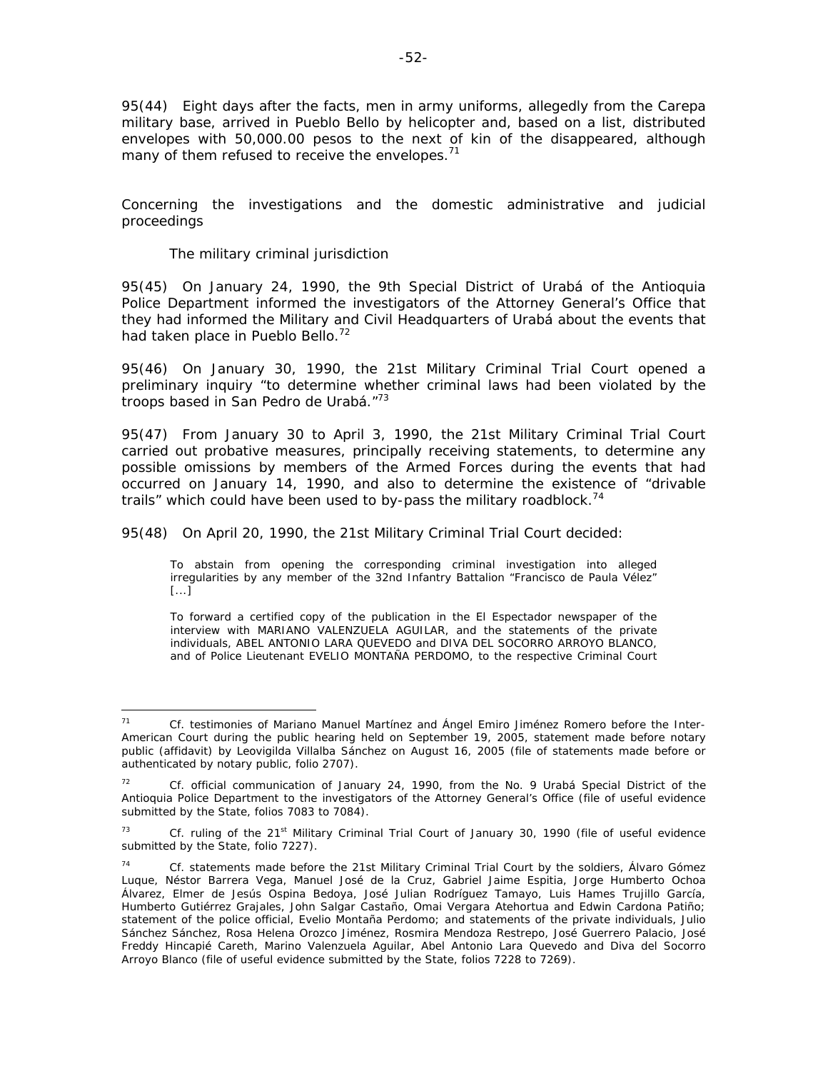95(44) Eight days after the facts, men in army uniforms, allegedly from the Carepa military base, arrived in Pueblo Bello by helicopter and, based on a list, distributed envelopes with 50,000.00 pesos to the next of kin of the disappeared, although many of them refused to receive the envelopes.[71]

*Concerning the investigations and the domestic administrative and judicial proceedings*

*The military criminal jurisdiction*

95(45) On January 24, 1990, the 9th Special District of Urabá of the Antioquia Police Department informed the investigators of the Attorney General's Office that they had informed the Military and Civil Headquarters of Urabá about the events that had taken place in Pueblo Bello.[72]

95(46) On January 30, 1990, the 21st Military Criminal Trial Court opened a preliminary inquiry "to determine whether criminal laws had been violated by the troops based in San Pedro de Urabá."[73]

95(47) From January 30 to April 3, 1990, the 21st Military Criminal Trial Court carried out probative measures, principally receiving statements, to determine any possible omissions by members of the Armed Forces during the events that had occurred on January 14, 1990, and also to determine the existence of "drivable trails" which could have been used to by-pass the military roadblock.[74]

95(48) On April 20, 1990, the 21st Military Criminal Trial Court decided:

> To abstain from opening the corresponding criminal investigation into alleged irregularities by any member of the 32nd Infantry Battalion "Francisco de Paula Vélez" [...]
>
> To forward a certified copy of the publication in the El Espectador newspaper of the interview with MARIANO VALENZUELA AGUILAR, and the statements of the private individuals, ABEL ANTONIO LARA QUEVEDO and DIVA DEL SOCORRO ARROYO BLANCO, and of Police Lieutenant EVELIO MONTAÑA PERDOMO, to the respective Criminal Court

---

[71] *Cf.* testimonies of Mariano Manuel Martínez and Ángel Emiro Jiménez Romero before the Inter-American Court during the public hearing held on September 19, 2005, statement made before notary public (affidavit) by Leovigilda Villalba Sánchez on August 16, 2005 (file of statements made before or authenticated by notary public, folio 2707).

[72] *Cf.* official communication of January 24, 1990, from the No. 9 Urabá Special District of the Antioquia Police Department to the investigators of the Attorney General's Office (file of useful evidence submitted by the State, folios 7083 to 7084).

[73] *Cf.* ruling of the 21st Military Criminal Trial Court of January 30, 1990 (file of useful evidence submitted by the State, folio 7227).

[74] *Cf.* statements made before the 21st Military Criminal Trial Court by the soldiers, Álvaro Gómez Luque, Néstor Barrera Vega, Manuel José de la Cruz, Gabriel Jaime Espitia, Jorge Humberto Ochoa Álvarez, Elmer de Jesús Ospina Bedoya, José Julian Rodríguez Tamayo, Luis Hames Trujillo García, Humberto Gutiérrez Grajales, John Salgar Castaño, Omai Vergara Atehortua and Edwin Cardona Patiño; statement of the police official, Evelio Montaña Perdomo; and statements of the private individuals, Julio Sánchez Sánchez, Rosa Helena Orozco Jiménez, Rosmira Mendoza Restrepo, José Guerrero Palacio, José Freddy Hincapié Careth, Marino Valenzuela Aguilar, Abel Antonio Lara Quevedo and Diva del Socorro Arroyo Blanco (file of useful evidence submitted by the State, folios 7228 to 7269).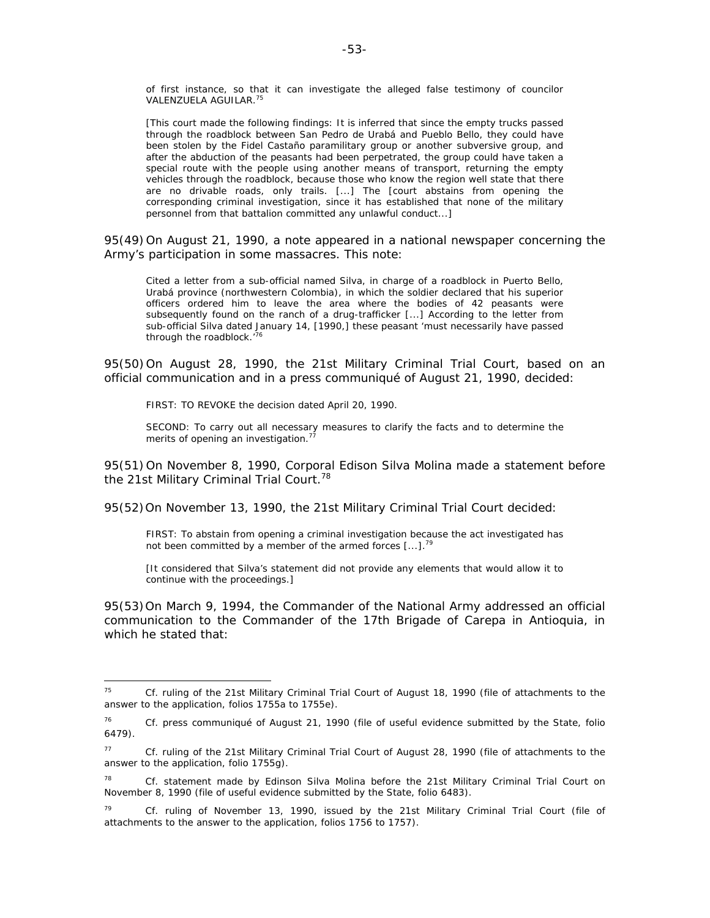of first instance, so that it can investigate the alleged false testimony of councilor VALENZUELA AGUILAR.[75]

> [This court made the following findings: It is inferred that since the empty trucks passed through the roadblock between San Pedro de Urabá and Pueblo Bello, they could have been stolen by the Fidel Castaño paramilitary group or another subversive group, and after the abduction of the peasants had been perpetrated, the group could have taken a special route with the people using another means of transport, returning the empty vehicles through the roadblock, because those who know the region well state that there are no drivable roads, only trails. [...] The [court abstains from opening the corresponding criminal investigation, since it has established that none of the military personnel from that battalion committed any unlawful conduct...]

95(49) On August 21, 1990, a note appeared in a national newspaper concerning the Army's participation in some massacres. This note:

> Cited a letter from a sub-official named Silva, in charge of a roadblock in Puerto Bello, Urabá province (northwestern Colombia), in which the soldier declared that his superior officers ordered him to leave the area where the bodies of 42 peasants were subsequently found on the ranch of a drug-trafficker [...] According to the letter from sub-official Silva dated January 14, [1990,] these peasant 'must necessarily have passed through the roadblock.'[76]

95(50) On August 28, 1990, the 21st Military Criminal Trial Court, based on an official communication and in a press communiqué of August 21, 1990, decided:

> FIRST: TO REVOKE the decision dated April 20, 1990.
>
> SECOND: To carry out all necessary measures to clarify the facts and to determine the merits of opening an investigation.[77]

95(51) On November 8, 1990, Corporal Edison Silva Molina made a statement before the 21st Military Criminal Trial Court.[78]

95(52) On November 13, 1990, the 21st Military Criminal Trial Court decided:

> FIRST: To abstain from opening a criminal investigation because the act investigated has not been committed by a member of the armed forces [...].[79]
>
> [It considered that Silva's statement did not provide any elements that would allow it to continue with the proceedings.]

95(53) On March 9, 1994, the Commander of the National Army addressed an official communication to the Commander of the 17th Brigade of Carepa in Antioquia, in which he stated that:

---

[75] Cf. ruling of the 21st Military Criminal Trial Court of August 18, 1990 (file of attachments to the answer to the application, folios 1755a to 1755e).

[76] Cf. press communiqué of August 21, 1990 (file of useful evidence submitted by the State, folio 6479).

[77] Cf. ruling of the 21st Military Criminal Trial Court of August 28, 1990 (file of attachments to the answer to the application, folio 1755g).

[78] Cf. statement made by Edinson Silva Molina before the 21st Military Criminal Trial Court on November 8, 1990 (file of useful evidence submitted by the State, folio 6483).

[79] Cf. ruling of November 13, 1990, issued by the 21st Military Criminal Trial Court (file of attachments to the answer to the application, folios 1756 to 1757).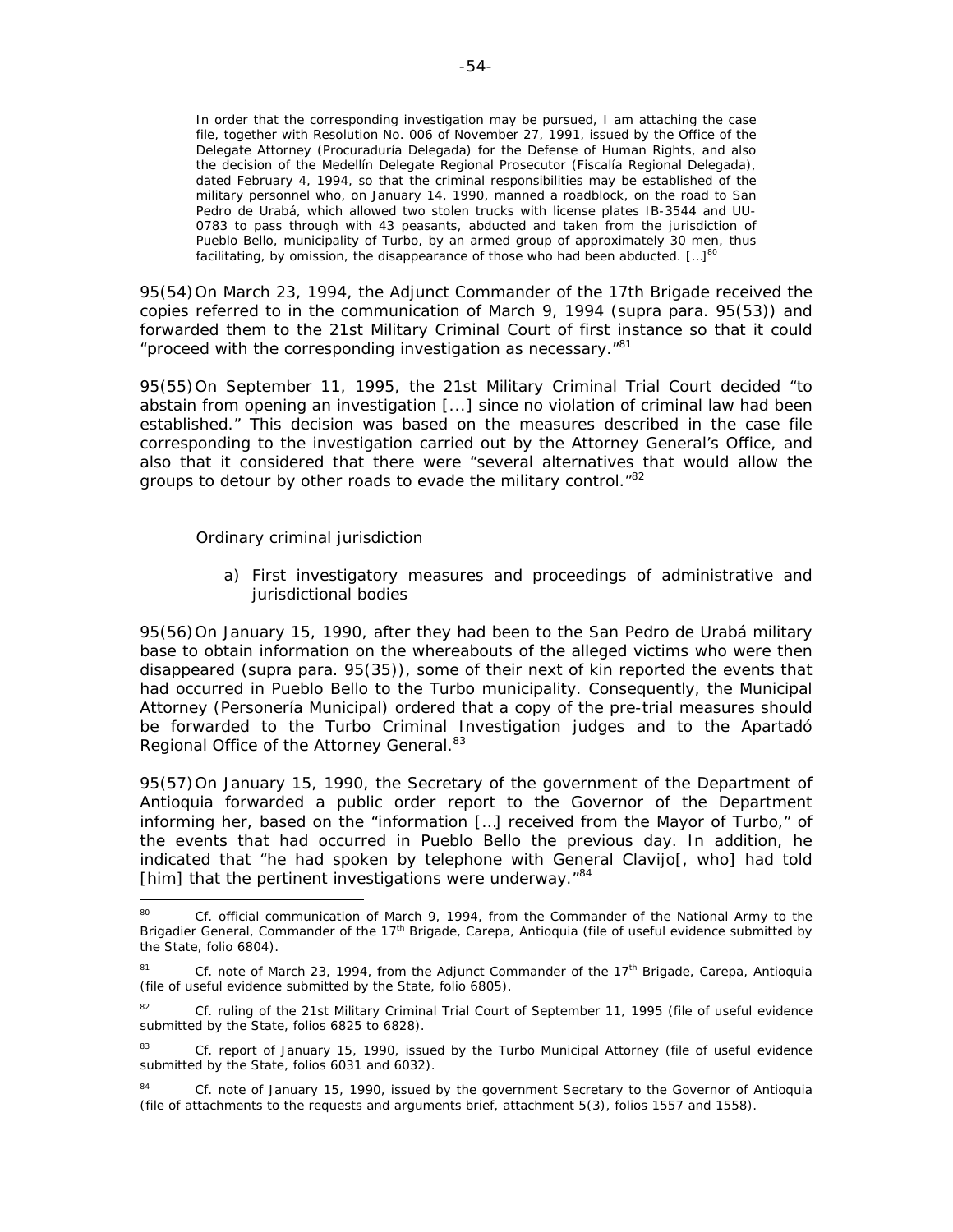> In order that the corresponding investigation may be pursued, I am attaching the case file, together with Resolution No. 006 of November 27, 1991, issued by the Office of the Delegate Attorney (Procuraduría Delegada) for the Defense of Human Rights, and also the decision of the Medellín Delegate Regional Prosecutor (Fiscalía Regional Delegada), dated February 4, 1994, so that the criminal responsibilities may be established of the military personnel who, on January 14, 1990, manned a roadblock, on the road to San Pedro de Urabá, which allowed two stolen trucks with license plates IB-3544 and UU-0783 to pass through with 43 peasants, abducted and taken from the jurisdiction of Pueblo Bello, municipality of Turbo, by an armed group of approximately 30 men, thus facilitating, by omission, the disappearance of those who had been abducted. […][80]

95(54) On March 23, 1994, the Adjunct Commander of the 17th Brigade received the copies referred to in the communication of March 9, 1994 (supra para. 95(53)) and forwarded them to the 21st Military Criminal Court of first instance so that it could "proceed with the corresponding investigation as necessary."[81]

95(55) On September 11, 1995, the 21st Military Criminal Trial Court decided "to abstain from opening an investigation [...] since no violation of criminal law had been established." This decision was based on the measures described in the case file corresponding to the investigation carried out by the Attorney General's Office, and also that it considered that there were "several alternatives that would allow the groups to detour by other roads to evade the military control."[82]

*Ordinary criminal jurisdiction*

a) *First investigatory measures and proceedings of administrative and jurisdictional bodies*

95(56) On January 15, 1990, after they had been to the San Pedro de Urabá military base to obtain information on the whereabouts of the alleged victims who were then disappeared (supra para. 95(35)), some of their next of kin reported the events that had occurred in Pueblo Bello to the Turbo municipality. Consequently, the Municipal Attorney (Personería Municipal) ordered that a copy of the pre-trial measures should be forwarded to the Turbo Criminal Investigation judges and to the Apartadó Regional Office of the Attorney General.[83]

95(57) On January 15, 1990, the Secretary of the government of the Department of Antioquia forwarded a public order report to the Governor of the Department informing her, based on the "information […] received from the Mayor of Turbo," of the events that had occurred in Pueblo Bello the previous day. In addition, he indicated that "he had spoken by telephone with General Clavijo[, who] had told [him] that the pertinent investigations were underway."[84]

---

[80] Cf. official communication of March 9, 1994, from the Commander of the National Army to the Brigadier General, Commander of the 17th Brigade, Carepa, Antioquia (file of useful evidence submitted by the State, folio 6804).

[81] Cf. note of March 23, 1994, from the Adjunct Commander of the 17th Brigade, Carepa, Antioquia (file of useful evidence submitted by the State, folio 6805).

[82] Cf. ruling of the 21st Military Criminal Trial Court of September 11, 1995 (file of useful evidence submitted by the State, folios 6825 to 6828).

[83] Cf. report of January 15, 1990, issued by the Turbo Municipal Attorney (file of useful evidence submitted by the State, folios 6031 and 6032).

[84] Cf. note of January 15, 1990, issued by the government Secretary to the Governor of Antioquia (file of attachments to the requests and arguments brief, attachment 5(3), folios 1557 and 1558).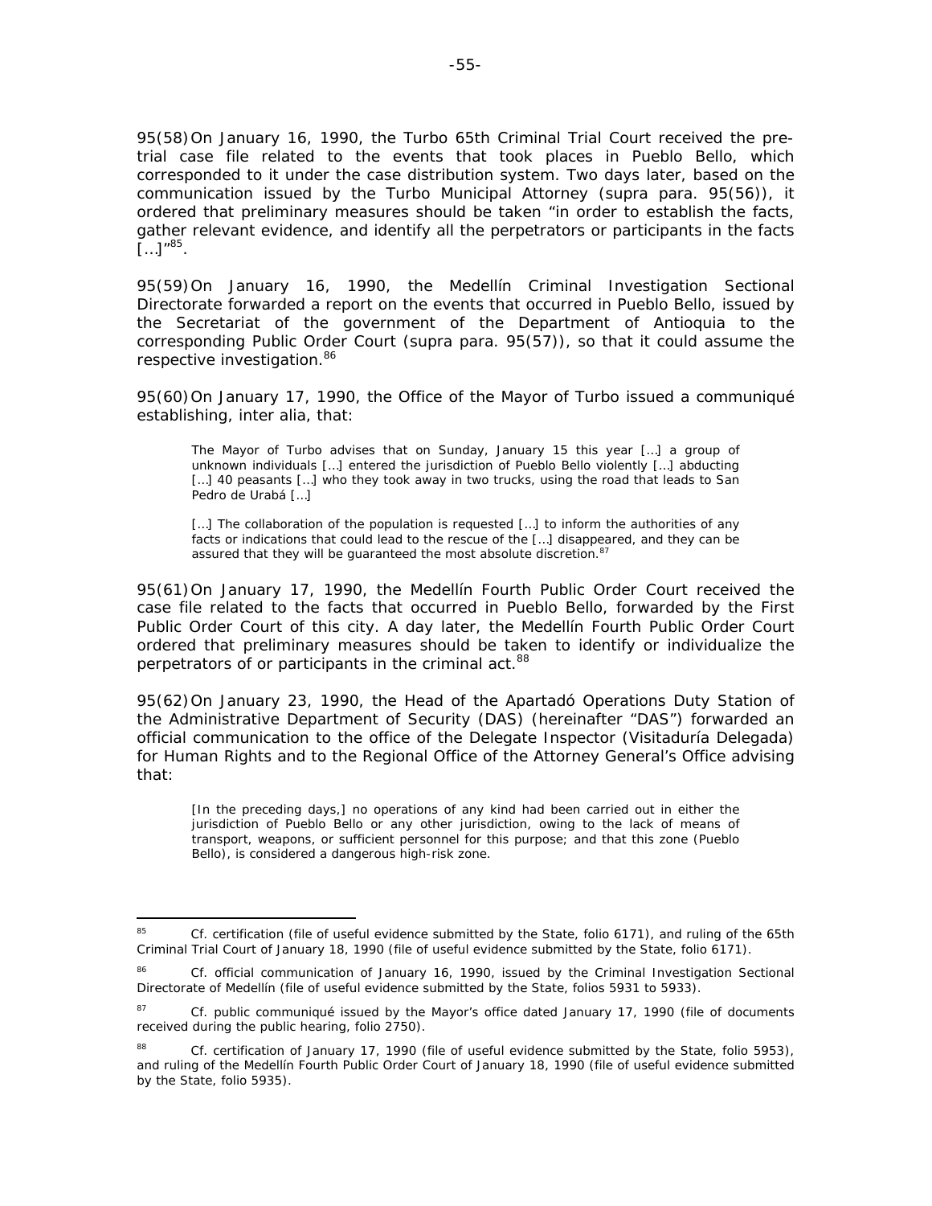95(58) On January 16, 1990, the Turbo 65th Criminal Trial Court received the pre-trial case file related to the events that took places in Pueblo Bello, which corresponded to it under the case distribution system. Two days later, based on the communication issued by the Turbo Municipal Attorney (*supra* para. 95(56)), it ordered that preliminary measures should be taken "in order to establish the facts, gather relevant evidence, and identify all the perpetrators or participants in the facts […]"[85].

95(59) On January 16, 1990, the Medellín Criminal Investigation Sectional Directorate forwarded a report on the events that occurred in Pueblo Bello, issued by the Secretariat of the government of the Department of Antioquia to the corresponding Public Order Court (*supra* para. 95(57)), so that it could assume the respective investigation.[86]

95(60) On January 17, 1990, the Office of the Mayor of Turbo issued a communiqué establishing, *inter alia*, that:

> The Mayor of Turbo advises that on Sunday, January 15 this year […] a group of unknown individuals […] entered the jurisdiction of Pueblo Bello violently […] abducting […] 40 peasants […] who they took away in two trucks, using the road that leads to San Pedro de Urabá […]
>
> […] The collaboration of the population is requested […] to inform the authorities of any facts or indications that could lead to the rescue of the […] disappeared, and they can be assured that they will be guaranteed the most absolute discretion.[87]

95(61) On January 17, 1990, the Medellín Fourth Public Order Court received the case file related to the facts that occurred in Pueblo Bello, forwarded by the First Public Order Court of this city. A day later, the Medellín Fourth Public Order Court ordered that preliminary measures should be taken to identify or individualize the perpetrators of or participants in the criminal act.[88]

95(62) On January 23, 1990, the Head of the Apartadó Operations Duty Station of the Administrative Department of Security (DAS) (hereinafter "DAS") forwarded an official communication to the office of the Delegate Inspector (*Visitaduría Delegada*) for Human Rights and to the Regional Office of the Attorney General's Office advising that:

> [In the preceding days,] no operations of any kind had been carried out in either the jurisdiction of Pueblo Bello or any other jurisdiction, owing to the lack of means of transport, weapons, or sufficient personnel for this purpose; and that this zone (Pueblo Bello), is considered a dangerous high-risk zone.

---

[85] *Cf.* certification (file of useful evidence submitted by the State, folio 6171), and ruling of the 65th Criminal Trial Court of January 18, 1990 (file of useful evidence submitted by the State, folio 6171).

[86] *Cf.* official communication of January 16, 1990, issued by the Criminal Investigation Sectional Directorate of Medellín (file of useful evidence submitted by the State, folios 5931 to 5933).

[87] *Cf.* public communiqué issued by the Mayor's office dated January 17, 1990 (file of documents received during the public hearing, folio 2750).

[88] *Cf.* certification of January 17, 1990 (file of useful evidence submitted by the State, folio 5953), and ruling of the Medellín Fourth Public Order Court of January 18, 1990 (file of useful evidence submitted by the State, folio 5935).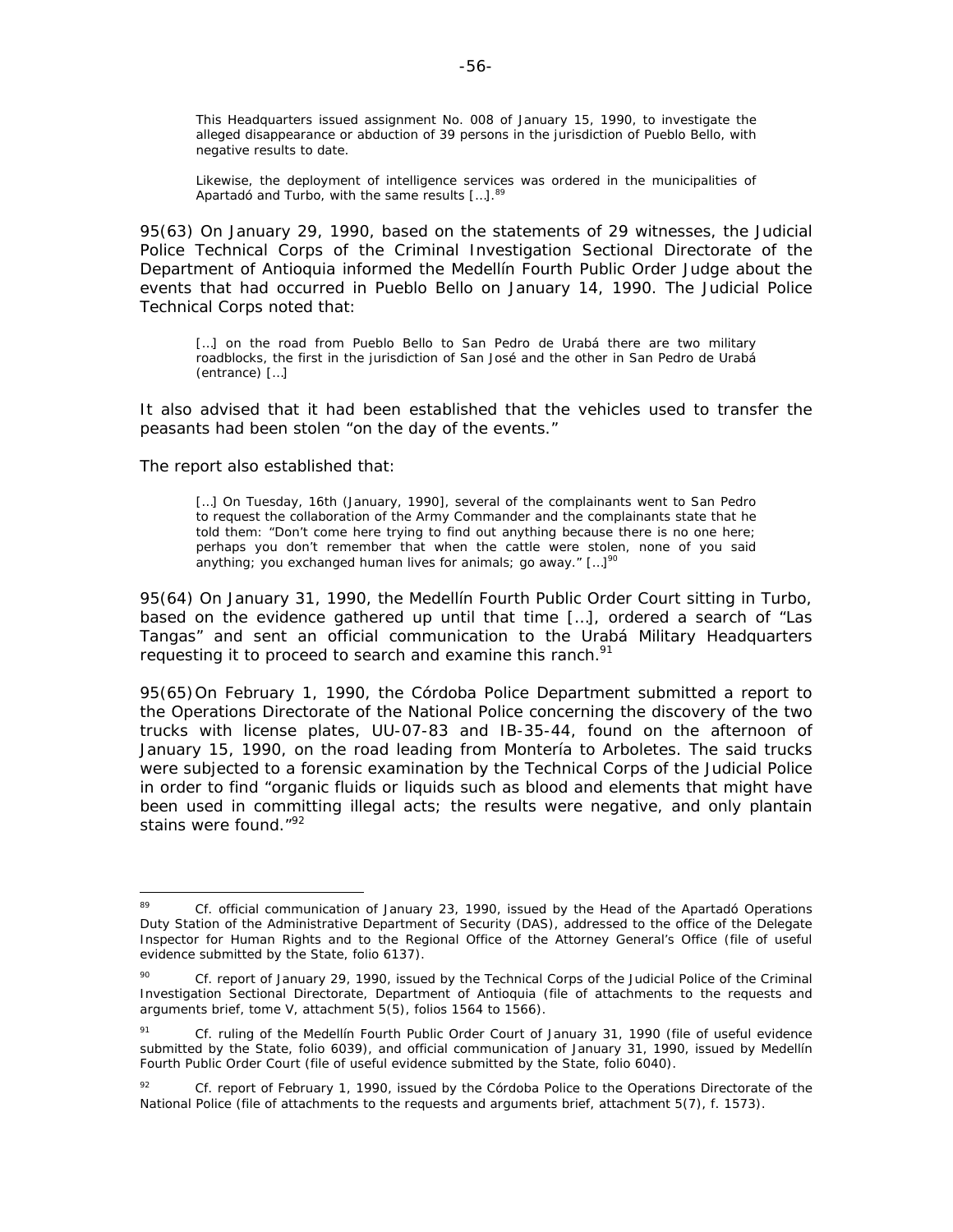> This Headquarters issued assignment No. 008 of January 15, 1990, to investigate the alleged disappearance or abduction of 39 persons in the jurisdiction of Pueblo Bello, with negative results to date.
>
> Likewise, the deployment of intelligence services was ordered in the municipalities of Apartadó and Turbo, with the same results […].[89]

95(63) On January 29, 1990, based on the statements of 29 witnesses, the Judicial Police Technical Corps of the Criminal Investigation Sectional Directorate of the Department of Antioquia informed the Medellín Fourth Public Order Judge about the events that had occurred in Pueblo Bello on January 14, 1990. The Judicial Police Technical Corps noted that:

> […] on the road from Pueblo Bello to San Pedro de Urabá there are two military roadblocks, the first in the jurisdiction of San José and the other in San Pedro de Urabá (entrance) […]

It also advised that it had been established that the vehicles used to transfer the peasants had been stolen "on the day of the events."

The report also established that:

> […] On Tuesday, 16th (January, 1990], several of the complainants went to San Pedro to request the collaboration of the Army Commander and the complainants state that he told them: "Don't come here trying to find out anything because there is no one here; perhaps you don't remember that when the cattle were stolen, none of you said anything; you exchanged human lives for animals; go away." […][90]

95(64) On January 31, 1990, the Medellín Fourth Public Order Court sitting in Turbo, based on the evidence gathered up until that time […], ordered a search of "Las Tangas" and sent an official communication to the Urabá Military Headquarters requesting it to proceed to search and examine this ranch.[91]

95(65) On February 1, 1990, the Córdoba Police Department submitted a report to the Operations Directorate of the National Police concerning the discovery of the two trucks with license plates, UU-07-83 and IB-35-44, found on the afternoon of January 15, 1990, on the road leading from Montería to Arboletes. The said trucks were subjected to a forensic examination by the Technical Corps of the Judicial Police in order to find "organic fluids or liquids such as blood and elements that might have been used in committing illegal acts; the results were negative, and only plantain stains were found."[92]

---

[89] Cf. official communication of January 23, 1990, issued by the Head of the Apartadó Operations Duty Station of the Administrative Department of Security (DAS), addressed to the office of the Delegate Inspector for Human Rights and to the Regional Office of the Attorney General's Office (file of useful evidence submitted by the State, folio 6137).

[90] Cf. report of January 29, 1990, issued by the Technical Corps of the Judicial Police of the Criminal Investigation Sectional Directorate, Department of Antioquia (file of attachments to the requests and arguments brief, tome V, attachment 5(5), folios 1564 to 1566).

[91] Cf. ruling of the Medellín Fourth Public Order Court of January 31, 1990 (file of useful evidence submitted by the State, folio 6039), and official communication of January 31, 1990, issued by Medellín Fourth Public Order Court (file of useful evidence submitted by the State, folio 6040).

[92] Cf. report of February 1, 1990, issued by the Córdoba Police to the Operations Directorate of the National Police (file of attachments to the requests and arguments brief, attachment 5(7), f. 1573).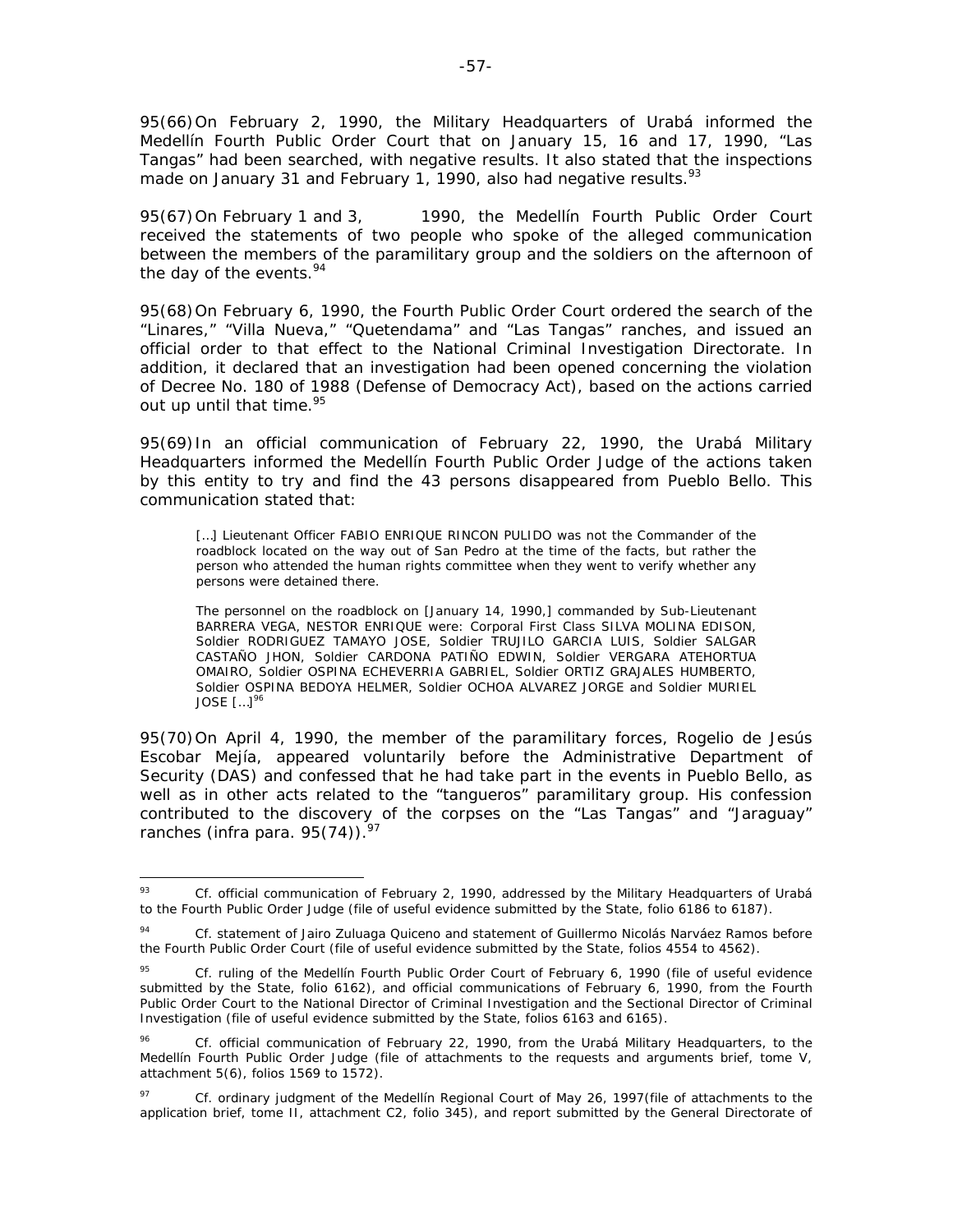95(66) On February 2, 1990, the Military Headquarters of Urabá informed the Medellín Fourth Public Order Court that on January 15, 16 and 17, 1990, "Las Tangas" had been searched, with negative results. It also stated that the inspections made on January 31 and February 1, 1990, also had negative results.[93]

95(67) On February 1 and 3, 1990, the Medellín Fourth Public Order Court received the statements of two people who spoke of the alleged communication between the members of the paramilitary group and the soldiers on the afternoon of the day of the events.[94]

95(68) On February 6, 1990, the Fourth Public Order Court ordered the search of the "Linares," "Villa Nueva," "Quetendama" and "Las Tangas" ranches, and issued an official order to that effect to the National Criminal Investigation Directorate. In addition, it declared that an investigation had been opened concerning the violation of Decree No. 180 of 1988 (Defense of Democracy Act), based on the actions carried out up until that time.[95]

95(69) In an official communication of February 22, 1990, the Urabá Military Headquarters informed the Medellín Fourth Public Order Judge of the actions taken by this entity to try and find the 43 persons disappeared from Pueblo Bello. This communication stated that:

> […] Lieutenant Officer FABIO ENRIQUE RINCON PULIDO was not the Commander of the roadblock located on the way out of San Pedro at the time of the facts, but rather the person who attended the human rights committee when they went to verify whether any persons were detained there.
>
> The personnel on the roadblock on [January 14, 1990,] commanded by Sub-Lieutenant BARRERA VEGA, NESTOR ENRIQUE were: Corporal First Class SILVA MOLINA EDISON, Soldier RODRIGUEZ TAMAYO JOSE, Soldier TRUJILO GARCIA LUIS, Soldier SALGAR CASTAÑO JHON, Soldier CARDONA PATIÑO EDWIN, Soldier VERGARA ATEHORTUA OMAIRO, Soldier OSPINA ECHEVERRIA GABRIEL, Soldier ORTIZ GRAJALES HUMBERTO, Soldier OSPINA BEDOYA HELMER, Soldier OCHOA ALVAREZ JORGE and Soldier MURIEL JOSE […][96]

95(70) On April 4, 1990, the member of the paramilitary forces, Rogelio de Jesús Escobar Mejía, appeared voluntarily before the Administrative Department of Security (DAS) and confessed that he had take part in the events in Pueblo Bello, as well as in other acts related to the "tangueros" paramilitary group. His confession contributed to the discovery of the corpses on the "Las Tangas" and "Jaraguay" ranches (infra para. 95(74)).[97]

---

[93] Cf. official communication of February 2, 1990, addressed by the Military Headquarters of Urabá to the Fourth Public Order Judge (file of useful evidence submitted by the State, folio 6186 to 6187).

[94] Cf. statement of Jairo Zuluaga Quiceno and statement of Guillermo Nicolás Narváez Ramos before the Fourth Public Order Court (file of useful evidence submitted by the State, folios 4554 to 4562).

[95] Cf. ruling of the Medellín Fourth Public Order Court of February 6, 1990 (file of useful evidence submitted by the State, folio 6162), and official communications of February 6, 1990, from the Fourth Public Order Court to the National Director of Criminal Investigation and the Sectional Director of Criminal Investigation (file of useful evidence submitted by the State, folios 6163 and 6165).

[96] Cf. official communication of February 22, 1990, from the Urabá Military Headquarters, to the Medellín Fourth Public Order Judge (file of attachments to the requests and arguments brief, tome V, attachment 5(6), folios 1569 to 1572).

[97] Cf. ordinary judgment of the Medellín Regional Court of May 26, 1997(file of attachments to the application brief, tome II, attachment C2, folio 345), and report submitted by the General Directorate of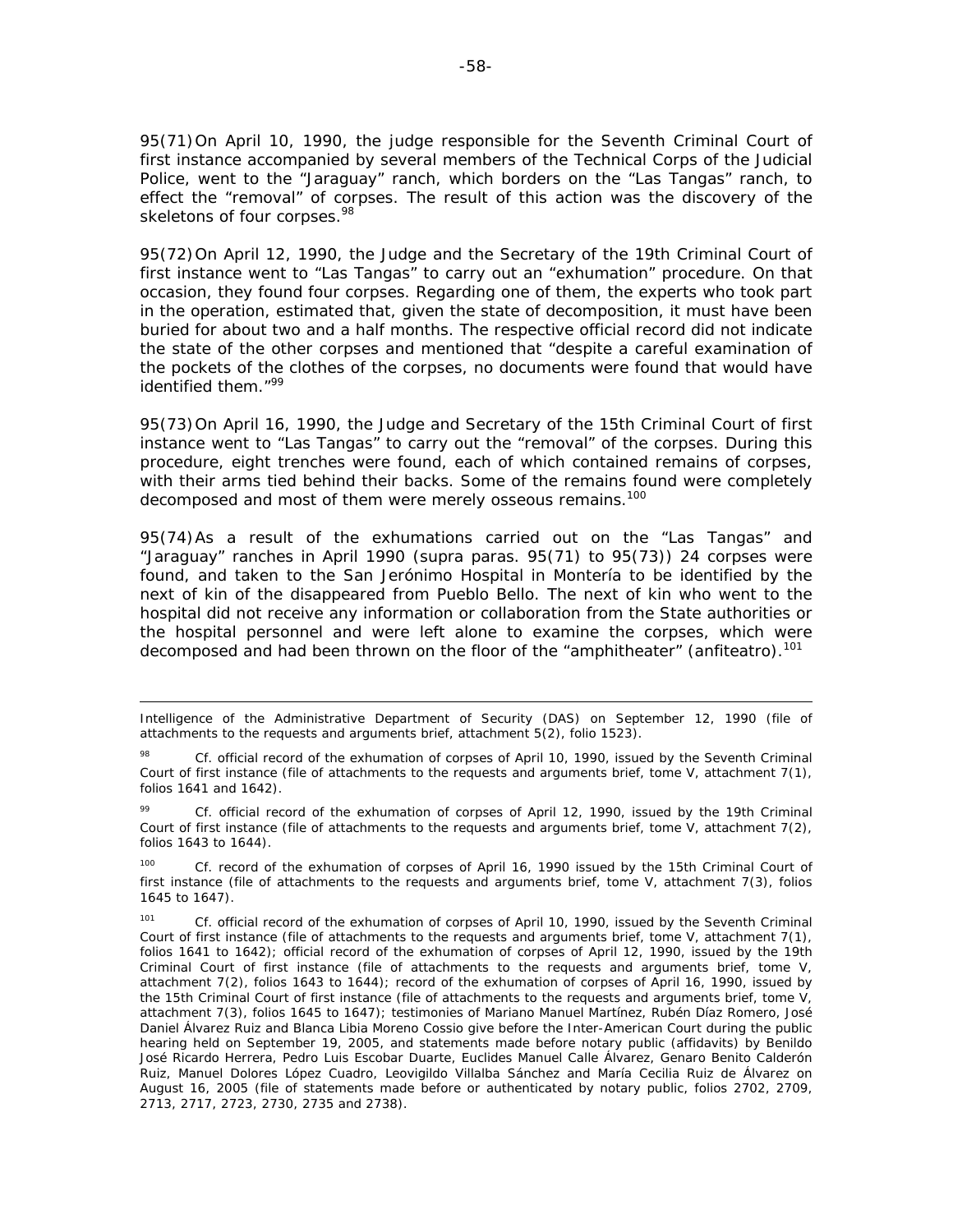95(71) On April 10, 1990, the judge responsible for the Seventh Criminal Court of first instance accompanied by several members of the Technical Corps of the Judicial Police, went to the "Jaraguay" ranch, which borders on the "Las Tangas" ranch, to effect the "removal" of corpses. The result of this action was the discovery of the skeletons of four corpses.[98]

95(72) On April 12, 1990, the Judge and the Secretary of the 19th Criminal Court of first instance went to "Las Tangas" to carry out an "exhumation" procedure. On that occasion, they found four corpses. Regarding one of them, the experts who took part in the operation, estimated that, given the state of decomposition, it must have been buried for about two and a half months. The respective official record did not indicate the state of the other corpses and mentioned that "despite a careful examination of the pockets of the clothes of the corpses, no documents were found that would have identified them."[99]

95(73) On April 16, 1990, the Judge and Secretary of the 15th Criminal Court of first instance went to "Las Tangas" to carry out the "removal" of the corpses. During this procedure, eight trenches were found, each of which contained remains of corpses, with their arms tied behind their backs. Some of the remains found were completely decomposed and most of them were merely osseous remains.[100]

95(74) As a result of the exhumations carried out on the "Las Tangas" and "Jaraguay" ranches in April 1990 (*supra* paras. 95(71) to 95(73)) 24 corpses were found, and taken to the San Jerónimo Hospital in Montería to be identified by the next of kin of the disappeared from Pueblo Bello. The next of kin who went to the hospital did not receive any information or collaboration from the State authorities or the hospital personnel and were left alone to examine the corpses, which were decomposed and had been thrown on the floor of the "amphitheater" (*anfiteatro*).[101]

---

Intelligence of the Administrative Department of Security (DAS) on September 12, 1990 (file of attachments to the requests and arguments brief, attachment 5(2), folio 1523).

[98] *Cf.* official record of the exhumation of corpses of April 10, 1990, issued by the Seventh Criminal Court of first instance (file of attachments to the requests and arguments brief, tome V, attachment 7(1), folios 1641 and 1642).

[99] *Cf.* official record of the exhumation of corpses of April 12, 1990, issued by the 19th Criminal Court of first instance (file of attachments to the requests and arguments brief, tome V, attachment 7(2), folios 1643 to 1644).

[100] *Cf.* record of the exhumation of corpses of April 16, 1990 issued by the 15th Criminal Court of first instance (file of attachments to the requests and arguments brief, tome V, attachment 7(3), folios 1645 to 1647).

[101] *Cf.* official record of the exhumation of corpses of April 10, 1990, issued by the Seventh Criminal Court of first instance (file of attachments to the requests and arguments brief, tome V, attachment 7(1), folios 1641 to 1642); official record of the exhumation of corpses of April 12, 1990, issued by the 19th Criminal Court of first instance (file of attachments to the requests and arguments brief, tome V, attachment 7(2), folios 1643 to 1644); record of the exhumation of corpses of April 16, 1990, issued by the 15th Criminal Court of first instance (file of attachments to the requests and arguments brief, tome V, attachment 7(3), folios 1645 to 1647); testimonies of Mariano Manuel Martínez, Rubén Díaz Romero, José Daniel Álvarez Ruiz and Blanca Libia Moreno Cossio give before the Inter-American Court during the public hearing held on September 19, 2005, and statements made before notary public (affidavits) by Benildo José Ricardo Herrera, Pedro Luis Escobar Duarte, Euclides Manuel Calle Álvarez, Genaro Benito Calderón Ruiz, Manuel Dolores López Cuadro, Leovigildo Villalba Sánchez and María Cecilia Ruiz de Álvarez on August 16, 2005 (file of statements made before or authenticated by notary public, folios 2702, 2709, 2713, 2717, 2723, 2730, 2735 and 2738).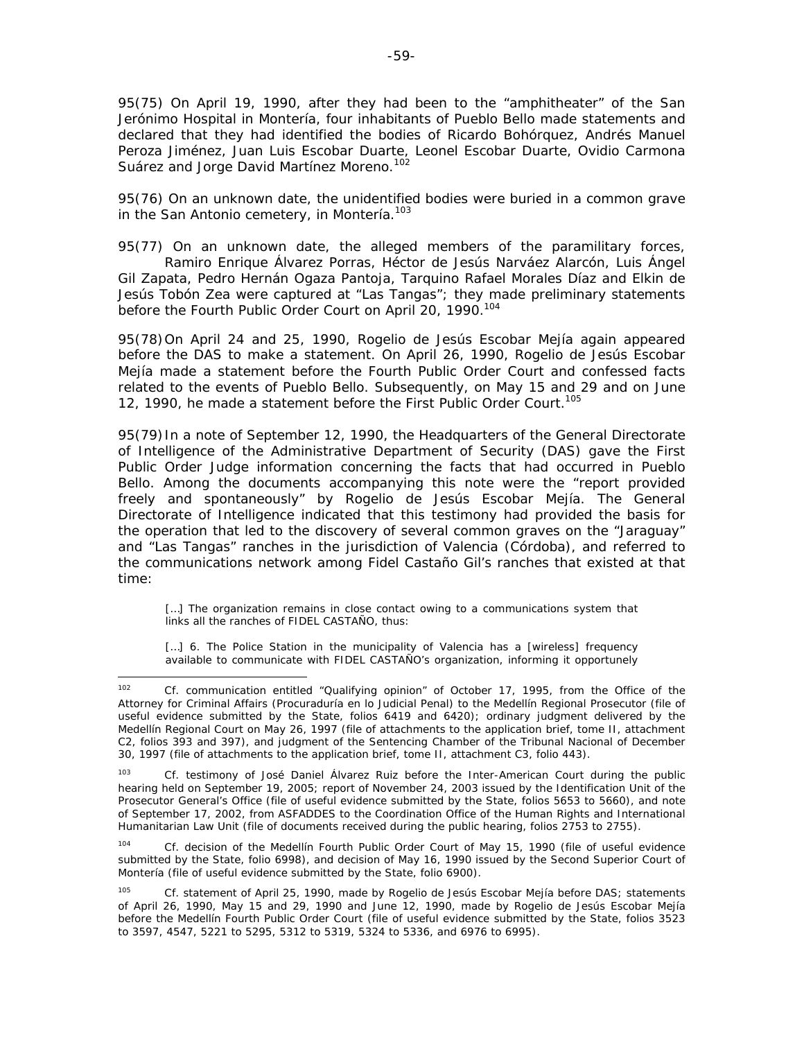95(75) On April 19, 1990, after they had been to the "amphitheater" of the San Jerónimo Hospital in Montería, four inhabitants of Pueblo Bello made statements and declared that they had identified the bodies of Ricardo Bohórquez, Andrés Manuel Peroza Jiménez, Juan Luis Escobar Duarte, Leonel Escobar Duarte, Ovidio Carmona Suárez and Jorge David Martínez Moreno.[102]

95(76) On an unknown date, the unidentified bodies were buried in a common grave in the San Antonio cemetery, in Montería.[103]

95(77) On an unknown date, the alleged members of the paramilitary forces, Ramiro Enrique Álvarez Porras, Héctor de Jesús Narváez Alarcón, Luis Ángel Gil Zapata, Pedro Hernán Ogaza Pantoja, Tarquino Rafael Morales Díaz and Elkin de Jesús Tobón Zea were captured at "Las Tangas"; they made preliminary statements before the Fourth Public Order Court on April 20, 1990.[104]

95(78) On April 24 and 25, 1990, Rogelio de Jesús Escobar Mejía again appeared before the DAS to make a statement. On April 26, 1990, Rogelio de Jesús Escobar Mejía made a statement before the Fourth Public Order Court and confessed facts related to the events of Pueblo Bello. Subsequently, on May 15 and 29 and on June 12, 1990, he made a statement before the First Public Order Court.[105]

95(79) In a note of September 12, 1990, the Headquarters of the General Directorate of Intelligence of the Administrative Department of Security (DAS) gave the First Public Order Judge information concerning the facts that had occurred in Pueblo Bello. Among the documents accompanying this note were the "report provided freely and spontaneously" by Rogelio de Jesús Escobar Mejía. The General Directorate of Intelligence indicated that this testimony had provided the basis for the operation that led to the discovery of several common graves on the "Jaraguay" and "Las Tangas" ranches in the jurisdiction of Valencia (Córdoba), and referred to the communications network among Fidel Castaño Gil's ranches that existed at that time:

> […] The organization remains in close contact owing to a communications system that links all the ranches of FIDEL CASTAÑO, thus:
>
> […] 6. The Police Station in the municipality of Valencia has a [wireless] frequency available to communicate with FIDEL CASTAÑO's organization, informing it opportunely

---

[102] Cf. communication entitled "Qualifying opinion" of October 17, 1995, from the Office of the Attorney for Criminal Affairs (Procuraduría en lo Judicial Penal) to the Medellín Regional Prosecutor (file of useful evidence submitted by the State, folios 6419 and 6420); ordinary judgment delivered by the Medellín Regional Court on May 26, 1997 (file of attachments to the application brief, tome II, attachment C2, folios 393 and 397), and judgment of the Sentencing Chamber of the Tribunal Nacional of December 30, 1997 (file of attachments to the application brief, tome II, attachment C3, folio 443).

[103] Cf. testimony of José Daniel Álvarez Ruiz before the Inter-American Court during the public hearing held on September 19, 2005; report of November 24, 2003 issued by the Identification Unit of the Prosecutor General's Office (file of useful evidence submitted by the State, folios 5653 to 5660), and note of September 17, 2002, from ASFADDES to the Coordination Office of the Human Rights and International Humanitarian Law Unit (file of documents received during the public hearing, folios 2753 to 2755).

[104] Cf. decision of the Medellín Fourth Public Order Court of May 15, 1990 (file of useful evidence submitted by the State, folio 6998), and decision of May 16, 1990 issued by the Second Superior Court of Montería (file of useful evidence submitted by the State, folio 6900).

[105] Cf. statement of April 25, 1990, made by Rogelio de Jesús Escobar Mejía before DAS; statements of April 26, 1990, May 15 and 29, 1990 and June 12, 1990, made by Rogelio de Jesús Escobar Mejía before the Medellín Fourth Public Order Court (file of useful evidence submitted by the State, folios 3523 to 3597, 4547, 5221 to 5295, 5312 to 5319, 5324 to 5336, and 6976 to 6995).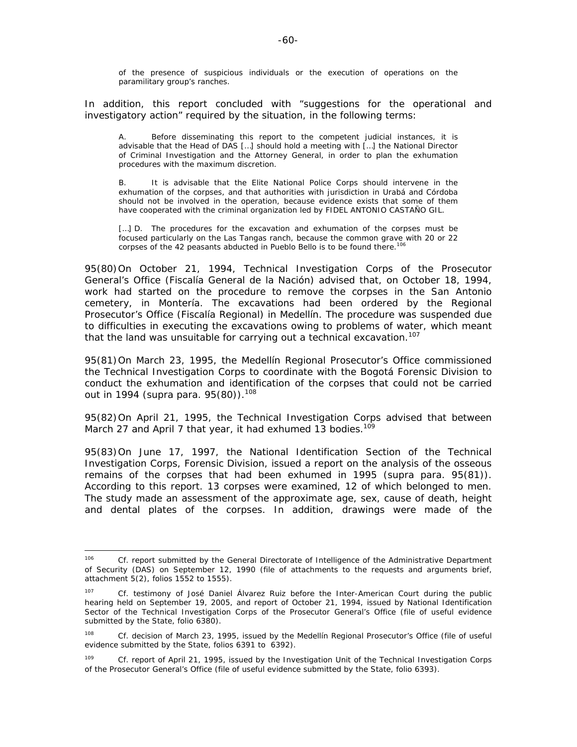of the presence of suspicious individuals or the execution of operations on the paramilitary group's ranches.

In addition, this report concluded with "suggestions for the operational and investigatory action" required by the situation, in the following terms:

> A. Before disseminating this report to the competent judicial instances, it is advisable that the Head of DAS […] should hold a meeting with […] the National Director of Criminal Investigation and the Attorney General, in order to plan the exhumation procedures with the maximum discretion.
>
> B. It is advisable that the Elite National Police Corps should intervene in the exhumation of the corpses, and that authorities with jurisdiction in Urabá and Córdoba should not be involved in the operation, because evidence exists that some of them have cooperated with the criminal organization led by FIDEL ANTONIO CASTAÑO GIL.
>
> […] D. The procedures for the excavation and exhumation of the corpses must be focused particularly on the Las Tangas ranch, because the common grave with 20 or 22 corpses of the 42 peasants abducted in Pueblo Bello is to be found there.[106]

95(80) On October 21, 1994, Technical Investigation Corps of the Prosecutor General's Office (*Fiscalía General de la Nación*) advised that, on October 18, 1994, work had started on the procedure to remove the corpses in the San Antonio cemetery, in Montería. The excavations had been ordered by the Regional Prosecutor's Office (*Fiscalía Regional*) in Medellín. The procedure was suspended due to difficulties in executing the excavations owing to problems of water, which meant that the land was unsuitable for carrying out a technical excavation.[107]

95(81) On March 23, 1995, the Medellín Regional Prosecutor's Office commissioned the Technical Investigation Corps to coordinate with the Bogotá Forensic Division to conduct the exhumation and identification of the corpses that could not be carried out in 1994 (*supra* para. 95(80)).[108]

95(82) On April 21, 1995, the Technical Investigation Corps advised that between March 27 and April 7 that year, it had exhumed 13 bodies.[109]

95(83) On June 17, 1997, the National Identification Section of the Technical Investigation Corps, Forensic Division, issued a report on the analysis of the osseous remains of the corpses that had been exhumed in 1995 (*supra* para. 95(81)). According to this report. 13 corpses were examined, 12 of which belonged to men. The study made an assessment of the approximate age, sex, cause of death, height and dental plates of the corpses. In addition, drawings were made of the

---

[106] Cf. report submitted by the General Directorate of Intelligence of the Administrative Department of Security (DAS) on September 12, 1990 (file of attachments to the requests and arguments brief, attachment 5(2), folios 1552 to 1555).

[107] Cf. testimony of José Daniel Álvarez Ruiz before the Inter-American Court during the public hearing held on September 19, 2005, and report of October 21, 1994, issued by National Identification Sector of the Technical Investigation Corps of the Prosecutor General's Office (file of useful evidence submitted by the State, folio 6380).

[108] Cf. decision of March 23, 1995, issued by the Medellín Regional Prosecutor's Office (file of useful evidence submitted by the State, folios 6391 to 6392).

[109] Cf. report of April 21, 1995, issued by the Investigation Unit of the Technical Investigation Corps of the Prosecutor General's Office (file of useful evidence submitted by the State, folio 6393).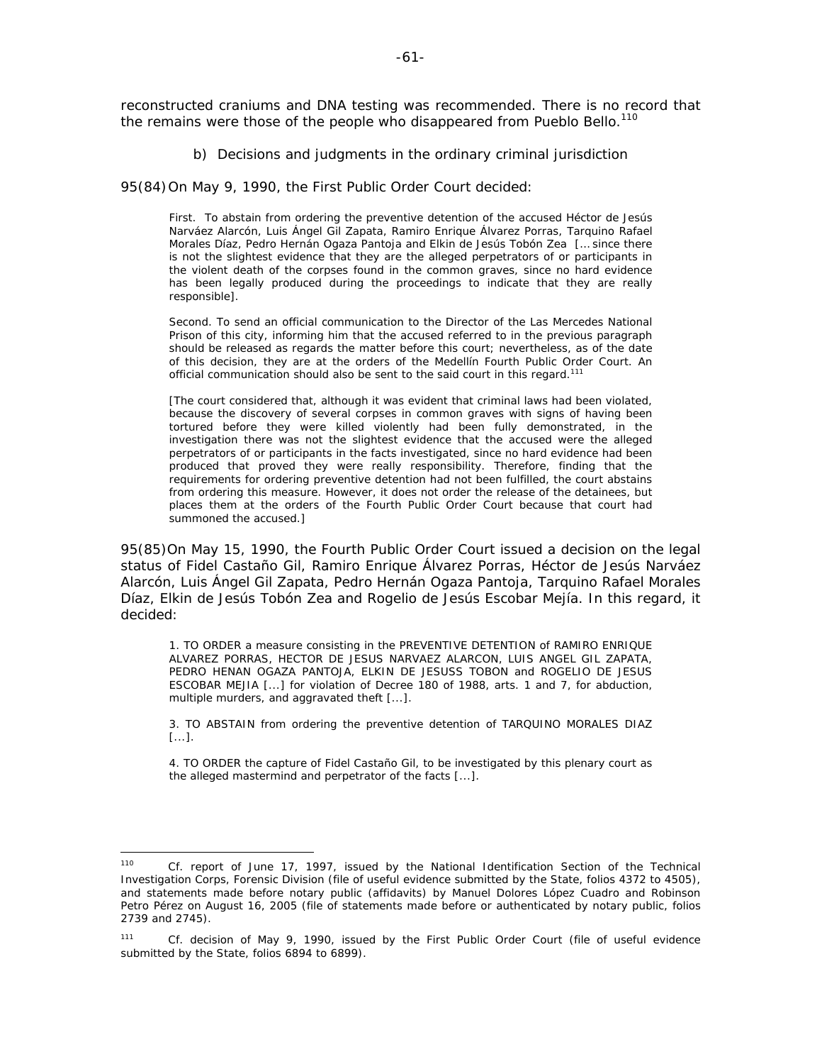reconstructed craniums and DNA testing was recommended. There is no record that the remains were those of the people who disappeared from Pueblo Bello.[110]

b) Decisions and judgments in the ordinary criminal jurisdiction

95(84) On May 9, 1990, the First Public Order Court decided:

> First. To abstain from ordering the preventive detention of the accused Héctor de Jesús Narváez Alarcón, Luis Ángel Gil Zapata, Ramiro Enrique Álvarez Porras, Tarquino Rafael Morales Díaz, Pedro Hernán Ogaza Pantoja and Elkin de Jesús Tobón Zea [... since there is not the slightest evidence that they are the alleged perpetrators of or participants in the violent death of the corpses found in the common graves, since no hard evidence has been legally produced during the proceedings to indicate that they are really responsible].
>
> Second. To send an official communication to the Director of the Las Mercedes National Prison of this city, informing him that the accused referred to in the previous paragraph should be released as regards the matter before this court; nevertheless, as of the date of this decision, they are at the orders of the Medellín Fourth Public Order Court. An official communication should also be sent to the said court in this regard.[111]
>
> [The court considered that, although it was evident that criminal laws had been violated, because the discovery of several corpses in common graves with signs of having been tortured before they were killed violently had been fully demonstrated, in the investigation there was not the slightest evidence that the accused were the alleged perpetrators of or participants in the facts investigated, since no hard evidence had been produced that proved they were really responsibility. Therefore, finding that the requirements for ordering preventive detention had not been fulfilled, the court abstains from ordering this measure. However, it does not order the release of the detainees, but places them at the orders of the Fourth Public Order Court because that court had summoned the accused.]

95(85) On May 15, 1990, the Fourth Public Order Court issued a decision on the legal status of Fidel Castaño Gil, Ramiro Enrique Álvarez Porras, Héctor de Jesús Narváez Alarcón, Luis Ángel Gil Zapata, Pedro Hernán Ogaza Pantoja, Tarquino Rafael Morales Díaz, Elkin de Jesús Tobón Zea and Rogelio de Jesús Escobar Mejía. In this regard, it decided:

> 1. TO ORDER a measure consisting in the PREVENTIVE DETENTION of RAMIRO ENRIQUE ALVAREZ PORRAS, HECTOR DE JESUS NARVAEZ ALARCON, LUIS ANGEL GIL ZAPATA, PEDRO HENAN OGAZA PANTOJA, ELKIN DE JESUSS TOBON and ROGELIO DE JESUS ESCOBAR MEJIA [...] for violation of Decree 180 of 1988, arts. 1 and 7, for abduction, multiple murders, and aggravated theft [...].
>
> 3. TO ABSTAIN from ordering the preventive detention of TARQUINO MORALES DIAZ [...].
>
> 4. TO ORDER the capture of Fidel Castaño Gil, to be investigated by this plenary court as the alleged mastermind and perpetrator of the facts [...].

---

[110] Cf. report of June 17, 1997, issued by the National Identification Section of the Technical Investigation Corps, Forensic Division (file of useful evidence submitted by the State, folios 4372 to 4505), and statements made before notary public (affidavits) by Manuel Dolores López Cuadro and Robinson Petro Pérez on August 16, 2005 (file of statements made before or authenticated by notary public, folios 2739 and 2745).

[111] Cf. decision of May 9, 1990, issued by the First Public Order Court (file of useful evidence submitted by the State, folios 6894 to 6899).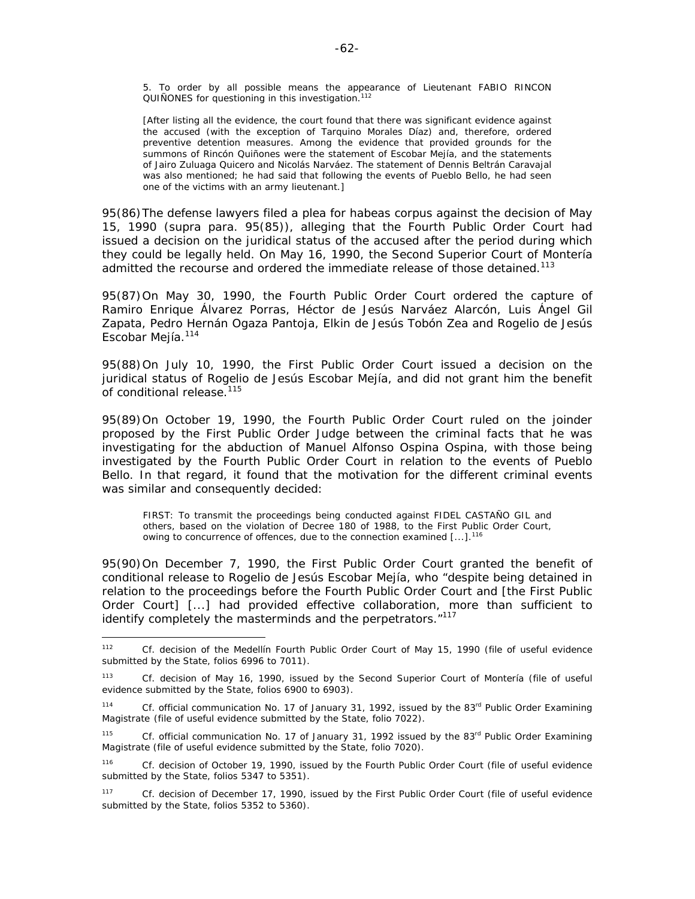> 5. To order by all possible means the appearance of Lieutenant FABIO RINCON QUIÑONES for questioning in this investigation.[112]
>
> [After listing all the evidence, the court found that there was significant evidence against the accused (with the exception of Tarquino Morales Díaz) and, therefore, ordered preventive detention measures. Among the evidence that provided grounds for the summons of Rincón Quiñones were the statement of Escobar Mejía, and the statements of Jairo Zuluaga Quicero and Nicolás Narváez. The statement of Dennis Beltrán Caravajal was also mentioned; he had said that following the events of Pueblo Bello, he had seen one of the victims with an army lieutenant.]

95(86) The defense lawyers filed a plea for habeas corpus against the decision of May 15, 1990 (supra para. 95(85)), alleging that the Fourth Public Order Court had issued a decision on the juridical status of the accused after the period during which they could be legally held. On May 16, 1990, the Second Superior Court of Montería admitted the recourse and ordered the immediate release of those detained.[113]

95(87) On May 30, 1990, the Fourth Public Order Court ordered the capture of Ramiro Enrique Álvarez Porras, Héctor de Jesús Narváez Alarcón, Luis Ángel Gil Zapata, Pedro Hernán Ogaza Pantoja, Elkin de Jesús Tobón Zea and Rogelio de Jesús Escobar Mejía.[114]

95(88) On July 10, 1990, the First Public Order Court issued a decision on the juridical status of Rogelio de Jesús Escobar Mejía, and did not grant him the benefit of conditional release.[115]

95(89) On October 19, 1990, the Fourth Public Order Court ruled on the joinder proposed by the First Public Order Judge between the criminal facts that he was investigating for the abduction of Manuel Alfonso Ospina Ospina, with those being investigated by the Fourth Public Order Court in relation to the events of Pueblo Bello. In that regard, it found that the motivation for the different criminal events was similar and consequently decided:

> FIRST: To transmit the proceedings being conducted against FIDEL CASTAÑO GIL and others, based on the violation of Decree 180 of 1988, to the First Public Order Court, owing to concurrence of offences, due to the connection examined [...].[116]

95(90) On December 7, 1990, the First Public Order Court granted the benefit of conditional release to Rogelio de Jesús Escobar Mejía, who "despite being detained in relation to the proceedings before the Fourth Public Order Court and [the First Public Order Court] [...] had provided effective collaboration, more than sufficient to identify completely the masterminds and the perpetrators."[117]

---

[112] Cf. decision of the Medellín Fourth Public Order Court of May 15, 1990 (file of useful evidence submitted by the State, folios 6996 to 7011).

[113] Cf. decision of May 16, 1990, issued by the Second Superior Court of Montería (file of useful evidence submitted by the State, folios 6900 to 6903).

[114] Cf. official communication No. 17 of January 31, 1992, issued by the 83rd Public Order Examining Magistrate (file of useful evidence submitted by the State, folio 7022).

[115] Cf. official communication No. 17 of January 31, 1992 issued by the 83rd Public Order Examining Magistrate (file of useful evidence submitted by the State, folio 7020).

[116] Cf. decision of October 19, 1990, issued by the Fourth Public Order Court (file of useful evidence submitted by the State, folios 5347 to 5351).

[117] Cf. decision of December 17, 1990, issued by the First Public Order Court (file of useful evidence submitted by the State, folios 5352 to 5360).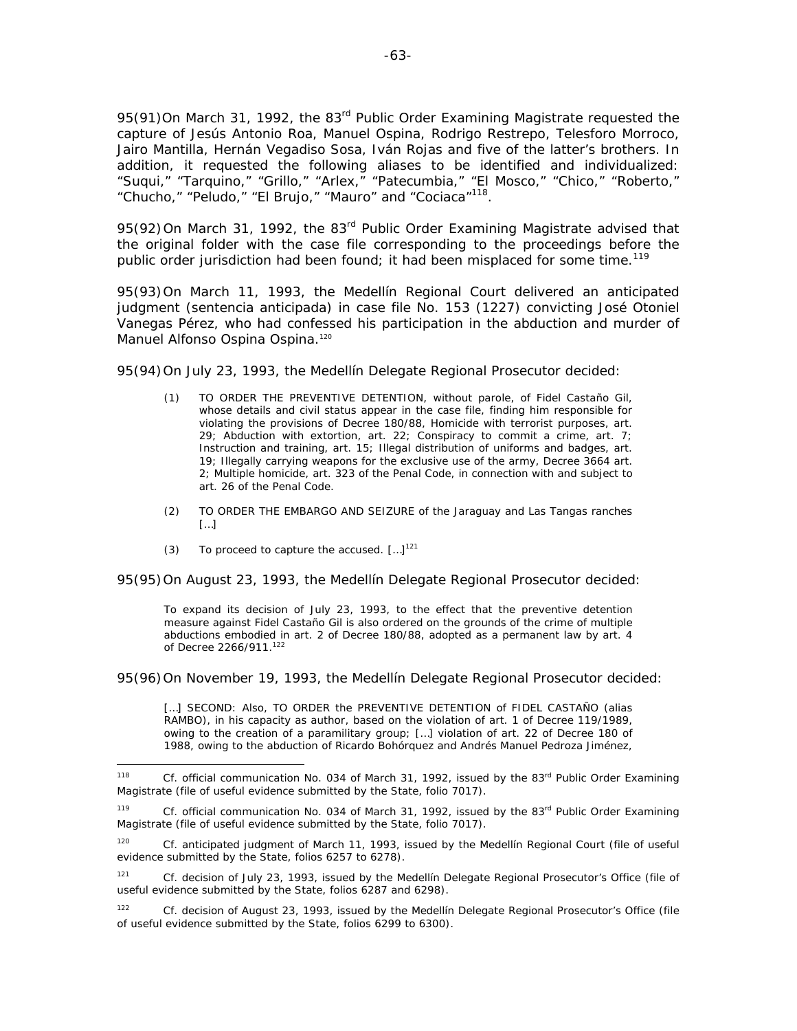95(91) On March 31, 1992, the 83rd Public Order Examining Magistrate requested the capture of Jesús Antonio Roa, Manuel Ospina, Rodrigo Restrepo, Telesforo Morroco, Jairo Mantilla, Hernán Vegadiso Sosa, Iván Rojas and five of the latter's brothers. In addition, it requested the following aliases to be identified and individualized: "Suqui," "Tarquino," "Grillo," "Arlex," "Patecumbia," "El Mosco," "Chico," "Roberto," "Chucho," "Peludo," "El Brujo," "Mauro" and "Cociaca"[118].

95(92) On March 31, 1992, the 83rd Public Order Examining Magistrate advised that the original folder with the case file corresponding to the proceedings before the public order jurisdiction had been found; it had been misplaced for some time.[119]

95(93) On March 11, 1993, the Medellín Regional Court delivered an anticipated judgment (*sentencia anticipada*) in case file No. 153 (1227) convicting José Otoniel Vanegas Pérez, who had confessed his participation in the abduction and murder of Manuel Alfonso Ospina Ospina.[120]

95(94) On July 23, 1993, the Medellín Delegate Regional Prosecutor decided:

> (1) TO ORDER THE PREVENTIVE DETENTION, without parole, of Fidel Castaño Gil, whose details and civil status appear in the case file, finding him responsible for violating the provisions of Decree 180/88, Homicide with terrorist purposes, art. 29; Abduction with extortion, art. 22; Conspiracy to commit a crime, art. 7; Instruction and training, art. 15; Illegal distribution of uniforms and badges, art. 19; Illegally carrying weapons for the exclusive use of the army, Decree 3664 art. 2; Multiple homicide, art. 323 of the Penal Code, in connection with and subject to art. 26 of the Penal Code.
>
> (2) TO ORDER THE EMBARGO AND SEIZURE of the Jaraguay and Las Tangas ranches […]
>
> (3) To proceed to capture the accused. […][121]

95(95) On August 23, 1993, the Medellín Delegate Regional Prosecutor decided:

> To expand its decision of July 23, 1993, to the effect that the preventive detention measure against Fidel Castaño Gil is also ordered on the grounds of the crime of multiple abductions embodied in art. 2 of Decree 180/88, adopted as a permanent law by art. 4 of Decree 2266/911.[122]

95(96) On November 19, 1993, the Medellín Delegate Regional Prosecutor decided:

> […] SECOND: Also, TO ORDER the PREVENTIVE DETENTION of FIDEL CASTAÑO (alias RAMBO), in his capacity as author, based on the violation of art. 1 of Decree 119/1989, owing to the creation of a paramilitary group; […] violation of art. 22 of Decree 180 of 1988, owing to the abduction of Ricardo Bohórquez and Andrés Manuel Pedroza Jiménez,

---

[118] Cf. official communication No. 034 of March 31, 1992, issued by the 83rd Public Order Examining Magistrate (file of useful evidence submitted by the State, folio 7017).

[119] Cf. official communication No. 034 of March 31, 1992, issued by the 83rd Public Order Examining Magistrate (file of useful evidence submitted by the State, folio 7017).

[120] Cf. anticipated judgment of March 11, 1993, issued by the Medellín Regional Court (file of useful evidence submitted by the State, folios 6257 to 6278).

[121] Cf. decision of July 23, 1993, issued by the Medellín Delegate Regional Prosecutor's Office (file of useful evidence submitted by the State, folios 6287 and 6298).

[122] Cf. decision of August 23, 1993, issued by the Medellín Delegate Regional Prosecutor's Office (file of useful evidence submitted by the State, folios 6299 to 6300).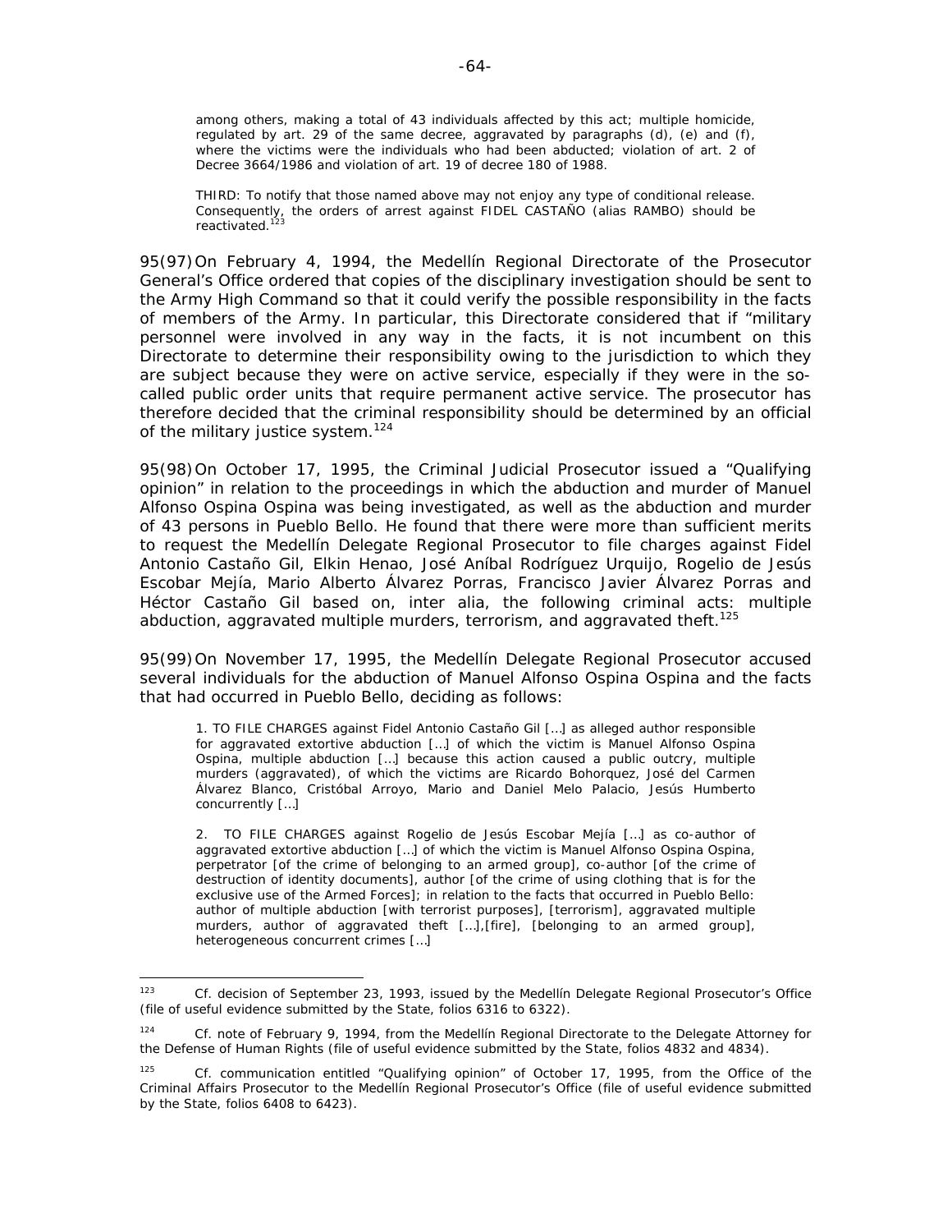> among others, making a total of 43 individuals affected by this act; multiple homicide, regulated by art. 29 of the same decree, aggravated by paragraphs (d), (e) and (f), where the victims were the individuals who had been abducted; violation of art. 2 of Decree 3664/1986 and violation of art. 19 of decree 180 of 1988.
>
> THIRD: To notify that those named above may not enjoy any type of conditional release. Consequently, the orders of arrest against FIDEL CASTAÑO (alias RAMBO) should be reactivated.[123]

95(97) On February 4, 1994, the Medellín Regional Directorate of the Prosecutor General's Office ordered that copies of the disciplinary investigation should be sent to the Army High Command so that it could verify the possible responsibility in the facts of members of the Army. In particular, this Directorate considered that if "military personnel were involved in any way in the facts, it is not incumbent on this Directorate to determine their responsibility owing to the jurisdiction to which they are subject because they were on active service, especially if they were in the so-called public order units that require permanent active service. The prosecutor has therefore decided that the criminal responsibility should be determined by an official of the military justice system.[124]

95(98) On October 17, 1995, the Criminal Judicial Prosecutor issued a "Qualifying opinion" in relation to the proceedings in which the abduction and murder of Manuel Alfonso Ospina Ospina was being investigated, as well as the abduction and murder of 43 persons in Pueblo Bello. He found that there were more than sufficient merits to request the Medellín Delegate Regional Prosecutor to file charges against Fidel Antonio Castaño Gil, Elkin Henao, José Aníbal Rodríguez Urquijo, Rogelio de Jesús Escobar Mejía, Mario Alberto Álvarez Porras, Francisco Javier Álvarez Porras and Héctor Castaño Gil based on, inter alia, the following criminal acts: multiple abduction, aggravated multiple murders, terrorism, and aggravated theft.[125]

95(99) On November 17, 1995, the Medellín Delegate Regional Prosecutor accused several individuals for the abduction of Manuel Alfonso Ospina Ospina and the facts that had occurred in Pueblo Bello, deciding as follows:

> 1. TO FILE CHARGES against Fidel Antonio Castaño Gil […] as alleged author responsible for aggravated extortive abduction […] of which the victim is Manuel Alfonso Ospina Ospina, multiple abduction […] because this action caused a public outcry, multiple murders (aggravated), of which the victims are Ricardo Bohorquez, José del Carmen Álvarez Blanco, Cristóbal Arroyo, Mario and Daniel Melo Palacio, Jesús Humberto concurrently […]
>
> 2. TO FILE CHARGES against Rogelio de Jesús Escobar Mejía […] as co-author of aggravated extortive abduction […] of which the victim is Manuel Alfonso Ospina Ospina, perpetrator [of the crime of belonging to an armed group], co-author [of the crime of destruction of identity documents], author [of the crime of using clothing that is for the exclusive use of the Armed Forces]; in relation to the facts that occurred in Pueblo Bello: author of multiple abduction [with terrorist purposes], [terrorism], aggravated multiple murders, author of aggravated theft […],[fire], [belonging to an armed group], heterogeneous concurrent crimes […]

---

[123] Cf. decision of September 23, 1993, issued by the Medellín Delegate Regional Prosecutor's Office (file of useful evidence submitted by the State, folios 6316 to 6322).

[124] Cf. note of February 9, 1994, from the Medellín Regional Directorate to the Delegate Attorney for the Defense of Human Rights (file of useful evidence submitted by the State, folios 4832 and 4834).

[125] Cf. communication entitled "Qualifying opinion" of October 17, 1995, from the Office of the Criminal Affairs Prosecutor to the Medellín Regional Prosecutor's Office (file of useful evidence submitted by the State, folios 6408 to 6423).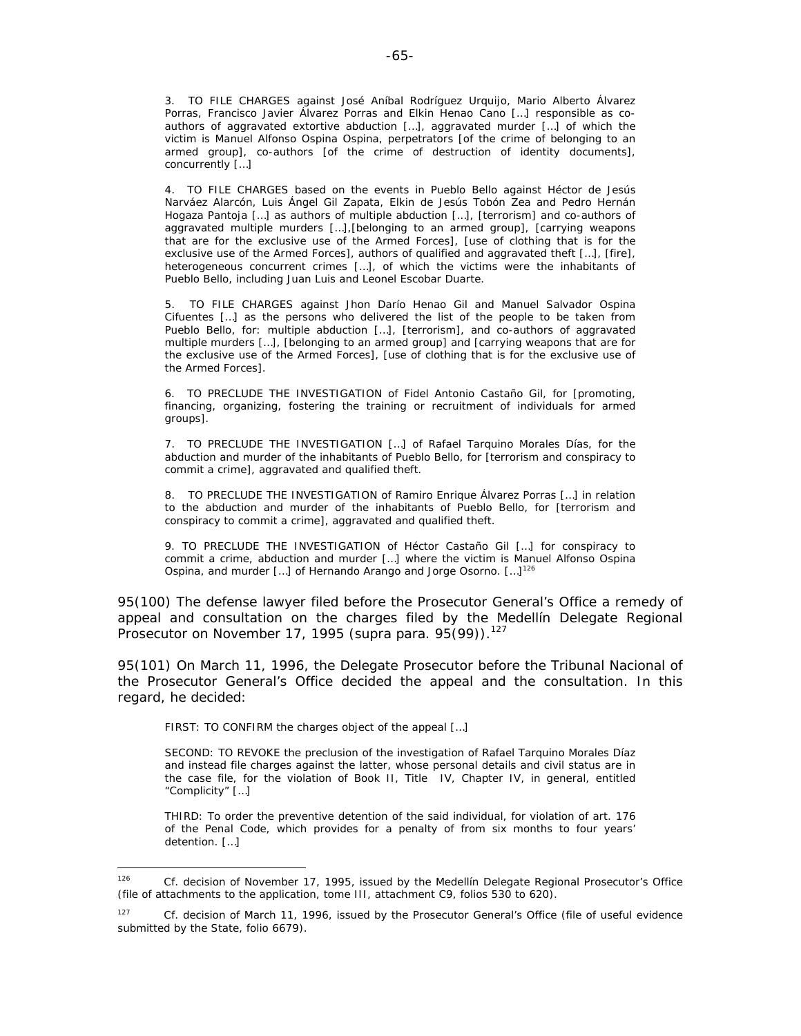> 3. TO FILE CHARGES against José Aníbal Rodríguez Urquijo, Mario Alberto Álvarez Porras, Francisco Javier Álvarez Porras and Elkin Henao Cano […] responsible as co-authors of aggravated extortive abduction […], aggravated murder […] of which the victim is Manuel Alfonso Ospina Ospina, perpetrators [of the crime of belonging to an armed group], co-authors [of the crime of destruction of identity documents], concurrently […]
>
> 4. TO FILE CHARGES based on the events in Pueblo Bello against Héctor de Jesús Narváez Alarcón, Luis Ángel Gil Zapata, Elkin de Jesús Tobón Zea and Pedro Hernán Hogaza Pantoja […] as authors of multiple abduction […], [terrorism] and co-authors of aggravated multiple murders […],[belonging to an armed group], [carrying weapons that are for the exclusive use of the Armed Forces], [use of clothing that is for the exclusive use of the Armed Forces], authors of qualified and aggravated theft […], [fire], heterogeneous concurrent crimes […], of which the victims were the inhabitants of Pueblo Bello, including Juan Luis and Leonel Escobar Duarte.
>
> 5. TO FILE CHARGES against Jhon Darío Henao Gil and Manuel Salvador Ospina Cifuentes […] as the persons who delivered the list of the people to be taken from Pueblo Bello, for: multiple abduction […], [terrorism], and co-authors of aggravated multiple murders […], [belonging to an armed group] and [carrying weapons that are for the exclusive use of the Armed Forces], [use of clothing that is for the exclusive use of the Armed Forces].
>
> 6. TO PRECLUDE THE INVESTIGATION of Fidel Antonio Castaño Gil, for [promoting, financing, organizing, fostering the training or recruitment of individuals for armed groups].
>
> 7. TO PRECLUDE THE INVESTIGATION […] of Rafael Tarquino Morales Días, for the abduction and murder of the inhabitants of Pueblo Bello, for [terrorism and conspiracy to commit a crime], aggravated and qualified theft.
>
> 8. TO PRECLUDE THE INVESTIGATION of Ramiro Enrique Álvarez Porras […] in relation to the abduction and murder of the inhabitants of Pueblo Bello, for [terrorism and conspiracy to commit a crime], aggravated and qualified theft.
>
> 9. TO PRECLUDE THE INVESTIGATION of Héctor Castaño Gil […] for conspiracy to commit a crime, abduction and murder […] where the victim is Manuel Alfonso Ospina Ospina, and murder […] of Hernando Arango and Jorge Osorno. […][126]

95(100) The defense lawyer filed before the Prosecutor General's Office a remedy of appeal and consultation on the charges filed by the Medellín Delegate Regional Prosecutor on November 17, 1995 (supra para. 95(99)).[127]

95(101) On March 11, 1996, the Delegate Prosecutor before the Tribunal Nacional of the Prosecutor General's Office decided the appeal and the consultation. In this regard, he decided:

> FIRST: TO CONFIRM the charges object of the appeal […]
>
> SECOND: TO REVOKE the preclusion of the investigation of Rafael Tarquino Morales Díaz and instead file charges against the latter, whose personal details and civil status are in the case file, for the violation of Book II, Title IV, Chapter IV, in general, entitled "Complicity" […]
>
> THIRD: To order the preventive detention of the said individual, for violation of art. 176 of the Penal Code, which provides for a penalty of from six months to four years' detention. […]

---

[126] Cf. decision of November 17, 1995, issued by the Medellín Delegate Regional Prosecutor's Office (file of attachments to the application, tome III, attachment C9, folios 530 to 620).

[127] Cf. decision of March 11, 1996, issued by the Prosecutor General's Office (file of useful evidence submitted by the State, folio 6679).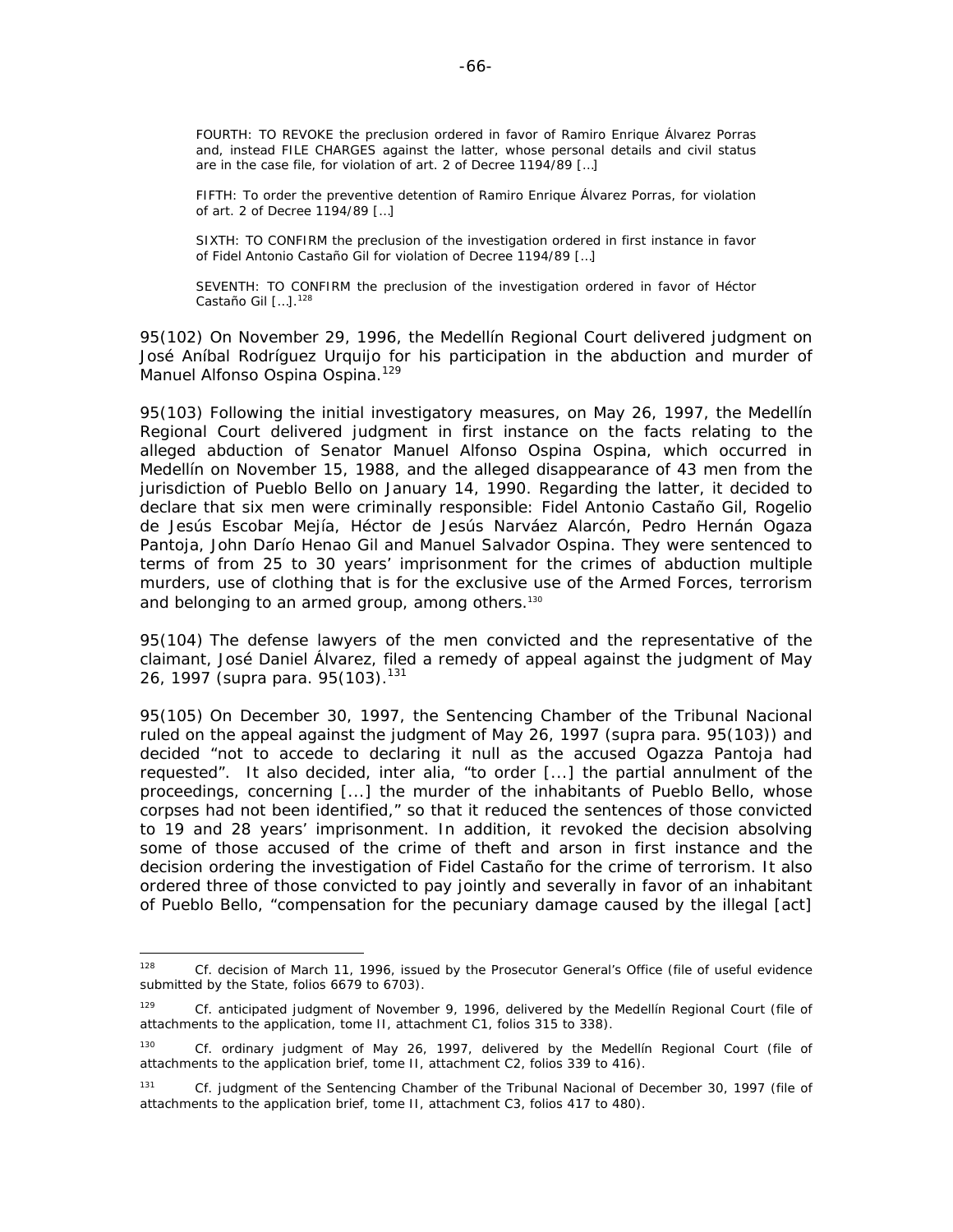FOURTH: TO REVOKE the preclusion ordered in favor of Ramiro Enrique Álvarez Porras and, instead FILE CHARGES against the latter, whose personal details and civil status are in the case file, for violation of art. 2 of Decree 1194/89 […]

FIFTH: To order the preventive detention of Ramiro Enrique Álvarez Porras, for violation of art. 2 of Decree 1194/89 […]

SIXTH: TO CONFIRM the preclusion of the investigation ordered in first instance in favor of Fidel Antonio Castaño Gil for violation of Decree 1194/89 […]

SEVENTH: TO CONFIRM the preclusion of the investigation ordered in favor of Héctor Castaño Gil […].[128]

95(102) On November 29, 1996, the Medellín Regional Court delivered judgment on José Aníbal Rodríguez Urquijo for his participation in the abduction and murder of Manuel Alfonso Ospina Ospina.[129]

95(103) Following the initial investigatory measures, on May 26, 1997, the Medellín Regional Court delivered judgment in first instance on the facts relating to the alleged abduction of Senator Manuel Alfonso Ospina Ospina, which occurred in Medellín on November 15, 1988, and the alleged disappearance of 43 men from the jurisdiction of Pueblo Bello on January 14, 1990. Regarding the latter, it decided to declare that six men were criminally responsible: Fidel Antonio Castaño Gil, Rogelio de Jesús Escobar Mejía, Héctor de Jesús Narváez Alarcón, Pedro Hernán Ogaza Pantoja, John Darío Henao Gil and Manuel Salvador Ospina. They were sentenced to terms of from 25 to 30 years' imprisonment for the crimes of abduction multiple murders, use of clothing that is for the exclusive use of the Armed Forces, terrorism and belonging to an armed group, among others.[130]

95(104) The defense lawyers of the men convicted and the representative of the claimant, José Daniel Álvarez, filed a remedy of appeal against the judgment of May 26, 1997 (supra para. 95(103).[131]

95(105) On December 30, 1997, the Sentencing Chamber of the Tribunal Nacional ruled on the appeal against the judgment of May 26, 1997 (supra para. 95(103)) and decided "not to accede to declaring it null as the accused Ogazza Pantoja had requested". It also decided, inter alia, "to order [...] the partial annulment of the proceedings, concerning [...] the murder of the inhabitants of Pueblo Bello, whose corpses had not been identified," so that it reduced the sentences of those convicted to 19 and 28 years' imprisonment. In addition, it revoked the decision absolving some of those accused of the crime of theft and arson in first instance and the decision ordering the investigation of Fidel Castaño for the crime of terrorism. It also ordered three of those convicted to pay jointly and severally in favor of an inhabitant of Pueblo Bello, "compensation for the pecuniary damage caused by the illegal [act]

---

[128] Cf. decision of March 11, 1996, issued by the Prosecutor General's Office (file of useful evidence submitted by the State, folios 6679 to 6703).

[129] Cf. anticipated judgment of November 9, 1996, delivered by the Medellín Regional Court (file of attachments to the application, tome II, attachment C1, folios 315 to 338).

[130] Cf. ordinary judgment of May 26, 1997, delivered by the Medellín Regional Court (file of attachments to the application brief, tome II, attachment C2, folios 339 to 416).

[131] Cf. judgment of the Sentencing Chamber of the Tribunal Nacional of December 30, 1997 (file of attachments to the application brief, tome II, attachment C3, folios 417 to 480).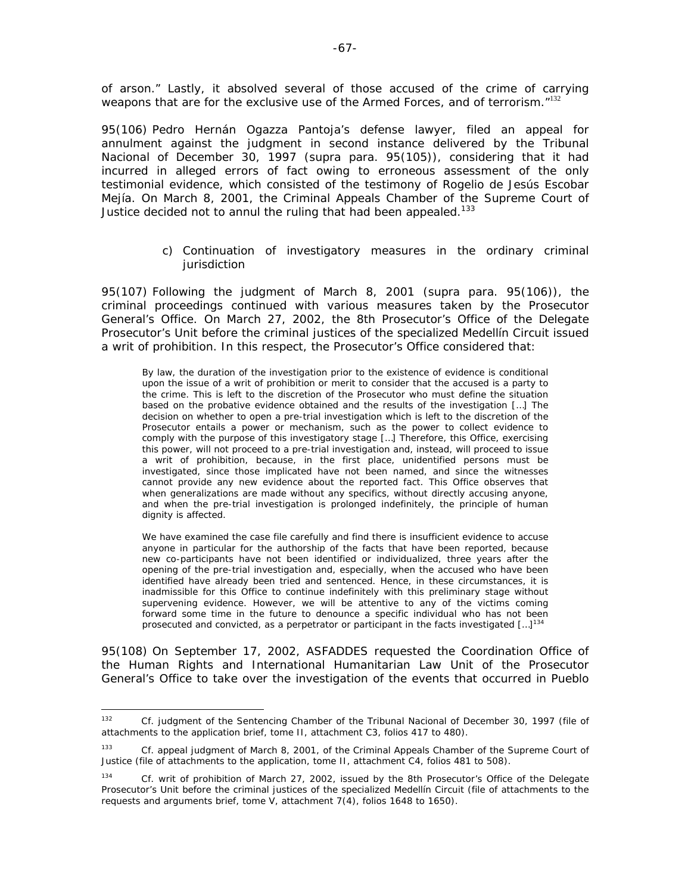of arson." Lastly, it absolved several of those accused of the crime of carrying weapons that are for the exclusive use of the Armed Forces, and of terrorism."[132]

95(106) Pedro Hernán Ogazza Pantoja's defense lawyer, filed an appeal for annulment against the judgment in second instance delivered by the Tribunal Nacional of December 30, 1997 (supra para. 95(105)), considering that it had incurred in alleged errors of fact owing to erroneous assessment of the only testimonial evidence, which consisted of the testimony of Rogelio de Jesús Escobar Mejía. On March 8, 2001, the Criminal Appeals Chamber of the Supreme Court of Justice decided not to annul the ruling that had been appealed.[133]

c) Continuation of investigatory measures in the ordinary criminal jurisdiction

95(107) Following the judgment of March 8, 2001 (supra para. 95(106)), the criminal proceedings continued with various measures taken by the Prosecutor General's Office. On March 27, 2002, the 8th Prosecutor's Office of the Delegate Prosecutor's Unit before the criminal justices of the specialized Medellín Circuit issued a writ of prohibition. In this respect, the Prosecutor's Office considered that:

> By law, the duration of the investigation prior to the existence of evidence is conditional upon the issue of a writ of prohibition or merit to consider that the accused is a party to the crime. This is left to the discretion of the Prosecutor who must define the situation based on the probative evidence obtained and the results of the investigation […] The decision on whether to open a pre-trial investigation which is left to the discretion of the Prosecutor entails a power or mechanism, such as the power to collect evidence to comply with the purpose of this investigatory stage […] Therefore, this Office, exercising this power, will not proceed to a pre-trial investigation and, instead, will proceed to issue a writ of prohibition, because, in the first place, unidentified persons must be investigated, since those implicated have not been named, and since the witnesses cannot provide any new evidence about the reported fact. This Office observes that when generalizations are made without any specifics, without directly accusing anyone, and when the pre-trial investigation is prolonged indefinitely, the principle of human dignity is affected.
>
> We have examined the case file carefully and find there is insufficient evidence to accuse anyone in particular for the authorship of the facts that have been reported, because new co-participants have not been identified or individualized, three years after the opening of the pre-trial investigation and, especially, when the accused who have been identified have already been tried and sentenced. Hence, in these circumstances, it is inadmissible for this Office to continue indefinitely with this preliminary stage without supervening evidence. However, we will be attentive to any of the victims coming forward some time in the future to denounce a specific individual who has not been prosecuted and convicted, as a perpetrator or participant in the facts investigated […][134]

95(108) On September 17, 2002, ASFADDES requested the Coordination Office of the Human Rights and International Humanitarian Law Unit of the Prosecutor General's Office to take over the investigation of the events that occurred in Pueblo

---

[132] Cf. judgment of the Sentencing Chamber of the Tribunal Nacional of December 30, 1997 (file of attachments to the application brief, tome II, attachment C3, folios 417 to 480).

[133] Cf. appeal judgment of March 8, 2001, of the Criminal Appeals Chamber of the Supreme Court of Justice (file of attachments to the application, tome II, attachment C4, folios 481 to 508).

[134] Cf. writ of prohibition of March 27, 2002, issued by the 8th Prosecutor's Office of the Delegate Prosecutor's Unit before the criminal justices of the specialized Medellín Circuit (file of attachments to the requests and arguments brief, tome V, attachment 7(4), folios 1648 to 1650).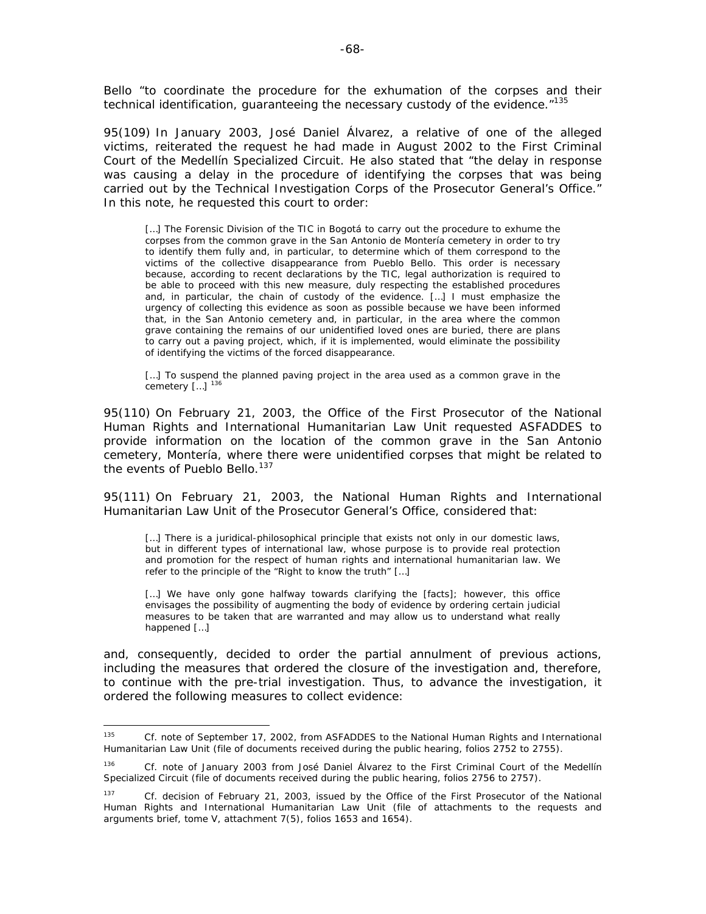Bello "to coordinate the procedure for the exhumation of the corpses and their technical identification, guaranteeing the necessary custody of the evidence."[135]

95(109) In January 2003, José Daniel Álvarez, a relative of one of the alleged victims, reiterated the request he had made in August 2002 to the First Criminal Court of the Medellín Specialized Circuit. He also stated that "the delay in response was causing a delay in the procedure of identifying the corpses that was being carried out by the Technical Investigation Corps of the Prosecutor General's Office." In this note, he requested this court to order:

> […] The Forensic Division of the TIC in Bogotá to carry out the procedure to exhume the corpses from the common grave in the San Antonio de Montería cemetery in order to try to identify them fully and, in particular, to determine which of them correspond to the victims of the collective disappearance from Pueblo Bello. This order is necessary because, according to recent declarations by the TIC, legal authorization is required to be able to proceed with this new measure, duly respecting the established procedures and, in particular, the chain of custody of the evidence. […] I must emphasize the urgency of collecting this evidence as soon as possible because we have been informed that, in the San Antonio cemetery and, in particular, in the area where the common grave containing the remains of our unidentified loved ones are buried, there are plans to carry out a paving project, which, if it is implemented, would eliminate the possibility of identifying the victims of the forced disappearance.
>
> […] To suspend the planned paving project in the area used as a common grave in the cemetery […] [136]

95(110) On February 21, 2003, the Office of the First Prosecutor of the National Human Rights and International Humanitarian Law Unit requested ASFADDES to provide information on the location of the common grave in the San Antonio cemetery, Montería, where there were unidentified corpses that might be related to the events of Pueblo Bello.[137]

95(111) On February 21, 2003, the National Human Rights and International Humanitarian Law Unit of the Prosecutor General's Office, considered that:

> […] There is a juridical-philosophical principle that exists not only in our domestic laws, but in different types of international law, whose purpose is to provide real protection and promotion for the respect of human rights and international humanitarian law. We refer to the principle of the "Right to know the truth" […]
>
> […] We have only gone halfway towards clarifying the [facts]; however, this office envisages the possibility of augmenting the body of evidence by ordering certain judicial measures to be taken that are warranted and may allow us to understand what really happened […]

and, consequently, decided to order the partial annulment of previous actions, including the measures that ordered the closure of the investigation and, therefore, to continue with the pre-trial investigation. Thus, to advance the investigation, it ordered the following measures to collect evidence:

---

[135] Cf. note of September 17, 2002, from ASFADDES to the National Human Rights and International Humanitarian Law Unit (file of documents received during the public hearing, folios 2752 to 2755).

[136] Cf. note of January 2003 from José Daniel Álvarez to the First Criminal Court of the Medellín Specialized Circuit (file of documents received during the public hearing, folios 2756 to 2757).

[137] Cf. decision of February 21, 2003, issued by the Office of the First Prosecutor of the National Human Rights and International Humanitarian Law Unit (file of attachments to the requests and arguments brief, tome V, attachment 7(5), folios 1653 and 1654).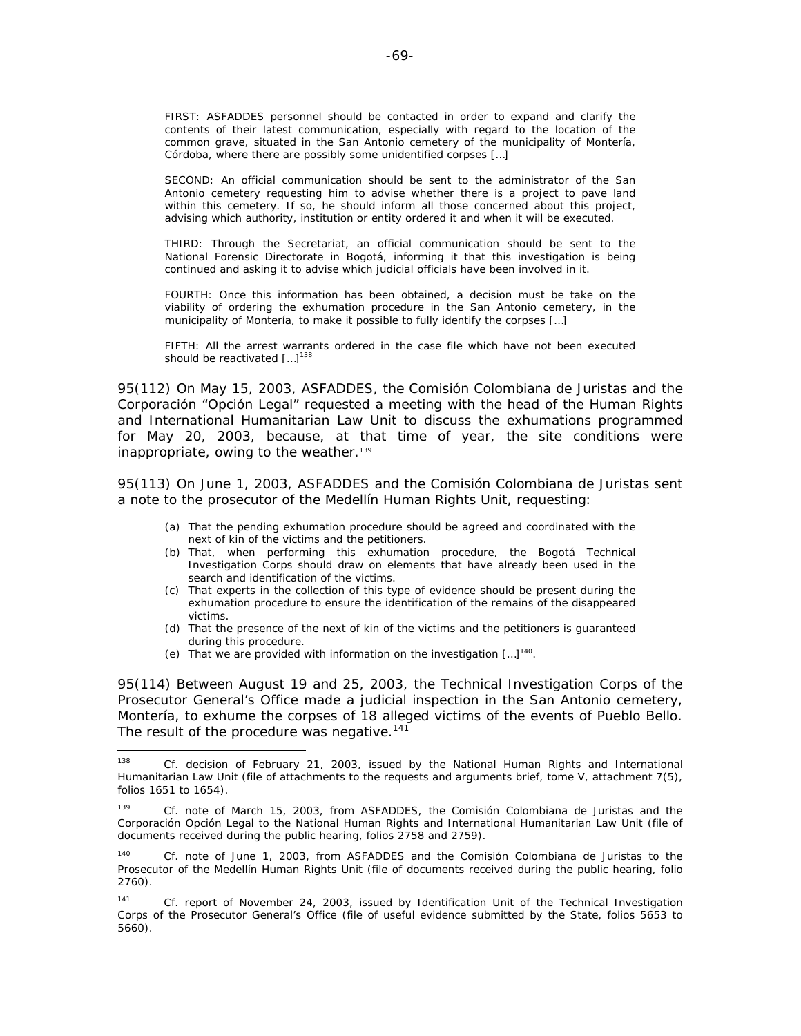> FIRST: ASFADDES personnel should be contacted in order to expand and clarify the contents of their latest communication, especially with regard to the location of the common grave, situated in the San Antonio cemetery of the municipality of Montería, Córdoba, where there are possibly some unidentified corpses […]
>
> SECOND: An official communication should be sent to the administrator of the San Antonio cemetery requesting him to advise whether there is a project to pave land within this cemetery. If so, he should inform all those concerned about this project, advising which authority, institution or entity ordered it and when it will be executed.
>
> THIRD: Through the Secretariat, an official communication should be sent to the National Forensic Directorate in Bogotá, informing it that this investigation is being continued and asking it to advise which judicial officials have been involved in it.
>
> FOURTH: Once this information has been obtained, a decision must be take on the viability of ordering the exhumation procedure in the San Antonio cemetery, in the municipality of Montería, to make it possible to fully identify the corpses […]
>
> FIFTH: All the arrest warrants ordered in the case file which have not been executed should be reactivated […][138]

95(112) On May 15, 2003, ASFADDES, the Comisión Colombiana de Juristas and the Corporación "Opción Legal" requested a meeting with the head of the Human Rights and International Humanitarian Law Unit to discuss the exhumations programmed for May 20, 2003, because, at that time of year, the site conditions were inappropriate, owing to the weather.[139]

95(113) On June 1, 2003, ASFADDES and the Comisión Colombiana de Juristas sent a note to the prosecutor of the Medellín Human Rights Unit, requesting:

> (a) That the pending exhumation procedure should be agreed and coordinated with the next of kin of the victims and the petitioners.
> (b) That, when performing this exhumation procedure, the Bogotá Technical Investigation Corps should draw on elements that have already been used in the search and identification of the victims.
> (c) That experts in the collection of this type of evidence should be present during the exhumation procedure to ensure the identification of the remains of the disappeared victims.
> (d) That the presence of the next of kin of the victims and the petitioners is guaranteed during this procedure.
> (e) That we are provided with information on the investigation […][140].

95(114) Between August 19 and 25, 2003, the Technical Investigation Corps of the Prosecutor General's Office made a judicial inspection in the San Antonio cemetery, Montería, to exhume the corpses of 18 alleged victims of the events of Pueblo Bello. The result of the procedure was negative.[141]

---

[138] Cf. decision of February 21, 2003, issued by the National Human Rights and International Humanitarian Law Unit (file of attachments to the requests and arguments brief, tome V, attachment 7(5), folios 1651 to 1654).

[139] Cf. note of March 15, 2003, from ASFADDES, the Comisión Colombiana de Juristas and the Corporación Opción Legal to the National Human Rights and International Humanitarian Law Unit (file of documents received during the public hearing, folios 2758 and 2759).

[140] Cf. note of June 1, 2003, from ASFADDES and the Comisión Colombiana de Juristas to the Prosecutor of the Medellín Human Rights Unit (file of documents received during the public hearing, folio 2760).

[141] Cf. report of November 24, 2003, issued by Identification Unit of the Technical Investigation Corps of the Prosecutor General's Office (file of useful evidence submitted by the State, folios 5653 to 5660).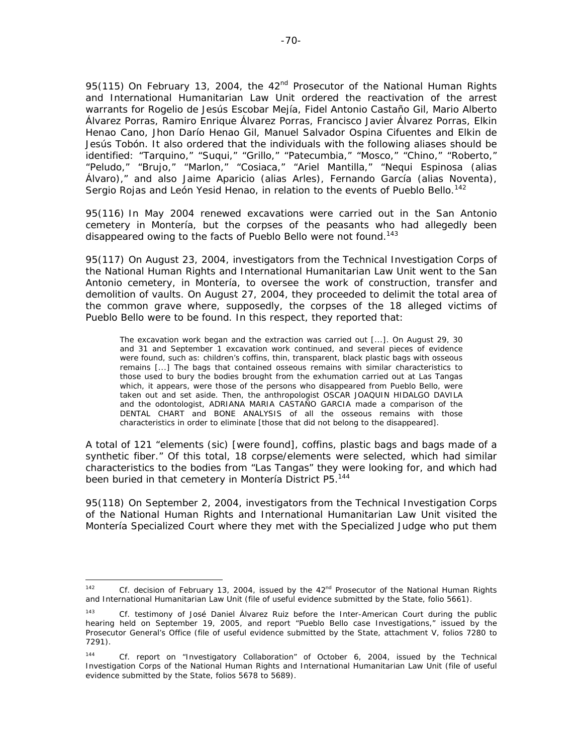95(115) On February 13, 2004, the 42nd Prosecutor of the National Human Rights and International Humanitarian Law Unit ordered the reactivation of the arrest warrants for Rogelio de Jesús Escobar Mejía, Fidel Antonio Castaño Gil, Mario Alberto Álvarez Porras, Ramiro Enrique Álvarez Porras, Francisco Javier Álvarez Porras, Elkin Henao Cano, Jhon Darío Henao Gil, Manuel Salvador Ospina Cifuentes and Elkin de Jesús Tobón. It also ordered that the individuals with the following aliases should be identified: "Tarquino," "Suqui," "Grillo," "Patecumbia," "Mosco," "Chino," "Roberto," "Peludo," "Brujo," "Marlon," "Cosiaca," "Ariel Mantilla," "Nequi Espinosa (alias Álvaro)," and also Jaime Aparicio (alias Arles), Fernando García (alias Noventa), Sergio Rojas and León Yesid Henao, in relation to the events of Pueblo Bello.[142]

95(116) In May 2004 renewed excavations were carried out in the San Antonio cemetery in Montería, but the corpses of the peasants who had allegedly been disappeared owing to the facts of Pueblo Bello were not found.[143]

95(117) On August 23, 2004, investigators from the Technical Investigation Corps of the National Human Rights and International Humanitarian Law Unit went to the San Antonio cemetery, in Montería, to oversee the work of construction, transfer and demolition of vaults. On August 27, 2004, they proceeded to delimit the total area of the common grave where, supposedly, the corpses of the 18 alleged victims of Pueblo Bello were to be found. In this respect, they reported that:

> The excavation work began and the extraction was carried out [...]. On August 29, 30 and 31 and September 1 excavation work continued, and several pieces of evidence were found, such as: children's coffins, thin, transparent, black plastic bags with osseous remains [...] The bags that contained osseous remains with similar characteristics to those used to bury the bodies brought from the exhumation carried out at Las Tangas which, it appears, were those of the persons who disappeared from Pueblo Bello, were taken out and set aside. Then, the anthropologist OSCAR JOAQUIN HIDALGO DAVILA and the odontologist, ADRIANA MARIA CASTAÑO GARCIA made a comparison of the DENTAL CHART and BONE ANALYSIS of all the osseous remains with those characteristics in order to eliminate [those that did not belong to the disappeared].

A total of 121 "elements (sic) [were found], coffins, plastic bags and bags made of a synthetic fiber." Of this total, 18 corpse/elements were selected, which had similar characteristics to the bodies from "Las Tangas" they were looking for, and which had been buried in that cemetery in Montería District P5.[144]

95(118) On September 2, 2004, investigators from the Technical Investigation Corps of the National Human Rights and International Humanitarian Law Unit visited the Montería Specialized Court where they met with the Specialized Judge who put them

---

[142] Cf. decision of February 13, 2004, issued by the 42nd Prosecutor of the National Human Rights and International Humanitarian Law Unit (file of useful evidence submitted by the State, folio 5661).

[143] Cf. testimony of José Daniel Álvarez Ruiz before the Inter-American Court during the public hearing held on September 19, 2005, and report "Pueblo Bello case Investigations," issued by the Prosecutor General's Office (file of useful evidence submitted by the State, attachment V, folios 7280 to 7291).

[144] Cf. report on "Investigatory Collaboration" of October 6, 2004, issued by the Technical Investigation Corps of the National Human Rights and International Humanitarian Law Unit (file of useful evidence submitted by the State, folios 5678 to 5689).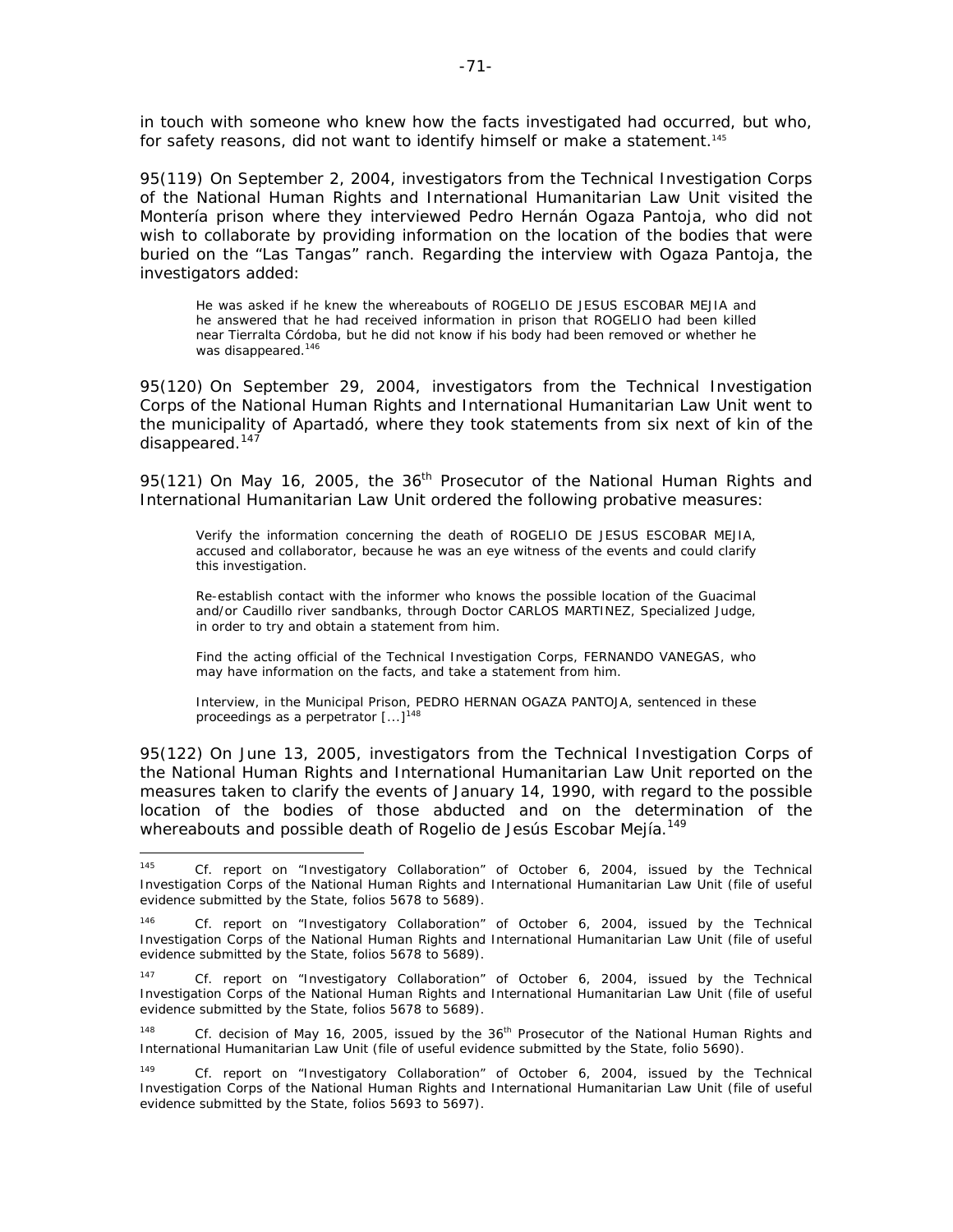in touch with someone who knew how the facts investigated had occurred, but who, for safety reasons, did not want to identify himself or make a statement.[145]

95(119) On September 2, 2004, investigators from the Technical Investigation Corps of the National Human Rights and International Humanitarian Law Unit visited the Montería prison where they interviewed Pedro Hernán Ogaza Pantoja, who did not wish to collaborate by providing information on the location of the bodies that were buried on the "Las Tangas" ranch. Regarding the interview with Ogaza Pantoja, the investigators added:

> He was asked if he knew the whereabouts of ROGELIO DE JESUS ESCOBAR MEJIA and he answered that he had received information in prison that ROGELIO had been killed near Tierralta Córdoba, but he did not know if his body had been removed or whether he was disappeared.[146]

95(120) On September 29, 2004, investigators from the Technical Investigation Corps of the National Human Rights and International Humanitarian Law Unit went to the municipality of Apartadó, where they took statements from six next of kin of the disappeared.[147]

95(121) On May 16, 2005, the 36th Prosecutor of the National Human Rights and International Humanitarian Law Unit ordered the following probative measures:

> Verify the information concerning the death of ROGELIO DE JESUS ESCOBAR MEJIA, accused and collaborator, because he was an eye witness of the events and could clarify this investigation.
>
> Re-establish contact with the informer who knows the possible location of the Guacimal and/or Caudillo river sandbanks, through Doctor CARLOS MARTINEZ, Specialized Judge, in order to try and obtain a statement from him.
>
> Find the acting official of the Technical Investigation Corps, FERNANDO VANEGAS, who may have information on the facts, and take a statement from him.
>
> Interview, in the Municipal Prison, PEDRO HERNAN OGAZA PANTOJA, sentenced in these proceedings as a perpetrator [...][148]

95(122) On June 13, 2005, investigators from the Technical Investigation Corps of the National Human Rights and International Humanitarian Law Unit reported on the measures taken to clarify the events of January 14, 1990, with regard to the possible location of the bodies of those abducted and on the determination of the whereabouts and possible death of Rogelio de Jesús Escobar Mejía.[149]

---

[145] Cf. report on "Investigatory Collaboration" of October 6, 2004, issued by the Technical Investigation Corps of the National Human Rights and International Humanitarian Law Unit (file of useful evidence submitted by the State, folios 5678 to 5689).

[146] Cf. report on "Investigatory Collaboration" of October 6, 2004, issued by the Technical Investigation Corps of the National Human Rights and International Humanitarian Law Unit (file of useful evidence submitted by the State, folios 5678 to 5689).

[147] Cf. report on "Investigatory Collaboration" of October 6, 2004, issued by the Technical Investigation Corps of the National Human Rights and International Humanitarian Law Unit (file of useful evidence submitted by the State, folios 5678 to 5689).

[148] Cf. decision of May 16, 2005, issued by the 36th Prosecutor of the National Human Rights and International Humanitarian Law Unit (file of useful evidence submitted by the State, folio 5690).

[149] Cf. report on "Investigatory Collaboration" of October 6, 2004, issued by the Technical Investigation Corps of the National Human Rights and International Humanitarian Law Unit (file of useful evidence submitted by the State, folios 5693 to 5697).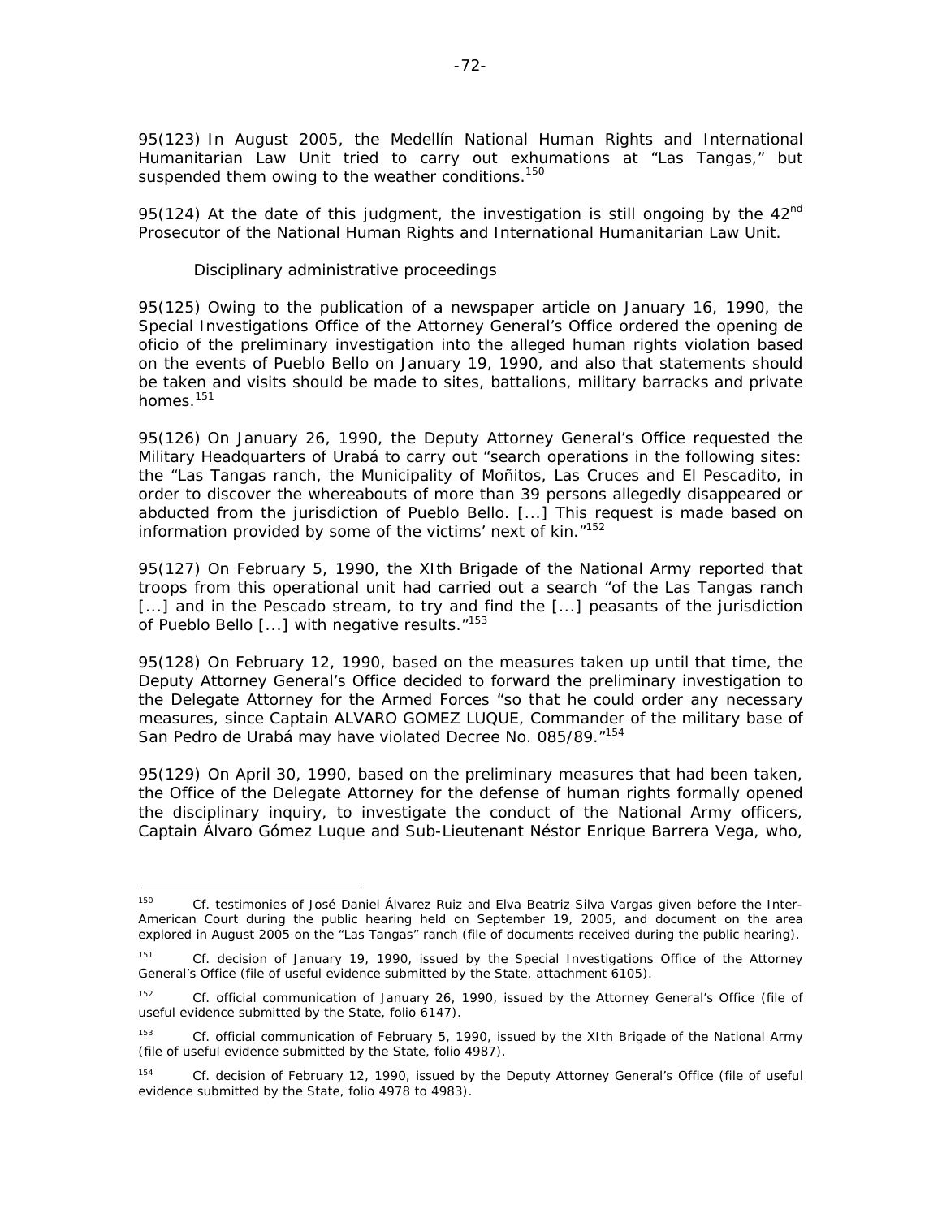95(123) In August 2005, the Medellín National Human Rights and International Humanitarian Law Unit tried to carry out exhumations at "Las Tangas," but suspended them owing to the weather conditions.[150]

95(124) At the date of this judgment, the investigation is still ongoing by the 42$^{nd}$ Prosecutor of the National Human Rights and International Humanitarian Law Unit.

*Disciplinary administrative proceedings*

95(125) Owing to the publication of a newspaper article on January 16, 1990, the Special Investigations Office of the Attorney General's Office ordered the opening *de oficio* of the preliminary investigation into the alleged human rights violation based on the events of Pueblo Bello on January 19, 1990, and also that statements should be taken and visits should be made to sites, battalions, military barracks and private homes.[151]

95(126) On January 26, 1990, the Deputy Attorney General's Office requested the Military Headquarters of Urabá to carry out "search operations in the following sites: the "Las Tangas ranch, the Municipality of Moñitos, Las Cruces and El Pescadito, in order to discover the whereabouts of more than 39 persons allegedly disappeared or abducted from the jurisdiction of Pueblo Bello. [...] This request is made based on information provided by some of the victims' next of kin."[152]

95(127) On February 5, 1990, the XIth Brigade of the National Army reported that troops from this operational unit had carried out a search "of the Las Tangas ranch [...] and in the Pescado stream, to try and find the [...] peasants of the jurisdiction of Pueblo Bello [...] with negative results."[153]

95(128) On February 12, 1990, based on the measures taken up until that time, the Deputy Attorney General's Office decided to forward the preliminary investigation to the Delegate Attorney for the Armed Forces "so that he could order any necessary measures, since Captain ALVARO GOMEZ LUQUE, Commander of the military base of San Pedro de Urabá may have violated Decree No. 085/89."[154]

95(129) On April 30, 1990, based on the preliminary measures that had been taken, the Office of the Delegate Attorney for the defense of human rights formally opened the disciplinary inquiry, to investigate the conduct of the National Army officers, Captain Álvaro Gómez Luque and Sub-Lieutenant Néstor Enrique Barrera Vega, who,

---

[150] Cf. testimonies of José Daniel Álvarez Ruiz and Elva Beatriz Silva Vargas given before the Inter-American Court during the public hearing held on September 19, 2005, and document on the area explored in August 2005 on the "Las Tangas" ranch (file of documents received during the public hearing).

[151] Cf. decision of January 19, 1990, issued by the Special Investigations Office of the Attorney General's Office (file of useful evidence submitted by the State, attachment 6105).

[152] Cf. official communication of January 26, 1990, issued by the Attorney General's Office (file of useful evidence submitted by the State, folio 6147).

[153] Cf. official communication of February 5, 1990, issued by the XIth Brigade of the National Army (file of useful evidence submitted by the State, folio 4987).

[154] Cf. decision of February 12, 1990, issued by the Deputy Attorney General's Office (file of useful evidence submitted by the State, folio 4978 to 4983).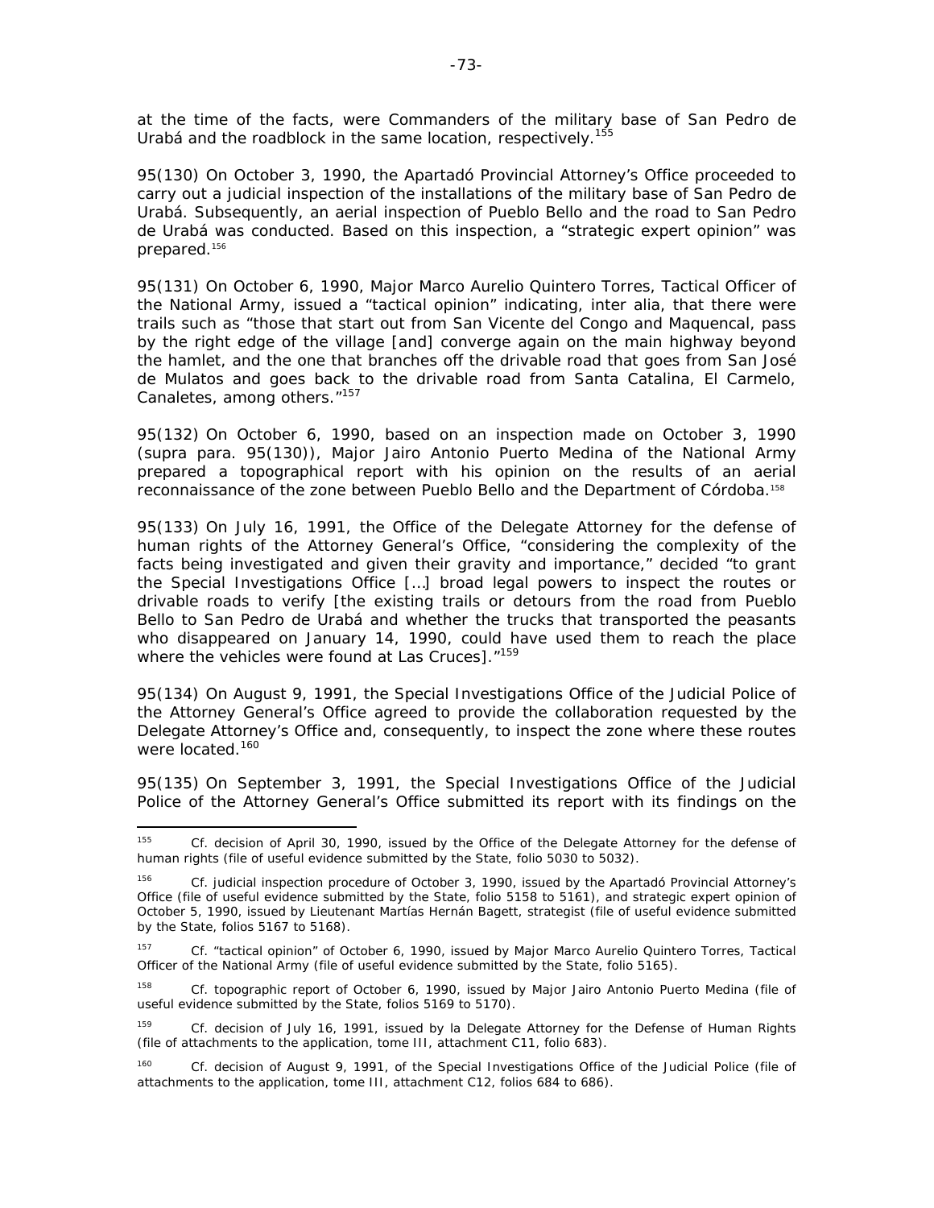at the time of the facts, were Commanders of the military base of San Pedro de Urabá and the roadblock in the same location, respectively.[155]

95(130) On October 3, 1990, the Apartadó Provincial Attorney's Office proceeded to carry out a judicial inspection of the installations of the military base of San Pedro de Urabá. Subsequently, an aerial inspection of Pueblo Bello and the road to San Pedro de Urabá was conducted. Based on this inspection, a "strategic expert opinion" was prepared.[156]

95(131) On October 6, 1990, Major Marco Aurelio Quintero Torres, Tactical Officer of the National Army, issued a "tactical opinion" indicating, inter alia, that there were trails such as "those that start out from San Vicente del Congo and Maquencal, pass by the right edge of the village [and] converge again on the main highway beyond the hamlet, and the one that branches off the drivable road that goes from San José de Mulatos and goes back to the drivable road from Santa Catalina, El Carmelo, Canaletes, among others."[157]

95(132) On October 6, 1990, based on an inspection made on October 3, 1990 (supra para. 95(130)), Major Jairo Antonio Puerto Medina of the National Army prepared a topographical report with his opinion on the results of an aerial reconnaissance of the zone between Pueblo Bello and the Department of Córdoba.[158]

95(133) On July 16, 1991, the Office of the Delegate Attorney for the defense of human rights of the Attorney General's Office, "considering the complexity of the facts being investigated and given their gravity and importance," decided "to grant the Special Investigations Office […] broad legal powers to inspect the routes or drivable roads to verify [the existing trails or detours from the road from Pueblo Bello to San Pedro de Urabá and whether the trucks that transported the peasants who disappeared on January 14, 1990, could have used them to reach the place where the vehicles were found at Las Cruces]."[159]

95(134) On August 9, 1991, the Special Investigations Office of the Judicial Police of the Attorney General's Office agreed to provide the collaboration requested by the Delegate Attorney's Office and, consequently, to inspect the zone where these routes were located.[160]

95(135) On September 3, 1991, the Special Investigations Office of the Judicial Police of the Attorney General's Office submitted its report with its findings on the

---

[155] Cf. decision of April 30, 1990, issued by the Office of the Delegate Attorney for the defense of human rights (file of useful evidence submitted by the State, folio 5030 to 5032).

[156] Cf. judicial inspection procedure of October 3, 1990, issued by the Apartadó Provincial Attorney's Office (file of useful evidence submitted by the State, folio 5158 to 5161), and strategic expert opinion of October 5, 1990, issued by Lieutenant Martías Hernán Bagett, strategist (file of useful evidence submitted by the State, folios 5167 to 5168).

[157] Cf. "tactical opinion" of October 6, 1990, issued by Major Marco Aurelio Quintero Torres, Tactical Officer of the National Army (file of useful evidence submitted by the State, folio 5165).

[158] Cf. topographic report of October 6, 1990, issued by Major Jairo Antonio Puerto Medina (file of useful evidence submitted by the State, folios 5169 to 5170).

[159] Cf. decision of July 16, 1991, issued by la Delegate Attorney for the Defense of Human Rights (file of attachments to the application, tome III, attachment C11, folio 683).

[160] Cf. decision of August 9, 1991, of the Special Investigations Office of the Judicial Police (file of attachments to the application, tome III, attachment C12, folios 684 to 686).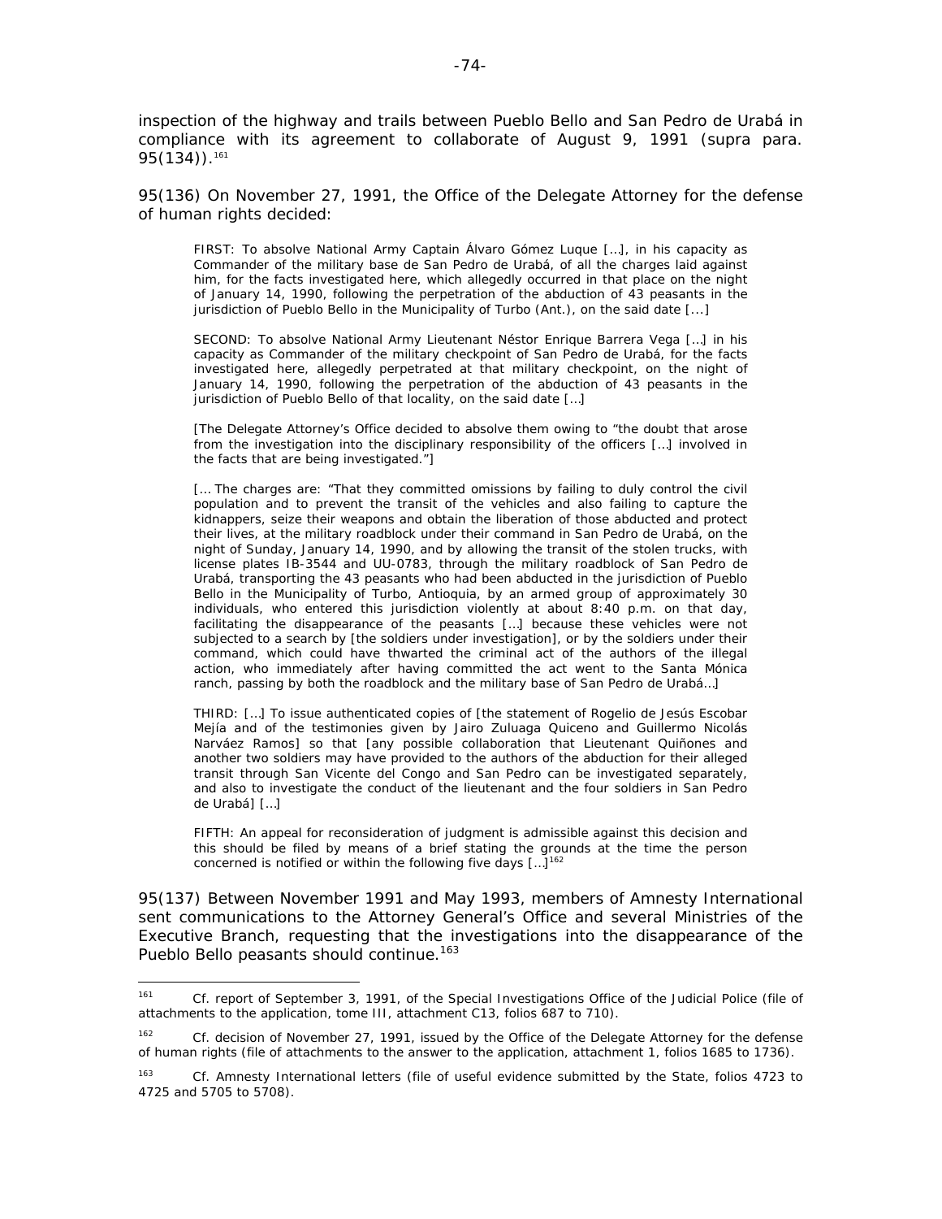inspection of the highway and trails between Pueblo Bello and San Pedro de Urabá in compliance with its agreement to collaborate of August 9, 1991 (supra para. 95(134)).[161]

95(136) On November 27, 1991, the Office of the Delegate Attorney for the defense of human rights decided:

> *FIRST: To absolve National Army Captain Álvaro Gómez Luque […], in his capacity as Commander of the military base de San Pedro de Urabá, of all the charges laid against him, for the facts investigated here, which allegedly occurred in that place on the night of January 14, 1990, following the perpetration of the abduction of 43 peasants in the jurisdiction of Pueblo Bello in the Municipality of Turbo (Ant.), on the said date [...]*
>
> *SECOND: To absolve National Army Lieutenant Néstor Enrique Barrera Vega […] in his capacity as Commander of the military checkpoint of San Pedro de Urabá, for the facts investigated here, allegedly perpetrated at that military checkpoint, on the night of January 14, 1990, following the perpetration of the abduction of 43 peasants in the jurisdiction of Pueblo Bello of that locality, on the said date […]*
>
> *[The Delegate Attorney's Office decided to absolve them owing to "the doubt that arose from the investigation into the disciplinary responsibility of the officers […] involved in the facts that are being investigated."]*
>
> *[… The charges are: "That they committed omissions by failing to duly control the civil population and to prevent the transit of the vehicles and also failing to capture the kidnappers, seize their weapons and obtain the liberation of those abducted and protect their lives, at the military roadblock under their command in San Pedro de Urabá, on the night of Sunday, January 14, 1990, and by allowing the transit of the stolen trucks, with license plates IB-3544 and UU-0783, through the military roadblock of San Pedro de Urabá, transporting the 43 peasants who had been abducted in the jurisdiction of Pueblo Bello in the Municipality of Turbo, Antioquia, by an armed group of approximately 30 individuals, who entered this jurisdiction violently at about 8:40 p.m. on that day, facilitating the disappearance of the peasants […] because these vehicles were not subjected to a search by [the soldiers under investigation], or by the soldiers under their command, which could have thwarted the criminal act of the authors of the illegal action, who immediately after having committed the act went to the Santa Mónica ranch, passing by both the roadblock and the military base of San Pedro de Urabá…]*
>
> *THIRD: […] To issue authenticated copies of [the statement of Rogelio de Jesús Escobar Mejía and of the testimonies given by Jairo Zuluaga Quiceno and Guillermo Nicolás Narváez Ramos] so that [any possible collaboration that Lieutenant Quiñones and another two soldiers may have provided to the authors of the abduction for their alleged transit through San Vicente del Congo and San Pedro can be investigated separately, and also to investigate the conduct of the lieutenant and the four soldiers in San Pedro de Urabá] […]*
>
> *FIFTH: An appeal for reconsideration of judgment is admissible against this decision and this should be filed by means of a brief stating the grounds at the time the person concerned is notified or within the following five days […]*[162]

95(137) Between November 1991 and May 1993, members of Amnesty International sent communications to the Attorney General's Office and several Ministries of the Executive Branch, requesting that the investigations into the disappearance of the Pueblo Bello peasants should continue.[163]

---

[161] Cf. report of September 3, 1991, of the Special Investigations Office of the Judicial Police (file of attachments to the application, tome III, attachment C13, folios 687 to 710).

[162] Cf. decision of November 27, 1991, issued by the Office of the Delegate Attorney for the defense of human rights (file of attachments to the answer to the application, attachment 1, folios 1685 to 1736).

[163] Cf. Amnesty International letters (file of useful evidence submitted by the State, folios 4723 to 4725 and 5705 to 5708).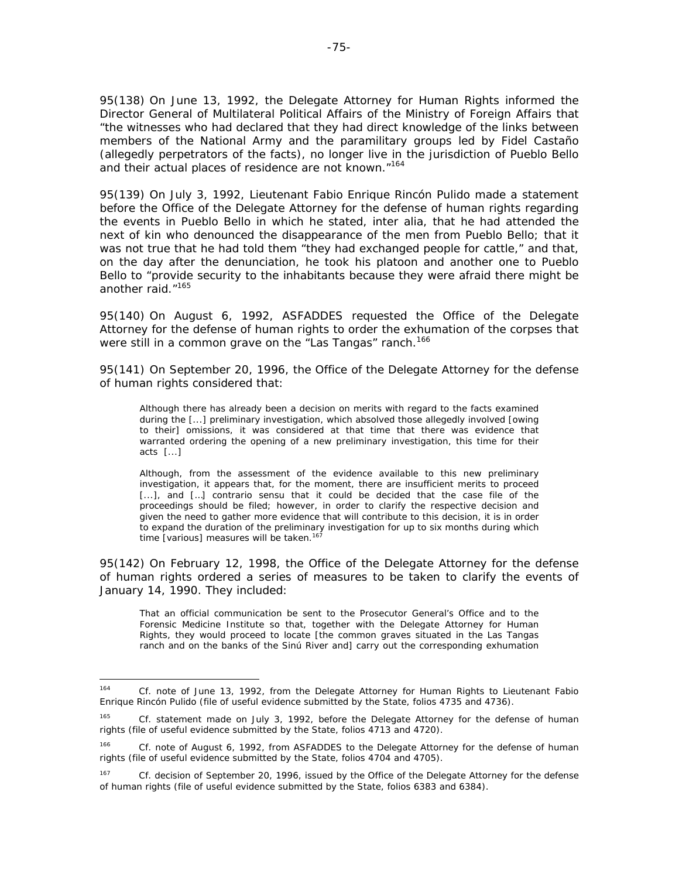95(138) On June 13, 1992, the Delegate Attorney for Human Rights informed the Director General of Multilateral Political Affairs of the Ministry of Foreign Affairs that "the witnesses who had declared that they had direct knowledge of the links between members of the National Army and the paramilitary groups led by Fidel Castaño (allegedly perpetrators of the facts), no longer live in the jurisdiction of Pueblo Bello and their actual places of residence are not known."[164]

95(139) On July 3, 1992, Lieutenant Fabio Enrique Rincón Pulido made a statement before the Office of the Delegate Attorney for the defense of human rights regarding the events in Pueblo Bello in which he stated, inter alia, that he had attended the next of kin who denounced the disappearance of the men from Pueblo Bello; that it was not true that he had told them "they had exchanged people for cattle," and that, on the day after the denunciation, he took his platoon and another one to Pueblo Bello to "provide security to the inhabitants because they were afraid there might be another raid."[165]

95(140) On August 6, 1992, ASFADDES requested the Office of the Delegate Attorney for the defense of human rights to order the exhumation of the corpses that were still in a common grave on the "Las Tangas" ranch.[166]

95(141) On September 20, 1996, the Office of the Delegate Attorney for the defense of human rights considered that:

> Although there has already been a decision on merits with regard to the facts examined during the [...] preliminary investigation, which absolved those allegedly involved [owing to their] omissions, it was considered at that time that there was evidence that warranted ordering the opening of a new preliminary investigation, this time for their acts [...]
>
> Although, from the assessment of the evidence available to this new preliminary investigation, it appears that, for the moment, there are insufficient merits to proceed [...], and […] contrario sensu that it could be decided that the case file of the proceedings should be filed; however, in order to clarify the respective decision and given the need to gather more evidence that will contribute to this decision, it is in order to expand the duration of the preliminary investigation for up to six months during which time [various] measures will be taken.[167]

95(142) On February 12, 1998, the Office of the Delegate Attorney for the defense of human rights ordered a series of measures to be taken to clarify the events of January 14, 1990. They included:

> That an official communication be sent to the Prosecutor General's Office and to the Forensic Medicine Institute so that, together with the Delegate Attorney for Human Rights, they would proceed to locate [the common graves situated in the Las Tangas ranch and on the banks of the Sinú River and] carry out the corresponding exhumation

---

[164] Cf. note of June 13, 1992, from the Delegate Attorney for Human Rights to Lieutenant Fabio Enrique Rincón Pulido (file of useful evidence submitted by the State, folios 4735 and 4736).

[165] Cf. statement made on July 3, 1992, before the Delegate Attorney for the defense of human rights (file of useful evidence submitted by the State, folios 4713 and 4720).

[166] Cf. note of August 6, 1992, from ASFADDES to the Delegate Attorney for the defense of human rights (file of useful evidence submitted by the State, folios 4704 and 4705).

[167] Cf. decision of September 20, 1996, issued by the Office of the Delegate Attorney for the defense of human rights (file of useful evidence submitted by the State, folios 6383 and 6384).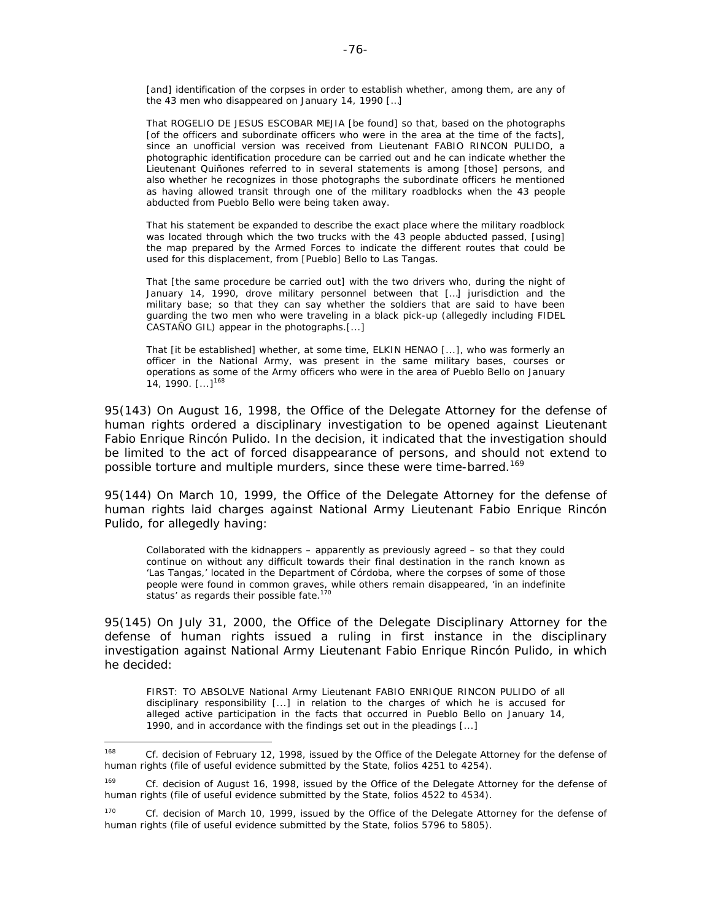> [and] identification of the corpses in order to establish whether, among them, are any of the 43 men who disappeared on January 14, 1990 […]
>
> That ROGELIO DE JESUS ESCOBAR MEJIA [be found] so that, based on the photographs [of the officers and subordinate officers who were in the area at the time of the facts], since an unofficial version was received from Lieutenant FABIO RINCON PULIDO, a photographic identification procedure can be carried out and he can indicate whether the Lieutenant Quiñones referred to in several statements is among [those] persons, and also whether he recognizes in those photographs the subordinate officers he mentioned as having allowed transit through one of the military roadblocks when the 43 people abducted from Pueblo Bello were being taken away.
>
> That his statement be expanded to describe the exact place where the military roadblock was located through which the two trucks with the 43 people abducted passed, [using] the map prepared by the Armed Forces to indicate the different routes that could be used for this displacement, from [Pueblo] Bello to Las Tangas.
>
> That [the same procedure be carried out] with the two drivers who, during the night of January 14, 1990, drove military personnel between that […] jurisdiction and the military base; so that they can say whether the soldiers that are said to have been guarding the two men who were traveling in a black pick-up (allegedly including FIDEL CASTAÑO GIL) appear in the photographs.[...]
>
> That [it be established] whether, at some time, ELKIN HENAO [...], who was formerly an officer in the National Army, was present in the same military bases, courses or operations as some of the Army officers who were in the area of Pueblo Bello on January 14, 1990. [...][168]

95(143) On August 16, 1998, the Office of the Delegate Attorney for the defense of human rights ordered a disciplinary investigation to be opened against Lieutenant Fabio Enrique Rincón Pulido. In the decision, it indicated that the investigation should be limited to the act of forced disappearance of persons, and should not extend to possible torture and multiple murders, since these were time-barred.[169]

95(144) On March 10, 1999, the Office of the Delegate Attorney for the defense of human rights laid charges against National Army Lieutenant Fabio Enrique Rincón Pulido, for allegedly having:

> Collaborated with the kidnappers – apparently as previously agreed – so that they could continue on without any difficult towards their final destination in the ranch known as 'Las Tangas,' located in the Department of Córdoba, where the corpses of some of those people were found in common graves, while others remain disappeared, 'in an indefinite status' as regards their possible fate.[170]

95(145) On July 31, 2000, the Office of the Delegate Disciplinary Attorney for the defense of human rights issued a ruling in first instance in the disciplinary investigation against National Army Lieutenant Fabio Enrique Rincón Pulido, in which he decided:

> FIRST: TO ABSOLVE National Army Lieutenant FABIO ENRIQUE RINCON PULIDO of all disciplinary responsibility [...] in relation to the charges of which he is accused for alleged active participation in the facts that occurred in Pueblo Bello on January 14, 1990, and in accordance with the findings set out in the pleadings [...]

---

[168] Cf. decision of February 12, 1998, issued by the Office of the Delegate Attorney for the defense of human rights (file of useful evidence submitted by the State, folios 4251 to 4254).

[169] Cf. decision of August 16, 1998, issued by the Office of the Delegate Attorney for the defense of human rights (file of useful evidence submitted by the State, folios 4522 to 4534).

[170] Cf. decision of March 10, 1999, issued by the Office of the Delegate Attorney for the defense of human rights (file of useful evidence submitted by the State, folios 5796 to 5805).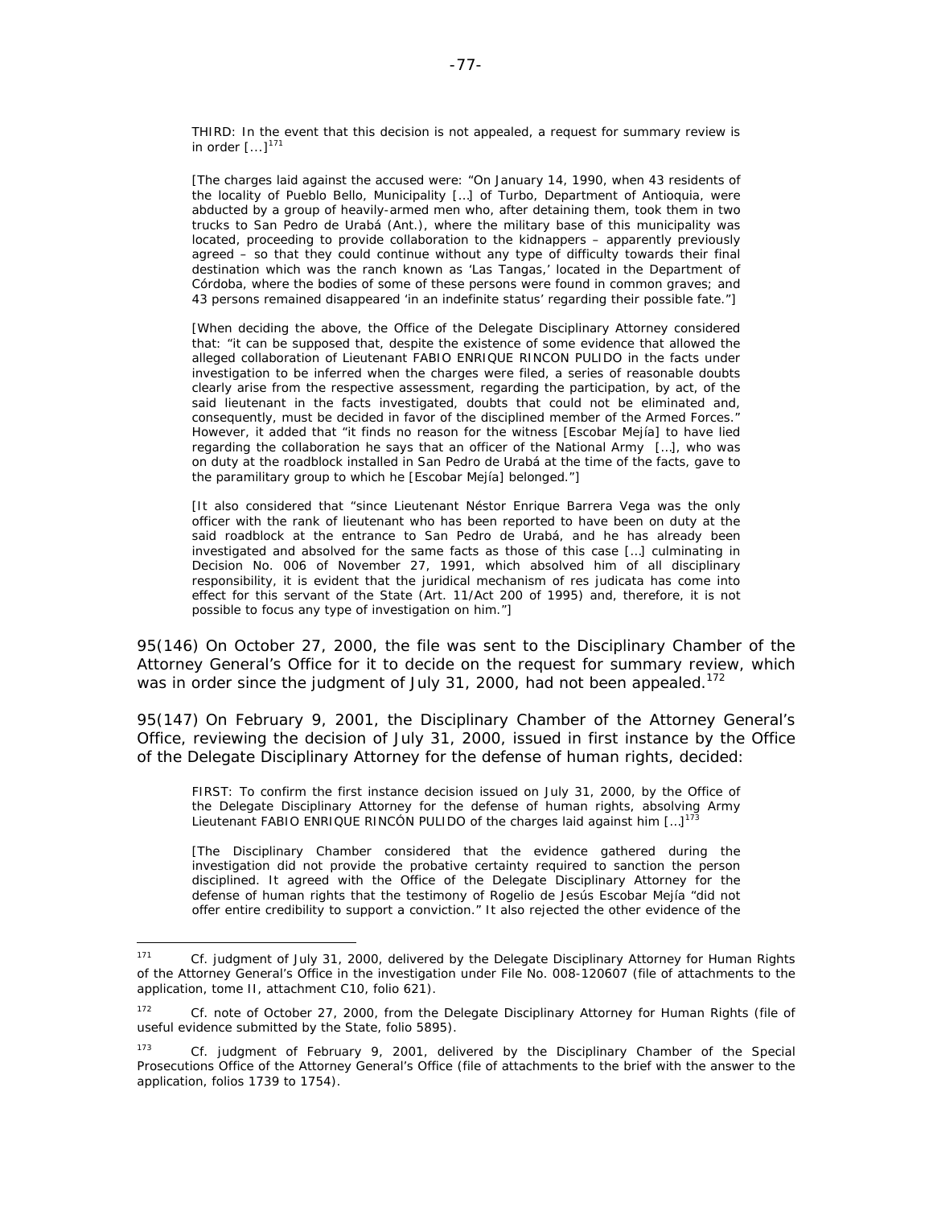> THIRD: In the event that this decision is not appealed, a request for summary review is in order [...][171]
>
> [The charges laid against the accused were: "On January 14, 1990, when 43 residents of the locality of Pueblo Bello, Municipality […] of Turbo, Department of Antioquia, were abducted by a group of heavily-armed men who, after detaining them, took them in two trucks to San Pedro de Urabá (Ant.), where the military base of this municipality was located, proceeding to provide collaboration to the kidnappers – apparently previously agreed – so that they could continue without any type of difficulty towards their final destination which was the ranch known as 'Las Tangas,' located in the Department of Córdoba, where the bodies of some of these persons were found in common graves; and 43 persons remained disappeared 'in an indefinite status' regarding their possible fate."]
>
> [When deciding the above, the Office of the Delegate Disciplinary Attorney considered that: "it can be supposed that, despite the existence of some evidence that allowed the alleged collaboration of Lieutenant FABIO ENRIQUE RINCON PULIDO in the facts under investigation to be inferred when the charges were filed, a series of reasonable doubts clearly arise from the respective assessment, regarding the participation, by act, of the said lieutenant in the facts investigated, doubts that could not be eliminated and, consequently, must be decided in favor of the disciplined member of the Armed Forces." However, it added that "it finds no reason for the witness [Escobar Mejía] to have lied regarding the collaboration he says that an officer of the National Army […], who was on duty at the roadblock installed in San Pedro de Urabá at the time of the facts, gave to the paramilitary group to which he [Escobar Mejía] belonged."]
>
> [It also considered that "since Lieutenant Néstor Enrique Barrera Vega was the only officer with the rank of lieutenant who has been reported to have been on duty at the said roadblock at the entrance to San Pedro de Urabá, and he has already been investigated and absolved for the same facts as those of this case […] culminating in Decision No. 006 of November 27, 1991, which absolved him of all disciplinary responsibility, it is evident that the juridical mechanism of res judicata has come into effect for this servant of the State (Art. 11/Act 200 of 1995) and, therefore, it is not possible to focus any type of investigation on him."]

95(146) On October 27, 2000, the file was sent to the Disciplinary Chamber of the Attorney General's Office for it to decide on the request for summary review, which was in order since the judgment of July 31, 2000, had not been appealed.[172]

95(147) On February 9, 2001, the Disciplinary Chamber of the Attorney General's Office, reviewing the decision of July 31, 2000, issued in first instance by the Office of the Delegate Disciplinary Attorney for the defense of human rights, decided:

> FIRST: To confirm the first instance decision issued on July 31, 2000, by the Office of the Delegate Disciplinary Attorney for the defense of human rights, absolving Army Lieutenant FABIO ENRIQUE RINCÓN PULIDO of the charges laid against him […][173]
>
> [The Disciplinary Chamber considered that the evidence gathered during the investigation did not provide the probative certainty required to sanction the person disciplined. It agreed with the Office of the Delegate Disciplinary Attorney for the defense of human rights that the testimony of Rogelio de Jesús Escobar Mejía "did not offer entire credibility to support a conviction." It also rejected the other evidence of the

---

[171] Cf. judgment of July 31, 2000, delivered by the Delegate Disciplinary Attorney for Human Rights of the Attorney General's Office in the investigation under File No. 008-120607 (file of attachments to the application, tome II, attachment C10, folio 621).

[172] Cf. note of October 27, 2000, from the Delegate Disciplinary Attorney for Human Rights (file of useful evidence submitted by the State, folio 5895).

[173] Cf. judgment of February 9, 2001, delivered by the Disciplinary Chamber of the Special Prosecutions Office of the Attorney General's Office (file of attachments to the brief with the answer to the application, folios 1739 to 1754).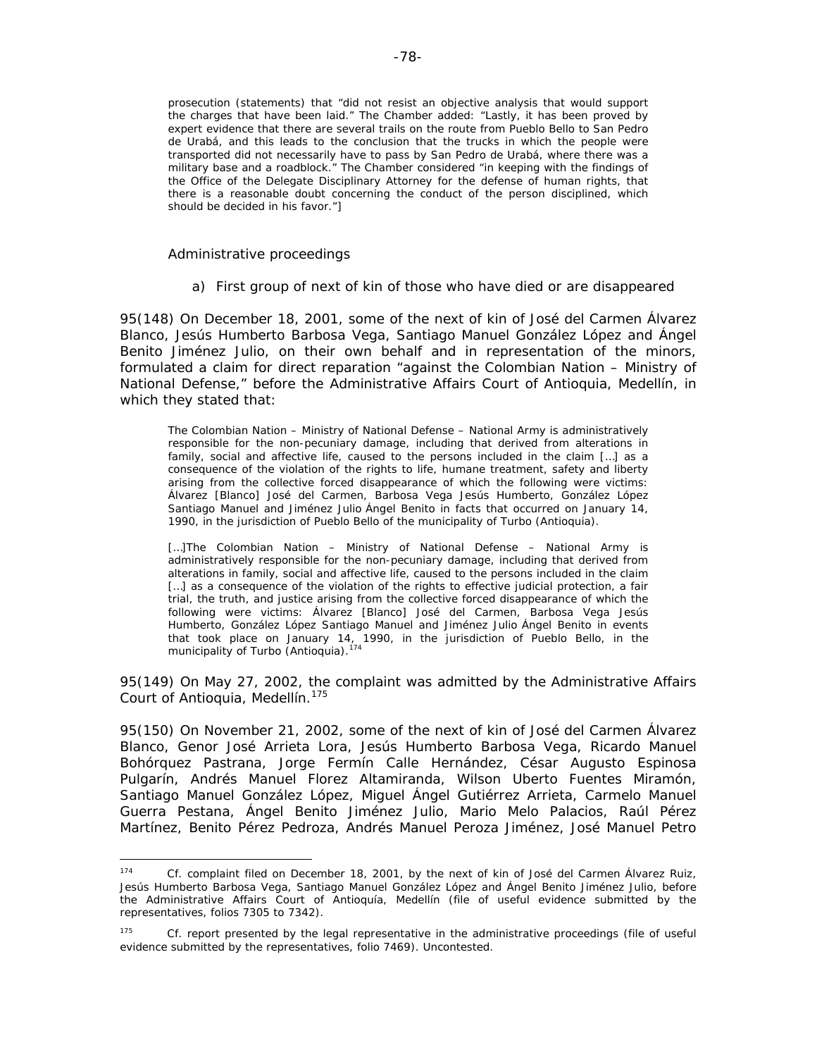prosecution (statements) that "did not resist an objective analysis that would support the charges that have been laid." The Chamber added: "Lastly, it has been proved by expert evidence that there are several trails on the route from Pueblo Bello to San Pedro de Urabá, and this leads to the conclusion that the trucks in which the people were transported did not necessarily have to pass by San Pedro de Urabá, where there was a military base and a roadblock." The Chamber considered "in keeping with the findings of the Office of the Delegate Disciplinary Attorney for the defense of human rights, that there is a reasonable doubt concerning the conduct of the person disciplined, which should be decided in his favor."]

### Administrative proceedings

a) First group of next of kin of those who have died or are disappeared

95(148) On December 18, 2001, some of the next of kin of José del Carmen Álvarez Blanco, Jesús Humberto Barbosa Vega, Santiago Manuel González López and Ángel Benito Jiménez Julio, on their own behalf and in representation of the minors, formulated a claim for direct reparation "against the Colombian Nation – Ministry of National Defense," before the Administrative Affairs Court of Antioquia, Medellín, in which they stated that:

> The Colombian Nation – Ministry of National Defense – National Army is administratively responsible for the non-pecuniary damage, including that derived from alterations in family, social and affective life, caused to the persons included in the claim […] as a consequence of the violation of the rights to life, humane treatment, safety and liberty arising from the collective forced disappearance of which the following were victims: Álvarez [Blanco] José del Carmen, Barbosa Vega Jesús Humberto, González López Santiago Manuel and Jiménez Julio Ángel Benito in facts that occurred on January 14, 1990, in the jurisdiction of Pueblo Bello of the municipality of Turbo (Antioquia).
>
> […]The Colombian Nation – Ministry of National Defense – National Army is administratively responsible for the non-pecuniary damage, including that derived from alterations in family, social and affective life, caused to the persons included in the claim […] as a consequence of the violation of the rights to effective judicial protection, a fair trial, the truth, and justice arising from the collective forced disappearance of which the following were victims: Álvarez [Blanco] José del Carmen, Barbosa Vega Jesús Humberto, González López Santiago Manuel and Jiménez Julio Ángel Benito in events that took place on January 14, 1990, in the jurisdiction of Pueblo Bello, in the municipality of Turbo (Antioquia).[174]

95(149) On May 27, 2002, the complaint was admitted by the Administrative Affairs Court of Antioquia, Medellín.[175]

95(150) On November 21, 2002, some of the next of kin of José del Carmen Álvarez Blanco, Genor José Arrieta Lora, Jesús Humberto Barbosa Vega, Ricardo Manuel Bohórquez Pastrana, Jorge Fermín Calle Hernández, César Augusto Espinosa Pulgarín, Andrés Manuel Florez Altamiranda, Wilson Uberto Fuentes Miramón, Santiago Manuel González López, Miguel Ángel Gutiérrez Arrieta, Carmelo Manuel Guerra Pestana, Ángel Benito Jiménez Julio, Mario Melo Palacios, Raúl Pérez Martínez, Benito Pérez Pedroza, Andrés Manuel Peroza Jiménez, José Manuel Petro

---

[174] Cf. complaint filed on December 18, 2001, by the next of kin of José del Carmen Álvarez Ruiz, Jesús Humberto Barbosa Vega, Santiago Manuel González López and Ángel Benito Jiménez Julio, before the Administrative Affairs Court of Antioquía, Medellín (file of useful evidence submitted by the representatives, folios 7305 to 7342).

[175] Cf. report presented by the legal representative in the administrative proceedings (file of useful evidence submitted by the representatives, folio 7469). Uncontested.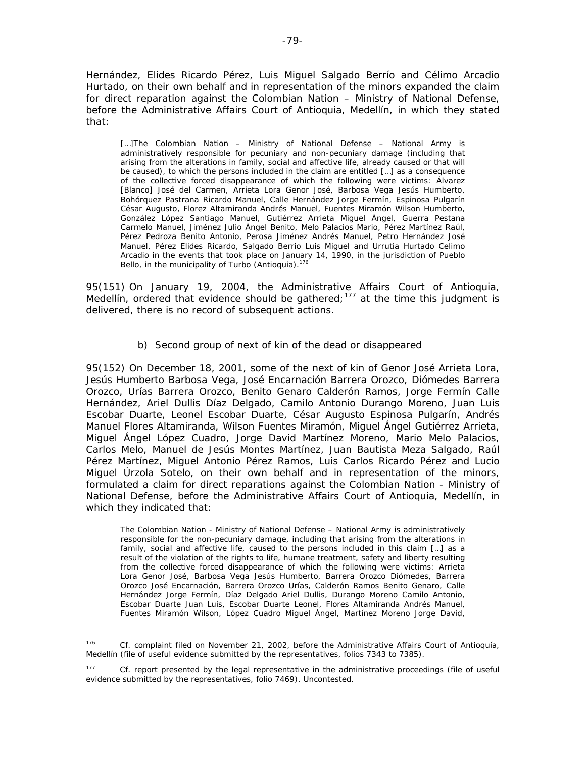Hernández, Elides Ricardo Pérez, Luis Miguel Salgado Berrío and Célimo Arcadio Hurtado, on their own behalf and in representation of the minors expanded the claim for direct reparation against the Colombian Nation – Ministry of National Defense, before the Administrative Affairs Court of Antioquia, Medellín, in which they stated that:

> […]The Colombian Nation – Ministry of National Defense – National Army is administratively responsible for pecuniary and non-pecuniary damage (including that arising from the alterations in family, social and affective life, already caused or that will be caused), to which the persons included in the claim are entitled […] as a consequence of the collective forced disappearance of which the following were victims: Álvarez [Blanco] José del Carmen, Arrieta Lora Genor José, Barbosa Vega Jesús Humberto, Bohórquez Pastrana Ricardo Manuel, Calle Hernández Jorge Fermín, Espinosa Pulgarín César Augusto, Florez Altamiranda Andrés Manuel, Fuentes Miramón Wilson Humberto, González López Santiago Manuel, Gutiérrez Arrieta Miguel Ángel, Guerra Pestana Carmelo Manuel, Jiménez Julio Ángel Benito, Melo Palacios Mario, Pérez Martínez Raúl, Pérez Pedroza Benito Antonio, Perosa Jiménez Andrés Manuel, Petro Hernández José Manuel, Pérez Elides Ricardo, Salgado Berrio Luis Miguel and Urrutia Hurtado Celimo Arcadio in the events that took place on January 14, 1990, in the jurisdiction of Pueblo Bello, in the municipality of Turbo (Antioquia).[176]

95(151) On January 19, 2004, the Administrative Affairs Court of Antioquia, Medellín, ordered that evidence should be gathered;[177] at the time this judgment is delivered, there is no record of subsequent actions.

b) *Second group of next of kin of the dead or disappeared*

95(152) On December 18, 2001, some of the next of kin of Genor José Arrieta Lora, Jesús Humberto Barbosa Vega, José Encarnación Barrera Orozco, Diómedes Barrera Orozco, Urías Barrera Orozco, Benito Genaro Calderón Ramos, Jorge Fermín Calle Hernández, Ariel Dullis Díaz Delgado, Camilo Antonio Durango Moreno, Juan Luis Escobar Duarte, Leonel Escobar Duarte, César Augusto Espinosa Pulgarín, Andrés Manuel Flores Altamiranda, Wilson Fuentes Miramón, Miguel Ángel Gutiérrez Arrieta, Miguel Ángel López Cuadro, Jorge David Martínez Moreno, Mario Melo Palacios, Carlos Melo, Manuel de Jesús Montes Martínez, Juan Bautista Meza Salgado, Raúl Pérez Martínez, Miguel Antonio Pérez Ramos, Luis Carlos Ricardo Pérez and Lucio Miguel Úrzola Sotelo, on their own behalf and in representation of the minors, formulated a claim for direct reparations against the Colombian Nation - Ministry of National Defense, before the Administrative Affairs Court of Antioquia, Medellín, in which they indicated that:

> The Colombian Nation - Ministry of National Defense – National Army is administratively responsible for the non-pecuniary damage, including that arising from the alterations in family, social and affective life, caused to the persons included in this claim […] as a result of the violation of the rights to life, humane treatment, safety and liberty resulting from the collective forced disappearance of which the following were victims: Arrieta Lora Genor José, Barbosa Vega Jesús Humberto, Barrera Orozco Diómedes, Barrera Orozco José Encarnación, Barrera Orozco Urías, Calderón Ramos Benito Genaro, Calle Hernández Jorge Fermín, Díaz Delgado Ariel Dullis, Durango Moreno Camilo Antonio, Escobar Duarte Juan Luis, Escobar Duarte Leonel, Flores Altamiranda Andrés Manuel, Fuentes Miramón Wilson, López Cuadro Miguel Ángel, Martínez Moreno Jorge David,

---

[176] Cf. complaint filed on November 21, 2002, before the Administrative Affairs Court of Antioquía, Medellín (file of useful evidence submitted by the representatives, folios 7343 to 7385).

[177] Cf. report presented by the legal representative in the administrative proceedings (file of useful evidence submitted by the representatives, folio 7469). Uncontested.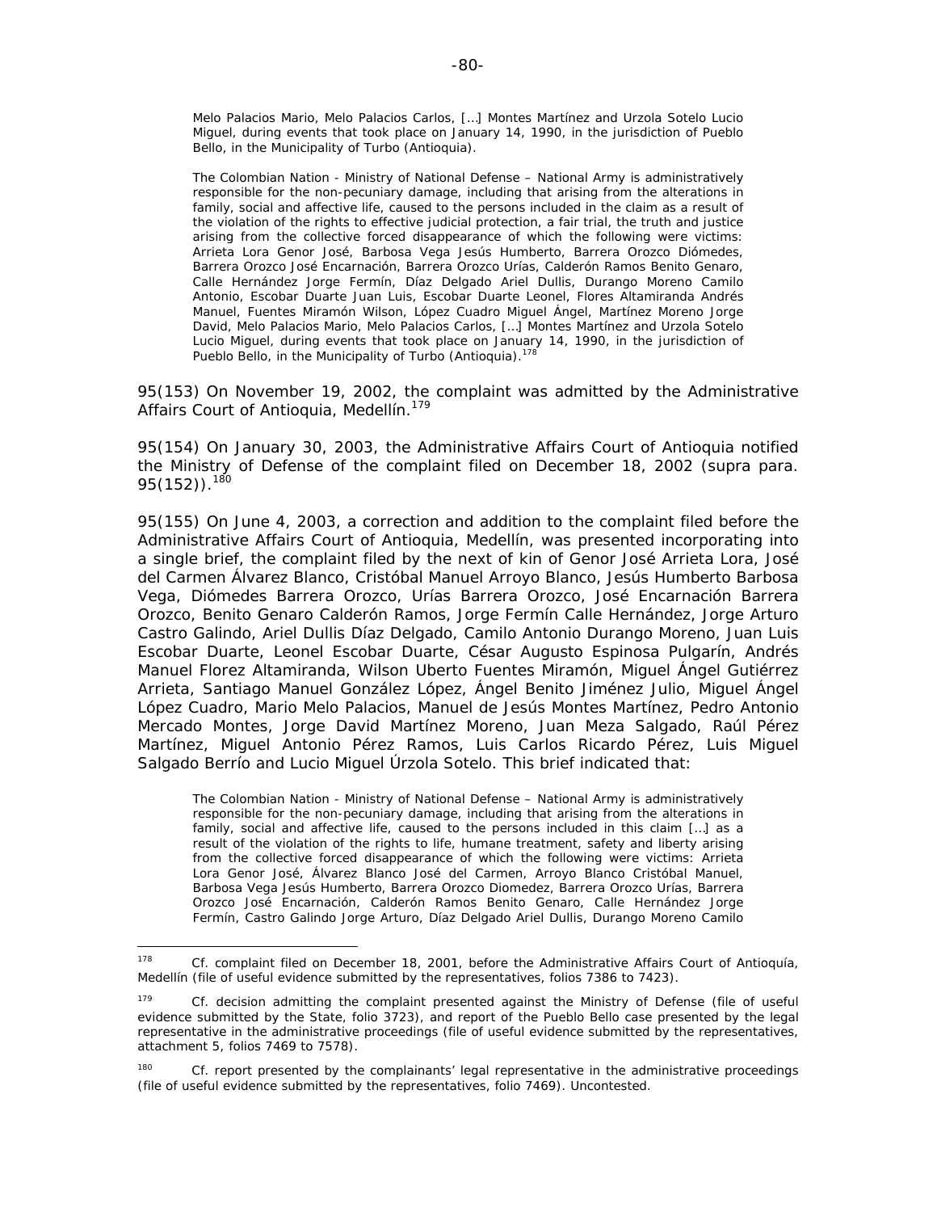> Melo Palacios Mario, Melo Palacios Carlos, […] Montes Martínez and Urzola Sotelo Lucio Miguel, during events that took place on January 14, 1990, in the jurisdiction of Pueblo Bello, in the Municipality of Turbo (Antioquia).
>
> The Colombian Nation - Ministry of National Defense – National Army is administratively responsible for the non-pecuniary damage, including that arising from the alterations in family, social and affective life, caused to the persons included in the claim as a result of the violation of the rights to effective judicial protection, a fair trial, the truth and justice arising from the collective forced disappearance of which the following were victims: Arrieta Lora Genor José, Barbosa Vega Jesús Humberto, Barrera Orozco Diómedes, Barrera Orozco José Encarnación, Barrera Orozco Urías, Calderón Ramos Benito Genaro, Calle Hernández Jorge Fermín, Díaz Delgado Ariel Dullis, Durango Moreno Camilo Antonio, Escobar Duarte Juan Luis, Escobar Duarte Leonel, Flores Altamiranda Andrés Manuel, Fuentes Miramón Wilson, López Cuadro Miguel Ángel, Martínez Moreno Jorge David, Melo Palacios Mario, Melo Palacios Carlos, […] Montes Martínez and Urzola Sotelo Lucio Miguel, during events that took place on January 14, 1990, in the jurisdiction of Pueblo Bello, in the Municipality of Turbo (Antioquia).[178]

95(153) On November 19, 2002, the complaint was admitted by the Administrative Affairs Court of Antioquia, Medellín.[179]

95(154) On January 30, 2003, the Administrative Affairs Court of Antioquia notified the Ministry of Defense of the complaint filed on December 18, 2002 (supra para. 95(152)).[180]

95(155) On June 4, 2003, a correction and addition to the complaint filed before the Administrative Affairs Court of Antioquia, Medellín, was presented incorporating into a single brief, the complaint filed by the next of kin of Genor José Arrieta Lora, José del Carmen Álvarez Blanco, Cristóbal Manuel Arroyo Blanco, Jesús Humberto Barbosa Vega, Diómedes Barrera Orozco, Urías Barrera Orozco, José Encarnación Barrera Orozco, Benito Genaro Calderón Ramos, Jorge Fermín Calle Hernández, Jorge Arturo Castro Galindo, Ariel Dullis Díaz Delgado, Camilo Antonio Durango Moreno, Juan Luis Escobar Duarte, Leonel Escobar Duarte, César Augusto Espinosa Pulgarín, Andrés Manuel Florez Altamiranda, Wilson Uberto Fuentes Miramón, Miguel Ángel Gutiérrez Arrieta, Santiago Manuel González López, Ángel Benito Jiménez Julio, Miguel Ángel López Cuadro, Mario Melo Palacios, Manuel de Jesús Montes Martínez, Pedro Antonio Mercado Montes, Jorge David Martínez Moreno, Juan Meza Salgado, Raúl Pérez Martínez, Miguel Antonio Pérez Ramos, Luis Carlos Ricardo Pérez, Luis Miguel Salgado Berrío and Lucio Miguel Úrzola Sotelo. This brief indicated that:

> The Colombian Nation - Ministry of National Defense – National Army is administratively responsible for the non-pecuniary damage, including that arising from the alterations in family, social and affective life, caused to the persons included in this claim […] as a result of the violation of the rights to life, humane treatment, safety and liberty arising from the collective forced disappearance of which the following were victims: Arrieta Lora Genor José, Álvarez Blanco José del Carmen, Arroyo Blanco Cristóbal Manuel, Barbosa Vega Jesús Humberto, Barrera Orozco Diomedez, Barrera Orozco Urías, Barrera Orozco José Encarnación, Calderón Ramos Benito Genaro, Calle Hernández Jorge Fermín, Castro Galindo Jorge Arturo, Díaz Delgado Ariel Dullis, Durango Moreno Camilo

---

[178] Cf. complaint filed on December 18, 2001, before the Administrative Affairs Court of Antioquía, Medellín (file of useful evidence submitted by the representatives, folios 7386 to 7423).

[179] Cf. decision admitting the complaint presented against the Ministry of Defense (file of useful evidence submitted by the State, folio 3723), and report of the Pueblo Bello case presented by the legal representative in the administrative proceedings (file of useful evidence submitted by the representatives, attachment 5, folios 7469 to 7578).

[180] Cf. report presented by the complainants' legal representative in the administrative proceedings (file of useful evidence submitted by the representatives, folio 7469). Uncontested.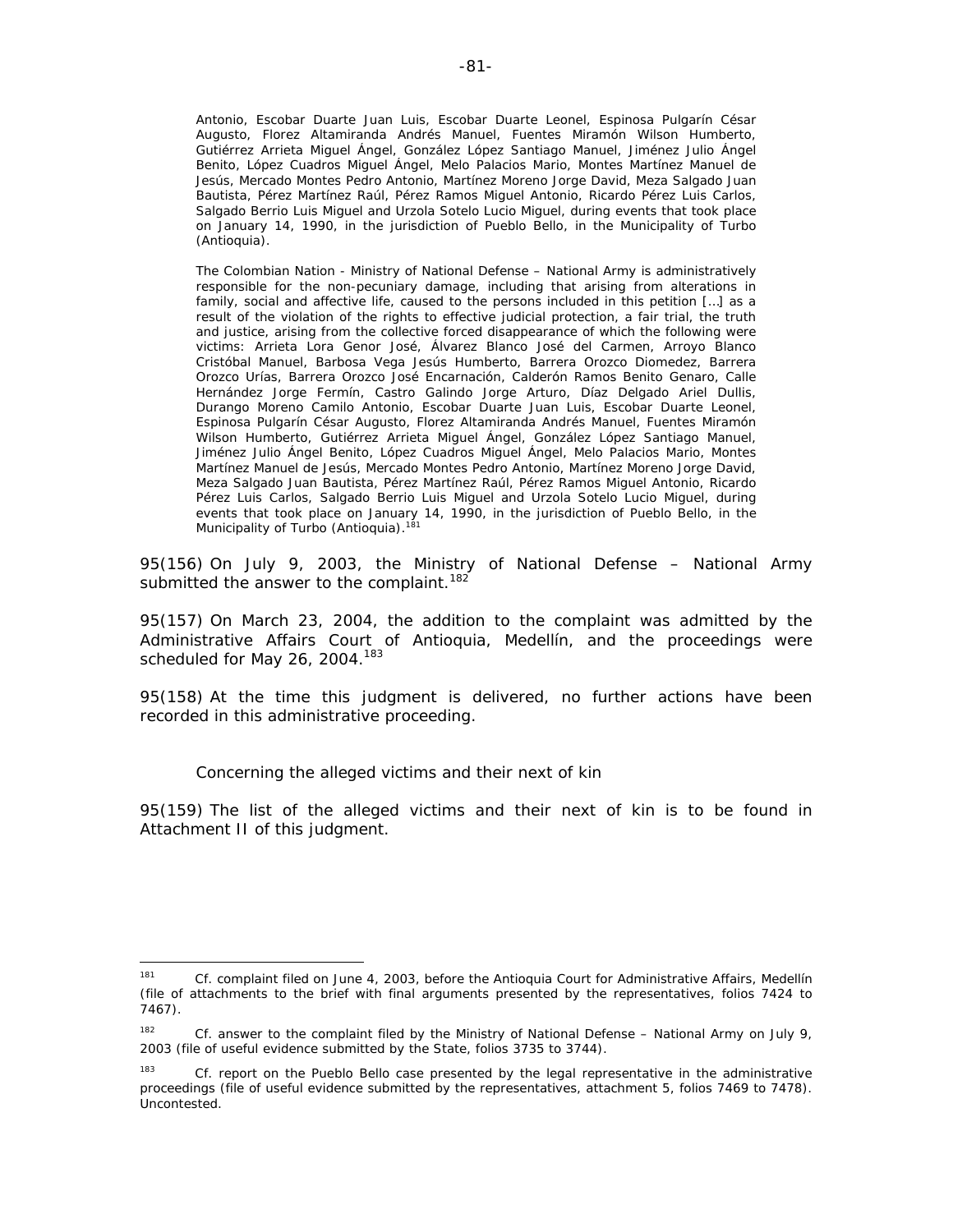> Antonio, Escobar Duarte Juan Luis, Escobar Duarte Leonel, Espinosa Pulgarín César Augusto, Florez Altamiranda Andrés Manuel, Fuentes Miramón Wilson Humberto, Gutiérrez Arrieta Miguel Ángel, González López Santiago Manuel, Jiménez Julio Ángel Benito, López Cuadros Miguel Ángel, Melo Palacios Mario, Montes Martínez Manuel de Jesús, Mercado Montes Pedro Antonio, Martínez Moreno Jorge David, Meza Salgado Juan Bautista, Pérez Martínez Raúl, Pérez Ramos Miguel Antonio, Ricardo Pérez Luis Carlos, Salgado Berrio Luis Miguel and Urzola Sotelo Lucio Miguel, during events that took place on January 14, 1990, in the jurisdiction of Pueblo Bello, in the Municipality of Turbo (Antioquia).
>
> The Colombian Nation - Ministry of National Defense – National Army is administratively responsible for the non-pecuniary damage, including that arising from alterations in family, social and affective life, caused to the persons included in this petition […] as a result of the violation of the rights to effective judicial protection, a fair trial, the truth and justice, arising from the collective forced disappearance of which the following were victims: Arrieta Lora Genor José, Álvarez Blanco José del Carmen, Arroyo Blanco Cristóbal Manuel, Barbosa Vega Jesús Humberto, Barrera Orozco Diomedez, Barrera Orozco Urías, Barrera Orozco José Encarnación, Calderón Ramos Benito Genaro, Calle Hernández Jorge Fermín, Castro Galindo Jorge Arturo, Díaz Delgado Ariel Dullis, Durango Moreno Camilo Antonio, Escobar Duarte Juan Luis, Escobar Duarte Leonel, Espinosa Pulgarín César Augusto, Florez Altamiranda Andrés Manuel, Fuentes Miramón Wilson Humberto, Gutiérrez Arrieta Miguel Ángel, González López Santiago Manuel, Jiménez Julio Ángel Benito, López Cuadros Miguel Ángel, Melo Palacios Mario, Montes Martínez Manuel de Jesús, Mercado Montes Pedro Antonio, Martínez Moreno Jorge David, Meza Salgado Juan Bautista, Pérez Martínez Raúl, Pérez Ramos Miguel Antonio, Ricardo Pérez Luis Carlos, Salgado Berrio Luis Miguel and Urzola Sotelo Lucio Miguel, during events that took place on January 14, 1990, in the jurisdiction of Pueblo Bello, in the Municipality of Turbo (Antioquia).[181]

95(156) On July 9, 2003, the Ministry of National Defense – National Army submitted the answer to the complaint.[182]

95(157) On March 23, 2004, the addition to the complaint was admitted by the Administrative Affairs Court of Antioquia, Medellín, and the proceedings were scheduled for May 26, 2004.[183]

95(158) At the time this judgment is delivered, no further actions have been recorded in this administrative proceeding.

*Concerning the alleged victims and their next of kin*

95(159) The list of the alleged victims and their next of kin is to be found in Attachment II of this judgment.

---

[181] Cf. complaint filed on June 4, 2003, before the Antioquia Court for Administrative Affairs, Medellín (file of attachments to the brief with final arguments presented by the representatives, folios 7424 to 7467).

[182] Cf. answer to the complaint filed by the Ministry of National Defense – National Army on July 9, 2003 (file of useful evidence submitted by the State, folios 3735 to 3744).

[183] Cf. report on the Pueblo Bello case presented by the legal representative in the administrative proceedings (file of useful evidence submitted by the representatives, attachment 5, folios 7469 to 7478). Uncontested.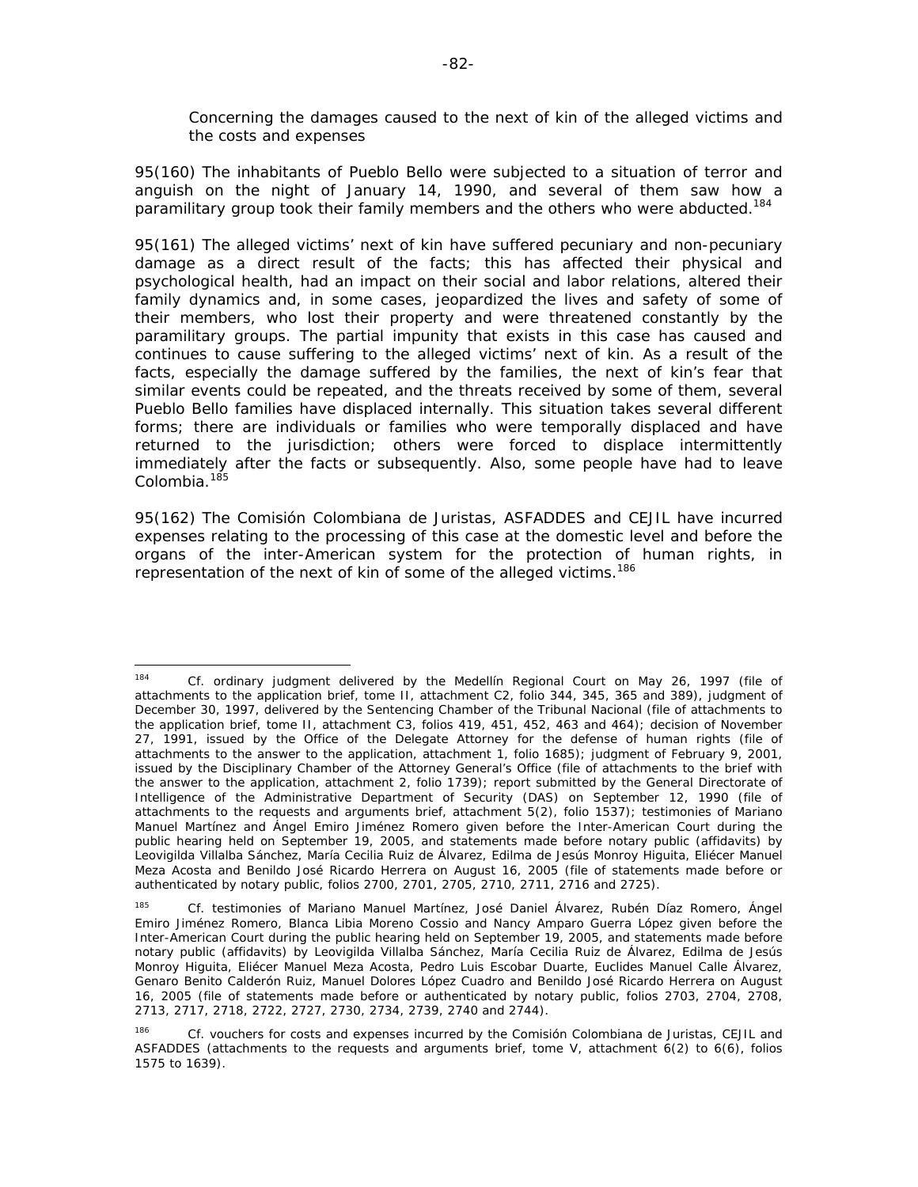*Concerning the damages caused to the next of kin of the alleged victims and the costs and expenses*

95(160) The inhabitants of Pueblo Bello were subjected to a situation of terror and anguish on the night of January 14, 1990, and several of them saw how a paramilitary group took their family members and the others who were abducted.[184]

95(161) The alleged victims' next of kin have suffered pecuniary and non-pecuniary damage as a direct result of the facts; this has affected their physical and psychological health, had an impact on their social and labor relations, altered their family dynamics and, in some cases, jeopardized the lives and safety of some of their members, who lost their property and were threatened constantly by the paramilitary groups. The partial impunity that exists in this case has caused and continues to cause suffering to the alleged victims' next of kin. As a result of the facts, especially the damage suffered by the families, the next of kin's fear that similar events could be repeated, and the threats received by some of them, several Pueblo Bello families have displaced internally. This situation takes several different forms; there are individuals or families who were temporally displaced and have returned to the jurisdiction; others were forced to displace intermittently immediately after the facts or subsequently. Also, some people have had to leave Colombia.[185]

95(162) The Comisión Colombiana de Juristas, ASFADDES and CEJIL have incurred expenses relating to the processing of this case at the domestic level and before the organs of the inter-American system for the protection of human rights, in representation of the next of kin of some of the alleged victims.[186]

---

[184] Cf. ordinary judgment delivered by the Medellín Regional Court on May 26, 1997 (file of attachments to the application brief, tome II, attachment C2, folio 344, 345, 365 and 389), judgment of December 30, 1997, delivered by the Sentencing Chamber of the Tribunal Nacional (file of attachments to the application brief, tome II, attachment C3, folios 419, 451, 452, 463 and 464); decision of November 27, 1991, issued by the Office of the Delegate Attorney for the defense of human rights (file of attachments to the answer to the application, attachment 1, folio 1685); judgment of February 9, 2001, issued by the Disciplinary Chamber of the Attorney General's Office (file of attachments to the brief with the answer to the application, attachment 2, folio 1739); report submitted by the General Directorate of Intelligence of the Administrative Department of Security (DAS) on September 12, 1990 (file of attachments to the requests and arguments brief, attachment 5(2), folio 1537); testimonies of Mariano Manuel Martínez and Ángel Emiro Jiménez Romero given before the Inter-American Court during the public hearing held on September 19, 2005, and statements made before notary public (affidavits) by Leovigilda Villalba Sánchez, María Cecilia Ruiz de Álvarez, Edilma de Jesús Monroy Higuita, Eliécer Manuel Meza Acosta and Benildo José Ricardo Herrera on August 16, 2005 (file of statements made before or authenticated by notary public, folios 2700, 2701, 2705, 2710, 2711, 2716 and 2725).

[185] Cf. testimonies of Mariano Manuel Martínez, José Daniel Álvarez, Rubén Díaz Romero, Ángel Emiro Jiménez Romero, Blanca Libia Moreno Cossio and Nancy Amparo Guerra López given before the Inter-American Court during the public hearing held on September 19, 2005, and statements made before notary public (affidavits) by Leovigilda Villalba Sánchez, María Cecilia Ruiz de Álvarez, Edilma de Jesús Monroy Higuita, Eliécer Manuel Meza Acosta, Pedro Luis Escobar Duarte, Euclides Manuel Calle Álvarez, Genaro Benito Calderón Ruiz, Manuel Dolores López Cuadro and Benildo José Ricardo Herrera on August 16, 2005 (file of statements made before or authenticated by notary public, folios 2703, 2704, 2708, 2713, 2717, 2718, 2722, 2727, 2730, 2734, 2739, 2740 and 2744).

[186] Cf. vouchers for costs and expenses incurred by the Comisión Colombiana de Juristas, CEJIL and ASFADDES (attachments to the requests and arguments brief, tome V, attachment 6(2) to 6(6), folios 1575 to 1639).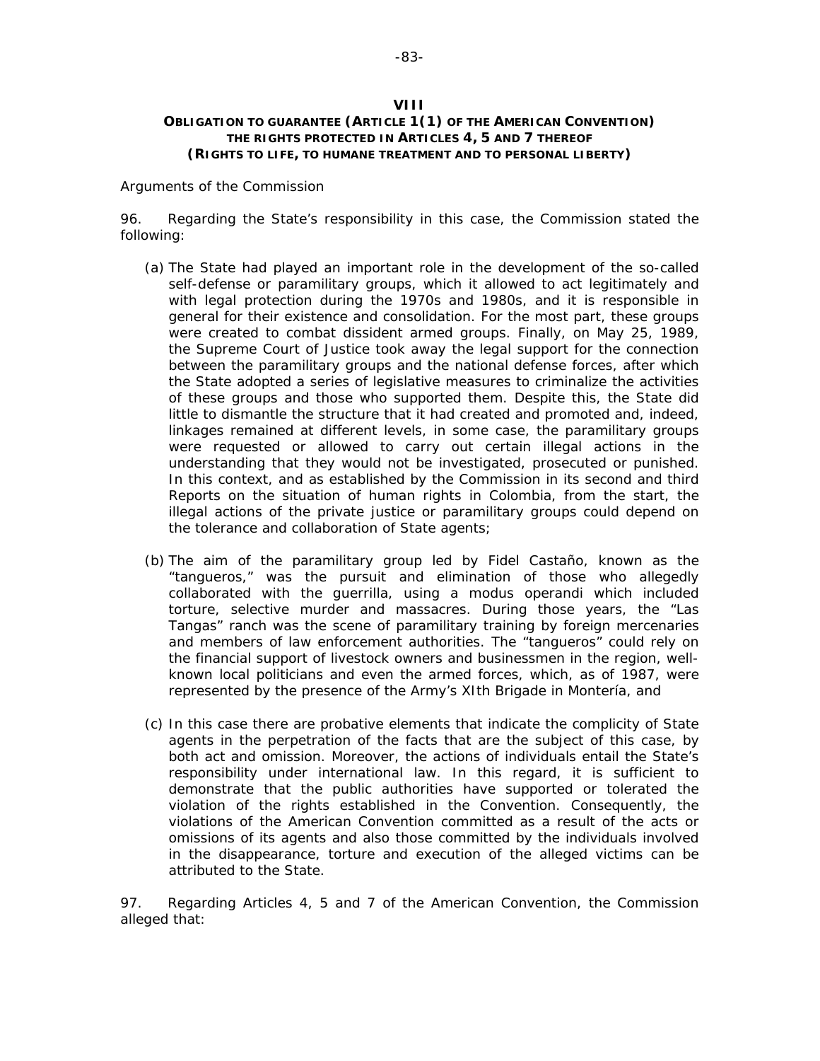## VIII
### OBLIGATION TO GUARANTEE (ARTICLE 1(1) OF THE AMERICAN CONVENTION) THE RIGHTS PROTECTED IN ARTICLES 4, 5 AND 7 THEREOF (RIGHTS TO LIFE, TO HUMANE TREATMENT AND TO PERSONAL LIBERTY)

*Arguments of the Commission*

96. Regarding the State's responsibility in this case, the Commission stated the following:

(a) The State had played an important role in the development of the so-called self-defense or paramilitary groups, which it allowed to act legitimately and with legal protection during the 1970s and 1980s, and it is responsible in general for their existence and consolidation. For the most part, these groups were created to combat dissident armed groups. Finally, on May 25, 1989, the Supreme Court of Justice took away the legal support for the connection between the paramilitary groups and the national defense forces, after which the State adopted a series of legislative measures to criminalize the activities of these groups and those who supported them. Despite this, the State did little to dismantle the structure that it had created and promoted and, indeed, linkages remained at different levels, in some case, the paramilitary groups were requested or allowed to carry out certain illegal actions in the understanding that they would not be investigated, prosecuted or punished. In this context, and as established by the Commission in its second and third Reports on the situation of human rights in Colombia, from the start, the illegal actions of the private justice or paramilitary groups could depend on the tolerance and collaboration of State agents;

(b) The aim of the paramilitary group led by Fidel Castaño, known as the "tangueros," was the pursuit and elimination of those who allegedly collaborated with the guerrilla, using a modus operandi which included torture, selective murder and massacres. During those years, the "Las Tangas" ranch was the scene of paramilitary training by foreign mercenaries and members of law enforcement authorities. The "tangueros" could rely on the financial support of livestock owners and businessmen in the region, well-known local politicians and even the armed forces, which, as of 1987, were represented by the presence of the Army's XIth Brigade in Montería, and

(c) In this case there are probative elements that indicate the complicity of State agents in the perpetration of the facts that are the subject of this case, by both act and omission. Moreover, the actions of individuals entail the State's responsibility under international law. In this regard, it is sufficient to demonstrate that the public authorities have supported or tolerated the violation of the rights established in the Convention. Consequently, the violations of the American Convention committed as a result of the acts or omissions of its agents and also those committed by the individuals involved in the disappearance, torture and execution of the alleged victims can be attributed to the State.

97. Regarding Articles 4, 5 and 7 of the American Convention, the Commission alleged that: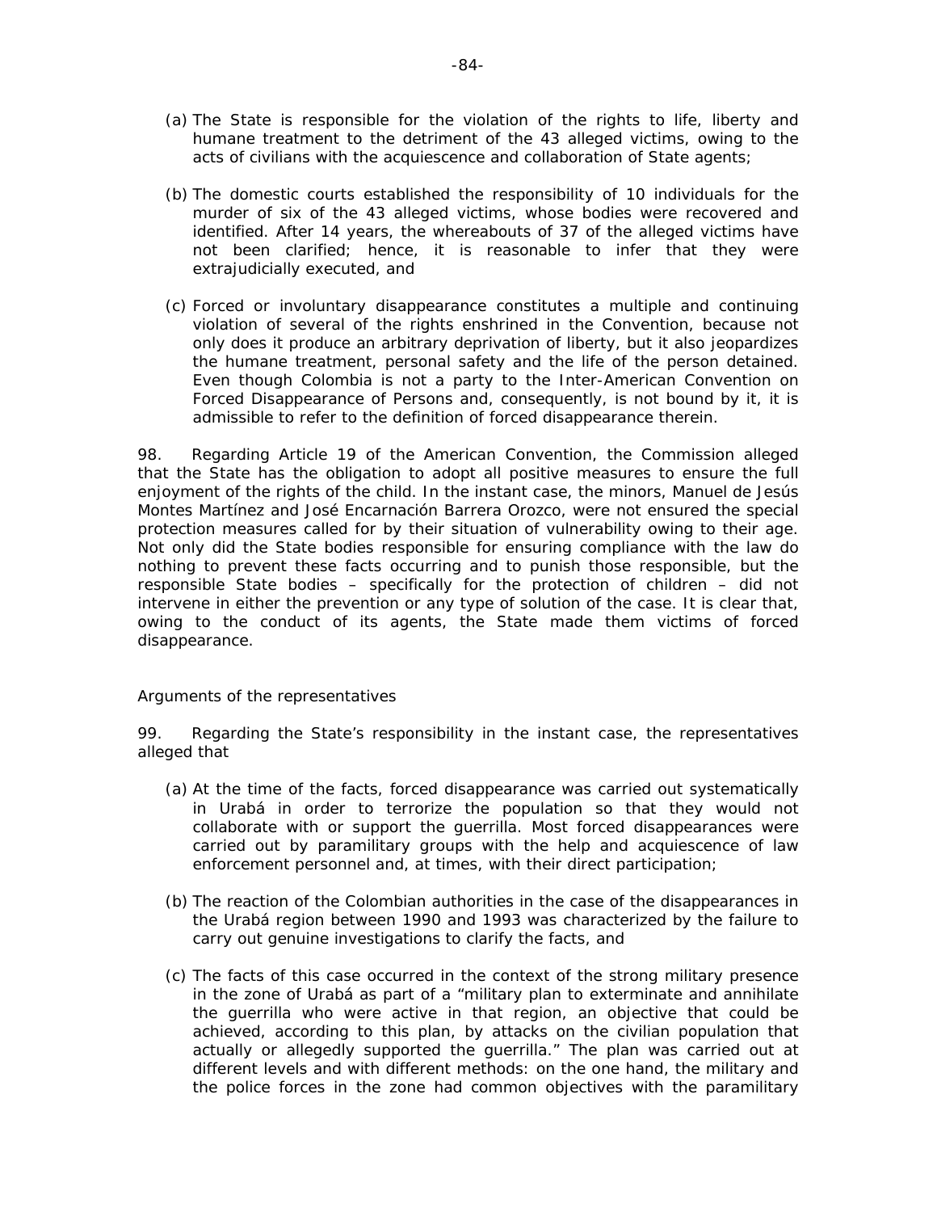(a) The State is responsible for the violation of the rights to life, liberty and humane treatment to the detriment of the 43 alleged victims, owing to the acts of civilians with the acquiescence and collaboration of State agents;

(b) The domestic courts established the responsibility of 10 individuals for the murder of six of the 43 alleged victims, whose bodies were recovered and identified. After 14 years, the whereabouts of 37 of the alleged victims have not been clarified; hence, it is reasonable to infer that they were extrajudicially executed, and

(c) Forced or involuntary disappearance constitutes a multiple and continuing violation of several of the rights enshrined in the Convention, because not only does it produce an arbitrary deprivation of liberty, but it also jeopardizes the humane treatment, personal safety and the life of the person detained. Even though Colombia is not a party to the Inter-American Convention on Forced Disappearance of Persons and, consequently, is not bound by it, it is admissible to refer to the definition of forced disappearance therein.

98. Regarding Article 19 of the American Convention, the Commission alleged that the State has the obligation to adopt all positive measures to ensure the full enjoyment of the rights of the child. In the instant case, the minors, Manuel de Jesús Montes Martínez and José Encarnación Barrera Orozco, were not ensured the special protection measures called for by their situation of vulnerability owing to their age. Not only did the State bodies responsible for ensuring compliance with the law do nothing to prevent these facts occurring and to punish those responsible, but the responsible State bodies – specifically for the protection of children – did not intervene in either the prevention or any type of solution of the case. It is clear that, owing to the conduct of its agents, the State made them victims of forced disappearance.

*Arguments of the representatives*

99. Regarding the State's responsibility in the instant case, the representatives alleged that

(a) At the time of the facts, forced disappearance was carried out systematically in Urabá in order to terrorize the population so that they would not collaborate with or support the guerrilla. Most forced disappearances were carried out by paramilitary groups with the help and acquiescence of law enforcement personnel and, at times, with their direct participation;

(b) The reaction of the Colombian authorities in the case of the disappearances in the Urabá region between 1990 and 1993 was characterized by the failure to carry out genuine investigations to clarify the facts, and

(c) The facts of this case occurred in the context of the strong military presence in the zone of Urabá as part of a "military plan to exterminate and annihilate the guerrilla who were active in that region, an objective that could be achieved, according to this plan, by attacks on the civilian population that actually or allegedly supported the guerrilla." The plan was carried out at different levels and with different methods: on the one hand, the military and the police forces in the zone had common objectives with the paramilitary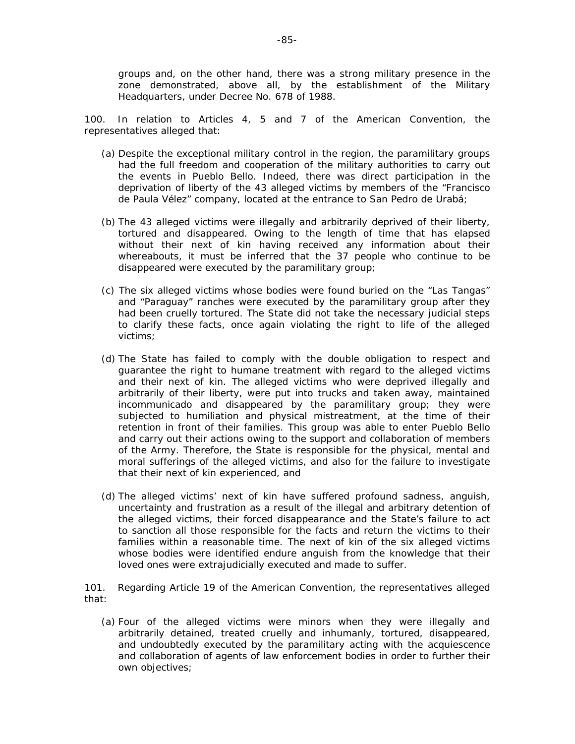groups and, on the other hand, there was a strong military presence in the zone demonstrated, above all, by the establishment of the Military Headquarters, under Decree No. 678 of 1988.

100. In relation to Articles 4, 5 and 7 of the American Convention, the representatives alleged that:

(a) Despite the exceptional military control in the region, the paramilitary groups had the full freedom and cooperation of the military authorities to carry out the events in Pueblo Bello. Indeed, there was direct participation in the deprivation of liberty of the 43 alleged victims by members of the "Francisco de Paula Vélez" company, located at the entrance to San Pedro de Urabá;

(b) The 43 alleged victims were illegally and arbitrarily deprived of their liberty, tortured and disappeared. Owing to the length of time that has elapsed without their next of kin having received any information about their whereabouts, it must be inferred that the 37 people who continue to be disappeared were executed by the paramilitary group;

(c) The six alleged victims whose bodies were found buried on the "Las Tangas" and "Paraguay" ranches were executed by the paramilitary group after they had been cruelly tortured. The State did not take the necessary judicial steps to clarify these facts, once again violating the right to life of the alleged victims;

(d) The State has failed to comply with the double obligation to respect and guarantee the right to humane treatment with regard to the alleged victims and their next of kin. The alleged victims who were deprived illegally and arbitrarily of their liberty, were put into trucks and taken away, maintained incommunicado and disappeared by the paramilitary group; they were subjected to humiliation and physical mistreatment, at the time of their retention in front of their families. This group was able to enter Pueblo Bello and carry out their actions owing to the support and collaboration of members of the Army. Therefore, the State is responsible for the physical, mental and moral sufferings of the alleged victims, and also for the failure to investigate that their next of kin experienced, and

(d) The alleged victims' next of kin have suffered profound sadness, anguish, uncertainty and frustration as a result of the illegal and arbitrary detention of the alleged victims, their forced disappearance and the State's failure to act to sanction all those responsible for the facts and return the victims to their families within a reasonable time. The next of kin of the six alleged victims whose bodies were identified endure anguish from the knowledge that their loved ones were extrajudicially executed and made to suffer.

101. Regarding Article 19 of the American Convention, the representatives alleged that:

(a) Four of the alleged victims were minors when they were illegally and arbitrarily detained, treated cruelly and inhumanly, tortured, disappeared, and undoubtedly executed by the paramilitary acting with the acquiescence and collaboration of agents of law enforcement bodies in order to further their own objectives;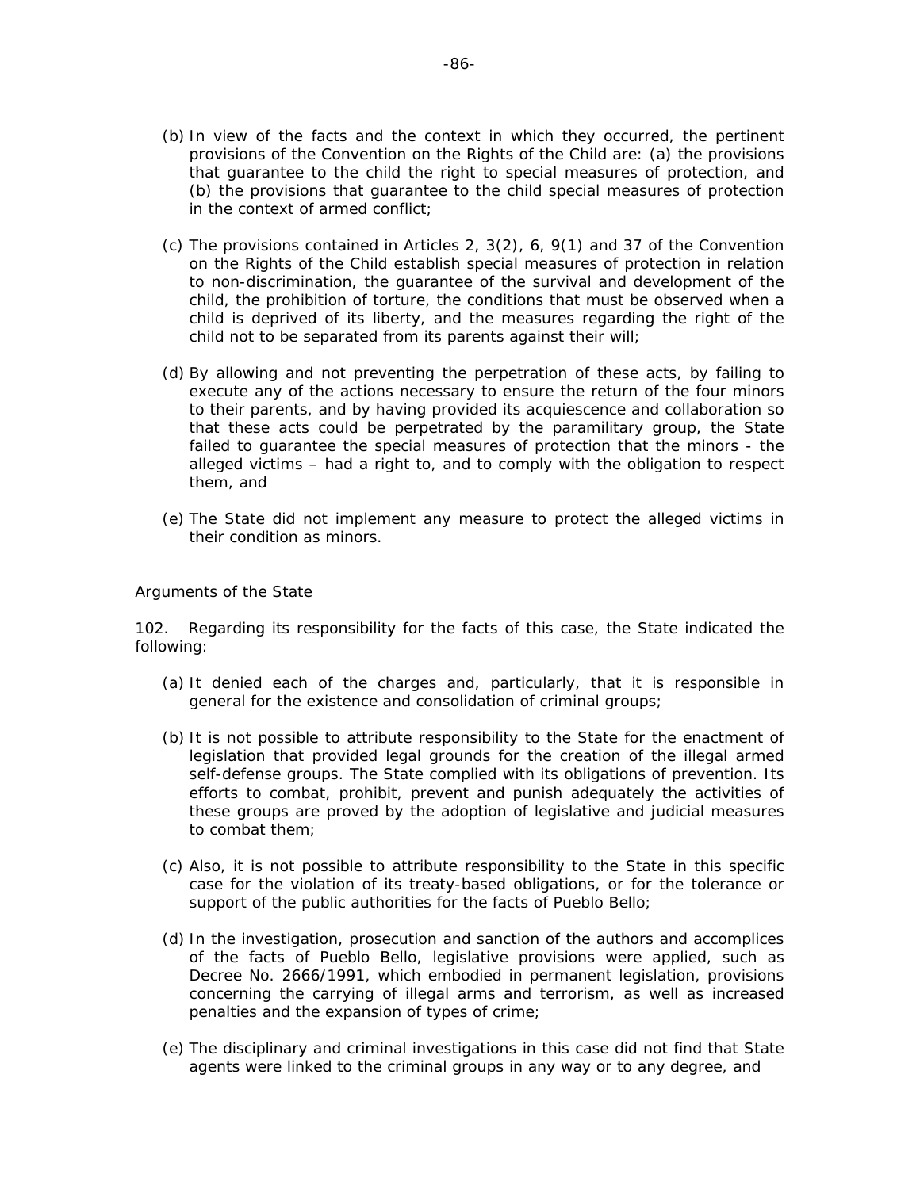(b) In view of the facts and the context in which they occurred, the pertinent provisions of the Convention on the Rights of the Child are: (a) the provisions that guarantee to the child the right to special measures of protection, and (b) the provisions that guarantee to the child special measures of protection in the context of armed conflict;

(c) The provisions contained in Articles 2, 3(2), 6, 9(1) and 37 of the Convention on the Rights of the Child establish special measures of protection in relation to non-discrimination, the guarantee of the survival and development of the child, the prohibition of torture, the conditions that must be observed when a child is deprived of its liberty, and the measures regarding the right of the child not to be separated from its parents against their will;

(d) By allowing and not preventing the perpetration of these acts, by failing to execute any of the actions necessary to ensure the return of the four minors to their parents, and by having provided its acquiescence and collaboration so that these acts could be perpetrated by the paramilitary group, the State failed to guarantee the special measures of protection that the minors - the alleged victims – had a right to, and to comply with the obligation to respect them, and

(e) The State did not implement any measure to protect the alleged victims in their condition as minors.

*Arguments of the State*

102. Regarding its responsibility for the facts of this case, the State indicated the following:

(a) It denied each of the charges and, particularly, that it is responsible in general for the existence and consolidation of criminal groups;

(b) It is not possible to attribute responsibility to the State for the enactment of legislation that provided legal grounds for the creation of the illegal armed self-defense groups. The State complied with its obligations of prevention. Its efforts to combat, prohibit, prevent and punish adequately the activities of these groups are proved by the adoption of legislative and judicial measures to combat them;

(c) Also, it is not possible to attribute responsibility to the State in this specific case for the violation of its treaty-based obligations, or for the tolerance or support of the public authorities for the facts of Pueblo Bello;

(d) In the investigation, prosecution and sanction of the authors and accomplices of the facts of Pueblo Bello, legislative provisions were applied, such as Decree No. 2666/1991, which embodied in permanent legislation, provisions concerning the carrying of illegal arms and terrorism, as well as increased penalties and the expansion of types of crime;

(e) The disciplinary and criminal investigations in this case did not find that State agents were linked to the criminal groups in any way or to any degree, and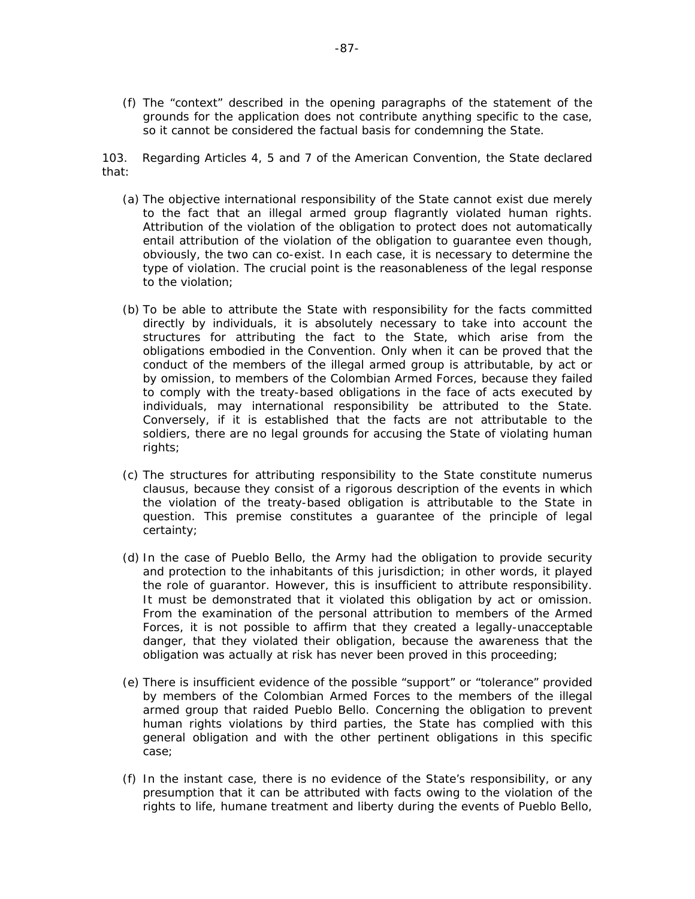(f) The "context" described in the opening paragraphs of the statement of the grounds for the application does not contribute anything specific to the case, so it cannot be considered the factual basis for condemning the State.

103. Regarding Articles 4, 5 and 7 of the American Convention, the State declared that:

(a) The objective international responsibility of the State cannot exist due merely to the fact that an illegal armed group flagrantly violated human rights. Attribution of the violation of the obligation to protect does not automatically entail attribution of the violation of the obligation to guarantee even though, obviously, the two can co-exist. In each case, it is necessary to determine the type of violation. The crucial point is the reasonableness of the legal response to the violation;

(b) To be able to attribute the State with responsibility for the facts committed directly by individuals, it is absolutely necessary to take into account the structures for attributing the fact to the State, which arise from the obligations embodied in the Convention. Only when it can be proved that the conduct of the members of the illegal armed group is attributable, by act or by omission, to members of the Colombian Armed Forces, because they failed to comply with the treaty-based obligations in the face of acts executed by individuals, may international responsibility be attributed to the State. Conversely, if it is established that the facts are not attributable to the soldiers, there are no legal grounds for accusing the State of violating human rights;

(c) The structures for attributing responsibility to the State constitute numerus clausus, because they consist of a rigorous description of the events in which the violation of the treaty-based obligation is attributable to the State in question. This premise constitutes a guarantee of the principle of legal certainty;

(d) In the case of Pueblo Bello, the Army had the obligation to provide security and protection to the inhabitants of this jurisdiction; in other words, it played the role of guarantor. However, this is insufficient to attribute responsibility. It must be demonstrated that it violated this obligation by act or omission. From the examination of the personal attribution to members of the Armed Forces, it is not possible to affirm that they created a legally-unacceptable danger, that they violated their obligation, because the awareness that the obligation was actually at risk has never been proved in this proceeding;

(e) There is insufficient evidence of the possible "support" or "tolerance" provided by members of the Colombian Armed Forces to the members of the illegal armed group that raided Pueblo Bello. Concerning the obligation to prevent human rights violations by third parties, the State has complied with this general obligation and with the other pertinent obligations in this specific case;

(f) In the instant case, there is no evidence of the State's responsibility, or any presumption that it can be attributed with facts owing to the violation of the rights to life, humane treatment and liberty during the events of Pueblo Bello,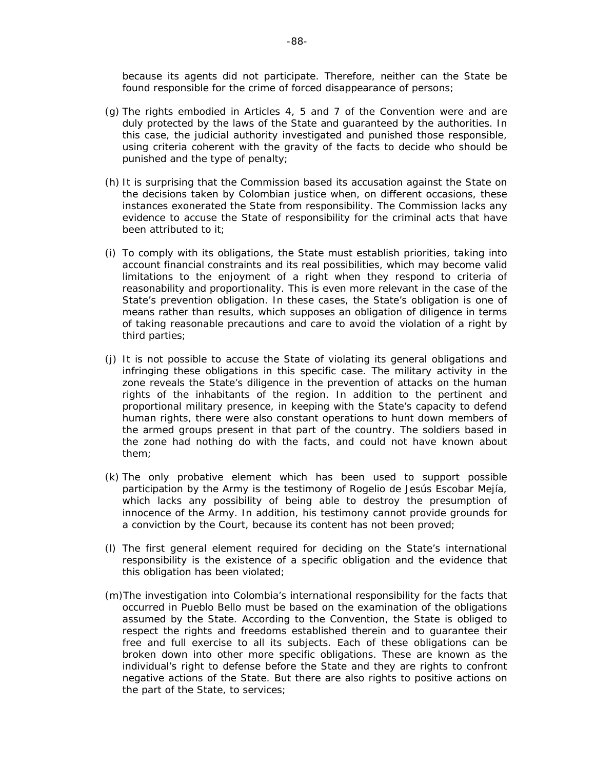because its agents did not participate. Therefore, neither can the State be found responsible for the crime of forced disappearance of persons;

(g) The rights embodied in Articles 4, 5 and 7 of the Convention were and are duly protected by the laws of the State and guaranteed by the authorities. In this case, the judicial authority investigated and punished those responsible, using criteria coherent with the gravity of the facts to decide who should be punished and the type of penalty;

(h) It is surprising that the Commission based its accusation against the State on the decisions taken by Colombian justice when, on different occasions, these instances exonerated the State from responsibility. The Commission lacks any evidence to accuse the State of responsibility for the criminal acts that have been attributed to it;

(i) To comply with its obligations, the State must establish priorities, taking into account financial constraints and its real possibilities, which may become valid limitations to the enjoyment of a right when they respond to criteria of reasonability and proportionality. This is even more relevant in the case of the State's prevention obligation. In these cases, the State's obligation is one of means rather than results, which supposes an obligation of diligence in terms of taking reasonable precautions and care to avoid the violation of a right by third parties;

(j) It is not possible to accuse the State of violating its general obligations and infringing these obligations in this specific case. The military activity in the zone reveals the State's diligence in the prevention of attacks on the human rights of the inhabitants of the region. In addition to the pertinent and proportional military presence, in keeping with the State's capacity to defend human rights, there were also constant operations to hunt down members of the armed groups present in that part of the country. The soldiers based in the zone had nothing do with the facts, and could not have known about them;

(k) The only probative element which has been used to support possible participation by the Army is the testimony of Rogelio de Jesús Escobar Mejía, which lacks any possibility of being able to destroy the presumption of innocence of the Army. In addition, his testimony cannot provide grounds for a conviction by the Court, because its content has not been proved;

(l) The first general element required for deciding on the State's international responsibility is the existence of a specific obligation and the evidence that this obligation has been violated;

(m) The investigation into Colombia's international responsibility for the facts that occurred in Pueblo Bello must be based on the examination of the obligations assumed by the State. According to the Convention, the State is obliged to respect the rights and freedoms established therein and to guarantee their free and full exercise to all its subjects. Each of these obligations can be broken down into other more specific obligations. These are known as the individual's right to defense before the State and they are rights to confront negative actions of the State. But there are also rights to positive actions on the part of the State, to services;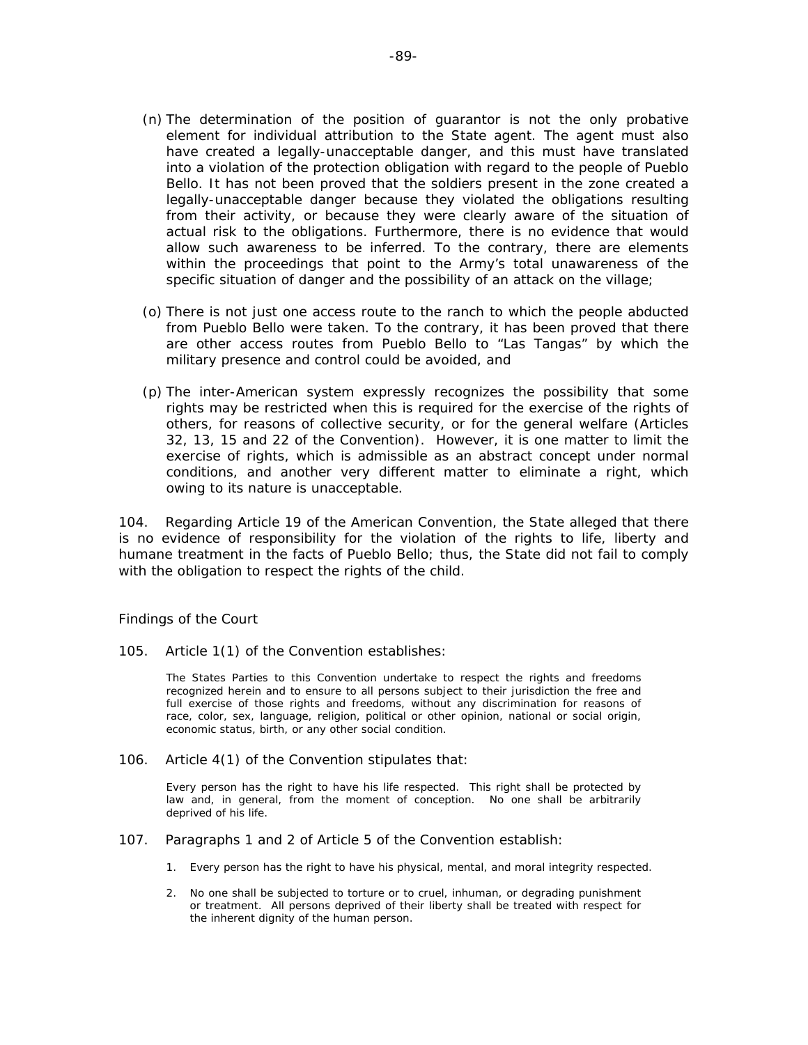(n) The determination of the position of guarantor is not the only probative element for individual attribution to the State agent. The agent must also have created a legally-unacceptable danger, and this must have translated into a violation of the protection obligation with regard to the people of Pueblo Bello. It has not been proved that the soldiers present in the zone created a legally-unacceptable danger because they violated the obligations resulting from their activity, or because they were clearly aware of the situation of actual risk to the obligations. Furthermore, there is no evidence that would allow such awareness to be inferred. To the contrary, there are elements within the proceedings that point to the Army's total unawareness of the specific situation of danger and the possibility of an attack on the village;

(o) There is not just one access route to the ranch to which the people abducted from Pueblo Bello were taken. To the contrary, it has been proved that there are other access routes from Pueblo Bello to "Las Tangas" by which the military presence and control could be avoided, and

(p) The inter-American system expressly recognizes the possibility that some rights may be restricted when this is required for the exercise of the rights of others, for reasons of collective security, or for the general welfare (Articles 32, 13, 15 and 22 of the Convention). However, it is one matter to limit the exercise of rights, which is admissible as an abstract concept under normal conditions, and another very different matter to eliminate a right, which owing to its nature is unacceptable.

104. Regarding Article 19 of the American Convention, the State alleged that there is no evidence of responsibility for the violation of the rights to life, liberty and humane treatment in the facts of Pueblo Bello; thus, the State did not fail to comply with the obligation to respect the rights of the child.

Findings of the Court

105. Article 1(1) of the Convention establishes:

> The States Parties to this Convention undertake to respect the rights and freedoms recognized herein and to ensure to all persons subject to their jurisdiction the free and full exercise of those rights and freedoms, without any discrimination for reasons of race, color, sex, language, religion, political or other opinion, national or social origin, economic status, birth, or any other social condition.

106. Article 4(1) of the Convention stipulates that:

> Every person has the right to have his life respected. This right shall be protected by law and, in general, from the moment of conception. No one shall be arbitrarily deprived of his life.

107. Paragraphs 1 and 2 of Article 5 of the Convention establish:

> 1. Every person has the right to have his physical, mental, and moral integrity respected.
>
> 2. No one shall be subjected to torture or to cruel, inhuman, or degrading punishment or treatment. All persons deprived of their liberty shall be treated with respect for the inherent dignity of the human person.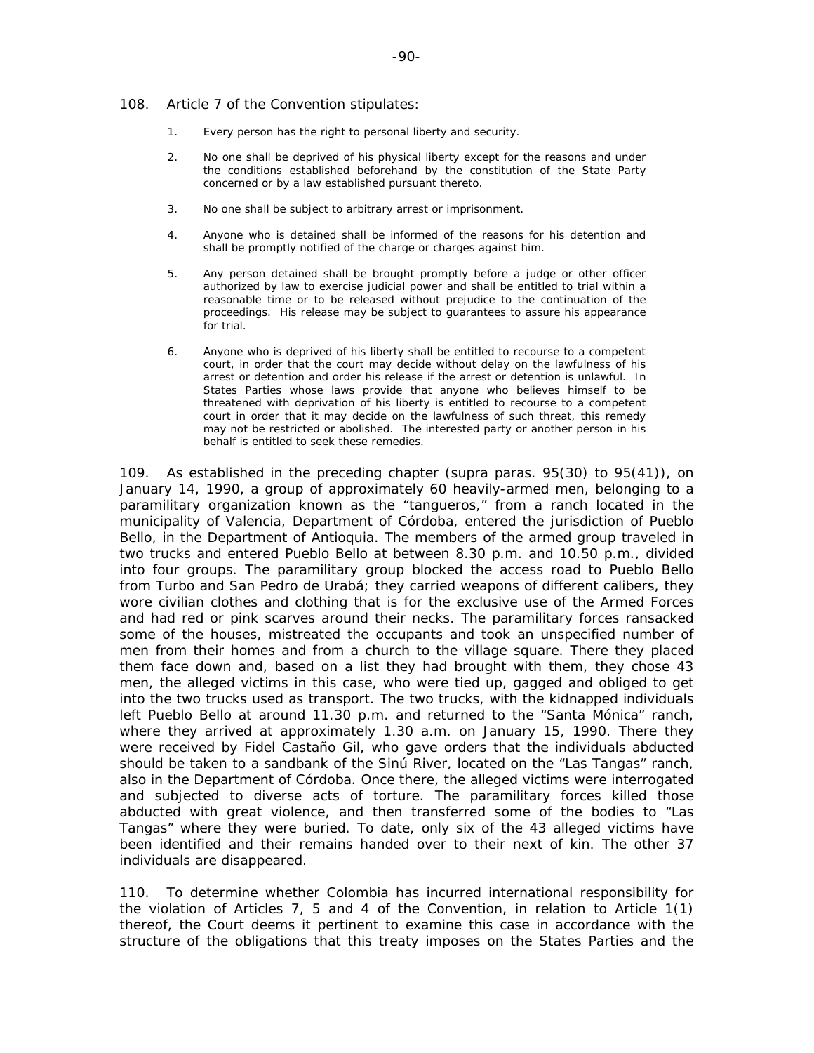108. Article 7 of the Convention stipulates:

> 1. Every person has the right to personal liberty and security.
>
> 2. No one shall be deprived of his physical liberty except for the reasons and under the conditions established beforehand by the constitution of the State Party concerned or by a law established pursuant thereto.
>
> 3. No one shall be subject to arbitrary arrest or imprisonment.
>
> 4. Anyone who is detained shall be informed of the reasons for his detention and shall be promptly notified of the charge or charges against him.
>
> 5. Any person detained shall be brought promptly before a judge or other officer authorized by law to exercise judicial power and shall be entitled to trial within a reasonable time or to be released without prejudice to the continuation of the proceedings. His release may be subject to guarantees to assure his appearance for trial.
>
> 6. Anyone who is deprived of his liberty shall be entitled to recourse to a competent court, in order that the court may decide without delay on the lawfulness of his arrest or detention and order his release if the arrest or detention is unlawful. In States Parties whose laws provide that anyone who believes himself to be threatened with deprivation of his liberty is entitled to recourse to a competent court in order that it may decide on the lawfulness of such threat, this remedy may not be restricted or abolished. The interested party or another person in his behalf is entitled to seek these remedies.

109. As established in the preceding chapter (supra paras. 95(30) to 95(41)), on January 14, 1990, a group of approximately 60 heavily-armed men, belonging to a paramilitary organization known as the "tangueros," from a ranch located in the municipality of Valencia, Department of Córdoba, entered the jurisdiction of Pueblo Bello, in the Department of Antioquia. The members of the armed group traveled in two trucks and entered Pueblo Bello at between 8.30 p.m. and 10.50 p.m., divided into four groups. The paramilitary group blocked the access road to Pueblo Bello from Turbo and San Pedro de Urabá; they carried weapons of different calibers, they wore civilian clothes and clothing that is for the exclusive use of the Armed Forces and had red or pink scarves around their necks. The paramilitary forces ransacked some of the houses, mistreated the occupants and took an unspecified number of men from their homes and from a church to the village square. There they placed them face down and, based on a list they had brought with them, they chose 43 men, the alleged victims in this case, who were tied up, gagged and obliged to get into the two trucks used as transport. The two trucks, with the kidnapped individuals left Pueblo Bello at around 11.30 p.m. and returned to the "Santa Mónica" ranch, where they arrived at approximately 1.30 a.m. on January 15, 1990. There they were received by Fidel Castaño Gil, who gave orders that the individuals abducted should be taken to a sandbank of the Sinú River, located on the "Las Tangas" ranch, also in the Department of Córdoba. Once there, the alleged victims were interrogated and subjected to diverse acts of torture. The paramilitary forces killed those abducted with great violence, and then transferred some of the bodies to "Las Tangas" where they were buried. To date, only six of the 43 alleged victims have been identified and their remains handed over to their next of kin. The other 37 individuals are disappeared.

110. To determine whether Colombia has incurred international responsibility for the violation of Articles 7, 5 and 4 of the Convention, in relation to Article 1(1) thereof, the Court deems it pertinent to examine this case in accordance with the structure of the obligations that this treaty imposes on the States Parties and the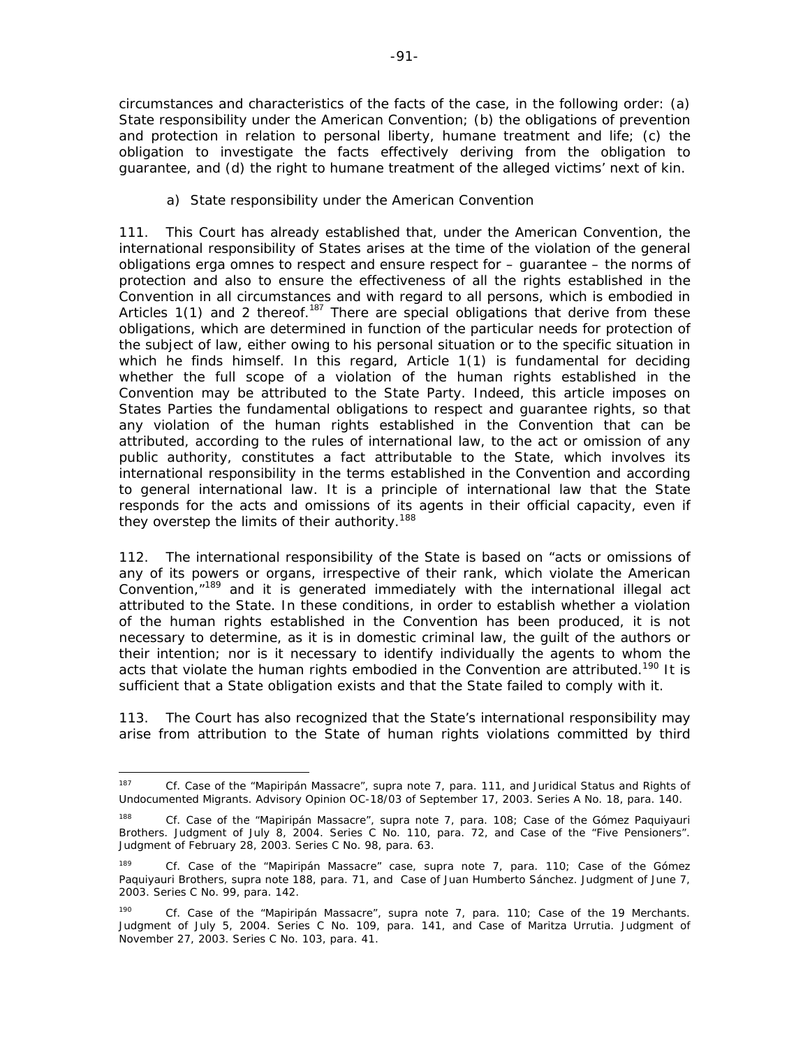circumstances and characteristics of the facts of the case, in the following order: (a) State responsibility under the American Convention; (b) the obligations of prevention and protection in relation to personal liberty, humane treatment and life; (c) the obligation to investigate the facts effectively deriving from the obligation to guarantee, and (d) the right to humane treatment of the alleged victims' next of kin.

a) State responsibility under the American Convention

111. This Court has already established that, under the American Convention, the international responsibility of States arises at the time of the violation of the general obligations erga omnes to respect and ensure respect for – guarantee – the norms of protection and also to ensure the effectiveness of all the rights established in the Convention in all circumstances and with regard to all persons, which is embodied in Articles 1(1) and 2 thereof.[187] There are special obligations that derive from these obligations, which are determined in function of the particular needs for protection of the subject of law, either owing to his personal situation or to the specific situation in which he finds himself. In this regard, Article 1(1) is fundamental for deciding whether the full scope of a violation of the human rights established in the Convention may be attributed to the State Party. Indeed, this article imposes on States Parties the fundamental obligations to respect and guarantee rights, so that any violation of the human rights established in the Convention that can be attributed, according to the rules of international law, to the act or omission of any public authority, constitutes a fact attributable to the State, which involves its international responsibility in the terms established in the Convention and according to general international law. It is a principle of international law that the State responds for the acts and omissions of its agents in their official capacity, even if they overstep the limits of their authority.[188]

112. The international responsibility of the State is based on "acts or omissions of any of its powers or organs, irrespective of their rank, which violate the American Convention,"[189] and it is generated immediately with the international illegal act attributed to the State. In these conditions, in order to establish whether a violation of the human rights established in the Convention has been produced, it is not necessary to determine, as it is in domestic criminal law, the guilt of the authors or their intention; nor is it necessary to identify individually the agents to whom the acts that violate the human rights embodied in the Convention are attributed.[190] It is sufficient that a State obligation exists and that the State failed to comply with it.

113. The Court has also recognized that the State's international responsibility may arise from attribution to the State of human rights violations committed by third

---

[187] Cf. Case of the "Mapiripán Massacre", supra note 7, para. 111, and Juridical Status and Rights of Undocumented Migrants. Advisory Opinion OC-18/03 of September 17, 2003. Series A No. 18, para. 140.

[188] Cf. Case of the "Mapiripán Massacre", supra note 7, para. 108; Case of the Gómez Paquiyauri Brothers. Judgment of July 8, 2004. Series C No. 110, para. 72, and Case of the "Five Pensioners". Judgment of February 28, 2003. Series C No. 98, para. 63.

[189] Cf. Case of the "Mapiripán Massacre" case, supra note 7, para. 110; Case of the Gómez Paquiyauri Brothers, supra note 188, para. 71, and Case of Juan Humberto Sánchez. Judgment of June 7, 2003. Series C No. 99, para. 142.

[190] Cf. Case of the "Mapiripán Massacre", supra note 7, para. 110; Case of the 19 Merchants. Judgment of July 5, 2004. Series C No. 109, para. 141, and Case of Maritza Urrutia. Judgment of November 27, 2003. Series C No. 103, para. 41.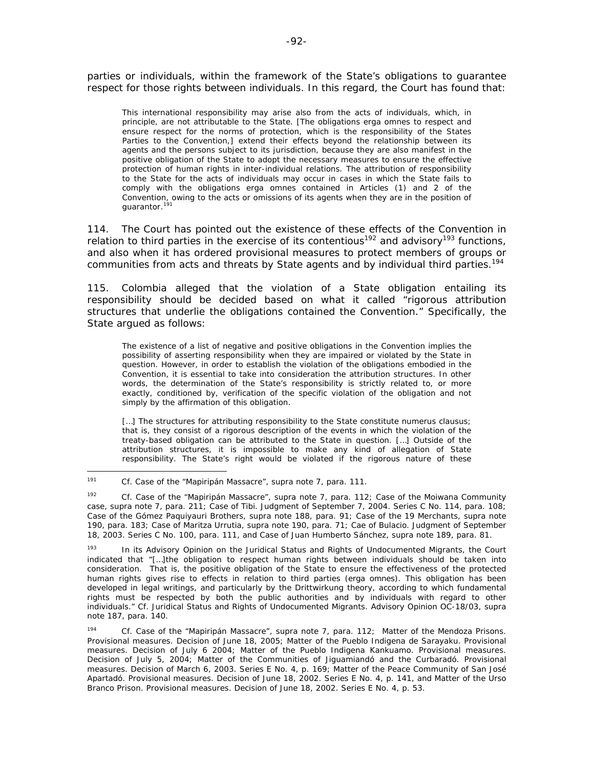parties or individuals, within the framework of the State's obligations to guarantee respect for those rights between individuals. In this regard, the Court has found that:

> This international responsibility may arise also from the acts of individuals, which, in principle, are not attributable to the State. [The obligations erga omnes to respect and ensure respect for the norms of protection, which is the responsibility of the States Parties to the Convention,] extend their effects beyond the relationship between its agents and the persons subject to its jurisdiction, because they are also manifest in the positive obligation of the State to adopt the necessary measures to ensure the effective protection of human rights in inter-individual relations. The attribution of responsibility to the State for the acts of individuals may occur in cases in which the State fails to comply with the obligations erga omnes contained in Articles (1) and 2 of the Convention, owing to the acts or omissions of its agents when they are in the position of guarantor.[191]

114. The Court has pointed out the existence of these effects of the Convention in relation to third parties in the exercise of its contentious[192] and advisory[193] functions, and also when it has ordered provisional measures to protect members of groups or communities from acts and threats by State agents and by individual third parties.[194]

115. Colombia alleged that the violation of a State obligation entailing its responsibility should be decided based on what it called "rigorous attribution structures that underlie the obligations contained the Convention." Specifically, the State argued as follows:

> The existence of a list of negative and positive obligations in the Convention implies the possibility of asserting responsibility when they are impaired or violated by the State in question. However, in order to establish the violation of the obligations embodied in the Convention, it is essential to take into consideration the attribution structures. In other words, the determination of the State's responsibility is strictly related to, or more exactly, conditioned by, verification of the specific violation of the obligation and not simply by the affirmation of this obligation.
>
> […] The structures for attributing responsibility to the State constitute numerus clausus; that is, they consist of a rigorous description of the events in which the violation of the treaty-based obligation can be attributed to the State in question. […] Outside of the attribution structures, it is impossible to make any kind of allegation of State responsibility. The State's right would be violated if the rigorous nature of these

---

[191] Cf. Case of the "Mapiripán Massacre", supra note 7, para. 111.

[192] Cf. Case of the "Mapiripán Massacre", supra note 7, para. 112; Case of the Moiwana Community case, supra note 7, para. 211; Case of Tibi. Judgment of September 7, 2004. Series C No. 114, para. 108; Case of the Gómez Paquiyauri Brothers, supra note 188, para. 91; Case of the 19 Merchants, supra note 190, para. 183; Case of Maritza Urrutia, supra note 190, para. 71; Cae of Bulacio. Judgment of September 18, 2003. Series C No. 100, para. 111, and Case of Juan Humberto Sánchez, supra note 189, para. 81.

[193] In its Advisory Opinion on the Juridical Status and Rights of Undocumented Migrants, the Court indicated that "[…]the obligation to respect human rights between individuals should be taken into consideration. That is, the positive obligation of the State to ensure the effectiveness of the protected human rights gives rise to effects in relation to third parties (erga omnes). This obligation has been developed in legal writings, and particularly by the Drittwirkung theory, according to which fundamental rights must be respected by both the public authorities and by individuals with regard to other individuals." Cf. Juridical Status and Rights of Undocumented Migrants. Advisory Opinion OC-18/03, supra note 187, para. 140.

[194] Cf. Case of the "Mapiripán Massacre", supra note 7, para. 112; Matter of the Mendoza Prisons. Provisional measures. Decision of June 18, 2005; Matter of the Pueblo Indigena de Sarayaku. Provisional measures. Decision of July 6 2004; Matter of the Pueblo Indigena Kankuamo. Provisional measures. Decision of July 5, 2004; Matter of the Communities of Jiguamiandó and the Curbaradó. Provisional measures. Decision of March 6, 2003. Series E No. 4, p. 169; Matter of the Peace Community of San José Apartadó. Provisional measures. Decision of June 18, 2002. Series E No. 4, p. 141, and Matter of the Urso Branco Prison. Provisional measures. Decision of June 18, 2002. Series E No. 4, p. 53.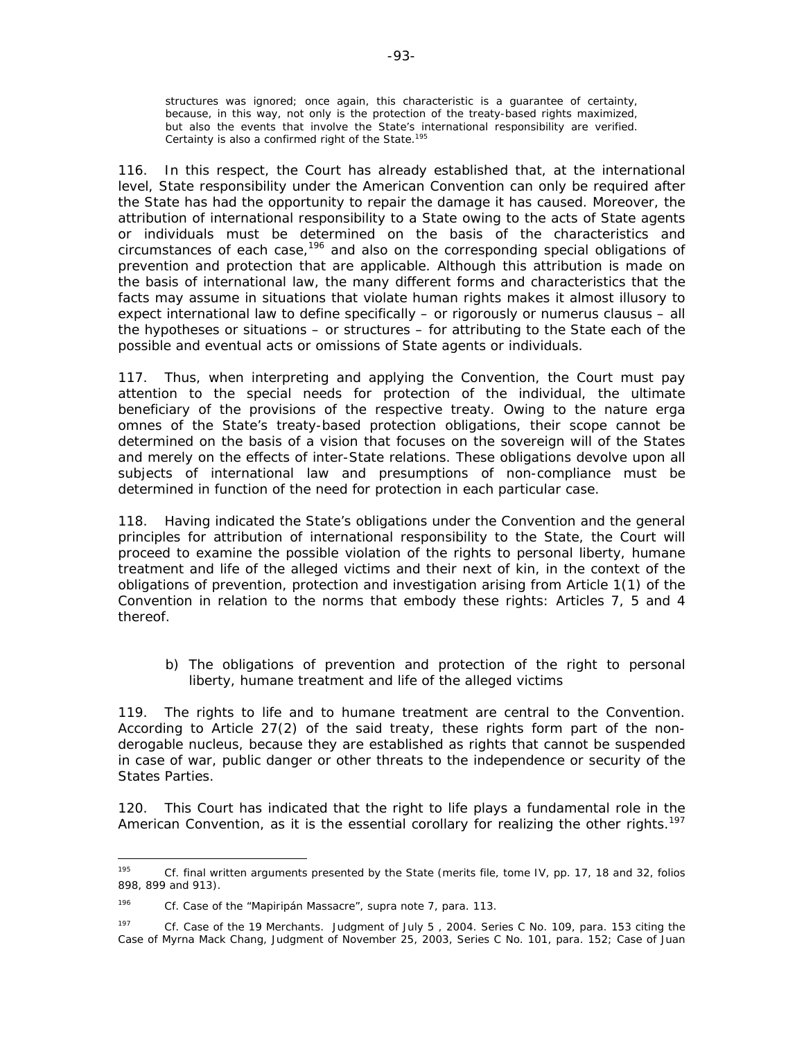> structures was ignored; once again, this characteristic is a guarantee of certainty, because, in this way, not only is the protection of the treaty-based rights maximized, but also the events that involve the State's international responsibility are verified. Certainty is also a confirmed right of the State.[195]

116. In this respect, the Court has already established that, at the international level, State responsibility under the American Convention can only be required after the State has had the opportunity to repair the damage it has caused. Moreover, the attribution of international responsibility to a State owing to the acts of State agents or individuals must be determined on the basis of the characteristics and circumstances of each case,[196] and also on the corresponding special obligations of prevention and protection that are applicable. Although this attribution is made on the basis of international law, the many different forms and characteristics that the facts may assume in situations that violate human rights makes it almost illusory to expect international law to define specifically – or rigorously or numerus clausus – all the hypotheses or situations – or structures – for attributing to the State each of the possible and eventual acts or omissions of State agents or individuals.

117. Thus, when interpreting and applying the Convention, the Court must pay attention to the special needs for protection of the individual, the ultimate beneficiary of the provisions of the respective treaty. Owing to the nature erga omnes of the State's treaty-based protection obligations, their scope cannot be determined on the basis of a vision that focuses on the sovereign will of the States and merely on the effects of inter-State relations. These obligations devolve upon all subjects of international law and presumptions of non-compliance must be determined in function of the need for protection in each particular case.

118. Having indicated the State's obligations under the Convention and the general principles for attribution of international responsibility to the State, the Court will proceed to examine the possible violation of the rights to personal liberty, humane treatment and life of the alleged victims and their next of kin, in the context of the obligations of prevention, protection and investigation arising from Article 1(1) of the Convention in relation to the norms that embody these rights: Articles 7, 5 and 4 thereof.

b) The obligations of prevention and protection of the right to personal liberty, humane treatment and life of the alleged victims

119. The rights to life and to humane treatment are central to the Convention. According to Article 27(2) of the said treaty, these rights form part of the non-derogable nucleus, because they are established as rights that cannot be suspended in case of war, public danger or other threats to the independence or security of the States Parties.

120. This Court has indicated that the right to life plays a fundamental role in the American Convention, as it is the essential corollary for realizing the other rights.[197]

---

[195] Cf. final written arguments presented by the State (merits file, tome IV, pp. 17, 18 and 32, folios 898, 899 and 913).

[196] Cf. Case of the "Mapiripán Massacre", supra note 7, para. 113.

[197] Cf. Case of the 19 Merchants. Judgment of July 5 , 2004. Series C No. 109, para. 153 citing the Case of Myrna Mack Chang, Judgment of November 25, 2003, Series C No. 101, para. 152; Case of Juan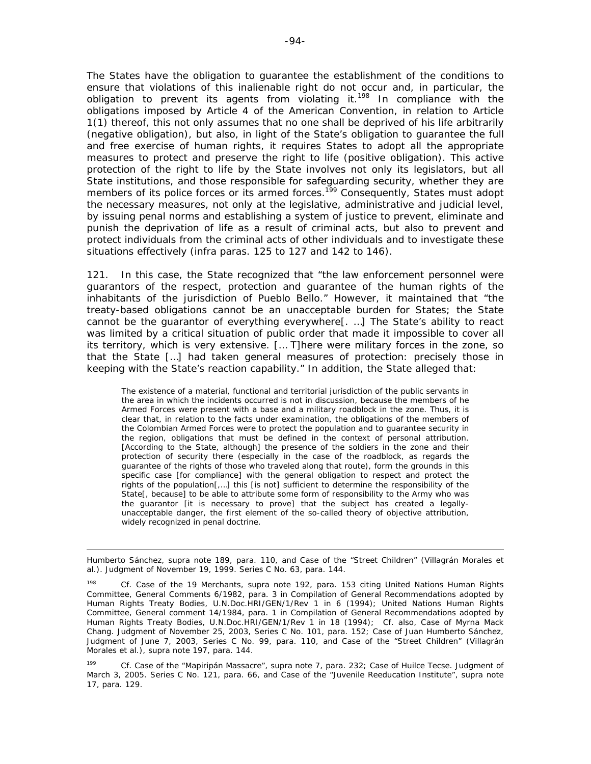The States have the obligation to guarantee the establishment of the conditions to ensure that violations of this inalienable right do not occur and, in particular, the obligation to prevent its agents from violating it.[198] In compliance with the obligations imposed by Article 4 of the American Convention, in relation to Article 1(1) thereof, this not only assumes that no one shall be deprived of his life arbitrarily (negative obligation), but also, in light of the State's obligation to guarantee the full and free exercise of human rights, it requires States to adopt all the appropriate measures to protect and preserve the right to life (positive obligation). This active protection of the right to life by the State involves not only its legislators, but all State institutions, and those responsible for safeguarding security, whether they are members of its police forces or its armed forces.[199] Consequently, States must adopt the necessary measures, not only at the legislative, administrative and judicial level, by issuing penal norms and establishing a system of justice to prevent, eliminate and punish the deprivation of life as a result of criminal acts, but also to prevent and protect individuals from the criminal acts of other individuals and to investigate these situations effectively (*infra* paras. 125 to 127 and 142 to 146).

121. In this case, the State recognized that "the law enforcement personnel were guarantors of the respect, protection and guarantee of the human rights of the inhabitants of the jurisdiction of Pueblo Bello." However, it maintained that "the treaty-based obligations cannot be an unacceptable burden for States; the State cannot be the guarantor of everything everywhere[. …] The State's ability to react was limited by a critical situation of public order that made it impossible to cover all its territory, which is very extensive. [… T]here were military forces in the zone, so that the State […] had taken general measures of protection: precisely those in keeping with the State's reaction capability." In addition, the State alleged that:

> The existence of a material, functional and territorial jurisdiction of the public servants in the area in which the incidents occurred is not in discussion, because the members of he Armed Forces were present with a base and a military roadblock in the zone. Thus, it is clear that, in relation to the facts under examination, the obligations of the members of the Colombian Armed Forces were to protect the population and to guarantee security in the region, obligations that must be defined in the context of personal attribution. [According to the State, although] the presence of the soldiers in the zone and their protection of security there (especially in the case of the roadblock, as regards the guarantee of the rights of those who traveled along that route), form the grounds in this specific case [for compliance] with the general obligation to respect and protect the rights of the population[,…] this [is not] sufficient to determine the responsibility of the State[, because] to be able to attribute some form of responsibility to the Army who was the guarantor [it is necessary to prove] that the subject has created a legally-unacceptable danger, the first element of the so-called theory of objective attribution, widely recognized in penal doctrine.

---

Humberto Sánchez, *supra* note 189, para. 110, and *Case of the "Street Children" (Villagrán Morales et al.)*. Judgment of November 19, 1999. Series C No. 63, para. 144.

[198] *Cf. Case of the 19 Merchants, supra* note 192, para. 153 citing United Nations Human Rights Committee, General Comments 6/1982, para. 3 in Compilation of General Recommendations adopted by Human Rights Treaty Bodies, U.N.Doc.HRI/GEN/1/Rev 1 in 6 (1994); United Nations Human Rights Committee, General comment 14/1984, para. 1 in Compilation of General Recommendations adopted by Human Rights Treaty Bodies, U.N.Doc.HRI/GEN/1/Rev 1 in 18 (1994); *Cf.* also, *Case of Myrna Mack Chang*. Judgment of November 25, 2003, Series C No. 101, para. 152; *Case of Juan Humberto Sánchez*, Judgment of June 7, 2003, Series C No. 99, para. 110, and *Case of the "Street Children" (Villagrán Morales et al.)*, *supra* note 197, para. 144.

[199] *Cf. Case of the "Mapiripán Massacre"*, *supra* note 7, para. 232; *Case of Huilce Tecse*. Judgment of March 3, 2005. Series C No. 121, para. 66, and *Case of the "Juvenile Reeducation Institute"*, *supra* note 17, para. 129.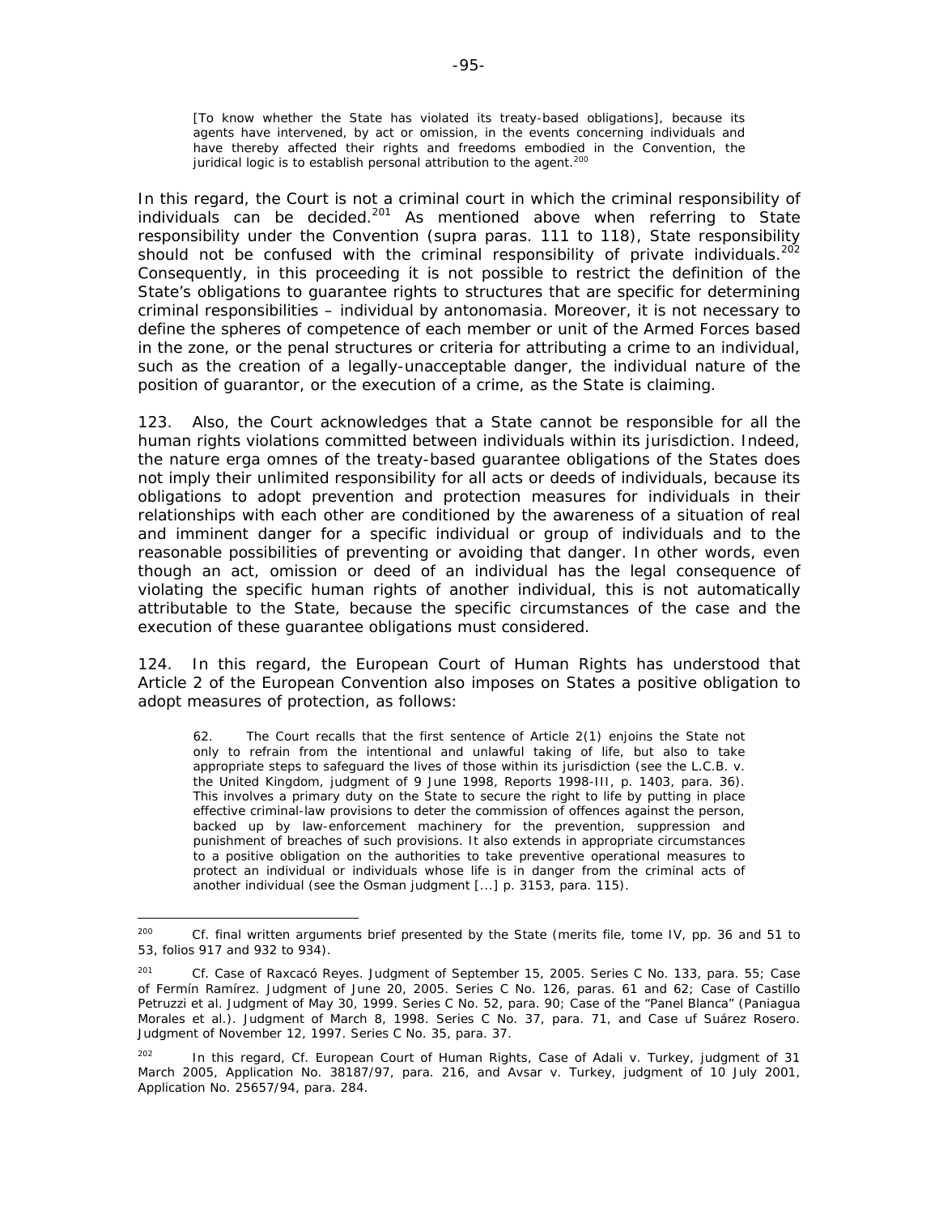> [To know whether the State has violated its treaty-based obligations], because its agents have intervened, by act or omission, in the events concerning individuals and have thereby affected their rights and freedoms embodied in the Convention, the juridical logic is to establish personal attribution to the agent.[200]

In this regard, the Court is not a criminal court in which the criminal responsibility of individuals can be decided.[201] As mentioned above when referring to State responsibility under the Convention (*supra* paras. 111 to 118), State responsibility should not be confused with the criminal responsibility of private individuals.[202] Consequently, in this proceeding it is not possible to restrict the definition of the State's obligations to guarantee rights to structures that are specific for determining criminal responsibilities – individual by antonomasia. Moreover, it is not necessary to define the spheres of competence of each member or unit of the Armed Forces based in the zone, or the penal structures or criteria for attributing a crime to an individual, such as the creation of a legally-unacceptable danger, the individual nature of the position of guarantor, or the execution of a crime, as the State is claiming.

123. Also, the Court acknowledges that a State cannot be responsible for all the human rights violations committed between individuals within its jurisdiction. Indeed, the nature *erga omnes* of the treaty-based guarantee obligations of the States does not imply their unlimited responsibility for all acts or deeds of individuals, because its obligations to adopt prevention and protection measures for individuals in their relationships with each other are conditioned by the awareness of a situation of real and imminent danger for a specific individual or group of individuals and to the reasonable possibilities of preventing or avoiding that danger. In other words, even though an act, omission or deed of an individual has the legal consequence of violating the specific human rights of another individual, this is not automatically attributable to the State, because the specific circumstances of the case and the execution of these guarantee obligations must considered.

124. In this regard, the European Court of Human Rights has understood that Article 2 of the European Convention also imposes on States a positive obligation to adopt measures of protection, as follows:

> 62. The Court recalls that the first sentence of Article 2(1) enjoins the State not only to refrain from the intentional and unlawful taking of life, but also to take appropriate steps to safeguard the lives of those within its jurisdiction (see the L.C.B. v. the United Kingdom, judgment of 9 June 1998, *Reports* 1998-III, p. 1403, para. 36). This involves a primary duty on the State to secure the right to life by putting in place effective criminal-law provisions to deter the commission of offences against the person, backed up by law-enforcement machinery for the prevention, suppression and punishment of breaches of such provisions. It also extends in appropriate circumstances to a positive obligation on the authorities to take preventive operational measures to protect an individual or individuals whose life is in danger from the criminal acts of another individual (see the Osman judgment [...] p. 3153, para. 115).

---

[200] Cf. final written arguments brief presented by the State (merits file, tome IV, pp. 36 and 51 to 53, folios 917 and 932 to 934).

[201] Cf. *Case of Raxcacó Reyes*. Judgment of September 15, 2005. Series C No. 133, para. 55; *Case of Fermín Ramírez*. Judgment of June 20, 2005. Series C No. 126, paras. 61 and 62; *Case of Castillo Petruzzi et al*. Judgment of May 30, 1999. Series C No. 52, para. 90; *Case of the "Panel Blanca" (Paniagua Morales et al.)*. Judgment of March 8, 1998. Series C No. 37, para. 71, and *Case uf Suárez Rosero*. Judgment of November 12, 1997. Series C No. 35, para. 37.

[202] In this regard, Cf. European Court of Human Rights, *Case of Adali v. Turkey*, judgment of 31 March 2005, Application No. 38187/97, para. 216, and *Avsar v. Turkey*, judgment of 10 July 2001, Application No. 25657/94, para. 284.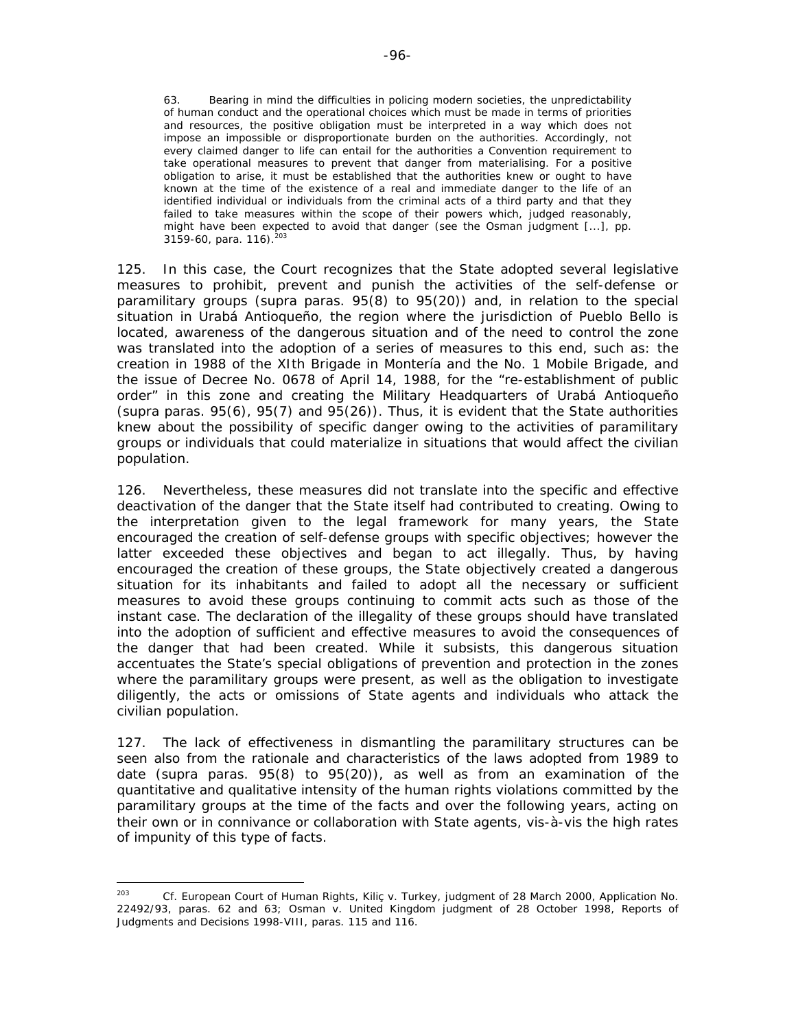> 63. Bearing in mind the difficulties in policing modern societies, the unpredictability of human conduct and the operational choices which must be made in terms of priorities and resources, the positive obligation must be interpreted in a way which does not impose an impossible or disproportionate burden on the authorities. Accordingly, not every claimed danger to life can entail for the authorities a Convention requirement to take operational measures to prevent that danger from materialising. For a positive obligation to arise, it must be established that the authorities knew or ought to have known at the time of the existence of a real and immediate danger to the life of an identified individual or individuals from the criminal acts of a third party and that they failed to take measures within the scope of their powers which, judged reasonably, might have been expected to avoid that danger (see the Osman judgment [...], pp. 3159-60, para. 116).[203]

125. In this case, the Court recognizes that the State adopted several legislative measures to prohibit, prevent and punish the activities of the self-defense or paramilitary groups (*supra* paras. 95(8) to 95(20)) and, in relation to the special situation in Urabá Antioqueño, the region where the jurisdiction of Pueblo Bello is located, awareness of the dangerous situation and of the need to control the zone was translated into the adoption of a series of measures to this end, such as: the creation in 1988 of the XIth Brigade in Montería and the No. 1 Mobile Brigade, and the issue of Decree No. 0678 of April 14, 1988, for the "re-establishment of public order" in this zone and creating the Military Headquarters of Urabá Antioqueño (*supra* paras. 95(6), 95(7) and 95(26)). Thus, it is evident that the State authorities knew about the possibility of specific danger owing to the activities of paramilitary groups or individuals that could materialize in situations that would affect the civilian population.

126. Nevertheless, these measures did not translate into the specific and effective deactivation of the danger that the State itself had contributed to creating. Owing to the interpretation given to the legal framework for many years, the State encouraged the creation of self-defense groups with specific objectives; however the latter exceeded these objectives and began to act illegally. Thus, by having encouraged the creation of these groups, the State objectively created a dangerous situation for its inhabitants and failed to adopt all the necessary or sufficient measures to avoid these groups continuing to commit acts such as those of the instant case. The declaration of the illegality of these groups should have translated into the adoption of sufficient and effective measures to avoid the consequences of the danger that had been created. While it subsists, this dangerous situation accentuates the State's special obligations of prevention and protection in the zones where the paramilitary groups were present, as well as the obligation to investigate diligently, the acts or omissions of State agents and individuals who attack the civilian population.

127. The lack of effectiveness in dismantling the paramilitary structures can be seen also from the rationale and characteristics of the laws adopted from 1989 to date (*supra* paras. 95(8) to 95(20)), as well as from an examination of the quantitative and qualitative intensity of the human rights violations committed by the paramilitary groups at the time of the facts and over the following years, acting on their own or in connivance or collaboration with State agents, vis-à-vis the high rates of impunity of this type of facts.

---

[203] *Cf.* European Court of Human Rights, *Kiliç v. Turkey*, judgment of 28 March 2000, Application No. 22492/93, paras. 62 and 63; *Osman v. United Kingdom* judgment of 28 October 1998, *Reports of Judgments and Decisions* 1998-VIII, paras. 115 and 116.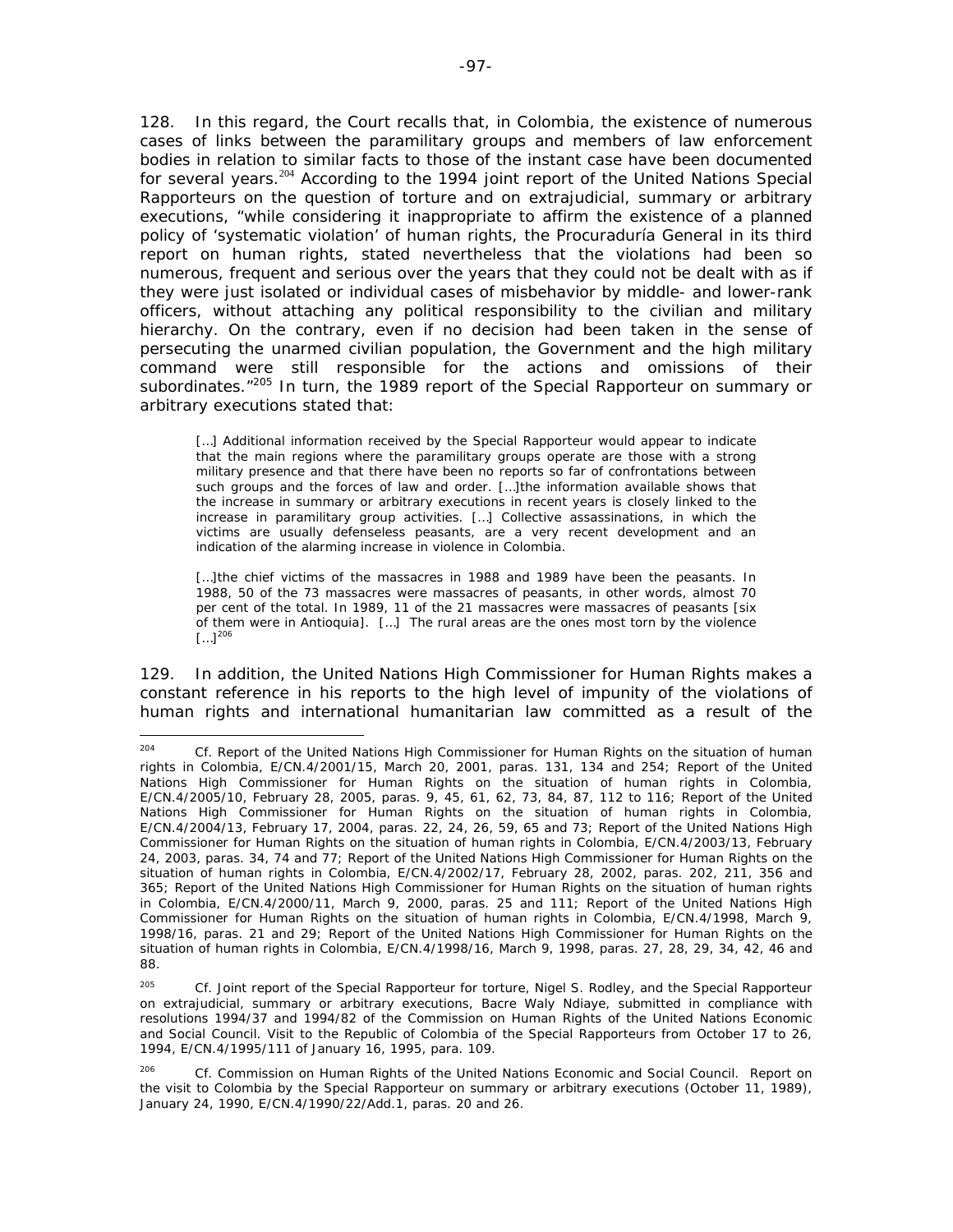128. In this regard, the Court recalls that, in Colombia, the existence of numerous cases of links between the paramilitary groups and members of law enforcement bodies in relation to similar facts to those of the instant case have been documented for several years.[204] According to the 1994 joint report of the United Nations Special Rapporteurs on the question of torture and on extrajudicial, summary or arbitrary executions, "while considering it inappropriate to affirm the existence of a planned policy of 'systematic violation' of human rights, the Procuraduría General in its third report on human rights, stated nevertheless that the violations had been so numerous, frequent and serious over the years that they could not be dealt with as if they were just isolated or individual cases of misbehavior by middle- and lower-rank officers, without attaching any political responsibility to the civilian and military hierarchy. On the contrary, even if no decision had been taken in the sense of persecuting the unarmed civilian population, the Government and the high military command were still responsible for the actions and omissions of their subordinates."[205] In turn, the 1989 report of the Special Rapporteur on summary or arbitrary executions stated that:

> […] Additional information received by the Special Rapporteur would appear to indicate that the main regions where the paramilitary groups operate are those with a strong military presence and that there have been no reports so far of confrontations between such groups and the forces of law and order. […]the information available shows that the increase in summary or arbitrary executions in recent years is closely linked to the increase in paramilitary group activities. […] Collective assassinations, in which the victims are usually defenseless peasants, are a very recent development and an indication of the alarming increase in violence in Colombia.
>
> […]the chief victims of the massacres in 1988 and 1989 have been the peasants. In 1988, 50 of the 73 massacres were massacres of peasants, in other words, almost 70 per cent of the total. In 1989, 11 of the 21 massacres were massacres of peasants [six of them were in Antioquia]. […] The rural areas are the ones most torn by the violence […][206]

129. In addition, the United Nations High Commissioner for Human Rights makes a constant reference in his reports to the high level of impunity of the violations of human rights and international humanitarian law committed as a result of the

---

[204] Cf. Report of the United Nations High Commissioner for Human Rights on the situation of human rights in Colombia, E/CN.4/2001/15, March 20, 2001, paras. 131, 134 and 254; Report of the United Nations High Commissioner for Human Rights on the situation of human rights in Colombia, E/CN.4/2005/10, February 28, 2005, paras. 9, 45, 61, 62, 73, 84, 87, 112 to 116; Report of the United Nations High Commissioner for Human Rights on the situation of human rights in Colombia, E/CN.4/2004/13, February 17, 2004, paras. 22, 24, 26, 59, 65 and 73; Report of the United Nations High Commissioner for Human Rights on the situation of human rights in Colombia, E/CN.4/2003/13, February 24, 2003, paras. 34, 74 and 77; Report of the United Nations High Commissioner for Human Rights on the situation of human rights in Colombia, E/CN.4/2002/17, February 28, 2002, paras. 202, 211, 356 and 365; Report of the United Nations High Commissioner for Human Rights on the situation of human rights in Colombia, E/CN.4/2000/11, March 9, 2000, paras. 25 and 111; Report of the United Nations High Commissioner for Human Rights on the situation of human rights in Colombia, E/CN.4/1998, March 9, 1998/16, paras. 21 and 29; Report of the United Nations High Commissioner for Human Rights on the situation of human rights in Colombia, E/CN.4/1998/16, March 9, 1998, paras. 27, 28, 29, 34, 42, 46 and 88.

[205] Cf. Joint report of the Special Rapporteur for torture, Nigel S. Rodley, and the Special Rapporteur on extrajudicial, summary or arbitrary executions, Bacre Waly Ndiaye, submitted in compliance with resolutions 1994/37 and 1994/82 of the Commission on Human Rights of the United Nations Economic and Social Council. Visit to the Republic of Colombia of the Special Rapporteurs from October 17 to 26, 1994, E/CN.4/1995/111 of January 16, 1995, para. 109.

[206] Cf. Commission on Human Rights of the United Nations Economic and Social Council. Report on the visit to Colombia by the Special Rapporteur on summary or arbitrary executions (October 11, 1989), January 24, 1990, E/CN.4/1990/22/Add.1, paras. 20 and 26.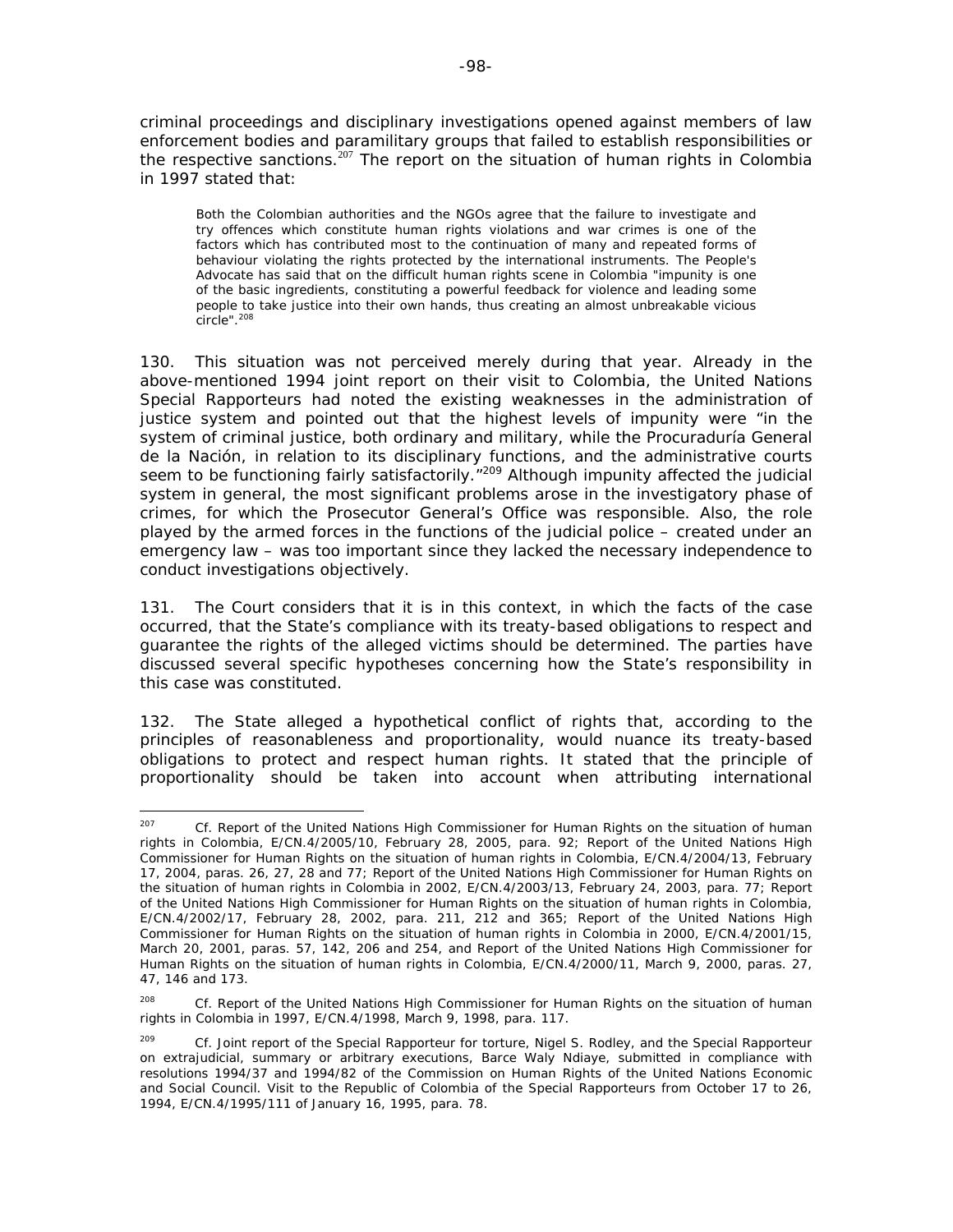criminal proceedings and disciplinary investigations opened against members of law enforcement bodies and paramilitary groups that failed to establish responsibilities or the respective sanctions.[207] The report on the situation of human rights in Colombia in 1997 stated that:

> Both the Colombian authorities and the NGOs agree that the failure to investigate and try offences which constitute human rights violations and war crimes is one of the factors which has contributed most to the continuation of many and repeated forms of behaviour violating the rights protected by the international instruments. The People's Advocate has said that on the difficult human rights scene in Colombia "impunity is one of the basic ingredients, constituting a powerful feedback for violence and leading some people to take justice into their own hands, thus creating an almost unbreakable vicious circle".[208]

130. This situation was not perceived merely during that year. Already in the above-mentioned 1994 joint report on their visit to Colombia, the United Nations Special Rapporteurs had noted the existing weaknesses in the administration of justice system and pointed out that the highest levels of impunity were "in the system of criminal justice, both ordinary and military, while the Procuraduría General de la Nación, in relation to its disciplinary functions, and the administrative courts seem to be functioning fairly satisfactorily."[209] Although impunity affected the judicial system in general, the most significant problems arose in the investigatory phase of crimes, for which the Prosecutor General's Office was responsible. Also, the role played by the armed forces in the functions of the judicial police – created under an emergency law – was too important since they lacked the necessary independence to conduct investigations objectively.

131. The Court considers that it is in this context, in which the facts of the case occurred, that the State's compliance with its treaty-based obligations to respect and guarantee the rights of the alleged victims should be determined. The parties have discussed several specific hypotheses concerning how the State's responsibility in this case was constituted.

132. The State alleged a hypothetical conflict of rights that, according to the principles of reasonableness and proportionality, would nuance its treaty-based obligations to protect and respect human rights. It stated that the principle of proportionality should be taken into account when attributing international

---

[207] *Cf.* Report of the United Nations High Commissioner for Human Rights on the situation of human rights in Colombia, E/CN.4/2005/10, February 28, 2005, para. 92; Report of the United Nations High Commissioner for Human Rights on the situation of human rights in Colombia, E/CN.4/2004/13, February 17, 2004, paras. 26, 27, 28 and 77; Report of the United Nations High Commissioner for Human Rights on the situation of human rights in Colombia in 2002, E/CN.4/2003/13, February 24, 2003, para. 77; Report of the United Nations High Commissioner for Human Rights on the situation of human rights in Colombia, E/CN.4/2002/17, February 28, 2002, para. 211, 212 and 365; Report of the United Nations High Commissioner for Human Rights on the situation of human rights in Colombia in 2000, E/CN.4/2001/15, March 20, 2001, paras. 57, 142, 206 and 254, and Report of the United Nations High Commissioner for Human Rights on the situation of human rights in Colombia, E/CN.4/2000/11, March 9, 2000, paras. 27, 47, 146 and 173.

[208] *Cf.* Report of the United Nations High Commissioner for Human Rights on the situation of human rights in Colombia in 1997, E/CN.4/1998, March 9, 1998, para. 117.

[209] *Cf.* Joint report of the Special Rapporteur for torture, Nigel S. Rodley, and the Special Rapporteur on extrajudicial, summary or arbitrary executions, Barce Waly Ndiaye, submitted in compliance with resolutions 1994/37 and 1994/82 of the Commission on Human Rights of the United Nations Economic and Social Council. Visit to the Republic of Colombia of the Special Rapporteurs from October 17 to 26, 1994, E/CN.4/1995/111 of January 16, 1995, para. 78.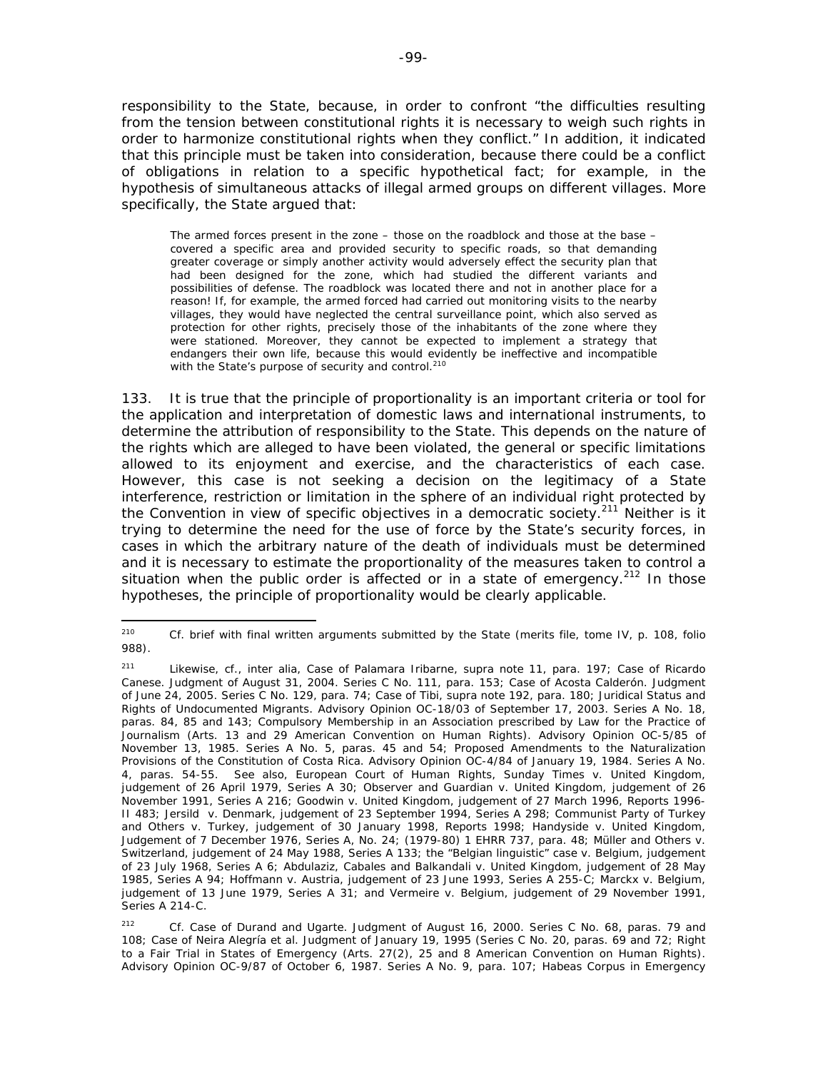responsibility to the State, because, in order to confront "the difficulties resulting from the tension between constitutional rights it is necessary to weigh such rights in order to harmonize constitutional rights when they conflict." In addition, it indicated that this principle must be taken into consideration, because there could be a conflict of obligations in relation to a specific hypothetical fact; for example, in the hypothesis of simultaneous attacks of illegal armed groups on different villages. More specifically, the State argued that:

> The armed forces present in the zone – those on the roadblock and those at the base – covered a specific area and provided security to specific roads, so that demanding greater coverage or simply another activity would adversely effect the security plan that had been designed for the zone, which had studied the different variants and possibilities of defense. The roadblock was located there and not in another place for a reason! If, for example, the armed forced had carried out monitoring visits to the nearby villages, they would have neglected the central surveillance point, which also served as protection for other rights, precisely those of the inhabitants of the zone where they were stationed. Moreover, they cannot be expected to implement a strategy that endangers their own life, because this would evidently be ineffective and incompatible with the State's purpose of security and control.[210]

133. It is true that the principle of proportionality is an important criteria or tool for the application and interpretation of domestic laws and international instruments, to determine the attribution of responsibility to the State. This depends on the nature of the rights which are alleged to have been violated, the general or specific limitations allowed to its enjoyment and exercise, and the characteristics of each case. However, this case is not seeking a decision on the legitimacy of a State interference, restriction or limitation in the sphere of an individual right protected by the Convention in view of specific objectives in a democratic society.[211] Neither is it trying to determine the need for the use of force by the State's security forces, in cases in which the arbitrary nature of the death of individuals must be determined and it is necessary to estimate the proportionality of the measures taken to control a situation when the public order is affected or in a state of emergency.[212] In those hypotheses, the principle of proportionality would be clearly applicable.

---

[210] *Cf.* brief with final written arguments submitted by the State (merits file, tome IV, p. 108, folio 988).

[211] Likewise, *cf.*, *inter alia*, *Case of Palamara Iribarne*, *supra* note 11, para. 197; *Case of Ricardo Canese*. Judgment of August 31, 2004. Series C No. 111, para. 153; *Case of Acosta Calderón*. Judgment of June 24, 2005. Series C No. 129, para. 74; *Case of Tibi*, *supra* note 192, para. 180; *Juridical Status and Rights of Undocumented Migrants*. Advisory Opinion OC-18/03 of September 17, 2003. Series A No. 18, paras. 84, 85 and 143; *Compulsory Membership in an Association prescribed by Law for the Practice of Journalism (Arts. 13 and 29 American Convention on Human Rights)*. Advisory Opinion OC-5/85 of November 13, 1985. Series A No. 5, paras. 45 and 54; *Proposed Amendments to the Naturalization Provisions of the Constitution of Costa Rica*. Advisory Opinion OC-4/84 of January 19, 1984. Series A No. 4, paras. 54-55. See also, European Court of Human Rights, *Sunday Times v. United Kingdom*, judgement of 26 April 1979, Series A 30; *Observer and Guardian v. United Kingdom*, judgement of 26 November 1991, Series A 216; *Goodwin v. United Kingdom*, judgement of 27 March 1996, Reports 1996-II 483; *Jersild v. Denmark*, judgement of 23 September 1994, Series A 298; *Communist Party of Turkey and Others v. Turkey*, judgement of 30 January 1998, Reports 1998; *Handyside v. United Kingdom*, Judgement of 7 December 1976, Series A, No. 24; (1979-80) 1 EHRR 737, para. 48; *Müller and Others v. Switzerland*, judgement of 24 May 1988, Series A 133; *the "Belgian linguistic" case v. Belgium*, judgement of 23 July 1968, Series A 6; *Abdulaziz, Cabales and Balkandali v. United Kingdom*, judgement of 28 May 1985, Series A 94; *Hoffmann v. Austria*, judgement of 23 June 1993, Series A 255-C; *Marckx v. Belgium*, judgement of 13 June 1979, Series A 31; and *Vermeire v. Belgium*, judgement of 29 November 1991, Series A 214-C.

[212] *Cf. Case of Durand and Ugarte*. Judgment of August 16, 2000. Series C No. 68, paras. 79 and 108; *Case of Neira Alegría et al.* Judgment of January 19, 1995 (Series C No. 20, paras. 69 and 72; *Right to a Fair Trial in States of Emergency (Arts. 27(2), 25 and 8 American Convention on Human Rights)*. Advisory Opinion OC-9/87 of October 6, 1987. Series A No. 9, para. 107; *Habeas Corpus in Emergency*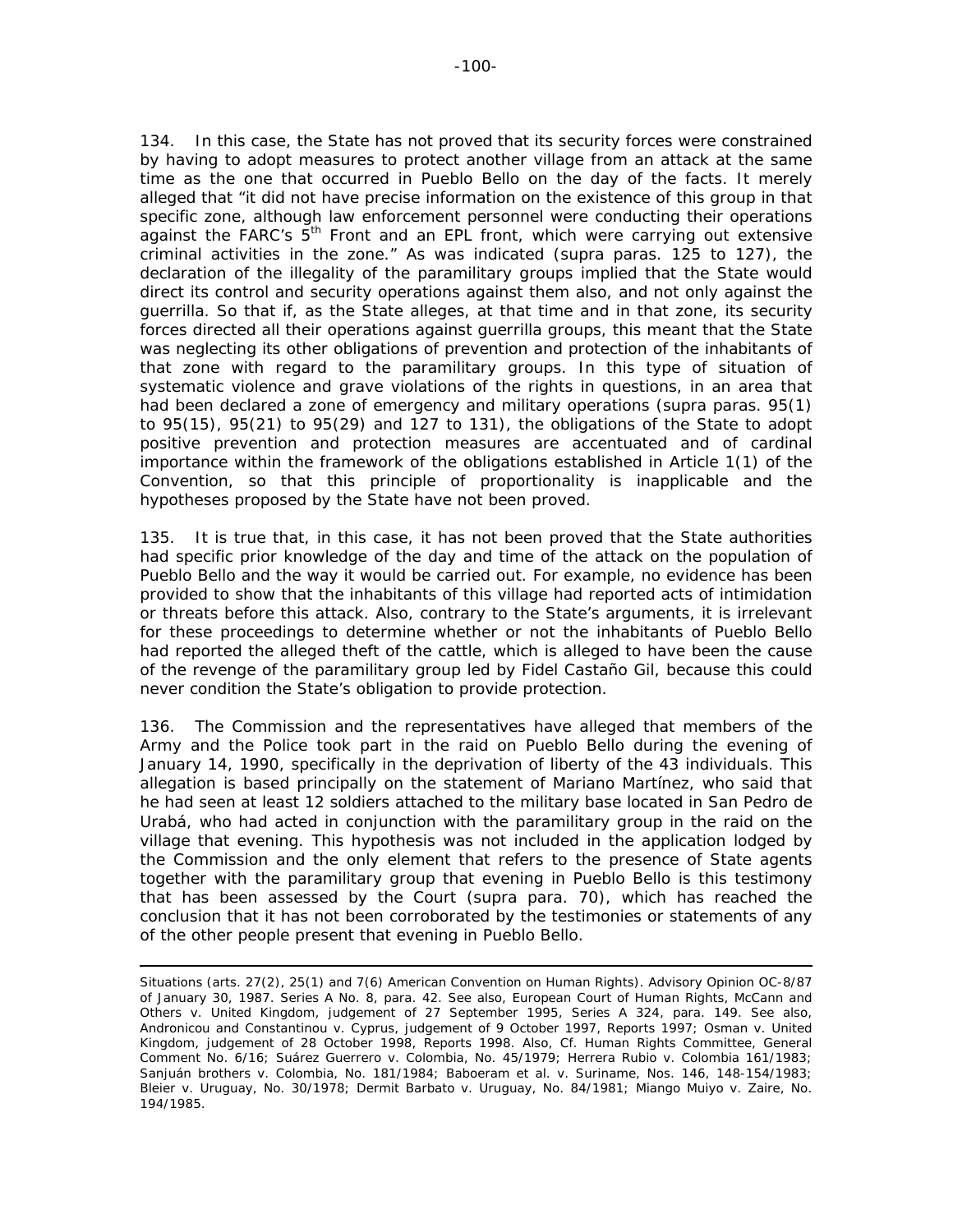134. In this case, the State has not proved that its security forces were constrained by having to adopt measures to protect another village from an attack at the same time as the one that occurred in Pueblo Bello on the day of the facts. It merely alleged that "it did not have precise information on the existence of this group in that specific zone, although law enforcement personnel were conducting their operations against the FARC's 5th Front and an EPL front, which were carrying out extensive criminal activities in the zone." As was indicated (supra paras. 125 to 127), the declaration of the illegality of the paramilitary groups implied that the State would direct its control and security operations against them also, and not only against the guerrilla. So that if, as the State alleges, at that time and in that zone, its security forces directed all their operations against guerrilla groups, this meant that the State was neglecting its other obligations of prevention and protection of the inhabitants of that zone with regard to the paramilitary groups. In this type of situation of systematic violence and grave violations of the rights in questions, in an area that had been declared a zone of emergency and military operations (supra paras. 95(1) to 95(15), 95(21) to 95(29) and 127 to 131), the obligations of the State to adopt positive prevention and protection measures are accentuated and of cardinal importance within the framework of the obligations established in Article 1(1) of the Convention, so that this principle of proportionality is inapplicable and the hypotheses proposed by the State have not been proved.

135. It is true that, in this case, it has not been proved that the State authorities had specific prior knowledge of the day and time of the attack on the population of Pueblo Bello and the way it would be carried out. For example, no evidence has been provided to show that the inhabitants of this village had reported acts of intimidation or threats before this attack. Also, contrary to the State's arguments, it is irrelevant for these proceedings to determine whether or not the inhabitants of Pueblo Bello had reported the alleged theft of the cattle, which is alleged to have been the cause of the revenge of the paramilitary group led by Fidel Castaño Gil, because this could never condition the State's obligation to provide protection.

136. The Commission and the representatives have alleged that members of the Army and the Police took part in the raid on Pueblo Bello during the evening of January 14, 1990, specifically in the deprivation of liberty of the 43 individuals. This allegation is based principally on the statement of Mariano Martínez, who said that he had seen at least 12 soldiers attached to the military base located in San Pedro de Urabá, who had acted in conjunction with the paramilitary group in the raid on the village that evening. This hypothesis was not included in the application lodged by the Commission and the only element that refers to the presence of State agents together with the paramilitary group that evening in Pueblo Bello is this testimony that has been assessed by the Court (supra para. 70), which has reached the conclusion that it has not been corroborated by the testimonies or statements of any of the other people present that evening in Pueblo Bello.

---

Situations (arts. 27(2), 25(1) and 7(6) American Convention on Human Rights). Advisory Opinion OC-8/87 of January 30, 1987. Series A No. 8, para. 42. See also, European Court of Human Rights, McCann and Others v. United Kingdom, judgement of 27 September 1995, Series A 324, para. 149. See also, Andronicou and Constantinou v. Cyprus, judgement of 9 October 1997, Reports 1997; Osman v. United Kingdom, judgement of 28 October 1998, Reports 1998. Also, Cf. Human Rights Committee, General Comment No. 6/16; Suárez Guerrero v. Colombia, No. 45/1979; Herrera Rubio v. Colombia 161/1983; Sanjuán brothers v. Colombia, No. 181/1984; Baboeram et al. v. Suriname, Nos. 146, 148-154/1983; Bleier v. Uruguay, No. 30/1978; Dermit Barbato v. Uruguay, No. 84/1981; Miango Muiyo v. Zaire, No. 194/1985.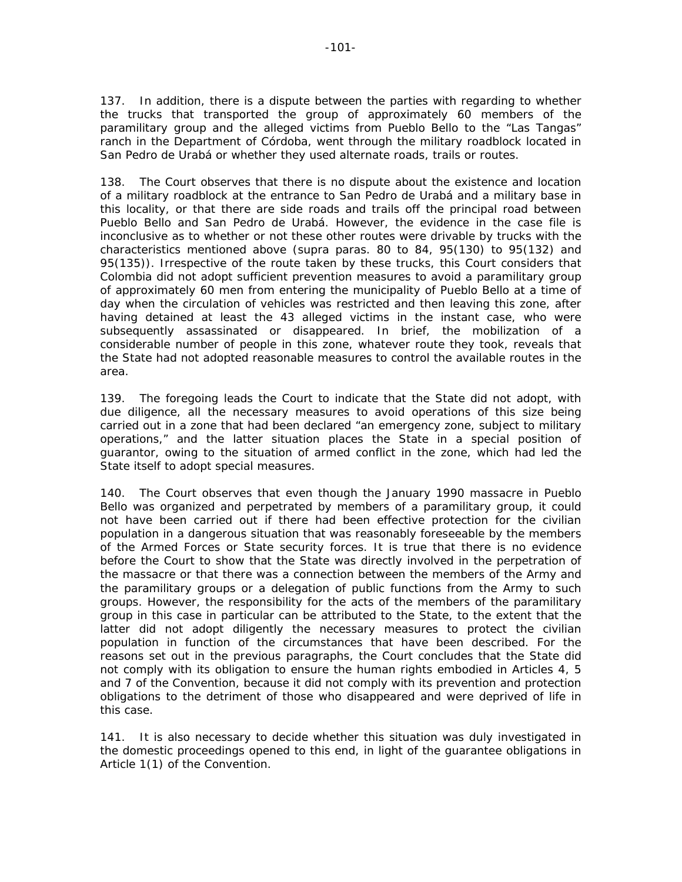137. In addition, there is a dispute between the parties with regarding to whether the trucks that transported the group of approximately 60 members of the paramilitary group and the alleged victims from Pueblo Bello to the "Las Tangas" ranch in the Department of Córdoba, went through the military roadblock located in San Pedro de Urabá or whether they used alternate roads, trails or routes.

138. The Court observes that there is no dispute about the existence and location of a military roadblock at the entrance to San Pedro de Urabá and a military base in this locality, or that there are side roads and trails off the principal road between Pueblo Bello and San Pedro de Urabá. However, the evidence in the case file is inconclusive as to whether or not these other routes were drivable by trucks with the characteristics mentioned above (supra paras. 80 to 84, 95(130) to 95(132) and 95(135)). Irrespective of the route taken by these trucks, this Court considers that Colombia did not adopt sufficient prevention measures to avoid a paramilitary group of approximately 60 men from entering the municipality of Pueblo Bello at a time of day when the circulation of vehicles was restricted and then leaving this zone, after having detained at least the 43 alleged victims in the instant case, who were subsequently assassinated or disappeared. In brief, the mobilization of a considerable number of people in this zone, whatever route they took, reveals that the State had not adopted reasonable measures to control the available routes in the area.

139. The foregoing leads the Court to indicate that the State did not adopt, with due diligence, all the necessary measures to avoid operations of this size being carried out in a zone that had been declared "an emergency zone, subject to military operations," and the latter situation places the State in a special position of guarantor, owing to the situation of armed conflict in the zone, which had led the State itself to adopt special measures.

140. The Court observes that even though the January 1990 massacre in Pueblo Bello was organized and perpetrated by members of a paramilitary group, it could not have been carried out if there had been effective protection for the civilian population in a dangerous situation that was reasonably foreseeable by the members of the Armed Forces or State security forces. It is true that there is no evidence before the Court to show that the State was directly involved in the perpetration of the massacre or that there was a connection between the members of the Army and the paramilitary groups or a delegation of public functions from the Army to such groups. However, the responsibility for the acts of the members of the paramilitary group in this case in particular can be attributed to the State, to the extent that the latter did not adopt diligently the necessary measures to protect the civilian population in function of the circumstances that have been described. For the reasons set out in the previous paragraphs, the Court concludes that the State did not comply with its obligation to ensure the human rights embodied in Articles 4, 5 and 7 of the Convention, because it did not comply with its prevention and protection obligations to the detriment of those who disappeared and were deprived of life in this case.

141. It is also necessary to decide whether this situation was duly investigated in the domestic proceedings opened to this end, in light of the guarantee obligations in Article 1(1) of the Convention.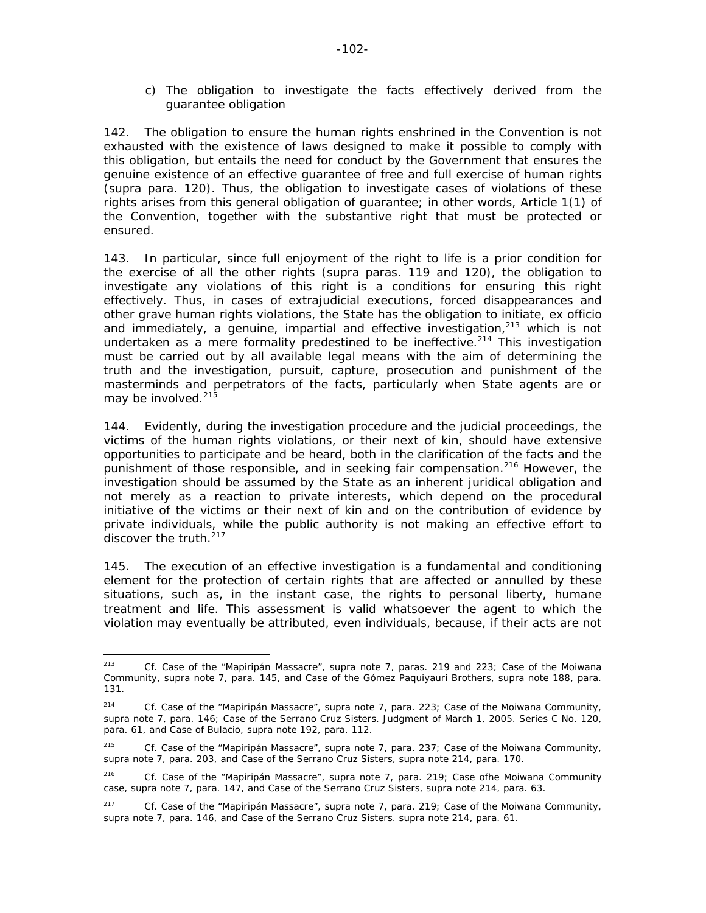c) *The obligation to investigate the facts effectively derived from the guarantee obligation*

142. The obligation to ensure the human rights enshrined in the Convention is not exhausted with the existence of laws designed to make it possible to comply with this obligation, but entails the need for conduct by the Government that ensures the genuine existence of an effective guarantee of free and full exercise of human rights (*supra* para. 120). Thus, the obligation to investigate cases of violations of these rights arises from this general obligation of guarantee; in other words, Article 1(1) of the Convention, together with the substantive right that must be protected or ensured.

143. In particular, since full enjoyment of the right to life is a prior condition for the exercise of all the other rights (*supra* paras. 119 and 120), the obligation to investigate any violations of this right is a conditions for ensuring this right effectively. Thus, in cases of extrajudicial executions, forced disappearances and other grave human rights violations, the State has the obligation to initiate, *ex officio* and immediately, a genuine, impartial and effective investigation,[213] which is not undertaken as a mere formality predestined to be ineffective.[214] This investigation must be carried out by all available legal means with the aim of determining the truth and the investigation, pursuit, capture, prosecution and punishment of the masterminds and perpetrators of the facts, particularly when State agents are or may be involved.[215]

144. Evidently, during the investigation procedure and the judicial proceedings, the victims of the human rights violations, or their next of kin, should have extensive opportunities to participate and be heard, both in the clarification of the facts and the punishment of those responsible, and in seeking fair compensation.[216] However, the investigation should be assumed by the State as an inherent juridical obligation and not merely as a reaction to private interests, which depend on the procedural initiative of the victims or their next of kin and on the contribution of evidence by private individuals, while the public authority is not making an effective effort to discover the truth.[217]

145. The execution of an effective investigation is a fundamental and conditioning element for the protection of certain rights that are affected or annulled by these situations, such as, in the instant case, the rights to personal liberty, humane treatment and life. This assessment is valid whatsoever the agent to which the violation may eventually be attributed, even individuals, because, if their acts are not

---

[213] *Cf. Case of the "Mapiripán Massacre"*, *supra* note 7, paras. 219 and 223; *Case of the Moiwana Community*, *supra* note 7, para. 145, and *Case of the Gómez Paquiyauri Brothers*, *supra* note 188, para. 131.

[214] *Cf. Case of the "Mapiripán Massacre"*, *supra* note 7, para. 223; *Case of the Moiwana Community*, *supra* note 7, para. 146; *Case of the Serrano Cruz Sisters.* Judgment of March 1, 2005. Series C No. 120, para. 61, and *Case of Bulacio*, *supra* note 192, para. 112.

[215] *Cf. Case of the "Mapiripán Massacre"*, *supra* note 7, para. 237; *Case of the Moiwana Community*, *supra* note 7, para. 203, and *Case of the Serrano Cruz Sisters*, *supra* note 214, para. 170.

[216] *Cf. Case of the "Mapiripán Massacre"*, *supra* note 7, para. 219; *Case ofhe Moiwana Community case*, *supra* note 7, para. 147, and *Case of the Serrano Cruz Sisters*, *supra* note 214, para. 63.

[217] *Cf. Case of the "Mapiripán Massacre"*, *supra* note 7, para. 219; *Case of the Moiwana Community*, *supra* note 7, para. 146, and *Case of the Serrano Cruz Sisters.* *supra* note 214, para. 61.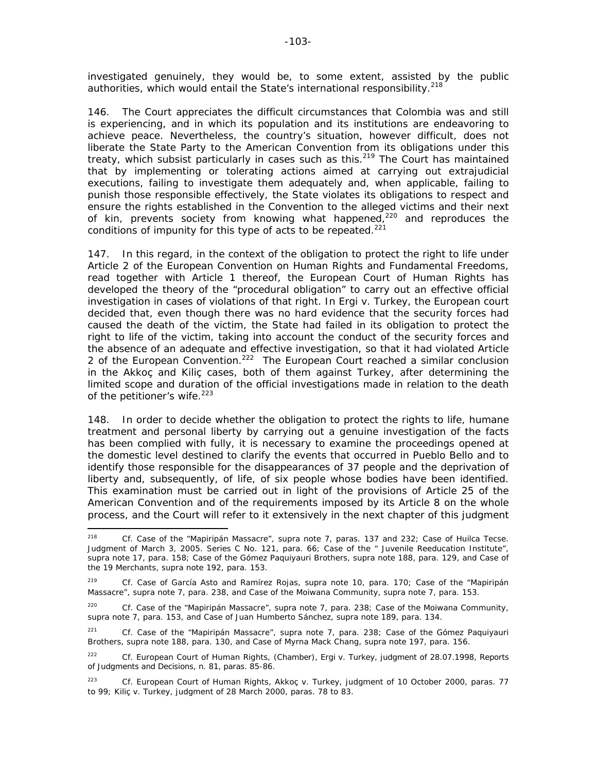investigated genuinely, they would be, to some extent, assisted by the public authorities, which would entail the State's international responsibility.[218]

146. The Court appreciates the difficult circumstances that Colombia was and still is experiencing, and in which its population and its institutions are endeavoring to achieve peace. Nevertheless, the country's situation, however difficult, does not liberate the State Party to the American Convention from its obligations under this treaty, which subsist particularly in cases such as this.[219] The Court has maintained that by implementing or tolerating actions aimed at carrying out extrajudicial executions, failing to investigate them adequately and, when applicable, failing to punish those responsible effectively, the State violates its obligations to respect and ensure the rights established in the Convention to the alleged victims and their next of kin, prevents society from knowing what happened,[220] and reproduces the conditions of impunity for this type of acts to be repeated.[221]

147. In this regard, in the context of the obligation to protect the right to life under Article 2 of the European Convention on Human Rights and Fundamental Freedoms, read together with Article 1 thereof, the European Court of Human Rights has developed the theory of the "procedural obligation" to carry out an effective official investigation in cases of violations of that right. In Ergi v. Turkey, the European court decided that, even though there was no hard evidence that the security forces had caused the death of the victim, the State had failed in its obligation to protect the right to life of the victim, taking into account the conduct of the security forces and the absence of an adequate and effective investigation, so that it had violated Article 2 of the European Convention.[222] The European Court reached a similar conclusion in the Akkoç and Kiliç cases, both of them against Turkey, after determining the limited scope and duration of the official investigations made in relation to the death of the petitioner's wife.[223]

148. In order to decide whether the obligation to protect the rights to life, humane treatment and personal liberty by carrying out a genuine investigation of the facts has been complied with fully, it is necessary to examine the proceedings opened at the domestic level destined to clarify the events that occurred in Pueblo Bello and to identify those responsible for the disappearances of 37 people and the deprivation of liberty and, subsequently, of life, of six people whose bodies have been identified. This examination must be carried out in light of the provisions of Article 25 of the American Convention and of the requirements imposed by its Article 8 on the whole process, and the Court will refer to it extensively in the next chapter of this judgment

---

[218] Cf. Case of the "Mapiripán Massacre", supra note 7, paras. 137 and 232; Case of Huilca Tecse. Judgment of March 3, 2005. Series C No. 121, para. 66; Case of the " Juvenile Reeducation Institute", supra note 17, para. 158; Case of the Gómez Paquiyauri Brothers, supra note 188, para. 129, and Case of the 19 Merchants, supra note 192, para. 153.

[219] Cf. Case of García Asto and Ramírez Rojas, supra note 10, para. 170; Case of the "Mapiripán Massacre", supra note 7, para. 238, and Case of the Moiwana Community, supra note 7, para. 153.

[220] Cf. Case of the "Mapiripán Massacre", supra note 7, para. 238; Case of the Moiwana Community, supra note 7, para. 153, and Case of Juan Humberto Sánchez, supra note 189, para. 134.

[221] Cf. Case of the "Mapiripán Massacre", supra note 7, para. 238; Case of the Gómez Paquiyauri Brothers, supra note 188, para. 130, and Case of Myrna Mack Chang, supra note 197, para. 156.

[222] Cf. European Court of Human Rights, (Chamber), Ergi v. Turkey, judgment of 28.07.1998, Reports of Judgments and Decisions, n. 81, paras. 85-86.

[223] Cf. European Court of Human Rights, Akkoç v. Turkey, judgment of 10 October 2000, paras. 77 to 99; Kiliç v. Turkey, judgment of 28 March 2000, paras. 78 to 83.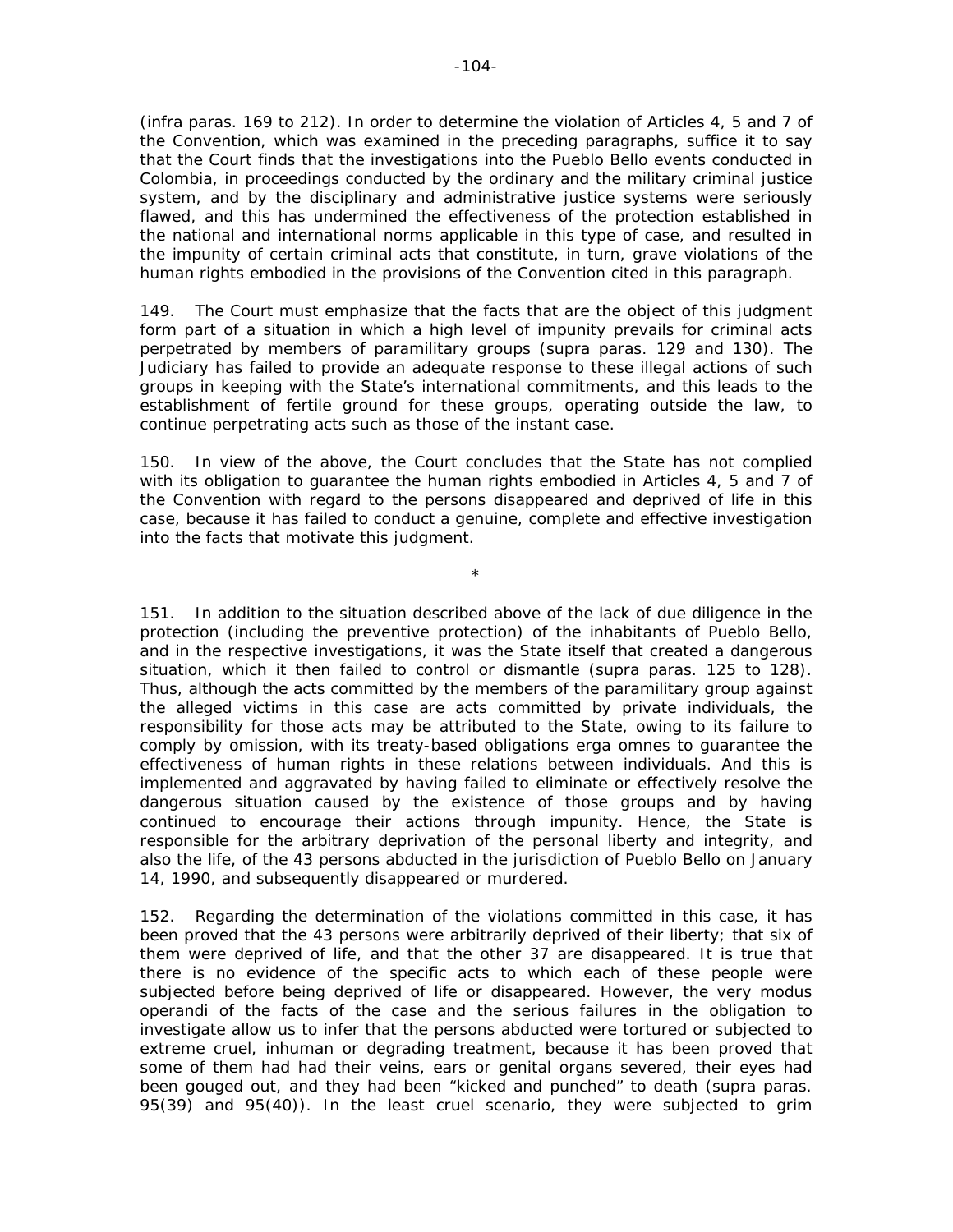(infra paras. 169 to 212). In order to determine the violation of Articles 4, 5 and 7 of the Convention, which was examined in the preceding paragraphs, suffice it to say that the Court finds that the investigations into the Pueblo Bello events conducted in Colombia, in proceedings conducted by the ordinary and the military criminal justice system, and by the disciplinary and administrative justice systems were seriously flawed, and this has undermined the effectiveness of the protection established in the national and international norms applicable in this type of case, and resulted in the impunity of certain criminal acts that constitute, in turn, grave violations of the human rights embodied in the provisions of the Convention cited in this paragraph.

149. The Court must emphasize that the facts that are the object of this judgment form part of a situation in which a high level of impunity prevails for criminal acts perpetrated by members of paramilitary groups (supra paras. 129 and 130). The Judiciary has failed to provide an adequate response to these illegal actions of such groups in keeping with the State's international commitments, and this leads to the establishment of fertile ground for these groups, operating outside the law, to continue perpetrating acts such as those of the instant case.

150. In view of the above, the Court concludes that the State has not complied with its obligation to guarantee the human rights embodied in Articles 4, 5 and 7 of the Convention with regard to the persons disappeared and deprived of life in this case, because it has failed to conduct a genuine, complete and effective investigation into the facts that motivate this judgment.

*

151. In addition to the situation described above of the lack of due diligence in the protection (including the preventive protection) of the inhabitants of Pueblo Bello, and in the respective investigations, it was the State itself that created a dangerous situation, which it then failed to control or dismantle (supra paras. 125 to 128). Thus, although the acts committed by the members of the paramilitary group against the alleged victims in this case are acts committed by private individuals, the responsibility for those acts may be attributed to the State, owing to its failure to comply by omission, with its treaty-based obligations erga omnes to guarantee the effectiveness of human rights in these relations between individuals. And this is implemented and aggravated by having failed to eliminate or effectively resolve the dangerous situation caused by the existence of those groups and by having continued to encourage their actions through impunity. Hence, the State is responsible for the arbitrary deprivation of the personal liberty and integrity, and also the life, of the 43 persons abducted in the jurisdiction of Pueblo Bello on January 14, 1990, and subsequently disappeared or murdered.

152. Regarding the determination of the violations committed in this case, it has been proved that the 43 persons were arbitrarily deprived of their liberty; that six of them were deprived of life, and that the other 37 are disappeared. It is true that there is no evidence of the specific acts to which each of these people were subjected before being deprived of life or disappeared. However, the very modus operandi of the facts of the case and the serious failures in the obligation to investigate allow us to infer that the persons abducted were tortured or subjected to extreme cruel, inhuman or degrading treatment, because it has been proved that some of them had had their veins, ears or genital organs severed, their eyes had been gouged out, and they had been "kicked and punched" to death (supra paras. 95(39) and 95(40)). In the least cruel scenario, they were subjected to grim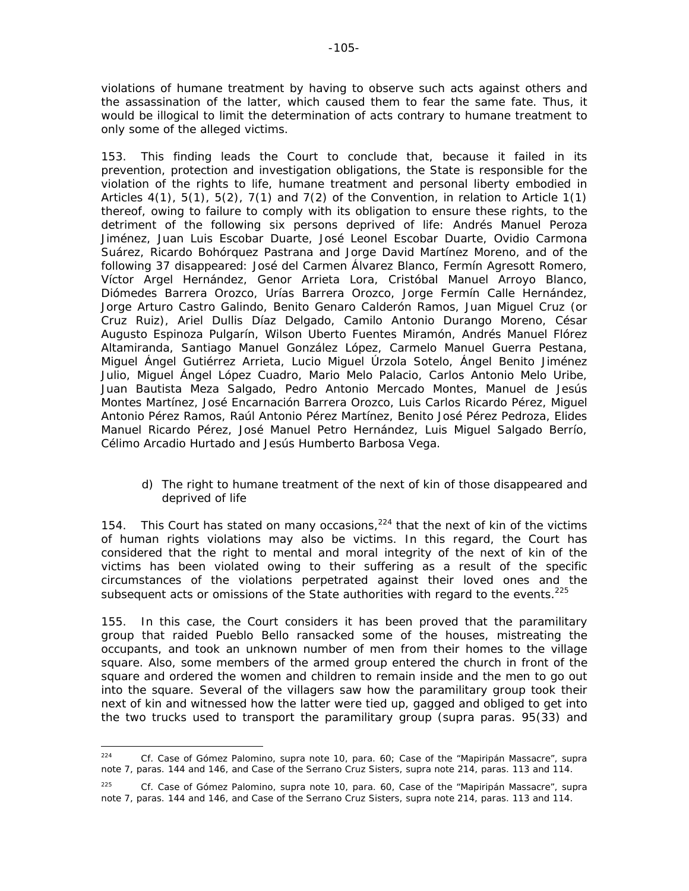violations of humane treatment by having to observe such acts against others and the assassination of the latter, which caused them to fear the same fate. Thus, it would be illogical to limit the determination of acts contrary to humane treatment to only some of the alleged victims.

153. This finding leads the Court to conclude that, because it failed in its prevention, protection and investigation obligations, the State is responsible for the violation of the rights to life, humane treatment and personal liberty embodied in Articles 4(1), 5(1), 5(2), 7(1) and 7(2) of the Convention, in relation to Article 1(1) thereof, owing to failure to comply with its obligation to ensure these rights, to the detriment of the following six persons deprived of life: Andrés Manuel Peroza Jiménez, Juan Luis Escobar Duarte, José Leonel Escobar Duarte, Ovidio Carmona Suárez, Ricardo Bohórquez Pastrana and Jorge David Martínez Moreno, and of the following 37 disappeared: José del Carmen Álvarez Blanco, Fermín Agresott Romero, Víctor Argel Hernández, Genor Arrieta Lora, Cristóbal Manuel Arroyo Blanco, Diómedes Barrera Orozco, Urías Barrera Orozco, Jorge Fermín Calle Hernández, Jorge Arturo Castro Galindo, Benito Genaro Calderón Ramos, Juan Miguel Cruz (or Cruz Ruiz), Ariel Dullis Díaz Delgado, Camilo Antonio Durango Moreno, César Augusto Espinoza Pulgarín, Wilson Uberto Fuentes Miramón, Andrés Manuel Flórez Altamiranda, Santiago Manuel González López, Carmelo Manuel Guerra Pestana, Miguel Ángel Gutiérrez Arrieta, Lucio Miguel Úrzola Sotelo, Ángel Benito Jiménez Julio, Miguel Ángel López Cuadro, Mario Melo Palacio, Carlos Antonio Melo Uribe, Juan Bautista Meza Salgado, Pedro Antonio Mercado Montes, Manuel de Jesús Montes Martínez, José Encarnación Barrera Orozco, Luis Carlos Ricardo Pérez, Miguel Antonio Pérez Ramos, Raúl Antonio Pérez Martínez, Benito José Pérez Pedroza, Elides Manuel Ricardo Pérez, José Manuel Petro Hernández, Luis Miguel Salgado Berrío, Célimo Arcadio Hurtado and Jesús Humberto Barbosa Vega.

d) *The right to humane treatment of the next of kin of those disappeared and deprived of life*

154. This Court has stated on many occasions,[224] that the next of kin of the victims of human rights violations may also be victims. In this regard, the Court has considered that the right to mental and moral integrity of the next of kin of the victims has been violated owing to their suffering as a result of the specific circumstances of the violations perpetrated against their loved ones and the subsequent acts or omissions of the State authorities with regard to the events.[225]

155. In this case, the Court considers it has been proved that the paramilitary group that raided Pueblo Bello ransacked some of the houses, mistreating the occupants, and took an unknown number of men from their homes to the village square. Also, some members of the armed group entered the church in front of the square and ordered the women and children to remain inside and the men to go out into the square. Several of the villagers saw how the paramilitary group took their next of kin and witnessed how the latter were tied up, gagged and obliged to get into the two trucks used to transport the paramilitary group (*supra* paras. 95(33) and

---

[224] *Cf. Case of Gómez Palomino, supra* note 10, para. 60; *Case of the "Mapiripán Massacre", supra* note 7, paras. 144 and 146, and *Case of the Serrano Cruz Sisters, supra* note 214, paras. 113 and 114.

[225] *Cf. Case of Gómez Palomino, supra* note 10, para. 60, *Case of the "Mapiripán Massacre", supra* note 7, paras. 144 and 146, and *Case of the Serrano Cruz Sisters, supra* note 214, paras. 113 and 114.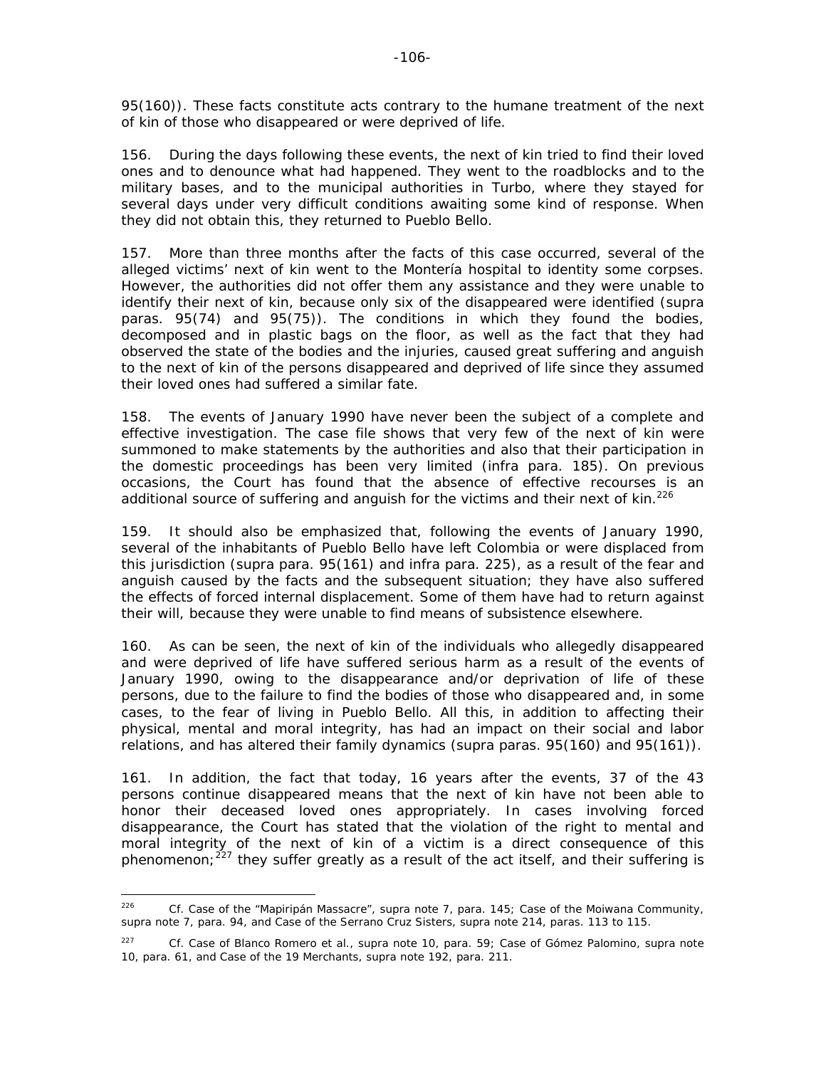95(160)). These facts constitute acts contrary to the humane treatment of the next of kin of those who disappeared or were deprived of life.

156. During the days following these events, the next of kin tried to find their loved ones and to denounce what had happened. They went to the roadblocks and to the military bases, and to the municipal authorities in Turbo, where they stayed for several days under very difficult conditions awaiting some kind of response. When they did not obtain this, they returned to Pueblo Bello.

157. More than three months after the facts of this case occurred, several of the alleged victims' next of kin went to the Montería hospital to identity some corpses. However, the authorities did not offer them any assistance and they were unable to identify their next of kin, because only six of the disappeared were identified (*supra* paras. 95(74) and 95(75)). The conditions in which they found the bodies, decomposed and in plastic bags on the floor, as well as the fact that they had observed the state of the bodies and the injuries, caused great suffering and anguish to the next of kin of the persons disappeared and deprived of life since they assumed their loved ones had suffered a similar fate.

158. The events of January 1990 have never been the subject of a complete and effective investigation. The case file shows that very few of the next of kin were summoned to make statements by the authorities and also that their participation in the domestic proceedings has been very limited (*infra* para. 185). On previous occasions, the Court has found that the absence of effective recourses is an additional source of suffering and anguish for the victims and their next of kin.[226]

159. It should also be emphasized that, following the events of January 1990, several of the inhabitants of Pueblo Bello have left Colombia or were displaced from this jurisdiction (*supra* para. 95(161) and *infra* para. 225), as a result of the fear and anguish caused by the facts and the subsequent situation; they have also suffered the effects of forced internal displacement. Some of them have had to return against their will, because they were unable to find means of subsistence elsewhere.

160. As can be seen, the next of kin of the individuals who allegedly disappeared and were deprived of life have suffered serious harm as a result of the events of January 1990, owing to the disappearance and/or deprivation of life of these persons, due to the failure to find the bodies of those who disappeared and, in some cases, to the fear of living in Pueblo Bello. All this, in addition to affecting their physical, mental and moral integrity, has had an impact on their social and labor relations, and has altered their family dynamics (*supra* paras. 95(160) and 95(161)).

161. In addition, the fact that today, 16 years after the events, 37 of the 43 persons continue disappeared means that the next of kin have not been able to honor their deceased loved ones appropriately. In cases involving forced disappearance, the Court has stated that the violation of the right to mental and moral integrity of the next of kin of a victim is a direct consequence of this phenomenon;[227] they suffer greatly as a result of the act itself, and their suffering is

---

[226] *Cf. Case of the "Mapiripán Massacre", supra* note 7, para. 145; *Case of the Moiwana Community, supra* note 7, para. 94, and *Case of the Serrano Cruz Sisters, supra* note 214, paras. 113 to 115.

[227] *Cf. Case of Blanco Romero et al., supra* note 10, para. 59; *Case of Gómez Palomino, supra* note 10, para. 61, and *Case of the 19 Merchants, supra* note 192, para. 211.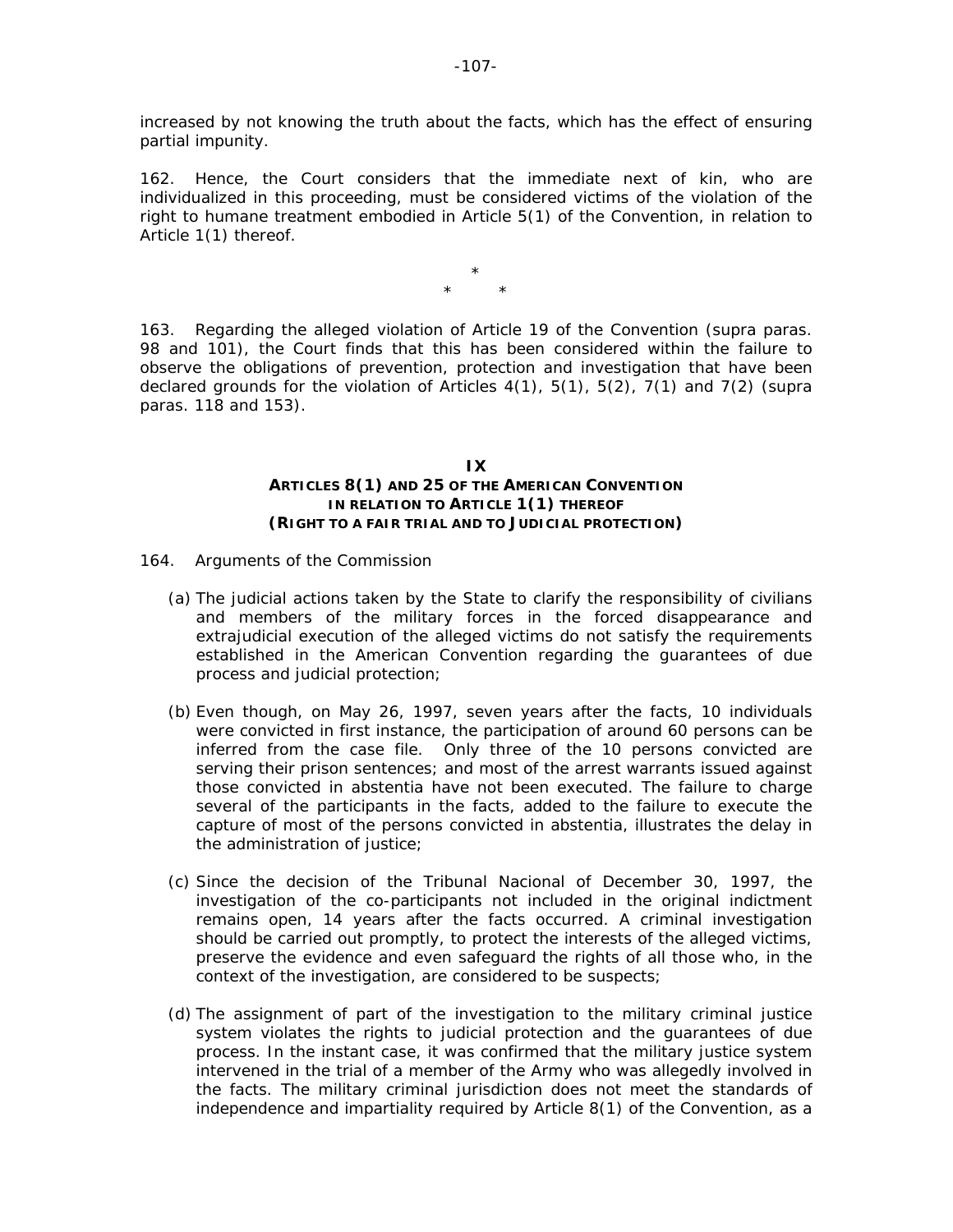increased by not knowing the truth about the facts, which has the effect of ensuring partial impunity.

162. Hence, the Court considers that the immediate next of kin, who are individualized in this proceeding, must be considered victims of the violation of the right to humane treatment embodied in Article 5(1) of the Convention, in relation to Article 1(1) thereof.

\*
\* \*

163. Regarding the alleged violation of Article 19 of the Convention (supra paras. 98 and 101), the Court finds that this has been considered within the failure to observe the obligations of prevention, protection and investigation that have been declared grounds for the violation of Articles 4(1), 5(1), 5(2), 7(1) and 7(2) (supra paras. 118 and 153).

## IX
## ARTICLES 8(1) AND 25 OF THE AMERICAN CONVENTION IN RELATION TO ARTICLE 1(1) THEREOF (RIGHT TO A FAIR TRIAL AND TO JUDICIAL PROTECTION)

164. Arguments of the Commission

(a) The judicial actions taken by the State to clarify the responsibility of civilians and members of the military forces in the forced disappearance and extrajudicial execution of the alleged victims do not satisfy the requirements established in the American Convention regarding the guarantees of due process and judicial protection;

(b) Even though, on May 26, 1997, seven years after the facts, 10 individuals were convicted in first instance, the participation of around 60 persons can be inferred from the case file. Only three of the 10 persons convicted are serving their prison sentences; and most of the arrest warrants issued against those convicted in abstentia have not been executed. The failure to charge several of the participants in the facts, added to the failure to execute the capture of most of the persons convicted in abstentia, illustrates the delay in the administration of justice;

(c) Since the decision of the Tribunal Nacional of December 30, 1997, the investigation of the co-participants not included in the original indictment remains open, 14 years after the facts occurred. A criminal investigation should be carried out promptly, to protect the interests of the alleged victims, preserve the evidence and even safeguard the rights of all those who, in the context of the investigation, are considered to be suspects;

(d) The assignment of part of the investigation to the military criminal justice system violates the rights to judicial protection and the guarantees of due process. In the instant case, it was confirmed that the military justice system intervened in the trial of a member of the Army who was allegedly involved in the facts. The military criminal jurisdiction does not meet the standards of independence and impartiality required by Article 8(1) of the Convention, as a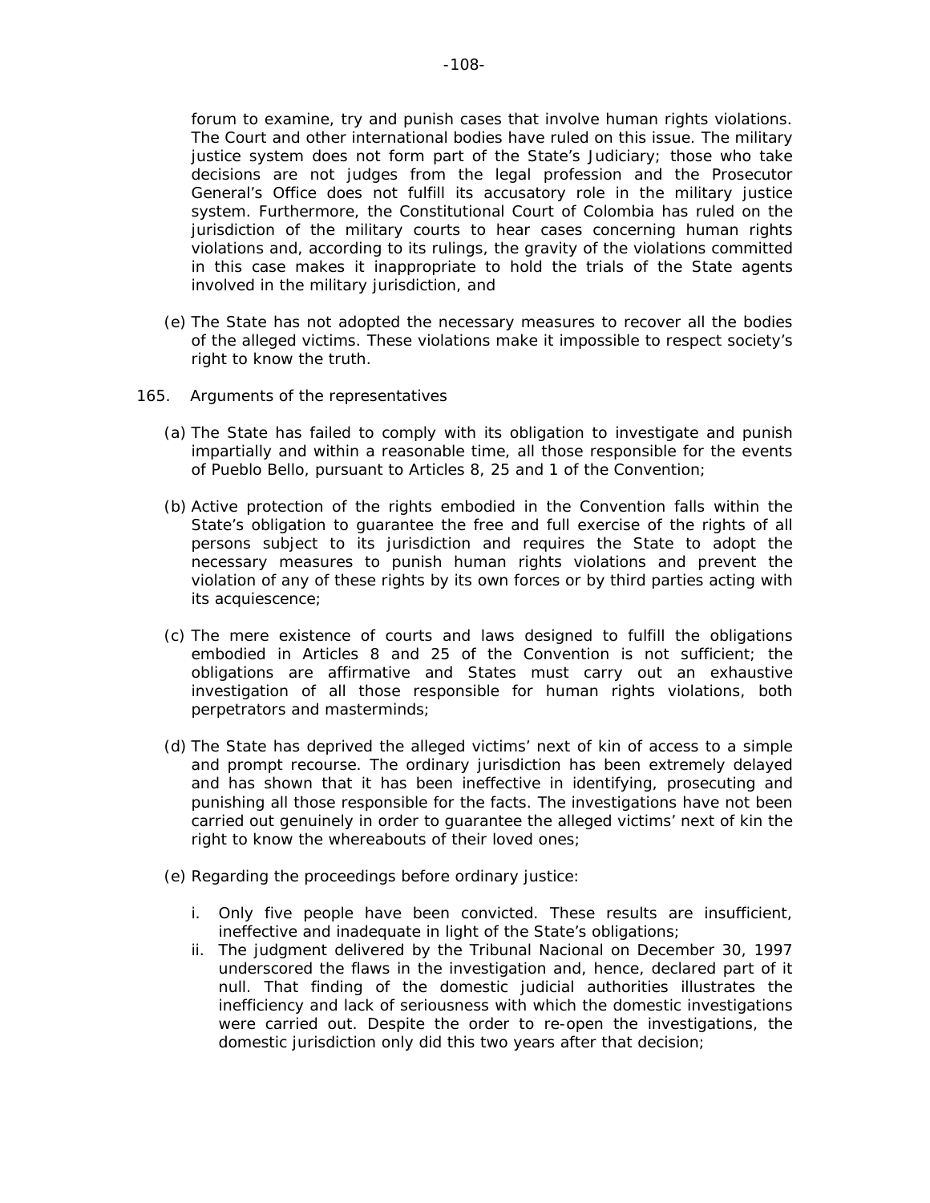forum to examine, try and punish cases that involve human rights violations. The Court and other international bodies have ruled on this issue. The military justice system does not form part of the State's Judiciary; those who take decisions are not judges from the legal profession and the Prosecutor General's Office does not fulfill its accusatory role in the military justice system. Furthermore, the Constitutional Court of Colombia has ruled on the jurisdiction of the military courts to hear cases concerning human rights violations and, according to its rulings, the gravity of the violations committed in this case makes it inappropriate to hold the trials of the State agents involved in the military jurisdiction, and

(e) The State has not adopted the necessary measures to recover all the bodies of the alleged victims. These violations make it impossible to respect society's right to know the truth.

165. *Arguments of the representatives*

(a) The State has failed to comply with its obligation to investigate and punish impartially and within a reasonable time, all those responsible for the events of Pueblo Bello, pursuant to Articles 8, 25 and 1 of the Convention;

(b) Active protection of the rights embodied in the Convention falls within the State's obligation to guarantee the free and full exercise of the rights of all persons subject to its jurisdiction and requires the State to adopt the necessary measures to punish human rights violations and prevent the violation of any of these rights by its own forces or by third parties acting with its acquiescence;

(c) The mere existence of courts and laws designed to fulfill the obligations embodied in Articles 8 and 25 of the Convention is not sufficient; the obligations are affirmative and States must carry out an exhaustive investigation of all those responsible for human rights violations, both perpetrators and masterminds;

(d) The State has deprived the alleged victims' next of kin of access to a simple and prompt recourse. The ordinary jurisdiction has been extremely delayed and has shown that it has been ineffective in identifying, prosecuting and punishing all those responsible for the facts. The investigations have not been carried out genuinely in order to guarantee the alleged victims' next of kin the right to know the whereabouts of their loved ones;

(e) Regarding the proceedings before ordinary justice:

   i. Only five people have been convicted. These results are insufficient, ineffective and inadequate in light of the State's obligations;

   ii. The judgment delivered by the Tribunal Nacional on December 30, 1997 underscored the flaws in the investigation and, hence, declared part of it null. That finding of the domestic judicial authorities illustrates the inefficiency and lack of seriousness with which the domestic investigations were carried out. Despite the order to re-open the investigations, the domestic jurisdiction only did this two years after that decision;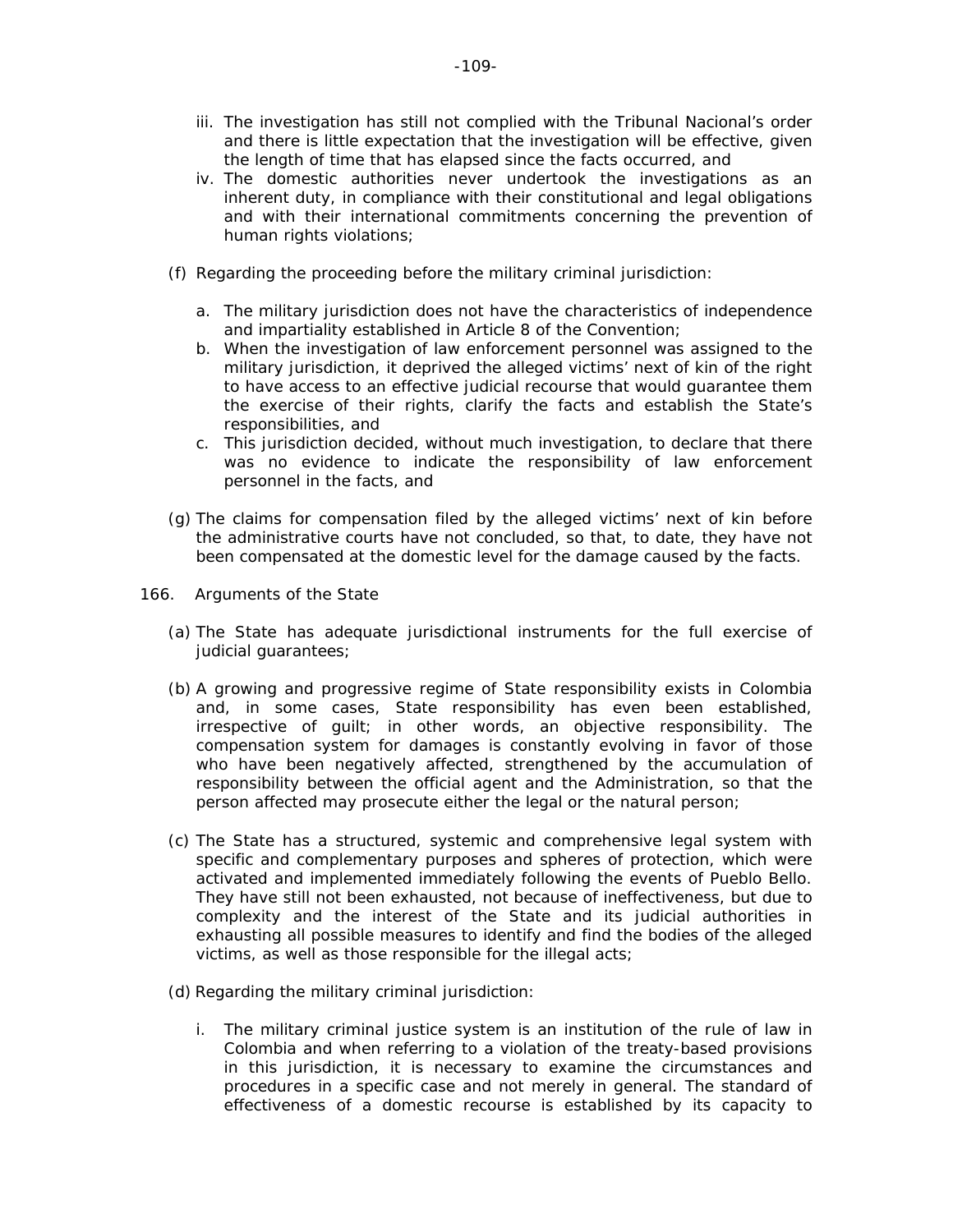iii. The investigation has still not complied with the Tribunal Nacional's order and there is little expectation that the investigation will be effective, given the length of time that has elapsed since the facts occurred, and

iv. The domestic authorities never undertook the investigations as an inherent duty, in compliance with their constitutional and legal obligations and with their international commitments concerning the prevention of human rights violations;

(f) Regarding the proceeding before the military criminal jurisdiction:

a. The military jurisdiction does not have the characteristics of independence and impartiality established in Article 8 of the Convention;

b. When the investigation of law enforcement personnel was assigned to the military jurisdiction, it deprived the alleged victims' next of kin of the right to have access to an effective judicial recourse that would guarantee them the exercise of their rights, clarify the facts and establish the State's responsibilities, and

c. This jurisdiction decided, without much investigation, to declare that there was no evidence to indicate the responsibility of law enforcement personnel in the facts, and

(g) The claims for compensation filed by the alleged victims' next of kin before the administrative courts have not concluded, so that, to date, they have not been compensated at the domestic level for the damage caused by the facts.

166. *Arguments of the State*

(a) The State has adequate jurisdictional instruments for the full exercise of judicial guarantees;

(b) A growing and progressive regime of State responsibility exists in Colombia and, in some cases, State responsibility has even been established, irrespective of guilt; in other words, an objective responsibility. The compensation system for damages is constantly evolving in favor of those who have been negatively affected, strengthened by the accumulation of responsibility between the official agent and the Administration, so that the person affected may prosecute either the legal or the natural person;

(c) The State has a structured, systemic and comprehensive legal system with specific and complementary purposes and spheres of protection, which were activated and implemented immediately following the events of Pueblo Bello. They have still not been exhausted, not because of ineffectiveness, but due to complexity and the interest of the State and its judicial authorities in exhausting all possible measures to identify and find the bodies of the alleged victims, as well as those responsible for the illegal acts;

(d) Regarding the military criminal jurisdiction:

i. The military criminal justice system is an institution of the rule of law in Colombia and when referring to a violation of the treaty-based provisions in this jurisdiction, it is necessary to examine the circumstances and procedures in a specific case and not merely in general. The standard of effectiveness of a domestic recourse is established by its capacity to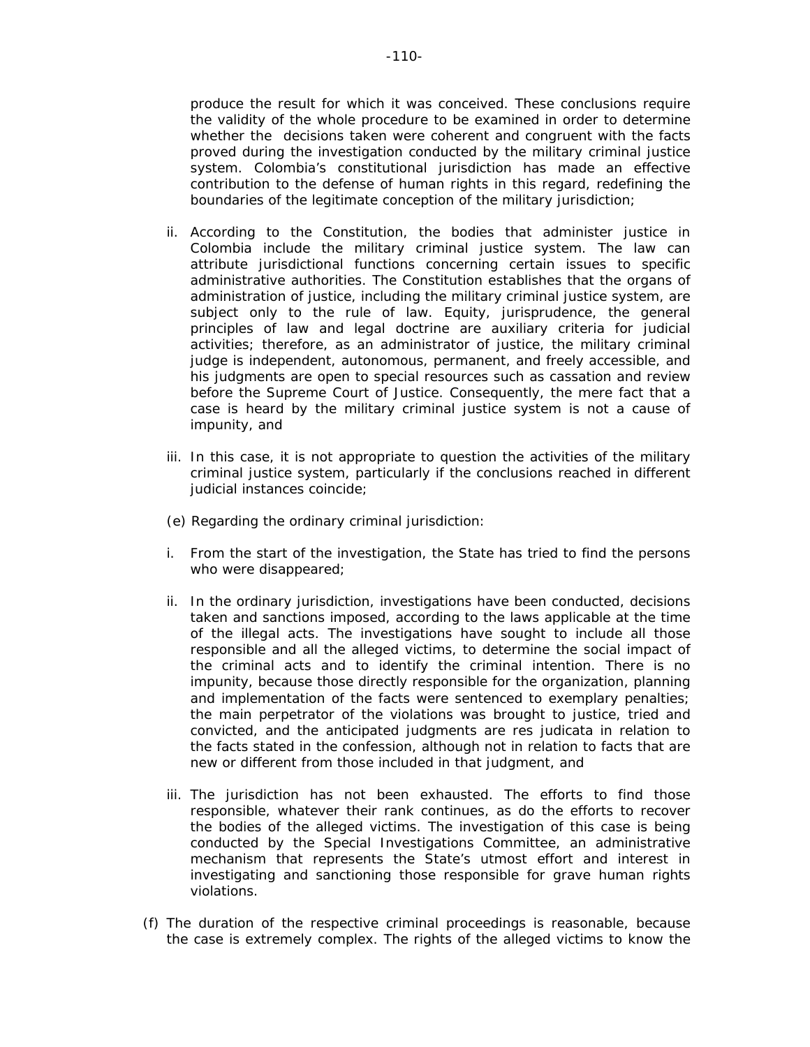produce the result for which it was conceived. These conclusions require the validity of the whole procedure to be examined in order to determine whether the decisions taken were coherent and congruent with the facts proved during the investigation conducted by the military criminal justice system. Colombia's constitutional jurisdiction has made an effective contribution to the defense of human rights in this regard, redefining the boundaries of the legitimate conception of the military jurisdiction;

ii. According to the Constitution, the bodies that administer justice in Colombia include the military criminal justice system. The law can attribute jurisdictional functions concerning certain issues to specific administrative authorities. The Constitution establishes that the organs of administration of justice, including the military criminal justice system, are subject only to the rule of law. Equity, jurisprudence, the general principles of law and legal doctrine are auxiliary criteria for judicial activities; therefore, as an administrator of justice, the military criminal judge is independent, autonomous, permanent, and freely accessible, and his judgments are open to special resources such as cassation and review before the Supreme Court of Justice. Consequently, the mere fact that a case is heard by the military criminal justice system is not a cause of impunity, and

iii. In this case, it is not appropriate to question the activities of the military criminal justice system, particularly if the conclusions reached in different judicial instances coincide;

(e) Regarding the ordinary criminal jurisdiction:

i. From the start of the investigation, the State has tried to find the persons who were disappeared;

ii. In the ordinary jurisdiction, investigations have been conducted, decisions taken and sanctions imposed, according to the laws applicable at the time of the illegal acts. The investigations have sought to include all those responsible and all the alleged victims, to determine the social impact of the criminal acts and to identify the criminal intention. There is no impunity, because those directly responsible for the organization, planning and implementation of the facts were sentenced to exemplary penalties; the main perpetrator of the violations was brought to justice, tried and convicted, and the anticipated judgments are res judicata in relation to the facts stated in the confession, although not in relation to facts that are new or different from those included in that judgment, and

iii. The jurisdiction has not been exhausted. The efforts to find those responsible, whatever their rank continues, as do the efforts to recover the bodies of the alleged victims. The investigation of this case is being conducted by the Special Investigations Committee, an administrative mechanism that represents the State's utmost effort and interest in investigating and sanctioning those responsible for grave human rights violations.

(f) The duration of the respective criminal proceedings is reasonable, because the case is extremely complex. The rights of the alleged victims to know the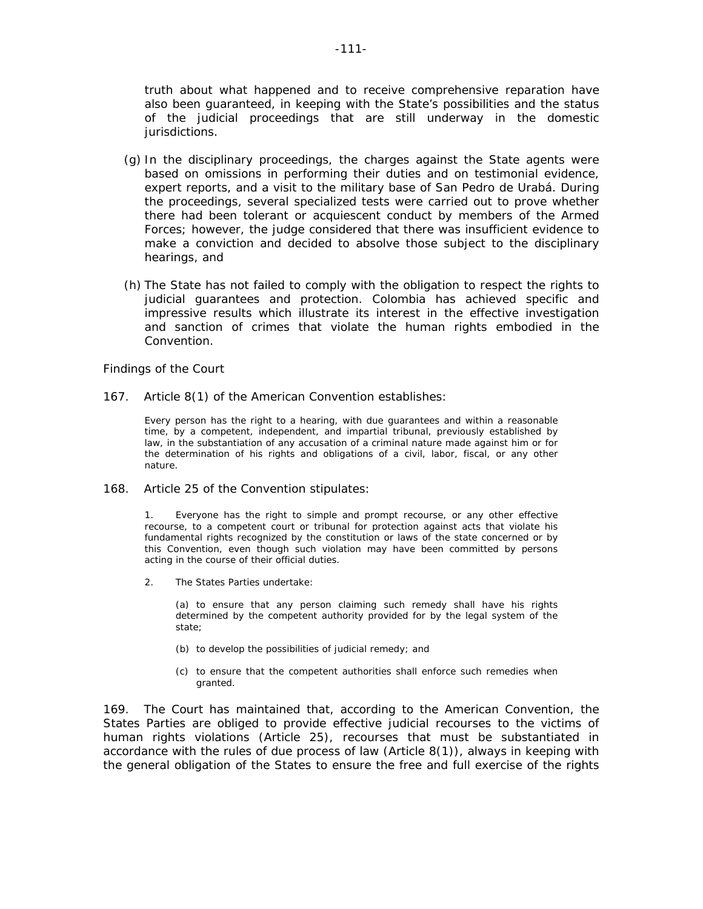truth about what happened and to receive comprehensive reparation have also been guaranteed, in keeping with the State's possibilities and the status of the judicial proceedings that are still underway in the domestic jurisdictions.

(g) In the disciplinary proceedings, the charges against the State agents were based on omissions in performing their duties and on testimonial evidence, expert reports, and a visit to the military base of San Pedro de Urabá. During the proceedings, several specialized tests were carried out to prove whether there had been tolerant or acquiescent conduct by members of the Armed Forces; however, the judge considered that there was insufficient evidence to make a conviction and decided to absolve those subject to the disciplinary hearings, and

(h) The State has not failed to comply with the obligation to respect the rights to judicial guarantees and protection. Colombia has achieved specific and impressive results which illustrate its interest in the effective investigation and sanction of crimes that violate the human rights embodied in the Convention.

*Findings of the Court*

167. Article 8(1) of the American Convention establishes:

> Every person has the right to a hearing, with due guarantees and within a reasonable time, by a competent, independent, and impartial tribunal, previously established by law, in the substantiation of any accusation of a criminal nature made against him or for the determination of his rights and obligations of a civil, labor, fiscal, or any other nature.

168. Article 25 of the Convention stipulates:

> 1. Everyone has the right to simple and prompt recourse, or any other effective recourse, to a competent court or tribunal for protection against acts that violate his fundamental rights recognized by the constitution or laws of the state concerned or by this Convention, even though such violation may have been committed by persons acting in the course of their official duties.
>
> 2. The States Parties undertake:
>
> (a) to ensure that any person claiming such remedy shall have his rights determined by the competent authority provided for by the legal system of the state;
>
> (b) to develop the possibilities of judicial remedy; and
>
> (c) to ensure that the competent authorities shall enforce such remedies when granted.

169. The Court has maintained that, according to the American Convention, the States Parties are obliged to provide effective judicial recourses to the victims of human rights violations (Article 25), recourses that must be substantiated in accordance with the rules of due process of law (Article 8(1)), always in keeping with the general obligation of the States to ensure the free and full exercise of the rights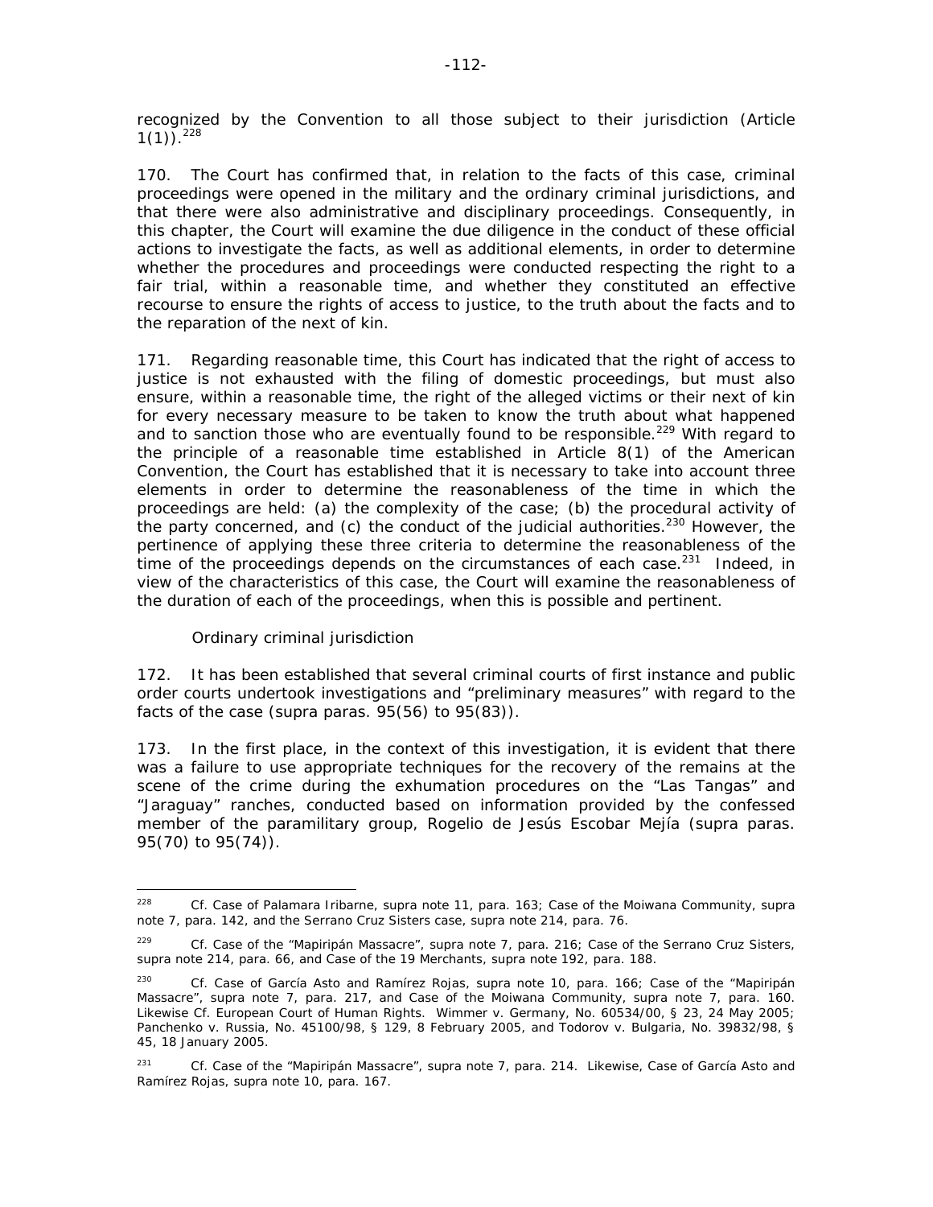recognized by the Convention to all those subject to their jurisdiction (Article 1(1)).[228]

170. The Court has confirmed that, in relation to the facts of this case, criminal proceedings were opened in the military and the ordinary criminal jurisdictions, and that there were also administrative and disciplinary proceedings. Consequently, in this chapter, the Court will examine the due diligence in the conduct of these official actions to investigate the facts, as well as additional elements, in order to determine whether the procedures and proceedings were conducted respecting the right to a fair trial, within a reasonable time, and whether they constituted an effective recourse to ensure the rights of access to justice, to the truth about the facts and to the reparation of the next of kin.

171. Regarding reasonable time, this Court has indicated that the right of access to justice is not exhausted with the filing of domestic proceedings, but must also ensure, within a reasonable time, the right of the alleged victims or their next of kin for every necessary measure to be taken to know the truth about what happened and to sanction those who are eventually found to be responsible.[229] With regard to the principle of a reasonable time established in Article 8(1) of the American Convention, the Court has established that it is necessary to take into account three elements in order to determine the reasonableness of the time in which the proceedings are held: (a) the complexity of the case; (b) the procedural activity of the party concerned, and (c) the conduct of the judicial authorities.[230] However, the pertinence of applying these three criteria to determine the reasonableness of the time of the proceedings depends on the circumstances of each case.[231] Indeed, in view of the characteristics of this case, the Court will examine the reasonableness of the duration of each of the proceedings, when this is possible and pertinent.

*Ordinary criminal jurisdiction*

172. It has been established that several criminal courts of first instance and public order courts undertook investigations and "preliminary measures" with regard to the facts of the case (*supra* paras. 95(56) to 95(83)).

173. In the first place, in the context of this investigation, it is evident that there was a failure to use appropriate techniques for the recovery of the remains at the scene of the crime during the exhumation procedures on the "Las Tangas" and "Jaraguay" ranches, conducted based on information provided by the confessed member of the paramilitary group, Rogelio de Jesús Escobar Mejía (*supra* paras. 95(70) to 95(74)).

---

[228] *Cf. Case of Palamara Iribarne*, *supra* note 11, para. 163; *Case of the Moiwana Community*, *supra* note 7, para. 142, and the *Serrano Cruz Sisters case*, *supra* note 214, para. 76.

[229] *Cf. Case of the "Mapiripán Massacre"*, *supra* note 7, para. 216; *Case of the Serrano Cruz Sisters*, *supra* note 214, para. 66, and *Case of the 19 Merchants*, *supra* note 192, para. 188.

[230] *Cf. Case of García Asto and Ramírez Rojas*, *supra* note 10, para. 166; *Case of the "Mapiripán Massacre"*, *supra* note 7, para. 217, and *Case of the Moiwana Community*, *supra* note 7, para. 160. Likewise *Cf.* European Court of Human Rights. *Wimmer v. Germany*, No. 60534/00, § 23, 24 May 2005; *Panchenko v. Russia*, No. 45100/98, § 129, 8 February 2005, and *Todorov v. Bulgaria*, No. 39832/98, § 45, 18 January 2005.

[231] *Cf. Case of the "Mapiripán Massacre"*, *supra* note 7, para. 214. Likewise, *Case of García Asto and Ramírez Rojas*, *supra* note 10, para. 167.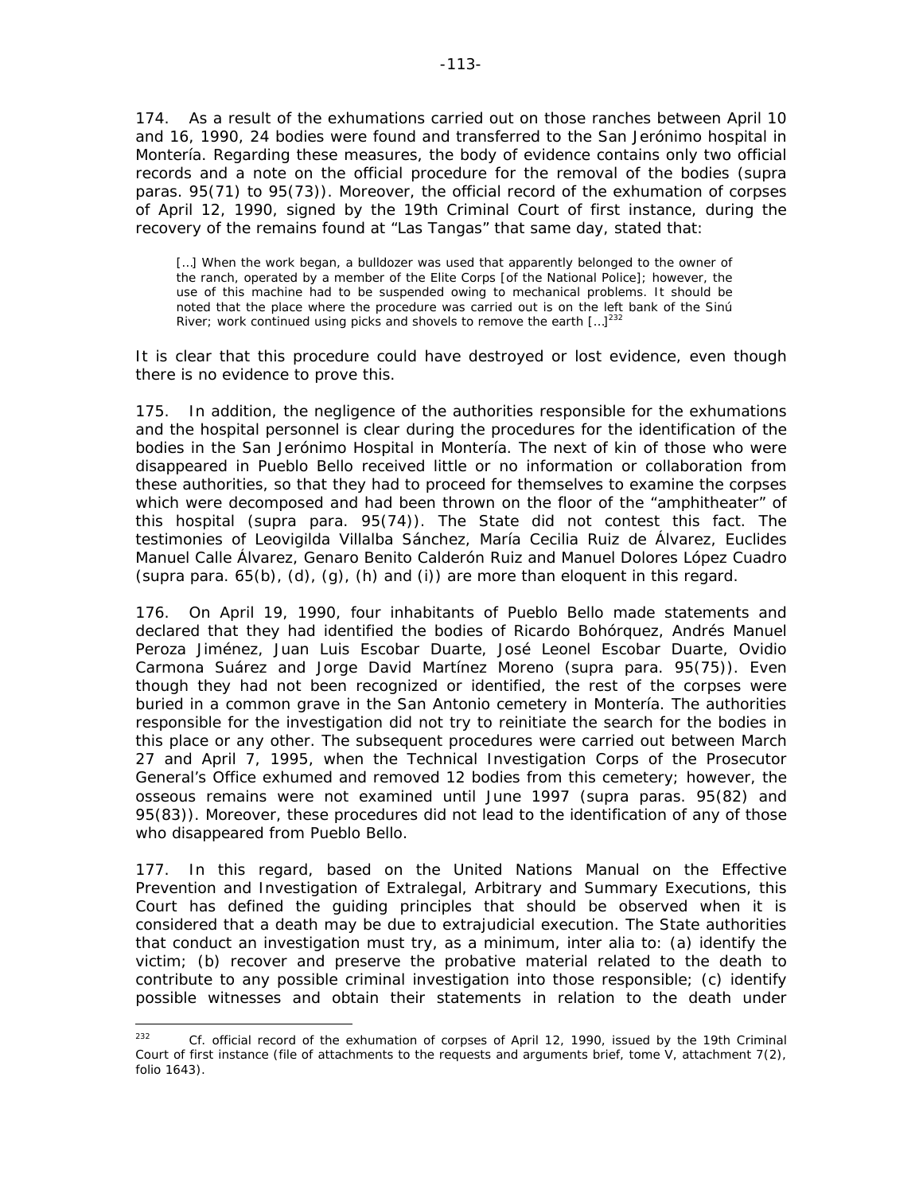174. As a result of the exhumations carried out on those ranches between April 10 and 16, 1990, 24 bodies were found and transferred to the San Jerónimo hospital in Montería. Regarding these measures, the body of evidence contains only two official records and a note on the official procedure for the removal of the bodies (supra paras. 95(71) to 95(73)). Moreover, the official record of the exhumation of corpses of April 12, 1990, signed by the 19th Criminal Court of first instance, during the recovery of the remains found at "Las Tangas" that same day, stated that:

> […] When the work began, a bulldozer was used that apparently belonged to the owner of the ranch, operated by a member of the Elite Corps [of the National Police]; however, the use of this machine had to be suspended owing to mechanical problems. It should be noted that the place where the procedure was carried out is on the left bank of the Sinú River; work continued using picks and shovels to remove the earth […][232]

It is clear that this procedure could have destroyed or lost evidence, even though there is no evidence to prove this.

175. In addition, the negligence of the authorities responsible for the exhumations and the hospital personnel is clear during the procedures for the identification of the bodies in the San Jerónimo Hospital in Montería. The next of kin of those who were disappeared in Pueblo Bello received little or no information or collaboration from these authorities, so that they had to proceed for themselves to examine the corpses which were decomposed and had been thrown on the floor of the "amphitheater" of this hospital (supra para. 95(74)). The State did not contest this fact. The testimonies of Leovigilda Villalba Sánchez, María Cecilia Ruiz de Álvarez, Euclides Manuel Calle Álvarez, Genaro Benito Calderón Ruiz and Manuel Dolores López Cuadro (supra para. 65(b), (d), (g), (h) and (i)) are more than eloquent in this regard.

176. On April 19, 1990, four inhabitants of Pueblo Bello made statements and declared that they had identified the bodies of Ricardo Bohórquez, Andrés Manuel Peroza Jiménez, Juan Luis Escobar Duarte, José Leonel Escobar Duarte, Ovidio Carmona Suárez and Jorge David Martínez Moreno (supra para. 95(75)). Even though they had not been recognized or identified, the rest of the corpses were buried in a common grave in the San Antonio cemetery in Montería. The authorities responsible for the investigation did not try to reinitiate the search for the bodies in this place or any other. The subsequent procedures were carried out between March 27 and April 7, 1995, when the Technical Investigation Corps of the Prosecutor General's Office exhumed and removed 12 bodies from this cemetery; however, the osseous remains were not examined until June 1997 (supra paras. 95(82) and 95(83)). Moreover, these procedures did not lead to the identification of any of those who disappeared from Pueblo Bello.

177. In this regard, based on the United Nations Manual on the Effective Prevention and Investigation of Extralegal, Arbitrary and Summary Executions, this Court has defined the guiding principles that should be observed when it is considered that a death may be due to extrajudicial execution. The State authorities that conduct an investigation must try, as a minimum, inter alia to: (a) identify the victim; (b) recover and preserve the probative material related to the death to contribute to any possible criminal investigation into those responsible; (c) identify possible witnesses and obtain their statements in relation to the death under

---

[232] Cf. official record of the exhumation of corpses of April 12, 1990, issued by the 19th Criminal Court of first instance (file of attachments to the requests and arguments brief, tome V, attachment 7(2), folio 1643).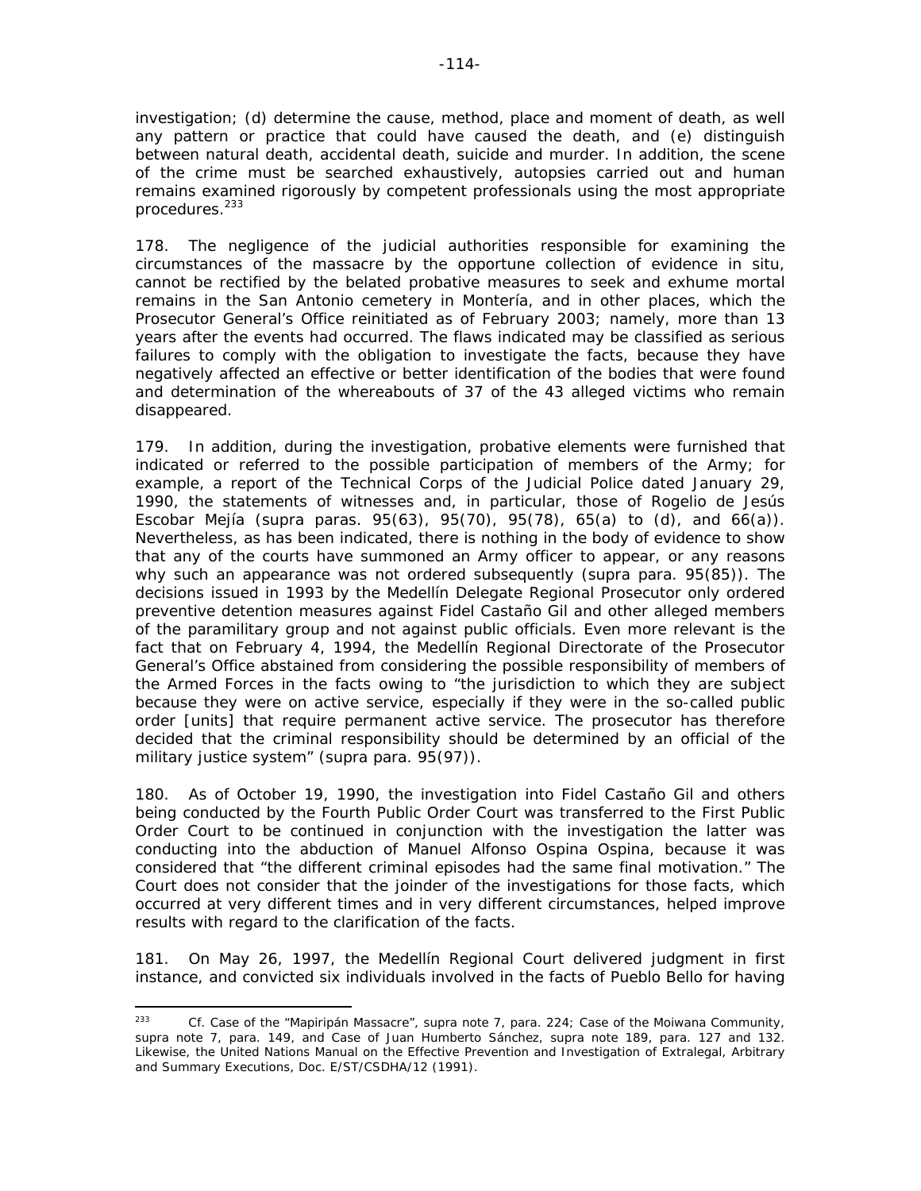investigation; (d) determine the cause, method, place and moment of death, as well any pattern or practice that could have caused the death, and (e) distinguish between natural death, accidental death, suicide and murder. In addition, the scene of the crime must be searched exhaustively, autopsies carried out and human remains examined rigorously by competent professionals using the most appropriate procedures.[233]

178. The negligence of the judicial authorities responsible for examining the circumstances of the massacre by the opportune collection of evidence in situ, cannot be rectified by the belated probative measures to seek and exhume mortal remains in the San Antonio cemetery in Montería, and in other places, which the Prosecutor General's Office reinitiated as of February 2003; namely, more than 13 years after the events had occurred. The flaws indicated may be classified as serious failures to comply with the obligation to investigate the facts, because they have negatively affected an effective or better identification of the bodies that were found and determination of the whereabouts of 37 of the 43 alleged victims who remain disappeared.

179. In addition, during the investigation, probative elements were furnished that indicated or referred to the possible participation of members of the Army; for example, a report of the Technical Corps of the Judicial Police dated January 29, 1990, the statements of witnesses and, in particular, those of Rogelio de Jesús Escobar Mejía (*supra* paras. 95(63), 95(70), 95(78), 65(a) to (d), and 66(a)). Nevertheless, as has been indicated, there is nothing in the body of evidence to show that any of the courts have summoned an Army officer to appear, or any reasons why such an appearance was not ordered subsequently (*supra* para. 95(85)). The decisions issued in 1993 by the Medellín Delegate Regional Prosecutor only ordered preventive detention measures against Fidel Castaño Gil and other alleged members of the paramilitary group and not against public officials. Even more relevant is the fact that on February 4, 1994, the Medellín Regional Directorate of the Prosecutor General's Office abstained from considering the possible responsibility of members of the Armed Forces in the facts owing to "the jurisdiction to which they are subject because they were on active service, especially if they were in the so-called public order [units] that require permanent active service. The prosecutor has therefore decided that the criminal responsibility should be determined by an official of the military justice system" (*supra* para. 95(97)).

180. As of October 19, 1990, the investigation into Fidel Castaño Gil and others being conducted by the Fourth Public Order Court was transferred to the First Public Order Court to be continued in conjunction with the investigation the latter was conducting into the abduction of Manuel Alfonso Ospina Ospina, because it was considered that "the different criminal episodes had the same final motivation." The Court does not consider that the joinder of the investigations for those facts, which occurred at very different times and in very different circumstances, helped improve results with regard to the clarification of the facts.

181. On May 26, 1997, the Medellín Regional Court delivered judgment in first instance, and convicted six individuals involved in the facts of Pueblo Bello for having

---

[233] *Cf. Case of the "Mapiripán Massacre"*, *supra* note 7, para. 224; *Case of the Moiwana Community*, *supra* note 7, para. 149, and *Case of Juan Humberto Sánchez*, *supra* note 189, para. 127 and 132. Likewise, the United Nations Manual on the Effective Prevention and Investigation of Extralegal, Arbitrary and Summary Executions, Doc. E/ST/CSDHA/12 (1991).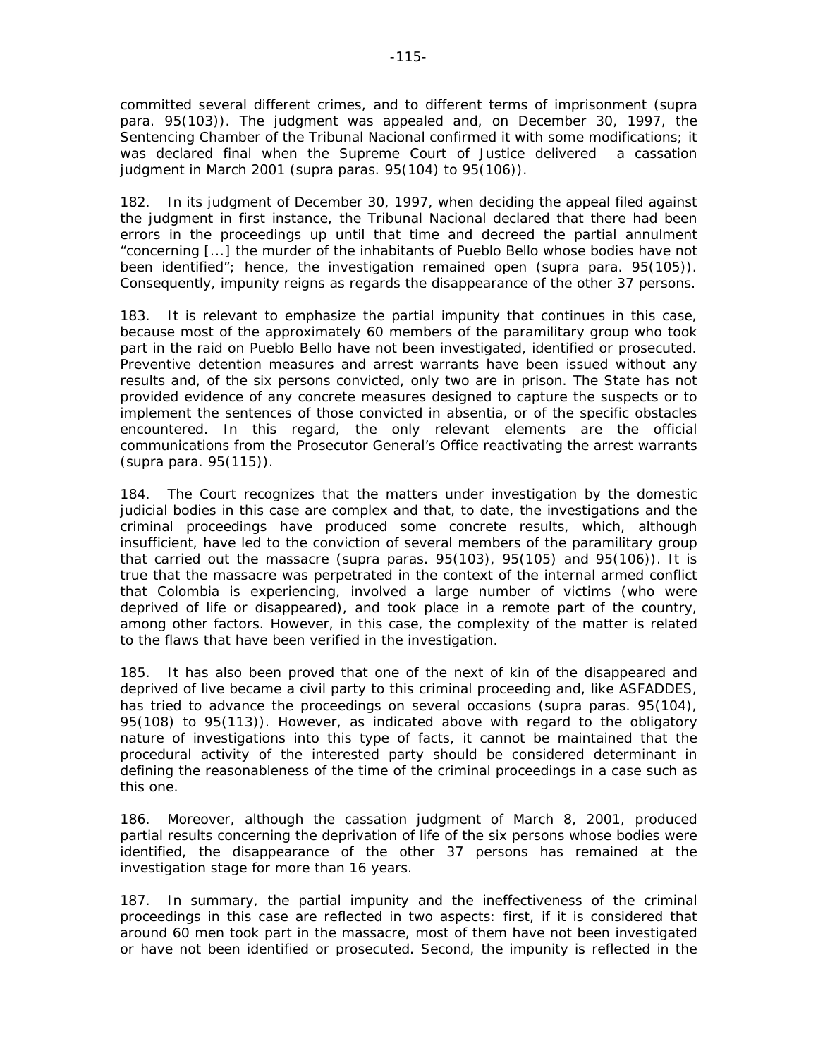committed several different crimes, and to different terms of imprisonment (supra para. 95(103)). The judgment was appealed and, on December 30, 1997, the Sentencing Chamber of the Tribunal Nacional confirmed it with some modifications; it was declared final when the Supreme Court of Justice delivered a cassation judgment in March 2001 (supra paras. 95(104) to 95(106)).

182. In its judgment of December 30, 1997, when deciding the appeal filed against the judgment in first instance, the Tribunal Nacional declared that there had been errors in the proceedings up until that time and decreed the partial annulment "concerning [...] the murder of the inhabitants of Pueblo Bello whose bodies have not been identified"; hence, the investigation remained open (supra para. 95(105)). Consequently, impunity reigns as regards the disappearance of the other 37 persons.

183. It is relevant to emphasize the partial impunity that continues in this case, because most of the approximately 60 members of the paramilitary group who took part in the raid on Pueblo Bello have not been investigated, identified or prosecuted. Preventive detention measures and arrest warrants have been issued without any results and, of the six persons convicted, only two are in prison. The State has not provided evidence of any concrete measures designed to capture the suspects or to implement the sentences of those convicted in absentia, or of the specific obstacles encountered. In this regard, the only relevant elements are the official communications from the Prosecutor General's Office reactivating the arrest warrants (supra para. 95(115)).

184. The Court recognizes that the matters under investigation by the domestic judicial bodies in this case are complex and that, to date, the investigations and the criminal proceedings have produced some concrete results, which, although insufficient, have led to the conviction of several members of the paramilitary group that carried out the massacre (supra paras. 95(103), 95(105) and 95(106)). It is true that the massacre was perpetrated in the context of the internal armed conflict that Colombia is experiencing, involved a large number of victims (who were deprived of life or disappeared), and took place in a remote part of the country, among other factors. However, in this case, the complexity of the matter is related to the flaws that have been verified in the investigation.

185. It has also been proved that one of the next of kin of the disappeared and deprived of live became a civil party to this criminal proceeding and, like ASFADDES, has tried to advance the proceedings on several occasions (supra paras. 95(104), 95(108) to 95(113)). However, as indicated above with regard to the obligatory nature of investigations into this type of facts, it cannot be maintained that the procedural activity of the interested party should be considered determinant in defining the reasonableness of the time of the criminal proceedings in a case such as this one.

186. Moreover, although the cassation judgment of March 8, 2001, produced partial results concerning the deprivation of life of the six persons whose bodies were identified, the disappearance of the other 37 persons has remained at the investigation stage for more than 16 years.

187. In summary, the partial impunity and the ineffectiveness of the criminal proceedings in this case are reflected in two aspects: first, if it is considered that around 60 men took part in the massacre, most of them have not been investigated or have not been identified or prosecuted. Second, the impunity is reflected in the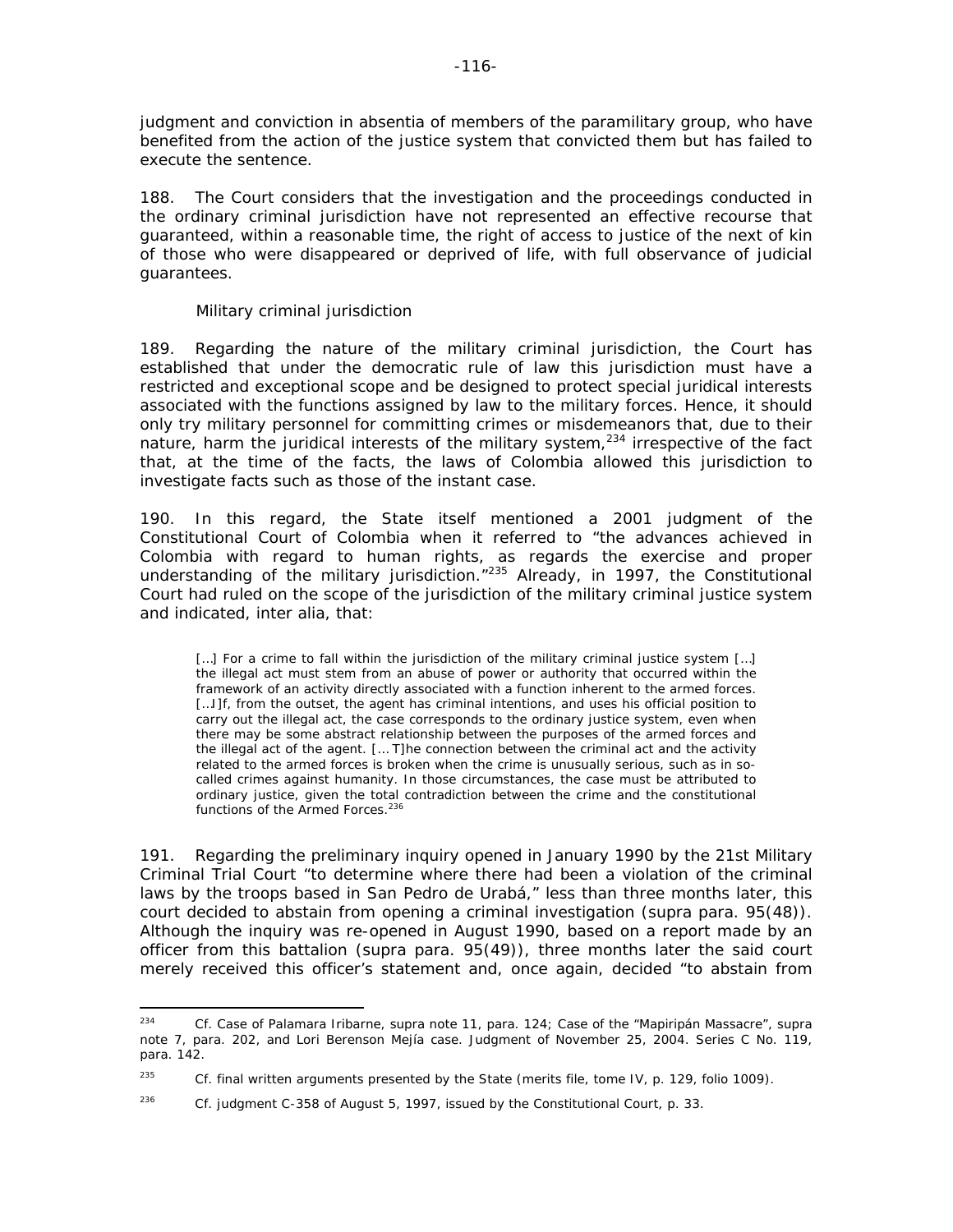judgment and conviction in absentia of members of the paramilitary group, who have benefited from the action of the justice system that convicted them but has failed to execute the sentence.

188. The Court considers that the investigation and the proceedings conducted in the ordinary criminal jurisdiction have not represented an effective recourse that guaranteed, within a reasonable time, the right of access to justice of the next of kin of those who were disappeared or deprived of life, with full observance of judicial guarantees.

*Military criminal jurisdiction*

189. Regarding the nature of the military criminal jurisdiction, the Court has established that under the democratic rule of law this jurisdiction must have a restricted and exceptional scope and be designed to protect special juridical interests associated with the functions assigned by law to the military forces. Hence, it should only try military personnel for committing crimes or misdemeanors that, due to their nature, harm the juridical interests of the military system,[234] irrespective of the fact that, at the time of the facts, the laws of Colombia allowed this jurisdiction to investigate facts such as those of the instant case.

190. In this regard, the State itself mentioned a 2001 judgment of the Constitutional Court of Colombia when it referred to "the advances achieved in Colombia with regard to human rights, as regards the exercise and proper understanding of the military jurisdiction."[235] Already, in 1997, the Constitutional Court had ruled on the scope of the jurisdiction of the military criminal justice system and indicated, *inter alia*, that:

> […] For a crime to fall within the jurisdiction of the military criminal justice system […] the illegal act must stem from an abuse of power or authority that occurred within the framework of an activity directly associated with a function inherent to the armed forces. [...I]f, from the outset, the agent has criminal intentions, and uses his official position to carry out the illegal act, the case corresponds to the ordinary justice system, even when there may be some abstract relationship between the purposes of the armed forces and the illegal act of the agent. [… T]he connection between the criminal act and the activity related to the armed forces is broken when the crime is unusually serious, such as in so-called crimes against humanity. In those circumstances, the case must be attributed to ordinary justice, given the total contradiction between the crime and the constitutional functions of the Armed Forces.[236]

191. Regarding the preliminary inquiry opened in January 1990 by the 21st Military Criminal Trial Court "to determine where there had been a violation of the criminal laws by the troops based in San Pedro de Urabá," less than three months later, this court decided to abstain from opening a criminal investigation (*supra* para. 95(48)). Although the inquiry was re-opened in August 1990, based on a report made by an officer from this battalion (*supra* para. 95(49)), three months later the said court merely received this officer's statement and, once again, decided "to abstain from

---

[234] Cf. *Case of Palamara Iribarne*, *supra* note 11, para. 124; *Case of the "Mapiripán Massacre"*, *supra* note 7, para. 202, and *Lori Berenson Mejía case*. Judgment of November 25, 2004. Series C No. 119, para. 142.

[235] Cf. final written arguments presented by the State (merits file, tome IV, p. 129, folio 1009).

[236] Cf. judgment C-358 of August 5, 1997, issued by the Constitutional Court, p. 33.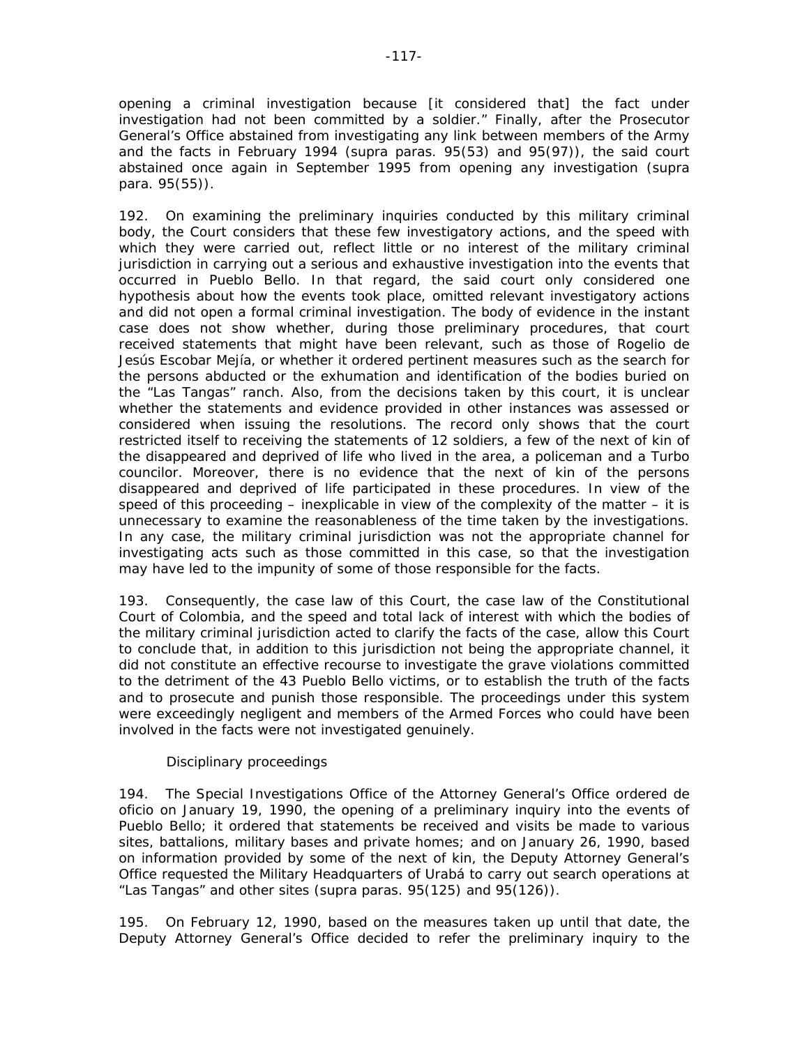opening a criminal investigation because [it considered that] the fact under investigation had not been committed by a soldier." Finally, after the Prosecutor General's Office abstained from investigating any link between members of the Army and the facts in February 1994 (supra paras. 95(53) and 95(97)), the said court abstained once again in September 1995 from opening any investigation (supra para. 95(55)).

192. On examining the preliminary inquiries conducted by this military criminal body, the Court considers that these few investigatory actions, and the speed with which they were carried out, reflect little or no interest of the military criminal jurisdiction in carrying out a serious and exhaustive investigation into the events that occurred in Pueblo Bello. In that regard, the said court only considered one hypothesis about how the events took place, omitted relevant investigatory actions and did not open a formal criminal investigation. The body of evidence in the instant case does not show whether, during those preliminary procedures, that court received statements that might have been relevant, such as those of Rogelio de Jesús Escobar Mejía, or whether it ordered pertinent measures such as the search for the persons abducted or the exhumation and identification of the bodies buried on the "Las Tangas" ranch. Also, from the decisions taken by this court, it is unclear whether the statements and evidence provided in other instances was assessed or considered when issuing the resolutions. The record only shows that the court restricted itself to receiving the statements of 12 soldiers, a few of the next of kin of the disappeared and deprived of life who lived in the area, a policeman and a Turbo councilor. Moreover, there is no evidence that the next of kin of the persons disappeared and deprived of life participated in these procedures. In view of the speed of this proceeding – inexplicable in view of the complexity of the matter – it is unnecessary to examine the reasonableness of the time taken by the investigations. In any case, the military criminal jurisdiction was not the appropriate channel for investigating acts such as those committed in this case, so that the investigation may have led to the impunity of some of those responsible for the facts.

193. Consequently, the case law of this Court, the case law of the Constitutional Court of Colombia, and the speed and total lack of interest with which the bodies of the military criminal jurisdiction acted to clarify the facts of the case, allow this Court to conclude that, in addition to this jurisdiction not being the appropriate channel, it did not constitute an effective recourse to investigate the grave violations committed to the detriment of the 43 Pueblo Bello victims, or to establish the truth of the facts and to prosecute and punish those responsible. The proceedings under this system were exceedingly negligent and members of the Armed Forces who could have been involved in the facts were not investigated genuinely.

*Disciplinary proceedings*

194. The Special Investigations Office of the Attorney General's Office ordered de oficio on January 19, 1990, the opening of a preliminary inquiry into the events of Pueblo Bello; it ordered that statements be received and visits be made to various sites, battalions, military bases and private homes; and on January 26, 1990, based on information provided by some of the next of kin, the Deputy Attorney General's Office requested the Military Headquarters of Urabá to carry out search operations at "Las Tangas" and other sites (supra paras. 95(125) and 95(126)).

195. On February 12, 1990, based on the measures taken up until that date, the Deputy Attorney General's Office decided to refer the preliminary inquiry to the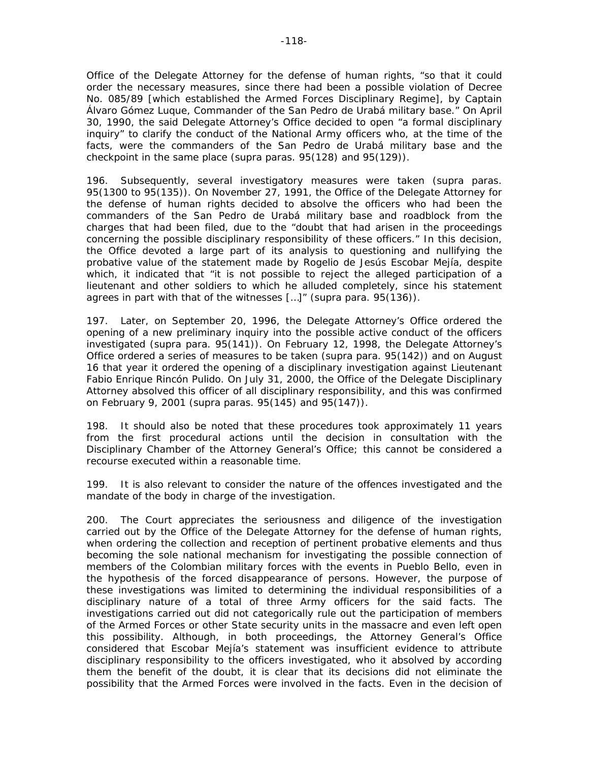Office of the Delegate Attorney for the defense of human rights, "so that it could order the necessary measures, since there had been a possible violation of Decree No. 085/89 [which established the Armed Forces Disciplinary Regime], by Captain Álvaro Gómez Luque, Commander of the San Pedro de Urabá military base." On April 30, 1990, the said Delegate Attorney's Office decided to open "a formal disciplinary inquiry" to clarify the conduct of the National Army officers who, at the time of the facts, were the commanders of the San Pedro de Urabá military base and the checkpoint in the same place (supra paras. 95(128) and 95(129)).

196. Subsequently, several investigatory measures were taken (supra paras. 95(1300 to 95(135)). On November 27, 1991, the Office of the Delegate Attorney for the defense of human rights decided to absolve the officers who had been the commanders of the San Pedro de Urabá military base and roadblock from the charges that had been filed, due to the "doubt that had arisen in the proceedings concerning the possible disciplinary responsibility of these officers." In this decision, the Office devoted a large part of its analysis to questioning and nullifying the probative value of the statement made by Rogelio de Jesús Escobar Mejía, despite which, it indicated that "it is not possible to reject the alleged participation of a lieutenant and other soldiers to which he alluded completely, since his statement agrees in part with that of the witnesses […]" (supra para. 95(136)).

197. Later, on September 20, 1996, the Delegate Attorney's Office ordered the opening of a new preliminary inquiry into the possible active conduct of the officers investigated (supra para. 95(141)). On February 12, 1998, the Delegate Attorney's Office ordered a series of measures to be taken (supra para. 95(142)) and on August 16 that year it ordered the opening of a disciplinary investigation against Lieutenant Fabio Enrique Rincón Pulido. On July 31, 2000, the Office of the Delegate Disciplinary Attorney absolved this officer of all disciplinary responsibility, and this was confirmed on February 9, 2001 (supra paras. 95(145) and 95(147)).

198. It should also be noted that these procedures took approximately 11 years from the first procedural actions until the decision in consultation with the Disciplinary Chamber of the Attorney General's Office; this cannot be considered a recourse executed within a reasonable time.

199. It is also relevant to consider the nature of the offences investigated and the mandate of the body in charge of the investigation.

200. The Court appreciates the seriousness and diligence of the investigation carried out by the Office of the Delegate Attorney for the defense of human rights, when ordering the collection and reception of pertinent probative elements and thus becoming the sole national mechanism for investigating the possible connection of members of the Colombian military forces with the events in Pueblo Bello, even in the hypothesis of the forced disappearance of persons. However, the purpose of these investigations was limited to determining the individual responsibilities of a disciplinary nature of a total of three Army officers for the said facts. The investigations carried out did not categorically rule out the participation of members of the Armed Forces or other State security units in the massacre and even left open this possibility. Although, in both proceedings, the Attorney General's Office considered that Escobar Mejía's statement was insufficient evidence to attribute disciplinary responsibility to the officers investigated, who it absolved by according them the benefit of the doubt, it is clear that its decisions did not eliminate the possibility that the Armed Forces were involved in the facts. Even in the decision of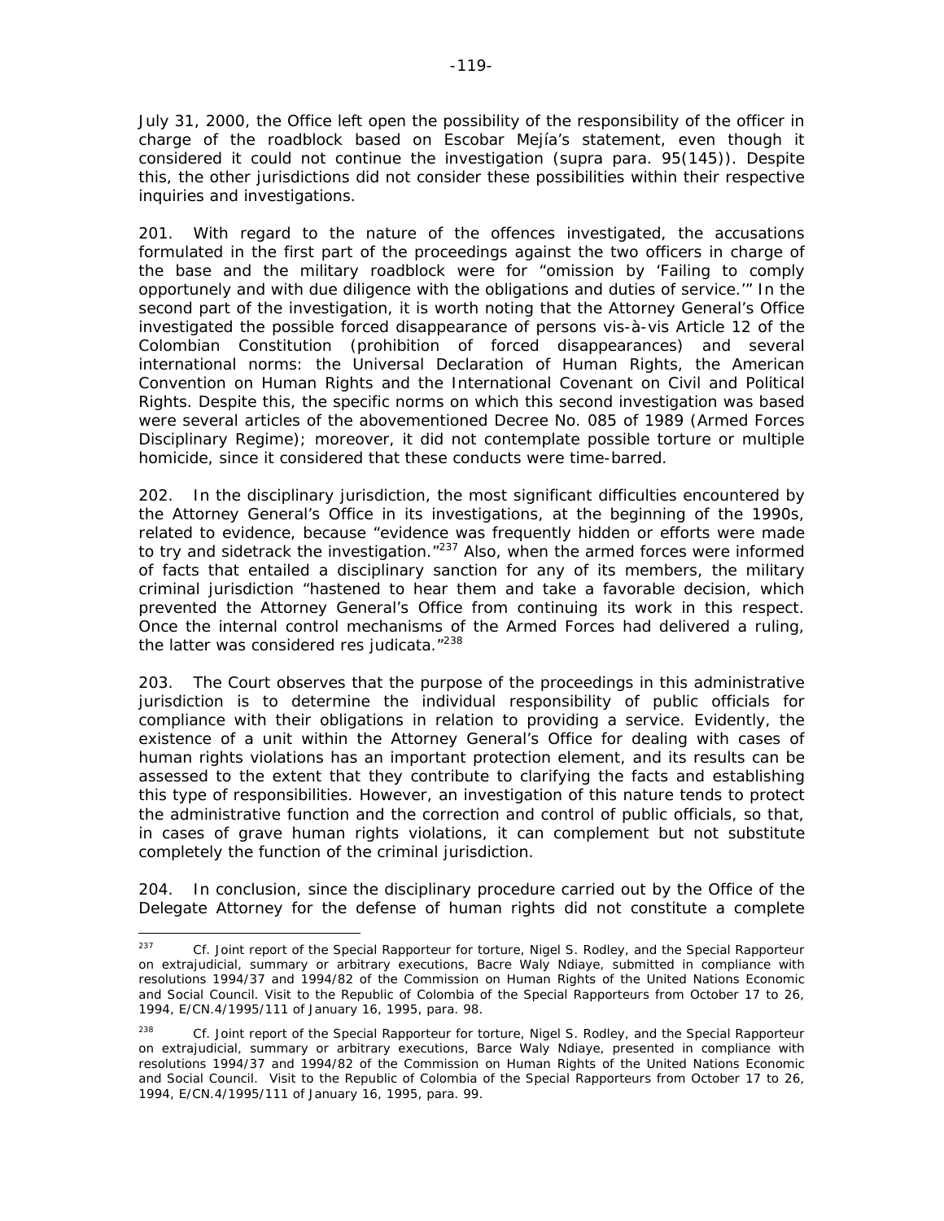July 31, 2000, the Office left open the possibility of the responsibility of the officer in charge of the roadblock based on Escobar Mejía's statement, even though it considered it could not continue the investigation (supra para. 95(145)). Despite this, the other jurisdictions did not consider these possibilities within their respective inquiries and investigations.

201. With regard to the nature of the offences investigated, the accusations formulated in the first part of the proceedings against the two officers in charge of the base and the military roadblock were for "omission by 'Failing to comply opportunely and with due diligence with the obligations and duties of service.'" In the second part of the investigation, it is worth noting that the Attorney General's Office investigated the possible forced disappearance of persons vis-à-vis Article 12 of the Colombian Constitution (prohibition of forced disappearances) and several international norms: the Universal Declaration of Human Rights, the American Convention on Human Rights and the International Covenant on Civil and Political Rights. Despite this, the specific norms on which this second investigation was based were several articles of the abovementioned Decree No. 085 of 1989 (Armed Forces Disciplinary Regime); moreover, it did not contemplate possible torture or multiple homicide, since it considered that these conducts were time-barred.

202. In the disciplinary jurisdiction, the most significant difficulties encountered by the Attorney General's Office in its investigations, at the beginning of the 1990s, related to evidence, because "evidence was frequently hidden or efforts were made to try and sidetrack the investigation."[237] Also, when the armed forces were informed of facts that entailed a disciplinary sanction for any of its members, the military criminal jurisdiction "hastened to hear them and take a favorable decision, which prevented the Attorney General's Office from continuing its work in this respect. Once the internal control mechanisms of the Armed Forces had delivered a ruling, the latter was considered res judicata."[238]

203. The Court observes that the purpose of the proceedings in this administrative jurisdiction is to determine the individual responsibility of public officials for compliance with their obligations in relation to providing a service. Evidently, the existence of a unit within the Attorney General's Office for dealing with cases of human rights violations has an important protection element, and its results can be assessed to the extent that they contribute to clarifying the facts and establishing this type of responsibilities. However, an investigation of this nature tends to protect the administrative function and the correction and control of public officials, so that, in cases of grave human rights violations, it can complement but not substitute completely the function of the criminal jurisdiction.

204. In conclusion, since the disciplinary procedure carried out by the Office of the Delegate Attorney for the defense of human rights did not constitute a complete

---

[237] Cf. Joint report of the Special Rapporteur for torture, Nigel S. Rodley, and the Special Rapporteur on extrajudicial, summary or arbitrary executions, Bacre Waly Ndiaye, submitted in compliance with resolutions 1994/37 and 1994/82 of the Commission on Human Rights of the United Nations Economic and Social Council. Visit to the Republic of Colombia of the Special Rapporteurs from October 17 to 26, 1994, E/CN.4/1995/111 of January 16, 1995, para. 98.

[238] Cf. Joint report of the Special Rapporteur for torture, Nigel S. Rodley, and the Special Rapporteur on extrajudicial, summary or arbitrary executions, Barce Waly Ndiaye, presented in compliance with resolutions 1994/37 and 1994/82 of the Commission on Human Rights of the United Nations Economic and Social Council. Visit to the Republic of Colombia of the Special Rapporteurs from October 17 to 26, 1994, E/CN.4/1995/111 of January 16, 1995, para. 99.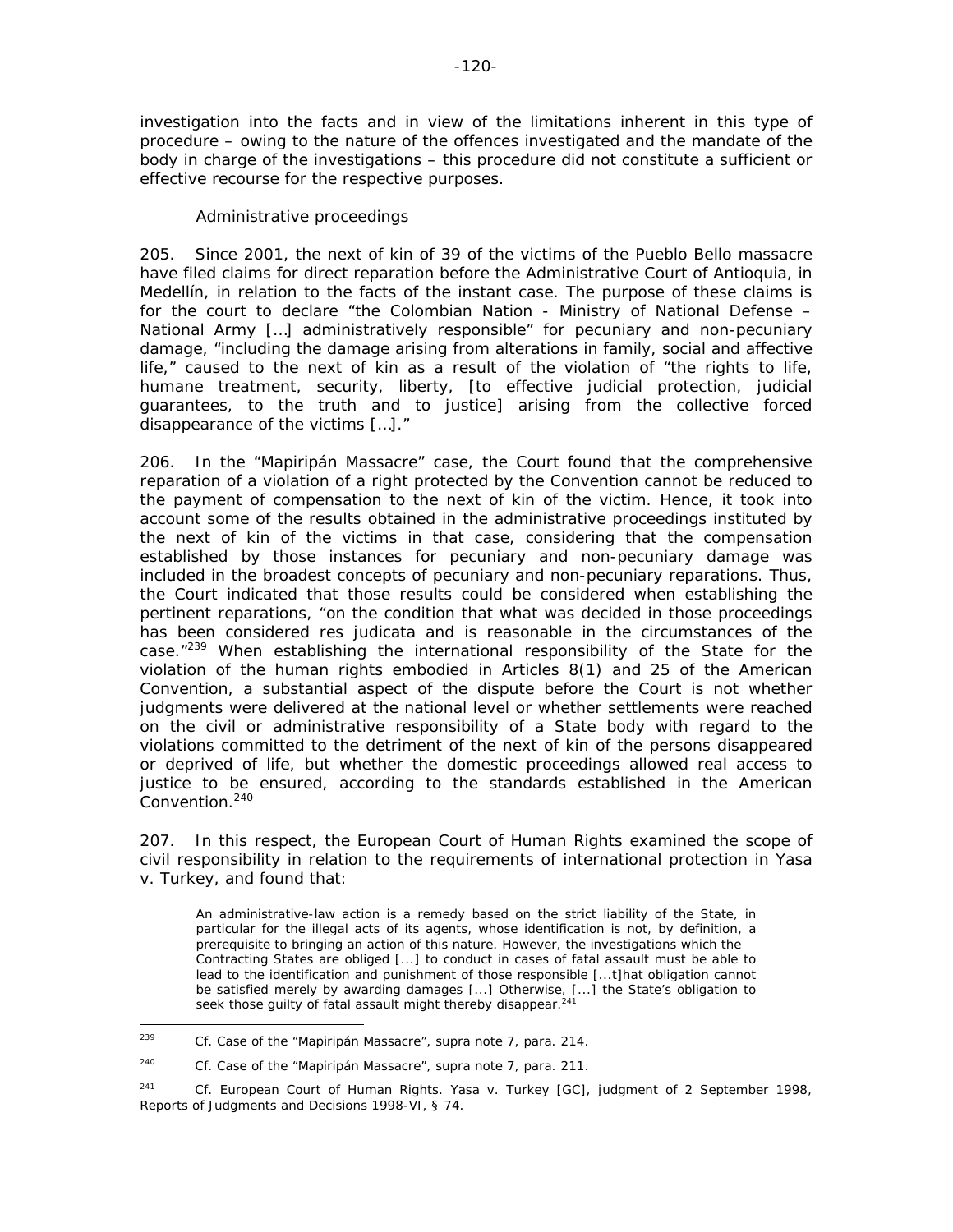investigation into the facts and in view of the limitations inherent in this type of procedure – owing to the nature of the offences investigated and the mandate of the body in charge of the investigations – this procedure did not constitute a sufficient or effective recourse for the respective purposes.

*Administrative proceedings*

205. Since 2001, the next of kin of 39 of the victims of the Pueblo Bello massacre have filed claims for direct reparation before the Administrative Court of Antioquia, in Medellín, in relation to the facts of the instant case. The purpose of these claims is for the court to declare "the Colombian Nation - Ministry of National Defense – National Army […] administratively responsible" for pecuniary and non-pecuniary damage, "including the damage arising from alterations in family, social and affective life," caused to the next of kin as a result of the violation of "the rights to life, humane treatment, security, liberty, [to effective judicial protection, judicial guarantees, to the truth and to justice] arising from the collective forced disappearance of the victims […]."

206. In the "Mapiripán Massacre" case, the Court found that the comprehensive reparation of a violation of a right protected by the Convention cannot be reduced to the payment of compensation to the next of kin of the victim. Hence, it took into account some of the results obtained in the administrative proceedings instituted by the next of kin of the victims in that case, considering that the compensation established by those instances for pecuniary and non-pecuniary damage was included in the broadest concepts of pecuniary and non-pecuniary reparations. Thus, the Court indicated that those results could be considered when establishing the pertinent reparations, "on the condition that what was decided in those proceedings has been considered res judicata and is reasonable in the circumstances of the case."[239] When establishing the international responsibility of the State for the violation of the human rights embodied in Articles 8(1) and 25 of the American Convention, a substantial aspect of the dispute before the Court is not whether judgments were delivered at the national level or whether settlements were reached on the civil or administrative responsibility of a State body with regard to the violations committed to the detriment of the next of kin of the persons disappeared or deprived of life, but whether the domestic proceedings allowed real access to justice to be ensured, according to the standards established in the American Convention.[240]

207. In this respect, the European Court of Human Rights examined the scope of civil responsibility in relation to the requirements of international protection in *Yasa v. Turkey*, and found that:

> An administrative-law action is a remedy based on the strict liability of the State, in particular for the illegal acts of its agents, whose identification is not, by definition, a prerequisite to bringing an action of this nature. However, the investigations which the Contracting States are obliged [...] to conduct in cases of fatal assault must be able to lead to the identification and punishment of those responsible [...t]hat obligation cannot be satisfied merely by awarding damages [...] Otherwise, [...] the State's obligation to seek those guilty of fatal assault might thereby disappear.[241]

---

[239] Cf. *Case of the "Mapiripán Massacre"*, *supra* note 7, para. 214.

[240] Cf. *Case of the "Mapiripán Massacre"*, *supra* note 7, para. 211.

[241] Cf. European Court of Human Rights. *Yasa v. Turkey* [GC], judgment of 2 September 1998, Reports of Judgments and Decisions 1998-VI, § 74.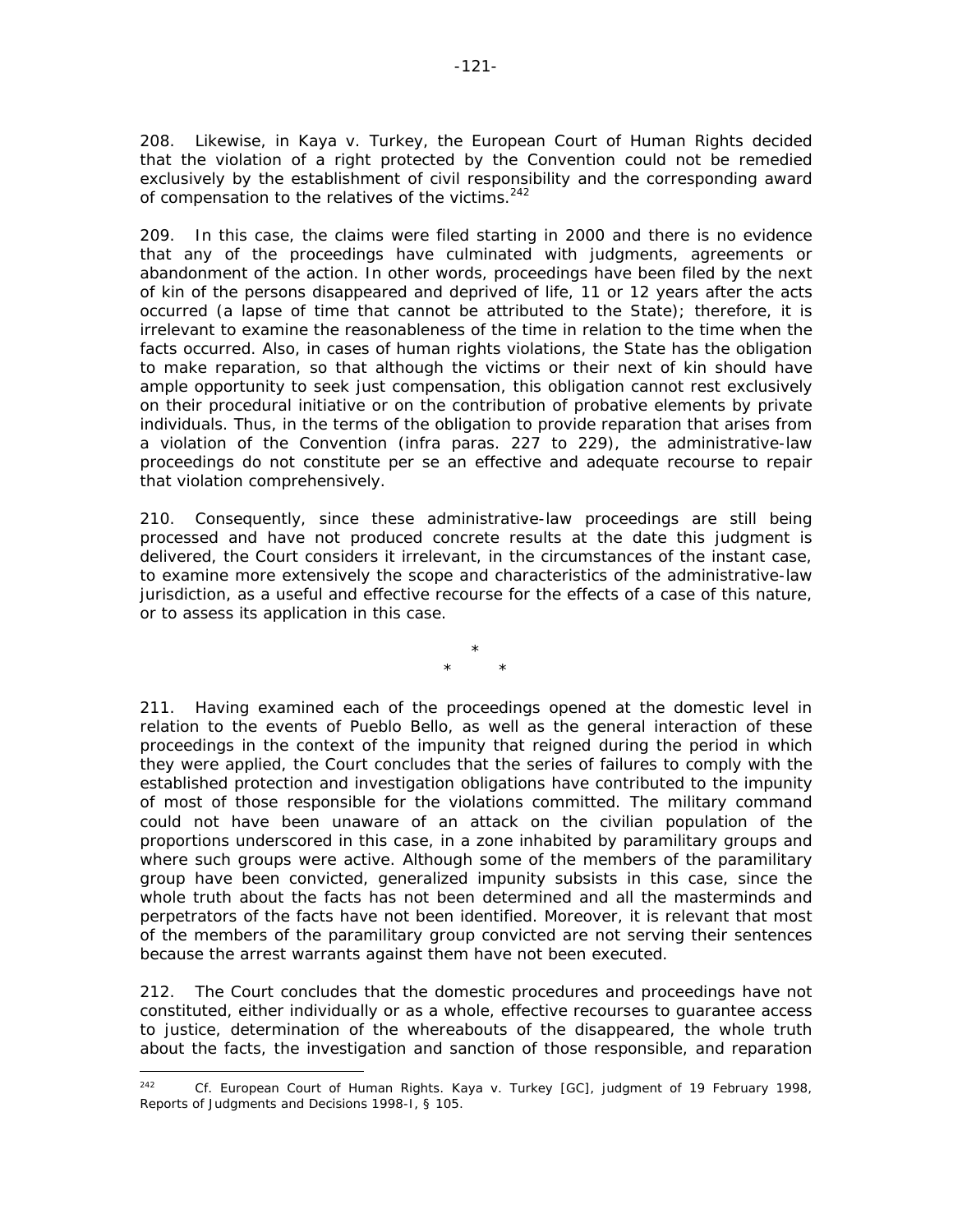208. Likewise, in Kaya v. Turkey, the European Court of Human Rights decided that the violation of a right protected by the Convention could not be remedied exclusively by the establishment of civil responsibility and the corresponding award of compensation to the relatives of the victims.[242]

209. In this case, the claims were filed starting in 2000 and there is no evidence that any of the proceedings have culminated with judgments, agreements or abandonment of the action. In other words, proceedings have been filed by the next of kin of the persons disappeared and deprived of life, 11 or 12 years after the acts occurred (a lapse of time that cannot be attributed to the State); therefore, it is irrelevant to examine the reasonableness of the time in relation to the time when the facts occurred. Also, in cases of human rights violations, the State has the obligation to make reparation, so that although the victims or their next of kin should have ample opportunity to seek just compensation, this obligation cannot rest exclusively on their procedural initiative or on the contribution of probative elements by private individuals. Thus, in the terms of the obligation to provide reparation that arises from a violation of the Convention (infra paras. 227 to 229), the administrative-law proceedings do not constitute per se an effective and adequate recourse to repair that violation comprehensively.

210. Consequently, since these administrative-law proceedings are still being processed and have not produced concrete results at the date this judgment is delivered, the Court considers it irrelevant, in the circumstances of the instant case, to examine more extensively the scope and characteristics of the administrative-law jurisdiction, as a useful and effective recourse for the effects of a case of this nature, or to assess its application in this case.

\*

\* \*

211. Having examined each of the proceedings opened at the domestic level in relation to the events of Pueblo Bello, as well as the general interaction of these proceedings in the context of the impunity that reigned during the period in which they were applied, the Court concludes that the series of failures to comply with the established protection and investigation obligations have contributed to the impunity of most of those responsible for the violations committed. The military command could not have been unaware of an attack on the civilian population of the proportions underscored in this case, in a zone inhabited by paramilitary groups and where such groups were active. Although some of the members of the paramilitary group have been convicted, generalized impunity subsists in this case, since the whole truth about the facts has not been determined and all the masterminds and perpetrators of the facts have not been identified. Moreover, it is relevant that most of the members of the paramilitary group convicted are not serving their sentences because the arrest warrants against them have not been executed.

212. The Court concludes that the domestic procedures and proceedings have not constituted, either individually or as a whole, effective recourses to guarantee access to justice, determination of the whereabouts of the disappeared, the whole truth about the facts, the investigation and sanction of those responsible, and reparation

---

[242] *Cf.* European Court of Human Rights. *Kaya v. Turkey* [GC], judgment of 19 February 1998, *Reports of Judgments and Decisions* 1998-I, § 105.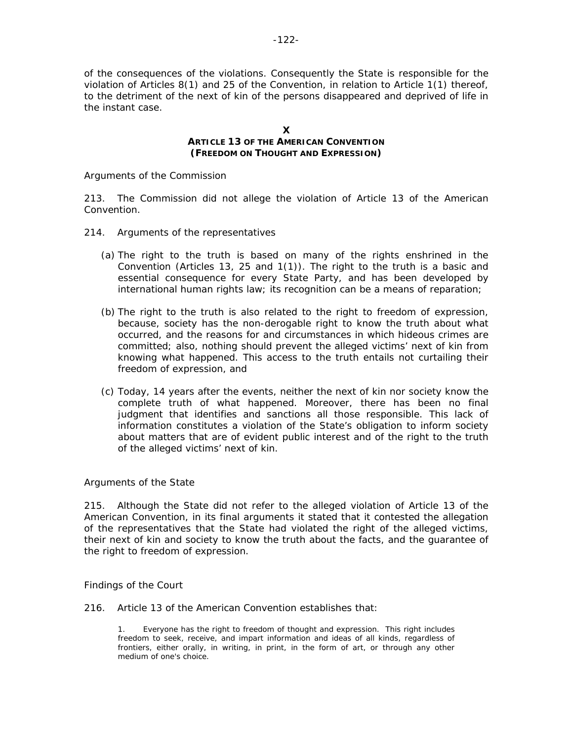of the consequences of the violations. Consequently the State is responsible for the violation of Articles 8(1) and 25 of the Convention, in relation to Article 1(1) thereof, to the detriment of the next of kin of the persons disappeared and deprived of life in the instant case.

## X
## ARTICLE 13 OF THE AMERICAN CONVENTION (FREEDOM ON THOUGHT AND EXPRESSION)

*Arguments of the Commission*

213. The Commission did not allege the violation of Article 13 of the American Convention.

214. *Arguments of the representatives*

(a) The right to the truth is based on many of the rights enshrined in the Convention (Articles 13, 25 and 1(1)). The right to the truth is a basic and essential consequence for every State Party, and has been developed by international human rights law; its recognition can be a means of reparation;

(b) The right to the truth is also related to the right to freedom of expression, because, society has the non-derogable right to know the truth about what occurred, and the reasons for and circumstances in which hideous crimes are committed; also, nothing should prevent the alleged victims' next of kin from knowing what happened. This access to the truth entails not curtailing their freedom of expression, and

(c) Today, 14 years after the events, neither the next of kin nor society know the complete truth of what happened. Moreover, there has been no final judgment that identifies and sanctions all those responsible. This lack of information constitutes a violation of the State's obligation to inform society about matters that are of evident public interest and of the right to the truth of the alleged victims' next of kin.

*Arguments of the State*

215. Although the State did not refer to the alleged violation of Article 13 of the American Convention, in its final arguments it stated that it contested the allegation of the representatives that the State had violated the right of the alleged victims, their next of kin and society to know the truth about the facts, and the guarantee of the right to freedom of expression.

*Findings of the Court*

216. Article 13 of the American Convention establishes that:

> 1. Everyone has the right to freedom of thought and expression. This right includes freedom to seek, receive, and impart information and ideas of all kinds, regardless of frontiers, either orally, in writing, in print, in the form of art, or through any other medium of one's choice.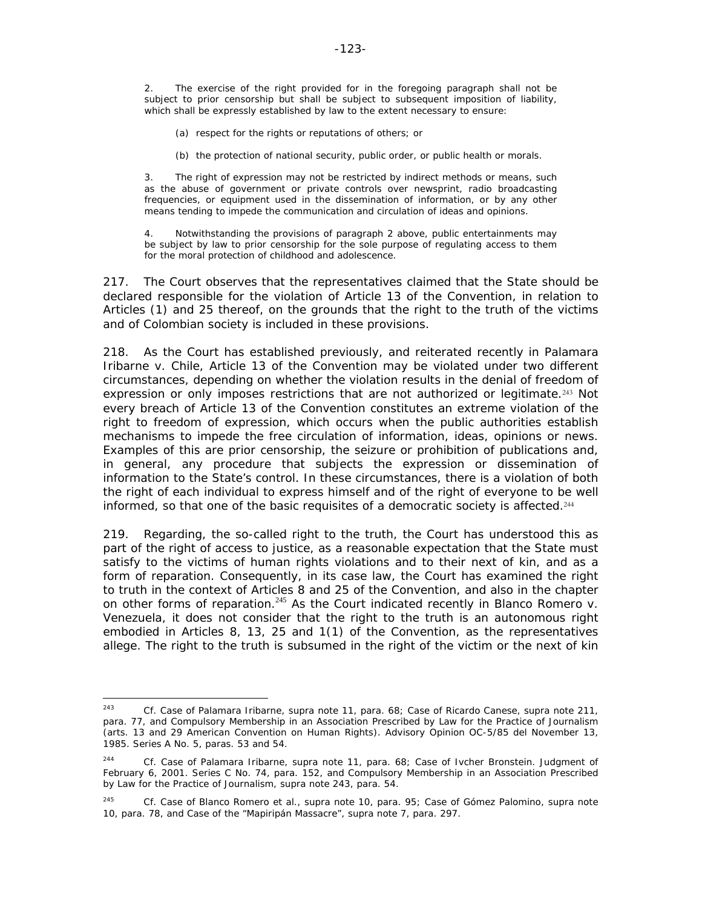2. The exercise of the right provided for in the foregoing paragraph shall not be subject to prior censorship but shall be subject to subsequent imposition of liability, which shall be expressly established by law to the extent necessary to ensure:

(a) respect for the rights or reputations of others; or

(b) the protection of national security, public order, or public health or morals.

3. The right of expression may not be restricted by indirect methods or means, such as the abuse of government or private controls over newsprint, radio broadcasting frequencies, or equipment used in the dissemination of information, or by any other means tending to impede the communication and circulation of ideas and opinions.

4. Notwithstanding the provisions of paragraph 2 above, public entertainments may be subject by law to prior censorship for the sole purpose of regulating access to them for the moral protection of childhood and adolescence.

217. The Court observes that the representatives claimed that the State should be declared responsible for the violation of Article 13 of the Convention, in relation to Articles (1) and 25 thereof, on the grounds that the right to the truth of the victims and of Colombian society is included in these provisions.

218. As the Court has established previously, and reiterated recently in *Palamara Iribarne v. Chile*, Article 13 of the Convention may be violated under two different circumstances, depending on whether the violation results in the denial of freedom of expression or only imposes restrictions that are not authorized or legitimate.[243] Not every breach of Article 13 of the Convention constitutes an extreme violation of the right to freedom of expression, which occurs when the public authorities establish mechanisms to impede the free circulation of information, ideas, opinions or news. Examples of this are prior censorship, the seizure or prohibition of publications and, in general, any procedure that subjects the expression or dissemination of information to the State's control. In these circumstances, there is a violation of both the right of each individual to express himself and of the right of everyone to be well informed, so that one of the basic requisites of a democratic society is affected.[244]

219. Regarding, the so-called right to the truth, the Court has understood this as part of the right of access to justice, as a reasonable expectation that the State must satisfy to the victims of human rights violations and to their next of kin, and as a form of reparation. Consequently, in its case law, the Court has examined the right to truth in the context of Articles 8 and 25 of the Convention, and also in the chapter on other forms of reparation.[245] As the Court indicated recently in *Blanco Romero v. Venezuela*, it does not consider that the right to the truth is an autonomous right embodied in Articles 8, 13, 25 and 1(1) of the Convention, as the representatives allege. The right to the truth is subsumed in the right of the victim or the next of kin

---

[243] *Cf. Case of Palamara Iribarne, supra* note 11, para. 68; *Case of Ricardo Canese, supra* note 211, para. 77, and *Compulsory Membership in an Association Prescribed by Law for the Practice of Journalism (arts. 13 and 29 American Convention on Human Rights)*. Advisory Opinion OC-5/85 del November 13, 1985. Series A No. 5, paras. 53 and 54.

[244] *Cf. Case of Palamara Iribarne, supra* note 11, para. 68; *Case of Ivcher Bronstein*. Judgment of February 6, 2001. Series C No. 74, para. 152, and *Compulsory Membership in an Association Prescribed by Law for the Practice of Journalism, supra* note 243, para. 54.

[245] *Cf. Case of Blanco Romero et al., supra* note 10, para. 95; *Case of Gómez Palomino, supra* note 10, para. 78, and *Case of the "Mapiripán Massacre", supra* note 7, para. 297.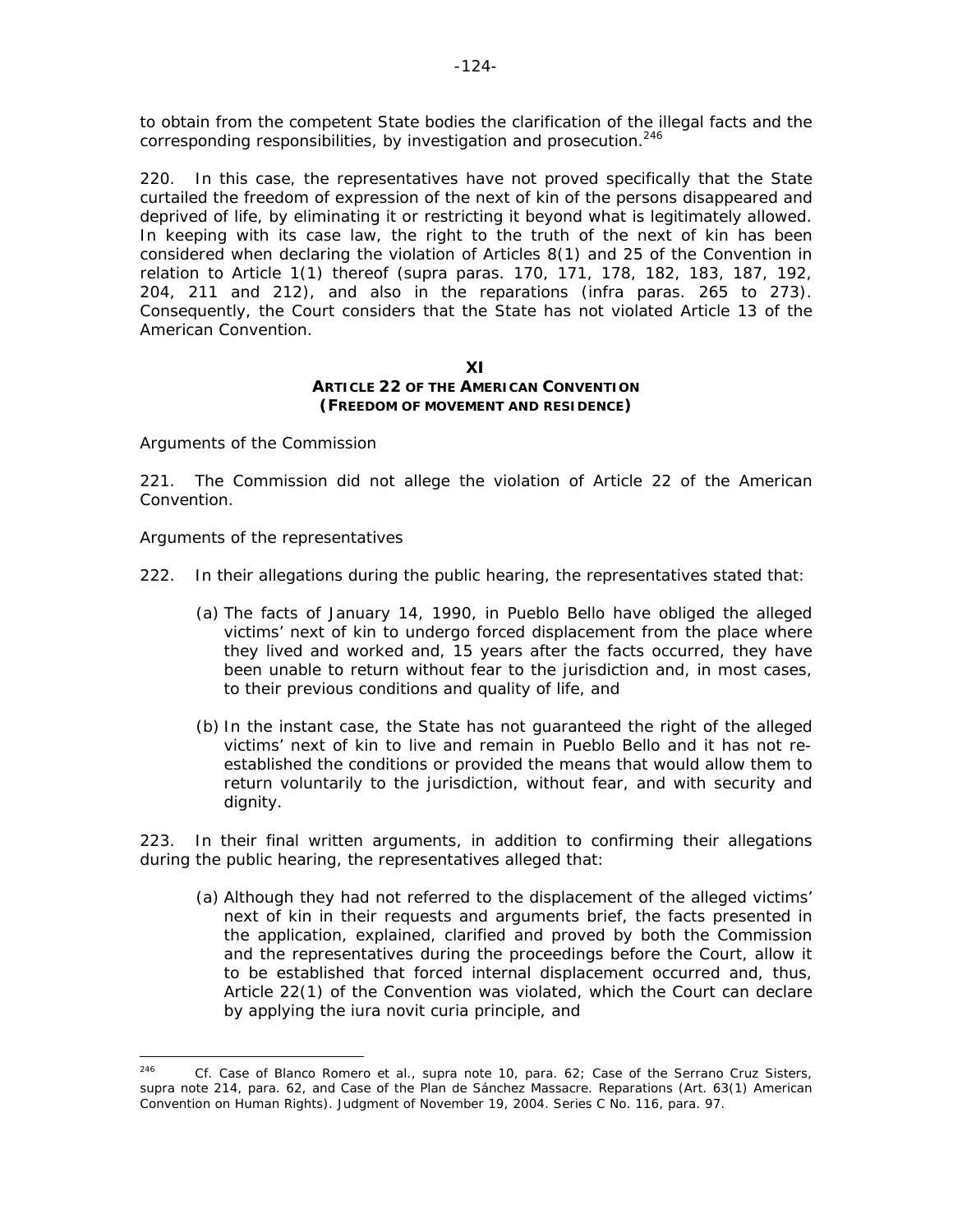to obtain from the competent State bodies the clarification of the illegal facts and the corresponding responsibilities, by investigation and prosecution.[246]

220. In this case, the representatives have not proved specifically that the State curtailed the freedom of expression of the next of kin of the persons disappeared and deprived of life, by eliminating it or restricting it beyond what is legitimately allowed. In keeping with its case law, the right to the truth of the next of kin has been considered when declaring the violation of Articles 8(1) and 25 of the Convention in relation to Article 1(1) thereof (*supra* paras. 170, 171, 178, 182, 183, 187, 192, 204, 211 and 212), and also in the reparations (*infra* paras. 265 to 273). Consequently, the Court considers that the State has not violated Article 13 of the American Convention.

## XI
## ARTICLE 22 OF THE AMERICAN CONVENTION
## (FREEDOM OF MOVEMENT AND RESIDENCE)

*Arguments of the Commission*

221. The Commission did not allege the violation of Article 22 of the American Convention.

*Arguments of the representatives*

222. In their allegations during the public hearing, the representatives stated that:

(a) The facts of January 14, 1990, in Pueblo Bello have obliged the alleged victims' next of kin to undergo forced displacement from the place where they lived and worked and, 15 years after the facts occurred, they have been unable to return without fear to the jurisdiction and, in most cases, to their previous conditions and quality of life, and

(b) In the instant case, the State has not guaranteed the right of the alleged victims' next of kin to live and remain in Pueblo Bello and it has not re-established the conditions or provided the means that would allow them to return voluntarily to the jurisdiction, without fear, and with security and dignity.

223. In their final written arguments, in addition to confirming their allegations during the public hearing, the representatives alleged that:

(a) Although they had not referred to the displacement of the alleged victims' next of kin in their requests and arguments brief, the facts presented in the application, explained, clarified and proved by both the Commission and the representatives during the proceedings before the Court, allow it to be established that forced internal displacement occurred and, thus, Article 22(1) of the Convention was violated, which the Court can declare by applying the *iura novit curia* principle, and

---

[246] *Cf. Case of Blanco Romero et al., supra* note 10, para. 62; *Case of the Serrano Cruz Sisters, supra* note 214, para. 62, and *Case of the Plan de Sánchez Massacre. Reparations* (Art. 63(1) American Convention on Human Rights). Judgment of November 19, 2004. Series C No. 116, para. 97.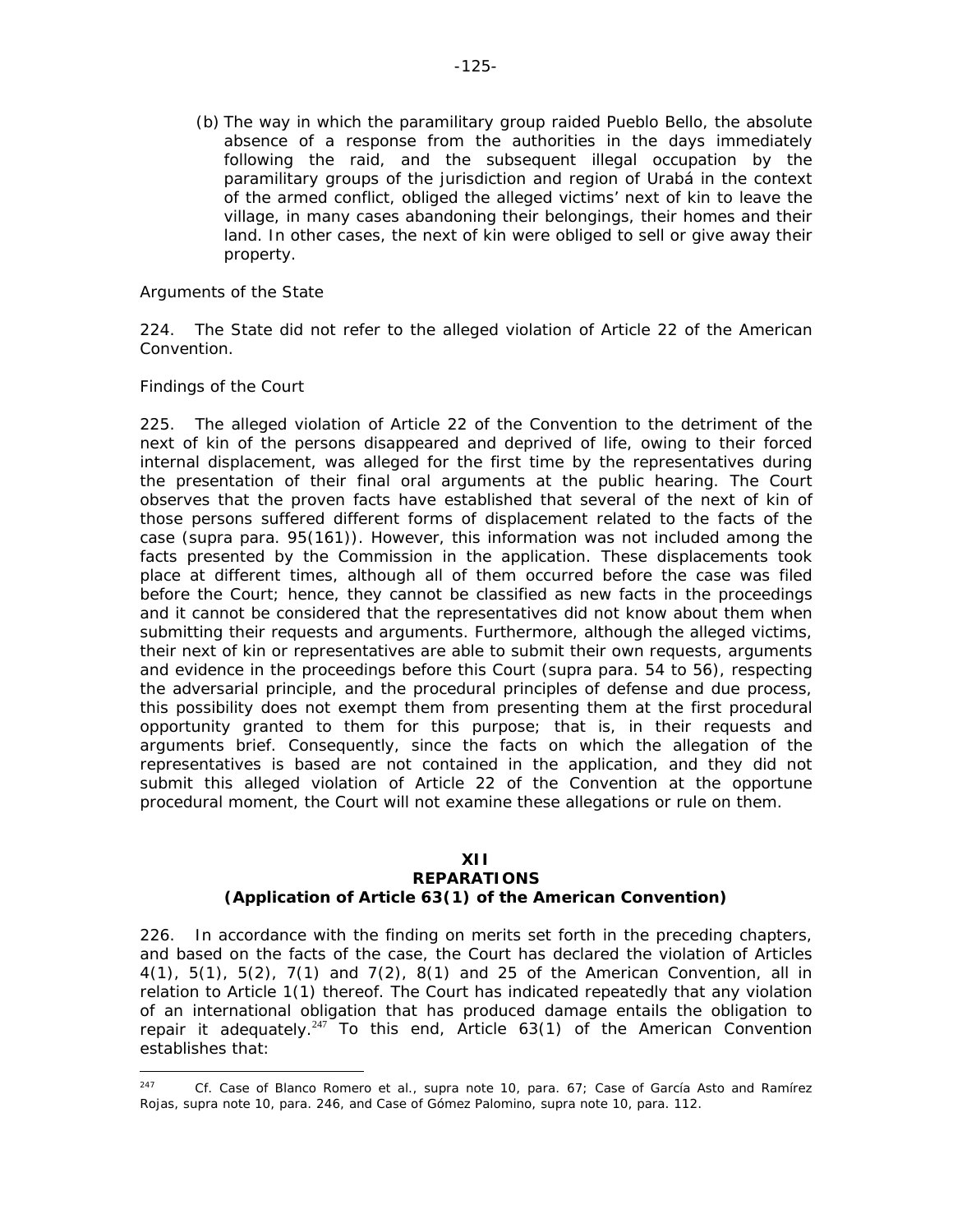(b) The way in which the paramilitary group raided Pueblo Bello, the absolute absence of a response from the authorities in the days immediately following the raid, and the subsequent illegal occupation by the paramilitary groups of the jurisdiction and region of Urabá in the context of the armed conflict, obliged the alleged victims' next of kin to leave the village, in many cases abandoning their belongings, their homes and their land. In other cases, the next of kin were obliged to sell or give away their property.

*Arguments of the State*

224. The State did not refer to the alleged violation of Article 22 of the American Convention.

*Findings of the Court*

225. The alleged violation of Article 22 of the Convention to the detriment of the next of kin of the persons disappeared and deprived of life, owing to their forced internal displacement, was alleged for the first time by the representatives during the presentation of their final oral arguments at the public hearing. The Court observes that the proven facts have established that several of the next of kin of those persons suffered different forms of displacement related to the facts of the case (*supra* para. 95(161)). However, this information was not included among the facts presented by the Commission in the application. These displacements took place at different times, although all of them occurred before the case was filed before the Court; hence, they cannot be classified as new facts in the proceedings and it cannot be considered that the representatives did not know about them when submitting their requests and arguments. Furthermore, although the alleged victims, their next of kin or representatives are able to submit their own requests, arguments and evidence in the proceedings before this Court (*supra* para. 54 to 56), respecting the adversarial principle, and the procedural principles of defense and due process, this possibility does not exempt them from presenting them at the first procedural opportunity granted to them for this purpose; that is, in their requests and arguments brief. Consequently, since the facts on which the allegation of the representatives is based are not contained in the application, and they did not submit this alleged violation of Article 22 of the Convention at the opportune procedural moment, the Court will not examine these allegations or rule on them.

## XII
## REPARATIONS
## (Application of Article 63(1) of the American Convention)

226. In accordance with the finding on merits set forth in the preceding chapters, and based on the facts of the case, the Court has declared the violation of Articles 4(1), 5(1), 5(2), 7(1) and 7(2), 8(1) and 25 of the American Convention, all in relation to Article 1(1) thereof. The Court has indicated repeatedly that any violation of an international obligation that has produced damage entails the obligation to repair it adequately.[247] To this end, Article 63(1) of the American Convention establishes that:

[247] *Cf. Case of Blanco Romero et al., supra* note 10, para. 67; *Case of García Asto and Ramírez Rojas, supra* note 10, para. 246, and *Case of Gómez Palomino, supra* note 10, para. 112.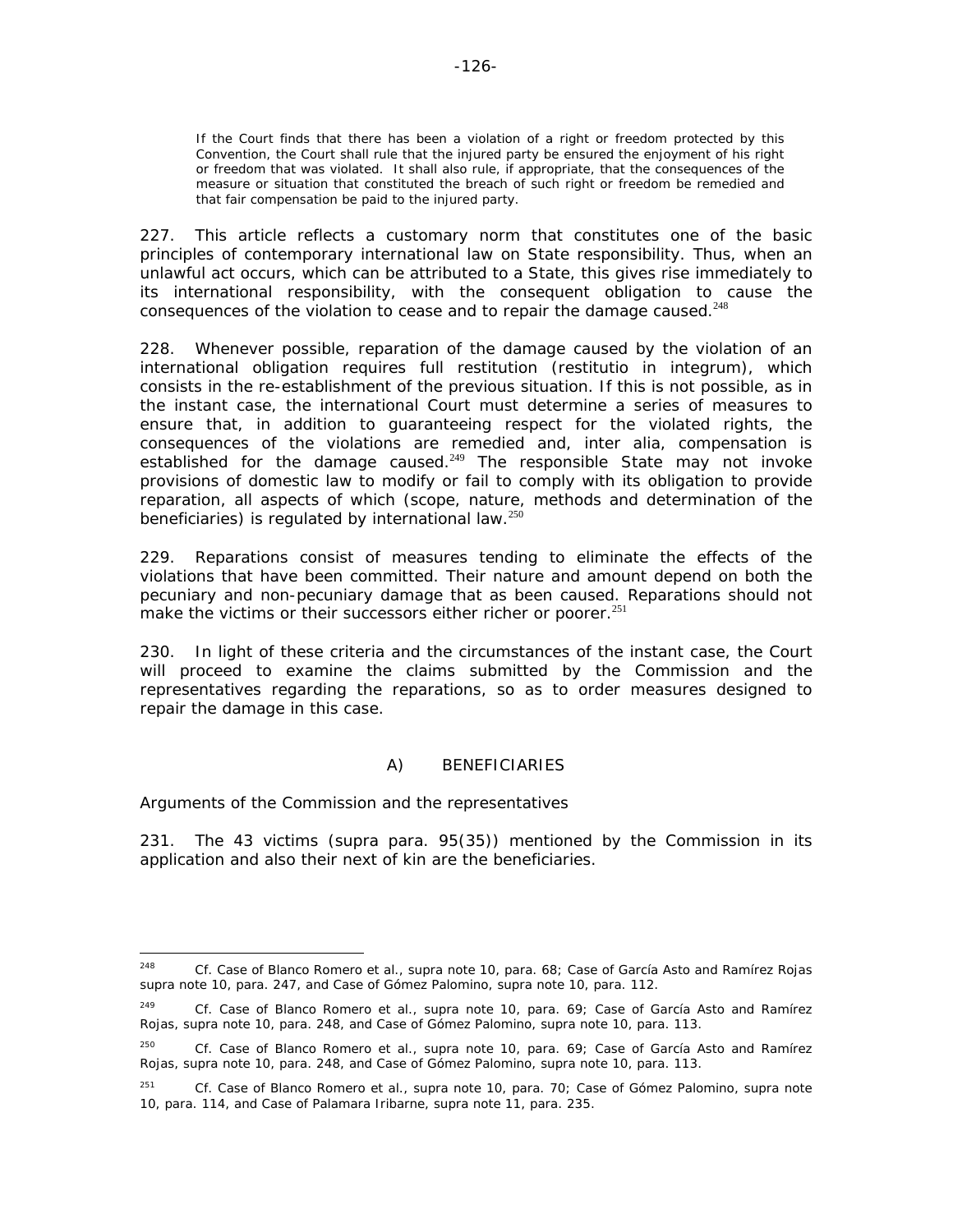> If the Court finds that there has been a violation of a right or freedom protected by this Convention, the Court shall rule that the injured party be ensured the enjoyment of his right or freedom that was violated. It shall also rule, if appropriate, that the consequences of the measure or situation that constituted the breach of such right or freedom be remedied and that fair compensation be paid to the injured party.

227. This article reflects a customary norm that constitutes one of the basic principles of contemporary international law on State responsibility. Thus, when an unlawful act occurs, which can be attributed to a State, this gives rise immediately to its international responsibility, with the consequent obligation to cause the consequences of the violation to cease and to repair the damage caused.[248]

228. Whenever possible, reparation of the damage caused by the violation of an international obligation requires full restitution (*restitutio in integrum*), which consists in the re-establishment of the previous situation. If this is not possible, as in the instant case, the international Court must determine a series of measures to ensure that, in addition to guaranteeing respect for the violated rights, the consequences of the violations are remedied and, *inter alia*, compensation is established for the damage caused.[249] The responsible State may not invoke provisions of domestic law to modify or fail to comply with its obligation to provide reparation, all aspects of which (scope, nature, methods and determination of the beneficiaries) is regulated by international law.[250]

229. Reparations consist of measures tending to eliminate the effects of the violations that have been committed. Their nature and amount depend on both the pecuniary and non-pecuniary damage that as been caused. Reparations should not make the victims or their successors either richer or poorer.[251]

230. In light of these criteria and the circumstances of the instant case, the Court will proceed to examine the claims submitted by the Commission and the representatives regarding the reparations, so as to order measures designed to repair the damage in this case.

### A) BENEFICIARIES

*Arguments of the Commission and the representatives*

231. The 43 victims (*supra* para. 95(35)) mentioned by the Commission in its application and also their next of kin are the beneficiaries.

---

[248] *Cf. Case of Blanco Romero et al., supra* note 10, para. 68; *Case of García Asto and Ramírez Rojas supra* note 10, para. 247, and *Case of Gómez Palomino, supra* note 10, para. 112.

[249] *Cf. Case of Blanco Romero et al., supra* note 10, para. 69; *Case of García Asto and Ramírez Rojas, supra* note 10, para. 248, and *Case of Gómez Palomino, supra* note 10, para. 113.

[250] *Cf. Case of Blanco Romero et al., supra* note 10, para. 69; *Case of García Asto and Ramírez Rojas, supra* note 10, para. 248, and *Case of Gómez Palomino, supra* note 10, para. 113.

[251] *Cf. Case of Blanco Romero et al., supra* note 10, para. 70; *Case of Gómez Palomino, supra* note 10, para. 114, and *Case of Palamara Iribarne, supra* note 11, para. 235.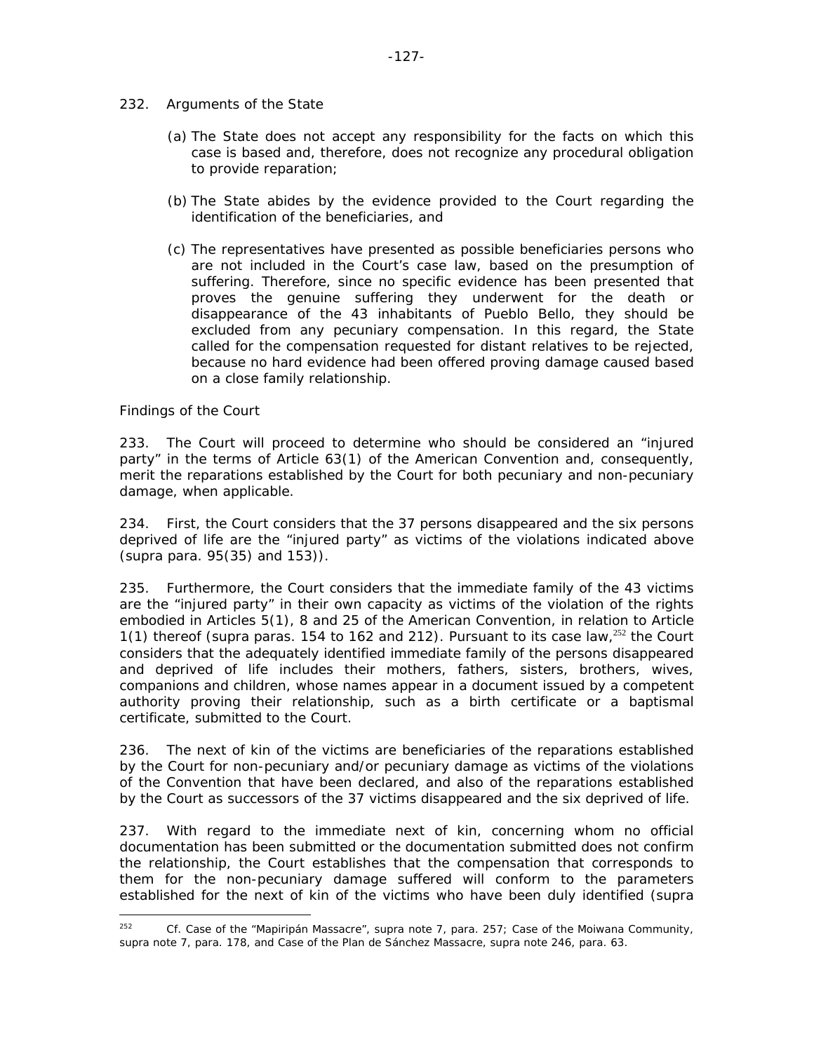232. *Arguments of the State*

(a) The State does not accept any responsibility for the facts on which this case is based and, therefore, does not recognize any procedural obligation to provide reparation;

(b) The State abides by the evidence provided to the Court regarding the identification of the beneficiaries, and

(c) The representatives have presented as possible beneficiaries persons who are not included in the Court's case law, based on the presumption of suffering. Therefore, since no specific evidence has been presented that proves the genuine suffering they underwent for the death or disappearance of the 43 inhabitants of Pueblo Bello, they should be excluded from any pecuniary compensation. In this regard, the State called for the compensation requested for distant relatives to be rejected, because no hard evidence had been offered proving damage caused based on a close family relationship.

*Findings of the Court*

233. The Court will proceed to determine who should be considered an "injured party" in the terms of Article 63(1) of the American Convention and, consequently, merit the reparations established by the Court for both pecuniary and non-pecuniary damage, when applicable.

234. First, the Court considers that the 37 persons disappeared and the six persons deprived of life are the "injured party" as victims of the violations indicated above (*supra* para. 95(35) and 153)).

235. Furthermore, the Court considers that the immediate family of the 43 victims are the "injured party" in their own capacity as victims of the violation of the rights embodied in Articles 5(1), 8 and 25 of the American Convention, in relation to Article 1(1) thereof (*supra* paras. 154 to 162 and 212). Pursuant to its case law,[252] the Court considers that the adequately identified immediate family of the persons disappeared and deprived of life includes their mothers, fathers, sisters, brothers, wives, companions and children, whose names appear in a document issued by a competent authority proving their relationship, such as a birth certificate or a baptismal certificate, submitted to the Court.

236. The next of kin of the victims are beneficiaries of the reparations established by the Court for non-pecuniary and/or pecuniary damage as victims of the violations of the Convention that have been declared, and also of the reparations established by the Court as successors of the 37 victims disappeared and the six deprived of life.

237. With regard to the immediate next of kin, concerning whom no official documentation has been submitted or the documentation submitted does not confirm the relationship, the Court establishes that the compensation that corresponds to them for the non-pecuniary damage suffered will conform to the parameters established for the next of kin of the victims who have been duly identified (*supra*

---

[252] *Cf. Case of the "Mapiripán Massacre"*, *supra* note 7, para. 257; *Case of the Moiwana Community*, *supra* note 7, para. 178, and *Case of the Plan de Sánchez Massacre*, *supra* note 246, para. 63.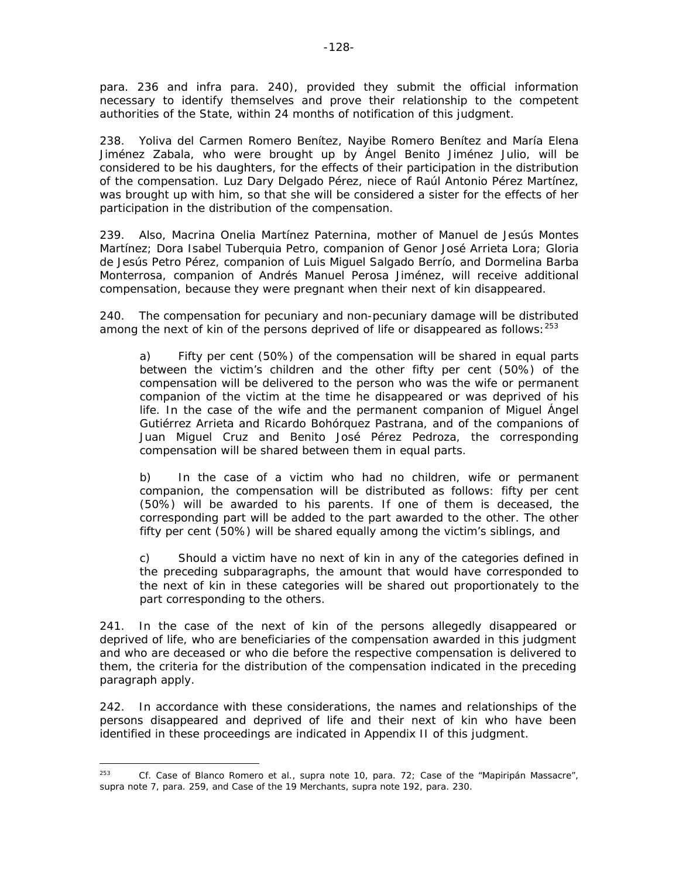para. 236 and infra para. 240), provided they submit the official information necessary to identify themselves and prove their relationship to the competent authorities of the State, within 24 months of notification of this judgment.

238. Yoliva del Carmen Romero Benítez, Nayibe Romero Benítez and María Elena Jiménez Zabala, who were brought up by Ángel Benito Jiménez Julio, will be considered to be his daughters, for the effects of their participation in the distribution of the compensation. Luz Dary Delgado Pérez, niece of Raúl Antonio Pérez Martínez, was brought up with him, so that she will be considered a sister for the effects of her participation in the distribution of the compensation.

239. Also, Macrina Onelia Martínez Paternina, mother of Manuel de Jesús Montes Martínez; Dora Isabel Tuberquia Petro, companion of Genor José Arrieta Lora; Gloria de Jesús Petro Pérez, companion of Luis Miguel Salgado Berrío, and Dormelina Barba Monterrosa, companion of Andrés Manuel Perosa Jiménez, will receive additional compensation, because they were pregnant when their next of kin disappeared.

240. The compensation for pecuniary and non-pecuniary damage will be distributed among the next of kin of the persons deprived of life or disappeared as follows:[253]

a) Fifty per cent (50%) of the compensation will be shared in equal parts between the victim's children and the other fifty per cent (50%) of the compensation will be delivered to the person who was the wife or permanent companion of the victim at the time he disappeared or was deprived of his life. In the case of the wife and the permanent companion of Miguel Ángel Gutiérrez Arrieta and Ricardo Bohórquez Pastrana, and of the companions of Juan Miguel Cruz and Benito José Pérez Pedroza, the corresponding compensation will be shared between them in equal parts.

b) In the case of a victim who had no children, wife or permanent companion, the compensation will be distributed as follows: fifty per cent (50%) will be awarded to his parents. If one of them is deceased, the corresponding part will be added to the part awarded to the other. The other fifty per cent (50%) will be shared equally among the victim's siblings, and

c) Should a victim have no next of kin in any of the categories defined in the preceding subparagraphs, the amount that would have corresponded to the next of kin in these categories will be shared out proportionately to the part corresponding to the others.

241. In the case of the next of kin of the persons allegedly disappeared or deprived of life, who are beneficiaries of the compensation awarded in this judgment and who are deceased or who die before the respective compensation is delivered to them, the criteria for the distribution of the compensation indicated in the preceding paragraph apply.

242. In accordance with these considerations, the names and relationships of the persons disappeared and deprived of life and their next of kin who have been identified in these proceedings are indicated in Appendix II of this judgment.

---

[253] Cf. Case of Blanco Romero et al., supra note 10, para. 72; Case of the "Mapiripán Massacre", supra note 7, para. 259, and Case of the 19 Merchants, supra note 192, para. 230.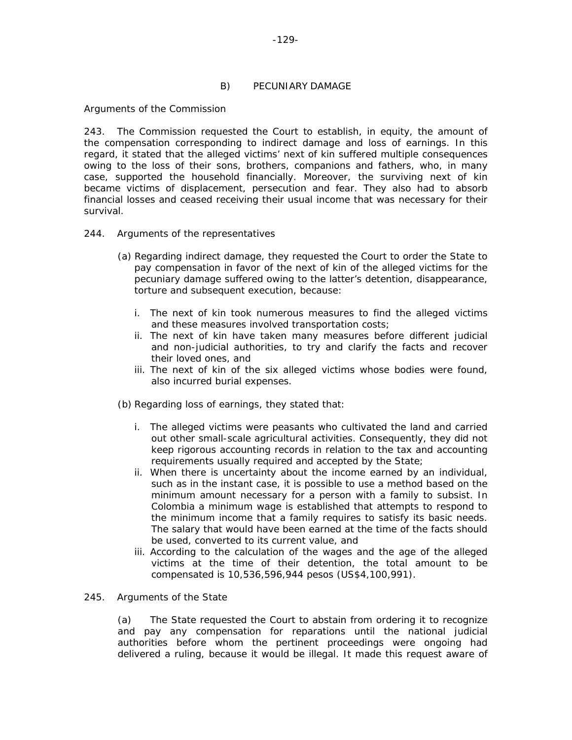## B) PECUNIARY DAMAGE

*Arguments of the Commission*

243. The Commission requested the Court to establish, in equity, the amount of the compensation corresponding to indirect damage and loss of earnings. In this regard, it stated that the alleged victims' next of kin suffered multiple consequences owing to the loss of their sons, brothers, companions and fathers, who, in many case, supported the household financially. Moreover, the surviving next of kin became victims of displacement, persecution and fear. They also had to absorb financial losses and ceased receiving their usual income that was necessary for their survival.

244. *Arguments of the representatives*

(a) Regarding indirect damage, they requested the Court to order the State to pay compensation in favor of the next of kin of the alleged victims for the pecuniary damage suffered owing to the latter's detention, disappearance, torture and subsequent execution, because:

i. The next of kin took numerous measures to find the alleged victims and these measures involved transportation costs;
ii. The next of kin have taken many measures before different judicial and non-judicial authorities, to try and clarify the facts and recover their loved ones, and
iii. The next of kin of the six alleged victims whose bodies were found, also incurred burial expenses.

(b) Regarding loss of earnings, they stated that:

i. The alleged victims were peasants who cultivated the land and carried out other small-scale agricultural activities. Consequently, they did not keep rigorous accounting records in relation to the tax and accounting requirements usually required and accepted by the State;
ii. When there is uncertainty about the income earned by an individual, such as in the instant case, it is possible to use a method based on the minimum amount necessary for a person with a family to subsist. In Colombia a minimum wage is established that attempts to respond to the minimum income that a family requires to satisfy its basic needs. The salary that would have been earned at the time of the facts should be used, converted to its current value, and
iii. According to the calculation of the wages and the age of the alleged victims at the time of their detention, the total amount to be compensated is 10,536,596,944 pesos (US$4,100,991).

245. *Arguments of the State*

(a) The State requested the Court to abstain from ordering it to recognize and pay any compensation for reparations until the national judicial authorities before whom the pertinent proceedings were ongoing had delivered a ruling, because it would be illegal. It made this request aware of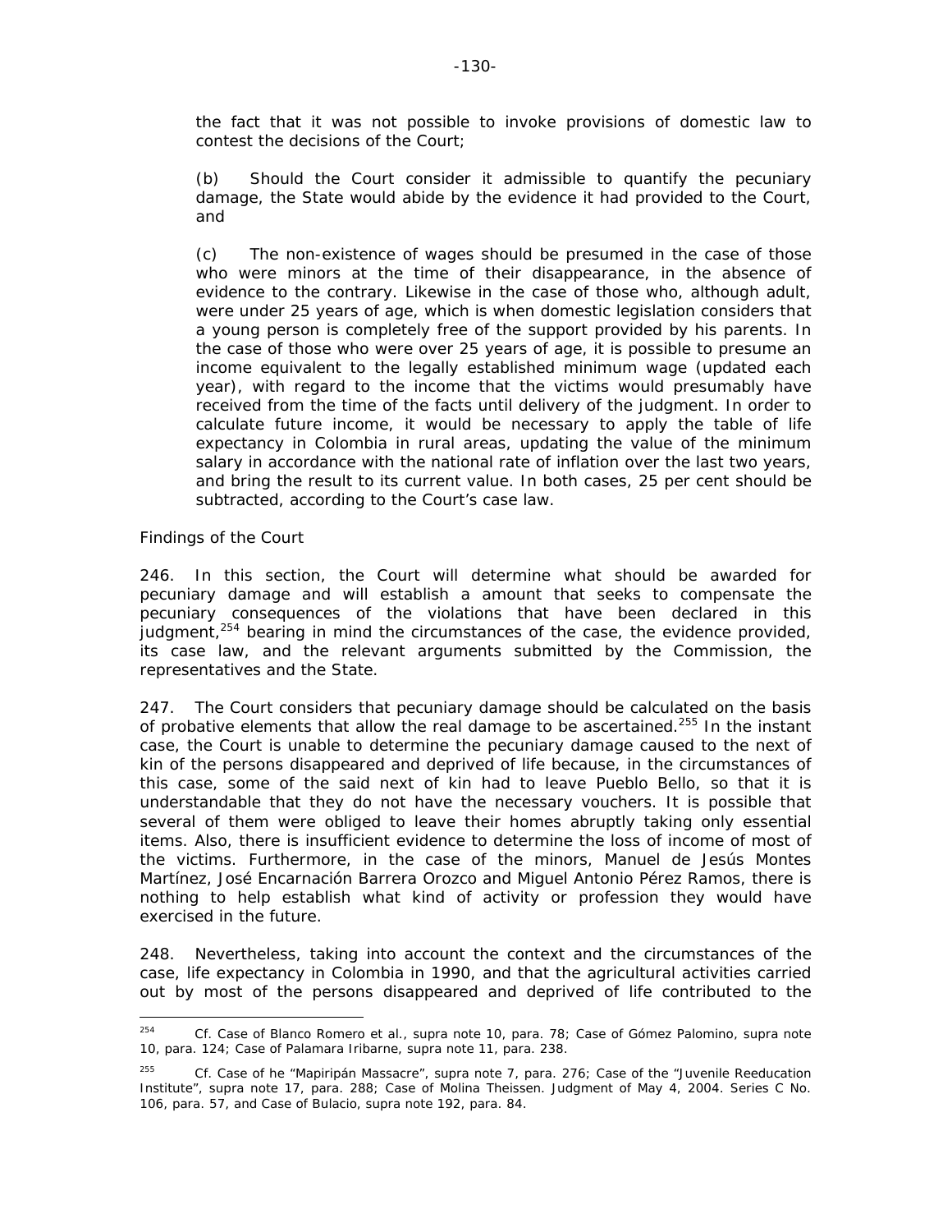the fact that it was not possible to invoke provisions of domestic law to contest the decisions of the Court;

(b) Should the Court consider it admissible to quantify the pecuniary damage, the State would abide by the evidence it had provided to the Court, and

(c) The non-existence of wages should be presumed in the case of those who were minors at the time of their disappearance, in the absence of evidence to the contrary. Likewise in the case of those who, although adult, were under 25 years of age, which is when domestic legislation considers that a young person is completely free of the support provided by his parents. In the case of those who were over 25 years of age, it is possible to presume an income equivalent to the legally established minimum wage (updated each year), with regard to the income that the victims would presumably have received from the time of the facts until delivery of the judgment. In order to calculate future income, it would be necessary to apply the table of life expectancy in Colombia in rural areas, updating the value of the minimum salary in accordance with the national rate of inflation over the last two years, and bring the result to its current value. In both cases, 25 per cent should be subtracted, according to the Court's case law.

*Findings of the Court*

246. In this section, the Court will determine what should be awarded for pecuniary damage and will establish a amount that seeks to compensate the pecuniary consequences of the violations that have been declared in this judgment,[254] bearing in mind the circumstances of the case, the evidence provided, its case law, and the relevant arguments submitted by the Commission, the representatives and the State.

247. The Court considers that pecuniary damage should be calculated on the basis of probative elements that allow the real damage to be ascertained.[255] In the instant case, the Court is unable to determine the pecuniary damage caused to the next of kin of the persons disappeared and deprived of life because, in the circumstances of this case, some of the said next of kin had to leave Pueblo Bello, so that it is understandable that they do not have the necessary vouchers. It is possible that several of them were obliged to leave their homes abruptly taking only essential items. Also, there is insufficient evidence to determine the loss of income of most of the victims. Furthermore, in the case of the minors, Manuel de Jesús Montes Martínez, José Encarnación Barrera Orozco and Miguel Antonio Pérez Ramos, there is nothing to help establish what kind of activity or profession they would have exercised in the future.

248. Nevertheless, taking into account the context and the circumstances of the case, life expectancy in Colombia in 1990, and that the agricultural activities carried out by most of the persons disappeared and deprived of life contributed to the

---

[254] Cf. *Case of Blanco Romero et al.*, *supra* note 10, para. 78; *Case of Gómez Palomino*, *supra* note 10, para. 124; *Case of Palamara Iribarne*, *supra* note 11, para. 238.

[255] Cf. *Case of he "Mapiripán Massacre"*, *supra* note 7, para. 276; *Case of the "Juvenile Reeducation Institute"*, *supra* note 17, para. 288; *Case of Molina Theissen*. Judgment of May 4, 2004. Series C No. 106, para. 57, and *Case of Bulacio*, *supra* note 192, para. 84.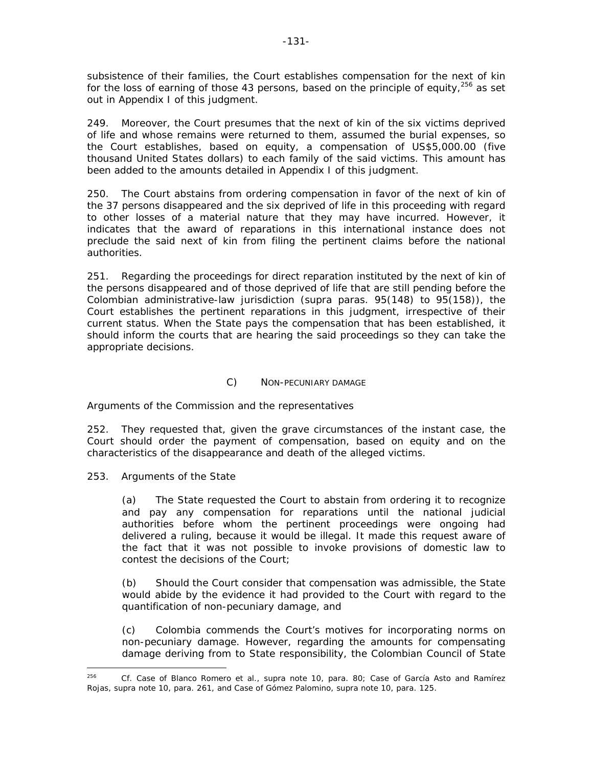subsistence of their families, the Court establishes compensation for the next of kin for the loss of earning of those 43 persons, based on the principle of equity,[256] as set out in Appendix I of this judgment.

249. Moreover, the Court presumes that the next of kin of the six victims deprived of life and whose remains were returned to them, assumed the burial expenses, so the Court establishes, based on equity, a compensation of US$5,000.00 (five thousand United States dollars) to each family of the said victims. This amount has been added to the amounts detailed in Appendix I of this judgment.

250. The Court abstains from ordering compensation in favor of the next of kin of the 37 persons disappeared and the six deprived of life in this proceeding with regard to other losses of a material nature that they may have incurred. However, it indicates that the award of reparations in this international instance does not preclude the said next of kin from filing the pertinent claims before the national authorities.

251. Regarding the proceedings for direct reparation instituted by the next of kin of the persons disappeared and of those deprived of life that are still pending before the Colombian administrative-law jurisdiction (*supra* paras. 95(148) to 95(158)), the Court establishes the pertinent reparations in this judgment, irrespective of their current status. When the State pays the compensation that has been established, it should inform the courts that are hearing the said proceedings so they can take the appropriate decisions.

### C) Non-pecuniary damage

*Arguments of the Commission and the representatives*

252. They requested that, given the grave circumstances of the instant case, the Court should order the payment of compensation, based on equity and on the characteristics of the disappearance and death of the alleged victims.

253. *Arguments of the State*

> (a) The State requested the Court to abstain from ordering it to recognize and pay any compensation for reparations until the national judicial authorities before whom the pertinent proceedings were ongoing had delivered a ruling, because it would be illegal. It made this request aware of the fact that it was not possible to invoke provisions of domestic law to contest the decisions of the Court;
>
> (b) Should the Court consider that compensation was admissible, the State would abide by the evidence it had provided to the Court with regard to the quantification of non-pecuniary damage, and
>
> (c) Colombia commends the Court's motives for incorporating norms on non-pecuniary damage. However, regarding the amounts for compensating damage deriving from to State responsibility, the Colombian Council of State

---

[256] *Cf. Case of Blanco Romero et al., supra* note 10, para. 80; *Case of García Asto and Ramírez Rojas, supra* note 10, para. 261, and *Case of Gómez Palomino, supra* note 10, para. 125.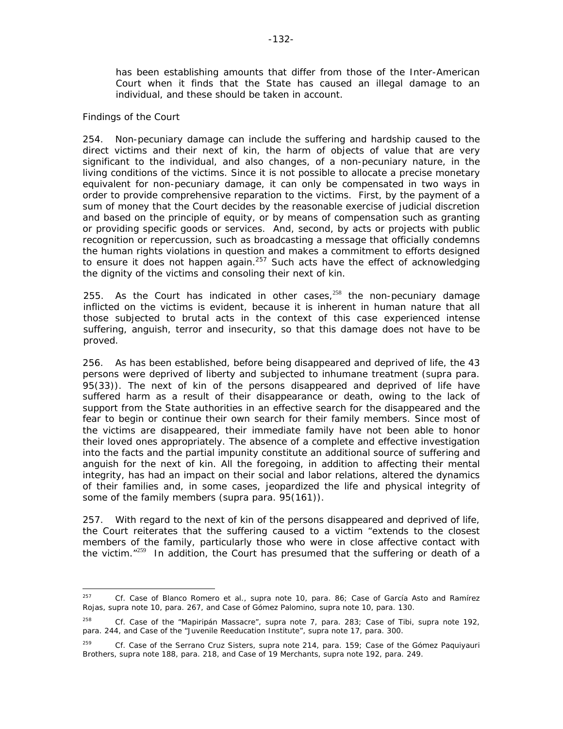has been establishing amounts that differ from those of the Inter-American Court when it finds that the State has caused an illegal damage to an individual, and these should be taken in account.

*Findings of the Court*

254. Non-pecuniary damage can include the suffering and hardship caused to the direct victims and their next of kin, the harm of objects of value that are very significant to the individual, and also changes, of a non-pecuniary nature, in the living conditions of the victims. Since it is not possible to allocate a precise monetary equivalent for non-pecuniary damage, it can only be compensated in two ways in order to provide comprehensive reparation to the victims. First, by the payment of a sum of money that the Court decides by the reasonable exercise of judicial discretion and based on the principle of equity, or by means of compensation such as granting or providing specific goods or services. And, second, by acts or projects with public recognition or repercussion, such as broadcasting a message that officially condemns the human rights violations in question and makes a commitment to efforts designed to ensure it does not happen again.[257] Such acts have the effect of acknowledging the dignity of the victims and consoling their next of kin.

255. As the Court has indicated in other cases,[258] the non-pecuniary damage inflicted on the victims is evident, because it is inherent in human nature that all those subjected to brutal acts in the context of this case experienced intense suffering, anguish, terror and insecurity, so that this damage does not have to be proved.

256. As has been established, before being disappeared and deprived of life, the 43 persons were deprived of liberty and subjected to inhumane treatment (*supra* para. 95(33)). The next of kin of the persons disappeared and deprived of life have suffered harm as a result of their disappearance or death, owing to the lack of support from the State authorities in an effective search for the disappeared and the fear to begin or continue their own search for their family members. Since most of the victims are disappeared, their immediate family have not been able to honor their loved ones appropriately. The absence of a complete and effective investigation into the facts and the partial impunity constitute an additional source of suffering and anguish for the next of kin. All the foregoing, in addition to affecting their mental integrity, has had an impact on their social and labor relations, altered the dynamics of their families and, in some cases, jeopardized the life and physical integrity of some of the family members (*supra* para. 95(161)).

257. With regard to the next of kin of the persons disappeared and deprived of life, the Court reiterates that the suffering caused to a victim "extends to the closest members of the family, particularly those who were in close affective contact with the victim."[259] In addition, the Court has presumed that the suffering or death of a

---

[257] *Cf. Case of Blanco Romero et al., supra* note 10, para. 86; *Case of García Asto and Ramírez Rojas, supra* note 10, para. 267, and *Case of Gómez Palomino, supra* note 10, para. 130.

[258] *Cf. Case of the "Mapiripán Massacre", supra* note 7, para. 283; *Case of Tibi, supra* note 192, para. 244, and *Case of the "Juvenile Reeducation Institute", supra* note 17, para. 300.

[259] *Cf. Case of the Serrano Cruz Sisters, supra* note 214, para. 159; *Case of the Gómez Paquiyauri Brothers, supra* note 188, para. 218, and *Case of 19 Merchants, supra* note 192, para. 249.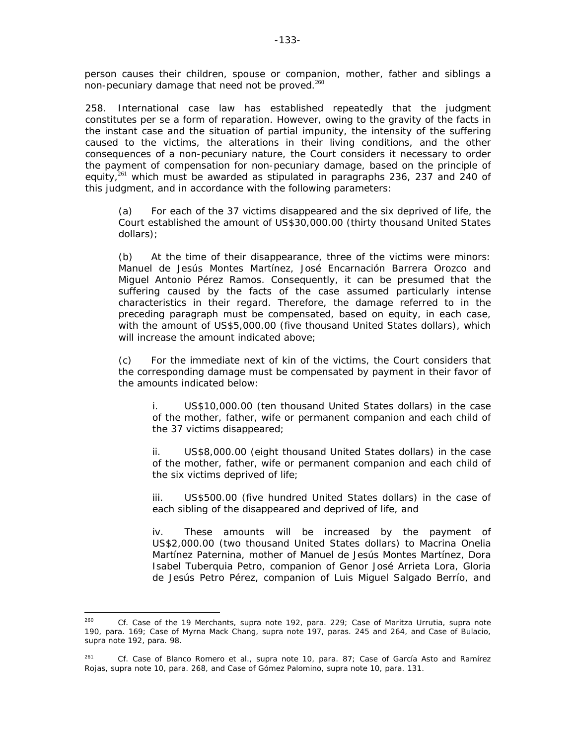person causes their children, spouse or companion, mother, father and siblings a non-pecuniary damage that need not be proved.[260]

258. International case law has established repeatedly that the judgment constitutes per se a form of reparation. However, owing to the gravity of the facts in the instant case and the situation of partial impunity, the intensity of the suffering caused to the victims, the alterations in their living conditions, and the other consequences of a non-pecuniary nature, the Court considers it necessary to order the payment of compensation for non-pecuniary damage, based on the principle of equity,[261] which must be awarded as stipulated in paragraphs 236, 237 and 240 of this judgment, and in accordance with the following parameters:

> (a) For each of the 37 victims disappeared and the six deprived of life, the Court established the amount of US$30,000.00 (thirty thousand United States dollars);
>
> (b) At the time of their disappearance, three of the victims were minors: Manuel de Jesús Montes Martínez, José Encarnación Barrera Orozco and Miguel Antonio Pérez Ramos. Consequently, it can be presumed that the suffering caused by the facts of the case assumed particularly intense characteristics in their regard. Therefore, the damage referred to in the preceding paragraph must be compensated, based on equity, in each case, with the amount of US$5,000.00 (five thousand United States dollars), which will increase the amount indicated above;
>
> (c) For the immediate next of kin of the victims, the Court considers that the corresponding damage must be compensated by payment in their favor of the amounts indicated below:
>
> > i. US$10,000.00 (ten thousand United States dollars) in the case of the mother, father, wife or permanent companion and each child of the 37 victims disappeared;
> >
> > ii. US$8,000.00 (eight thousand United States dollars) in the case of the mother, father, wife or permanent companion and each child of the six victims deprived of life;
> >
> > iii. US$500.00 (five hundred United States dollars) in the case of each sibling of the disappeared and deprived of life, and
> >
> > iv. These amounts will be increased by the payment of US$2,000.00 (two thousand United States dollars) to Macrina Onelia Martínez Paternina, mother of Manuel de Jesús Montes Martínez, Dora Isabel Tuberquia Petro, companion of Genor José Arrieta Lora, Gloria de Jesús Petro Pérez, companion of Luis Miguel Salgado Berrío, and

---

[260] Cf. *Case of the 19 Merchants*, supra note 192, para. 229; *Case of Maritza Urrutia*, supra note 190, para. 169; *Case of Myrna Mack Chang*, supra note 197, paras. 245 and 264, and *Case of Bulacio*, supra note 192, para. 98.

[261] Cf. *Case of Blanco Romero et al.*, supra note 10, para. 87; *Case of García Asto and Ramírez Rojas*, supra note 10, para. 268, and *Case of Gómez Palomino*, supra note 10, para. 131.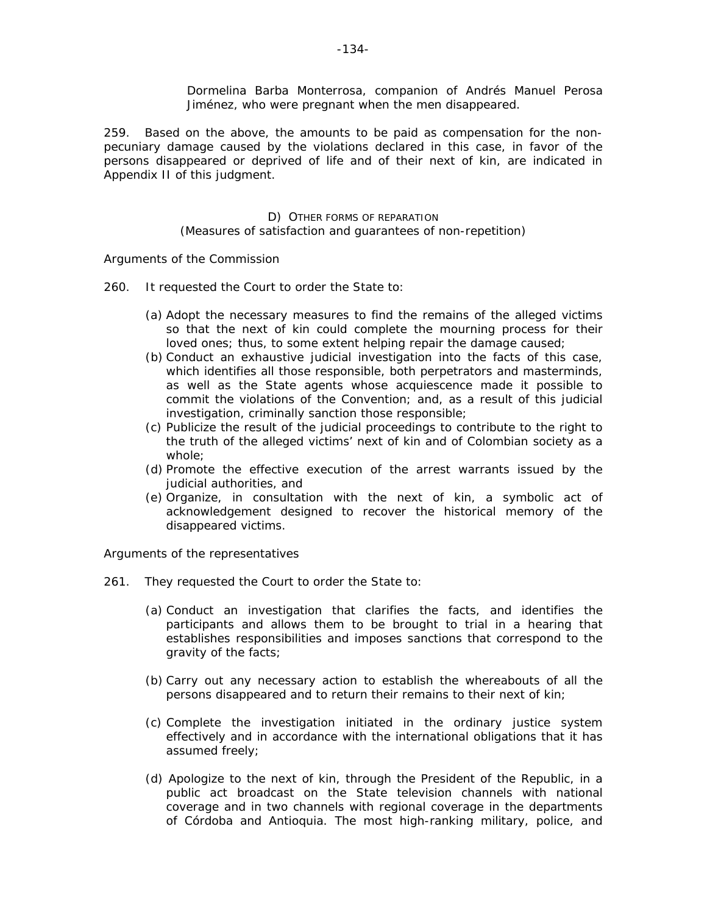Dormelina Barba Monterrosa, companion of Andrés Manuel Perosa Jiménez, who were pregnant when the men disappeared.

259. Based on the above, the amounts to be paid as compensation for the non-pecuniary damage caused by the violations declared in this case, in favor of the persons disappeared or deprived of life and of their next of kin, are indicated in Appendix II of this judgment.

### D) Other forms of reparation
(Measures of satisfaction and guarantees of non-repetition)

*Arguments of the Commission*

260. It requested the Court to order the State to:

(a) Adopt the necessary measures to find the remains of the alleged victims so that the next of kin could complete the mourning process for their loved ones; thus, to some extent helping repair the damage caused;
(b) Conduct an exhaustive judicial investigation into the facts of this case, which identifies all those responsible, both perpetrators and masterminds, as well as the State agents whose acquiescence made it possible to commit the violations of the Convention; and, as a result of this judicial investigation, criminally sanction those responsible;
(c) Publicize the result of the judicial proceedings to contribute to the right to the truth of the alleged victims' next of kin and of Colombian society as a whole;
(d) Promote the effective execution of the arrest warrants issued by the judicial authorities, and
(e) Organize, in consultation with the next of kin, a symbolic act of acknowledgement designed to recover the historical memory of the disappeared victims.

*Arguments of the representatives*

261. They requested the Court to order the State to:

(a) Conduct an investigation that clarifies the facts, and identifies the participants and allows them to be brought to trial in a hearing that establishes responsibilities and imposes sanctions that correspond to the gravity of the facts;

(b) Carry out any necessary action to establish the whereabouts of all the persons disappeared and to return their remains to their next of kin;

(c) Complete the investigation initiated in the ordinary justice system effectively and in accordance with the international obligations that it has assumed freely;

(d) Apologize to the next of kin, through the President of the Republic, in a public act broadcast on the State television channels with national coverage and in two channels with regional coverage in the departments of Córdoba and Antioquia. The most high-ranking military, police, and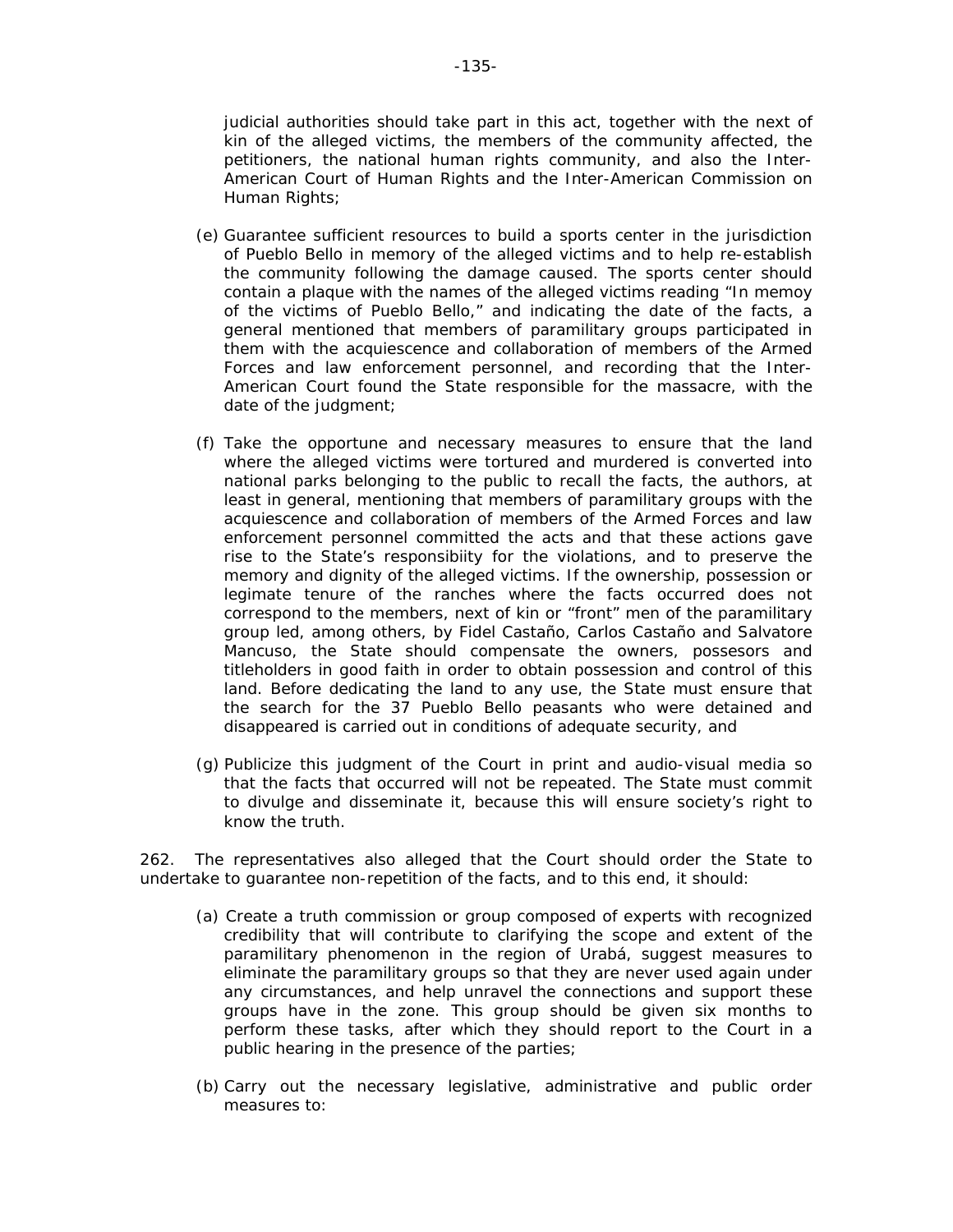judicial authorities should take part in this act, together with the next of kin of the alleged victims, the members of the community affected, the petitioners, the national human rights community, and also the Inter-American Court of Human Rights and the Inter-American Commission on Human Rights;

(e) Guarantee sufficient resources to build a sports center in the jurisdiction of Pueblo Bello in memory of the alleged victims and to help re-establish the community following the damage caused. The sports center should contain a plaque with the names of the alleged victims reading "In memoy of the victims of Pueblo Bello," and indicating the date of the facts, a general mentioned that members of paramilitary groups participated in them with the acquiescence and collaboration of members of the Armed Forces and law enforcement personnel, and recording that the Inter-American Court found the State responsible for the massacre, with the date of the judgment;

(f) Take the opportune and necessary measures to ensure that the land where the alleged victims were tortured and murdered is converted into national parks belonging to the public to recall the facts, the authors, at least in general, mentioning that members of paramilitary groups with the acquiescence and collaboration of members of the Armed Forces and law enforcement personnel committed the acts and that these actions gave rise to the State's responsibiity for the violations, and to preserve the memory and dignity of the alleged victims. If the ownership, possession or legimate tenure of the ranches where the facts occurred does not correspond to the members, next of kin or "front" men of the paramilitary group led, among others, by Fidel Castaño, Carlos Castaño and Salvatore Mancuso, the State should compensate the owners, possesors and titleholders in good faith in order to obtain possession and control of this land. Before dedicating the land to any use, the State must ensure that the search for the 37 Pueblo Bello peasants who were detained and disappeared is carried out in conditions of adequate security, and

(g) Publicize this judgment of the Court in print and audio-visual media so that the facts that occurred will not be repeated. The State must commit to divulge and disseminate it, because this will ensure society's right to know the truth.

262. The representatives also alleged that the Court should order the State to undertake to guarantee non-repetition of the facts, and to this end, it should:

(a) Create a truth commission or group composed of experts with recognized credibility that will contribute to clarifying the scope and extent of the paramilitary phenomenon in the region of Urabá, suggest measures to eliminate the paramilitary groups so that they are never used again under any circumstances, and help unravel the connections and support these groups have in the zone. This group should be given six months to perform these tasks, after which they should report to the Court in a public hearing in the presence of the parties;

(b) Carry out the necessary legislative, administrative and public order measures to: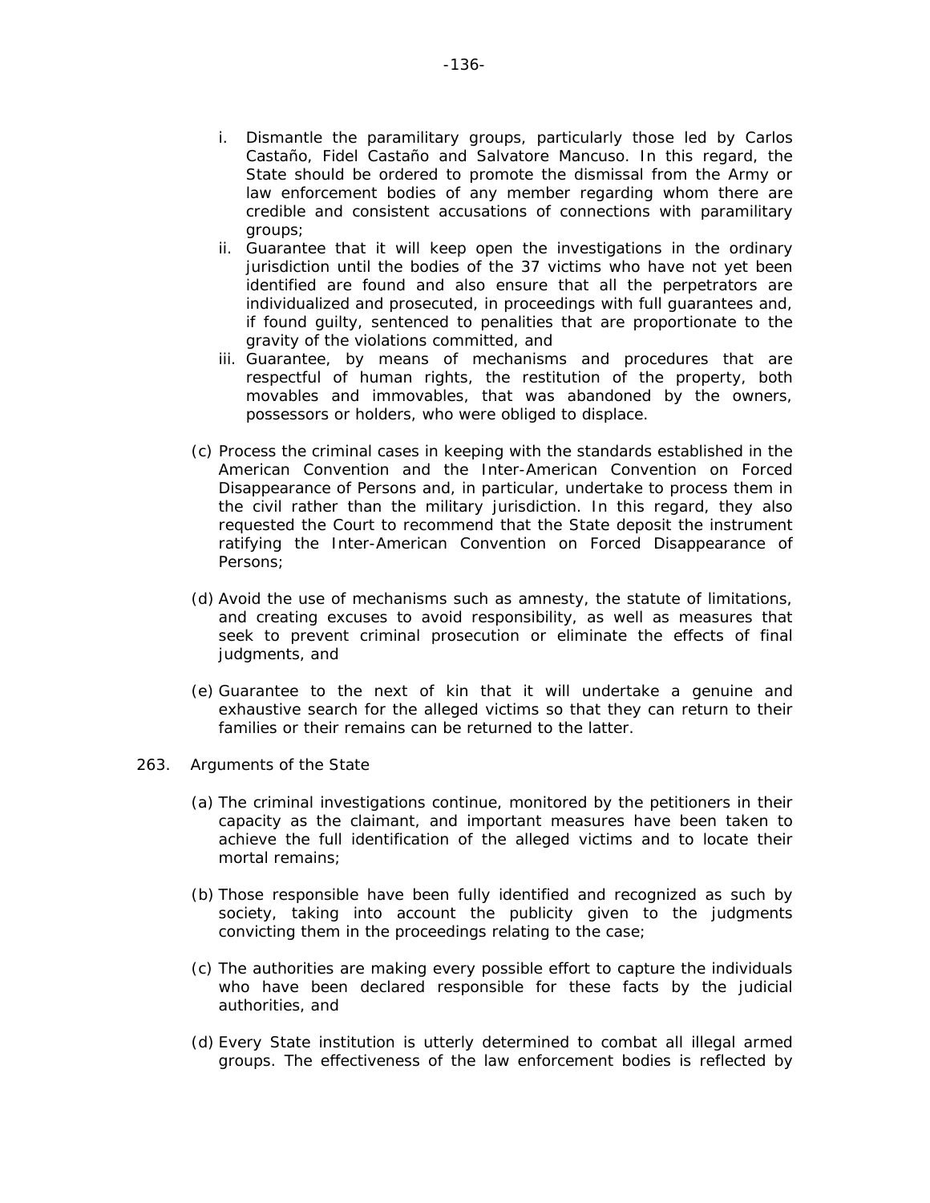i. Dismantle the paramilitary groups, particularly those led by Carlos Castaño, Fidel Castaño and Salvatore Mancuso. In this regard, the State should be ordered to promote the dismissal from the Army or law enforcement bodies of any member regarding whom there are credible and consistent accusations of connections with paramilitary groups;
ii. Guarantee that it will keep open the investigations in the ordinary jurisdiction until the bodies of the 37 victims who have not yet been identified are found and also ensure that all the perpetrators are individualized and prosecuted, in proceedings with full guarantees and, if found guilty, sentenced to penalities that are proportionate to the gravity of the violations committed, and
iii. Guarantee, by means of mechanisms and procedures that are respectful of human rights, the restitution of the property, both movables and immovables, that was abandoned by the owners, possessors or holders, who were obliged to displace.

(c) Process the criminal cases in keeping with the standards established in the American Convention and the Inter-American Convention on Forced Disappearance of Persons and, in particular, undertake to process them in the civil rather than the military jurisdiction. In this regard, they also requested the Court to recommend that the State deposit the instrument ratifying the Inter-American Convention on Forced Disappearance of Persons;

(d) Avoid the use of mechanisms such as amnesty, the statute of limitations, and creating excuses to avoid responsibility, as well as measures that seek to prevent criminal prosecution or eliminate the effects of final judgments, and

(e) Guarantee to the next of kin that it will undertake a genuine and exhaustive search for the alleged victims so that they can return to their families or their remains can be returned to the latter.

263. *Arguments of the State*

(a) The criminal investigations continue, monitored by the petitioners in their capacity as the claimant, and important measures have been taken to achieve the full identification of the alleged victims and to locate their mortal remains;

(b) Those responsible have been fully identified and recognized as such by society, taking into account the publicity given to the judgments convicting them in the proceedings relating to the case;

(c) The authorities are making every possible effort to capture the individuals who have been declared responsible for these facts by the judicial authorities, and

(d) Every State institution is utterly determined to combat all illegal armed groups. The effectiveness of the law enforcement bodies is reflected by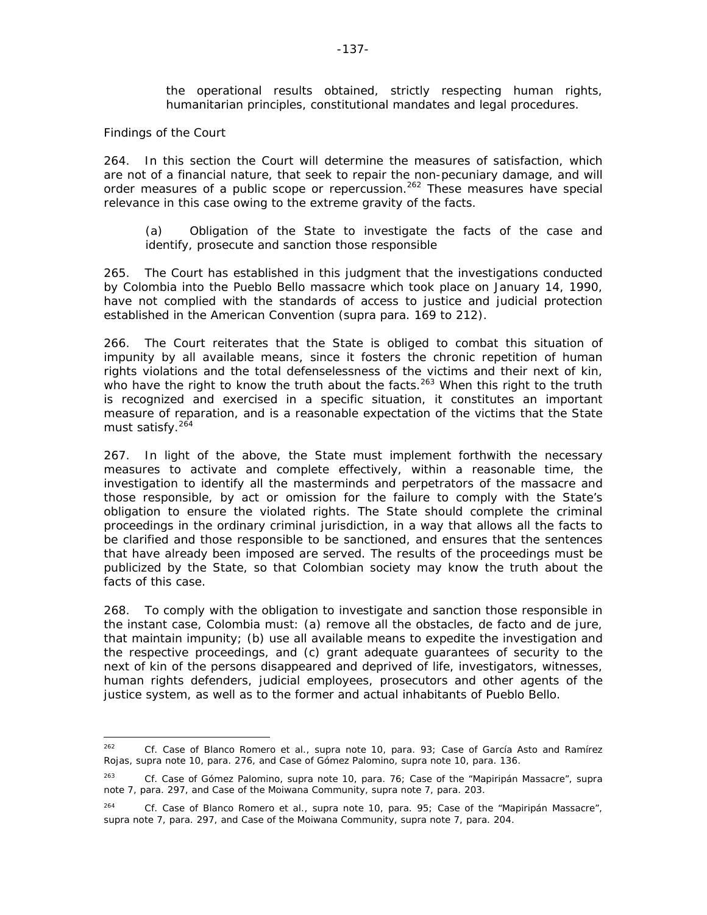the operational results obtained, strictly respecting human rights, humanitarian principles, constitutional mandates and legal procedures.

*Findings of the Court*

264. In this section the Court will determine the measures of satisfaction, which are not of a financial nature, that seek to repair the non-pecuniary damage, and will order measures of a public scope or repercussion.[262] These measures have special relevance in this case owing to the extreme gravity of the facts.

(a) Obligation of the State to investigate the facts of the case and identify, prosecute and sanction those responsible

265. The Court has established in this judgment that the investigations conducted by Colombia into the Pueblo Bello massacre which took place on January 14, 1990, have not complied with the standards of access to justice and judicial protection established in the American Convention (*supra* para. 169 to 212).

266. The Court reiterates that the State is obliged to combat this situation of impunity by all available means, since it fosters the chronic repetition of human rights violations and the total defenselessness of the victims and their next of kin, who have the right to know the truth about the facts.[263] When this right to the truth is recognized and exercised in a specific situation, it constitutes an important measure of reparation, and is a reasonable expectation of the victims that the State must satisfy.[264]

267. In light of the above, the State must implement forthwith the necessary measures to activate and complete effectively, within a reasonable time, the investigation to identify all the masterminds and perpetrators of the massacre and those responsible, by act or omission for the failure to comply with the State's obligation to ensure the violated rights. The State should complete the criminal proceedings in the ordinary criminal jurisdiction, in a way that allows all the facts to be clarified and those responsible to be sanctioned, and ensures that the sentences that have already been imposed are served. The results of the proceedings must be publicized by the State, so that Colombian society may know the truth about the facts of this case.

268. To comply with the obligation to investigate and sanction those responsible in the instant case, Colombia must: (a) remove all the obstacles, *de facto* and *de jure*, that maintain impunity; (b) use all available means to expedite the investigation and the respective proceedings, and (c) grant adequate guarantees of security to the next of kin of the persons disappeared and deprived of life, investigators, witnesses, human rights defenders, judicial employees, prosecutors and other agents of the justice system, as well as to the former and actual inhabitants of Pueblo Bello.

---

[262] Cf. *Case of Blanco Romero et al.*, *supra* note 10, para. 93; *Case of García Asto and Ramírez Rojas*, *supra* note 10, para. 276, and *Case of Gómez Palomino*, *supra* note 10, para. 136.

[263] Cf. *Case of Gómez Palomino*, *supra* note 10, para. 76; *Case of the "Mapiripán Massacre"*, *supra* note 7, para. 297, and *Case of the Moiwana Community*, *supra* note 7, para. 203.

[264] Cf. *Case of Blanco Romero et al.*, *supra* note 10, para. 95; *Case of the "Mapiripán Massacre"*, *supra* note 7, para. 297, and *Case of the Moiwana Community*, *supra* note 7, para. 204.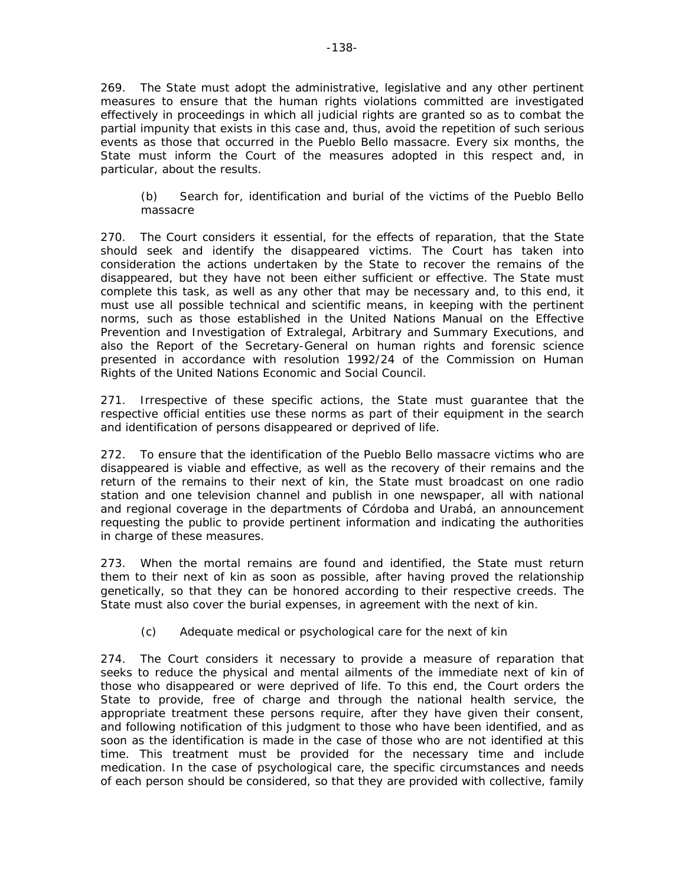269. The State must adopt the administrative, legislative and any other pertinent measures to ensure that the human rights violations committed are investigated effectively in proceedings in which all judicial rights are granted so as to combat the partial impunity that exists in this case and, thus, avoid the repetition of such serious events as those that occurred in the Pueblo Bello massacre. Every six months, the State must inform the Court of the measures adopted in this respect and, in particular, about the results.

(b) Search for, identification and burial of the victims of the Pueblo Bello massacre

270. The Court considers it essential, for the effects of reparation, that the State should seek and identify the disappeared victims. The Court has taken into consideration the actions undertaken by the State to recover the remains of the disappeared, but they have not been either sufficient or effective. The State must complete this task, as well as any other that may be necessary and, to this end, it must use all possible technical and scientific means, in keeping with the pertinent norms, such as those established in the United Nations Manual on the Effective Prevention and Investigation of Extralegal, Arbitrary and Summary Executions, and also the Report of the Secretary-General on human rights and forensic science presented in accordance with resolution 1992/24 of the Commission on Human Rights of the United Nations Economic and Social Council.

271. Irrespective of these specific actions, the State must guarantee that the respective official entities use these norms as part of their equipment in the search and identification of persons disappeared or deprived of life.

272. To ensure that the identification of the Pueblo Bello massacre victims who are disappeared is viable and effective, as well as the recovery of their remains and the return of the remains to their next of kin, the State must broadcast on one radio station and one television channel and publish in one newspaper, all with national and regional coverage in the departments of Córdoba and Urabá, an announcement requesting the public to provide pertinent information and indicating the authorities in charge of these measures.

273. When the mortal remains are found and identified, the State must return them to their next of kin as soon as possible, after having proved the relationship genetically, so that they can be honored according to their respective creeds. The State must also cover the burial expenses, in agreement with the next of kin.

(c) Adequate medical or psychological care for the next of kin

274. The Court considers it necessary to provide a measure of reparation that seeks to reduce the physical and mental ailments of the immediate next of kin of those who disappeared or were deprived of life. To this end, the Court orders the State to provide, free of charge and through the national health service, the appropriate treatment these persons require, after they have given their consent, and following notification of this judgment to those who have been identified, and as soon as the identification is made in the case of those who are not identified at this time. This treatment must be provided for the necessary time and include medication. In the case of psychological care, the specific circumstances and needs of each person should be considered, so that they are provided with collective, family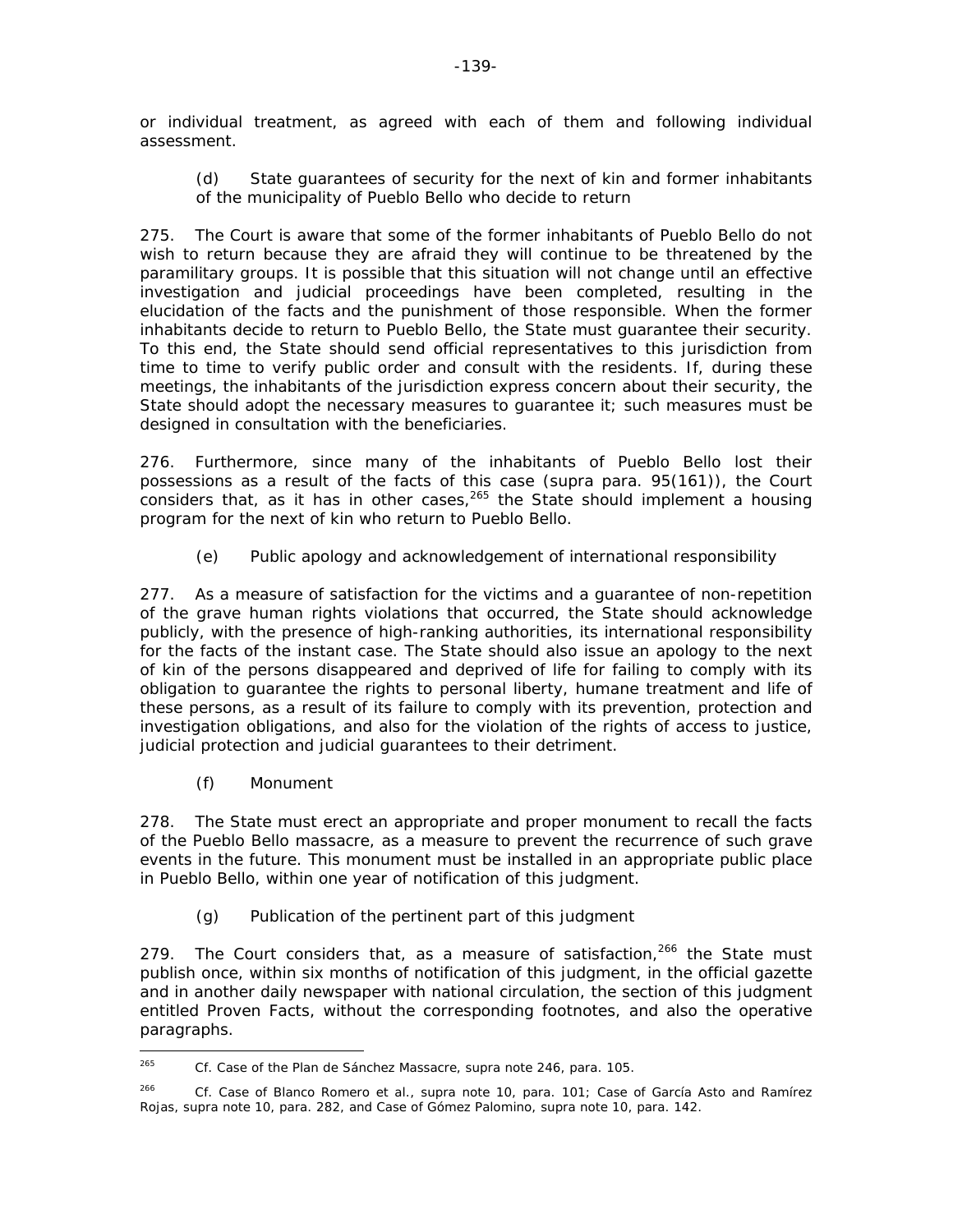or individual treatment, as agreed with each of them and following individual assessment.

(d) State guarantees of security for the next of kin and former inhabitants of the municipality of Pueblo Bello who decide to return

275. The Court is aware that some of the former inhabitants of Pueblo Bello do not wish to return because they are afraid they will continue to be threatened by the paramilitary groups. It is possible that this situation will not change until an effective investigation and judicial proceedings have been completed, resulting in the elucidation of the facts and the punishment of those responsible. When the former inhabitants decide to return to Pueblo Bello, the State must guarantee their security. To this end, the State should send official representatives to this jurisdiction from time to time to verify public order and consult with the residents. If, during these meetings, the inhabitants of the jurisdiction express concern about their security, the State should adopt the necessary measures to guarantee it; such measures must be designed in consultation with the beneficiaries.

276. Furthermore, since many of the inhabitants of Pueblo Bello lost their possessions as a result of the facts of this case (*supra* para. 95(161)), the Court considers that, as it has in other cases,[265] the State should implement a housing program for the next of kin who return to Pueblo Bello.

(e) Public apology and acknowledgement of international responsibility

277. As a measure of satisfaction for the victims and a guarantee of non-repetition of the grave human rights violations that occurred, the State should acknowledge publicly, with the presence of high-ranking authorities, its international responsibility for the facts of the instant case. The State should also issue an apology to the next of kin of the persons disappeared and deprived of life for failing to comply with its obligation to guarantee the rights to personal liberty, humane treatment and life of these persons, as a result of its failure to comply with its prevention, protection and investigation obligations, and also for the violation of the rights of access to justice, judicial protection and judicial guarantees to their detriment.

(f) Monument

278. The State must erect an appropriate and proper monument to recall the facts of the Pueblo Bello massacre, as a measure to prevent the recurrence of such grave events in the future. This monument must be installed in an appropriate public place in Pueblo Bello, within one year of notification of this judgment.

(g) Publication of the pertinent part of this judgment

279. The Court considers that, as a measure of satisfaction,[266] the State must publish once, within six months of notification of this judgment, in the official gazette and in another daily newspaper with national circulation, the section of this judgment entitled Proven Facts, without the corresponding footnotes, and also the operative paragraphs.

---

[265] *Cf. Case of the Plan de Sánchez Massacre, supra* note 246, para. 105.

[266] *Cf. Case of Blanco Romero et al., supra* note 10, para. 101; *Case of García Asto and Ramírez Rojas, supra* note 10, para. 282, and *Case of Gómez Palomino, supra* note 10, para. 142.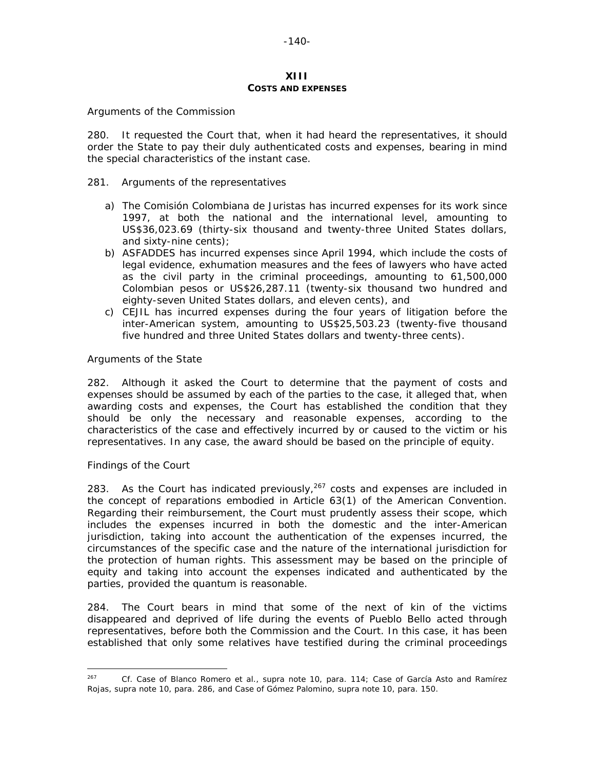# XIII
## COSTS AND EXPENSES

*Arguments of the Commission*

280. It requested the Court that, when it had heard the representatives, it should order the State to pay their duly authenticated costs and expenses, bearing in mind the special characteristics of the instant case.

281. *Arguments of the representatives*

a) The Comisión Colombiana de Juristas has incurred expenses for its work since 1997, at both the national and the international level, amounting to US$36,023.69 (thirty-six thousand and twenty-three United States dollars, and sixty-nine cents);
b) ASFADDES has incurred expenses since April 1994, which include the costs of legal evidence, exhumation measures and the fees of lawyers who have acted as the civil party in the criminal proceedings, amounting to 61,500,000 Colombian pesos or US$26,287.11 (twenty-six thousand two hundred and eighty-seven United States dollars, and eleven cents), and
c) CEJIL has incurred expenses during the four years of litigation before the inter-American system, amounting to US$25,503.23 (twenty-five thousand five hundred and three United States dollars and twenty-three cents).

*Arguments of the State*

282. Although it asked the Court to determine that the payment of costs and expenses should be assumed by each of the parties to the case, it alleged that, when awarding costs and expenses, the Court has established the condition that they should be only the necessary and reasonable expenses, according to the characteristics of the case and effectively incurred by or caused to the victim or his representatives. In any case, the award should be based on the principle of equity.

*Findings of the Court*

283. As the Court has indicated previously,[267] costs and expenses are included in the concept of reparations embodied in Article 63(1) of the American Convention. Regarding their reimbursement, the Court must prudently assess their scope, which includes the expenses incurred in both the domestic and the inter-American jurisdiction, taking into account the authentication of the expenses incurred, the circumstances of the specific case and the nature of the international jurisdiction for the protection of human rights. This assessment may be based on the principle of equity and taking into account the expenses indicated and authenticated by the parties, provided the quantum is reasonable.

284. The Court bears in mind that some of the next of kin of the victims disappeared and deprived of life during the events of Pueblo Bello acted through representatives, before both the Commission and the Court. In this case, it has been established that only some relatives have testified during the criminal proceedings

---

[267] *Cf. Case of Blanco Romero et al., supra* note 10, para. 114; *Case of García Asto and Ramírez Rojas, supra* note 10, para. 286, and *Case of Gómez Palomino, supra* note 10, para. 150.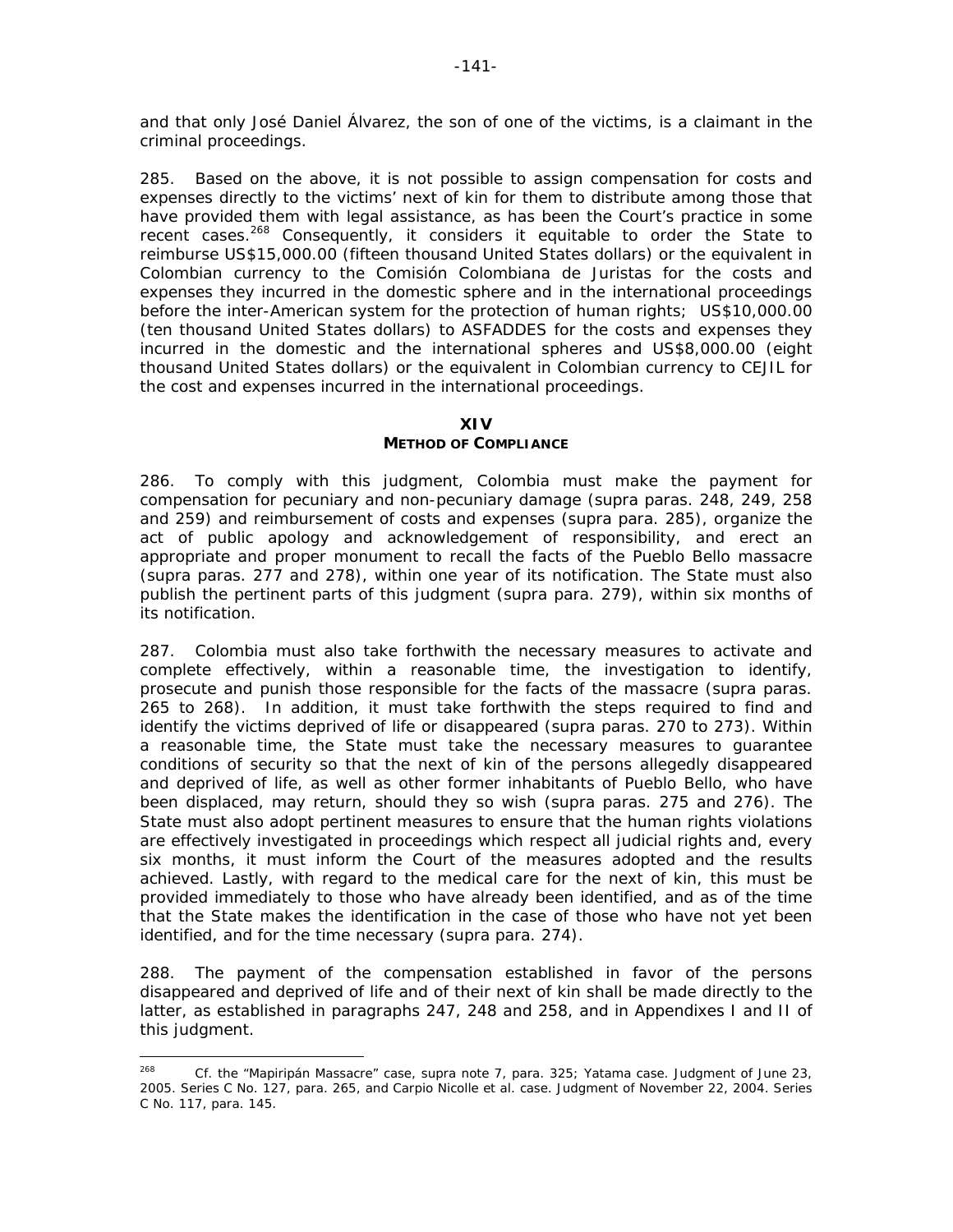and that only José Daniel Álvarez, the son of one of the victims, is a claimant in the criminal proceedings.

285. Based on the above, it is not possible to assign compensation for costs and expenses directly to the victims' next of kin for them to distribute among those that have provided them with legal assistance, as has been the Court's practice in some recent cases.[268] Consequently, it considers it equitable to order the State to reimburse US$15,000.00 (fifteen thousand United States dollars) or the equivalent in Colombian currency to the Comisión Colombiana de Juristas for the costs and expenses they incurred in the domestic sphere and in the international proceedings before the inter-American system for the protection of human rights; US$10,000.00 (ten thousand United States dollars) to ASFADDES for the costs and expenses they incurred in the domestic and the international spheres and US$8,000.00 (eight thousand United States dollars) or the equivalent in Colombian currency to CEJIL for the cost and expenses incurred in the international proceedings.

## XIV
## METHOD OF COMPLIANCE

286. To comply with this judgment, Colombia must make the payment for compensation for pecuniary and non-pecuniary damage (*supra* paras. 248, 249, 258 and 259) and reimbursement of costs and expenses (*supra* para. 285), organize the act of public apology and acknowledgement of responsibility, and erect an appropriate and proper monument to recall the facts of the Pueblo Bello massacre (*supra* paras. 277 and 278), within one year of its notification. The State must also publish the pertinent parts of this judgment (*supra* para. 279), within six months of its notification.

287. Colombia must also take forthwith the necessary measures to activate and complete effectively, within a reasonable time, the investigation to identify, prosecute and punish those responsible for the facts of the massacre (*supra* paras. 265 to 268). In addition, it must take forthwith the steps required to find and identify the victims deprived of life or disappeared (*supra* paras. 270 to 273). Within a reasonable time, the State must take the necessary measures to guarantee conditions of security so that the next of kin of the persons allegedly disappeared and deprived of life, as well as other former inhabitants of Pueblo Bello, who have been displaced, may return, should they so wish (*supra* paras. 275 and 276). The State must also adopt pertinent measures to ensure that the human rights violations are effectively investigated in proceedings which respect all judicial rights and, every six months, it must inform the Court of the measures adopted and the results achieved. Lastly, with regard to the medical care for the next of kin, this must be provided immediately to those who have already been identified, and as of the time that the State makes the identification in the case of those who have not yet been identified, and for the time necessary (*supra* para. 274).

288. The payment of the compensation established in favor of the persons disappeared and deprived of life and of their next of kin shall be made directly to the latter, as established in paragraphs 247, 248 and 258, and in Appendixes I and II of this judgment.

---

[268] *Cf.* the "Mapiripán Massacre" case, *supra* note 7, para. 325; *Yatama case*. Judgment of June 23, 2005. Series C No. 127, para. 265, and *Carpio Nicolle et al. case*. Judgment of November 22, 2004. Series C No. 117, para. 145.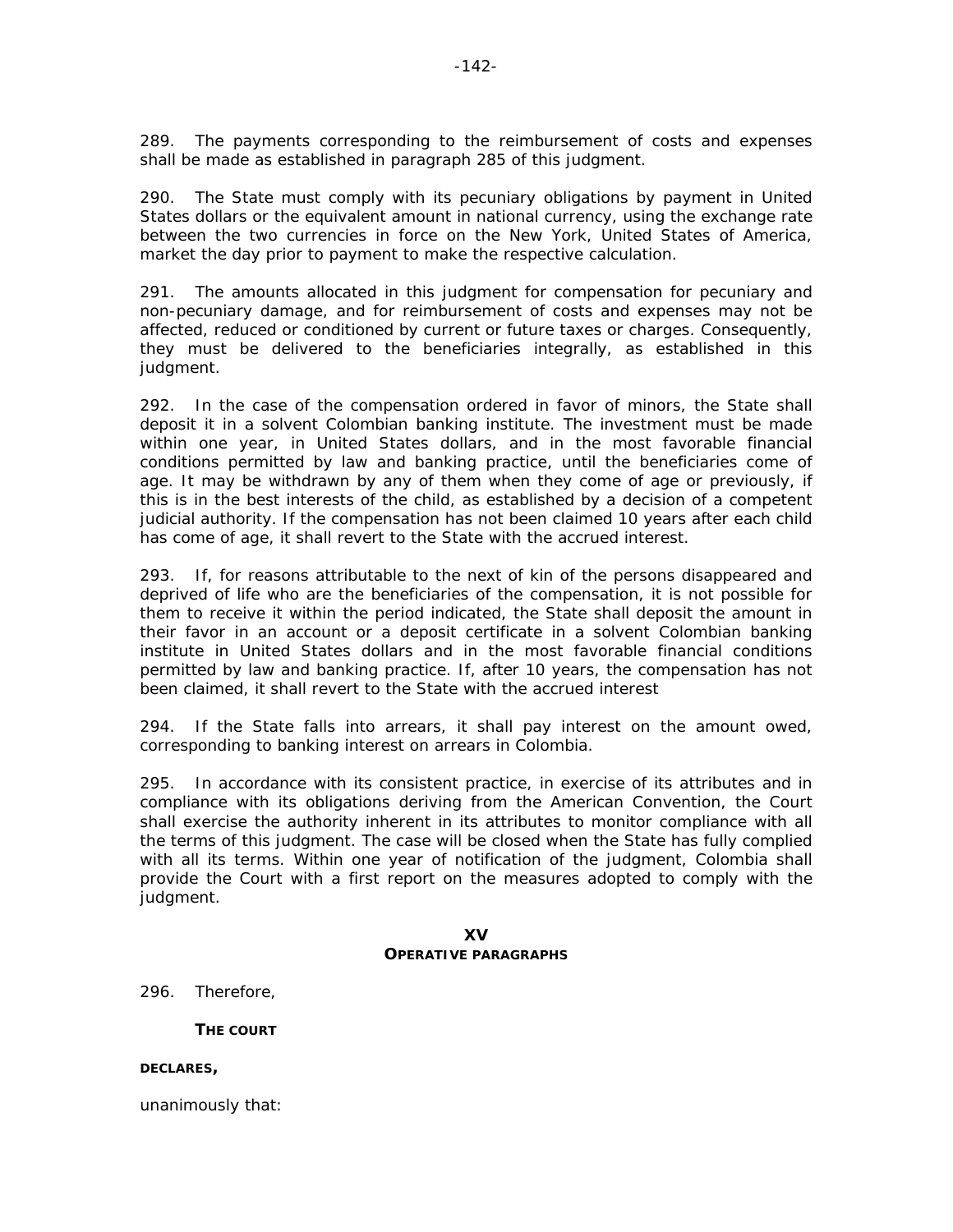289. The payments corresponding to the reimbursement of costs and expenses shall be made as established in paragraph 285 of this judgment.

290. The State must comply with its pecuniary obligations by payment in United States dollars or the equivalent amount in national currency, using the exchange rate between the two currencies in force on the New York, United States of America, market the day prior to payment to make the respective calculation.

291. The amounts allocated in this judgment for compensation for pecuniary and non-pecuniary damage, and for reimbursement of costs and expenses may not be affected, reduced or conditioned by current or future taxes or charges. Consequently, they must be delivered to the beneficiaries integrally, as established in this judgment.

292. In the case of the compensation ordered in favor of minors, the State shall deposit it in a solvent Colombian banking institute. The investment must be made within one year, in United States dollars, and in the most favorable financial conditions permitted by law and banking practice, until the beneficiaries come of age. It may be withdrawn by any of them when they come of age or previously, if this is in the best interests of the child, as established by a decision of a competent judicial authority. If the compensation has not been claimed 10 years after each child has come of age, it shall revert to the State with the accrued interest.

293. If, for reasons attributable to the next of kin of the persons disappeared and deprived of life who are the beneficiaries of the compensation, it is not possible for them to receive it within the period indicated, the State shall deposit the amount in their favor in an account or a deposit certificate in a solvent Colombian banking institute in United States dollars and in the most favorable financial conditions permitted by law and banking practice. If, after 10 years, the compensation has not been claimed, it shall revert to the State with the accrued interest

294. If the State falls into arrears, it shall pay interest on the amount owed, corresponding to banking interest on arrears in Colombia.

295. In accordance with its consistent practice, in exercise of its attributes and in compliance with its obligations deriving from the American Convention, the Court shall exercise the authority inherent in its attributes to monitor compliance with all the terms of this judgment. The case will be closed when the State has fully complied with all its terms. Within one year of notification of the judgment, Colombia shall provide the Court with a first report on the measures adopted to comply with the judgment.

## XV
## OPERATIVE PARAGRAPHS

296. Therefore,

**THE COURT**

**DECLARES,**

unanimously that: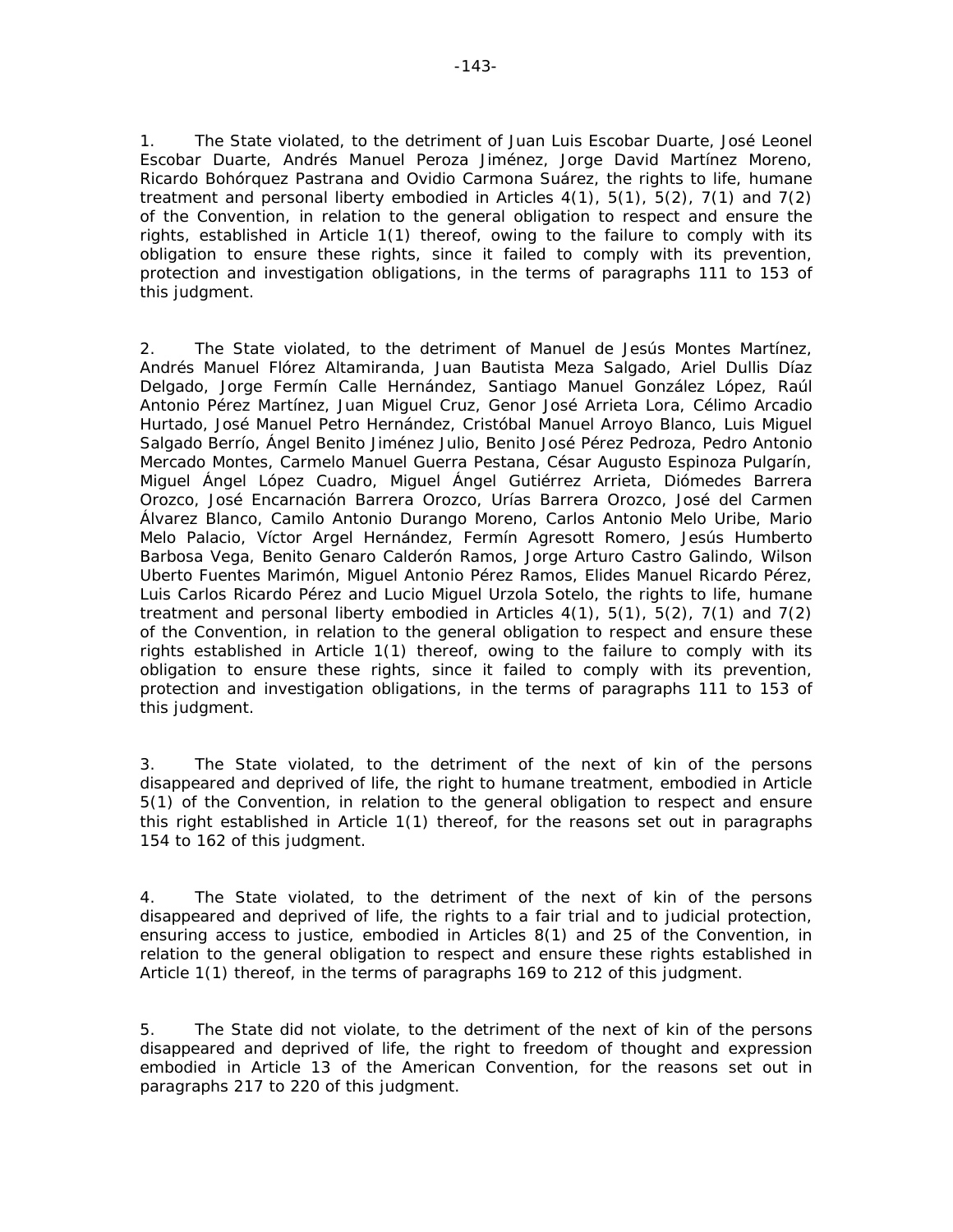1. The State violated, to the detriment of Juan Luis Escobar Duarte, José Leonel Escobar Duarte, Andrés Manuel Peroza Jiménez, Jorge David Martínez Moreno, Ricardo Bohórquez Pastrana and Ovidio Carmona Suárez, the rights to life, humane treatment and personal liberty embodied in Articles 4(1), 5(1), 5(2), 7(1) and 7(2) of the Convention, in relation to the general obligation to respect and ensure the rights, established in Article 1(1) thereof, owing to the failure to comply with its obligation to ensure these rights, since it failed to comply with its prevention, protection and investigation obligations, in the terms of paragraphs 111 to 153 of this judgment.

2. The State violated, to the detriment of Manuel de Jesús Montes Martínez, Andrés Manuel Flórez Altamiranda, Juan Bautista Meza Salgado, Ariel Dullis Díaz Delgado, Jorge Fermín Calle Hernández, Santiago Manuel González López, Raúl Antonio Pérez Martínez, Juan Miguel Cruz, Genor José Arrieta Lora, Célimo Arcadio Hurtado, José Manuel Petro Hernández, Cristóbal Manuel Arroyo Blanco, Luis Miguel Salgado Berrío, Ángel Benito Jiménez Julio, Benito José Pérez Pedroza, Pedro Antonio Mercado Montes, Carmelo Manuel Guerra Pestana, César Augusto Espinoza Pulgarín, Miguel Ángel López Cuadro, Miguel Ángel Gutiérrez Arrieta, Diómedes Barrera Orozco, José Encarnación Barrera Orozco, Urías Barrera Orozco, José del Carmen Álvarez Blanco, Camilo Antonio Durango Moreno, Carlos Antonio Melo Uribe, Mario Melo Palacio, Víctor Argel Hernández, Fermín Agresott Romero, Jesús Humberto Barbosa Vega, Benito Genaro Calderón Ramos, Jorge Arturo Castro Galindo, Wilson Uberto Fuentes Marimón, Miguel Antonio Pérez Ramos, Elides Manuel Ricardo Pérez, Luis Carlos Ricardo Pérez and Lucio Miguel Urzola Sotelo, the rights to life, humane treatment and personal liberty embodied in Articles 4(1), 5(1), 5(2), 7(1) and 7(2) of the Convention, in relation to the general obligation to respect and ensure these rights established in Article 1(1) thereof, owing to the failure to comply with its obligation to ensure these rights, since it failed to comply with its prevention, protection and investigation obligations, in the terms of paragraphs 111 to 153 of this judgment.

3. The State violated, to the detriment of the next of kin of the persons disappeared and deprived of life, the right to humane treatment, embodied in Article 5(1) of the Convention, in relation to the general obligation to respect and ensure this right established in Article 1(1) thereof, for the reasons set out in paragraphs 154 to 162 of this judgment.

4. The State violated, to the detriment of the next of kin of the persons disappeared and deprived of life, the rights to a fair trial and to judicial protection, ensuring access to justice, embodied in Articles 8(1) and 25 of the Convention, in relation to the general obligation to respect and ensure these rights established in Article 1(1) thereof, in the terms of paragraphs 169 to 212 of this judgment.

5. The State did not violate, to the detriment of the next of kin of the persons disappeared and deprived of life, the right to freedom of thought and expression embodied in Article 13 of the American Convention, for the reasons set out in paragraphs 217 to 220 of this judgment.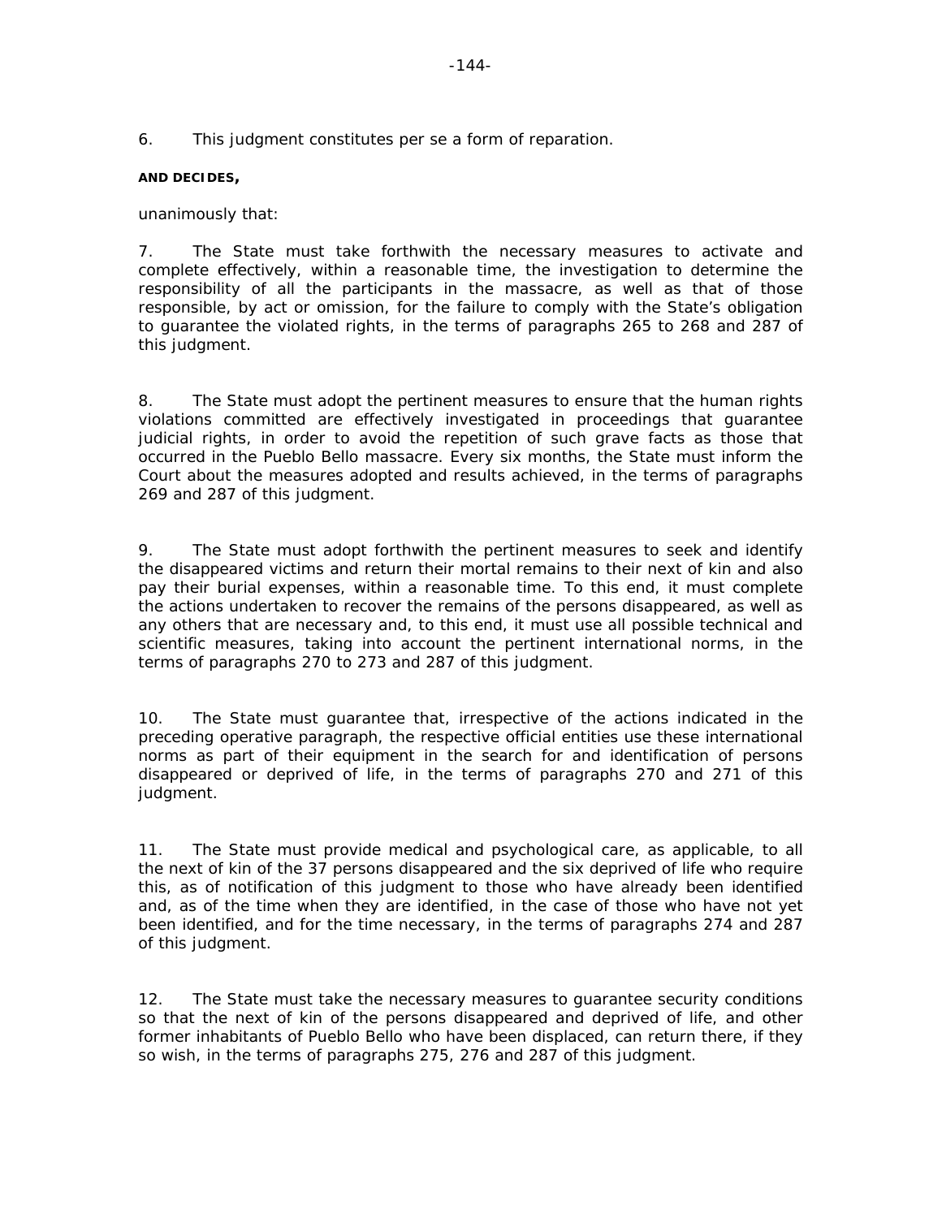6. This judgment constitutes per se a form of reparation.

**AND DECIDES,**

unanimously that:

7. The State must take forthwith the necessary measures to activate and complete effectively, within a reasonable time, the investigation to determine the responsibility of all the participants in the massacre, as well as that of those responsible, by act or omission, for the failure to comply with the State's obligation to guarantee the violated rights, in the terms of paragraphs 265 to 268 and 287 of this judgment.

8. The State must adopt the pertinent measures to ensure that the human rights violations committed are effectively investigated in proceedings that guarantee judicial rights, in order to avoid the repetition of such grave facts as those that occurred in the Pueblo Bello massacre. Every six months, the State must inform the Court about the measures adopted and results achieved, in the terms of paragraphs 269 and 287 of this judgment.

9. The State must adopt forthwith the pertinent measures to seek and identify the disappeared victims and return their mortal remains to their next of kin and also pay their burial expenses, within a reasonable time. To this end, it must complete the actions undertaken to recover the remains of the persons disappeared, as well as any others that are necessary and, to this end, it must use all possible technical and scientific measures, taking into account the pertinent international norms, in the terms of paragraphs 270 to 273 and 287 of this judgment.

10. The State must guarantee that, irrespective of the actions indicated in the preceding operative paragraph, the respective official entities use these international norms as part of their equipment in the search for and identification of persons disappeared or deprived of life, in the terms of paragraphs 270 and 271 of this judgment.

11. The State must provide medical and psychological care, as applicable, to all the next of kin of the 37 persons disappeared and the six deprived of life who require this, as of notification of this judgment to those who have already been identified and, as of the time when they are identified, in the case of those who have not yet been identified, and for the time necessary, in the terms of paragraphs 274 and 287 of this judgment.

12. The State must take the necessary measures to guarantee security conditions so that the next of kin of the persons disappeared and deprived of life, and other former inhabitants of Pueblo Bello who have been displaced, can return there, if they so wish, in the terms of paragraphs 275, 276 and 287 of this judgment.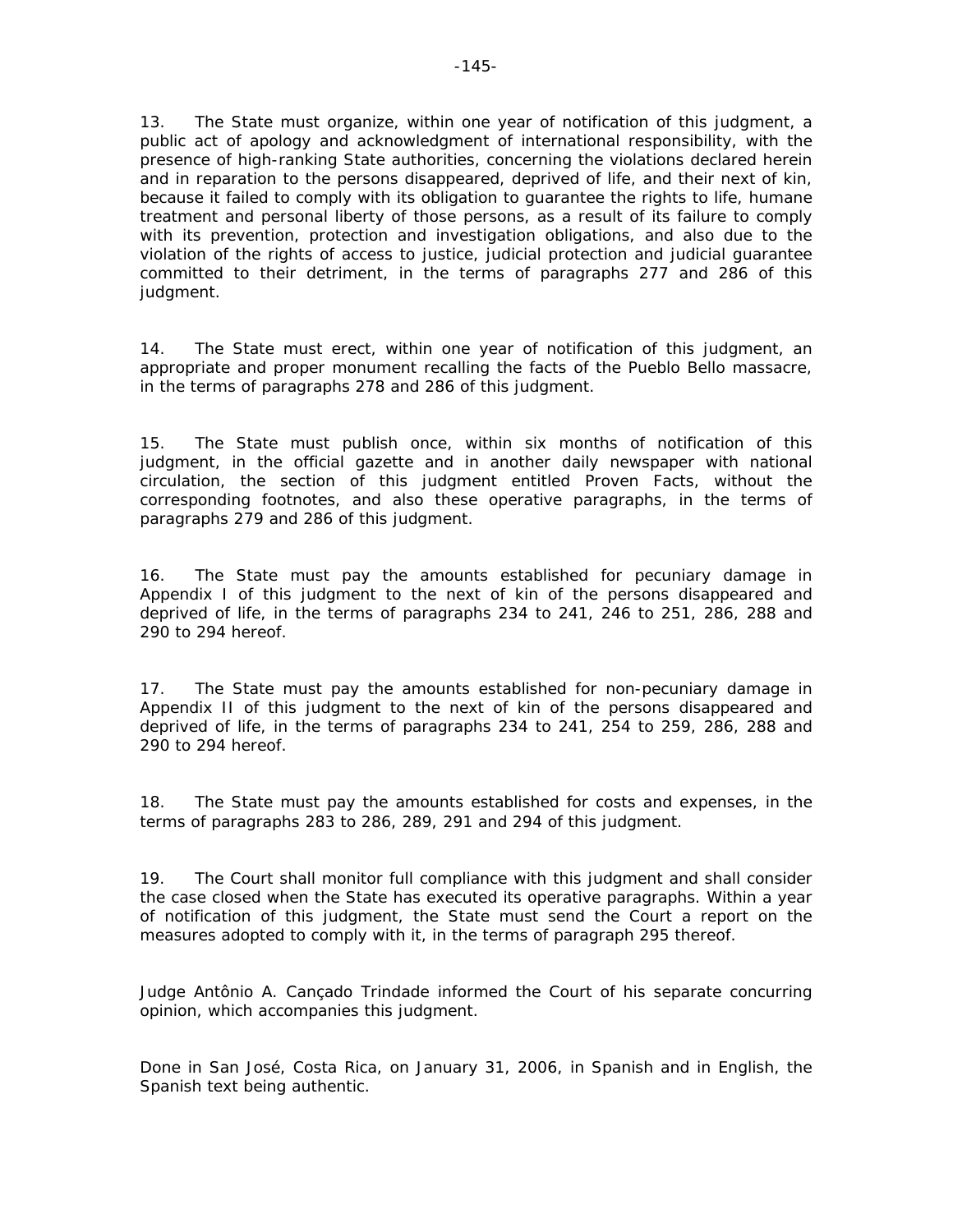13. The State must organize, within one year of notification of this judgment, a public act of apology and acknowledgment of international responsibility, with the presence of high-ranking State authorities, concerning the violations declared herein and in reparation to the persons disappeared, deprived of life, and their next of kin, because it failed to comply with its obligation to guarantee the rights to life, humane treatment and personal liberty of those persons, as a result of its failure to comply with its prevention, protection and investigation obligations, and also due to the violation of the rights of access to justice, judicial protection and judicial guarantee committed to their detriment, in the terms of paragraphs 277 and 286 of this judgment.

14. The State must erect, within one year of notification of this judgment, an appropriate and proper monument recalling the facts of the Pueblo Bello massacre, in the terms of paragraphs 278 and 286 of this judgment.

15. The State must publish once, within six months of notification of this judgment, in the official gazette and in another daily newspaper with national circulation, the section of this judgment entitled Proven Facts, without the corresponding footnotes, and also these operative paragraphs, in the terms of paragraphs 279 and 286 of this judgment.

16. The State must pay the amounts established for pecuniary damage in Appendix I of this judgment to the next of kin of the persons disappeared and deprived of life, in the terms of paragraphs 234 to 241, 246 to 251, 286, 288 and 290 to 294 hereof.

17. The State must pay the amounts established for non-pecuniary damage in Appendix II of this judgment to the next of kin of the persons disappeared and deprived of life, in the terms of paragraphs 234 to 241, 254 to 259, 286, 288 and 290 to 294 hereof.

18. The State must pay the amounts established for costs and expenses, in the terms of paragraphs 283 to 286, 289, 291 and 294 of this judgment.

19. The Court shall monitor full compliance with this judgment and shall consider the case closed when the State has executed its operative paragraphs. Within a year of notification of this judgment, the State must send the Court a report on the measures adopted to comply with it, in the terms of paragraph 295 thereof.

Judge Antônio A. Cançado Trindade informed the Court of his separate concurring opinion, which accompanies this judgment.

Done in San José, Costa Rica, on January 31, 2006, in Spanish and in English, the Spanish text being authentic.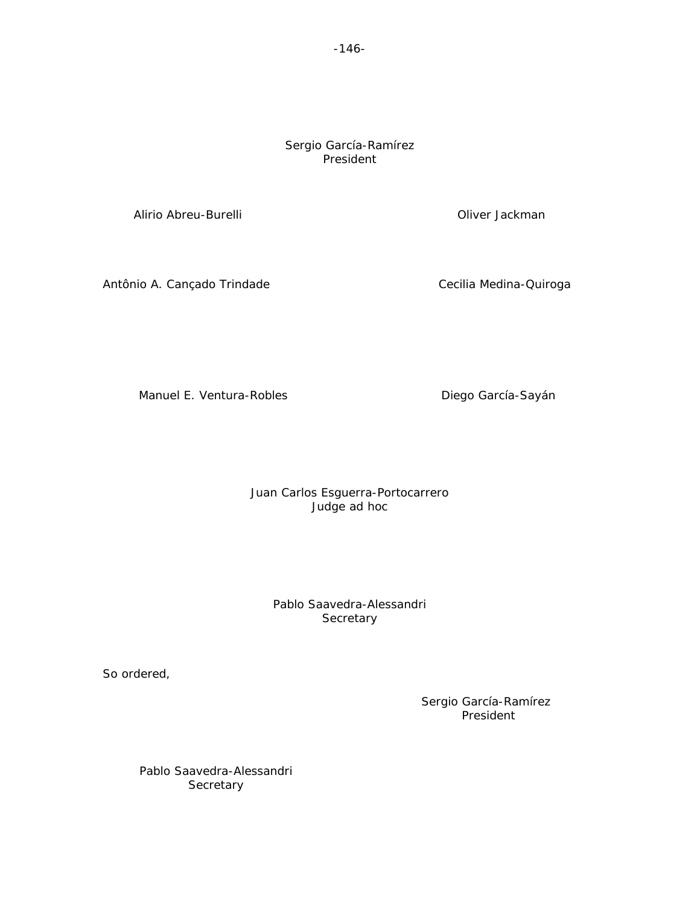Sergio García-Ramírez
President

Alirio Abreu-Burelli

Oliver Jackman

Antônio A. Cançado Trindade

Cecilia Medina-Quiroga

Manuel E. Ventura-Robles

Diego García-Sayán

Juan Carlos Esguerra-Portocarrero
Judge ad hoc

Pablo Saavedra-Alessandri
Secretary

So ordered,

Sergio García-Ramírez
President

Pablo Saavedra-Alessandri
Secretary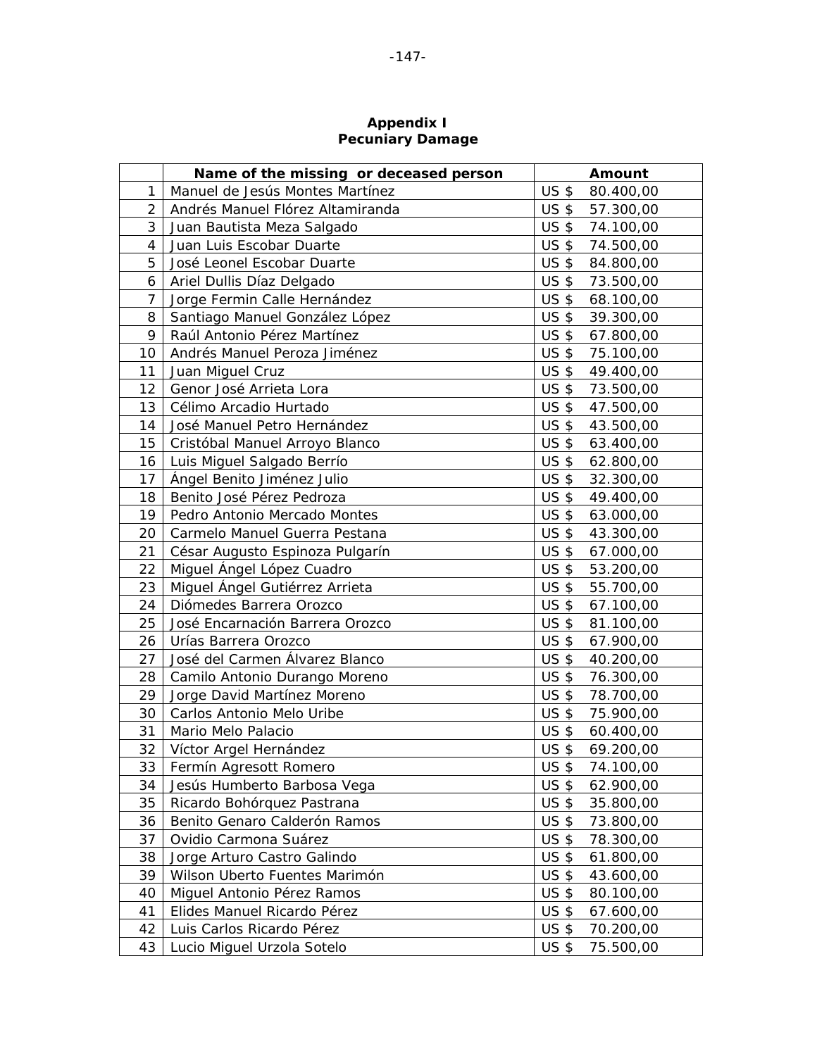**Appendix I**
**Pecuniary Damage**

| | Name of the missing or deceased person | Amount |
|---|---|---|
| 1 | Manuel de Jesús Montes Martínez | US $ 80.400,00 |
| 2 | Andrés Manuel Flórez Altamiranda | US $ 57.300,00 |
| 3 | Juan Bautista Meza Salgado | US $ 74.100,00 |
| 4 | Juan Luis Escobar Duarte | US $ 74.500,00 |
| 5 | José Leonel Escobar Duarte | US $ 84.800,00 |
| 6 | Ariel Dullis Díaz Delgado | US $ 73.500,00 |
| 7 | Jorge Fermin Calle Hernández | US $ 68.100,00 |
| 8 | Santiago Manuel González López | US $ 39.300,00 |
| 9 | Raúl Antonio Pérez Martínez | US $ 67.800,00 |
| 10 | Andrés Manuel Peroza Jiménez | US $ 75.100,00 |
| 11 | Juan Miguel Cruz | US $ 49.400,00 |
| 12 | Genor José Arrieta Lora | US $ 73.500,00 |
| 13 | Célimo Arcadio Hurtado | US $ 47.500,00 |
| 14 | José Manuel Petro Hernández | US $ 43.500,00 |
| 15 | Cristóbal Manuel Arroyo Blanco | US $ 63.400,00 |
| 16 | Luis Miguel Salgado Berrío | US $ 62.800,00 |
| 17 | Ángel Benito Jiménez Julio | US $ 32.300,00 |
| 18 | Benito José Pérez Pedroza | US $ 49.400,00 |
| 19 | Pedro Antonio Mercado Montes | US $ 63.000,00 |
| 20 | Carmelo Manuel Guerra Pestana | US $ 43.300,00 |
| 21 | César Augusto Espinoza Pulgarín | US $ 67.000,00 |
| 22 | Miguel Ángel López Cuadro | US $ 53.200,00 |
| 23 | Miguel Ángel Gutiérrez Arrieta | US $ 55.700,00 |
| 24 | Diómedes Barrera Orozco | US $ 67.100,00 |
| 25 | José Encarnación Barrera Orozco | US $ 81.100,00 |
| 26 | Urías Barrera Orozco | US $ 67.900,00 |
| 27 | José del Carmen Álvarez Blanco | US $ 40.200,00 |
| 28 | Camilo Antonio Durango Moreno | US $ 76.300,00 |
| 29 | Jorge David Martínez Moreno | US $ 78.700,00 |
| 30 | Carlos Antonio Melo Uribe | US $ 75.900,00 |
| 31 | Mario Melo Palacio | US $ 60.400,00 |
| 32 | Víctor Argel Hernández | US $ 69.200,00 |
| 33 | Fermín Agresott Romero | US $ 74.100,00 |
| 34 | Jesús Humberto Barbosa Vega | US $ 62.900,00 |
| 35 | Ricardo Bohórquez Pastrana | US $ 35.800,00 |
| 36 | Benito Genaro Calderón Ramos | US $ 73.800,00 |
| 37 | Ovidio Carmona Suárez | US $ 78.300,00 |
| 38 | Jorge Arturo Castro Galindo | US $ 61.800,00 |
| 39 | Wilson Uberto Fuentes Marimón | US $ 43.600,00 |
| 40 | Miguel Antonio Pérez Ramos | US $ 80.100,00 |
| 41 | Elides Manuel Ricardo Pérez | US $ 67.600,00 |
| 42 | Luis Carlos Ricardo Pérez | US $ 70.200,00 |
| 43 | Lucio Miguel Urzola Sotelo | US $ 75.500,00 |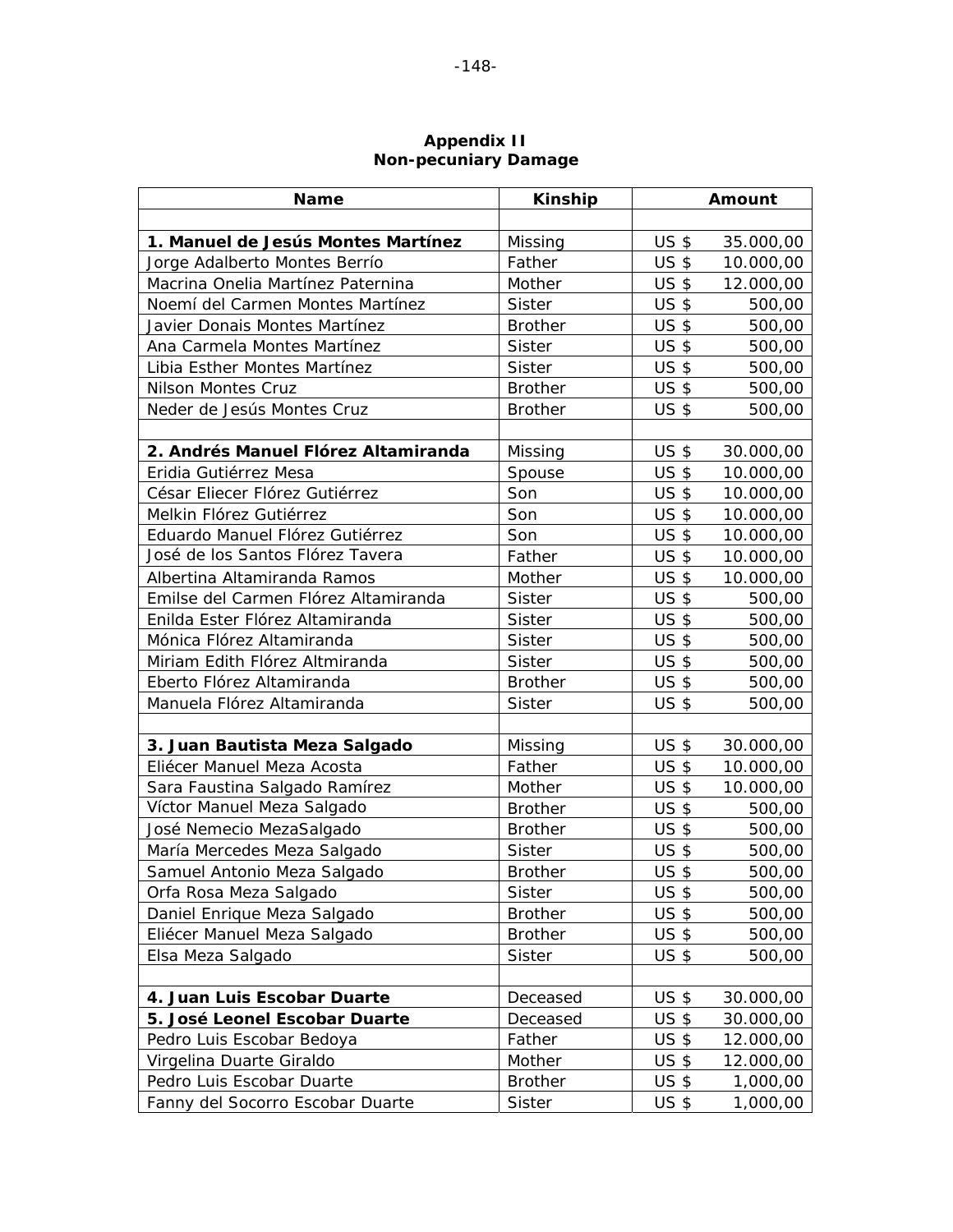**Appendix II**
**Non-pecuniary Damage**

| Name | Kinship | Amount |
|---|---|---|
| | | |
| **1. Manuel de Jesús Montes Martínez** | Missing | US $ 35.000,00 |
| Jorge Adalberto Montes Berrío | Father | US $ 10.000,00 |
| Macrina Onelia Martínez Paternina | Mother | US $ 12.000,00 |
| Noemí del Carmen Montes Martínez | Sister | US $ 500,00 |
| Javier Donais Montes Martínez | Brother | US $ 500,00 |
| Ana Carmela Montes Martínez | Sister | US $ 500,00 |
| Libia Esther Montes Martínez | Sister | US $ 500,00 |
| Nilson Montes Cruz | Brother | US $ 500,00 |
| Neder de Jesús Montes Cruz | Brother | US $ 500,00 |
| | | |
| **2. Andrés Manuel Flórez Altamiranda** | Missing | US $ 30.000,00 |
| Eridia Gutiérrez Mesa | Spouse | US $ 10.000,00 |
| César Eliecer Flórez Gutiérrez | Son | US $ 10.000,00 |
| Melkin Flórez Gutiérrez | Son | US $ 10.000,00 |
| Eduardo Manuel Flórez Gutiérrez | Son | US $ 10.000,00 |
| José de los Santos Flórez Tavera | Father | US $ 10.000,00 |
| Albertina Altamiranda Ramos | Mother | US $ 10.000,00 |
| Emilse del Carmen Flórez Altamiranda | Sister | US $ 500,00 |
| Enilda Ester Flórez Altamiranda | Sister | US $ 500,00 |
| Mónica Flórez Altamiranda | Sister | US $ 500,00 |
| Miriam Edith Flórez Altmiranda | Sister | US $ 500,00 |
| Eberto Flórez Altamiranda | Brother | US $ 500,00 |
| Manuela Flórez Altamiranda | Sister | US $ 500,00 |
| | | |
| **3. Juan Bautista Meza Salgado** | Missing | US $ 30.000,00 |
| Eliécer Manuel Meza Acosta | Father | US $ 10.000,00 |
| Sara Faustina Salgado Ramírez | Mother | US $ 10.000,00 |
| Víctor Manuel Meza Salgado | Brother | US $ 500,00 |
| José Nemecio MezaSalgado | Brother | US $ 500,00 |
| María Mercedes Meza Salgado | Sister | US $ 500,00 |
| Samuel Antonio Meza Salgado | Brother | US $ 500,00 |
| Orfa Rosa Meza Salgado | Sister | US $ 500,00 |
| Daniel Enrique Meza Salgado | Brother | US $ 500,00 |
| Eliécer Manuel Meza Salgado | Brother | US $ 500,00 |
| Elsa Meza Salgado | Sister | US $ 500,00 |
| | | |
| **4. Juan Luis Escobar Duarte** | Deceased | US $ 30.000,00 |
| **5. José Leonel Escobar Duarte** | Deceased | US $ 30.000,00 |
| Pedro Luis Escobar Bedoya | Father | US $ 12.000,00 |
| Virgelina Duarte Giraldo | Mother | US $ 12.000,00 |
| Pedro Luis Escobar Duarte | Brother | US $ 1,000,00 |
| Fanny del Socorro Escobar Duarte | Sister | US $ 1,000,00 |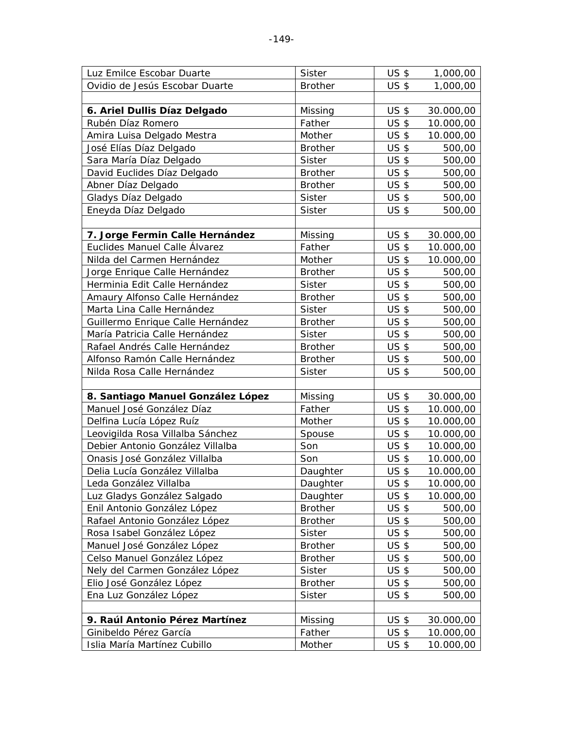| Luz Emilce Escobar Duarte | Sister | US $ 1,000,00 |
|---|---|---|
| Ovidio de Jesús Escobar Duarte | Brother | US $ 1,000,00 |
| | | |
| **6. Ariel Dullis Díaz Delgado** | Missing | US $ 30.000,00 |
| Rubén Díaz Romero | Father | US $ 10.000,00 |
| Amira Luisa Delgado Mestra | Mother | US $ 10.000,00 |
| José Elías Díaz Delgado | Brother | US $ 500,00 |
| Sara María Díaz Delgado | Sister | US $ 500,00 |
| David Euclides Díaz Delgado | Brother | US $ 500,00 |
| Abner Díaz Delgado | Brother | US $ 500,00 |
| Gladys Díaz Delgado | Sister | US $ 500,00 |
| Eneyda Díaz Delgado | Sister | US $ 500,00 |
| | | |
| **7. Jorge Fermin Calle Hernández** | Missing | US $ 30.000,00 |
| Euclides Manuel Calle Álvarez | Father | US $ 10.000,00 |
| Nilda del Carmen Hernández | Mother | US $ 10.000,00 |
| Jorge Enrique Calle Hernández | Brother | US $ 500,00 |
| Herminia Edit Calle Hernández | Sister | US $ 500,00 |
| Amaury Alfonso Calle Hernández | Brother | US $ 500,00 |
| Marta Lina Calle Hernández | Sister | US $ 500,00 |
| Guillermo Enrique Calle Hernández | Brother | US $ 500,00 |
| María Patricia Calle Hernández | Sister | US $ 500,00 |
| Rafael Andrés Calle Hernández | Brother | US $ 500,00 |
| Alfonso Ramón Calle Hernández | Brother | US $ 500,00 |
| Nilda Rosa Calle Hernández | Sister | US $ 500,00 |
| | | |
| **8. Santiago Manuel González López** | Missing | US $ 30.000,00 |
| Manuel José González Díaz | Father | US $ 10.000,00 |
| Delfina Lucía López Ruíz | Mother | US $ 10.000,00 |
| Leovigilda Rosa Villalba Sánchez | Spouse | US $ 10.000,00 |
| Debier Antonio González Villalba | Son | US $ 10.000,00 |
| Onasis José González Villalba | Son | US $ 10.000,00 |
| Delia Lucía González Villalba | Daughter | US $ 10.000,00 |
| Leda González Villalba | Daughter | US $ 10.000,00 |
| Luz Gladys González Salgado | Daughter | US $ 10.000,00 |
| Enil Antonio González López | Brother | US $ 500,00 |
| Rafael Antonio González López | Brother | US $ 500,00 |
| Rosa Isabel González López | Sister | US $ 500,00 |
| Manuel José González López | Brother | US $ 500,00 |
| Celso Manuel González López | Brother | US $ 500,00 |
| Nely del Carmen González López | Sister | US $ 500,00 |
| Elio José González López | Brother | US $ 500,00 |
| Ena Luz González López | Sister | US $ 500,00 |
| | | |
| **9. Raúl Antonio Pérez Martínez** | Missing | US $ 30.000,00 |
| Ginibeldo Pérez García | Father | US $ 10.000,00 |
| Islia María Martínez Cubillo | Mother | US $ 10.000,00 |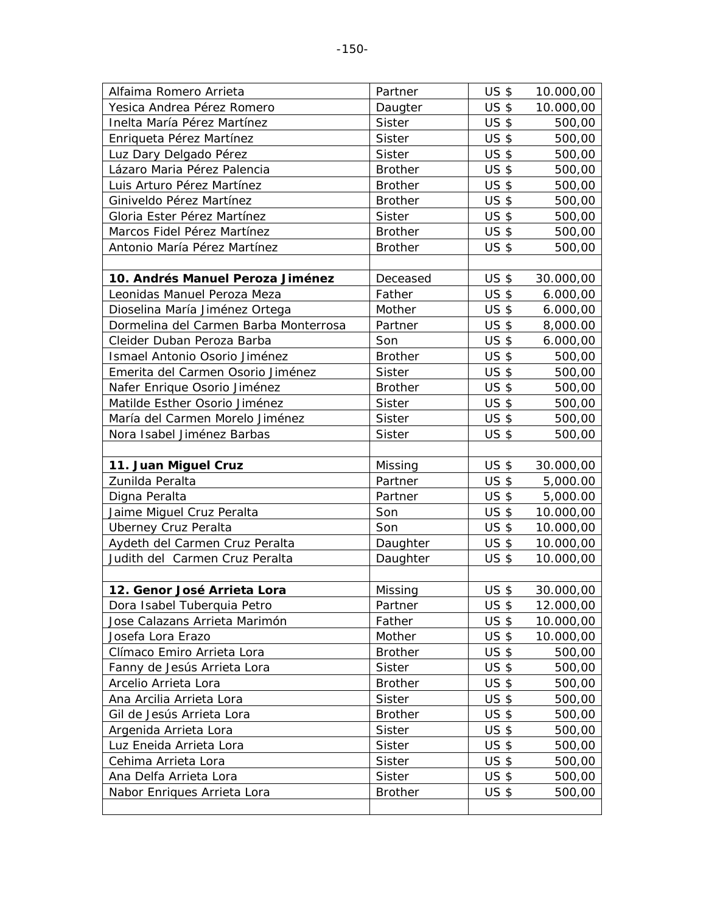| Alfaima Romero Arrieta | Partner | US $ 10.000,00 |
|---|---|---|
| Yesica Andrea Pérez Romero | Daugter | US $ 10.000,00 |
| Inelta María Pérez Martínez | Sister | US $ 500,00 |
| Enriqueta Pérez Martínez | Sister | US $ 500,00 |
| Luz Dary Delgado Pérez | Sister | US $ 500,00 |
| Lázaro Maria Pérez Palencia | Brother | US $ 500,00 |
| Luis Arturo Pérez Martínez | Brother | US $ 500,00 |
| Giniveldo Pérez Martínez | Brother | US $ 500,00 |
| Gloria Ester Pérez Martínez | Sister | US $ 500,00 |
| Marcos Fidel Pérez Martínez | Brother | US $ 500,00 |
| Antonio María Pérez Martínez | Brother | US $ 500,00 |
| | | |
| **10. Andrés Manuel Peroza Jiménez** | Deceased | US $ 30.000,00 |
| Leonidas Manuel Peroza Meza | Father | US $ 6.000,00 |
| Dioselina María Jiménez Ortega | Mother | US $ 6.000,00 |
| Dormelina del Carmen Barba Monterrosa | Partner | US $ 8,000.00 |
| Cleider Duban Peroza Barba | Son | US $ 6.000,00 |
| Ismael Antonio Osorio Jiménez | Brother | US $ 500,00 |
| Emerita del Carmen Osorio Jiménez | Sister | US $ 500,00 |
| Nafer Enrique Osorio Jiménez | Brother | US $ 500,00 |
| Matilde Esther Osorio Jiménez | Sister | US $ 500,00 |
| María del Carmen Morelo Jiménez | Sister | US $ 500,00 |
| Nora Isabel Jiménez Barbas | Sister | US $ 500,00 |
| | | |
| **11. Juan Miguel Cruz** | Missing | US $ 30.000,00 |
| Zunilda Peralta | Partner | US $ 5,000.00 |
| Digna Peralta | Partner | US $ 5,000.00 |
| Jaime Miguel Cruz Peralta | Son | US $ 10.000,00 |
| Uberney Cruz Peralta | Son | US $ 10.000,00 |
| Aydeth del Carmen Cruz Peralta | Daughter | US $ 10.000,00 |
| Judith del Carmen Cruz Peralta | Daughter | US $ 10.000,00 |
| | | |
| **12. Genor José Arrieta Lora** | Missing | US $ 30.000,00 |
| Dora Isabel Tuberquia Petro | Partner | US $ 12.000,00 |
| Jose Calazans Arrieta Marimón | Father | US $ 10.000,00 |
| Josefa Lora Erazo | Mother | US $ 10.000,00 |
| Clímaco Emiro Arrieta Lora | Brother | US $ 500,00 |
| Fanny de Jesús Arrieta Lora | Sister | US $ 500,00 |
| Arcelio Arrieta Lora | Brother | US $ 500,00 |
| Ana Arcilia Arrieta Lora | Sister | US $ 500,00 |
| Gil de Jesús Arrieta Lora | Brother | US $ 500,00 |
| Argenida Arrieta Lora | Sister | US $ 500,00 |
| Luz Eneida Arrieta Lora | Sister | US $ 500,00 |
| Cehima Arrieta Lora | Sister | US $ 500,00 |
| Ana Delfa Arrieta Lora | Sister | US $ 500,00 |
| Nabor Enriques Arrieta Lora | Brother | US $ 500,00 |
| | | |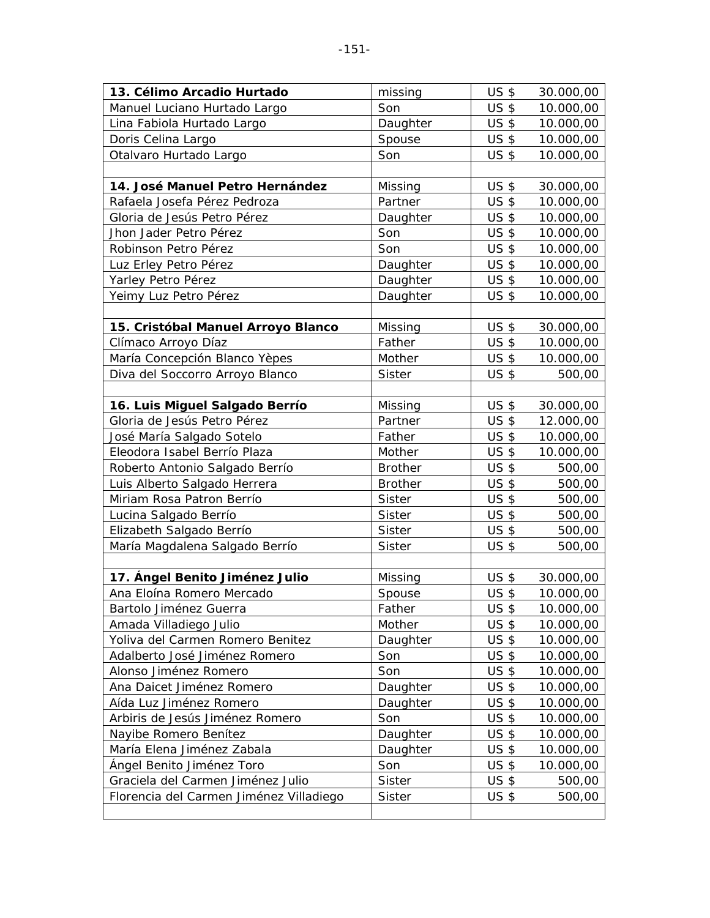| **13. Célimo Arcadio Hurtado** | missing | US $ 30.000,00 |
|---|---|---|
| Manuel Luciano Hurtado Largo | Son | US $ 10.000,00 |
| Lina Fabiola Hurtado Largo | Daughter | US $ 10.000,00 |
| Doris Celina Largo | Spouse | US $ 10.000,00 |
| Otalvaro Hurtado Largo | Son | US $ 10.000,00 |
| | | |
| **14. José Manuel Petro Hernández** | Missing | US $ 30.000,00 |
| Rafaela Josefa Pérez Pedroza | Partner | US $ 10.000,00 |
| Gloria de Jesús Petro Pérez | Daughter | US $ 10.000,00 |
| Jhon Jader Petro Pérez | Son | US $ 10.000,00 |
| Robinson Petro Pérez | Son | US $ 10.000,00 |
| Luz Erley Petro Pérez | Daughter | US $ 10.000,00 |
| Yarley Petro Pérez | Daughter | US $ 10.000,00 |
| Yeimy Luz Petro Pérez | Daughter | US $ 10.000,00 |
| | | |
| **15. Cristóbal Manuel Arroyo Blanco** | Missing | US $ 30.000,00 |
| Clímaco Arroyo Díaz | Father | US $ 10.000,00 |
| María Concepción Blanco Yèpes | Mother | US $ 10.000,00 |
| Diva del Soccorro Arroyo Blanco | Sister | US $ 500,00 |
| | | |
| **16. Luis Miguel Salgado Berrío** | Missing | US $ 30.000,00 |
| Gloria de Jesús Petro Pérez | Partner | US $ 12.000,00 |
| José María Salgado Sotelo | Father | US $ 10.000,00 |
| Eleodora Isabel Berrío Plaza | Mother | US $ 10.000,00 |
| Roberto Antonio Salgado Berrío | Brother | US $ 500,00 |
| Luis Alberto Salgado Herrera | Brother | US $ 500,00 |
| Miriam Rosa Patron Berrío | Sister | US $ 500,00 |
| Lucina Salgado Berrío | Sister | US $ 500,00 |
| Elizabeth Salgado Berrío | Sister | US $ 500,00 |
| María Magdalena Salgado Berrío | Sister | US $ 500,00 |
| | | |
| **17. Ángel Benito Jiménez Julio** | Missing | US $ 30.000,00 |
| Ana Eloína Romero Mercado | Spouse | US $ 10.000,00 |
| Bartolo Jiménez Guerra | Father | US $ 10.000,00 |
| Amada Villadiego Julio | Mother | US $ 10.000,00 |
| Yoliva del Carmen Romero Benitez | Daughter | US $ 10.000,00 |
| Adalberto José Jiménez Romero | Son | US $ 10.000,00 |
| Alonso Jiménez Romero | Son | US $ 10.000,00 |
| Ana Daicet Jiménez Romero | Daughter | US $ 10.000,00 |
| Aída Luz Jiménez Romero | Daughter | US $ 10.000,00 |
| Arbiris de Jesús Jiménez Romero | Son | US $ 10.000,00 |
| Nayibe Romero Benítez | Daughter | US $ 10.000,00 |
| María Elena Jiménez Zabala | Daughter | US $ 10.000,00 |
| Ángel Benito Jiménez Toro | Son | US $ 10.000,00 |
| Graciela del Carmen Jiménez Julio | Sister | US $ 500,00 |
| Florencia del Carmen Jiménez Villadiego | Sister | US $ 500,00 |
| | | |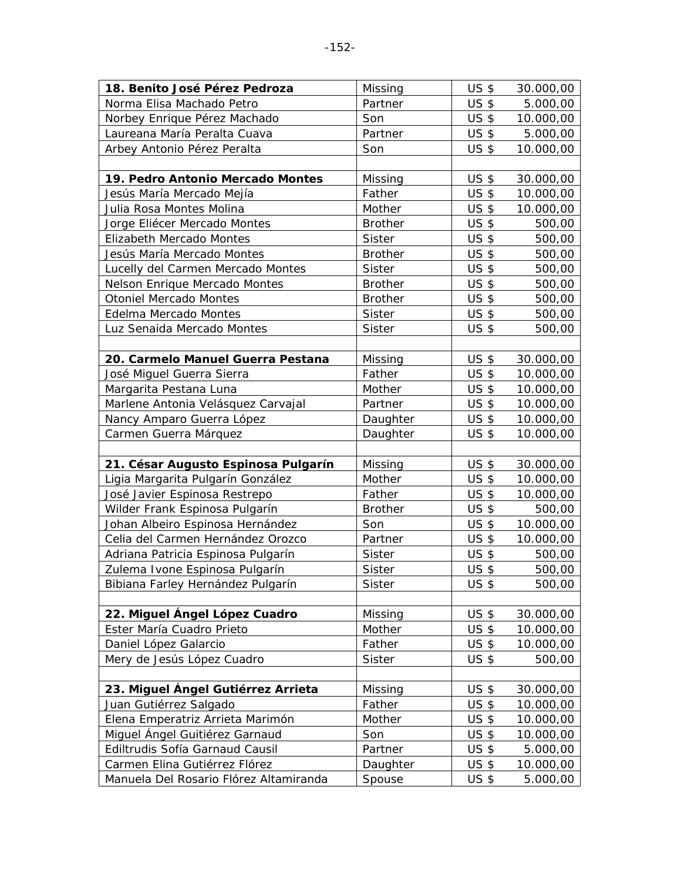| **18. Benito José Pérez Pedroza** | Missing | US $ | 30.000,00 |
|---|---|---|---|
| Norma Elisa Machado Petro | Partner | US $ | 5.000,00 |
| Norbey Enrique Pérez Machado | Son | US $ | 10.000,00 |
| Laureana María Peralta Cuava | Partner | US $ | 5.000,00 |
| Arbey Antonio Pérez Peralta | Son | US $ | 10.000,00 |
| | | | |
| **19. Pedro Antonio Mercado Montes** | Missing | US $ | 30.000,00 |
| Jesús María Mercado Mejía | Father | US $ | 10.000,00 |
| Julia Rosa Montes Molina | Mother | US $ | 10.000,00 |
| Jorge Eliécer Mercado Montes | Brother | US $ | 500,00 |
| Elizabeth Mercado Montes | Sister | US $ | 500,00 |
| Jesús María Mercado Montes | Brother | US $ | 500,00 |
| Lucelly del Carmen Mercado Montes | Sister | US $ | 500,00 |
| Nelson Enrique Mercado Montes | Brother | US $ | 500,00 |
| Otoniel Mercado Montes | Brother | US $ | 500,00 |
| Edelma Mercado Montes | Sister | US $ | 500,00 |
| Luz Senaida Mercado Montes | Sister | US $ | 500,00 |
| | | | |
| **20. Carmelo Manuel Guerra Pestana** | Missing | US $ | 30.000,00 |
| José Miguel Guerra Sierra | Father | US $ | 10.000,00 |
| Margarita Pestana Luna | Mother | US $ | 10.000,00 |
| Marlene Antonia Velásquez Carvajal | Partner | US $ | 10.000,00 |
| Nancy Amparo Guerra López | Daughter | US $ | 10.000,00 |
| Carmen Guerra Márquez | Daughter | US $ | 10.000,00 |
| | | | |
| **21. César Augusto Espinosa Pulgarín** | Missing | US $ | 30.000,00 |
| Ligia Margarita Pulgarín González | Mother | US $ | 10.000,00 |
| José Javier Espinosa Restrepo | Father | US $ | 10.000,00 |
| Wilder Frank Espinosa Pulgarín | Brother | US $ | 500,00 |
| Johan Albeiro Espinosa Hernández | Son | US $ | 10.000,00 |
| Celia del Carmen Hernández Orozco | Partner | US $ | 10.000,00 |
| Adriana Patricia Espinosa Pulgarín | Sister | US $ | 500,00 |
| Zulema Ivone Espinosa Pulgarín | Sister | US $ | 500,00 |
| Bibiana Farley Hernández Pulgarín | Sister | US $ | 500,00 |
| | | | |
| **22. Miguel Ángel López Cuadro** | Missing | US $ | 30.000,00 |
| Ester María Cuadro Prieto | Mother | US $ | 10.000,00 |
| Daniel López Galarcio | Father | US $ | 10.000,00 |
| Mery de Jesús López Cuadro | Sister | US $ | 500,00 |
| | | | |
| **23. Miguel Ángel Gutiérrez Arrieta** | Missing | US $ | 30.000,00 |
| Juan Gutiérrez Salgado | Father | US $ | 10.000,00 |
| Elena Emperatriz Arrieta Marimón | Mother | US $ | 10.000,00 |
| Miguel Ángel Guitiérez Garnaud | Son | US $ | 10.000,00 |
| Ediltrudis Sofía Garnaud Causil | Partner | US $ | 5.000,00 |
| Carmen Elina Gutiérrez Flórez | Daughter | US $ | 10.000,00 |
| Manuela Del Rosario Flórez Altamiranda | Spouse | US $ | 5.000,00 |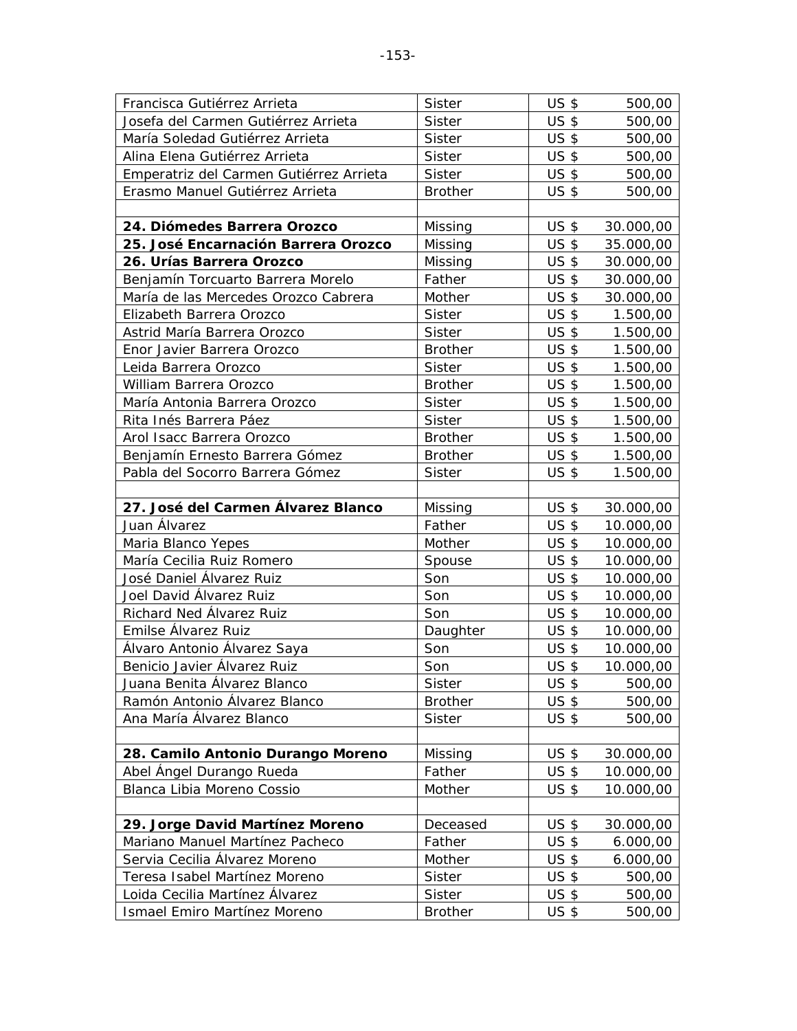| | | |
|---|---|---|
| Francisca Gutiérrez Arrieta | Sister | US $ 500,00 |
| Josefa del Carmen Gutiérrez Arrieta | Sister | US $ 500,00 |
| María Soledad Gutiérrez Arrieta | Sister | US $ 500,00 |
| Alina Elena Gutiérrez Arrieta | Sister | US $ 500,00 |
| Emperatriz del Carmen Gutiérrez Arrieta | Sister | US $ 500,00 |
| Erasmo Manuel Gutiérrez Arrieta | Brother | US $ 500,00 |
| | | |
| **24. Diómedes Barrera Orozco** | Missing | US $ 30.000,00 |
| **25. José Encarnación Barrera Orozco** | Missing | US $ 35.000,00 |
| **26. Urías Barrera Orozco** | Missing | US $ 30.000,00 |
| Benjamín Torcuarto Barrera Morelo | Father | US $ 30.000,00 |
| María de las Mercedes Orozco Cabrera | Mother | US $ 30.000,00 |
| Elizabeth Barrera Orozco | Sister | US $ 1.500,00 |
| Astrid María Barrera Orozco | Sister | US $ 1.500,00 |
| Enor Javier Barrera Orozco | Brother | US $ 1.500,00 |
| Leida Barrera Orozco | Sister | US $ 1.500,00 |
| William Barrera Orozco | Brother | US $ 1.500,00 |
| María Antonia Barrera Orozco | Sister | US $ 1.500,00 |
| Rita Inés Barrera Páez | Sister | US $ 1.500,00 |
| Arol Isacc Barrera Orozco | Brother | US $ 1.500,00 |
| Benjamín Ernesto Barrera Gómez | Brother | US $ 1.500,00 |
| Pabla del Socorro Barrera Gómez | Sister | US $ 1.500,00 |
| | | |
| **27. José del Carmen Álvarez Blanco** | Missing | US $ 30.000,00 |
| Juan Álvarez | Father | US $ 10.000,00 |
| Maria Blanco Yepes | Mother | US $ 10.000,00 |
| María Cecilia Ruiz Romero | Spouse | US $ 10.000,00 |
| José Daniel Álvarez Ruiz | Son | US $ 10.000,00 |
| Joel David Álvarez Ruiz | Son | US $ 10.000,00 |
| Richard Ned Álvarez Ruiz | Son | US $ 10.000,00 |
| Emilse Álvarez Ruiz | Daughter | US $ 10.000,00 |
| Álvaro Antonio Álvarez Saya | Son | US $ 10.000,00 |
| Benicio Javier Álvarez Ruiz | Son | US $ 10.000,00 |
| Juana Benita Álvarez Blanco | Sister | US $ 500,00 |
| Ramón Antonio Álvarez Blanco | Brother | US $ 500,00 |
| Ana María Álvarez Blanco | Sister | US $ 500,00 |
| | | |
| **28. Camilo Antonio Durango Moreno** | Missing | US $ 30.000,00 |
| Abel Ángel Durango Rueda | Father | US $ 10.000,00 |
| Blanca Libia Moreno Cossio | Mother | US $ 10.000,00 |
| | | |
| **29. Jorge David Martínez Moreno** | Deceased | US $ 30.000,00 |
| Mariano Manuel Martínez Pacheco | Father | US $ 6.000,00 |
| Servia Cecilia Álvarez Moreno | Mother | US $ 6.000,00 |
| Teresa Isabel Martínez Moreno | Sister | US $ 500,00 |
| Loida Cecilia Martínez Álvarez | Sister | US $ 500,00 |
| Ismael Emiro Martínez Moreno | Brother | US $ 500,00 |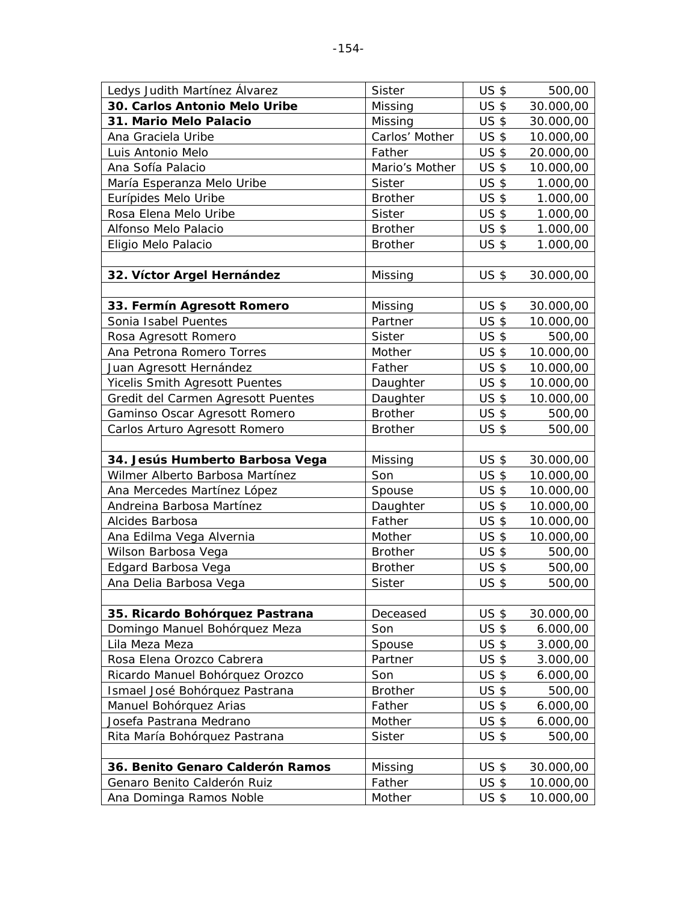| | | | |
|---|---|---|---|
| Ledys Judith Martínez Álvarez | Sister | US $ | 500,00 |
| **30. Carlos Antonio Melo Uribe** | Missing | US $ | 30.000,00 |
| **31. Mario Melo Palacio** | Missing | US $ | 30.000,00 |
| Ana Graciela Uribe | Carlos' Mother | US $ | 10.000,00 |
| Luis Antonio Melo | Father | US $ | 20.000,00 |
| Ana Sofía Palacio | Mario's Mother | US $ | 10.000,00 |
| María Esperanza Melo Uribe | Sister | US $ | 1.000,00 |
| Eurípides Melo Uribe | Brother | US $ | 1.000,00 |
| Rosa Elena Melo Uribe | Sister | US $ | 1.000,00 |
| Alfonso Melo Palacio | Brother | US $ | 1.000,00 |
| Eligio Melo Palacio | Brother | US $ | 1.000,00 |
| | | | |
| **32. Víctor Argel Hernández** | Missing | US $ | 30.000,00 |
| | | | |
| **33. Fermín Agresott Romero** | Missing | US $ | 30.000,00 |
| Sonia Isabel Puentes | Partner | US $ | 10.000,00 |
| Rosa Agresott Romero | Sister | US $ | 500,00 |
| Ana Petrona Romero Torres | Mother | US $ | 10.000,00 |
| Juan Agresott Hernández | Father | US $ | 10.000,00 |
| Yicelis Smith Agresott Puentes | Daughter | US $ | 10.000,00 |
| Gredit del Carmen Agresott Puentes | Daughter | US $ | 10.000,00 |
| Gaminso Oscar Agresott Romero | Brother | US $ | 500,00 |
| Carlos Arturo Agresott Romero | Brother | US $ | 500,00 |
| | | | |
| **34. Jesús Humberto Barbosa Vega** | Missing | US $ | 30.000,00 |
| Wilmer Alberto Barbosa Martínez | Son | US $ | 10.000,00 |
| Ana Mercedes Martínez López | Spouse | US $ | 10.000,00 |
| Andreina Barbosa Martínez | Daughter | US $ | 10.000,00 |
| Alcides Barbosa | Father | US $ | 10.000,00 |
| Ana Edilma Vega Alvernia | Mother | US $ | 10.000,00 |
| Wilson Barbosa Vega | Brother | US $ | 500,00 |
| Edgard Barbosa Vega | Brother | US $ | 500,00 |
| Ana Delia Barbosa Vega | Sister | US $ | 500,00 |
| | | | |
| **35. Ricardo Bohórquez Pastrana** | Deceased | US $ | 30.000,00 |
| Domingo Manuel Bohórquez Meza | Son | US $ | 6.000,00 |
| Lila Meza Meza | Spouse | US $ | 3.000,00 |
| Rosa Elena Orozco Cabrera | Partner | US $ | 3.000,00 |
| Ricardo Manuel Bohórquez Orozco | Son | US $ | 6.000,00 |
| Ismael José Bohórquez Pastrana | Brother | US $ | 500,00 |
| Manuel Bohórquez Arias | Father | US $ | 6.000,00 |
| Josefa Pastrana Medrano | Mother | US $ | 6.000,00 |
| Rita María Bohórquez Pastrana | Sister | US $ | 500,00 |
| | | | |
| **36. Benito Genaro Calderón Ramos** | Missing | US $ | 30.000,00 |
| Genaro Benito Calderón Ruiz | Father | US $ | 10.000,00 |
| Ana Dominga Ramos Noble | Mother | US $ | 10.000,00 |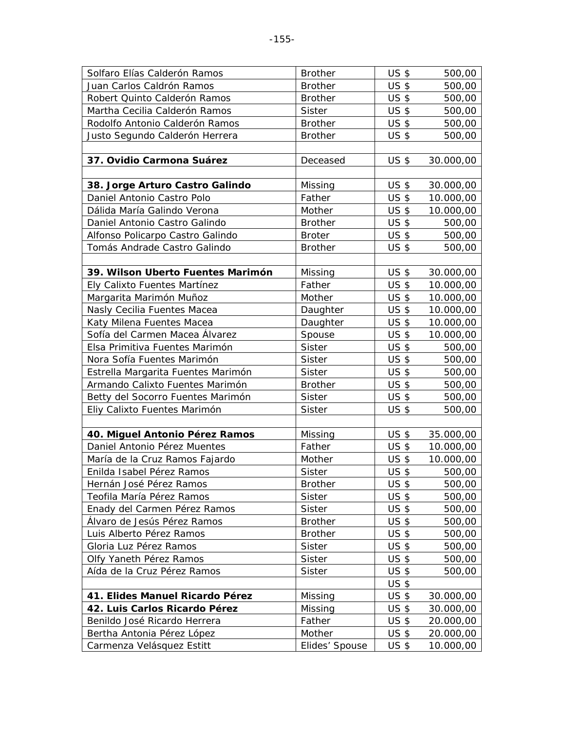| | | | |
|---|---|---|---|
| Solfaro Elías Calderón Ramos | Brother | US $ | 500,00 |
| Juan Carlos Caldrón Ramos | Brother | US $ | 500,00 |
| Robert Quinto Calderón Ramos | Brother | US $ | 500,00 |
| Martha Cecilia Calderón Ramos | Sister | US $ | 500,00 |
| Rodolfo Antonio Calderón Ramos | Brother | US $ | 500,00 |
| Justo Segundo Calderón Herrera | Brother | US $ | 500,00 |
| | | | |
| **37. Ovidio Carmona Suárez** | Deceased | US $ | 30.000,00 |
| | | | |
| **38. Jorge Arturo Castro Galindo** | Missing | US $ | 30.000,00 |
| Daniel Antonio Castro Polo | Father | US $ | 10.000,00 |
| Dálida María Galindo Verona | Mother | US $ | 10.000,00 |
| Daniel Antonio Castro Galindo | Brother | US $ | 500,00 |
| Alfonso Policarpo Castro Galindo | Broter | US $ | 500,00 |
| Tomás Andrade Castro Galindo | Brother | US $ | 500,00 |
| | | | |
| **39. Wilson Uberto Fuentes Marimón** | Missing | US $ | 30.000,00 |
| Ely Calixto Fuentes Martínez | Father | US $ | 10.000,00 |
| Margarita Marimón Muñoz | Mother | US $ | 10.000,00 |
| Nasly Cecilia Fuentes Macea | Daughter | US $ | 10.000,00 |
| Katy Milena Fuentes Macea | Daughter | US $ | 10.000,00 |
| Sofía del Carmen Macea Álvarez | Spouse | US $ | 10.000,00 |
| Elsa Primitiva Fuentes Marimón | Sister | US $ | 500,00 |
| Nora Sofía Fuentes Marimón | Sister | US $ | 500,00 |
| Estrella Margarita Fuentes Marimón | Sister | US $ | 500,00 |
| Armando Calixto Fuentes Marimón | Brother | US $ | 500,00 |
| Betty del Socorro Fuentes Marimón | Sister | US $ | 500,00 |
| Eliy Calixto Fuentes Marimón | Sister | US $ | 500,00 |
| | | | |
| **40. Miguel Antonio Pérez Ramos** | Missing | US $ | 35.000,00 |
| Daniel Antonio Pérez Muentes | Father | US $ | 10.000,00 |
| María de la Cruz Ramos Fajardo | Mother | US $ | 10.000,00 |
| Enilda Isabel Pérez Ramos | Sister | US $ | 500,00 |
| Hernán José Pérez Ramos | Brother | US $ | 500,00 |
| Teofila María Pérez Ramos | Sister | US $ | 500,00 |
| Enady del Carmen Pérez Ramos | Sister | US $ | 500,00 |
| Álvaro de Jesús Pérez Ramos | Brother | US $ | 500,00 |
| Luis Alberto Pérez Ramos | Brother | US $ | 500,00 |
| Gloria Luz Pérez Ramos | Sister | US $ | 500,00 |
| Olfy Yaneth Pérez Ramos | Sister | US $ | 500,00 |
| Aída de la Cruz Pérez Ramos | Sister | US $ | 500,00 |
| | | US $ | |
| **41. Elides Manuel Ricardo Pérez** | Missing | US $ | 30.000,00 |
| **42. Luis Carlos Ricardo Pérez** | Missing | US $ | 30.000,00 |
| Benildo José Ricardo Herrera | Father | US $ | 20.000,00 |
| Bertha Antonia Pérez López | Mother | US $ | 20.000,00 |
| Carmenza Velásquez Estitt | Elides' Spouse | US $ | 10.000,00 |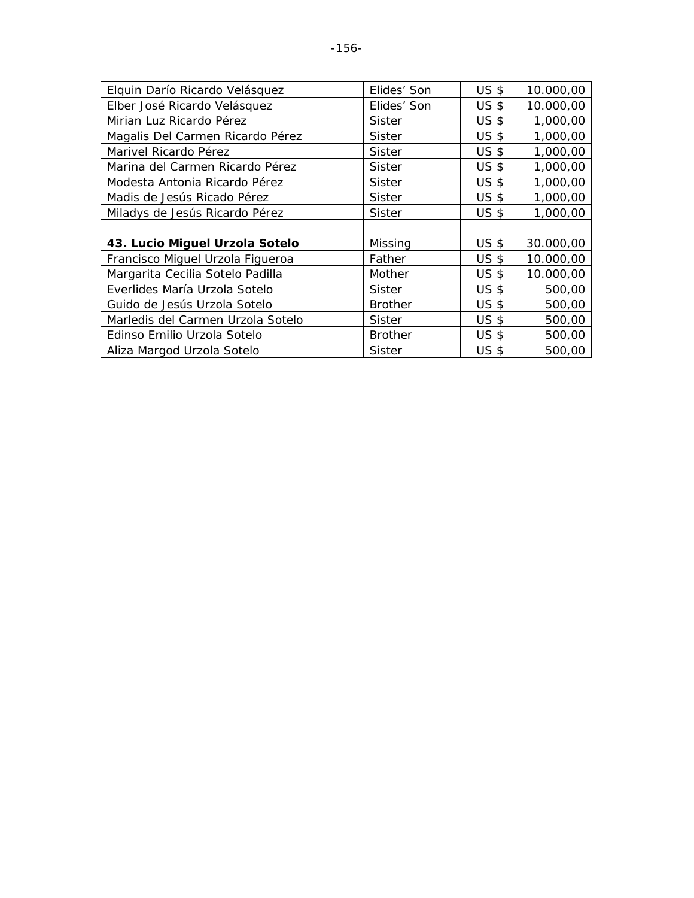| | | | |
|---|---|---|---|
| Elquin Darío Ricardo Velásquez | Elides' Son | US $ | 10.000,00 |
| Elber José Ricardo Velásquez | Elides' Son | US $ | 10.000,00 |
| Mirian Luz Ricardo Pérez | Sister | US $ | 1,000,00 |
| Magalis Del Carmen Ricardo Pérez | Sister | US $ | 1,000,00 |
| Marivel Ricardo Pérez | Sister | US $ | 1,000,00 |
| Marina del Carmen Ricardo Pérez | Sister | US $ | 1,000,00 |
| Modesta Antonia Ricardo Pérez | Sister | US $ | 1,000,00 |
| Madis de Jesús Ricado Pérez | Sister | US $ | 1,000,00 |
| Miladys de Jesús Ricardo Pérez | Sister | US $ | 1,000,00 |
| | | | |
| **43. Lucio Miguel Urzola Sotelo** | Missing | US $ | 30.000,00 |
| Francisco Miguel Urzola Figueroa | Father | US $ | 10.000,00 |
| Margarita Cecilia Sotelo Padilla | Mother | US $ | 10.000,00 |
| Everlides María Urzola Sotelo | Sister | US $ | 500,00 |
| Guido de Jesús Urzola Sotelo | Brother | US $ | 500,00 |
| Marledis del Carmen Urzola Sotelo | Sister | US $ | 500,00 |
| Edinso Emilio Urzola Sotelo | Brother | US $ | 500,00 |
| Aliza Margod Urzola Sotelo | Sister | US $ | 500,00 |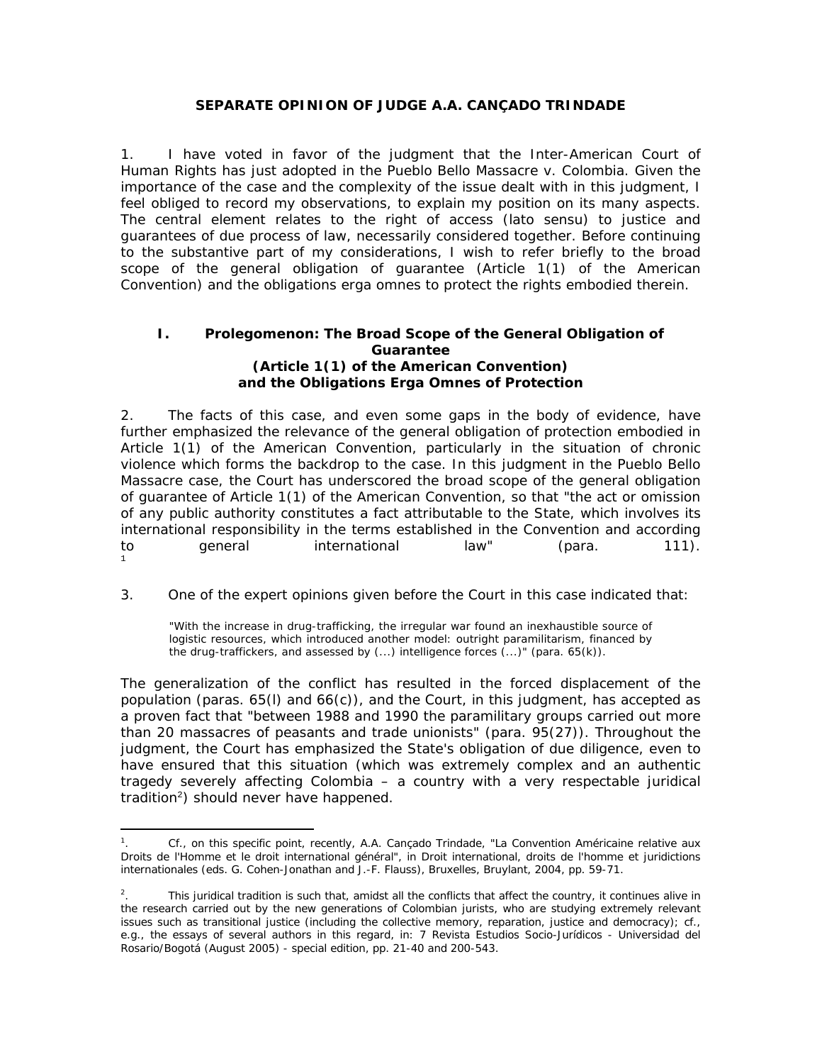**SEPARATE OPINION OF JUDGE A.A. CANÇADO TRINDADE**

1. I have voted in favor of the judgment that the Inter-American Court of Human Rights has just adopted in the Pueblo Bello Massacre v. Colombia. Given the importance of the case and the complexity of the issue dealt with in this judgment, I feel obliged to record my observations, to explain my position on its many aspects. The central element relates to the right of access (lato sensu) to justice and guarantees of due process of law, necessarily considered together. Before continuing to the substantive part of my considerations, I wish to refer briefly to the broad scope of the general obligation of guarantee (Article 1(1) of the American Convention) and the obligations erga omnes to protect the rights embodied therein.

## I. Prolegomenon: The Broad Scope of the General Obligation of Guarantee (Article 1(1) of the American Convention) and the Obligations Erga Omnes of Protection

2. The facts of this case, and even some gaps in the body of evidence, have further emphasized the relevance of the general obligation of protection embodied in Article 1(1) of the American Convention, particularly in the situation of chronic violence which forms the backdrop to the case. In this judgment in the Pueblo Bello Massacre case, the Court has underscored the broad scope of the general obligation of guarantee of Article 1(1) of the American Convention, so that "the act or omission of any public authority constitutes a fact attributable to the State, which involves its international responsibility in the terms established in the Convention and according to general international law" (para. 111).[1]

3. One of the expert opinions given before the Court in this case indicated that:

> "With the increase in drug-trafficking, the irregular war found an inexhaustible source of logistic resources, which introduced another model: outright paramilitarism, financed by the drug-traffickers, and assessed by (...) intelligence forces (...)" (para. 65(k)).

The generalization of the conflict has resulted in the forced displacement of the population (paras. 65(l) and 66(c)), and the Court, in this judgment, has accepted as a proven fact that "between 1988 and 1990 the paramilitary groups carried out more than 20 massacres of peasants and trade unionists" (para. 95(27)). Throughout the judgment, the Court has emphasized the State's obligation of due diligence, even to have ensured that this situation (which was extremely complex and an authentic tragedy severely affecting Colombia – a country with a very respectable juridical tradition[2]) should never have happened.

---

[1]. Cf., on this specific point, recently, A.A. Cançado Trindade, "La Convention Américaine relative aux Droits de l'Homme et le droit international général", in Droit international, droits de l'homme et juridictions internationales (eds. G. Cohen-Jonathan and J.-F. Flauss), Bruxelles, Bruylant, 2004, pp. 59-71.

[2]. This juridical tradition is such that, amidst all the conflicts that affect the country, it continues alive in the research carried out by the new generations of Colombian jurists, who are studying extremely relevant issues such as transitional justice (including the collective memory, reparation, justice and democracy); cf., e.g., the essays of several authors in this regard, in: 7 Revista Estudios Socio-Jurídicos - Universidad del Rosario/Bogotá (August 2005) - special edition, pp. 21-40 and 200-543.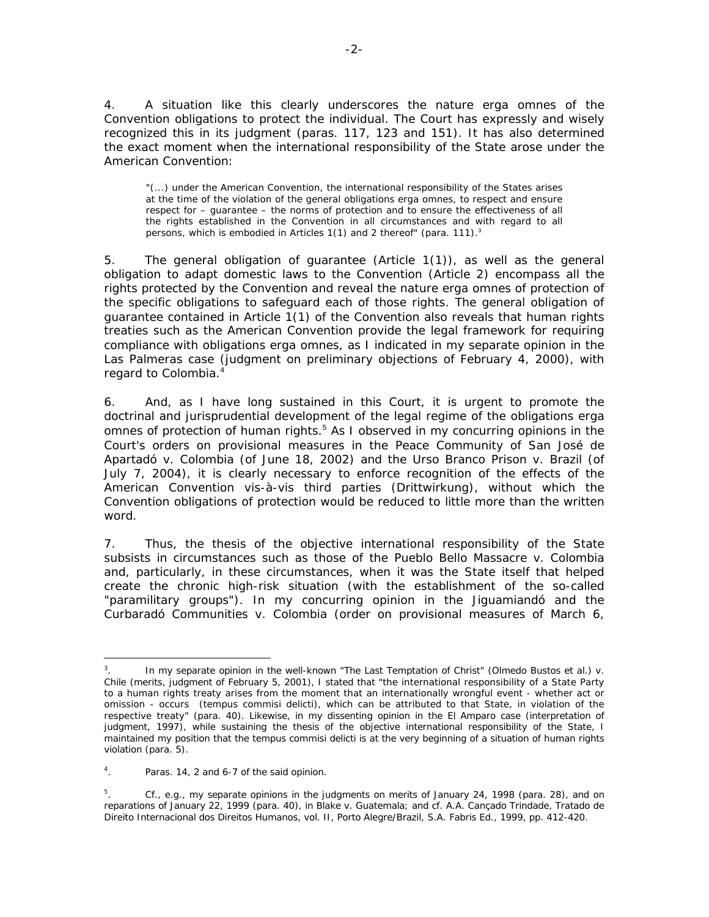4. A situation like this clearly underscores the nature erga omnes of the Convention obligations to protect the individual. The Court has expressly and wisely recognized this in its judgment (paras. 117, 123 and 151). It has also determined the exact moment when the international responsibility of the State arose under the American Convention:

> "(...) under the American Convention, the international responsibility of the States arises at the time of the violation of the general obligations erga omnes, to respect and ensure respect for – guarantee – the norms of protection and to ensure the effectiveness of all the rights established in the Convention in all circumstances and with regard to all persons, which is embodied in Articles 1(1) and 2 thereof" (para. 111).[3]

5. The general obligation of guarantee (Article 1(1)), as well as the general obligation to adapt domestic laws to the Convention (Article 2) encompass all the rights protected by the Convention and reveal the nature erga omnes of protection of the specific obligations to safeguard each of those rights. The general obligation of guarantee contained in Article 1(1) of the Convention also reveals that human rights treaties such as the American Convention provide the legal framework for requiring compliance with obligations erga omnes, as I indicated in my separate opinion in the Las Palmeras case (judgment on preliminary objections of February 4, 2000), with regard to Colombia.[4]

6. And, as I have long sustained in this Court, it is urgent to promote the doctrinal and jurisprudential development of the legal regime of the obligations erga omnes of protection of human rights.[5] As I observed in my concurring opinions in the Court's orders on provisional measures in the Peace Community of San José de Apartadó v. Colombia (of June 18, 2002) and the Urso Branco Prison v. Brazil (of July 7, 2004), it is clearly necessary to enforce recognition of the effects of the American Convention vis-à-vis third parties (Drittwirkung), without which the Convention obligations of protection would be reduced to little more than the written word.

7. Thus, the thesis of the objective international responsibility of the State subsists in circumstances such as those of the Pueblo Bello Massacre v. Colombia and, particularly, in these circumstances, when it was the State itself that helped create the chronic high-risk situation (with the establishment of the so-called "paramilitary groups"). In my concurring opinion in the Jiguamiandó and the Curbaradó Communities v. Colombia (order on provisional measures of March 6,

---

[3]. In my separate opinion in the well-known "The Last Temptation of Christ" (Olmedo Bustos et al.) v. Chile (merits, judgment of February 5, 2001), I stated that "the international responsibility of a State Party to a human rights treaty arises from the moment that an internationally wrongful event - whether act or omission - occurs (tempus commisi delicti), which can be attributed to that State, in violation of the respective treaty" (para. 40). Likewise, in my dissenting opinion in the El Amparo case (interpretation of judgment, 1997), while sustaining the thesis of the objective international responsibility of the State, I maintained my position that the tempus commisi delicti is at the very beginning of a situation of human rights violation (para. 5).

[4]. Paras. 14, 2 and 6-7 of the said opinion.

[5]. Cf., e.g., my separate opinions in the judgments on merits of January 24, 1998 (para. 28), and on reparations of January 22, 1999 (para. 40), in Blake v. Guatemala; and cf. A.A. Cançado Trindade, Tratado de Direito Internacional dos Direitos Humanos, vol. II, Porto Alegre/Brazil, S.A. Fabris Ed., 1999, pp. 412-420.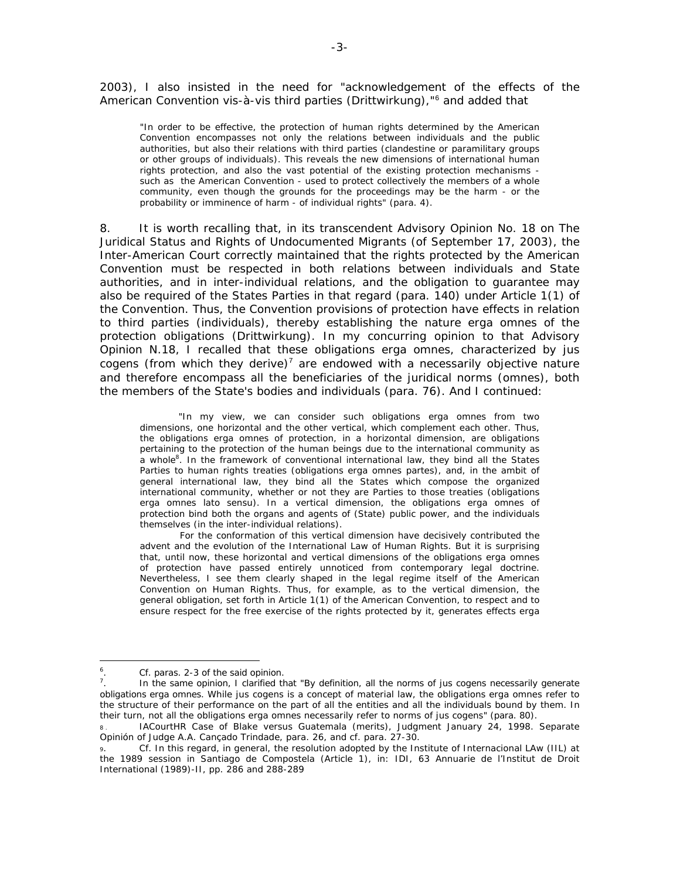2003), I also insisted in the need for "acknowledgement of the effects of the American Convention vis-à-vis third parties (Drittwirkung),"[6] and added that

> "In order to be effective, the protection of human rights determined by the American Convention encompasses not only the relations between individuals and the public authorities, but also their relations with third parties (clandestine or paramilitary groups or other groups of individuals). This reveals the new dimensions of international human rights protection, and also the vast potential of the existing protection mechanisms - such as the American Convention - used to protect collectively the members of a whole community, even though the grounds for the proceedings may be the harm - or the probability or imminence of harm - of individual rights" (para. 4).

8. It is worth recalling that, in its transcendent Advisory Opinion No. 18 on The Juridical Status and Rights of Undocumented Migrants (of September 17, 2003), the Inter-American Court correctly maintained that the rights protected by the American Convention must be respected in both relations between individuals and State authorities, and in inter-individual relations, and the obligation to guarantee may also be required of the States Parties in that regard (para. 140) under Article 1(1) of the Convention. Thus, the Convention provisions of protection have effects in relation to third parties (individuals), thereby establishing the nature erga omnes of the protection obligations (Drittwirkung). In my concurring opinion to that Advisory Opinion N.18, I recalled that these obligations erga omnes, characterized by jus cogens (from which they derive)[7] are endowed with a necessarily objective nature and therefore encompass all the beneficiaries of the juridical norms (omnes), both the members of the State's bodies and individuals (para. 76). And I continued:

> "In my view, we can consider such obligations erga omnes from two dimensions, one horizontal and the other vertical, which complement each other. Thus, the obligations erga omnes of protection, in a horizontal dimension, are obligations pertaining to the protection of the human beings due to the international community as a whole[8]. In the framework of conventional international law, they bind all the States Parties to human rights treaties (obligations erga omnes partes), and, in the ambit of general international law, they bind all the States which compose the organized international community, whether or not they are Parties to those treaties (obligations erga omnes lato sensu). In a vertical dimension, the obligations erga omnes of protection bind both the organs and agents of (State) public power, and the individuals themselves (in the inter-individual relations).
>
> For the conformation of this vertical dimension have decisively contributed the advent and the evolution of the International Law of Human Rights. But it is surprising that, until now, these horizontal and vertical dimensions of the obligations erga omnes of protection have passed entirely unnoticed from contemporary legal doctrine. Nevertheless, I see them clearly shaped in the legal regime itself of the American Convention on Human Rights. Thus, for example, as to the vertical dimension, the general obligation, set forth in Article 1(1) of the American Convention, to respect and to ensure respect for the free exercise of the rights protected by it, generates effects erga

[6]. Cf. paras. 2-3 of the said opinion.

[7]. In the same opinion, I clarified that "By definition, all the norms of jus cogens necessarily generate obligations erga omnes. While jus cogens is a concept of material law, the obligations erga omnes refer to the structure of their performance on the part of all the entities and all the individuals bound by them. In their turn, not all the obligations erga omnes necessarily refer to norms of jus cogens" (para. 80).

[8]. IACourtHR Case of Blake versus Guatemala (merits), Judgment January 24, 1998. Separate Opinión of Judge A.A. Cançado Trindade, para. 26, and cf. para. 27-30.

[9]. Cf. In this regard, in general, the resolution adopted by the Institute of Internacional LAw (IIL) at the 1989 session in Santiago de Compostela (Article 1), in: IDI, 63 Annuarie de l'Institut de Droit International (1989)-II, pp. 286 and 288-289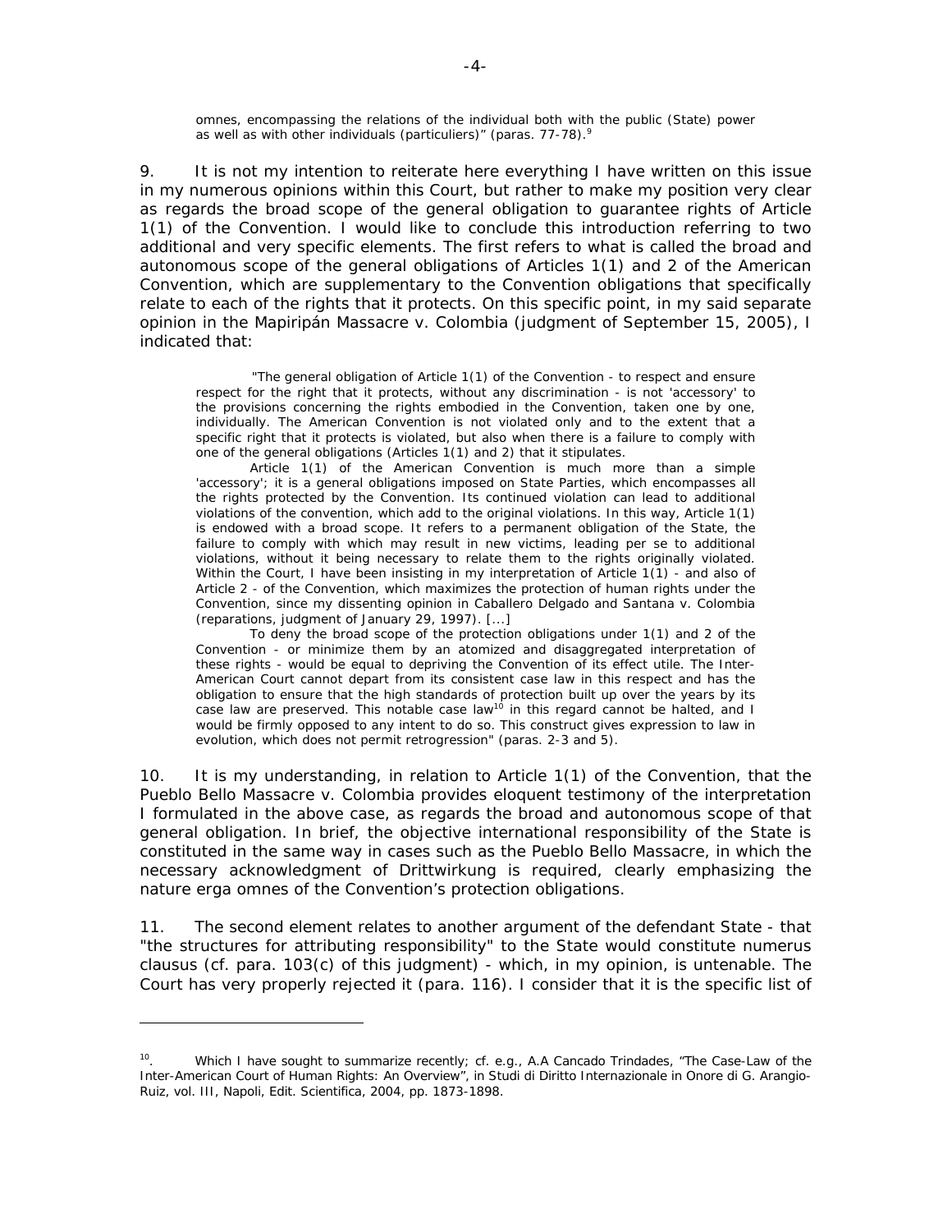omnes, encompassing the relations of the individual both with the public (State) power as well as with other individuals (particuliers)" (paras. 77-78).[9]

9. It is not my intention to reiterate here everything I have written on this issue in my numerous opinions within this Court, but rather to make my position very clear as regards the broad scope of the general obligation to guarantee rights of Article 1(1) of the Convention. I would like to conclude this introduction referring to two additional and very specific elements. The first refers to what is called the broad and autonomous scope of the general obligations of Articles 1(1) and 2 of the American Convention, which are supplementary to the Convention obligations that specifically relate to each of the rights that it protects. On this specific point, in my said separate opinion in the *Mapiripán Massacre v. Colombia* (judgment of September 15, 2005), I indicated that:

> "The general obligation of Article 1(1) of the Convention - to respect and ensure respect for the right that it protects, without any discrimination - is not 'accessory' to the provisions concerning the rights embodied in the Convention, taken one by one, individually. The American Convention is not violated only and to the extent that a specific right that it protects is violated, but also when there is a failure to comply with one of the general obligations (Articles 1(1) and 2) that it stipulates.
>
> Article 1(1) of the American Convention is much more than a simple 'accessory'; it is a general obligations imposed on State Parties, which encompasses all the rights protected by the Convention. Its continued violation can lead to additional violations of the convention, which add to the original violations. In this way, Article 1(1) is endowed with a broad scope. It refers to a permanent obligation of the State, the failure to comply with which may result in new victims, leading *per se* to additional violations, without it being necessary to relate them to the rights originally violated. Within the Court, I have been insisting in my interpretation of Article 1(1) - and also of Article 2 - of the Convention, which maximizes the protection of human rights under the Convention, since my dissenting opinion in *Caballero Delgado and Santana v. Colombia* (reparations, judgment of January 29, 1997). [...]
>
> To deny the broad scope of the protection obligations under 1(1) and 2 of the Convention - or minimize them by an atomized and disaggregated interpretation of these rights - would be equal to depriving the Convention of its *effect utile*. The Inter-American Court cannot depart from its consistent case law in this respect and has the obligation to ensure that the high standards of protection built up over the years by its case law are preserved. This notable case law[10] in this regard cannot be halted, and I would be firmly opposed to any intent to do so. This construct gives expression to law in evolution, which does not permit retrogression" (paras. 2-3 and 5).

10. It is my understanding, in relation to Article 1(1) of the Convention, that the *Pueblo Bello Massacre v. Colombia* provides eloquent testimony of the interpretation I formulated in the above case, as regards the broad and autonomous scope of that general obligation. In brief, the objective international responsibility of the State is constituted in the same way in cases such as the *Pueblo Bello Massacre*, in which the necessary acknowledgment of *Drittwirkung* is required, clearly emphasizing the nature *erga omnes* of the Convention's protection obligations.

11. The second element relates to another argument of the defendant State - that "the structures for attributing responsibility" to the State would constitute *numerus clausus* (cf. para. 103(c) of this judgment) - which, in my opinion, is untenable. The Court has very properly rejected it (para. 116). I consider that it is the specific list of

---

[10]. Which I have sought to summarize recently; cf. e.g., A.A Cancado Trindades, "The Case-Law of the Inter-American Court of Human Rights: An Overview", *in Studi di Diritto Internazionale in Onore di G. Arangio-Ruiz*, vol. III, Napoli, Edit. Scientifica, 2004, pp. 1873-1898.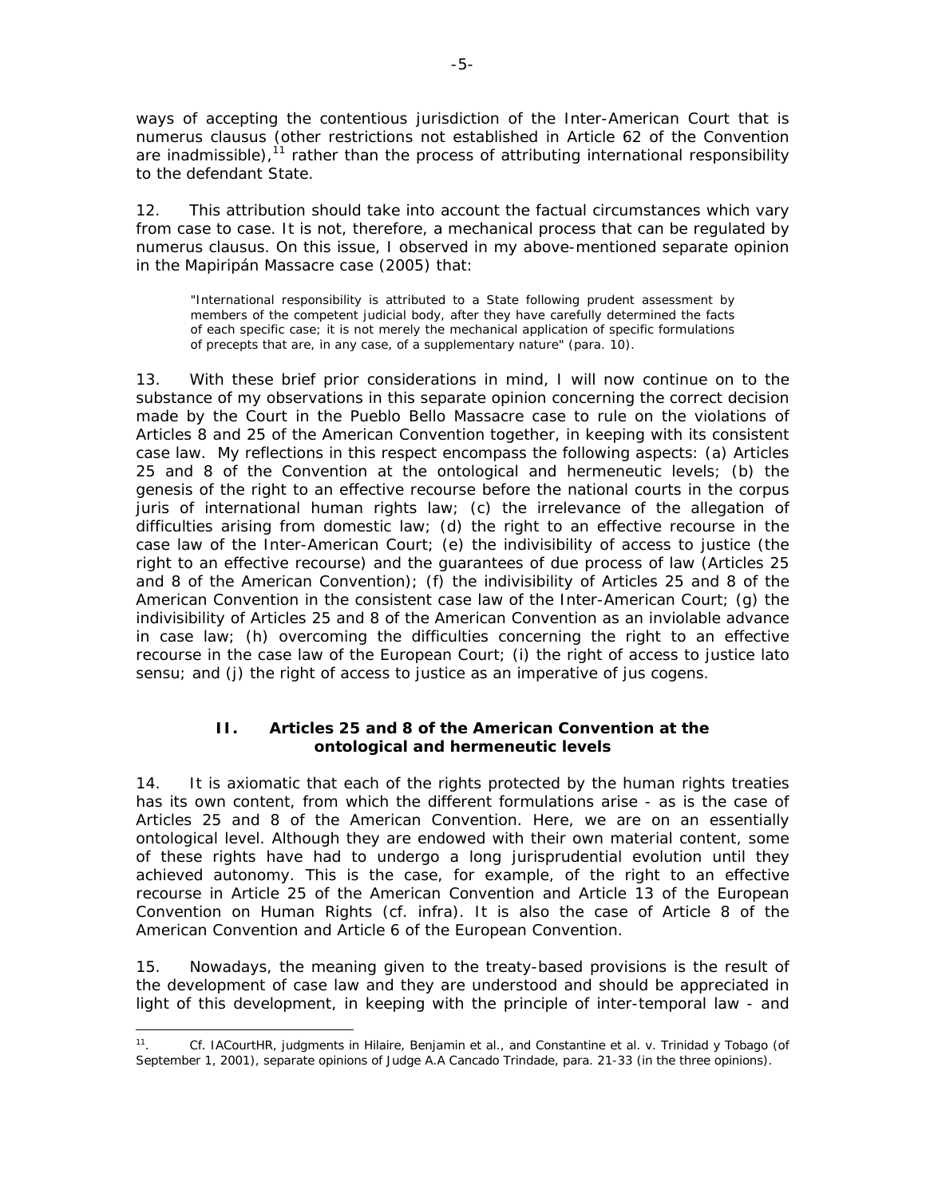ways of accepting the contentious jurisdiction of the Inter-American Court that is numerus clausus (other restrictions not established in Article 62 of the Convention are inadmissible),[11] rather than the process of attributing international responsibility to the defendant State.

12. This attribution should take into account the factual circumstances which vary from case to case. It is not, therefore, a mechanical process that can be regulated by numerus clausus. On this issue, I observed in my above-mentioned separate opinion in the Mapiripán Massacre case (2005) that:

> "International responsibility is attributed to a State following prudent assessment by members of the competent judicial body, after they have carefully determined the facts of each specific case; it is not merely the mechanical application of specific formulations of precepts that are, in any case, of a supplementary nature" (para. 10).

13. With these brief prior considerations in mind, I will now continue on to the substance of my observations in this separate opinion concerning the correct decision made by the Court in the Pueblo Bello Massacre case to rule on the violations of Articles 8 and 25 of the American Convention together, in keeping with its consistent case law. My reflections in this respect encompass the following aspects: (a) Articles 25 and 8 of the Convention at the ontological and hermeneutic levels; (b) the genesis of the right to an effective recourse before the national courts in the corpus juris of international human rights law; (c) the irrelevance of the allegation of difficulties arising from domestic law; (d) the right to an effective recourse in the case law of the Inter-American Court; (e) the indivisibility of access to justice (the right to an effective recourse) and the guarantees of due process of law (Articles 25 and 8 of the American Convention); (f) the indivisibility of Articles 25 and 8 of the American Convention in the consistent case law of the Inter-American Court; (g) the indivisibility of Articles 25 and 8 of the American Convention as an inviolable advance in case law; (h) overcoming the difficulties concerning the right to an effective recourse in the case law of the European Court; (i) the right of access to justice lato sensu; and (j) the right of access to justice as an imperative of jus cogens.

## II. Articles 25 and 8 of the American Convention at the ontological and hermeneutic levels

14. It is axiomatic that each of the rights protected by the human rights treaties has its own content, from which the different formulations arise - as is the case of Articles 25 and 8 of the American Convention. Here, we are on an essentially ontological level. Although they are endowed with their own material content, some of these rights have had to undergo a long jurisprudential evolution until they achieved autonomy. This is the case, for example, of the right to an effective recourse in Article 25 of the American Convention and Article 13 of the European Convention on Human Rights (cf. infra). It is also the case of Article 8 of the American Convention and Article 6 of the European Convention.

15. Nowadays, the meaning given to the treaty-based provisions is the result of the development of case law and they are understood and should be appreciated in light of this development, in keeping with the principle of inter-temporal law - and

---

[11]. Cf. IACourtHR, judgments in Hilaire, Benjamin et al., and Constantine et al. v. Trinidad y Tobago (of September 1, 2001), separate opinions of Judge A.A Cancado Trindade, para. 21-33 (in the three opinions).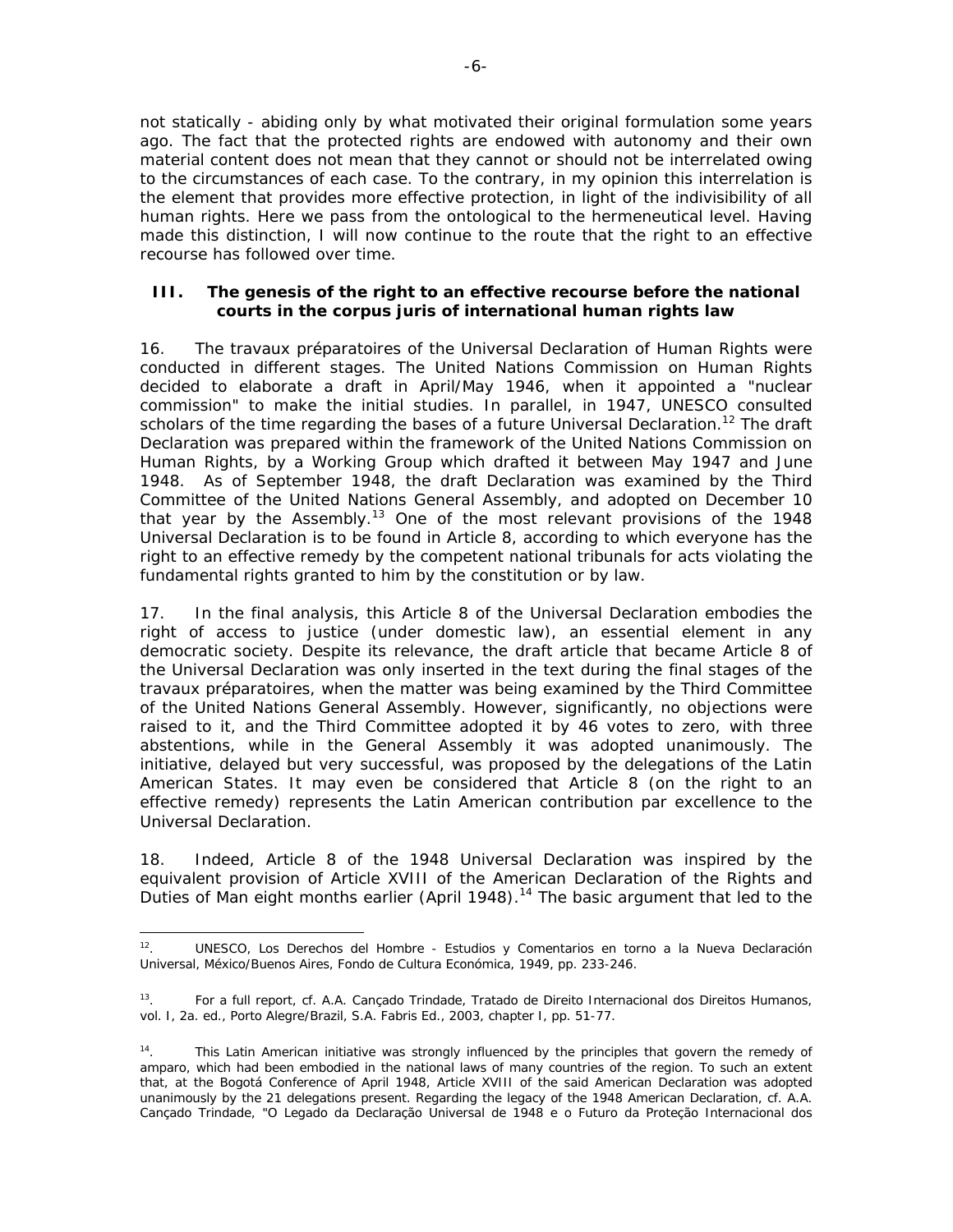not statically - abiding only by what motivated their original formulation some years ago. The fact that the protected rights are endowed with autonomy and their own material content does not mean that they cannot or should not be interrelated owing to the circumstances of each case. To the contrary, in my opinion this interrelation is the element that provides more effective protection, in light of the indivisibility of all human rights. Here we pass from the ontological to the hermeneutical level. Having made this distinction, I will now continue to the route that the right to an effective recourse has followed over time.

### III. The genesis of the right to an effective recourse before the national courts in the corpus juris of international human rights law

16. The travaux préparatoires of the Universal Declaration of Human Rights were conducted in different stages. The United Nations Commission on Human Rights decided to elaborate a draft in April/May 1946, when it appointed a "nuclear commission" to make the initial studies. In parallel, in 1947, UNESCO consulted scholars of the time regarding the bases of a future Universal Declaration.[12] The draft Declaration was prepared within the framework of the United Nations Commission on Human Rights, by a Working Group which drafted it between May 1947 and June 1948. As of September 1948, the draft Declaration was examined by the Third Committee of the United Nations General Assembly, and adopted on December 10 that year by the Assembly.[13] One of the most relevant provisions of the 1948 Universal Declaration is to be found in Article 8, according to which everyone has the right to an effective remedy by the competent national tribunals for acts violating the fundamental rights granted to him by the constitution or by law.

17. In the final analysis, this Article 8 of the Universal Declaration embodies the right of access to justice (under domestic law), an essential element in any democratic society. Despite its relevance, the draft article that became Article 8 of the Universal Declaration was only inserted in the text during the final stages of the travaux préparatoires, when the matter was being examined by the Third Committee of the United Nations General Assembly. However, significantly, no objections were raised to it, and the Third Committee adopted it by 46 votes to zero, with three abstentions, while in the General Assembly it was adopted unanimously. The initiative, delayed but very successful, was proposed by the delegations of the Latin American States. It may even be considered that Article 8 (on the right to an effective remedy) represents the Latin American contribution par excellence to the Universal Declaration.

18. Indeed, Article 8 of the 1948 Universal Declaration was inspired by the equivalent provision of Article XVIII of the American Declaration of the Rights and Duties of Man eight months earlier (April 1948).[14] The basic argument that led to the

---

[12]. UNESCO, Los Derechos del Hombre - Estudios y Comentarios en torno a la Nueva Declaración Universal, México/Buenos Aires, Fondo de Cultura Económica, 1949, pp. 233-246.

[13]. For a full report, cf. A.A. Cançado Trindade, Tratado de Direito Internacional dos Direitos Humanos, vol. I, 2a. ed., Porto Alegre/Brazil, S.A. Fabris Ed., 2003, chapter I, pp. 51-77.

[14]. This Latin American initiative was strongly influenced by the principles that govern the remedy of amparo, which had been embodied in the national laws of many countries of the region. To such an extent that, at the Bogotá Conference of April 1948, Article XVIII of the said American Declaration was adopted unanimously by the 21 delegations present. Regarding the legacy of the 1948 American Declaration, cf. A.A. Cançado Trindade, "O Legado da Declaração Universal de 1948 e o Futuro da Proteção Internacional dos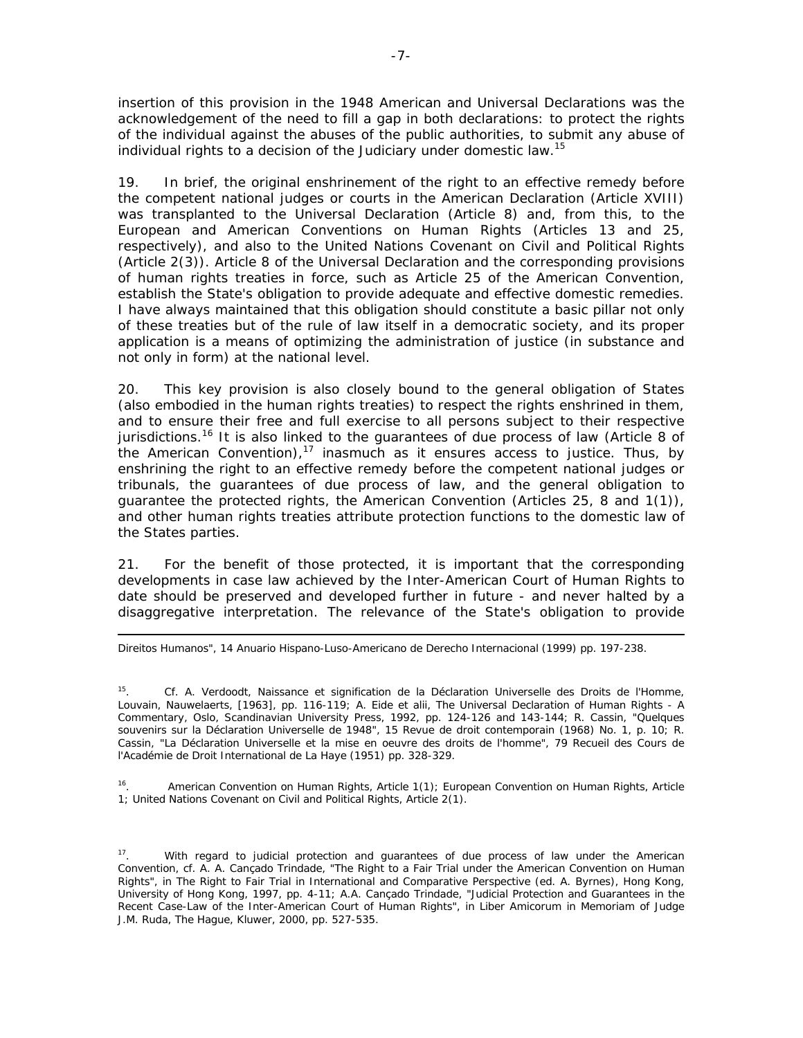insertion of this provision in the 1948 American and Universal Declarations was the acknowledgement of the need to fill a gap in both declarations: to protect the rights of the individual against the abuses of the public authorities, to submit any abuse of individual rights to a decision of the Judiciary under domestic law.[15]

19. In brief, the original enshrinement of the right to an effective remedy before the competent national judges or courts in the American Declaration (Article XVIII) was transplanted to the Universal Declaration (Article 8) and, from this, to the European and American Conventions on Human Rights (Articles 13 and 25, respectively), and also to the United Nations Covenant on Civil and Political Rights (Article 2(3)). Article 8 of the Universal Declaration and the corresponding provisions of human rights treaties in force, such as Article 25 of the American Convention, establish the State's obligation to provide adequate and effective domestic remedies. I have always maintained that this obligation should constitute a basic pillar not only of these treaties but of the rule of law itself in a democratic society, and its proper application is a means of optimizing the administration of justice (in substance and not only in form) at the national level.

20. This key provision is also closely bound to the general obligation of States (also embodied in the human rights treaties) to respect the rights enshrined in them, and to ensure their free and full exercise to all persons subject to their respective jurisdictions.[16] It is also linked to the guarantees of due process of law (Article 8 of the American Convention),[17] inasmuch as it ensures access to justice. Thus, by enshrining the right to an effective remedy before the competent national judges or tribunals, the guarantees of due process of law, and the general obligation to guarantee the protected rights, the American Convention (Articles 25, 8 and 1(1)), and other human rights treaties attribute protection functions to the domestic law of the States parties.

21. For the benefit of those protected, it is important that the corresponding developments in case law achieved by the Inter-American Court of Human Rights to date should be preserved and developed further in future - and never halted by a disaggregative interpretation. The relevance of the State's obligation to provide

---

Direitos Humanos", 14 Anuario Hispano-Luso-Americano de Derecho Internacional (1999) pp. 197-238.

[15]. Cf. A. Verdoodt, Naissance et signification de la Déclaration Universelle des Droits de l'Homme, Louvain, Nauwelaerts, [1963], pp. 116-119; A. Eide et alii, The Universal Declaration of Human Rights - A Commentary, Oslo, Scandinavian University Press, 1992, pp. 124-126 and 143-144; R. Cassin, "Quelques souvenirs sur la Déclaration Universelle de 1948", 15 Revue de droit contemporain (1968) No. 1, p. 10; R. Cassin, "La Déclaration Universelle et la mise en oeuvre des droits de l'homme", 79 Recueil des Cours de l'Académie de Droit International de La Haye (1951) pp. 328-329.

[16]. American Convention on Human Rights, Article 1(1); European Convention on Human Rights, Article 1; United Nations Covenant on Civil and Political Rights, Article 2(1).

[17]. With regard to judicial protection and guarantees of due process of law under the American Convention, cf. A. A. Cançado Trindade, "The Right to a Fair Trial under the American Convention on Human Rights", in The Right to Fair Trial in International and Comparative Perspective (ed. A. Byrnes), Hong Kong, University of Hong Kong, 1997, pp. 4-11; A.A. Cançado Trindade, "Judicial Protection and Guarantees in the Recent Case-Law of the Inter-American Court of Human Rights", in Liber Amicorum in Memoriam of Judge J.M. Ruda, The Hague, Kluwer, 2000, pp. 527-535.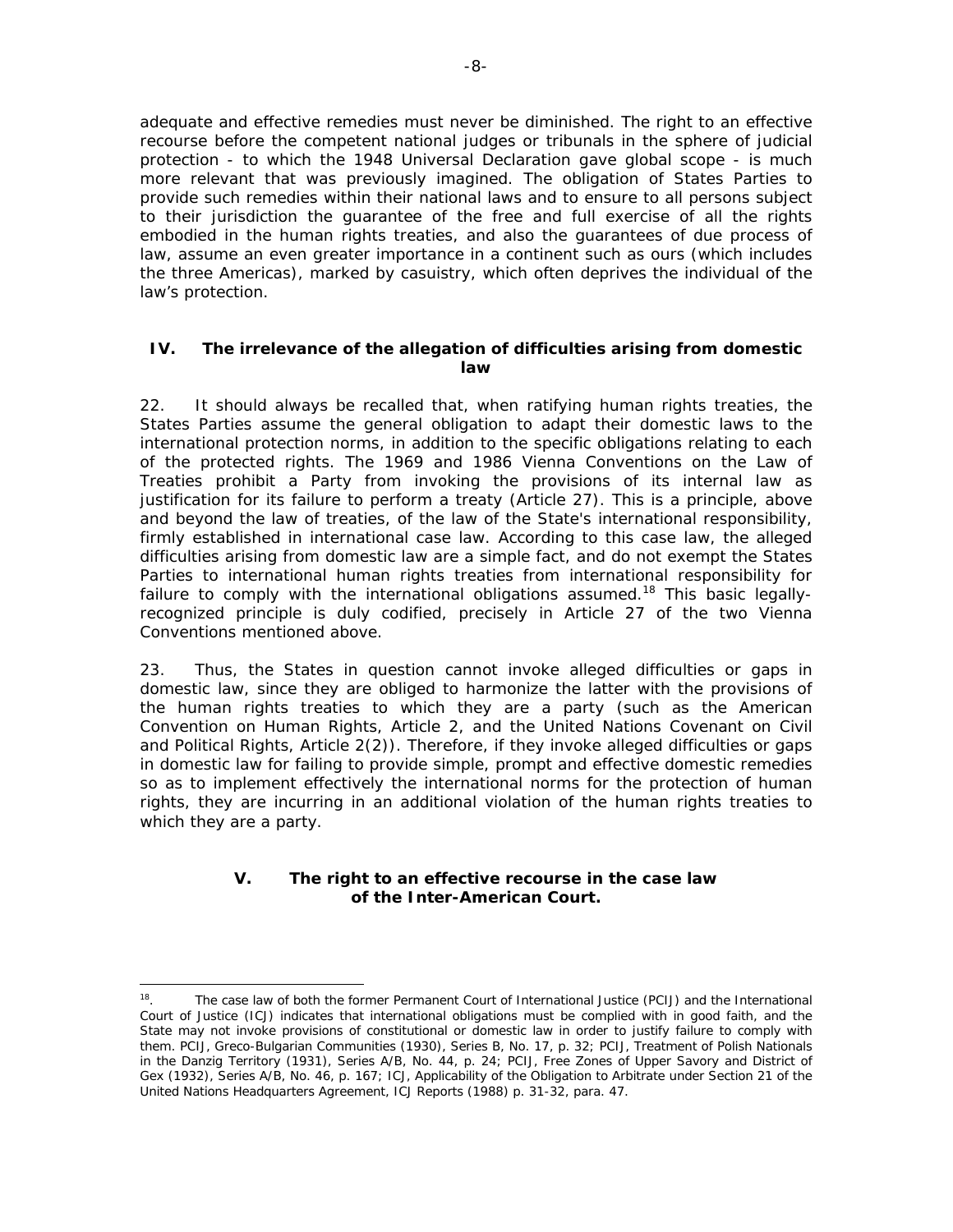adequate and effective remedies must never be diminished. The right to an effective recourse before the competent national judges or tribunals in the sphere of judicial protection - to which the 1948 Universal Declaration gave global scope - is much more relevant that was previously imagined. The obligation of States Parties to provide such remedies within their national laws and to ensure to all persons subject to their jurisdiction the guarantee of the free and full exercise of all the rights embodied in the human rights treaties, and also the guarantees of due process of law, assume an even greater importance in a continent such as ours (which includes the three Americas), marked by casuistry, which often deprives the individual of the law's protection.

## IV. The irrelevance of the allegation of difficulties arising from domestic law

22. It should always be recalled that, when ratifying human rights treaties, the States Parties assume the general obligation to adapt their domestic laws to the international protection norms, in addition to the specific obligations relating to each of the protected rights. The 1969 and 1986 Vienna Conventions on the Law of Treaties prohibit a Party from invoking the provisions of its internal law as justification for its failure to perform a treaty (Article 27). This is a principle, above and beyond the law of treaties, of the law of the State's international responsibility, firmly established in international case law. According to this case law, the alleged difficulties arising from domestic law are a simple fact, and do not exempt the States Parties to international human rights treaties from international responsibility for failure to comply with the international obligations assumed.[18] This basic legally-recognized principle is duly codified, precisely in Article 27 of the two Vienna Conventions mentioned above.

23. Thus, the States in question cannot invoke alleged difficulties or gaps in domestic law, since they are obliged to harmonize the latter with the provisions of the human rights treaties to which they are a party (such as the American Convention on Human Rights, Article 2, and the United Nations Covenant on Civil and Political Rights, Article 2(2)). Therefore, if they invoke alleged difficulties or gaps in domestic law for failing to provide simple, prompt and effective domestic remedies so as to implement effectively the international norms for the protection of human rights, they are incurring in an additional violation of the human rights treaties to which they are a party.

## V. The right to an effective recourse in the case law of the Inter-American Court.

---

[18]. The case law of both the former Permanent Court of International Justice (PCIJ) and the International Court of Justice (ICJ) indicates that international obligations must be complied with in good faith, and the State may not invoke provisions of constitutional or domestic law in order to justify failure to comply with them. PCIJ, Greco-Bulgarian Communities (1930), Series B, No. 17, p. 32; PCIJ, Treatment of Polish Nationals in the Danzig Territory (1931), Series A/B, No. 44, p. 24; PCIJ, Free Zones of Upper Savory and District of Gex (1932), Series A/B, No. 46, p. 167; ICJ, Applicability of the Obligation to Arbitrate under Section 21 of the United Nations Headquarters Agreement, ICJ Reports (1988) p. 31-32, para. 47.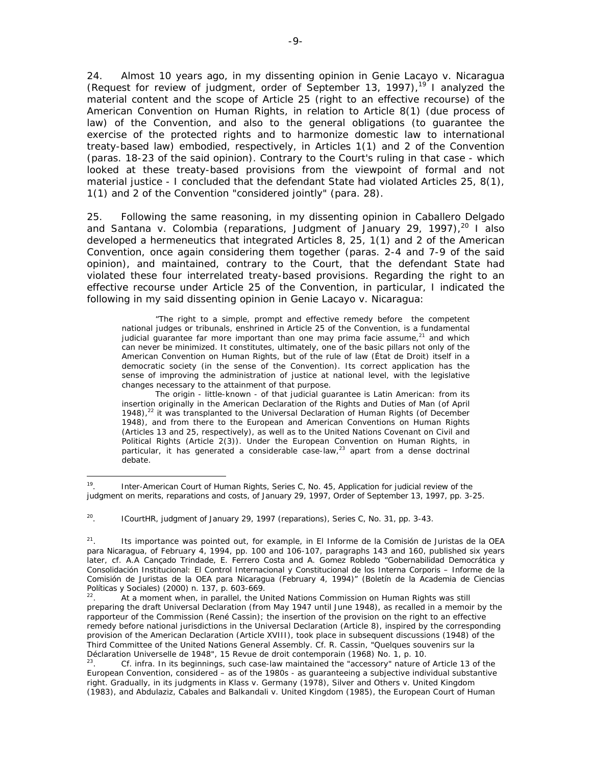24. Almost 10 years ago, in my dissenting opinion in Genie Lacayo v. Nicaragua (Request for review of judgment, order of September 13, 1997),[19] I analyzed the material content and the scope of Article 25 (right to an effective recourse) of the American Convention on Human Rights, in relation to Article 8(1) (due process of law) of the Convention, and also to the general obligations (to guarantee the exercise of the protected rights and to harmonize domestic law to international treaty-based law) embodied, respectively, in Articles 1(1) and 2 of the Convention (paras. 18-23 of the said opinion). Contrary to the Court's ruling in that case - which looked at these treaty-based provisions from the viewpoint of formal and not material justice - I concluded that the defendant State had violated Articles 25, 8(1), 1(1) and 2 of the Convention "considered jointly" (para. 28).

25. Following the same reasoning, in my dissenting opinion in Caballero Delgado and Santana v. Colombia (reparations, Judgment of January 29, 1997),[20] I also developed a hermeneutics that integrated Articles 8, 25, 1(1) and 2 of the American Convention, once again considering them together (paras. 2-4 and 7-9 of the said opinion), and maintained, contrary to the Court, that the defendant State had violated these four interrelated treaty-based provisions. Regarding the right to an effective recourse under Article 25 of the Convention, in particular, I indicated the following in my said dissenting opinion in Genie Lacayo v. Nicaragua:

> "The right to a simple, prompt and effective remedy before the competent national judges or tribunals, enshrined in Article 25 of the Convention, is a fundamental judicial guarantee far more important than one may prima facie assume,[21] and which can never be minimized. It constitutes, ultimately, one of the basic pillars not only of the American Convention on Human Rights, but of the rule of law (État de Droit) itself in a democratic society (in the sense of the Convention). Its correct application has the sense of improving the administration of justice at national level, with the legislative changes necessary to the attainment of that purpose.
>
> The origin - little-known - of that judicial guarantee is Latin American: from its insertion originally in the American Declaration of the Rights and Duties of Man (of April 1948),[22] it was transplanted to the Universal Declaration of Human Rights (of December 1948), and from there to the European and American Conventions on Human Rights (Articles 13 and 25, respectively), as well as to the United Nations Covenant on Civil and Political Rights (Article 2(3)). Under the European Convention on Human Rights, in particular, it has generated a considerable case-law,[23] apart from a dense doctrinal debate.

---

[19]. Inter-American Court of Human Rights, Series C, No. 45, Application for judicial review of the judgment on merits, reparations and costs, of January 29, 1997, Order of September 13, 1997, pp. 3-25.

[20]. ICourtHR, judgment of January 29, 1997 (reparations), Series C, No. 31, pp. 3-43.

[21]. Its importance was pointed out, for example, in El Informe de la Comisión de Juristas de la OEA para Nicaragua, of February 4, 1994, pp. 100 and 106-107, paragraphs 143 and 160, published six years later, cf. A.A Cançado Trindade, E. Ferrero Costa and A. Gomez Robledo "Gobernabilidad Democrática y Consolidación Institucional: El Control Internacional y Constitucional de los Interna Corporis – Informe de la Comisión de Juristas de la OEA para Nicaragua (February 4, 1994)" (Boletín de la Academia de Ciencias Políticas y Sociales) (2000) n. 137, p. 603-669.

[22]. At a moment when, in parallel, the United Nations Commission on Human Rights was still preparing the draft Universal Declaration (from May 1947 until June 1948), as recalled in a memoir by the rapporteur of the Commission (René Cassin); the insertion of the provision on the right to an effective remedy before national jurisdictions in the Universal Declaration (Article 8), inspired by the corresponding provision of the American Declaration (Article XVIII), took place in subsequent discussions (1948) of the Third Committee of the United Nations General Assembly. Cf. R. Cassin, "Quelques souvenirs sur la Déclaration Universelle de 1948", 15 Revue de droit contemporain (1968) No. 1, p. 10.

[23]. Cf. infra. In its beginnings, such case-law maintained the "accessory" nature of Article 13 of the European Convention, considered – as of the 1980s - as guaranteeing a subjective individual substantive right. Gradually, in its judgments in Klass v. Germany (1978), Silver and Others v. United Kingdom (1983), and Abdulaziz, Cabales and Balkandali v. United Kingdom (1985), the European Court of Human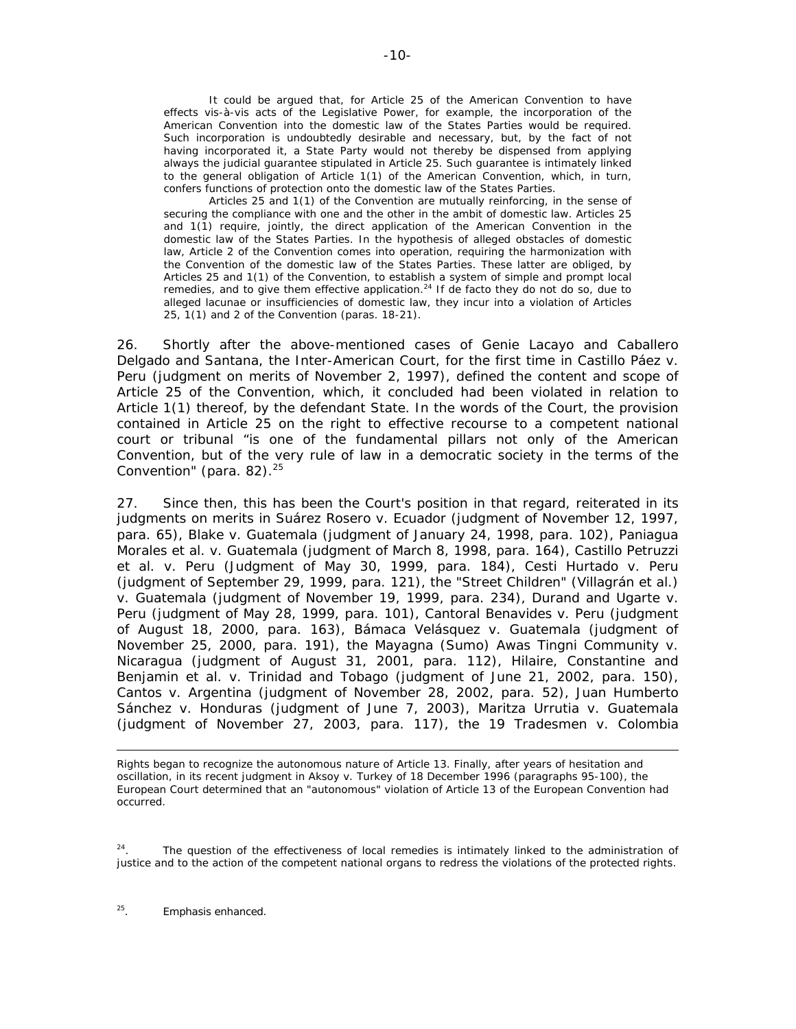It could be argued that, for Article 25 of the American Convention to have effects vis-à-vis acts of the Legislative Power, for example, the incorporation of the American Convention into the domestic law of the States Parties would be required. Such incorporation is undoubtedly desirable and necessary, but, by the fact of not having incorporated it, a State Party would not thereby be dispensed from applying always the judicial guarantee stipulated in Article 25. Such guarantee is intimately linked to the general obligation of Article 1(1) of the American Convention, which, in turn, confers functions of protection onto the domestic law of the States Parties.

Articles 25 and 1(1) of the Convention are mutually reinforcing, in the sense of securing the compliance with one and the other in the ambit of domestic law. Articles 25 and 1(1) require, jointly, the direct application of the American Convention in the domestic law of the States Parties. In the hypothesis of alleged obstacles of domestic law, Article 2 of the Convention comes into operation, requiring the harmonization with the Convention of the domestic law of the States Parties. These latter are obliged, by Articles 25 and 1(1) of the Convention, to establish a system of simple and prompt local remedies, and to give them effective application.[24] If de facto they do not do so, due to alleged lacunae or insufficiencies of domestic law, they incur into a violation of Articles 25, 1(1) and 2 of the Convention (paras. 18-21).

26. Shortly after the above-mentioned cases of Genie Lacayo and Caballero Delgado and Santana, the Inter-American Court, for the first time in *Castillo Páez v. Peru* (judgment on merits of November 2, 1997), defined the content and scope of Article 25 of the Convention, which, it concluded had been violated in relation to Article 1(1) thereof, by the defendant State. In the words of the Court, the provision contained in Article 25 on the right to effective recourse to a competent national court or tribunal "is one of the fundamental pillars not only of the American Convention, but of the very rule of law in a democratic society in the terms of the Convention" (para. 82).[25]

27. Since then, this has been the Court's position in that regard, reiterated in its judgments on merits in *Suárez Rosero v. Ecuador* (judgment of November 12, 1997, para. 65), *Blake v. Guatemala* (judgment of January 24, 1998, para. 102), *Paniagua Morales et al. v. Guatemala* (judgment of March 8, 1998, para. 164), *Castillo Petruzzi et al. v. Peru* (Judgment of May 30, 1999, para. 184), *Cesti Hurtado v. Peru* (judgment of September 29, 1999, para. 121), the *"Street Children" (Villagrán et al.) v. Guatemala* (judgment of November 19, 1999, para. 234), *Durand and Ugarte v. Peru* (judgment of May 28, 1999, para. 101), *Cantoral Benavides v. Peru* (judgment of August 18, 2000, para. 163), *Bámaca Velásquez v. Guatemala* (judgment of November 25, 2000, para. 191), the *Mayagna (Sumo) Awas Tingni Community v. Nicaragua* (judgment of August 31, 2001, para. 112), *Hilaire, Constantine and Benjamin et al. v. Trinidad and Tobago* (judgment of June 21, 2002, para. 150), *Cantos v. Argentina* (judgment of November 28, 2002, para. 52), *Juan Humberto Sánchez v. Honduras* (judgment of June 7, 2003), *Maritza Urrutia v. Guatemala* (judgment of November 27, 2003, para. 117), the *19 Tradesmen v. Colombia*

---

Rights began to recognize the autonomous nature of Article 13. Finally, after years of hesitation and oscillation, in its recent judgment in Aksoy v. Turkey of 18 December 1996 (paragraphs 95-100), the European Court determined that an "autonomous" violation of Article 13 of the European Convention had occurred.

[24]. The question of the effectiveness of local remedies is intimately linked to the administration of justice and to the action of the competent national organs to redress the violations of the protected rights.

[25]. Emphasis enhanced.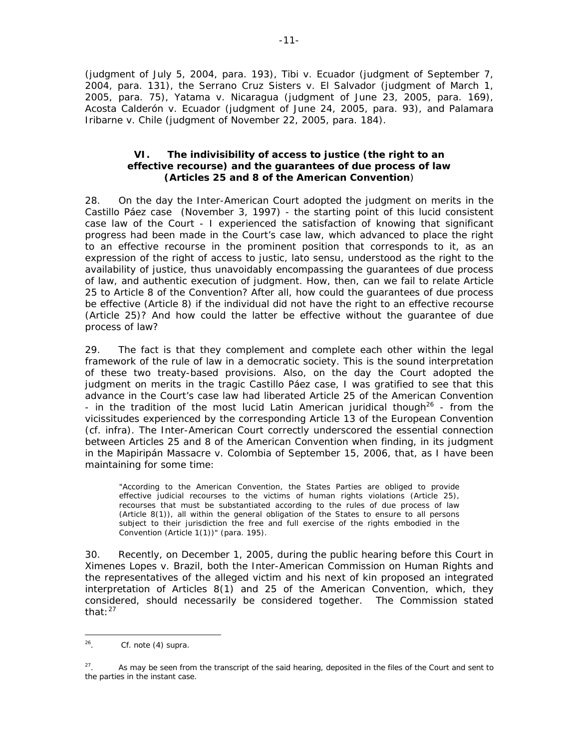(judgment of July 5, 2004, para. 193), Tibi v. Ecuador (judgment of September 7, 2004, para. 131), the Serrano Cruz Sisters v. El Salvador (judgment of March 1, 2005, para. 75), Yatama v. Nicaragua (judgment of June 23, 2005, para. 169), Acosta Calderón v. Ecuador (judgment of June 24, 2005, para. 93), and Palamara Iribarne v. Chile (judgment of November 22, 2005, para. 184).

### VI. The indivisibility of access to justice (the right to an effective recourse) and the guarantees of due process of law (Articles 25 and 8 of the American Convention)

28. On the day the Inter-American Court adopted the judgment on merits in the Castillo Páez case (November 3, 1997) - the starting point of this lucid consistent case law of the Court - I experienced the satisfaction of knowing that significant progress had been made in the Court's case law, which advanced to place the right to an effective recourse in the prominent position that corresponds to it, as an expression of the right of access to justic, lato sensu, understood as the right to the availability of justice, thus unavoidably encompassing the guarantees of due process of law, and authentic execution of judgment. How, then, can we fail to relate Article 25 to Article 8 of the Convention? After all, how could the guarantees of due process be effective (Article 8) if the individual did not have the right to an effective recourse (Article 25)? And how could the latter be effective without the guarantee of due process of law?

29. The fact is that they complement and complete each other within the legal framework of the rule of law in a democratic society. This is the sound interpretation of these two treaty-based provisions. Also, on the day the Court adopted the judgment on merits in the tragic Castillo Páez case, I was gratified to see that this advance in the Court's case law had liberated Article 25 of the American Convention - in the tradition of the most lucid Latin American juridical though[26] - from the vicissitudes experienced by the corresponding Article 13 of the European Convention (cf. infra). The Inter-American Court correctly underscored the essential connection between Articles 25 and 8 of the American Convention when finding, in its judgment in the Mapiripán Massacre v. Colombia of September 15, 2006, that, as I have been maintaining for some time:

> "According to the American Convention, the States Parties are obliged to provide effective judicial recourses to the victims of human rights violations (Article 25), recourses that must be substantiated according to the rules of due process of law (Article 8(1)), all within the general obligation of the States to ensure to all persons subject to their jurisdiction the free and full exercise of the rights embodied in the Convention (Article 1(1))" (para. 195).

30. Recently, on December 1, 2005, during the public hearing before this Court in Ximenes Lopes v. Brazil, both the Inter-American Commission on Human Rights and the representatives of the alleged victim and his next of kin proposed an integrated interpretation of Articles 8(1) and 25 of the American Convention, which, they considered, should necessarily be considered together. The Commission stated that:[27]

---

[26]. Cf. note (4) supra.

[27]. As may be seen from the transcript of the said hearing, deposited in the files of the Court and sent to the parties in the instant case.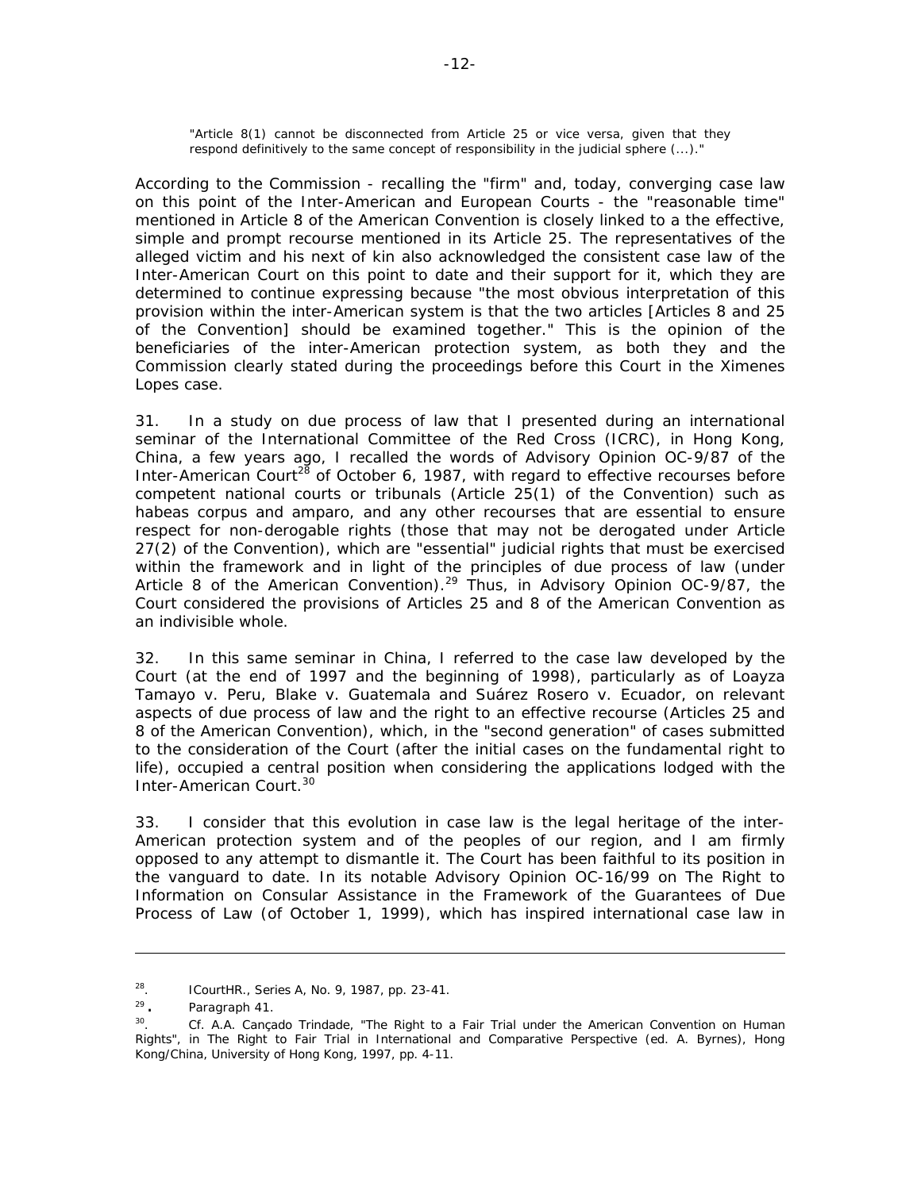"Article 8(1) cannot be disconnected from Article 25 or vice versa, given that they respond definitively to the same concept of responsibility in the judicial sphere (...)."

According to the Commission - recalling the "firm" and, today, converging case law on this point of the Inter-American and European Courts - the "reasonable time" mentioned in Article 8 of the American Convention is closely linked to a the effective, simple and prompt recourse mentioned in its Article 25. The representatives of the alleged victim and his next of kin also acknowledged the consistent case law of the Inter-American Court on this point to date and their support for it, which they are determined to continue expressing because "the most obvious interpretation of this provision within the inter-American system is that the two articles [Articles 8 and 25 of the Convention] should be examined together." This is the opinion of the beneficiaries of the inter-American protection system, as both they and the Commission clearly stated during the proceedings before this Court in the Ximenes Lopes case.

31. In a study on due process of law that I presented during an international seminar of the International Committee of the Red Cross (ICRC), in Hong Kong, China, a few years ago, I recalled the words of Advisory Opinion OC-9/87 of the Inter-American Court[28] of October 6, 1987, with regard to effective recourses before competent national courts or tribunals (Article 25(1) of the Convention) such as habeas corpus and amparo, and any other recourses that are essential to ensure respect for non-derogable rights (those that may not be derogated under Article 27(2) of the Convention), which are "essential" judicial rights that must be exercised within the framework and in light of the principles of due process of law (under Article 8 of the American Convention).[29] Thus, in Advisory Opinion OC-9/87, the Court considered the provisions of Articles 25 and 8 of the American Convention as an indivisible whole.

32. In this same seminar in China, I referred to the case law developed by the Court (at the end of 1997 and the beginning of 1998), particularly as of Loayza Tamayo v. Peru, Blake v. Guatemala and Suárez Rosero v. Ecuador, on relevant aspects of due process of law and the right to an effective recourse (Articles 25 and 8 of the American Convention), which, in the "second generation" of cases submitted to the consideration of the Court (after the initial cases on the fundamental right to life), occupied a central position when considering the applications lodged with the Inter-American Court.[30]

33. I consider that this evolution in case law is the legal heritage of the inter-American protection system and of the peoples of our region, and I am firmly opposed to any attempt to dismantle it. The Court has been faithful to its position in the vanguard to date. In its notable Advisory Opinion OC-16/99 on The Right to Information on Consular Assistance in the Framework of the Guarantees of Due Process of Law (of October 1, 1999), which has inspired international case law in

---

[28]. ICourtHR., Series A, No. 9, 1987, pp. 23-41.

[29]. Paragraph 41.

[30]. Cf. A.A. Cançado Trindade, "The Right to a Fair Trial under the American Convention on Human Rights", in The Right to Fair Trial in International and Comparative Perspective (ed. A. Byrnes), Hong Kong/China, University of Hong Kong, 1997, pp. 4-11.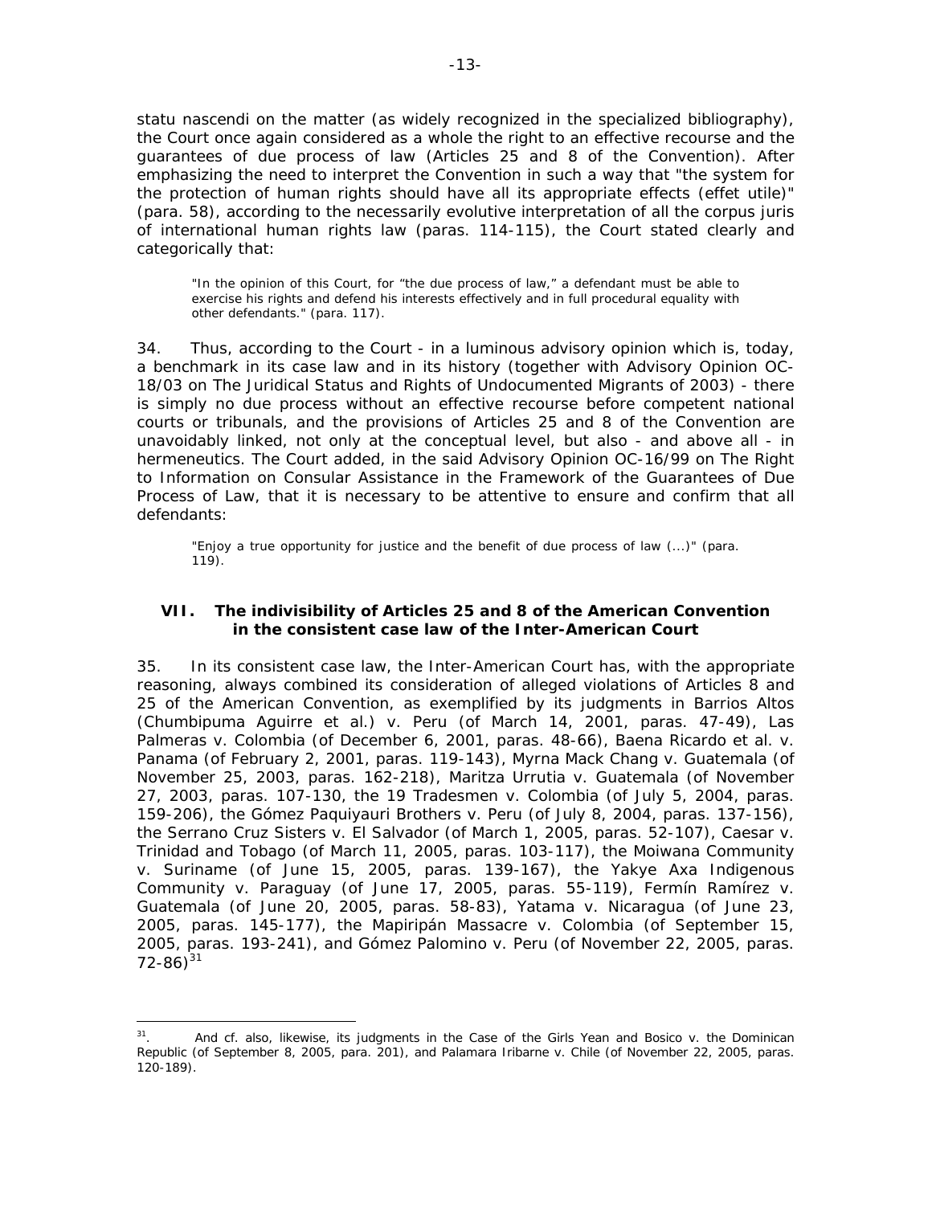statu nascendi on the matter (as widely recognized in the specialized bibliography), the Court once again considered as a whole the right to an effective recourse and the guarantees of due process of law (Articles 25 and 8 of the Convention). After emphasizing the need to interpret the Convention in such a way that "the system for the protection of human rights should have all its appropriate effects (effet utile)" (para. 58), according to the necessarily evolutive interpretation of all the corpus juris of international human rights law (paras. 114-115), the Court stated clearly and categorically that:

> "In the opinion of this Court, for "the due process of law," a defendant must be able to exercise his rights and defend his interests effectively and in full procedural equality with other defendants." (para. 117).

34. Thus, according to the Court - in a luminous advisory opinion which is, today, a benchmark in its case law and in its history (together with Advisory Opinion OC-18/03 on The Juridical Status and Rights of Undocumented Migrants of 2003) - there is simply no due process without an effective recourse before competent national courts or tribunals, and the provisions of Articles 25 and 8 of the Convention are unavoidably linked, not only at the conceptual level, but also - and above all - in hermeneutics. The Court added, in the said Advisory Opinion OC-16/99 on The Right to Information on Consular Assistance in the Framework of the Guarantees of Due Process of Law, that it is necessary to be attentive to ensure and confirm that all defendants:

> "Enjoy a true opportunity for justice and the benefit of due process of law (...)" (para. 119).

### VII. The indivisibility of Articles 25 and 8 of the American Convention in the consistent case law of the Inter-American Court

35. In its consistent case law, the Inter-American Court has, with the appropriate reasoning, always combined its consideration of alleged violations of Articles 8 and 25 of the American Convention, as exemplified by its judgments in Barrios Altos (Chumbipuma Aguirre et al.) v. Peru (of March 14, 2001, paras. 47-49), Las Palmeras v. Colombia (of December 6, 2001, paras. 48-66), Baena Ricardo et al. v. Panama (of February 2, 2001, paras. 119-143), Myrna Mack Chang v. Guatemala (of November 25, 2003, paras. 162-218), Maritza Urrutia v. Guatemala (of November 27, 2003, paras. 107-130, the 19 Tradesmen v. Colombia (of July 5, 2004, paras. 159-206), the Gómez Paquiyauri Brothers v. Peru (of July 8, 2004, paras. 137-156), the Serrano Cruz Sisters v. El Salvador (of March 1, 2005, paras. 52-107), Caesar v. Trinidad and Tobago (of March 11, 2005, paras. 103-117), the Moiwana Community v. Suriname (of June 15, 2005, paras. 139-167), the Yakye Axa Indigenous Community v. Paraguay (of June 17, 2005, paras. 55-119), Fermín Ramírez v. Guatemala (of June 20, 2005, paras. 58-83), Yatama v. Nicaragua (of June 23, 2005, paras. 145-177), the Mapiripán Massacre v. Colombia (of September 15, 2005, paras. 193-241), and Gómez Palomino v. Peru (of November 22, 2005, paras. 72-86)[31]

---

[31]. And cf. also, likewise, its judgments in the Case of the Girls Yean and Bosico v. the Dominican Republic (of September 8, 2005, para. 201), and Palamara Iribarne v. Chile (of November 22, 2005, paras. 120-189).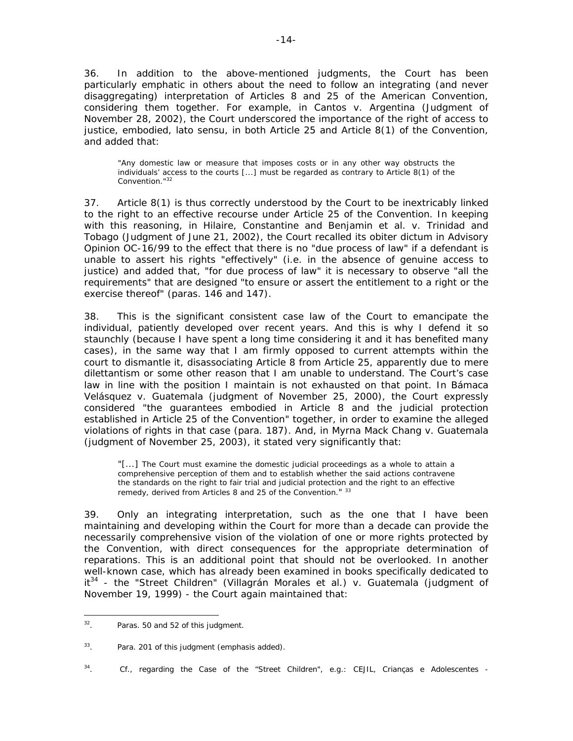36. In addition to the above-mentioned judgments, the Court has been particularly emphatic in others about the need to follow an integrating (and never disaggregating) interpretation of Articles 8 and 25 of the American Convention, considering them together. For example, in *Cantos v. Argentina* (Judgment of November 28, 2002), the Court underscored the importance of the right of access to justice, embodied, *lato sensu*, in both Article 25 and Article 8(1) of the Convention, and added that:

> "Any domestic law or measure that imposes costs or in any other way obstructs the individuals' access to the courts [...] must be regarded as contrary to Article 8(1) of the Convention."[32]

37. Article 8(1) is thus correctly understood by the Court to be inextricably linked to the right to an effective recourse under Article 25 of the Convention. In keeping with this reasoning, in *Hilaire, Constantine and Benjamin et al. v. Trinidad and Tobago* (Judgment of June 21, 2002), the Court recalled its *obiter dictum* in Advisory Opinion OC-16/99 to the effect that there is no "due process of law" if a defendant is unable to assert his rights "effectively" (i.e. in the absence of genuine access to justice) and added that, "for due process of law" it is necessary to observe "all the requirements" that are designed "to ensure or assert the entitlement to a right or the exercise thereof" (paras. 146 and 147).

38. This is the significant consistent case law of the Court to emancipate the individual, patiently developed over recent years. And this is why I defend it so staunchly (because I have spent a long time considering it and it has benefited many cases), in the same way that I am firmly opposed to current attempts within the court to dismantle it, disassociating Article 8 from Article 25, apparently due to mere dilettantism or some other reason that I am unable to understand. The Court's case law in line with the position I maintain is not exhausted on that point. In *Bámaca Velásquez v. Guatemala* (judgment of November 25, 2000), the Court expressly considered "the guarantees embodied in Article 8 and the judicial protection established in Article 25 of the Convention" together, in order to examine the alleged violations of rights in that case (para. 187). And, in *Myrna Mack Chang v. Guatemala* (judgment of November 25, 2003), it stated very significantly that:

> "[...] The Court must examine the domestic judicial proceedings *as a whole* to attain a comprehensive perception of them and to establish whether the said actions contravene the standards on the right to fair trial and judicial protection and the right to an effective remedy, derived from Articles 8 and 25 of the Convention." [33]

39. Only an integrating interpretation, such as the one that I have been maintaining and developing within the Court for more than a decade can provide the necessarily comprehensive vision of the violation of one or more rights protected by the Convention, with direct consequences for the appropriate determination of reparations. This is an additional point that should not be overlooked. In another well-known case, which has already been examined in books specifically dedicated to it[34] - the "Street Children" (*Villagrán Morales et al.*) *v. Guatemala* (judgment of November 19, 1999) - the Court again maintained that:

---

[32]. Paras. 50 and 52 of this judgment.

[33]. Para. 201 of this judgment (emphasis added).

[34]. Cf., regarding the Case of the "Street Children", e.g.: CEJIL, *Crianças e Adolescentes -*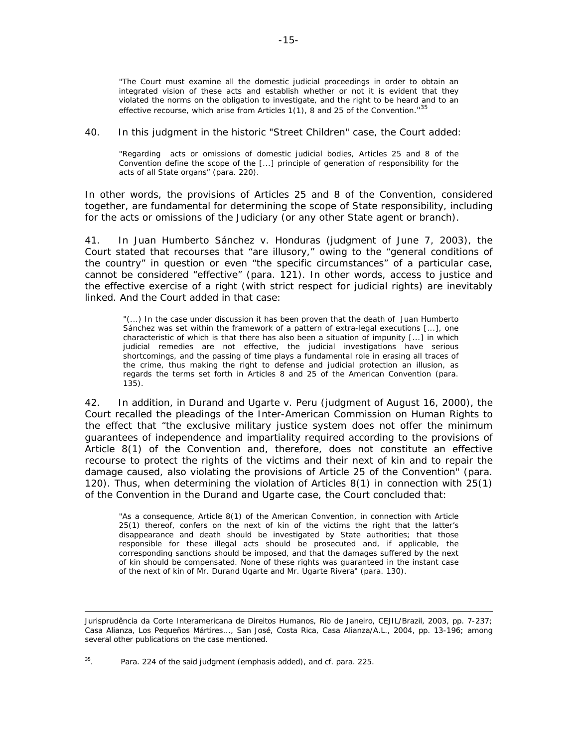> "The Court must examine all the domestic judicial proceedings in order to obtain an integrated vision of these acts and establish whether or not it is evident that they violated the norms on the obligation to investigate, and the right to be heard and to an effective recourse, which arise from Articles 1(1), 8 and 25 of the Convention."[35]

40. In this judgment in the historic "Street Children" case, the Court added:

> "Regarding acts or omissions of domestic judicial bodies, Articles 25 and 8 of the Convention define the scope of the [...] principle of generation of responsibility for the acts of all State organs" (para. 220).

In other words, the provisions of Articles 25 and 8 of the Convention, considered together, are fundamental for determining the scope of State responsibility, including for the acts or omissions of the Judiciary (or any other State agent or branch).

41. In Juan Humberto Sánchez v. Honduras (judgment of June 7, 2003), the Court stated that recourses that "are illusory," owing to the "general conditions of the country" in question or even "the specific circumstances" of a particular case, cannot be considered "effective" (para. 121). In other words, access to justice and the effective exercise of a right (with strict respect for judicial rights) are inevitably linked. And the Court added in that case:

> "(...) In the case under discussion it has been proven that the death of Juan Humberto Sánchez was set within the framework of a pattern of extra-legal executions [...], one characteristic of which is that there has also been a situation of impunity [...] in which judicial remedies are not effective, the judicial investigations have serious shortcomings, and the passing of time plays a fundamental role in erasing all traces of the crime, thus making the right to defense and judicial protection an illusion, as regards the terms set forth in Articles 8 and 25 of the American Convention (para. 135).

42. In addition, in Durand and Ugarte v. Peru (judgment of August 16, 2000), the Court recalled the pleadings of the Inter-American Commission on Human Rights to the effect that "the exclusive military justice system does not offer the minimum guarantees of independence and impartiality required according to the provisions of Article 8(1) of the Convention and, therefore, does not constitute an effective recourse to protect the rights of the victims and their next of kin and to repair the damage caused, also violating the provisions of Article 25 of the Convention" (para. 120). Thus, when determining the violation of Articles 8(1) in connection with 25(1) of the Convention in the Durand and Ugarte case, the Court concluded that:

> "As a consequence, Article 8(1) of the American Convention, in connection with Article 25(1) thereof, confers on the next of kin of the victims the right that the latter's disappearance and death should be investigated by State authorities; that those responsible for these illegal acts should be prosecuted and, if applicable, the corresponding sanctions should be imposed, and that the damages suffered by the next of kin should be compensated. None of these rights was guaranteed in the instant case of the next of kin of Mr. Durand Ugarte and Mr. Ugarte Rivera" (para. 130).

---

Jurisprudência da Corte Interamericana de Direitos Humanos, Rio de Janeiro, CEJIL/Brazil, 2003, pp. 7-237; Casa Alianza, Los Pequeños Mártires..., San José, Costa Rica, Casa Alianza/A.L., 2004, pp. 13-196; among several other publications on the case mentioned.

[35]. Para. 224 of the said judgment (emphasis added), and cf. para. 225.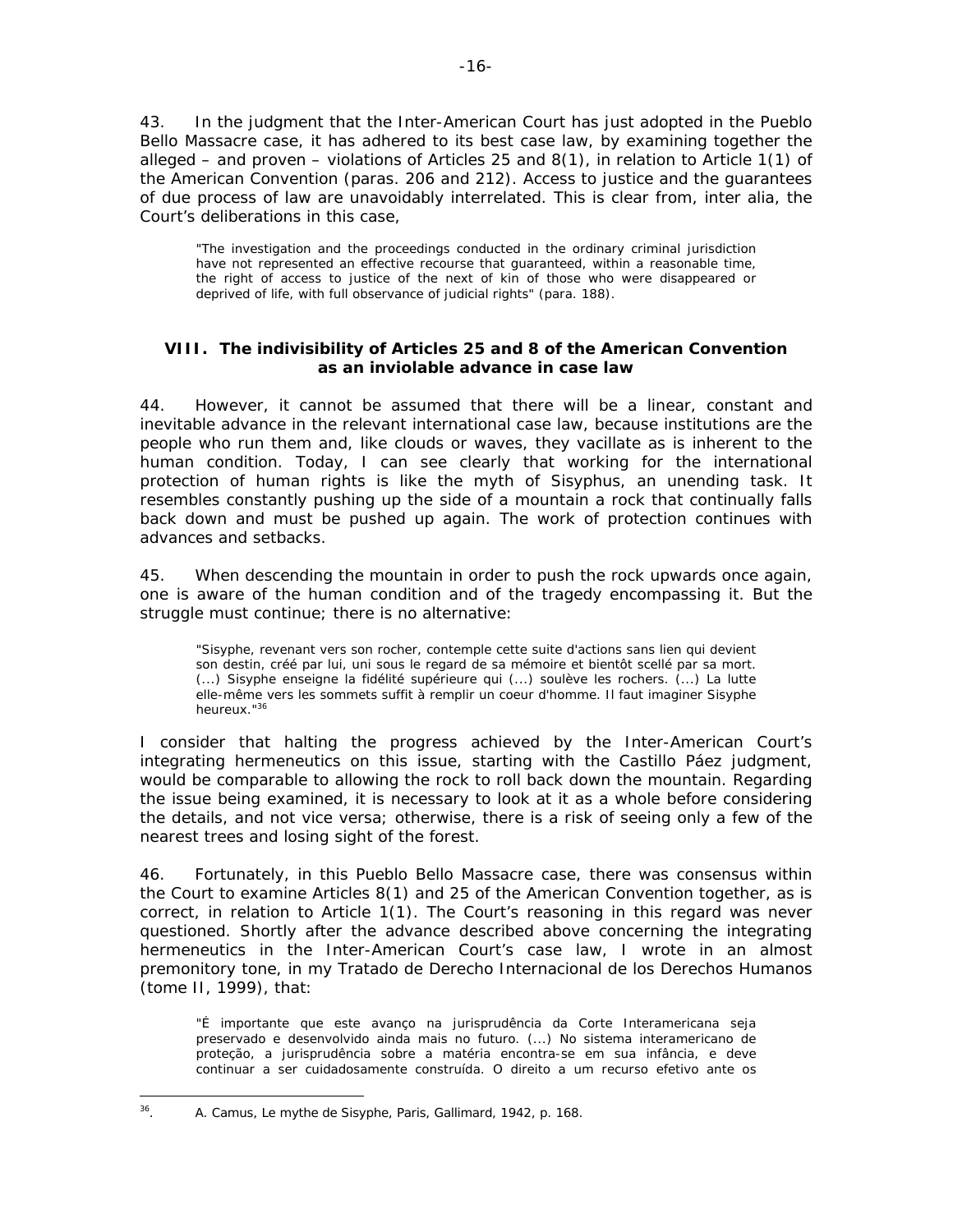43. In the judgment that the Inter-American Court has just adopted in the Pueblo Bello Massacre case, it has adhered to its best case law, by examining together the alleged – and proven – violations of Articles 25 and 8(1), in relation to Article 1(1) of the American Convention (paras. 206 and 212). Access to justice and the guarantees of due process of law are unavoidably interrelated. This is clear from, inter alia, the Court's deliberations in this case,

> "The investigation and the proceedings conducted in the ordinary criminal jurisdiction have not represented an effective recourse that guaranteed, within a reasonable time, the right of access to justice of the next of kin of those who were disappeared or deprived of life, with full observance of judicial rights" (para. 188).

## VIII. The indivisibility of Articles 25 and 8 of the American Convention as an inviolable advance in case law

44. However, it cannot be assumed that there will be a linear, constant and inevitable advance in the relevant international case law, because institutions are the people who run them and, like clouds or waves, they vacillate as is inherent to the human condition. Today, I can see clearly that working for the international protection of human rights is like the myth of Sisyphus, an unending task. It resembles constantly pushing up the side of a mountain a rock that continually falls back down and must be pushed up again. The work of protection continues with advances and setbacks.

45. When descending the mountain in order to push the rock upwards once again, one is aware of the human condition and of the tragedy encompassing it. But the struggle must continue; there is no alternative:

> "Sisyphe, revenant vers son rocher, contemple cette suite d'actions sans lien qui devient son destin, créé par lui, uni sous le regard de sa mémoire et bientôt scellé par sa mort. (...) Sisyphe enseigne la fidélité supérieure qui (...) soulève les rochers. (...) La lutte elle-même vers les sommets suffit à remplir un coeur d'homme. Il faut imaginer Sisyphe heureux."[36]

I consider that halting the progress achieved by the Inter-American Court's integrating hermeneutics on this issue, starting with the Castillo Páez judgment, would be comparable to allowing the rock to roll back down the mountain. Regarding the issue being examined, it is necessary to look at it as a whole before considering the details, and not vice versa; otherwise, there is a risk of seeing only a few of the nearest trees and losing sight of the forest.

46. Fortunately, in this Pueblo Bello Massacre case, there was consensus within the Court to examine Articles 8(1) and 25 of the American Convention together, as is correct, in relation to Article 1(1). The Court's reasoning in this regard was never questioned. Shortly after the advance described above concerning the integrating hermeneutics in the Inter-American Court's case law, I wrote in an almost premonitory tone, in my Tratado de Derecho Internacional de los Derechos Humanos (tome II, 1999), that:

> "É importante que este avanço na jurisprudência da Corte Interamericana seja preservado e desenvolvido ainda mais no futuro. (...) No sistema interamericano de proteção, a jurisprudência sobre a matéria encontra-se em sua infância, e deve continuar a ser cuidadosamente construída. O direito a um recurso efetivo ante os

---

[36]. A. Camus, Le mythe de Sisyphe, Paris, Gallimard, 1942, p. 168.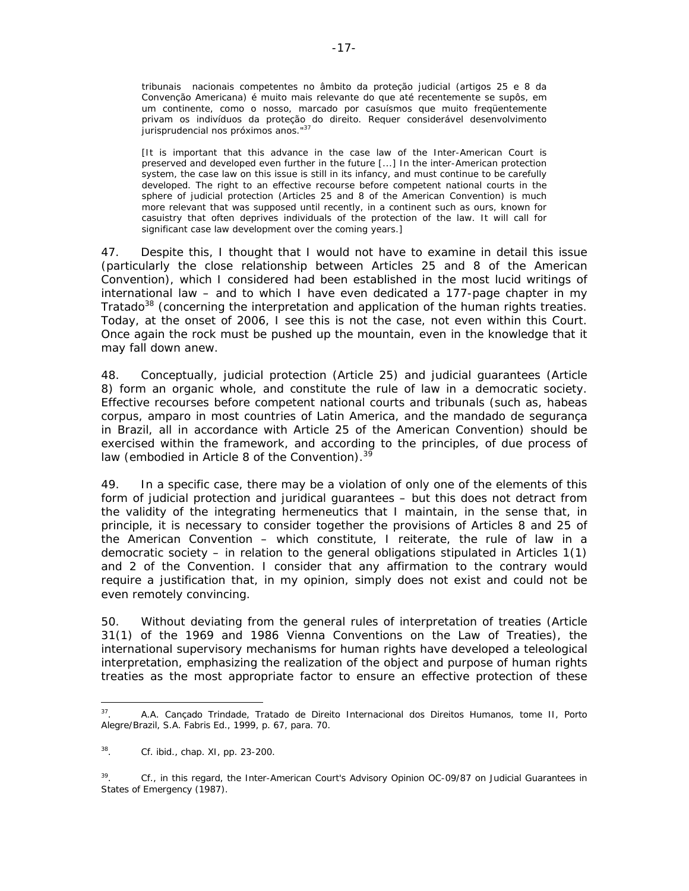tribunais nacionais competentes no âmbito da proteção judicial (artigos 25 e 8 da Convenção Americana) é muito mais relevante do que até recentemente se supôs, em um continente, como o nosso, marcado por casuísmos que muito freqüentemente privam os indivíduos da proteção do direito. Requer considerável desenvolvimento jurisprudencial nos próximos anos."[37]

[It is important that this advance in the case law of the Inter-American Court is preserved and developed even further in the future [...] In the inter-American protection system, the case law on this issue is still in its infancy, and must continue to be carefully developed. The right to an effective recourse before competent national courts in the sphere of judicial protection (Articles 25 and 8 of the American Convention) is much more relevant that was supposed until recently, in a continent such as ours, known for casuistry that often deprives individuals of the protection of the law. It will call for significant case law development over the coming years.]

47. Despite this, I thought that I would not have to examine in detail this issue (particularly the close relationship between Articles 25 and 8 of the American Convention), which I considered had been established in the most lucid writings of international law – and to which I have even dedicated a 177-page chapter in my *Tratado*[38] (concerning the interpretation and application of the human rights treaties. Today, at the onset of 2006, I see this is not the case, not even within this Court. Once again the rock must be pushed up the mountain, even in the knowledge that it may fall down anew.

48. Conceptually, judicial protection (Article 25) and judicial guarantees (Article 8) form an organic whole, and constitute the rule of law in a democratic society. Effective recourses before competent national courts and tribunals (such as, *habeas corpus*, *amparo* in most countries of Latin America, and the *mandado de segurança* in Brazil, all in accordance with Article 25 of the American Convention) should be exercised within the framework, and according to the principles, of due process of law (embodied in Article 8 of the Convention).[39]

49. In a specific case, there may be a violation of only one of the elements of this form of judicial protection and juridical guarantees – but this does not detract from the validity of the integrating hermeneutics that I maintain, in the sense that, in principle, it is necessary to consider together the provisions of Articles 8 and 25 of the American Convention – which constitute, I reiterate, the rule of law in a democratic society – in relation to the general obligations stipulated in Articles 1(1) and 2 of the Convention. I consider that any affirmation to the contrary would require a justification that, in my opinion, simply does not exist and could not be even remotely convincing.

50. Without deviating from the general rules of interpretation of treaties (Article 31(1) of the 1969 and 1986 Vienna Conventions on the Law of Treaties), the international supervisory mechanisms for human rights have developed a teleological interpretation, emphasizing the realization of the object and purpose of human rights treaties as the most appropriate factor to ensure an effective protection of these

---

[37]. A.A. Cançado Trindade, *Tratado de Direito Internacional dos Direitos Humanos*, tome II, Porto Alegre/Brazil, S.A. Fabris Ed., 1999, p. 67, para. 70.

[38]. Cf. ibid., chap. XI, pp. 23-200.

[39]. Cf., in this regard, the Inter-American Court's Advisory Opinion OC-09/87 on *Judicial Guarantees in States of Emergency* (1987).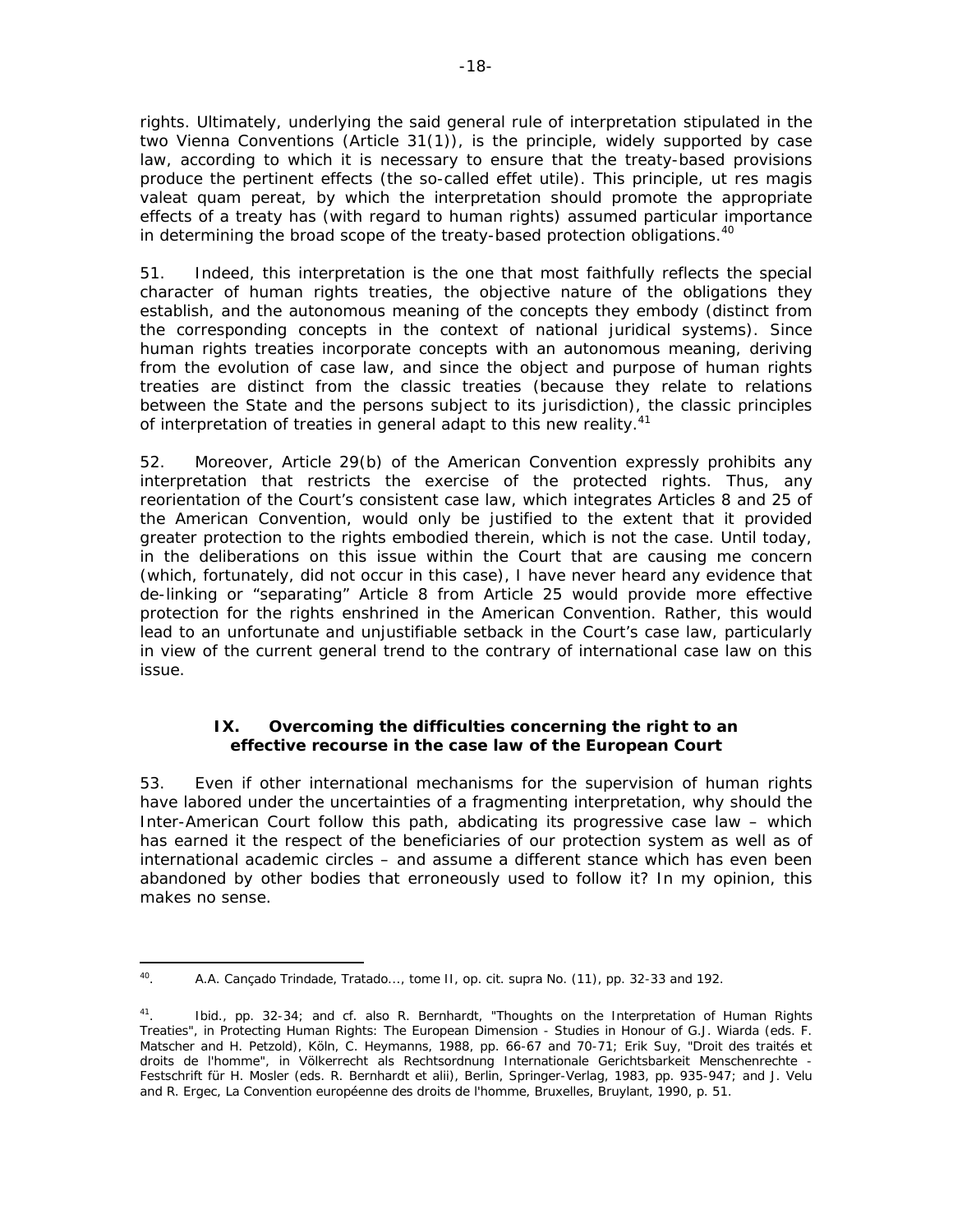rights. Ultimately, underlying the said general rule of interpretation stipulated in the two Vienna Conventions (Article 31(1)), is the principle, widely supported by case law, according to which it is necessary to ensure that the treaty-based provisions produce the pertinent effects (the so-called *effet utile*). This principle, *ut res magis valeat quam pereat*, by which the interpretation should promote the appropriate effects of a treaty has (with regard to human rights) assumed particular importance in determining the broad scope of the treaty-based protection obligations.[40]

51. Indeed, this interpretation is the one that most faithfully reflects the special character of human rights treaties, the objective nature of the obligations they establish, and the autonomous meaning of the concepts they embody (distinct from the corresponding concepts in the context of national juridical systems). Since human rights treaties incorporate concepts with an autonomous meaning, deriving from the evolution of case law, and since the object and purpose of human rights treaties are distinct from the classic treaties (because they relate to relations between the State and the persons subject to its jurisdiction), the classic principles of interpretation of treaties in general adapt to this new reality.[41]

52. Moreover, Article 29(b) of the American Convention expressly prohibits any interpretation that restricts the exercise of the protected rights. Thus, any reorientation of the Court's consistent case law, which integrates Articles 8 and 25 of the American Convention, would only be justified to the extent that it provided greater protection to the rights embodied therein, which is not the case. Until today, in the deliberations on this issue within the Court that are causing me concern (which, fortunately, did not occur in this case), I have never heard any evidence that de-linking or "separating" Article 8 from Article 25 would provide more effective protection for the rights enshrined in the American Convention. Rather, this would lead to an unfortunate and unjustifiable setback in the Court's case law, particularly in view of the current general trend to the contrary of international case law on this issue.

## IX. Overcoming the difficulties concerning the right to an effective recourse in the case law of the European Court

53. Even if other international mechanisms for the supervision of human rights have labored under the uncertainties of a fragmenting interpretation, why should the Inter-American Court follow this path, abdicating its progressive case law – which has earned it the respect of the beneficiaries of our protection system as well as of international academic circles – and assume a different stance which has even been abandoned by other bodies that erroneously used to follow it? In my opinion, this makes no sense.

---

[40]. A.A. Cançado Trindade, *Tratado...*, tome II, *op. cit. supra* No. (11), pp. 32-33 and 192.

[41]. *Ibid.*, pp. 32-34; and cf. also R. Bernhardt, "Thoughts on the Interpretation of Human Rights Treaties", *in Protecting Human Rights: The European Dimension - Studies in Honour of G.J. Wiarda* (eds. F. Matscher and H. Petzold), Köln, C. Heymanns, 1988, pp. 66-67 and 70-71; Erik Suy, "Droit des traités et droits de l'homme", *in Völkerrecht als Rechtsordnung Internationale Gerichtsbarkeit Menschenrechte - Festschrift für H. Mosler* (eds. R. Bernhardt *et alii*), Berlin, Springer-Verlag, 1983, pp. 935-947; and J. Velu and R. Ergec, *La Convention européenne des droits de l'homme*, Bruxelles, Bruylant, 1990, p. 51.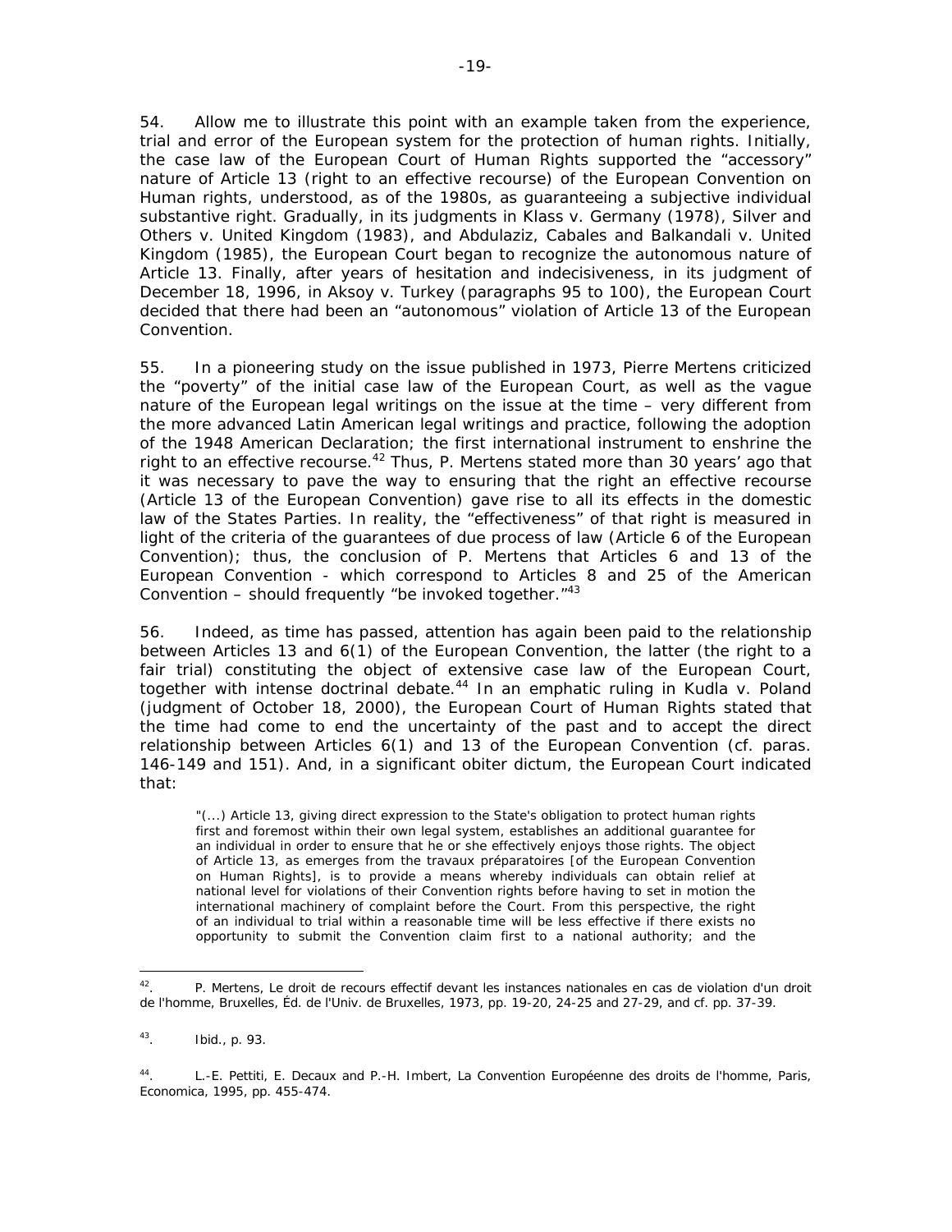54. Allow me to illustrate this point with an example taken from the experience, trial and error of the European system for the protection of human rights. Initially, the case law of the European Court of Human Rights supported the "accessory" nature of Article 13 (right to an effective recourse) of the European Convention on Human rights, understood, as of the 1980s, as guaranteeing a subjective individual substantive right. Gradually, in its judgments in *Klass v. Germany* (1978), *Silver and Others v. United Kingdom* (1983), and *Abdulaziz, Cabales and Balkandali v. United Kingdom* (1985), the European Court began to recognize the autonomous nature of Article 13. Finally, after years of hesitation and indecisiveness, in its judgment of December 18, 1996, in *Aksoy v. Turkey* (paragraphs 95 to 100), the European Court decided that there had been an "autonomous" violation of Article 13 of the European Convention.

55. In a pioneering study on the issue published in 1973, Pierre Mertens criticized the "poverty" of the initial case law of the European Court, as well as the vague nature of the European legal writings on the issue at the time – very different from the more advanced Latin American legal writings and practice, following the adoption of the 1948 American Declaration; the first international instrument to enshrine the right to an effective recourse.[42] Thus, P. Mertens stated more than 30 years' ago that it was necessary to pave the way to ensuring that the right an effective recourse (Article 13 of the European Convention) gave rise to all its effects in the domestic law of the States Parties. In reality, the "effectiveness" of that right is measured in light of the criteria of the guarantees of due process of law (Article 6 of the European Convention); thus, the conclusion of P. Mertens that Articles 6 and 13 of the European Convention - which correspond to Articles 8 and 25 of the American Convention – should frequently "be invoked together."[43]

56. Indeed, as time has passed, attention has again been paid to the relationship between Articles 13 and 6(1) of the European Convention, the latter (the right to a fair trial) constituting the object of extensive case law of the European Court, together with intense doctrinal debate.[44] In an emphatic ruling in *Kudla v. Poland* (judgment of October 18, 2000), the European Court of Human Rights stated that the time had come to end the uncertainty of the past and to accept the direct relationship between Articles 6(1) and 13 of the European Convention (cf. paras. 146-149 and 151). And, in a significant *obiter dictum*, the European Court indicated that:

> "(...) Article 13, giving direct expression to the State's obligation to protect human rights first and foremost within their own legal system, establishes an additional guarantee for an individual in order to ensure that he or she effectively enjoys those rights. The object of Article 13, as emerges from the *travaux préparatoires* [of the European Convention on Human Rights], is to provide a means whereby individuals can obtain relief at national level for violations of their Convention rights before having to set in motion the international machinery of complaint before the Court. From this perspective, the right of an individual to trial within a reasonable time will be less effective if there exists no opportunity to submit the Convention claim first to a national authority; and the

---

42. P. Mertens, *Le droit de recours effectif devant les instances nationales en cas de violation d'un droit de l'homme*, Bruxelles, Éd. de l'Univ. de Bruxelles, 1973, pp. 19-20, 24-25 and 27-29, and cf. pp. 37-39.

43. *Ibid.*, p. 93.

44. L.-E. Pettiti, E. Decaux and P.-H. Imbert, *La Convention Européenne des droits de l'homme*, Paris, Economica, 1995, pp. 455-474.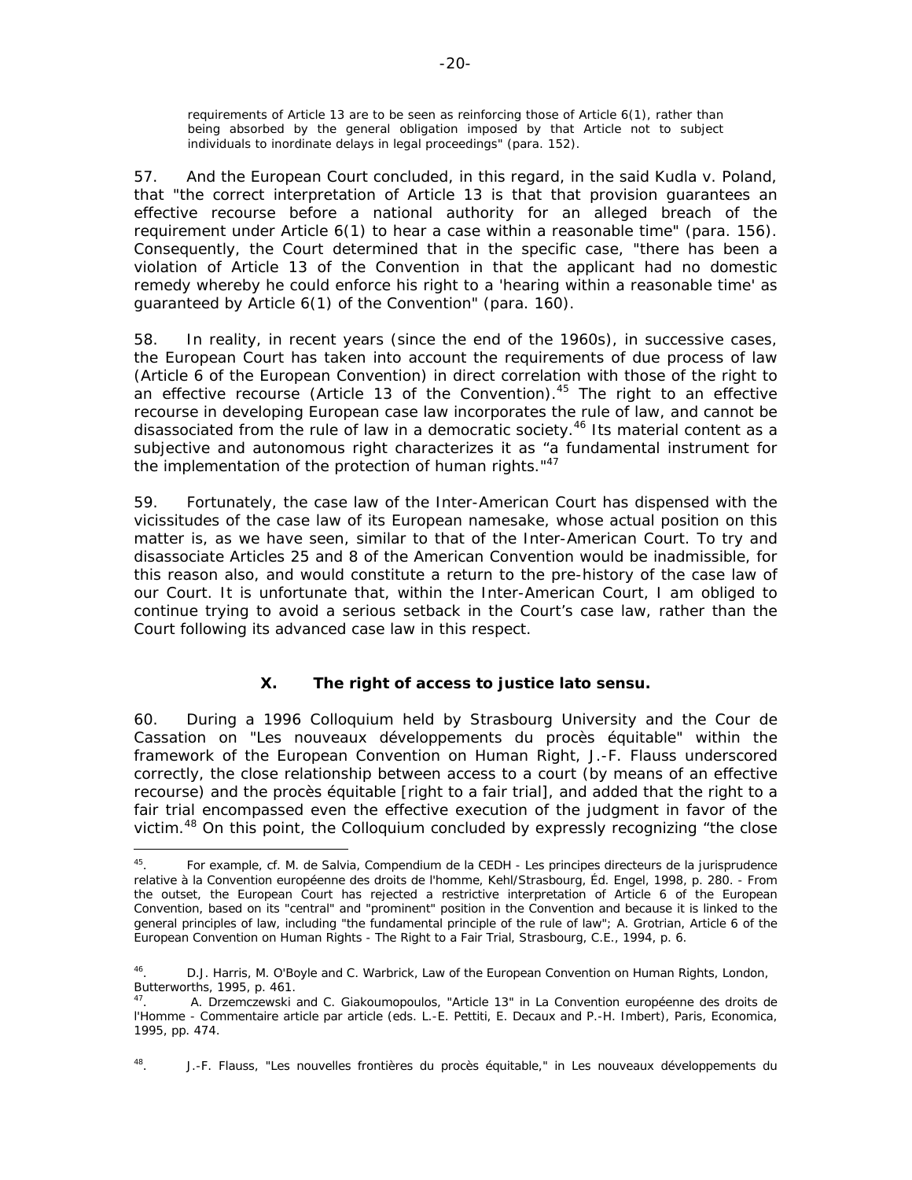requirements of Article 13 are to be seen as reinforcing those of Article 6(1), rather than being absorbed by the general obligation imposed by that Article not to subject individuals to inordinate delays in legal proceedings" (para. 152).

57. And the European Court concluded, in this regard, in the said *Kudla v. Poland*, that "the correct interpretation of Article 13 is that that provision guarantees an effective recourse before a national authority for an alleged breach of the requirement under Article 6(1) to hear a case within a reasonable time" (para. 156). Consequently, the Court determined that in the specific case, "there has been a violation of Article 13 of the Convention in that the applicant had no domestic remedy whereby he could enforce his right to a 'hearing within a reasonable time' as guaranteed by Article 6(1) of the Convention" (para. 160).

58. In reality, in recent years (since the end of the 1960s), in successive cases, the European Court has taken into account the requirements of due process of law (Article 6 of the European Convention) in direct correlation with those of the right to an effective recourse (Article 13 of the Convention).[45] The right to an effective recourse in developing European case law incorporates the rule of law, and cannot be disassociated from the rule of law in a democratic society.[46] Its material content as a subjective and autonomous right characterizes it as "a fundamental instrument for the implementation of the protection of human rights."[47]

59. Fortunately, the case law of the Inter-American Court has dispensed with the vicissitudes of the case law of its European namesake, whose actual position on this matter is, as we have seen, similar to that of the Inter-American Court. To try and disassociate Articles 25 and 8 of the American Convention would be inadmissible, for this reason also, and would constitute a return to the pre-history of the case law of our Court. It is unfortunate that, within the Inter-American Court, I am obliged to continue trying to avoid a serious setback in the Court's case law, rather than the Court following its advanced case law in this respect.

### X. The right of access to justice *lato sensu*.

60. During a 1996 Colloquium held by Strasbourg University and the *Cour de Cassation* on "*Les nouveaux développements du procès équitable*" within the framework of the European Convention on Human Right, J.-F. Flauss underscored correctly, the close relationship between access to a court (by means of an effective recourse) and the *procès équitable* [right to a fair trial], and added that the right to a fair trial encompassed even the effective execution of the judgment in favor of the victim.[48] On this point, the Colloquium concluded by expressly recognizing "the close

---

[45]. For example, cf. M. de Salvia, *Compendium de la CEDH - Les principes directeurs de la jurisprudence relative à la Convention européenne des droits de l'homme*, Kehl/Strasbourg, Éd. Engel, 1998, p. 280. - From the outset, the European Court has rejected a restrictive interpretation of Article 6 of the European Convention, based on its "central" and "prominent" position in the Convention and because it is linked to the general principles of law, including "the fundamental principle of the rule of law"; A. Grotrian, *Article 6 of the European Convention on Human Rights - The Right to a Fair Trial*, Strasbourg, C.E., 1994, p. 6.

[46]. D.J. Harris, M. O'Boyle and C. Warbrick, *Law of the European Convention on Human Rights*, London, Butterworths, 1995, p. 461.

[47]. A. Drzemczewski and C. Giakoumopoulos, "Article 13" in *La Convention européenne des droits de l'Homme - Commentaire article par article* (eds. L.-E. Pettiti, E. Decaux and P.-H. Imbert), Paris, Economica, 1995, pp. 474.

[48]. J.-F. Flauss, "Les nouvelles frontières du procès équitable," in *Les nouveaux développements du*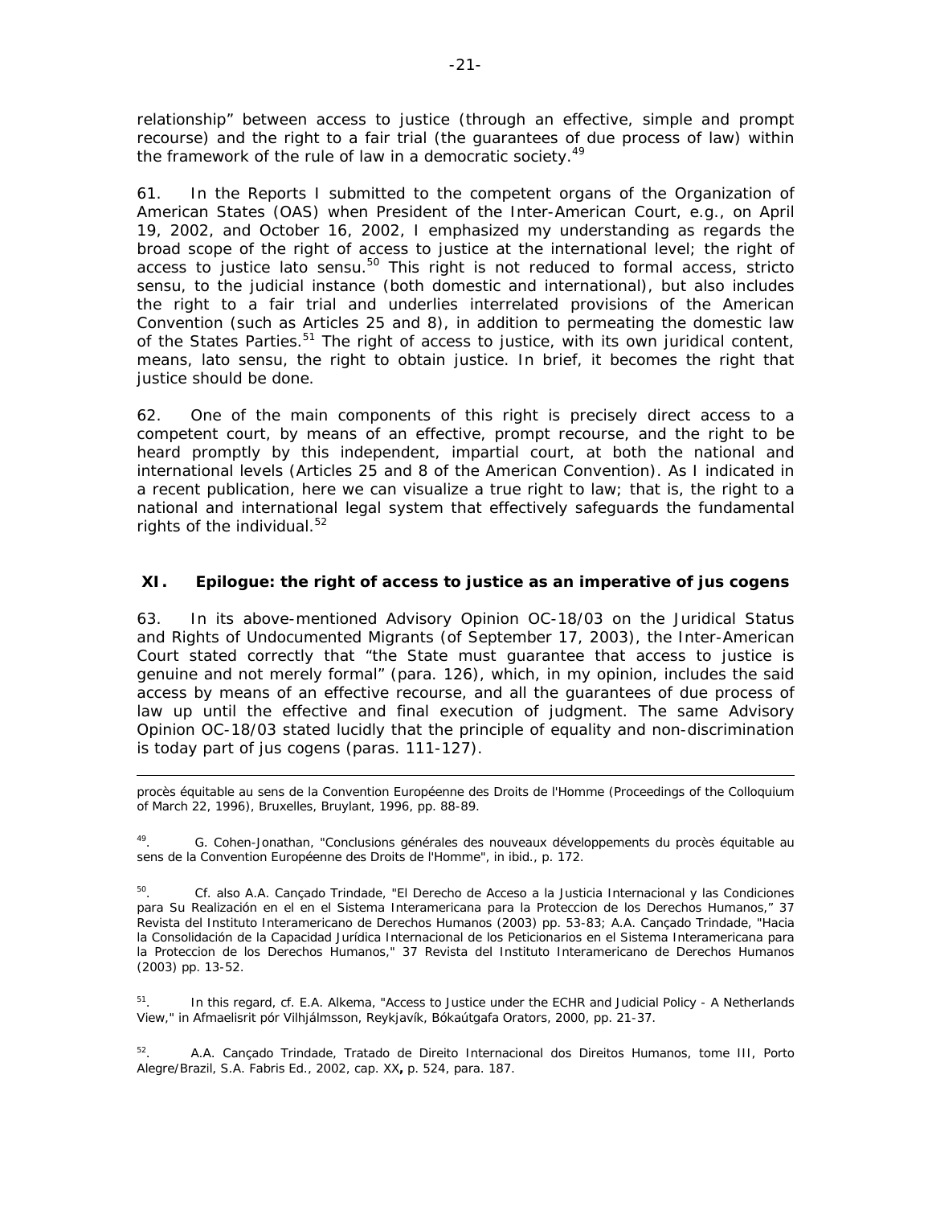relationship" between access to justice (through an effective, simple and prompt recourse) and the right to a fair trial (the guarantees of due process of law) within the framework of the rule of law in a democratic society.[49]

61. In the Reports I submitted to the competent organs of the Organization of American States (OAS) when President of the Inter-American Court, e.g., on April 19, 2002, and October 16, 2002, I emphasized my understanding as regards the broad scope of the right of access to justice at the international level; the right of access to justice *lato sensu*.[50] This right is not reduced to formal access, *stricto sensu*, to the judicial instance (both domestic and international), but also includes the right to a fair trial and underlies interrelated provisions of the American Convention (such as Articles 25 and 8), in addition to permeating the domestic law of the States Parties.[51] The right of access to justice, with its own juridical content, means, *lato sensu*, the right to obtain justice. In brief, it becomes the right that justice should be done.

62. One of the main components of this right is precisely direct access to a competent court, by means of an effective, prompt recourse, and the right to be heard promptly by this independent, impartial court, at both the national and international levels (Articles 25 and 8 of the American Convention). As I indicated in a recent publication, here we can visualize a true right to law; that is, the right to a national and international legal system that effectively safeguards the fundamental rights of the individual.[52]

## XI. Epilogue: the right of access to justice as an imperative of *jus cogens*

63. In its above-mentioned Advisory Opinion OC-18/03 on the Juridical Status and Rights of Undocumented Migrants (of September 17, 2003), the Inter-American Court stated correctly that "the State must guarantee that access to justice is genuine and not merely formal" (para. 126), which, in my opinion, includes the said access by means of an effective recourse, and all the guarantees of due process of law up until the effective and final execution of judgment. The same Advisory Opinion OC-18/03 stated lucidly that the principle of equality and non-discrimination is today part of *jus cogens* (paras. 111-127).

---

*procès équitable au sens de la Convention Européenne des Droits de l'Homme* (Proceedings of the Colloquium of March 22, 1996), Bruxelles, Bruylant, 1996, pp. 88-89.

[49]. G. Cohen-Jonathan, "Conclusions générales des nouveaux développements du procès équitable au sens de la Convention Européenne des Droits de l'Homme", *in ibid.*, p. 172.

[50]. Cf. also A.A. Cançado Trindade, "El Derecho de Acceso a la Justicia Internacional y las Condiciones para Su Realización en el en el Sistema Interamericana para la Proteccion de los Derechos Humanos," 37 *Revista del Instituto Interamericano de Derechos Humanos* (2003) pp. 53-83; A.A. Cançado Trindade, "Hacia la Consolidación de la Capacidad Jurídica Internacional de los Peticionarios en el Sistema Interamericana para la Proteccion de los Derechos Humanos," 37 *Revista del Instituto Interamericano de Derechos Humanos* (2003) pp. 13-52.

[51]. In this regard, cf. E.A. Alkema, "Access to Justice under the ECHR and Judicial Policy - A Netherlands View," *in Afmaelisrit pór Vilhjálmsson*, Reykjavík, Bókaútgafa Orators, 2000, pp. 21-37.

[52]. A.A. Cançado Trindade, *Tratado de Direito Internacional dos Direitos Humanos*, tome III, Porto Alegre/Brazil, S.A. Fabris Ed., 2002, cap. XX**,** p. 524, para. 187.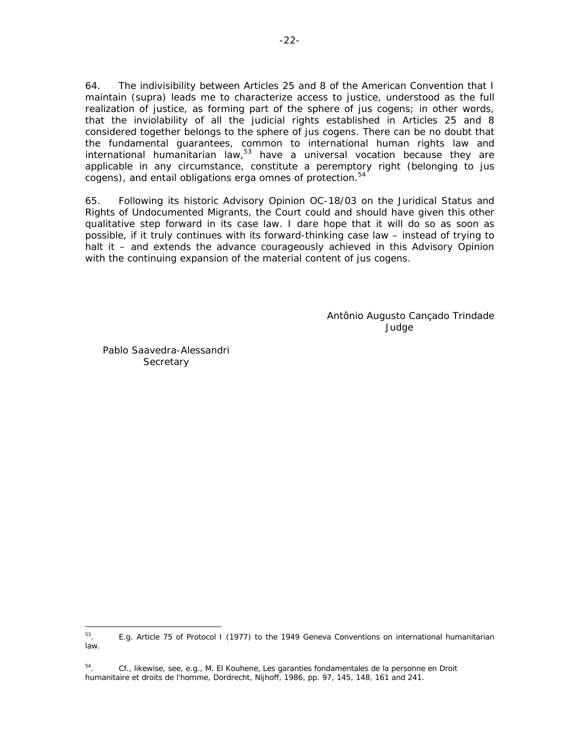64. The indivisibility between Articles 25 and 8 of the American Convention that I maintain (supra) leads me to characterize access to justice, understood as the full realization of justice, as forming part of the sphere of jus cogens; in other words, that the inviolability of all the judicial rights established in Articles 25 and 8 considered together belongs to the sphere of jus cogens. There can be no doubt that the fundamental guarantees, common to international human rights law and international humanitarian law,[53] have a universal vocation because they are applicable in any circumstance, constitute a peremptory right (belonging to jus cogens), and entail obligations erga omnes of protection.[54]

65. Following its historic Advisory Opinion OC-18/03 on the Juridical Status and Rights of Undocumented Migrants, the Court could and should have given this other qualitative step forward in its case law. I dare hope that it will do so as soon as possible, if it truly continues with its forward-thinking case law – instead of trying to halt it – and extends the advance courageously achieved in this Advisory Opinion with the continuing expansion of the material content of jus cogens.

Antônio Augusto Cançado Trindade
Judge

Pablo Saavedra-Alessandri
Secretary

---

[53]. E.g. Article 75 of Protocol I (1977) to the 1949 Geneva Conventions on international humanitarian law.

[54]. Cf., likewise, see, e.g., M. El Kouhene, Les garanties fondamentales de la personne en Droit humanitaire et droits de l'homme, Dordrecht, Nijhoff, 1986, pp. 97, 145, 148, 161 and 241.